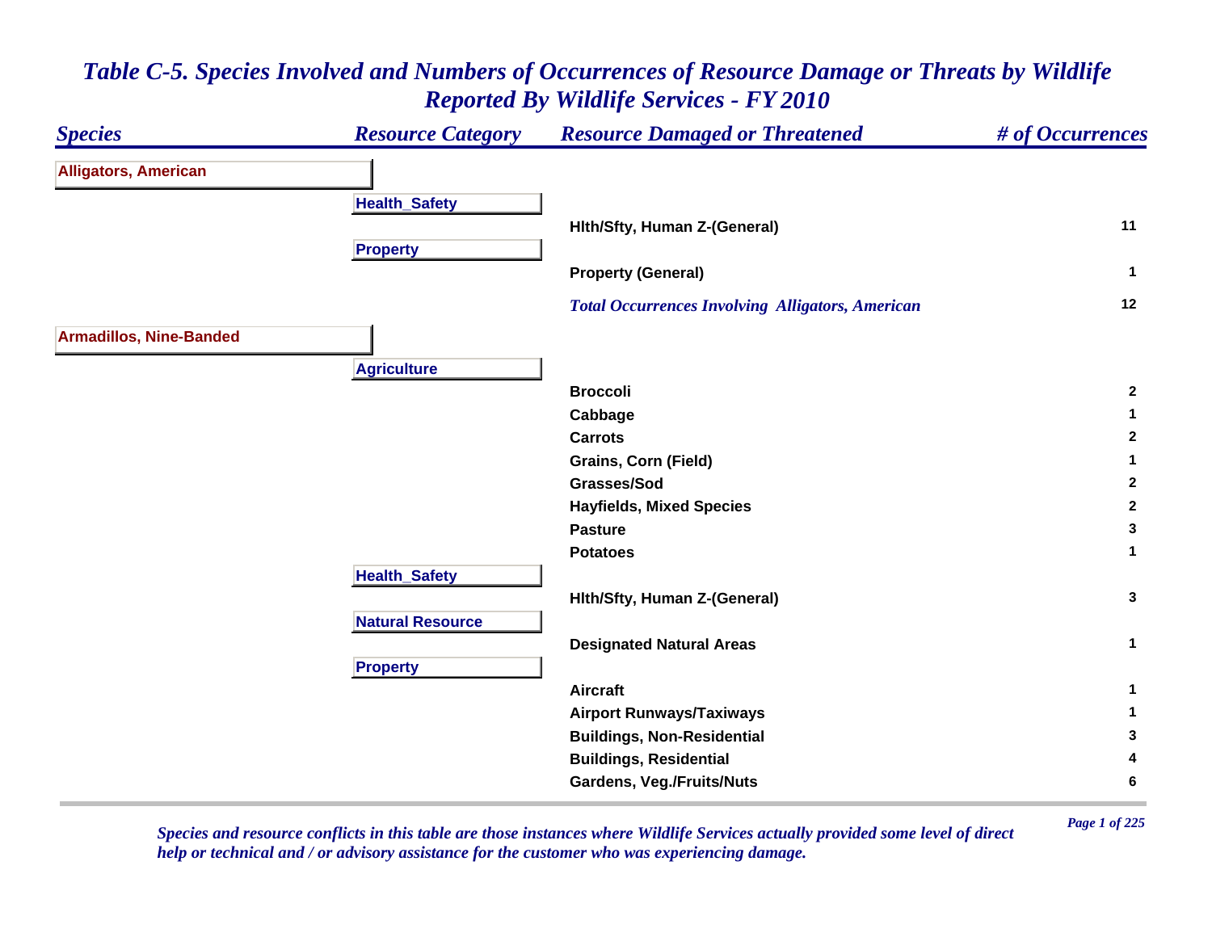# *Table C-5. Species Involved and Numbers of Occurrences of Resource Damage or Threats by Wildlife Reported By Wildlife Services - FY 2010*

| *Species* | *Resource Category* | *Resource Damaged or Threatened* | *# of Occurrences* |
|---|---|---|---|
| **Alligators, American** | | | |
| | **Health_Safety** | | |
| | | **Hlth/Sfty, Human Z-(General)** | **11** |
| | **Property** | | |
| | | **Property (General)** | **1** |
| | | ***Total Occurrences Involving Alligators, American*** | **12** |
| **Armadillos, Nine-Banded** | | | |
| | **Agriculture** | | |
| | | **Broccoli** | **2** |
| | | **Cabbage** | **1** |
| | | **Carrots** | **2** |
| | | **Grains, Corn (Field)** | **1** |
| | | **Grasses/Sod** | **2** |
| | | **Hayfields, Mixed Species** | **2** |
| | | **Pasture** | **3** |
| | | **Potatoes** | **1** |
| | **Health_Safety** | | |
| | | **Hlth/Sfty, Human Z-(General)** | **3** |
| | **Natural Resource** | | |
| | | **Designated Natural Areas** | **1** |
| | **Property** | | |
| | | **Aircraft** | **1** |
| | | **Airport Runways/Taxiways** | **1** |
| | | **Buildings, Non-Residential** | **3** |
| | | **Buildings, Residential** | **4** |
| | | **Gardens, Veg./Fruits/Nuts** | **6** |

*Species and resource conflicts in this table are those instances where Wildlife Services actually provided some level of direct help or technical and / or advisory assistance for the customer who was experiencing damage.*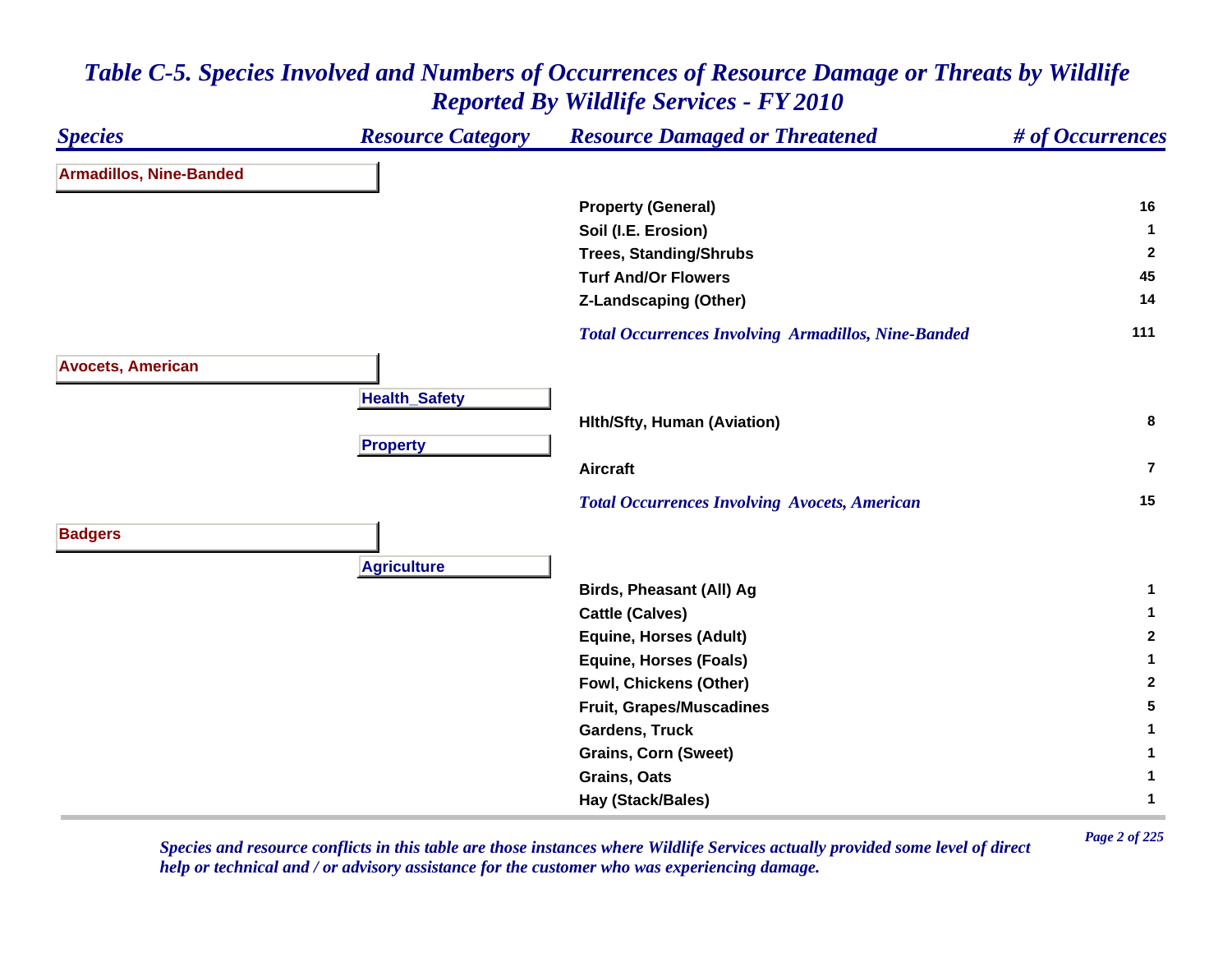## *Table C-5. Species Involved and Numbers of Occurrences of Resource Damage or Threats by Wildlife Reported By Wildlife Services - FY 2010*

| *Species* | *Resource Category* | *Resource Damaged or Threatened* | *# of Occurrences* |
|---|---|---|---|
| **Armadillos, Nine-Banded** | | | |
| | | **Property (General)** | **16** |
| | | **Soil (I.E. Erosion)** | **1** |
| | | **Trees, Standing/Shrubs** | **2** |
| | | **Turf And/Or Flowers** | **45** |
| | | **Z-Landscaping (Other)** | **14** |
| | | ***Total Occurrences Involving Armadillos, Nine-Banded*** | **111** |
| **Avocets, American** | | | |
| | **Health_Safety** | | |
| | | **Hlth/Sfty, Human (Aviation)** | **8** |
| | **Property** | | |
| | | **Aircraft** | **7** |
| | | ***Total Occurrences Involving Avocets, American*** | **15** |
| **Badgers** | | | |
| | **Agriculture** | | |
| | | **Birds, Pheasant (All) Ag** | **1** |
| | | **Cattle (Calves)** | **1** |
| | | **Equine, Horses (Adult)** | **2** |
| | | **Equine, Horses (Foals)** | **1** |
| | | **Fowl, Chickens (Other)** | **2** |
| | | **Fruit, Grapes/Muscadines** | **5** |
| | | **Gardens, Truck** | **1** |
| | | **Grains, Corn (Sweet)** | **1** |
| | | **Grains, Oats** | **1** |
| | | **Hay (Stack/Bales)** | **1** |

*Species and resource conflicts in this table are those instances where Wildlife Services actually provided some level of direct help or technical and / or advisory assistance for the customer who was experiencing damage.*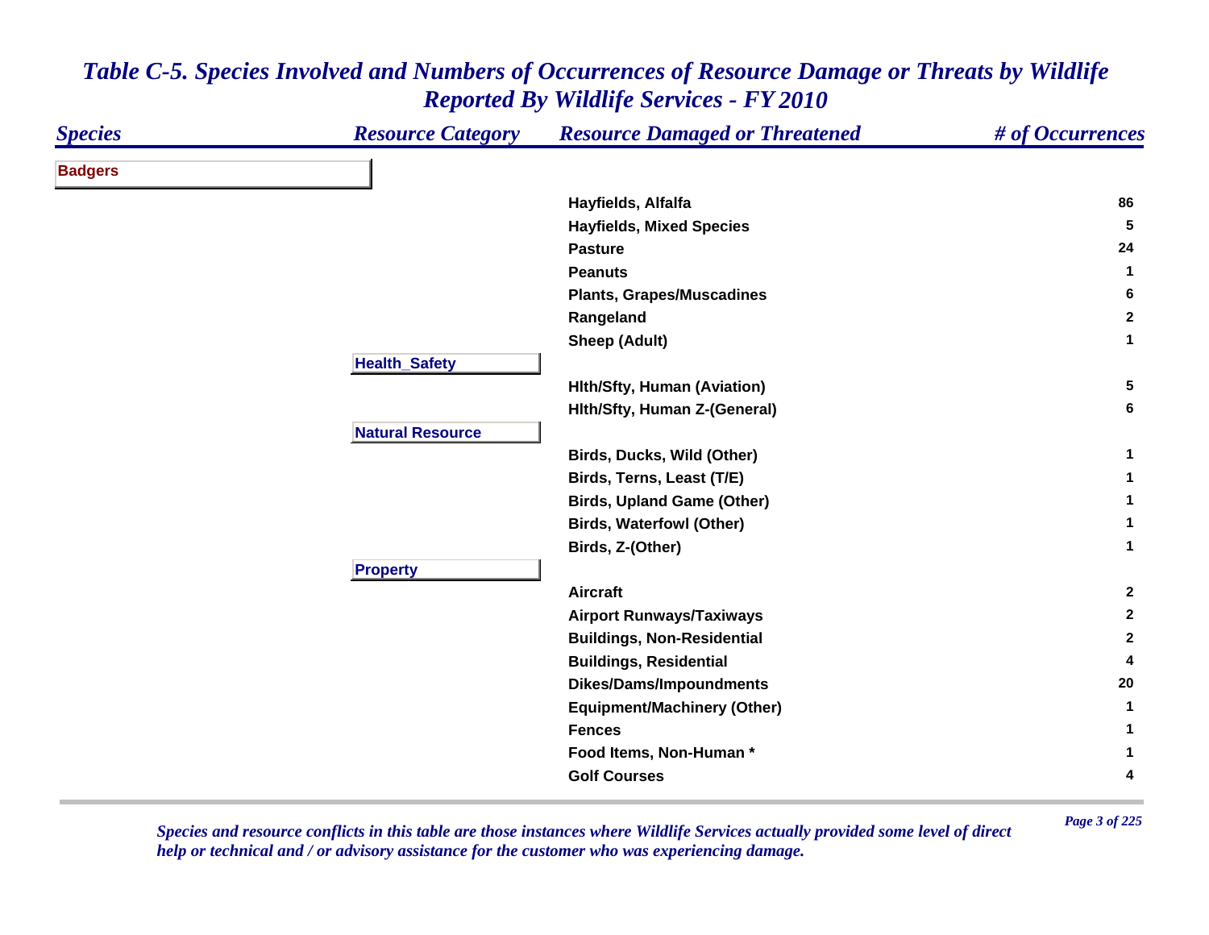# *Table C-5. Species Involved and Numbers of Occurrences of Resource Damage or Threats by Wildlife Reported By Wildlife Services - FY 2010*

| Species | Resource Category | Resource Damaged or Threatened | # of Occurrences |
|---|---|---|---|
| **Badgers** | | | |
| | | Hayfields, Alfalfa | 86 |
| | | Hayfields, Mixed Species | 5 |
| | | Pasture | 24 |
| | | Peanuts | 1 |
| | | Plants, Grapes/Muscadines | 6 |
| | | Rangeland | 2 |
| | | Sheep (Adult) | 1 |
| | **Health_Safety** | | |
| | | Hlth/Sfty, Human (Aviation) | 5 |
| | | Hlth/Sfty, Human Z-(General) | 6 |
| | **Natural Resource** | | |
| | | Birds, Ducks, Wild (Other) | 1 |
| | | Birds, Terns, Least (T/E) | 1 |
| | | Birds, Upland Game (Other) | 1 |
| | | Birds, Waterfowl (Other) | 1 |
| | | Birds, Z-(Other) | 1 |
| | **Property** | | |
| | | Aircraft | 2 |
| | | Airport Runways/Taxiways | 2 |
| | | Buildings, Non-Residential | 2 |
| | | Buildings, Residential | 4 |
| | | Dikes/Dams/Impoundments | 20 |
| | | Equipment/Machinery (Other) | 1 |
| | | Fences | 1 |
| | | Food Items, Non-Human * | 1 |
| | | Golf Courses | 4 |

*Species and resource conflicts in this table are those instances where Wildlife Services actually provided some level of direct help or technical and / or advisory assistance for the customer who was experiencing damage.*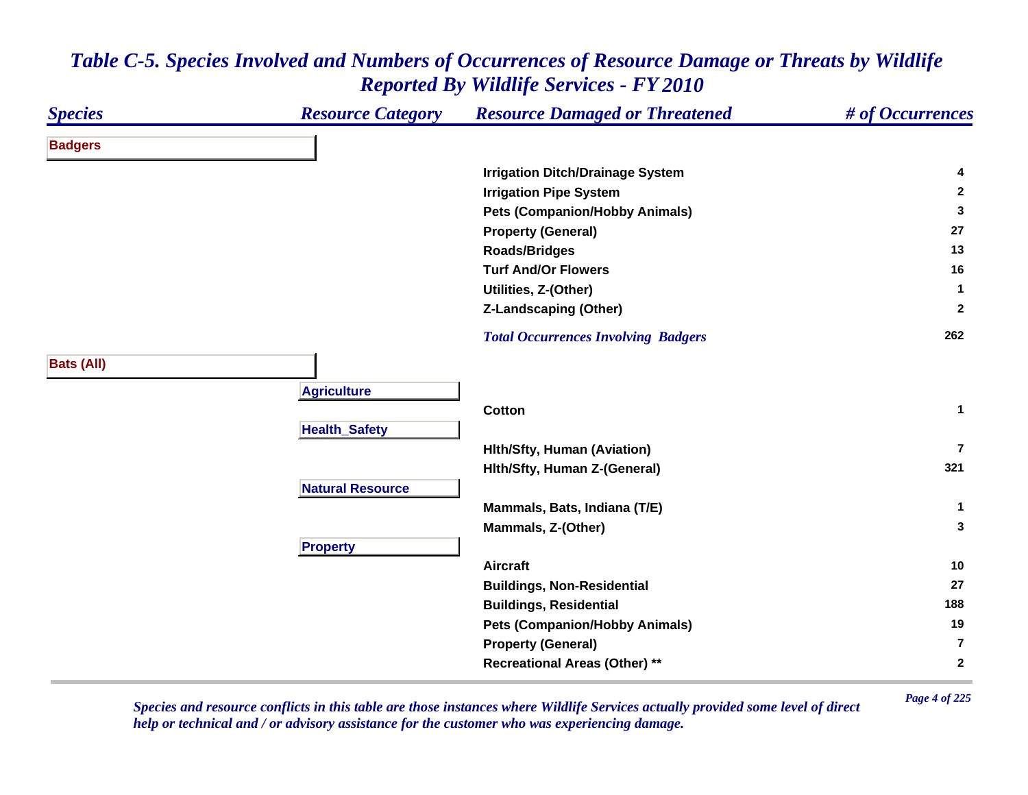# Table C-5. Species Involved and Numbers of Occurrences of Resource Damage or Threats by Wildlife Reported By Wildlife Services - FY 2010

| Species | Resource Category | Resource Damaged or Threatened | # of Occurrences |
|---|---|---|---|
| **Badgers** | | | |
| | | Irrigation Ditch/Drainage System | 4 |
| | | Irrigation Pipe System | 2 |
| | | Pets (Companion/Hobby Animals) | 3 |
| | | Property (General) | 27 |
| | | Roads/Bridges | 13 |
| | | Turf And/Or Flowers | 16 |
| | | Utilities, Z-(Other) | 1 |
| | | Z-Landscaping (Other) | 2 |
| | | *Total Occurrences Involving Badgers* | 262 |
| **Bats (All)** | | | |
| | **Agriculture** | | |
| | | Cotton | 1 |
| | **Health_Safety** | | |
| | | Hlth/Sfty, Human (Aviation) | 7 |
| | | Hlth/Sfty, Human Z-(General) | 321 |
| | **Natural Resource** | | |
| | | Mammals, Bats, Indiana (T/E) | 1 |
| | | Mammals, Z-(Other) | 3 |
| | **Property** | | |
| | | Aircraft | 10 |
| | | Buildings, Non-Residential | 27 |
| | | Buildings, Residential | 188 |
| | | Pets (Companion/Hobby Animals) | 19 |
| | | Property (General) | 7 |
| | | Recreational Areas (Other) ** | 2 |

*Species and resource conflicts in this table are those instances where Wildlife Services actually provided some level of direct help or technical and / or advisory assistance for the customer who was experiencing damage.*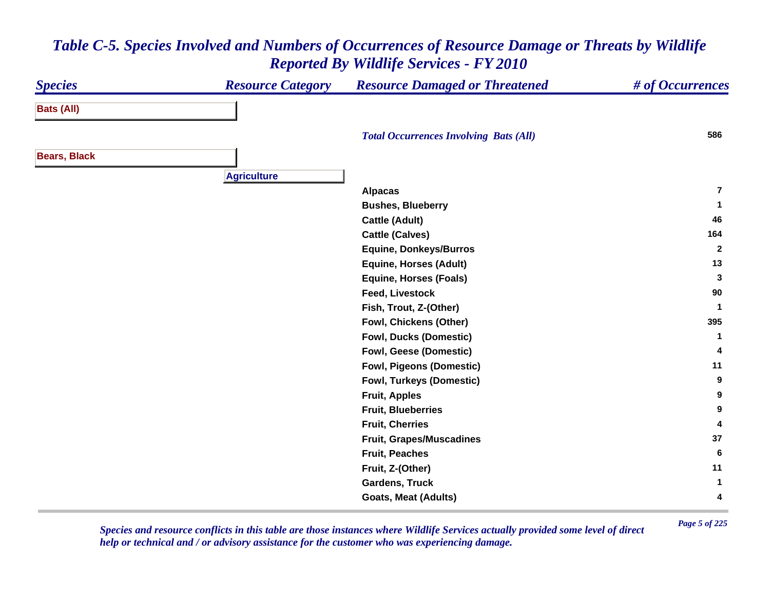# Table C-5. Species Involved and Numbers of Occurrences of Resource Damage or Threats by Wildlife Reported By Wildlife Services - FY 2010

| Species | Resource Category | Resource Damaged or Threatened | # of Occurrences |
|---|---|---|---|
| **Bats (All)** | | | |
| | | *Total Occurrences Involving Bats (All)* | 586 |
| **Bears, Black** | | | |
| | **Agriculture** | | |
| | | Alpacas | 7 |
| | | Bushes, Blueberry | 1 |
| | | Cattle (Adult) | 46 |
| | | Cattle (Calves) | 164 |
| | | Equine, Donkeys/Burros | 2 |
| | | Equine, Horses (Adult) | 13 |
| | | Equine, Horses (Foals) | 3 |
| | | Feed, Livestock | 90 |
| | | Fish, Trout, Z-(Other) | 1 |
| | | Fowl, Chickens (Other) | 395 |
| | | Fowl, Ducks (Domestic) | 1 |
| | | Fowl, Geese (Domestic) | 4 |
| | | Fowl, Pigeons (Domestic) | 11 |
| | | Fowl, Turkeys (Domestic) | 9 |
| | | Fruit, Apples | 9 |
| | | Fruit, Blueberries | 9 |
| | | Fruit, Cherries | 4 |
| | | Fruit, Grapes/Muscadines | 37 |
| | | Fruit, Peaches | 6 |
| | | Fruit, Z-(Other) | 11 |
| | | Gardens, Truck | 1 |
| | | Goats, Meat (Adults) | 4 |

*Species and resource conflicts in this table are those instances where Wildlife Services actually provided some level of direct help or technical and / or advisory assistance for the customer who was experiencing damage.*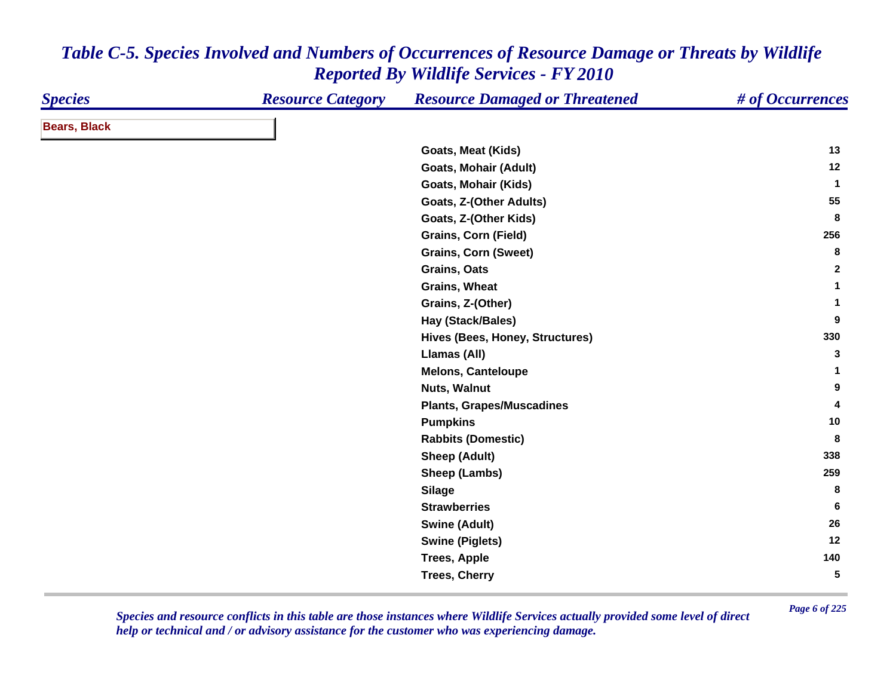# *Table C-5. Species Involved and Numbers of Occurrences of Resource Damage or Threats by Wildlife Reported By Wildlife Services - FY 2010*

| Species | Resource Category | Resource Damaged or Threatened | # of Occurrences |
|---|---|---|---|
| **Bears, Black** | | | |
| | | Goats, Meat (Kids) | 13 |
| | | Goats, Mohair (Adult) | 12 |
| | | Goats, Mohair (Kids) | 1 |
| | | Goats, Z-(Other Adults) | 55 |
| | | Goats, Z-(Other Kids) | 8 |
| | | Grains, Corn (Field) | 256 |
| | | Grains, Corn (Sweet) | 8 |
| | | Grains, Oats | 2 |
| | | Grains, Wheat | 1 |
| | | Grains, Z-(Other) | 1 |
| | | Hay (Stack/Bales) | 9 |
| | | Hives (Bees, Honey, Structures) | 330 |
| | | Llamas (All) | 3 |
| | | Melons, Canteloupe | 1 |
| | | Nuts, Walnut | 9 |
| | | Plants, Grapes/Muscadines | 4 |
| | | Pumpkins | 10 |
| | | Rabbits (Domestic) | 8 |
| | | Sheep (Adult) | 338 |
| | | Sheep (Lambs) | 259 |
| | | Silage | 8 |
| | | Strawberries | 6 |
| | | Swine (Adult) | 26 |
| | | Swine (Piglets) | 12 |
| | | Trees, Apple | 140 |
| | | Trees, Cherry | 5 |

*Species and resource conflicts in this table are those instances where Wildlife Services actually provided some level of direct help or technical and / or advisory assistance for the customer who was experiencing damage.*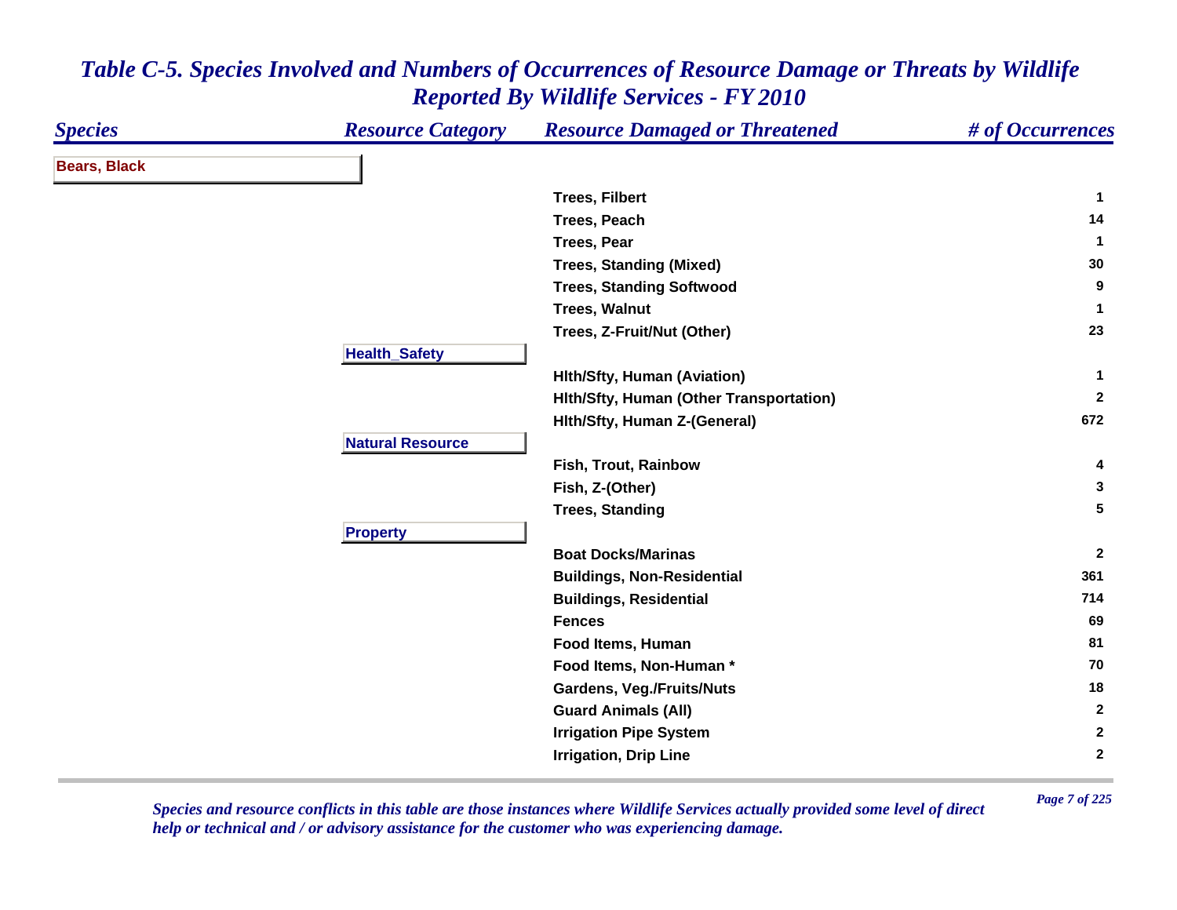# *Table C-5. Species Involved and Numbers of Occurrences of Resource Damage or Threats by Wildlife Reported By Wildlife Services - FY 2010*

| *Species* | *Resource Category* | *Resource Damaged or Threatened* | *# of Occurrences* |
|---|---|---|---|
| **Bears, Black** | | | |
| | | **Trees, Filbert** | **1** |
| | | **Trees, Peach** | **14** |
| | | **Trees, Pear** | **1** |
| | | **Trees, Standing (Mixed)** | **30** |
| | | **Trees, Standing Softwood** | **9** |
| | | **Trees, Walnut** | **1** |
| | | **Trees, Z-Fruit/Nut (Other)** | **23** |
| | **Health_Safety** | | |
| | | **Hlth/Sfty, Human (Aviation)** | **1** |
| | | **Hlth/Sfty, Human (Other Transportation)** | **2** |
| | | **Hlth/Sfty, Human Z-(General)** | **672** |
| | **Natural Resource** | | |
| | | **Fish, Trout, Rainbow** | **4** |
| | | **Fish, Z-(Other)** | **3** |
| | | **Trees, Standing** | **5** |
| | **Property** | | |
| | | **Boat Docks/Marinas** | **2** |
| | | **Buildings, Non-Residential** | **361** |
| | | **Buildings, Residential** | **714** |
| | | **Fences** | **69** |
| | | **Food Items, Human** | **81** |
| | | **Food Items, Non-Human *** | **70** |
| | | **Gardens, Veg./Fruits/Nuts** | **18** |
| | | **Guard Animals (All)** | **2** |
| | | **Irrigation Pipe System** | **2** |
| | | **Irrigation, Drip Line** | **2** |

*Species and resource conflicts in this table are those instances where Wildlife Services actually provided some level of direct help or technical and / or advisory assistance for the customer who was experiencing damage.*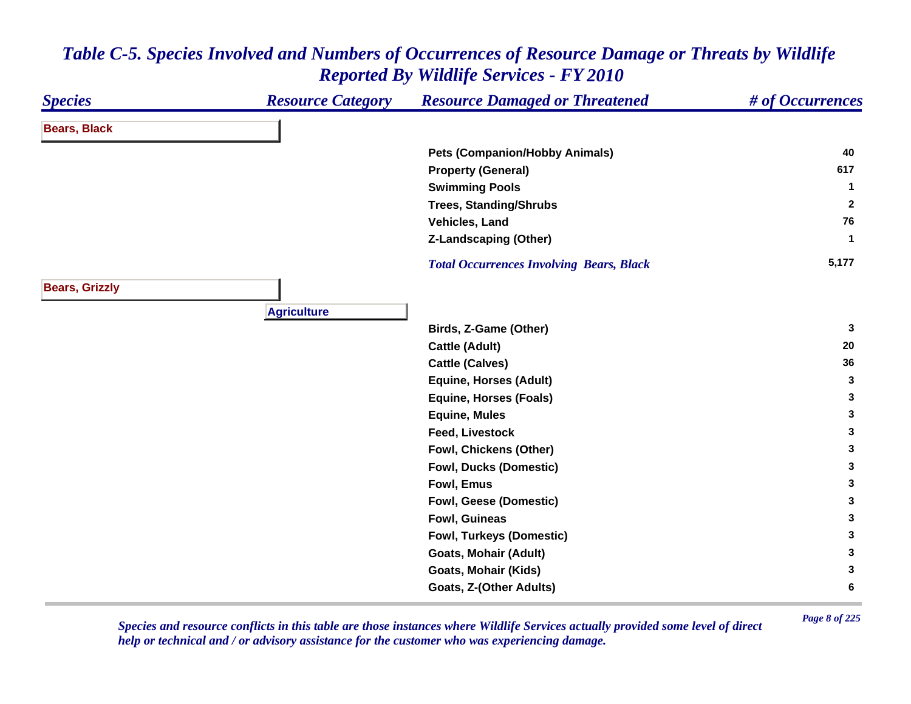## Table C-5. Species Involved and Numbers of Occurrences of Resource Damage or Threats by Wildlife Reported By Wildlife Services - FY 2010

| Species | Resource Category | Resource Damaged or Threatened | # of Occurrences |
|---|---|---|---|
| **Bears, Black** | | | |
| | | Pets (Companion/Hobby Animals) | 40 |
| | | Property (General) | 617 |
| | | Swimming Pools | 1 |
| | | Trees, Standing/Shrubs | 2 |
| | | Vehicles, Land | 76 |
| | | Z-Landscaping (Other) | 1 |
| | | *Total Occurrences Involving Bears, Black* | 5,177 |
| **Bears, Grizzly** | | | |
| | **Agriculture** | | |
| | | Birds, Z-Game (Other) | 3 |
| | | Cattle (Adult) | 20 |
| | | Cattle (Calves) | 36 |
| | | Equine, Horses (Adult) | 3 |
| | | Equine, Horses (Foals) | 3 |
| | | Equine, Mules | 3 |
| | | Feed, Livestock | 3 |
| | | Fowl, Chickens (Other) | 3 |
| | | Fowl, Ducks (Domestic) | 3 |
| | | Fowl, Emus | 3 |
| | | Fowl, Geese (Domestic) | 3 |
| | | Fowl, Guineas | 3 |
| | | Fowl, Turkeys (Domestic) | 3 |
| | | Goats, Mohair (Adult) | 3 |
| | | Goats, Mohair (Kids) | 3 |
| | | Goats, Z-(Other Adults) | 6 |

*Species and resource conflicts in this table are those instances where Wildlife Services actually provided some level of direct help or technical and / or advisory assistance for the customer who was experiencing damage.*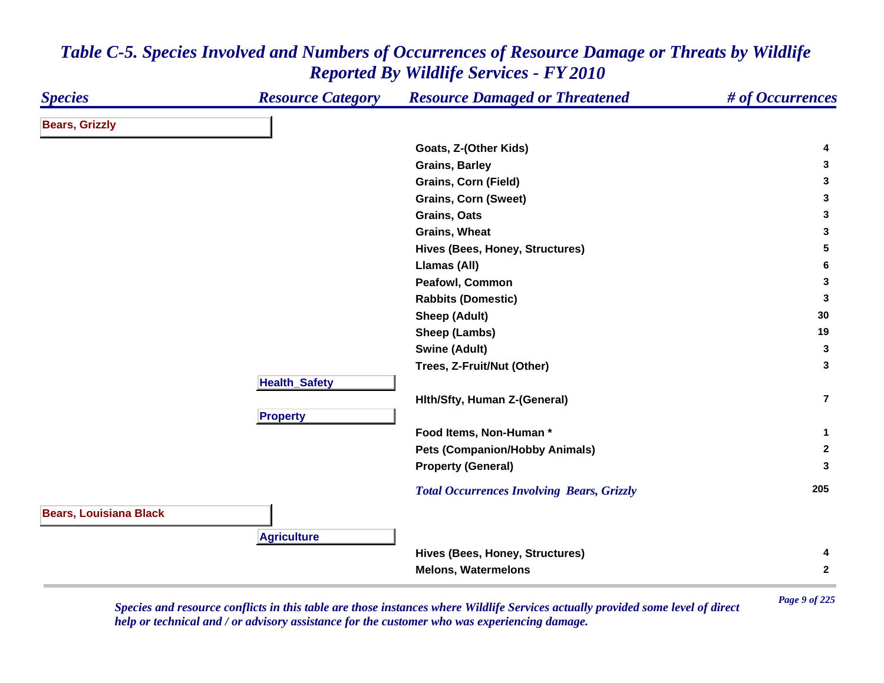# *Table C-5. Species Involved and Numbers of Occurrences of Resource Damage or Threats by Wildlife Reported By Wildlife Services - FY 2010*

| *Species* | *Resource Category* | *Resource Damaged or Threatened* | *# of Occurrences* |
|---|---|---|---|
| **Bears, Grizzly** | | | |
| | | **Goats, Z-(Other Kids)** | **4** |
| | | **Grains, Barley** | **3** |
| | | **Grains, Corn (Field)** | **3** |
| | | **Grains, Corn (Sweet)** | **3** |
| | | **Grains, Oats** | **3** |
| | | **Grains, Wheat** | **3** |
| | | **Hives (Bees, Honey, Structures)** | **5** |
| | | **Llamas (All)** | **6** |
| | | **Peafowl, Common** | **3** |
| | | **Rabbits (Domestic)** | **3** |
| | | **Sheep (Adult)** | **30** |
| | | **Sheep (Lambs)** | **19** |
| | | **Swine (Adult)** | **3** |
| | | **Trees, Z-Fruit/Nut (Other)** | **3** |
| | **Health_Safety** | | |
| | | **Hlth/Sfty, Human Z-(General)** | **7** |
| | **Property** | | |
| | | **Food Items, Non-Human *** | **1** |
| | | **Pets (Companion/Hobby Animals)** | **2** |
| | | **Property (General)** | **3** |
| | | ***Total Occurrences Involving Bears, Grizzly*** | **205** |
| **Bears, Louisiana Black** | | | |
| | **Agriculture** | | |
| | | **Hives (Bees, Honey, Structures)** | **4** |
| | | **Melons, Watermelons** | **2** |

*Species and resource conflicts in this table are those instances where Wildlife Services actually provided some level of direct help or technical and / or advisory assistance for the customer who was experiencing damage.*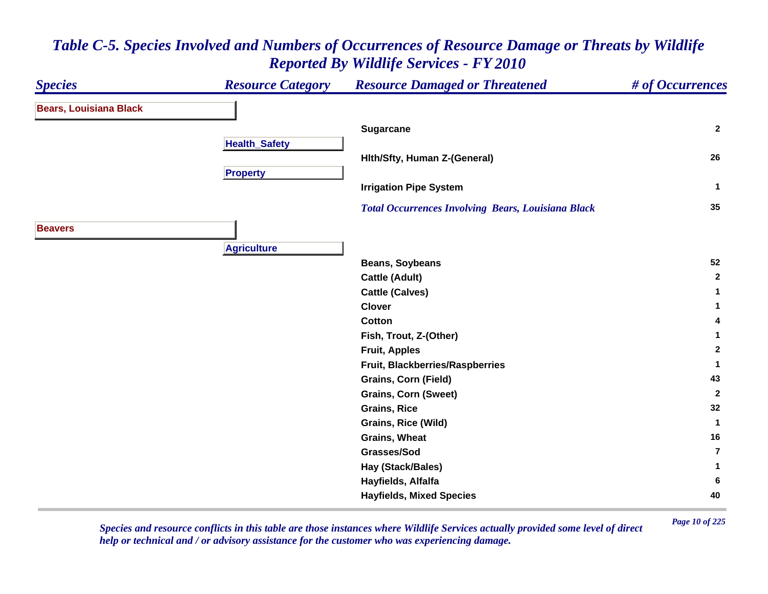# *Table C-5. Species Involved and Numbers of Occurrences of Resource Damage or Threats by Wildlife Reported By Wildlife Services - FY 2010*

| *Species* | *Resource Category* | *Resource Damaged or Threatened* | *# of Occurrences* |
|---|---|---|---|
| **Bears, Louisiana Black** | | | |
| | | **Sugarcane** | **2** |
| | **Health_Safety** | | |
| | | **Hlth/Sfty, Human Z-(General)** | **26** |
| | **Property** | | |
| | | **Irrigation Pipe System** | **1** |
| | | ***Total Occurrences Involving Bears, Louisiana Black*** | **35** |
| **Beavers** | | | |
| | **Agriculture** | | |
| | | **Beans, Soybeans** | **52** |
| | | **Cattle (Adult)** | **2** |
| | | **Cattle (Calves)** | **1** |
| | | **Clover** | **1** |
| | | **Cotton** | **4** |
| | | **Fish, Trout, Z-(Other)** | **1** |
| | | **Fruit, Apples** | **2** |
| | | **Fruit, Blackberries/Raspberries** | **1** |
| | | **Grains, Corn (Field)** | **43** |
| | | **Grains, Corn (Sweet)** | **2** |
| | | **Grains, Rice** | **32** |
| | | **Grains, Rice (Wild)** | **1** |
| | | **Grains, Wheat** | **16** |
| | | **Grasses/Sod** | **7** |
| | | **Hay (Stack/Bales)** | **1** |
| | | **Hayfields, Alfalfa** | **6** |
| | | **Hayfields, Mixed Species** | **40** |

*Species and resource conflicts in this table are those instances where Wildlife Services actually provided some level of direct help or technical and / or advisory assistance for the customer who was experiencing damage.*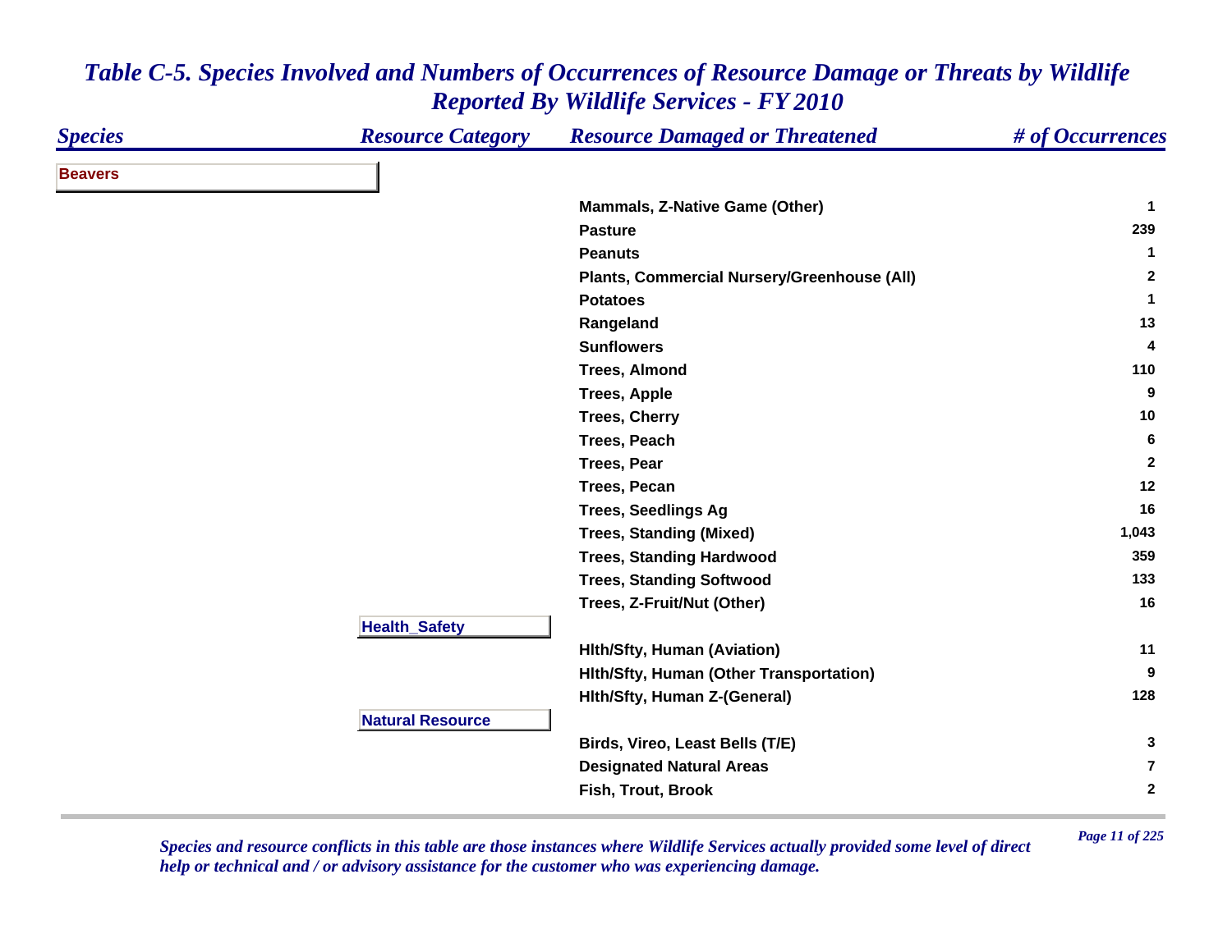# *Table C-5. Species Involved and Numbers of Occurrences of Resource Damage or Threats by Wildlife Reported By Wildlife Services - FY 2010*

| *Species* | *Resource Category* | *Resource Damaged or Threatened* | *# of Occurrences* |
|---|---|---|---|
| **Beavers** | | | |
| | | **Mammals, Z-Native Game (Other)** | **1** |
| | | **Pasture** | **239** |
| | | **Peanuts** | **1** |
| | | **Plants, Commercial Nursery/Greenhouse (All)** | **2** |
| | | **Potatoes** | **1** |
| | | **Rangeland** | **13** |
| | | **Sunflowers** | **4** |
| | | **Trees, Almond** | **110** |
| | | **Trees, Apple** | **9** |
| | | **Trees, Cherry** | **10** |
| | | **Trees, Peach** | **6** |
| | | **Trees, Pear** | **2** |
| | | **Trees, Pecan** | **12** |
| | | **Trees, Seedlings Ag** | **16** |
| | | **Trees, Standing (Mixed)** | **1,043** |
| | | **Trees, Standing Hardwood** | **359** |
| | | **Trees, Standing Softwood** | **133** |
| | | **Trees, Z-Fruit/Nut (Other)** | **16** |
| | **Health_Safety** | | |
| | | **Hlth/Sfty, Human (Aviation)** | **11** |
| | | **Hlth/Sfty, Human (Other Transportation)** | **9** |
| | | **Hlth/Sfty, Human Z-(General)** | **128** |
| | **Natural Resource** | | |
| | | **Birds, Vireo, Least Bells (T/E)** | **3** |
| | | **Designated Natural Areas** | **7** |
| | | **Fish, Trout, Brook** | **2** |

*Species and resource conflicts in this table are those instances where Wildlife Services actually provided some level of direct help or technical and / or advisory assistance for the customer who was experiencing damage.*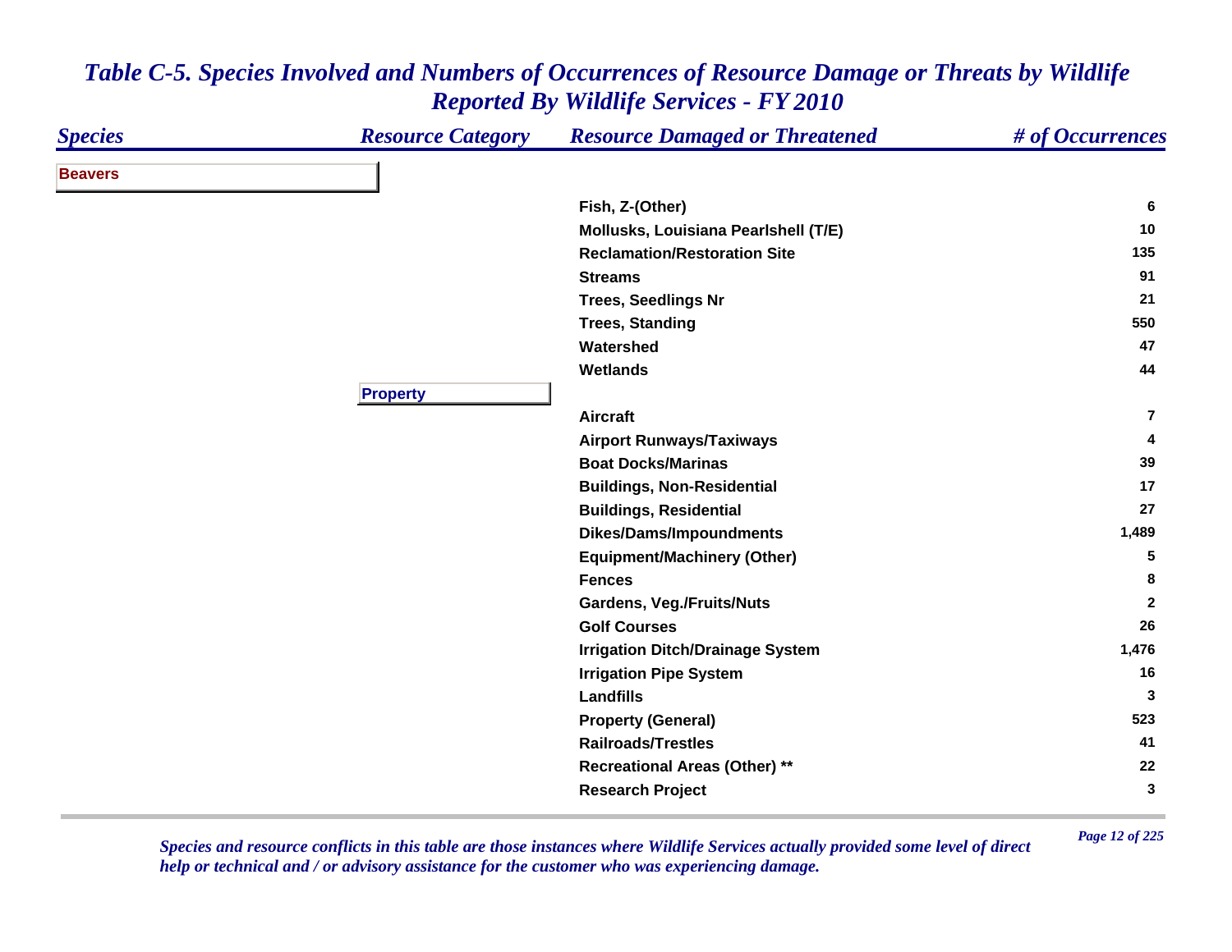# Table C-5. Species Involved and Numbers of Occurrences of Resource Damage or Threats by Wildlife Reported By Wildlife Services - FY 2010

| Species | Resource Category | Resource Damaged or Threatened | # of Occurrences |
|---|---|---|---|
| **Beavers** | | | |
| | | Fish, Z-(Other) | 6 |
| | | Mollusks, Louisiana Pearlshell (T/E) | 10 |
| | | Reclamation/Restoration Site | 135 |
| | | Streams | 91 |
| | | Trees, Seedlings Nr | 21 |
| | | Trees, Standing | 550 |
| | | Watershed | 47 |
| | | Wetlands | 44 |
| | **Property** | | |
| | | Aircraft | 7 |
| | | Airport Runways/Taxiways | 4 |
| | | Boat Docks/Marinas | 39 |
| | | Buildings, Non-Residential | 17 |
| | | Buildings, Residential | 27 |
| | | Dikes/Dams/Impoundments | 1,489 |
| | | Equipment/Machinery (Other) | 5 |
| | | Fences | 8 |
| | | Gardens, Veg./Fruits/Nuts | 2 |
| | | Golf Courses | 26 |
| | | Irrigation Ditch/Drainage System | 1,476 |
| | | Irrigation Pipe System | 16 |
| | | Landfills | 3 |
| | | Property (General) | 523 |
| | | Railroads/Trestles | 41 |
| | | Recreational Areas (Other) ** | 22 |
| | | Research Project | 3 |

*Species and resource conflicts in this table are those instances where Wildlife Services actually provided some level of direct help or technical and / or advisory assistance for the customer who was experiencing damage.*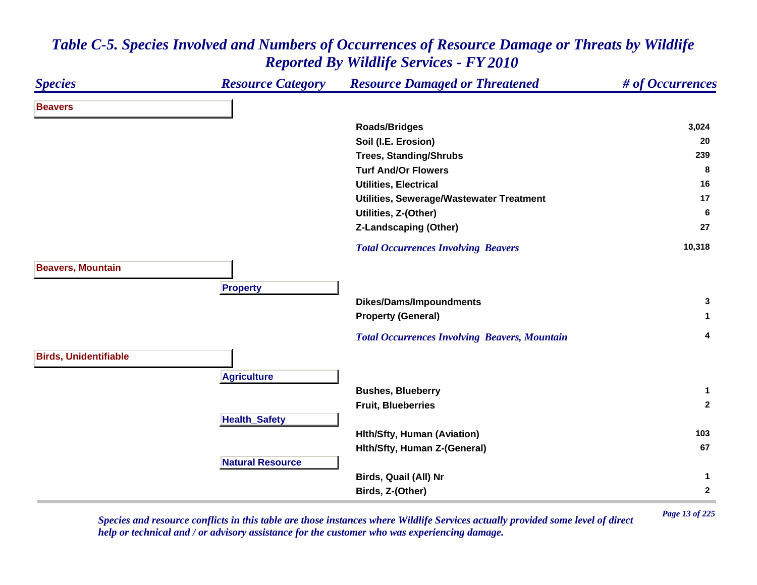# *Table C-5. Species Involved and Numbers of Occurrences of Resource Damage or Threats by Wildlife Reported By Wildlife Services - FY 2010*

| *Species* | *Resource Category* | *Resource Damaged or Threatened* | *# of Occurrences* |
|---|---|---|---|
| **Beavers** | | | |
| | | **Roads/Bridges** | **3,024** |
| | | **Soil (I.E. Erosion)** | **20** |
| | | **Trees, Standing/Shrubs** | **239** |
| | | **Turf And/Or Flowers** | **8** |
| | | **Utilities, Electrical** | **16** |
| | | **Utilities, Sewerage/Wastewater Treatment** | **17** |
| | | **Utilities, Z-(Other)** | **6** |
| | | **Z-Landscaping (Other)** | **27** |
| | | ***Total Occurrences Involving Beavers*** | **10,318** |
| **Beavers, Mountain** | | | |
| | **Property** | | |
| | | **Dikes/Dams/Impoundments** | **3** |
| | | **Property (General)** | **1** |
| | | ***Total Occurrences Involving Beavers, Mountain*** | **4** |
| **Birds, Unidentifiable** | | | |
| | **Agriculture** | | |
| | | **Bushes, Blueberry** | **1** |
| | | **Fruit, Blueberries** | **2** |
| | **Health_Safety** | | |
| | | **Hlth/Sfty, Human (Aviation)** | **103** |
| | | **Hlth/Sfty, Human Z-(General)** | **67** |
| | **Natural Resource** | | |
| | | **Birds, Quail (All) Nr** | **1** |
| | | **Birds, Z-(Other)** | **2** |

*Species and resource conflicts in this table are those instances where Wildlife Services actually provided some level of direct help or technical and / or advisory assistance for the customer who was experiencing damage.*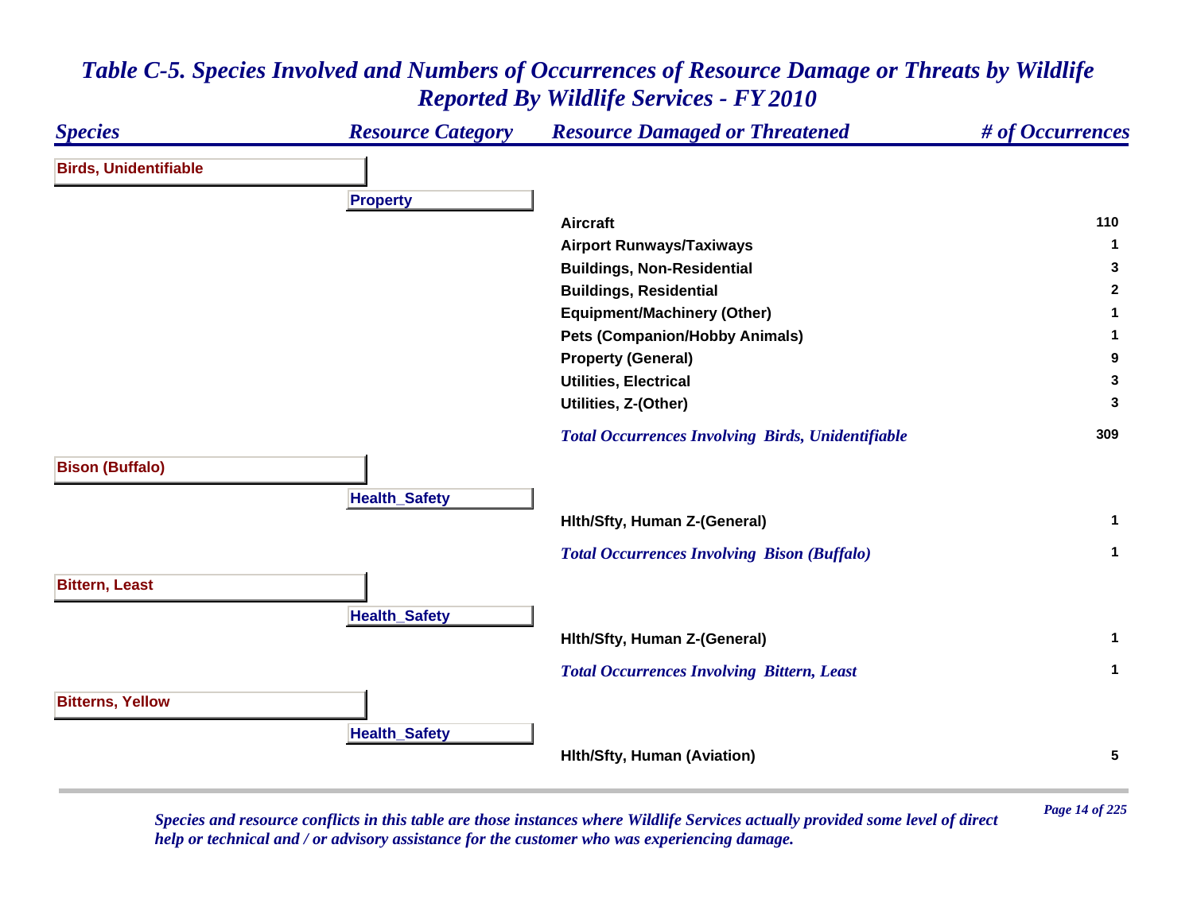## Table C-5. Species Involved and Numbers of Occurrences of Resource Damage or Threats by Wildlife Reported By Wildlife Services - FY 2010

| Species | Resource Category | Resource Damaged or Threatened | # of Occurrences |
|---|---|---|---|
| **Birds, Unidentifiable** | | | |
| | **Property** | | |
| | | Aircraft | 110 |
| | | Airport Runways/Taxiways | 1 |
| | | Buildings, Non-Residential | 3 |
| | | Buildings, Residential | 2 |
| | | Equipment/Machinery (Other) | 1 |
| | | Pets (Companion/Hobby Animals) | 1 |
| | | Property (General) | 9 |
| | | Utilities, Electrical | 3 |
| | | Utilities, Z-(Other) | 3 |
| | | *Total Occurrences Involving Birds, Unidentifiable* | 309 |
| **Bison (Buffalo)** | | | |
| | **Health_Safety** | | |
| | | Hlth/Sfty, Human Z-(General) | 1 |
| | | *Total Occurrences Involving Bison (Buffalo)* | 1 |
| **Bittern, Least** | | | |
| | **Health_Safety** | | |
| | | Hlth/Sfty, Human Z-(General) | 1 |
| | | *Total Occurrences Involving Bittern, Least* | 1 |
| **Bitterns, Yellow** | | | |
| | **Health_Safety** | | |
| | | Hlth/Sfty, Human (Aviation) | 5 |

*Species and resource conflicts in this table are those instances where Wildlife Services actually provided some level of direct help or technical and / or advisory assistance for the customer who was experiencing damage.*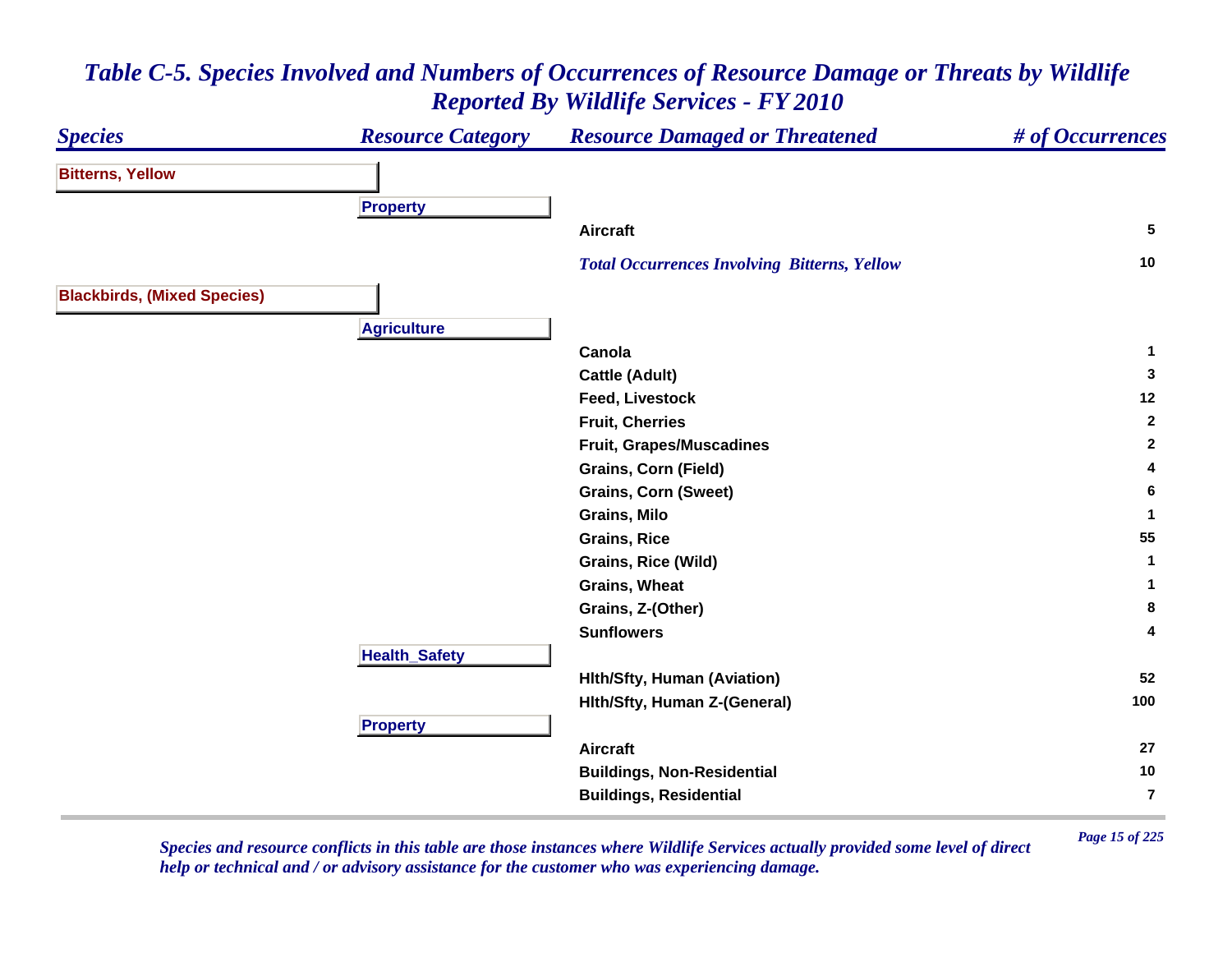## *Table C-5. Species Involved and Numbers of Occurrences of Resource Damage or Threats by Wildlife Reported By Wildlife Services - FY 2010*

| *Species* | *Resource Category* | *Resource Damaged or Threatened* | *# of Occurrences* |
|---|---|---|---|
| **Bitterns, Yellow** | | | |
| | **Property** | | |
| | | **Aircraft** | **5** |
| | | ***Total Occurrences Involving Bitterns, Yellow*** | **10** |
| **Blackbirds, (Mixed Species)** | | | |
| | **Agriculture** | | |
| | | **Canola** | **1** |
| | | **Cattle (Adult)** | **3** |
| | | **Feed, Livestock** | **12** |
| | | **Fruit, Cherries** | **2** |
| | | **Fruit, Grapes/Muscadines** | **2** |
| | | **Grains, Corn (Field)** | **4** |
| | | **Grains, Corn (Sweet)** | **6** |
| | | **Grains, Milo** | **1** |
| | | **Grains, Rice** | **55** |
| | | **Grains, Rice (Wild)** | **1** |
| | | **Grains, Wheat** | **1** |
| | | **Grains, Z-(Other)** | **8** |
| | | **Sunflowers** | **4** |
| | **Health_Safety** | | |
| | | **Hlth/Sfty, Human (Aviation)** | **52** |
| | | **Hlth/Sfty, Human Z-(General)** | **100** |
| | **Property** | | |
| | | **Aircraft** | **27** |
| | | **Buildings, Non-Residential** | **10** |
| | | **Buildings, Residential** | **7** |

*Species and resource conflicts in this table are those instances where Wildlife Services actually provided some level of direct help or technical and / or advisory assistance for the customer who was experiencing damage.*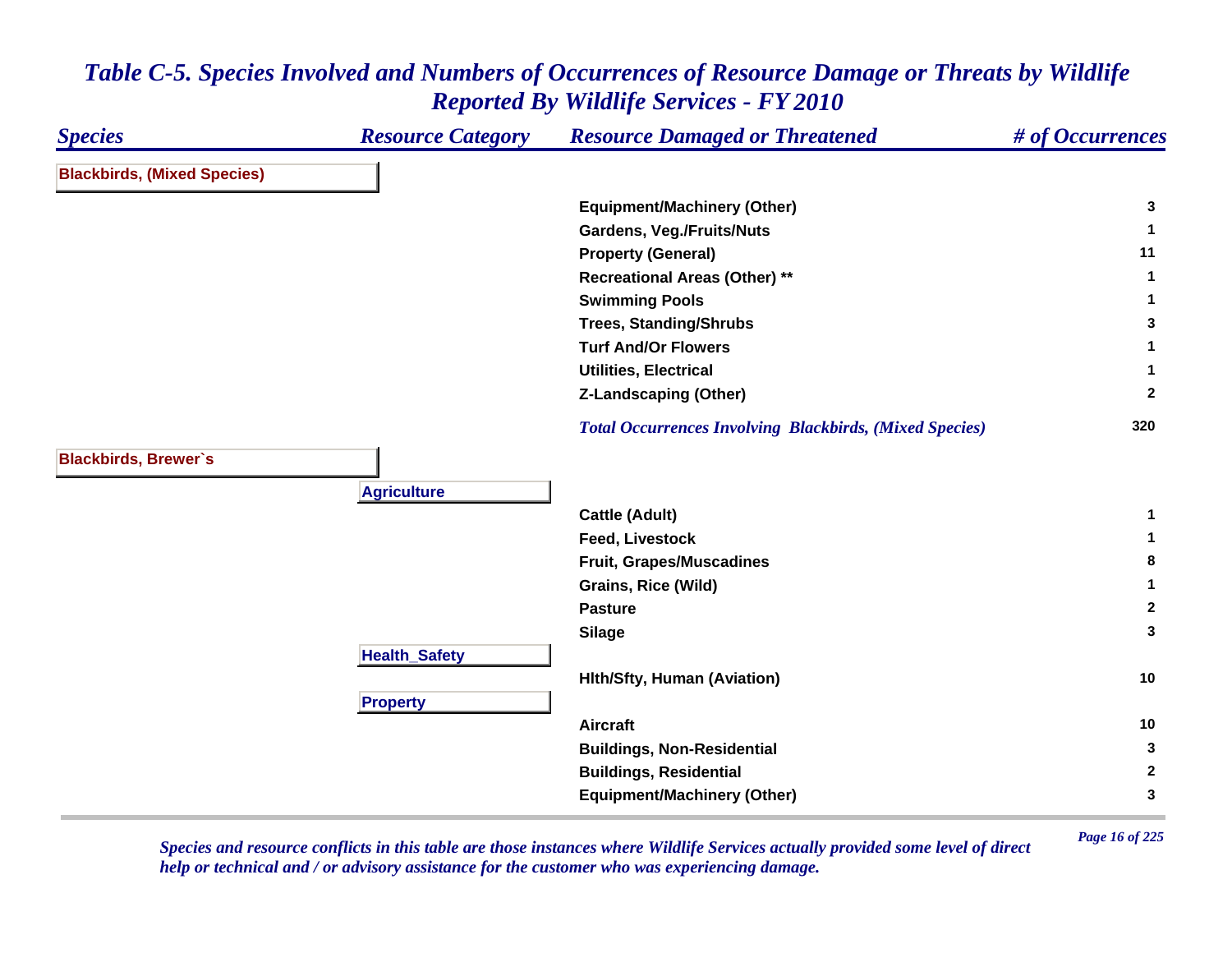# Table C-5. Species Involved and Numbers of Occurrences of Resource Damage or Threats by Wildlife Reported By Wildlife Services - FY 2010

| Species | Resource Category | Resource Damaged or Threatened | # of Occurrences |
|---|---|---|---|
| **Blackbirds, (Mixed Species)** | | | |
| | | Equipment/Machinery (Other) | 3 |
| | | Gardens, Veg./Fruits/Nuts | 1 |
| | | Property (General) | 11 |
| | | Recreational Areas (Other) ** | 1 |
| | | Swimming Pools | 1 |
| | | Trees, Standing/Shrubs | 3 |
| | | Turf And/Or Flowers | 1 |
| | | Utilities, Electrical | 1 |
| | | Z-Landscaping (Other) | 2 |
| | | *Total Occurrences Involving Blackbirds, (Mixed Species)* | 320 |
| **Blackbirds, Brewer`s** | | | |
| | **Agriculture** | | |
| | | Cattle (Adult) | 1 |
| | | Feed, Livestock | 1 |
| | | Fruit, Grapes/Muscadines | 8 |
| | | Grains, Rice (Wild) | 1 |
| | | Pasture | 2 |
| | | Silage | 3 |
| | **Health_Safety** | | |
| | | Hlth/Sfty, Human (Aviation) | 10 |
| | **Property** | | |
| | | Aircraft | 10 |
| | | Buildings, Non-Residential | 3 |
| | | Buildings, Residential | 2 |
| | | Equipment/Machinery (Other) | 3 |

*Species and resource conflicts in this table are those instances where Wildlife Services actually provided some level of direct help or technical and / or advisory assistance for the customer who was experiencing damage.*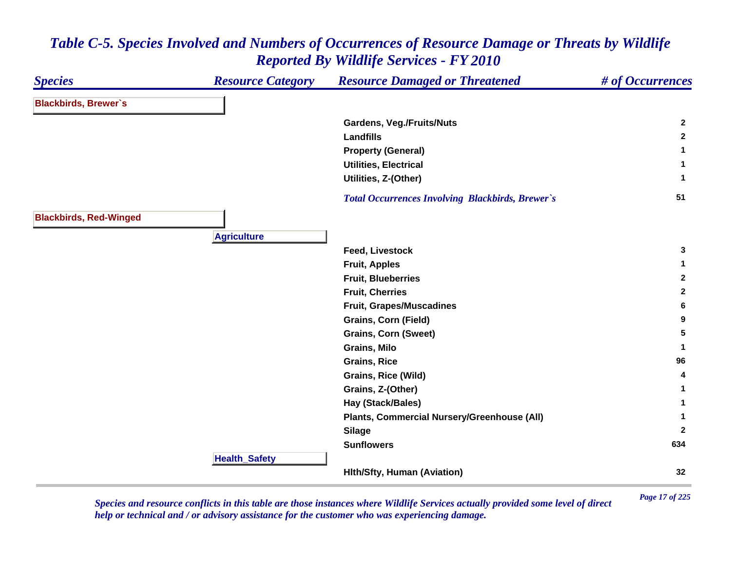# Table C-5. Species Involved and Numbers of Occurrences of Resource Damage or Threats by Wildlife Reported By Wildlife Services - FY 2010

| Species | Resource Category | Resource Damaged or Threatened | # of Occurrences |
|---|---|---|---|
| **Blackbirds, Brewer`s** | | | |
| | | Gardens, Veg./Fruits/Nuts | 2 |
| | | Landfills | 2 |
| | | Property (General) | 1 |
| | | Utilities, Electrical | 1 |
| | | Utilities, Z-(Other) | 1 |
| | | *Total Occurrences Involving Blackbirds, Brewer`s* | 51 |
| **Blackbirds, Red-Winged** | | | |
| | **Agriculture** | | |
| | | Feed, Livestock | 3 |
| | | Fruit, Apples | 1 |
| | | Fruit, Blueberries | 2 |
| | | Fruit, Cherries | 2 |
| | | Fruit, Grapes/Muscadines | 6 |
| | | Grains, Corn (Field) | 9 |
| | | Grains, Corn (Sweet) | 5 |
| | | Grains, Milo | 1 |
| | | Grains, Rice | 96 |
| | | Grains, Rice (Wild) | 4 |
| | | Grains, Z-(Other) | 1 |
| | | Hay (Stack/Bales) | 1 |
| | | Plants, Commercial Nursery/Greenhouse (All) | 1 |
| | | Silage | 2 |
| | | Sunflowers | 634 |
| | **Health_Safety** | | |
| | | Hlth/Sfty, Human (Aviation) | 32 |

*Species and resource conflicts in this table are those instances where Wildlife Services actually provided some level of direct help or technical and / or advisory assistance for the customer who was experiencing damage.*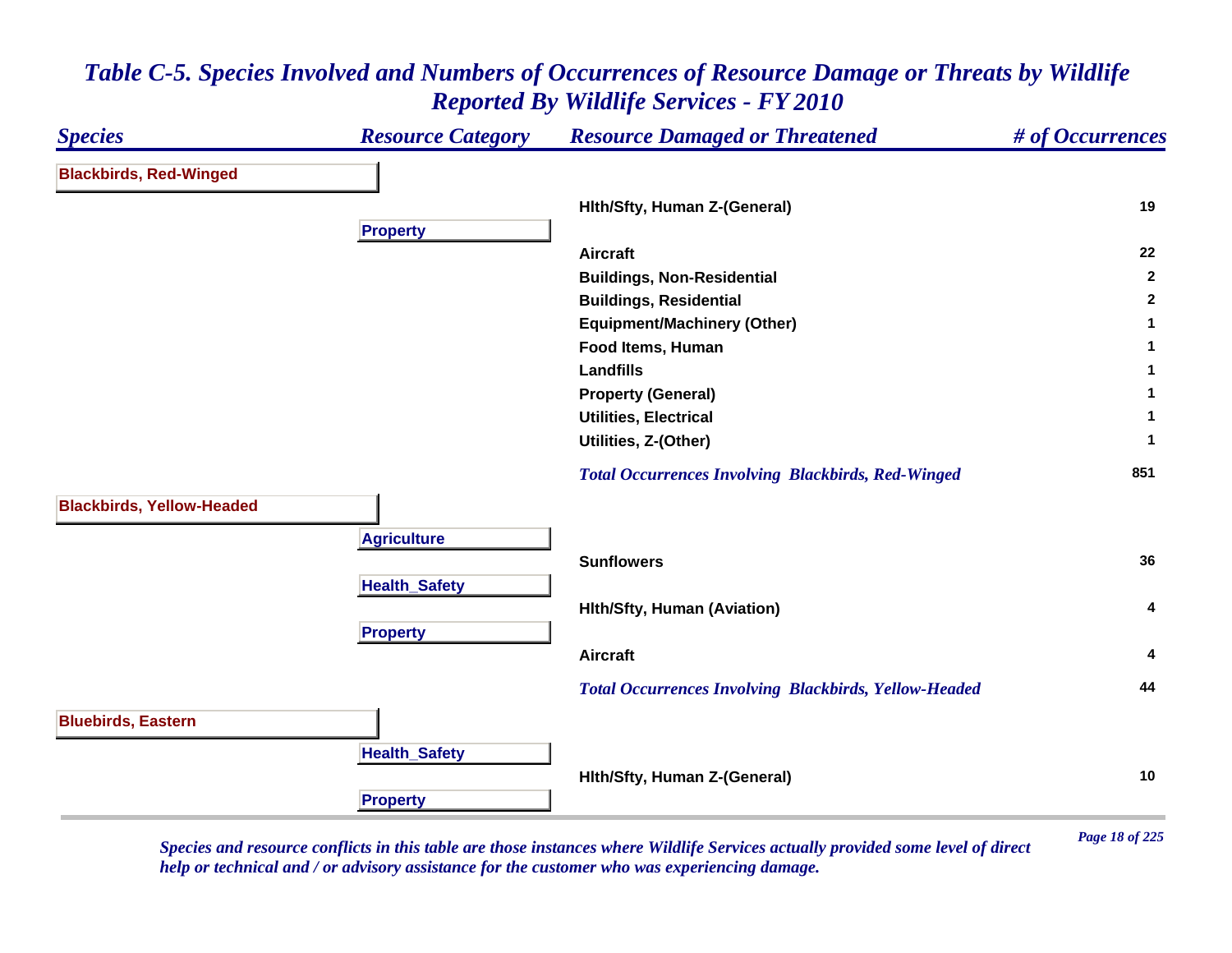# Table C-5. Species Involved and Numbers of Occurrences of Resource Damage or Threats by Wildlife Reported By Wildlife Services - FY 2010

| Species | Resource Category | Resource Damaged or Threatened | # of Occurrences |
|---|---|---|---|
| **Blackbirds, Red-Winged** | | | |
| | | Hlth/Sfty, Human Z-(General) | 19 |
| | **Property** | | |
| | | Aircraft | 22 |
| | | Buildings, Non-Residential | 2 |
| | | Buildings, Residential | 2 |
| | | Equipment/Machinery (Other) | 1 |
| | | Food Items, Human | 1 |
| | | Landfills | 1 |
| | | Property (General) | 1 |
| | | Utilities, Electrical | 1 |
| | | Utilities, Z-(Other) | 1 |
| | | *Total Occurrences Involving Blackbirds, Red-Winged* | 851 |
| **Blackbirds, Yellow-Headed** | | | |
| | **Agriculture** | | |
| | | Sunflowers | 36 |
| | **Health_Safety** | | |
| | | Hlth/Sfty, Human (Aviation) | 4 |
| | **Property** | | |
| | | Aircraft | 4 |
| | | *Total Occurrences Involving Blackbirds, Yellow-Headed* | 44 |
| **Bluebirds, Eastern** | | | |
| | **Health_Safety** | | |
| | | Hlth/Sfty, Human Z-(General) | 10 |
| | **Property** | | |

*Species and resource conflicts in this table are those instances where Wildlife Services actually provided some level of direct help or technical and / or advisory assistance for the customer who was experiencing damage.*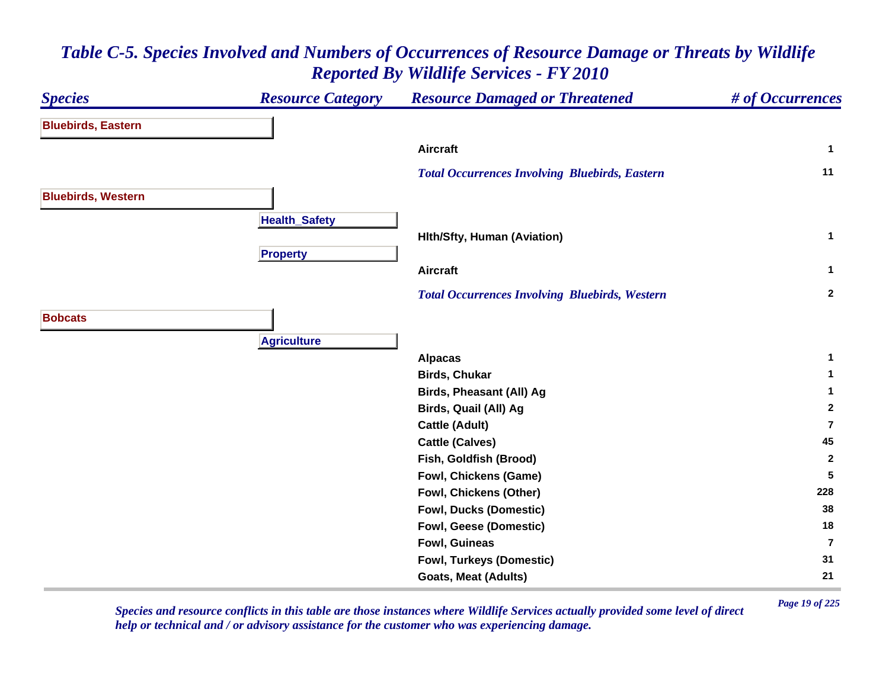# *Table C-5. Species Involved and Numbers of Occurrences of Resource Damage or Threats by Wildlife Reported By Wildlife Services - FY 2010*

| *Species* | *Resource Category* | *Resource Damaged or Threatened* | *# of Occurrences* |
|---|---|---|---|
| **Bluebirds, Eastern** | | | |
| | | **Aircraft** | **1** |
| | | ***Total Occurrences Involving Bluebirds, Eastern*** | **11** |
| **Bluebirds, Western** | | | |
| | **Health_Safety** | | |
| | | **Hlth/Sfty, Human (Aviation)** | **1** |
| | **Property** | | |
| | | **Aircraft** | **1** |
| | | ***Total Occurrences Involving Bluebirds, Western*** | **2** |
| **Bobcats** | | | |
| | **Agriculture** | | |
| | | **Alpacas** | **1** |
| | | **Birds, Chukar** | **1** |
| | | **Birds, Pheasant (All) Ag** | **1** |
| | | **Birds, Quail (All) Ag** | **2** |
| | | **Cattle (Adult)** | **7** |
| | | **Cattle (Calves)** | **45** |
| | | **Fish, Goldfish (Brood)** | **2** |
| | | **Fowl, Chickens (Game)** | **5** |
| | | **Fowl, Chickens (Other)** | **228** |
| | | **Fowl, Ducks (Domestic)** | **38** |
| | | **Fowl, Geese (Domestic)** | **18** |
| | | **Fowl, Guineas** | **7** |
| | | **Fowl, Turkeys (Domestic)** | **31** |
| | | **Goats, Meat (Adults)** | **21** |

*Species and resource conflicts in this table are those instances where Wildlife Services actually provided some level of direct help or technical and / or advisory assistance for the customer who was experiencing damage.*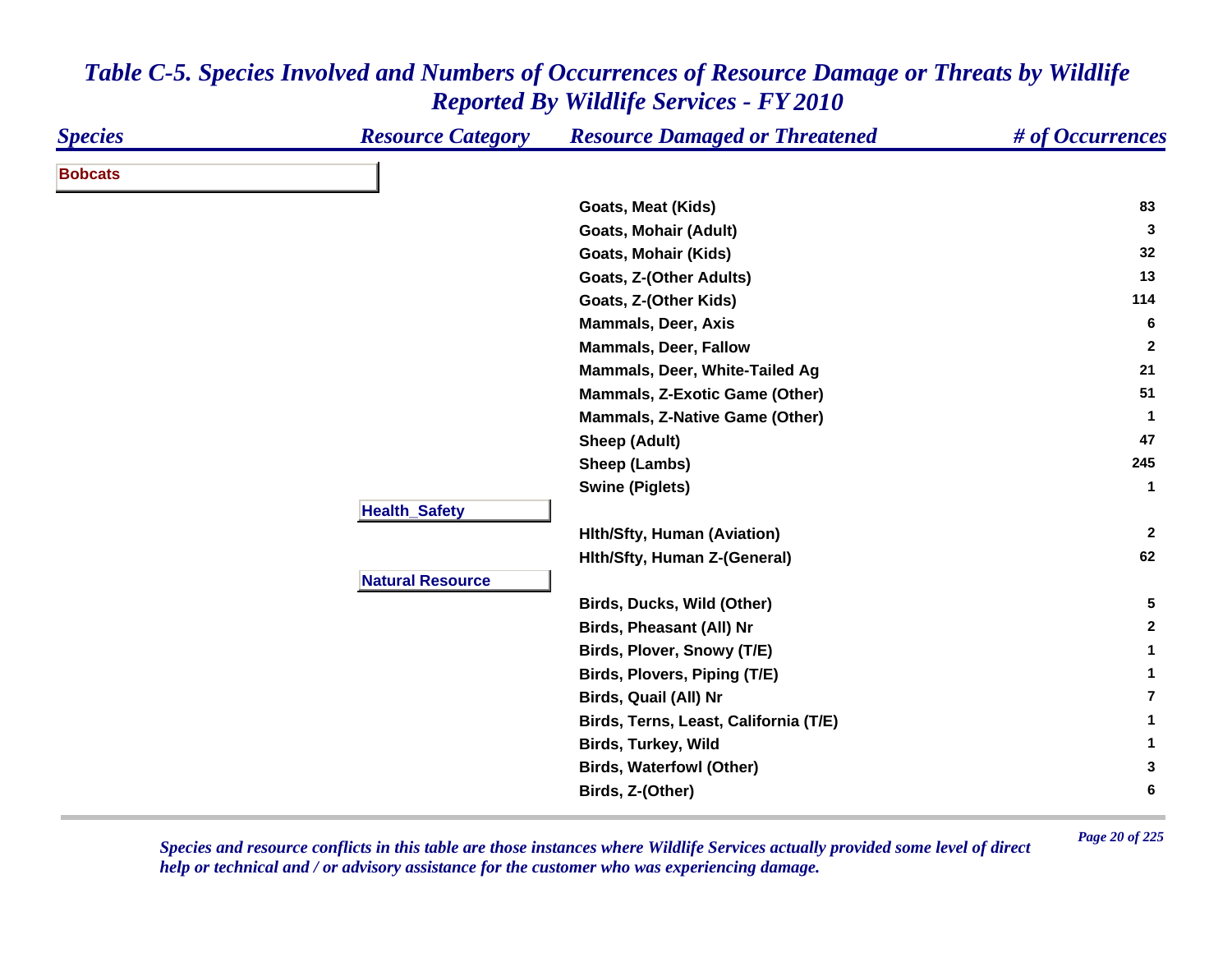# *Table C-5. Species Involved and Numbers of Occurrences of Resource Damage or Threats by Wildlife Reported By Wildlife Services - FY 2010*

| *Species* | *Resource Category* | *Resource Damaged or Threatened* | *# of Occurrences* |
|---|---|---|---|
| **Bobcats** | | | |
| | | Goats, Meat (Kids) | 83 |
| | | Goats, Mohair (Adult) | 3 |
| | | Goats, Mohair (Kids) | 32 |
| | | Goats, Z-(Other Adults) | 13 |
| | | Goats, Z-(Other Kids) | 114 |
| | | Mammals, Deer, Axis | 6 |
| | | Mammals, Deer, Fallow | 2 |
| | | Mammals, Deer, White-Tailed Ag | 21 |
| | | Mammals, Z-Exotic Game (Other) | 51 |
| | | Mammals, Z-Native Game (Other) | 1 |
| | | Sheep (Adult) | 47 |
| | | Sheep (Lambs) | 245 |
| | | Swine (Piglets) | 1 |
| | **Health_Safety** | | |
| | | Hlth/Sfty, Human (Aviation) | 2 |
| | | Hlth/Sfty, Human Z-(General) | 62 |
| | **Natural Resource** | | |
| | | Birds, Ducks, Wild (Other) | 5 |
| | | Birds, Pheasant (All) Nr | 2 |
| | | Birds, Plover, Snowy (T/E) | 1 |
| | | Birds, Plovers, Piping (T/E) | 1 |
| | | Birds, Quail (All) Nr | 7 |
| | | Birds, Terns, Least, California (T/E) | 1 |
| | | Birds, Turkey, Wild | 1 |
| | | Birds, Waterfowl (Other) | 3 |
| | | Birds, Z-(Other) | 6 |

*Species and resource conflicts in this table are those instances where Wildlife Services actually provided some level of direct help or technical and / or advisory assistance for the customer who was experiencing damage.*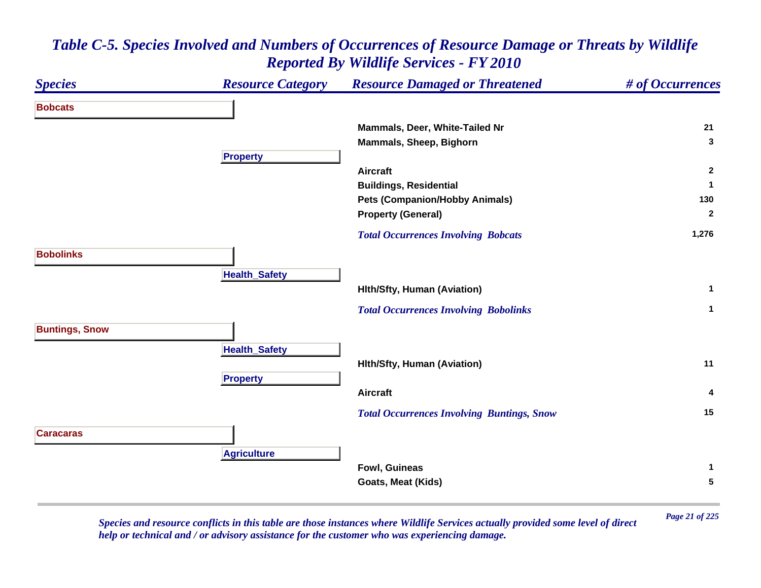# *Table C-5. Species Involved and Numbers of Occurrences of Resource Damage or Threats by Wildlife Reported By Wildlife Services - FY 2010*

| *Species* | *Resource Category* | *Resource Damaged or Threatened* | *# of Occurrences* |
|---|---|---|---|
| **Bobcats** | | | |
| | | **Mammals, Deer, White-Tailed Nr** | **21** |
| | | **Mammals, Sheep, Bighorn** | **3** |
| | **Property** | | |
| | | **Aircraft** | **2** |
| | | **Buildings, Residential** | **1** |
| | | **Pets (Companion/Hobby Animals)** | **130** |
| | | **Property (General)** | **2** |
| | | ***Total Occurrences Involving Bobcats*** | **1,276** |
| **Bobolinks** | | | |
| | **Health_Safety** | | |
| | | **Hlth/Sfty, Human (Aviation)** | **1** |
| | | ***Total Occurrences Involving Bobolinks*** | **1** |
| **Buntings, Snow** | | | |
| | **Health_Safety** | | |
| | | **Hlth/Sfty, Human (Aviation)** | **11** |
| | **Property** | | |
| | | **Aircraft** | **4** |
| | | ***Total Occurrences Involving Buntings, Snow*** | **15** |
| **Caracaras** | | | |
| | **Agriculture** | | |
| | | **Fowl, Guineas** | **1** |
| | | **Goats, Meat (Kids)** | **5** |

*Species and resource conflicts in this table are those instances where Wildlife Services actually provided some level of direct help or technical and / or advisory assistance for the customer who was experiencing damage.*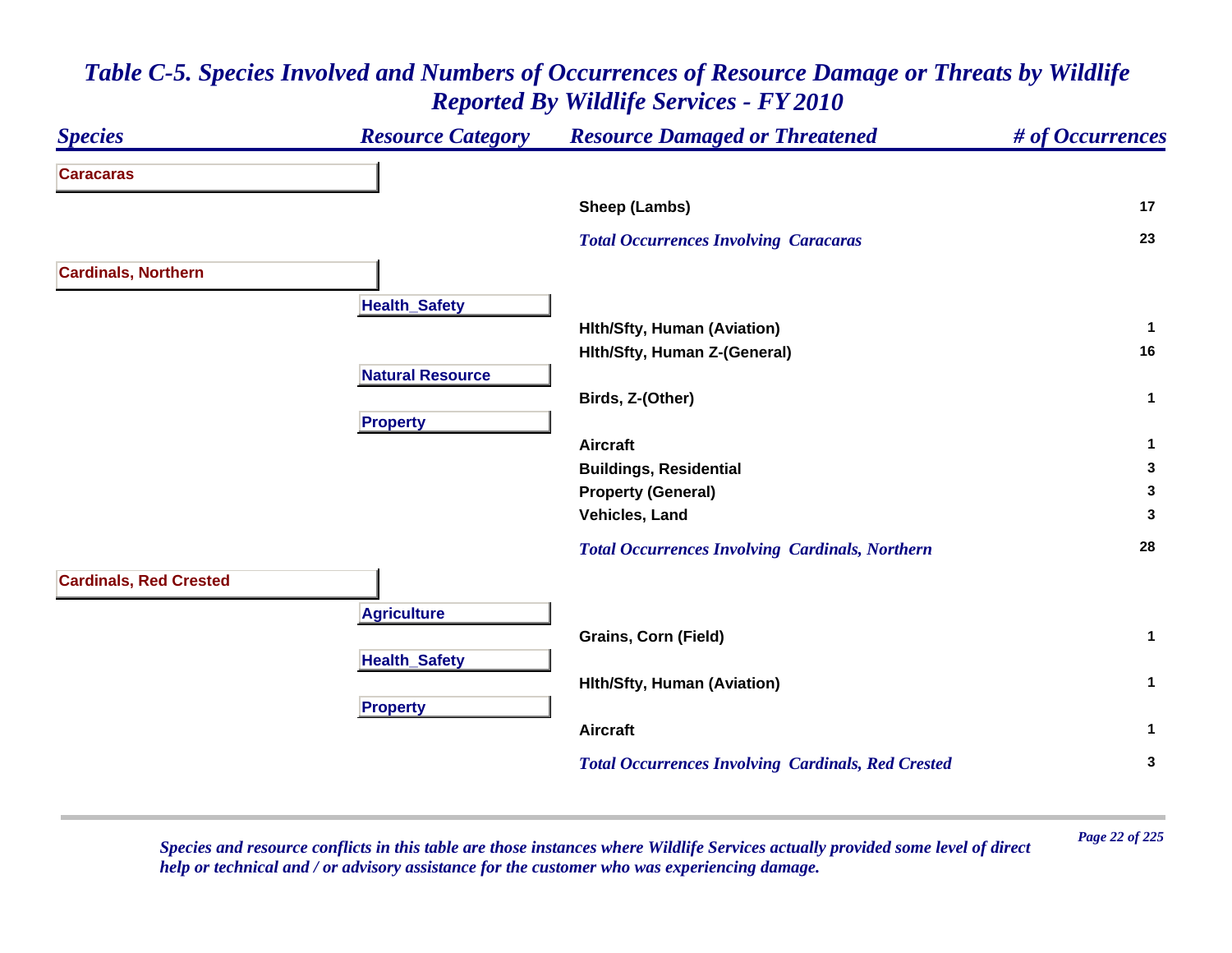# Table C-5. Species Involved and Numbers of Occurrences of Resource Damage or Threats by Wildlife Reported By Wildlife Services - FY 2010

| Species | Resource Category | Resource Damaged or Threatened | # of Occurrences |
|---|---|---|---|
| **Caracaras** | | | |
| | | Sheep (Lambs) | 17 |
| | | *Total Occurrences Involving Caracaras* | 23 |
| **Cardinals, Northern** | | | |
| | **Health_Safety** | | |
| | | Hlth/Sfty, Human (Aviation) | 1 |
| | | Hlth/Sfty, Human Z-(General) | 16 |
| | **Natural Resource** | | |
| | | Birds, Z-(Other) | 1 |
| | **Property** | | |
| | | Aircraft | 1 |
| | | Buildings, Residential | 3 |
| | | Property (General) | 3 |
| | | Vehicles, Land | 3 |
| | | *Total Occurrences Involving Cardinals, Northern* | 28 |
| **Cardinals, Red Crested** | | | |
| | **Agriculture** | | |
| | | Grains, Corn (Field) | 1 |
| | **Health_Safety** | | |
| | | Hlth/Sfty, Human (Aviation) | 1 |
| | **Property** | | |
| | | Aircraft | 1 |
| | | *Total Occurrences Involving Cardinals, Red Crested* | 3 |

*Species and resource conflicts in this table are those instances where Wildlife Services actually provided some level of direct help or technical and / or advisory assistance for the customer who was experiencing damage.*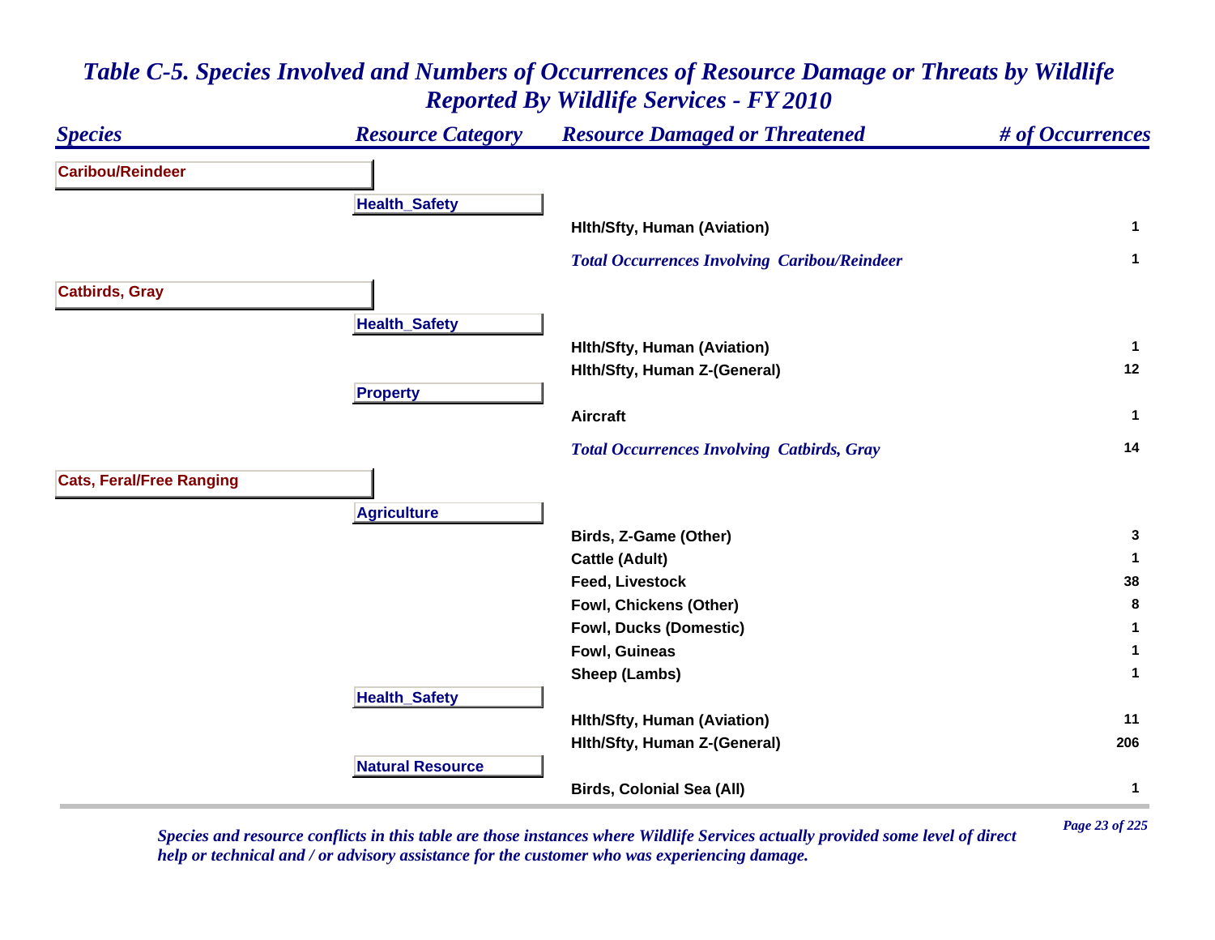# *Table C-5. Species Involved and Numbers of Occurrences of Resource Damage or Threats by Wildlife Reported By Wildlife Services - FY 2010*

| *Species* | *Resource Category* | *Resource Damaged or Threatened* | *# of Occurrences* |
|---|---|---|---|
| **Caribou/Reindeer** | | | |
| | **Health_Safety** | | |
| | | **Hlth/Sfty, Human (Aviation)** | **1** |
| | | ***Total Occurrences Involving Caribou/Reindeer*** | **1** |
| **Catbirds, Gray** | | | |
| | **Health_Safety** | | |
| | | **Hlth/Sfty, Human (Aviation)** | **1** |
| | | **Hlth/Sfty, Human Z-(General)** | **12** |
| | **Property** | | |
| | | **Aircraft** | **1** |
| | | ***Total Occurrences Involving Catbirds, Gray*** | **14** |
| **Cats, Feral/Free Ranging** | | | |
| | **Agriculture** | | |
| | | **Birds, Z-Game (Other)** | **3** |
| | | **Cattle (Adult)** | **1** |
| | | **Feed, Livestock** | **38** |
| | | **Fowl, Chickens (Other)** | **8** |
| | | **Fowl, Ducks (Domestic)** | **1** |
| | | **Fowl, Guineas** | **1** |
| | | **Sheep (Lambs)** | **1** |
| | **Health_Safety** | | |
| | | **Hlth/Sfty, Human (Aviation)** | **11** |
| | | **Hlth/Sfty, Human Z-(General)** | **206** |
| | **Natural Resource** | | |
| | | **Birds, Colonial Sea (All)** | **1** |

*Species and resource conflicts in this table are those instances where Wildlife Services actually provided some level of direct help or technical and / or advisory assistance for the customer who was experiencing damage.*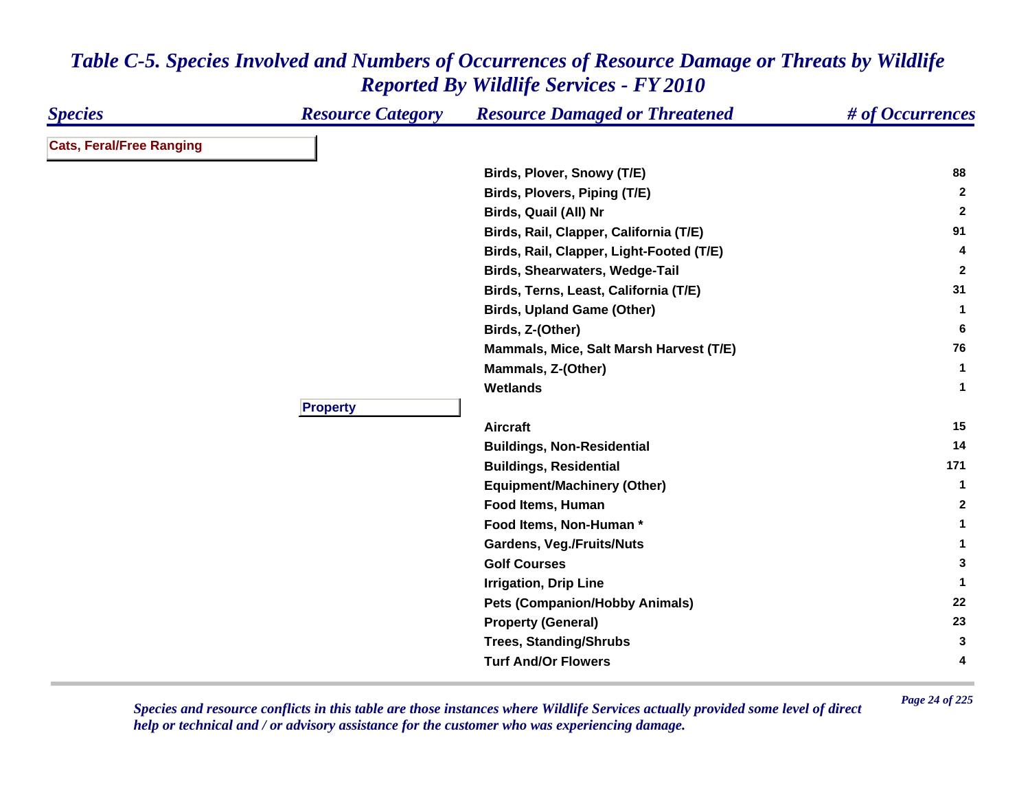# *Table C-5. Species Involved and Numbers of Occurrences of Resource Damage or Threats by Wildlife Reported By Wildlife Services - FY 2010*

| *Species* | *Resource Category* | *Resource Damaged or Threatened* | *# of Occurrences* |
|---|---|---|---|
| **Cats, Feral/Free Ranging** | | | |
| | | **Birds, Plover, Snowy (T/E)** | **88** |
| | | **Birds, Plovers, Piping (T/E)** | **2** |
| | | **Birds, Quail (All) Nr** | **2** |
| | | **Birds, Rail, Clapper, California (T/E)** | **91** |
| | | **Birds, Rail, Clapper, Light-Footed (T/E)** | **4** |
| | | **Birds, Shearwaters, Wedge-Tail** | **2** |
| | | **Birds, Terns, Least, California (T/E)** | **31** |
| | | **Birds, Upland Game (Other)** | **1** |
| | | **Birds, Z-(Other)** | **6** |
| | | **Mammals, Mice, Salt Marsh Harvest (T/E)** | **76** |
| | | **Mammals, Z-(Other)** | **1** |
| | | **Wetlands** | **1** |
| | **Property** | | |
| | | **Aircraft** | **15** |
| | | **Buildings, Non-Residential** | **14** |
| | | **Buildings, Residential** | **171** |
| | | **Equipment/Machinery (Other)** | **1** |
| | | **Food Items, Human** | **2** |
| | | **Food Items, Non-Human *** | **1** |
| | | **Gardens, Veg./Fruits/Nuts** | **1** |
| | | **Golf Courses** | **3** |
| | | **Irrigation, Drip Line** | **1** |
| | | **Pets (Companion/Hobby Animals)** | **22** |
| | | **Property (General)** | **23** |
| | | **Trees, Standing/Shrubs** | **3** |
| | | **Turf And/Or Flowers** | **4** |

*Species and resource conflicts in this table are those instances where Wildlife Services actually provided some level of direct help or technical and / or advisory assistance for the customer who was experiencing damage.*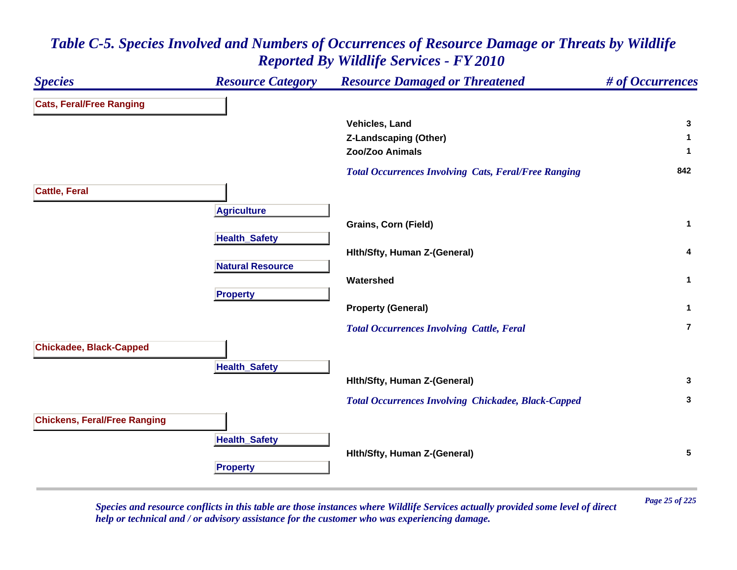# Table C-5. Species Involved and Numbers of Occurrences of Resource Damage or Threats by Wildlife Reported By Wildlife Services - FY 2010

| Species | Resource Category | Resource Damaged or Threatened | # of Occurrences |
|---|---|---|---|
| **Cats, Feral/Free Ranging** | | | |
| | | Vehicles, Land | 3 |
| | | Z-Landscaping (Other) | 1 |
| | | Zoo/Zoo Animals | 1 |
| | | *Total Occurrences Involving Cats, Feral/Free Ranging* | 842 |
| **Cattle, Feral** | | | |
| | Agriculture | | |
| | | Grains, Corn (Field) | 1 |
| | Health_Safety | | |
| | | Hlth/Sfty, Human Z-(General) | 4 |
| | Natural Resource | | |
| | | Watershed | 1 |
| | Property | | |
| | | Property (General) | 1 |
| | | *Total Occurrences Involving Cattle, Feral* | 7 |
| **Chickadee, Black-Capped** | | | |
| | Health_Safety | | |
| | | Hlth/Sfty, Human Z-(General) | 3 |
| | | *Total Occurrences Involving Chickadee, Black-Capped* | 3 |
| **Chickens, Feral/Free Ranging** | | | |
| | Health_Safety | | |
| | | Hlth/Sfty, Human Z-(General) | 5 |
| | Property | | |

*Species and resource conflicts in this table are those instances where Wildlife Services actually provided some level of direct help or technical and / or advisory assistance for the customer who was experiencing damage.*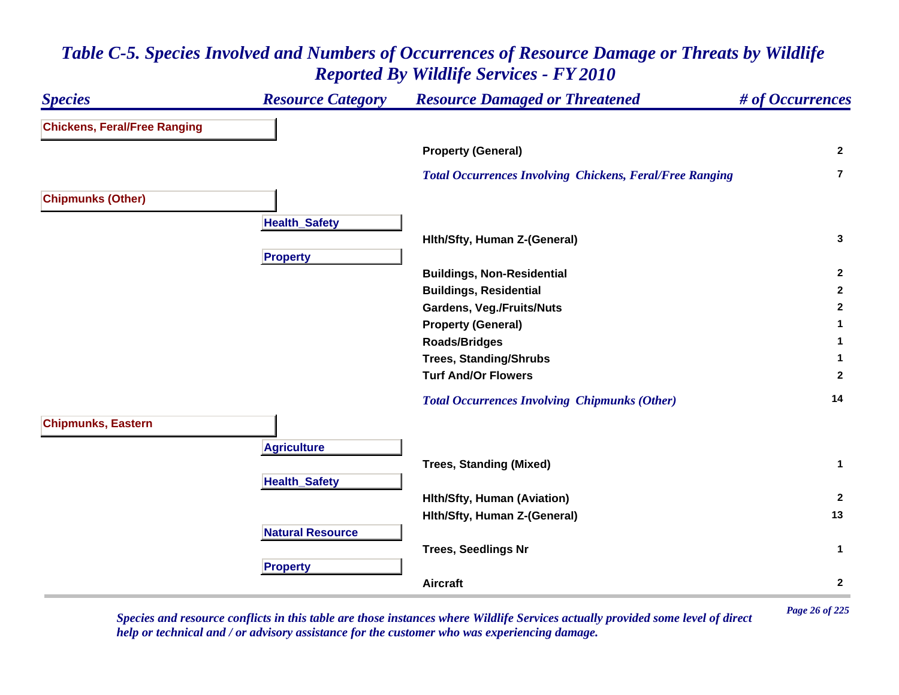## *Table C-5. Species Involved and Numbers of Occurrences of Resource Damage or Threats by Wildlife Reported By Wildlife Services - FY 2010*

| *Species* | *Resource Category* | *Resource Damaged or Threatened* | *# of Occurrences* |
|---|---|---|---|
| **Chickens, Feral/Free Ranging** | | | |
| | | **Property (General)** | **2** |
| | | ***Total Occurrences Involving Chickens, Feral/Free Ranging*** | **7** |
| **Chipmunks (Other)** | | | |
| | **Health_Safety** | | |
| | | **Hlth/Sfty, Human Z-(General)** | **3** |
| | **Property** | | |
| | | **Buildings, Non-Residential** | **2** |
| | | **Buildings, Residential** | **2** |
| | | **Gardens, Veg./Fruits/Nuts** | **2** |
| | | **Property (General)** | **1** |
| | | **Roads/Bridges** | **1** |
| | | **Trees, Standing/Shrubs** | **1** |
| | | **Turf And/Or Flowers** | **2** |
| | | ***Total Occurrences Involving Chipmunks (Other)*** | **14** |
| **Chipmunks, Eastern** | | | |
| | **Agriculture** | | |
| | | **Trees, Standing (Mixed)** | **1** |
| | **Health_Safety** | | |
| | | **Hlth/Sfty, Human (Aviation)** | **2** |
| | | **Hlth/Sfty, Human Z-(General)** | **13** |
| | **Natural Resource** | | |
| | | **Trees, Seedlings Nr** | **1** |
| | **Property** | | |
| | | **Aircraft** | **2** |

*Species and resource conflicts in this table are those instances where Wildlife Services actually provided some level of direct help or technical and / or advisory assistance for the customer who was experiencing damage.*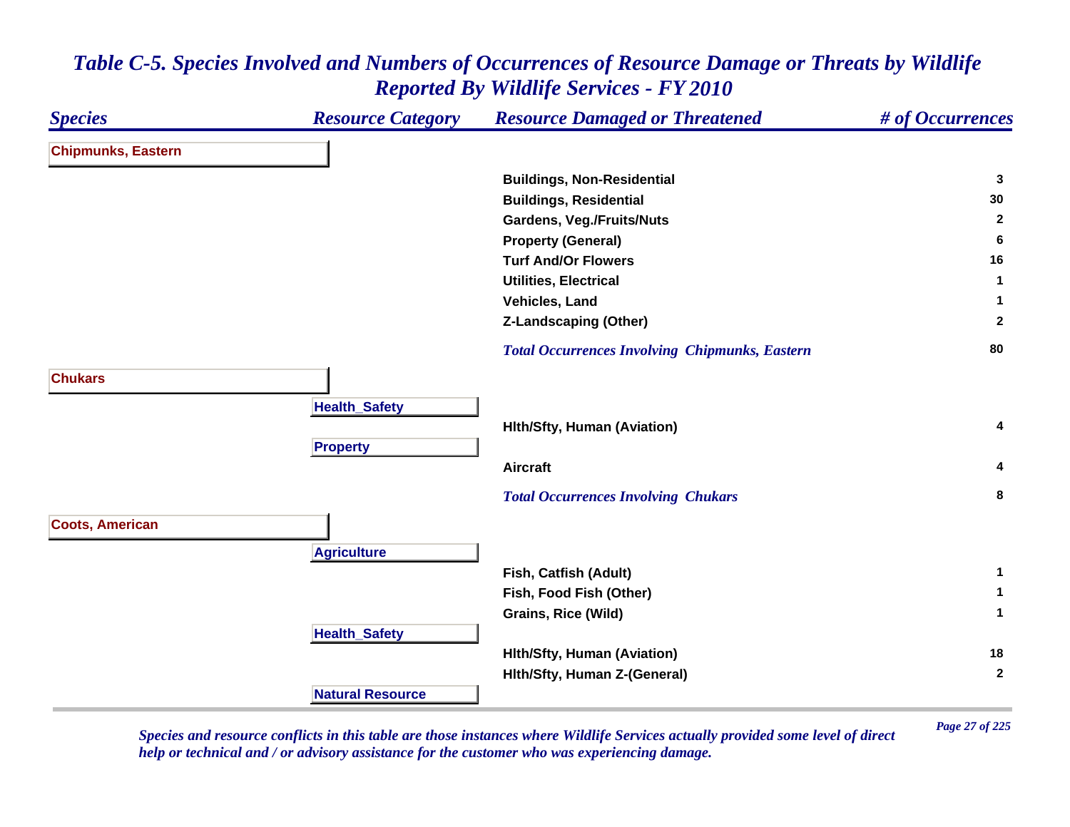# *Table C-5. Species Involved and Numbers of Occurrences of Resource Damage or Threats by Wildlife Reported By Wildlife Services - FY 2010*

| *Species* | *Resource Category* | *Resource Damaged or Threatened* | *# of Occurrences* |
|---|---|---|---|
| **Chipmunks, Eastern** | | | |
| | | **Buildings, Non-Residential** | **3** |
| | | **Buildings, Residential** | **30** |
| | | **Gardens, Veg./Fruits/Nuts** | **2** |
| | | **Property (General)** | **6** |
| | | **Turf And/Or Flowers** | **16** |
| | | **Utilities, Electrical** | **1** |
| | | **Vehicles, Land** | **1** |
| | | **Z-Landscaping (Other)** | **2** |
| | | ***Total Occurrences Involving Chipmunks, Eastern*** | **80** |
| **Chukars** | | | |
| | **Health_Safety** | | |
| | | **Hlth/Sfty, Human (Aviation)** | **4** |
| | **Property** | | |
| | | **Aircraft** | **4** |
| | | ***Total Occurrences Involving Chukars*** | **8** |
| **Coots, American** | | | |
| | **Agriculture** | | |
| | | **Fish, Catfish (Adult)** | **1** |
| | | **Fish, Food Fish (Other)** | **1** |
| | | **Grains, Rice (Wild)** | **1** |
| | **Health_Safety** | | |
| | | **Hlth/Sfty, Human (Aviation)** | **18** |
| | | **Hlth/Sfty, Human Z-(General)** | **2** |
| | **Natural Resource** | | |

*Species and resource conflicts in this table are those instances where Wildlife Services actually provided some level of direct help or technical and / or advisory assistance for the customer who was experiencing damage.*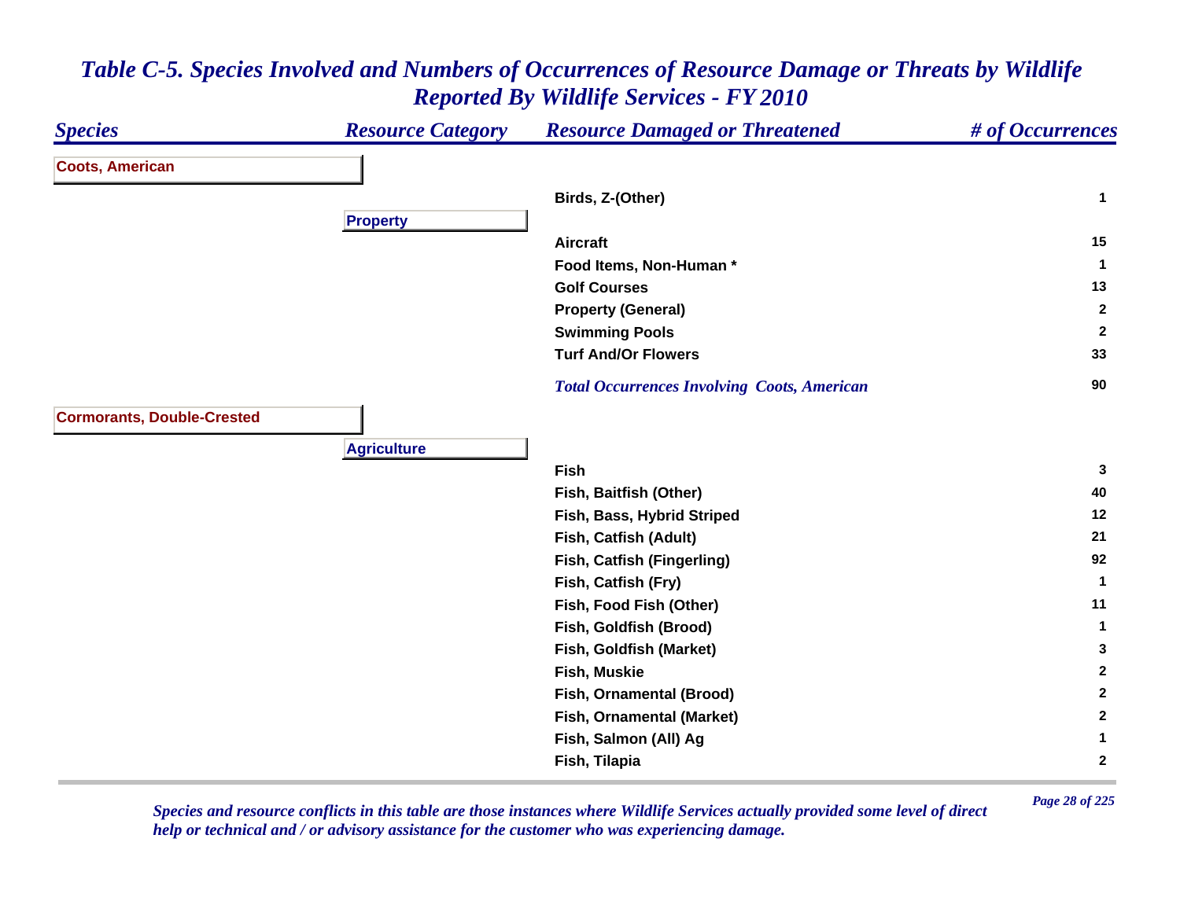# *Table C-5. Species Involved and Numbers of Occurrences of Resource Damage or Threats by Wildlife Reported By Wildlife Services - FY 2010*

| *Species* | *Resource Category* | *Resource Damaged or Threatened* | *# of Occurrences* |
|---|---|---|---|
| **Coots, American** | | | |
| | | Birds, Z-(Other) | 1 |
| | **Property** | | |
| | | Aircraft | 15 |
| | | Food Items, Non-Human * | 1 |
| | | Golf Courses | 13 |
| | | Property (General) | 2 |
| | | Swimming Pools | 2 |
| | | Turf And/Or Flowers | 33 |
| | | *Total Occurrences Involving Coots, American* | 90 |
| **Cormorants, Double-Crested** | | | |
| | **Agriculture** | | |
| | | Fish | 3 |
| | | Fish, Baitfish (Other) | 40 |
| | | Fish, Bass, Hybrid Striped | 12 |
| | | Fish, Catfish (Adult) | 21 |
| | | Fish, Catfish (Fingerling) | 92 |
| | | Fish, Catfish (Fry) | 1 |
| | | Fish, Food Fish (Other) | 11 |
| | | Fish, Goldfish (Brood) | 1 |
| | | Fish, Goldfish (Market) | 3 |
| | | Fish, Muskie | 2 |
| | | Fish, Ornamental (Brood) | 2 |
| | | Fish, Ornamental (Market) | 2 |
| | | Fish, Salmon (All) Ag | 1 |
| | | Fish, Tilapia | 2 |

*Species and resource conflicts in this table are those instances where Wildlife Services actually provided some level of direct help or technical and / or advisory assistance for the customer who was experiencing damage.*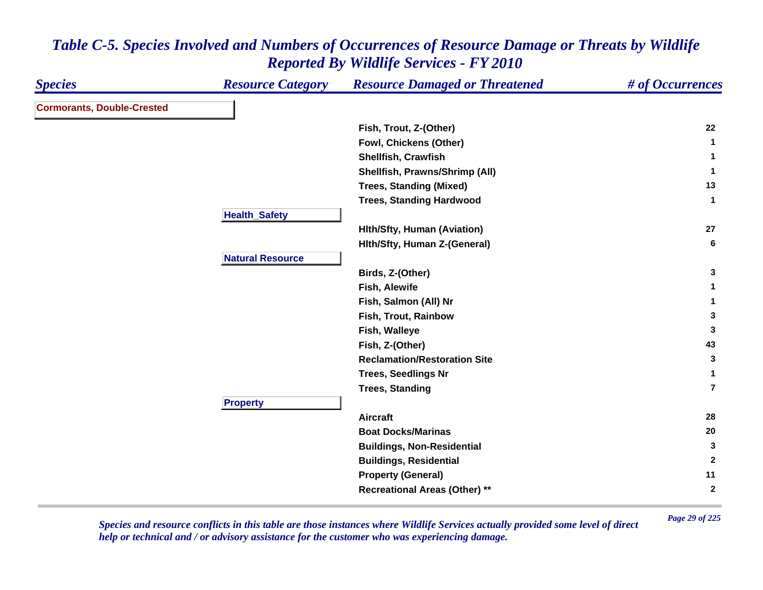# *Table C-5. Species Involved and Numbers of Occurrences of Resource Damage or Threats by Wildlife Reported By Wildlife Services - FY 2010*

| *Species* | *Resource Category* | *Resource Damaged or Threatened* | *# of Occurrences* |
|---|---|---|---|
| **Cormorants, Double-Crested** | | | |
| | | **Fish, Trout, Z-(Other)** | **22** |
| | | **Fowl, Chickens (Other)** | **1** |
| | | **Shellfish, Crawfish** | **1** |
| | | **Shellfish, Prawns/Shrimp (All)** | **1** |
| | | **Trees, Standing (Mixed)** | **13** |
| | | **Trees, Standing Hardwood** | **1** |
| | **Health_Safety** | | |
| | | **Hlth/Sfty, Human (Aviation)** | **27** |
| | | **Hlth/Sfty, Human Z-(General)** | **6** |
| | **Natural Resource** | | |
| | | **Birds, Z-(Other)** | **3** |
| | | **Fish, Alewife** | **1** |
| | | **Fish, Salmon (All) Nr** | **1** |
| | | **Fish, Trout, Rainbow** | **3** |
| | | **Fish, Walleye** | **3** |
| | | **Fish, Z-(Other)** | **43** |
| | | **Reclamation/Restoration Site** | **3** |
| | | **Trees, Seedlings Nr** | **1** |
| | | **Trees, Standing** | **7** |
| | **Property** | | |
| | | **Aircraft** | **28** |
| | | **Boat Docks/Marinas** | **20** |
| | | **Buildings, Non-Residential** | **3** |
| | | **Buildings, Residential** | **2** |
| | | **Property (General)** | **11** |
| | | **Recreational Areas (Other) **** | **2** |

*Species and resource conflicts in this table are those instances where Wildlife Services actually provided some level of direct help or technical and / or advisory assistance for the customer who was experiencing damage.*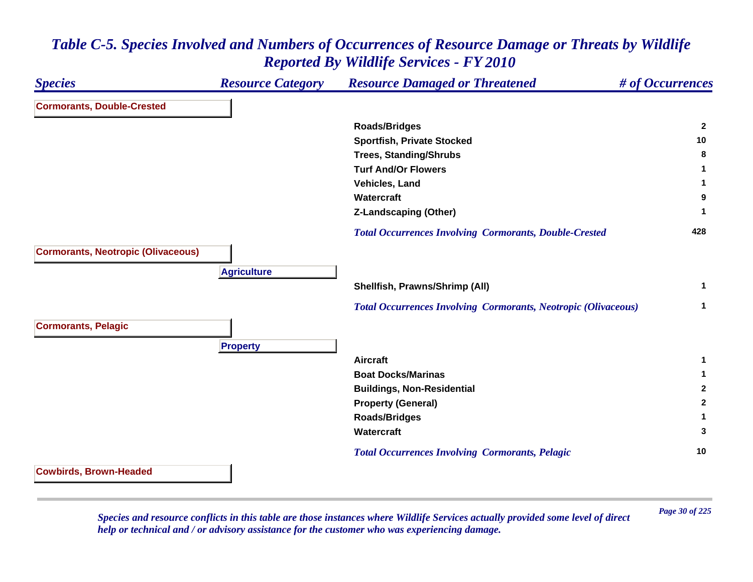# Table C-5. Species Involved and Numbers of Occurrences of Resource Damage or Threats by Wildlife Reported By Wildlife Services - FY 2010

| Species | Resource Category | Resource Damaged or Threatened | # of Occurrences |
|---|---|---|---|
| **Cormorants, Double-Crested** | | | |
| | | Roads/Bridges | 2 |
| | | Sportfish, Private Stocked | 10 |
| | | Trees, Standing/Shrubs | 8 |
| | | Turf And/Or Flowers | 1 |
| | | Vehicles, Land | 1 |
| | | Watercraft | 9 |
| | | Z-Landscaping (Other) | 1 |
| | | *Total Occurrences Involving Cormorants, Double-Crested* | 428 |
| **Cormorants, Neotropic (Olivaceous)** | | | |
| | **Agriculture** | | |
| | | Shellfish, Prawns/Shrimp (All) | 1 |
| | | *Total Occurrences Involving Cormorants, Neotropic (Olivaceous)* | 1 |
| **Cormorants, Pelagic** | | | |
| | **Property** | | |
| | | Aircraft | 1 |
| | | Boat Docks/Marinas | 1 |
| | | Buildings, Non-Residential | 2 |
| | | Property (General) | 2 |
| | | Roads/Bridges | 1 |
| | | Watercraft | 3 |
| | | *Total Occurrences Involving Cormorants, Pelagic* | 10 |
| **Cowbirds, Brown-Headed** | | | |

*Species and resource conflicts in this table are those instances where Wildlife Services actually provided some level of direct help or technical and / or advisory assistance for the customer who was experiencing damage.*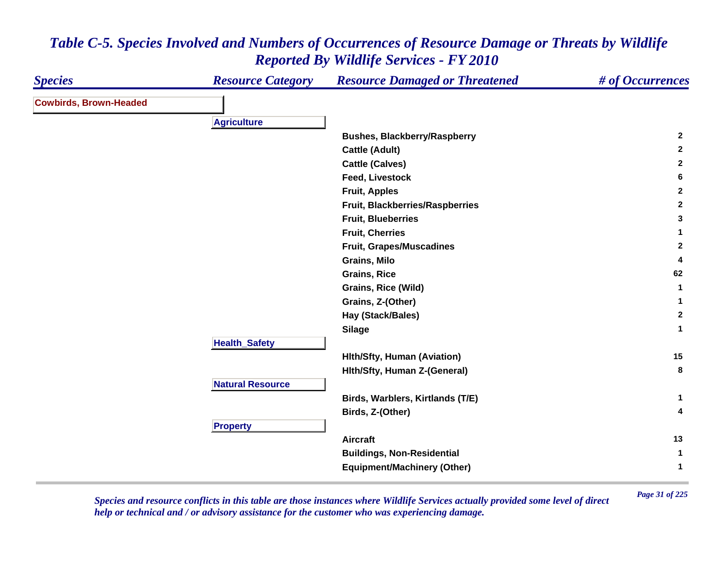# *Table C-5. Species Involved and Numbers of Occurrences of Resource Damage or Threats by Wildlife Reported By Wildlife Services - FY 2010*

| Species | Resource Category | Resource Damaged or Threatened | # of Occurrences |
|---|---|---|---|
| **Cowbirds, Brown-Headed** | | | |
| | **Agriculture** | | |
| | | Bushes, Blackberry/Raspberry | 2 |
| | | Cattle (Adult) | 2 |
| | | Cattle (Calves) | 2 |
| | | Feed, Livestock | 6 |
| | | Fruit, Apples | 2 |
| | | Fruit, Blackberries/Raspberries | 2 |
| | | Fruit, Blueberries | 3 |
| | | Fruit, Cherries | 1 |
| | | Fruit, Grapes/Muscadines | 2 |
| | | Grains, Milo | 4 |
| | | Grains, Rice | 62 |
| | | Grains, Rice (Wild) | 1 |
| | | Grains, Z-(Other) | 1 |
| | | Hay (Stack/Bales) | 2 |
| | | Silage | 1 |
| | **Health_Safety** | | |
| | | Hlth/Sfty, Human (Aviation) | 15 |
| | | Hlth/Sfty, Human Z-(General) | 8 |
| | **Natural Resource** | | |
| | | Birds, Warblers, Kirtlands (T/E) | 1 |
| | | Birds, Z-(Other) | 4 |
| | **Property** | | |
| | | Aircraft | 13 |
| | | Buildings, Non-Residential | 1 |
| | | Equipment/Machinery (Other) | 1 |

*Species and resource conflicts in this table are those instances where Wildlife Services actually provided some level of direct help or technical and / or advisory assistance for the customer who was experiencing damage.*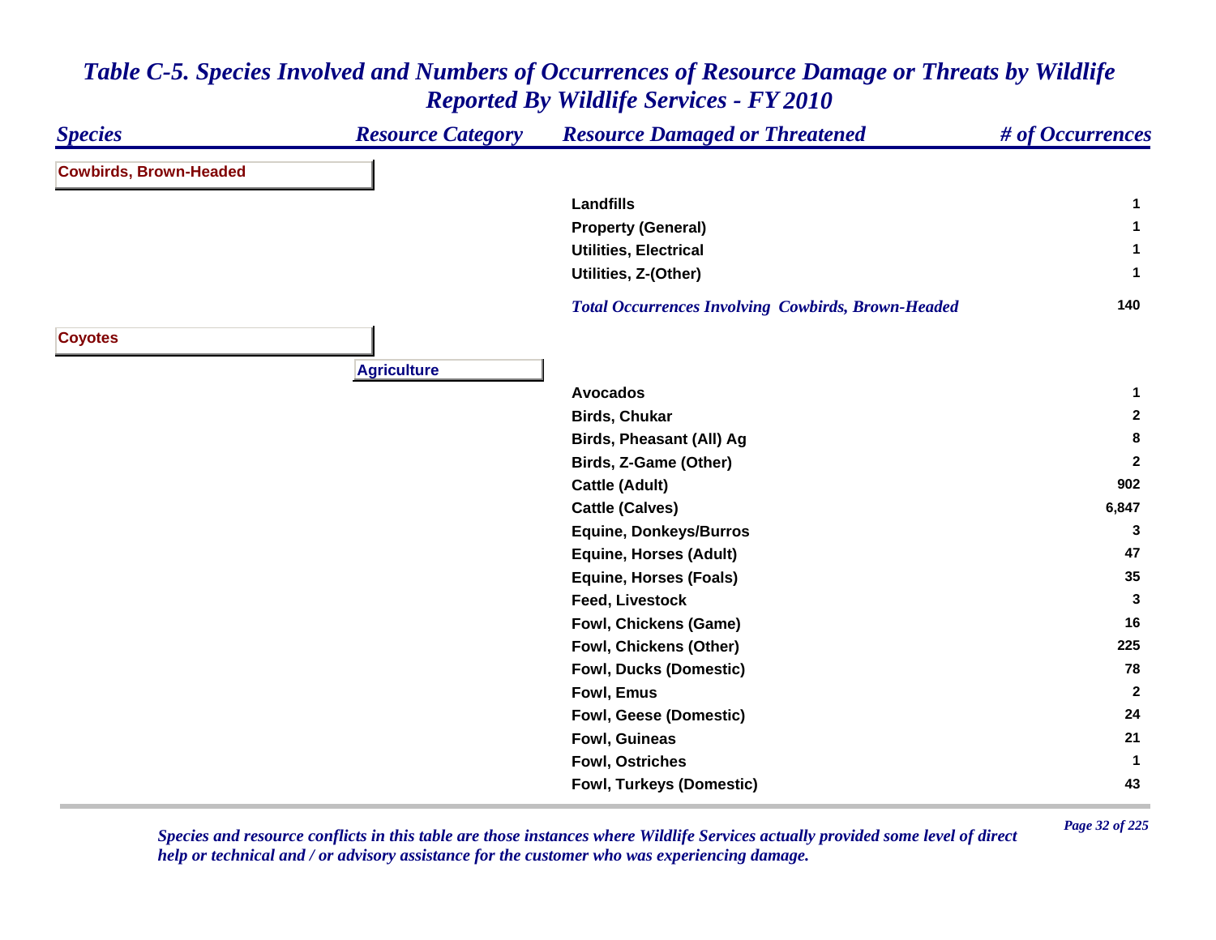# Table C-5. Species Involved and Numbers of Occurrences of Resource Damage or Threats by Wildlife Reported By Wildlife Services - FY 2010

| Species | Resource Category | Resource Damaged or Threatened | # of Occurrences |
|---|---|---|---|
| **Cowbirds, Brown-Headed** | | | |
| | | Landfills | 1 |
| | | Property (General) | 1 |
| | | Utilities, Electrical | 1 |
| | | Utilities, Z-(Other) | 1 |
| | | *Total Occurrences Involving Cowbirds, Brown-Headed* | 140 |
| **Coyotes** | | | |
| | **Agriculture** | | |
| | | Avocados | 1 |
| | | Birds, Chukar | 2 |
| | | Birds, Pheasant (All) Ag | 8 |
| | | Birds, Z-Game (Other) | 2 |
| | | Cattle (Adult) | 902 |
| | | Cattle (Calves) | 6,847 |
| | | Equine, Donkeys/Burros | 3 |
| | | Equine, Horses (Adult) | 47 |
| | | Equine, Horses (Foals) | 35 |
| | | Feed, Livestock | 3 |
| | | Fowl, Chickens (Game) | 16 |
| | | Fowl, Chickens (Other) | 225 |
| | | Fowl, Ducks (Domestic) | 78 |
| | | Fowl, Emus | 2 |
| | | Fowl, Geese (Domestic) | 24 |
| | | Fowl, Guineas | 21 |
| | | Fowl, Ostriches | 1 |
| | | Fowl, Turkeys (Domestic) | 43 |

*Species and resource conflicts in this table are those instances where Wildlife Services actually provided some level of direct help or technical and / or advisory assistance for the customer who was experiencing damage.*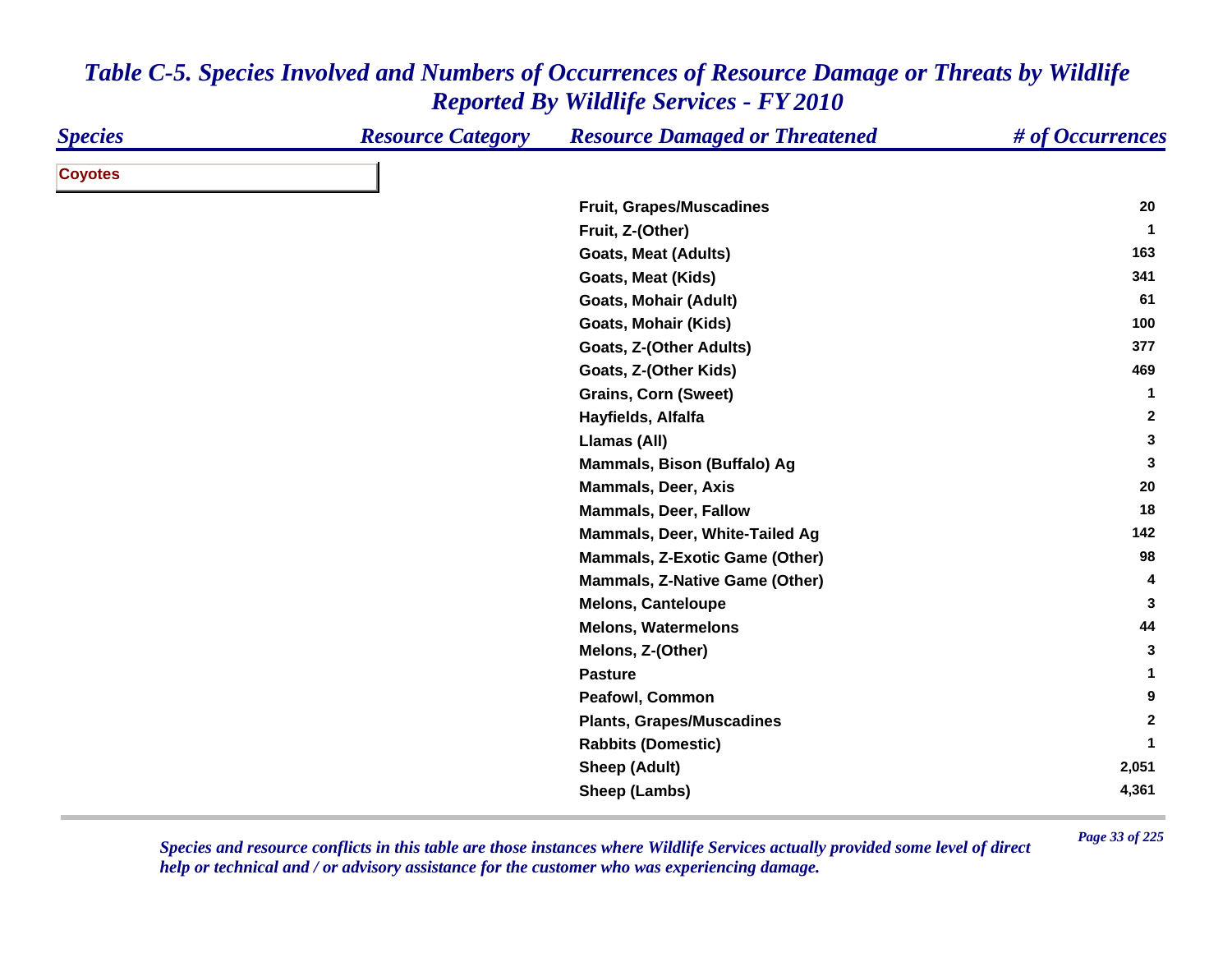# Table C-5. Species Involved and Numbers of Occurrences of Resource Damage or Threats by Wildlife Reported By Wildlife Services - FY 2010

| Species | Resource Category | Resource Damaged or Threatened | # of Occurrences |
|---|---|---|---|
| **Coyotes** | | | |
| | | Fruit, Grapes/Muscadines | 20 |
| | | Fruit, Z-(Other) | 1 |
| | | Goats, Meat (Adults) | 163 |
| | | Goats, Meat (Kids) | 341 |
| | | Goats, Mohair (Adult) | 61 |
| | | Goats, Mohair (Kids) | 100 |
| | | Goats, Z-(Other Adults) | 377 |
| | | Goats, Z-(Other Kids) | 469 |
| | | Grains, Corn (Sweet) | 1 |
| | | Hayfields, Alfalfa | 2 |
| | | Llamas (All) | 3 |
| | | Mammals, Bison (Buffalo) Ag | 3 |
| | | Mammals, Deer, Axis | 20 |
| | | Mammals, Deer, Fallow | 18 |
| | | Mammals, Deer, White-Tailed Ag | 142 |
| | | Mammals, Z-Exotic Game (Other) | 98 |
| | | Mammals, Z-Native Game (Other) | 4 |
| | | Melons, Canteloupe | 3 |
| | | Melons, Watermelons | 44 |
| | | Melons, Z-(Other) | 3 |
| | | Pasture | 1 |
| | | Peafowl, Common | 9 |
| | | Plants, Grapes/Muscadines | 2 |
| | | Rabbits (Domestic) | 1 |
| | | Sheep (Adult) | 2,051 |
| | | Sheep (Lambs) | 4,361 |

*Species and resource conflicts in this table are those instances where Wildlife Services actually provided some level of direct help or technical and / or advisory assistance for the customer who was experiencing damage.*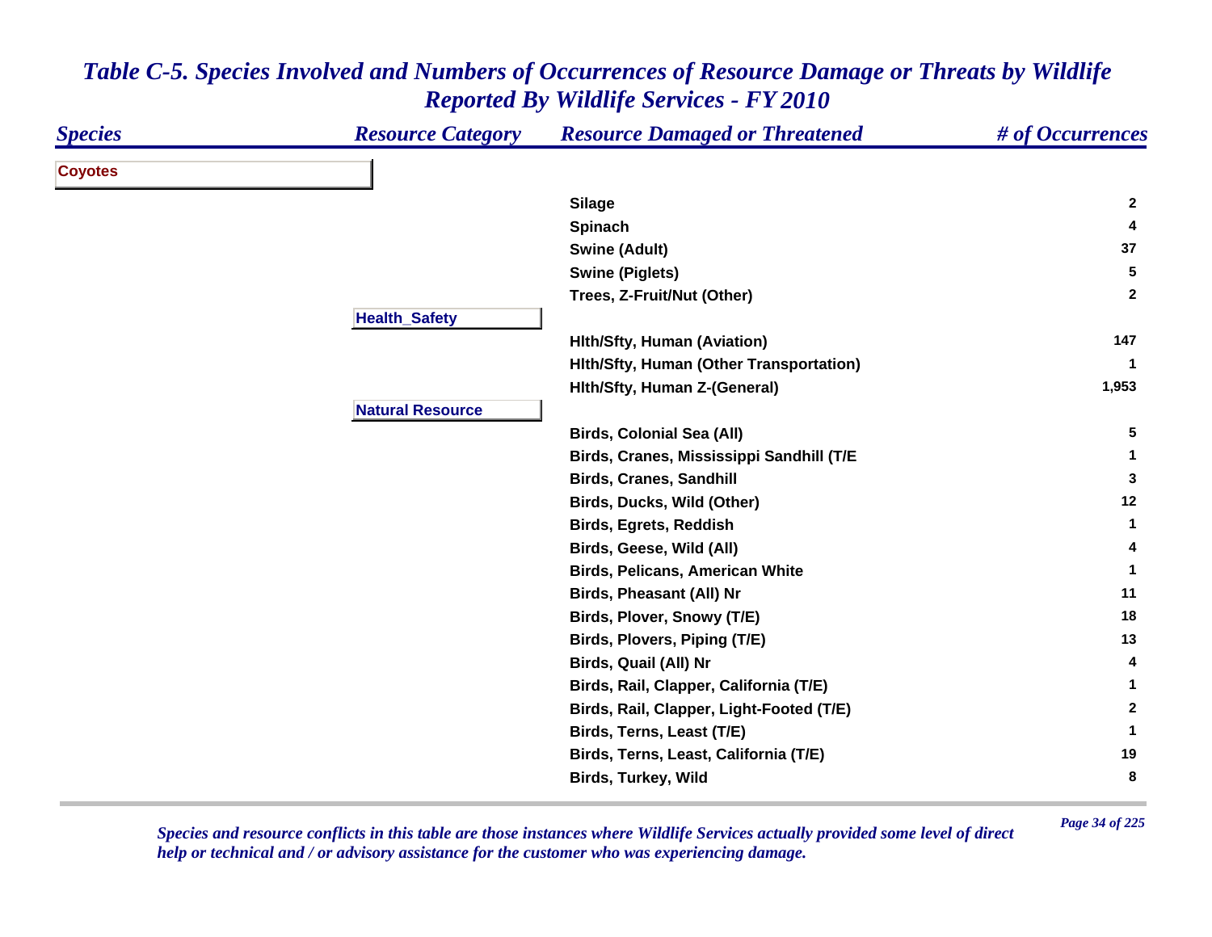# *Table C-5. Species Involved and Numbers of Occurrences of Resource Damage or Threats by Wildlife Reported By Wildlife Services - FY 2010*

| *Species* | *Resource Category* | *Resource Damaged or Threatened* | *# of Occurrences* |
|---|---|---|---|
| **Coyotes** | | | |
| | | **Silage** | **2** |
| | | **Spinach** | **4** |
| | | **Swine (Adult)** | **37** |
| | | **Swine (Piglets)** | **5** |
| | | **Trees, Z-Fruit/Nut (Other)** | **2** |
| | **Health_Safety** | | |
| | | **Hlth/Sfty, Human (Aviation)** | **147** |
| | | **Hlth/Sfty, Human (Other Transportation)** | **1** |
| | | **Hlth/Sfty, Human Z-(General)** | **1,953** |
| | **Natural Resource** | | |
| | | **Birds, Colonial Sea (All)** | **5** |
| | | **Birds, Cranes, Mississippi Sandhill (T/E** | **1** |
| | | **Birds, Cranes, Sandhill** | **3** |
| | | **Birds, Ducks, Wild (Other)** | **12** |
| | | **Birds, Egrets, Reddish** | **1** |
| | | **Birds, Geese, Wild (All)** | **4** |
| | | **Birds, Pelicans, American White** | **1** |
| | | **Birds, Pheasant (All) Nr** | **11** |
| | | **Birds, Plover, Snowy (T/E)** | **18** |
| | | **Birds, Plovers, Piping (T/E)** | **13** |
| | | **Birds, Quail (All) Nr** | **4** |
| | | **Birds, Rail, Clapper, California (T/E)** | **1** |
| | | **Birds, Rail, Clapper, Light-Footed (T/E)** | **2** |
| | | **Birds, Terns, Least (T/E)** | **1** |
| | | **Birds, Terns, Least, California (T/E)** | **19** |
| | | **Birds, Turkey, Wild** | **8** |

*Species and resource conflicts in this table are those instances where Wildlife Services actually provided some level of direct help or technical and / or advisory assistance for the customer who was experiencing damage.*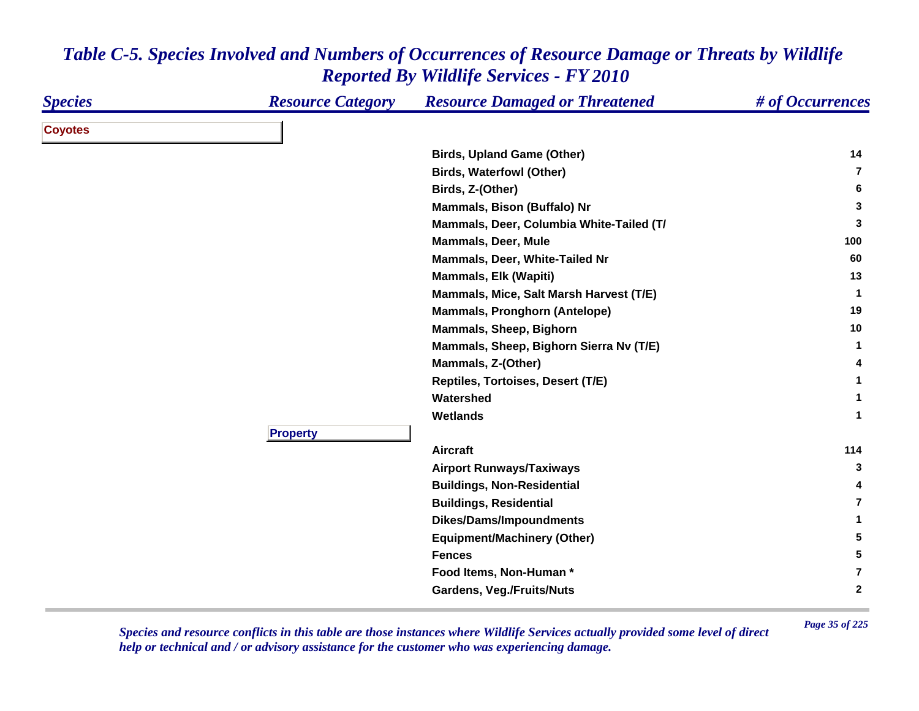# Table C-5. Species Involved and Numbers of Occurrences of Resource Damage or Threats by Wildlife Reported By Wildlife Services - FY 2010

| Species | Resource Category | Resource Damaged or Threatened | # of Occurrences |
|---|---|---|---|
| **Coyotes** | | | |
| | | Birds, Upland Game (Other) | 14 |
| | | Birds, Waterfowl (Other) | 7 |
| | | Birds, Z-(Other) | 6 |
| | | Mammals, Bison (Buffalo) Nr | 3 |
| | | Mammals, Deer, Columbia White-Tailed (T/ | 3 |
| | | Mammals, Deer, Mule | 100 |
| | | Mammals, Deer, White-Tailed Nr | 60 |
| | | Mammals, Elk (Wapiti) | 13 |
| | | Mammals, Mice, Salt Marsh Harvest (T/E) | 1 |
| | | Mammals, Pronghorn (Antelope) | 19 |
| | | Mammals, Sheep, Bighorn | 10 |
| | | Mammals, Sheep, Bighorn Sierra Nv (T/E) | 1 |
| | | Mammals, Z-(Other) | 4 |
| | | Reptiles, Tortoises, Desert (T/E) | 1 |
| | | Watershed | 1 |
| | | Wetlands | 1 |
| | **Property** | | |
| | | Aircraft | 114 |
| | | Airport Runways/Taxiways | 3 |
| | | Buildings, Non-Residential | 4 |
| | | Buildings, Residential | 7 |
| | | Dikes/Dams/Impoundments | 1 |
| | | Equipment/Machinery (Other) | 5 |
| | | Fences | 5 |
| | | Food Items, Non-Human * | 7 |
| | | Gardens, Veg./Fruits/Nuts | 2 |

*Species and resource conflicts in this table are those instances where Wildlife Services actually provided some level of direct help or technical and / or advisory assistance for the customer who was experiencing damage.*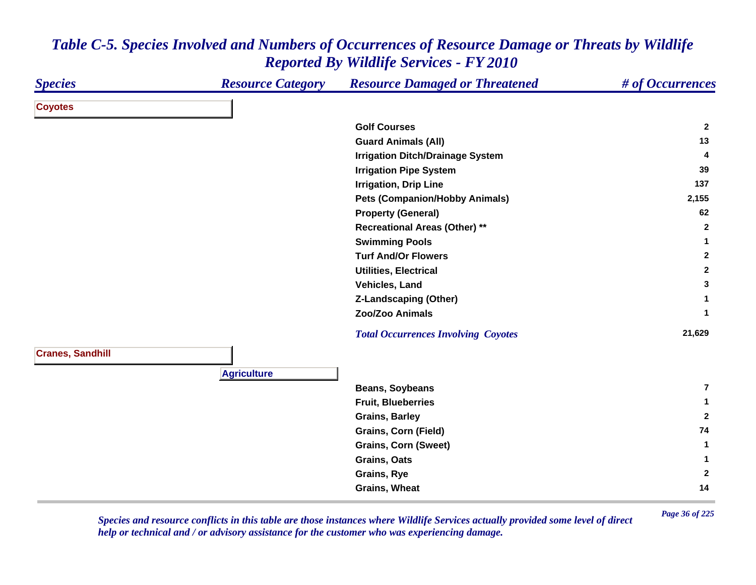# Table C-5. Species Involved and Numbers of Occurrences of Resource Damage or Threats by Wildlife Reported By Wildlife Services - FY 2010

| Species | Resource Category | Resource Damaged or Threatened | # of Occurrences |
|---|---|---|---|
| **Coyotes** | | | |
| | | Golf Courses | 2 |
| | | Guard Animals (All) | 13 |
| | | Irrigation Ditch/Drainage System | 4 |
| | | Irrigation Pipe System | 39 |
| | | Irrigation, Drip Line | 137 |
| | | Pets (Companion/Hobby Animals) | 2,155 |
| | | Property (General) | 62 |
| | | Recreational Areas (Other) ** | 2 |
| | | Swimming Pools | 1 |
| | | Turf And/Or Flowers | 2 |
| | | Utilities, Electrical | 2 |
| | | Vehicles, Land | 3 |
| | | Z-Landscaping (Other) | 1 |
| | | Zoo/Zoo Animals | 1 |
| | | *Total Occurrences Involving Coyotes* | 21,629 |
| **Cranes, Sandhill** | | | |
| | **Agriculture** | | |
| | | Beans, Soybeans | 7 |
| | | Fruit, Blueberries | 1 |
| | | Grains, Barley | 2 |
| | | Grains, Corn (Field) | 74 |
| | | Grains, Corn (Sweet) | 1 |
| | | Grains, Oats | 1 |
| | | Grains, Rye | 2 |
| | | Grains, Wheat | 14 |

*Species and resource conflicts in this table are those instances where Wildlife Services actually provided some level of direct help or technical and / or advisory assistance for the customer who was experiencing damage.*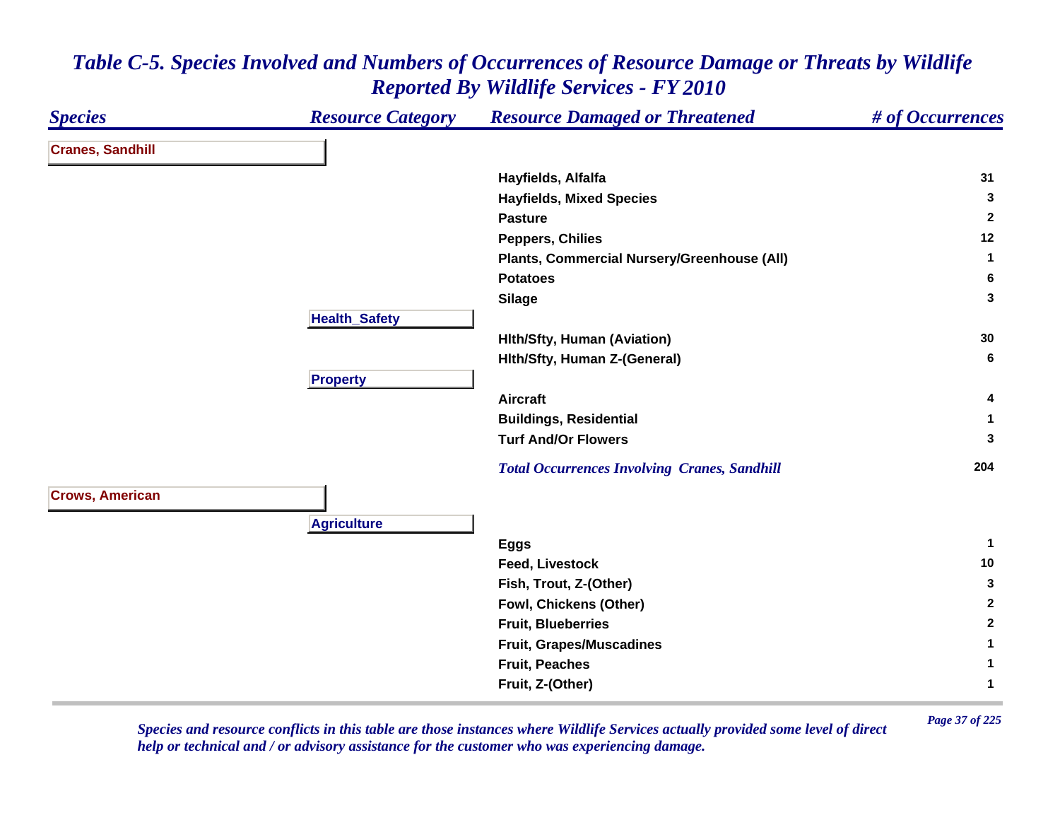# *Table C-5. Species Involved and Numbers of Occurrences of Resource Damage or Threats by Wildlife Reported By Wildlife Services - FY 2010*

| *Species* | *Resource Category* | *Resource Damaged or Threatened* | *# of Occurrences* |
|---|---|---|---|
| **Cranes, Sandhill** | | | |
| | | **Hayfields, Alfalfa** | **31** |
| | | **Hayfields, Mixed Species** | **3** |
| | | **Pasture** | **2** |
| | | **Peppers, Chilies** | **12** |
| | | **Plants, Commercial Nursery/Greenhouse (All)** | **1** |
| | | **Potatoes** | **6** |
| | | **Silage** | **3** |
| | **Health_Safety** | | |
| | | **Hlth/Sfty, Human (Aviation)** | **30** |
| | | **Hlth/Sfty, Human Z-(General)** | **6** |
| | **Property** | | |
| | | **Aircraft** | **4** |
| | | **Buildings, Residential** | **1** |
| | | **Turf And/Or Flowers** | **3** |
| | | ***Total Occurrences Involving Cranes, Sandhill*** | **204** |
| **Crows, American** | | | |
| | **Agriculture** | | |
| | | **Eggs** | **1** |
| | | **Feed, Livestock** | **10** |
| | | **Fish, Trout, Z-(Other)** | **3** |
| | | **Fowl, Chickens (Other)** | **2** |
| | | **Fruit, Blueberries** | **2** |
| | | **Fruit, Grapes/Muscadines** | **1** |
| | | **Fruit, Peaches** | **1** |
| | | **Fruit, Z-(Other)** | **1** |

*Species and resource conflicts in this table are those instances where Wildlife Services actually provided some level of direct help or technical and / or advisory assistance for the customer who was experiencing damage.*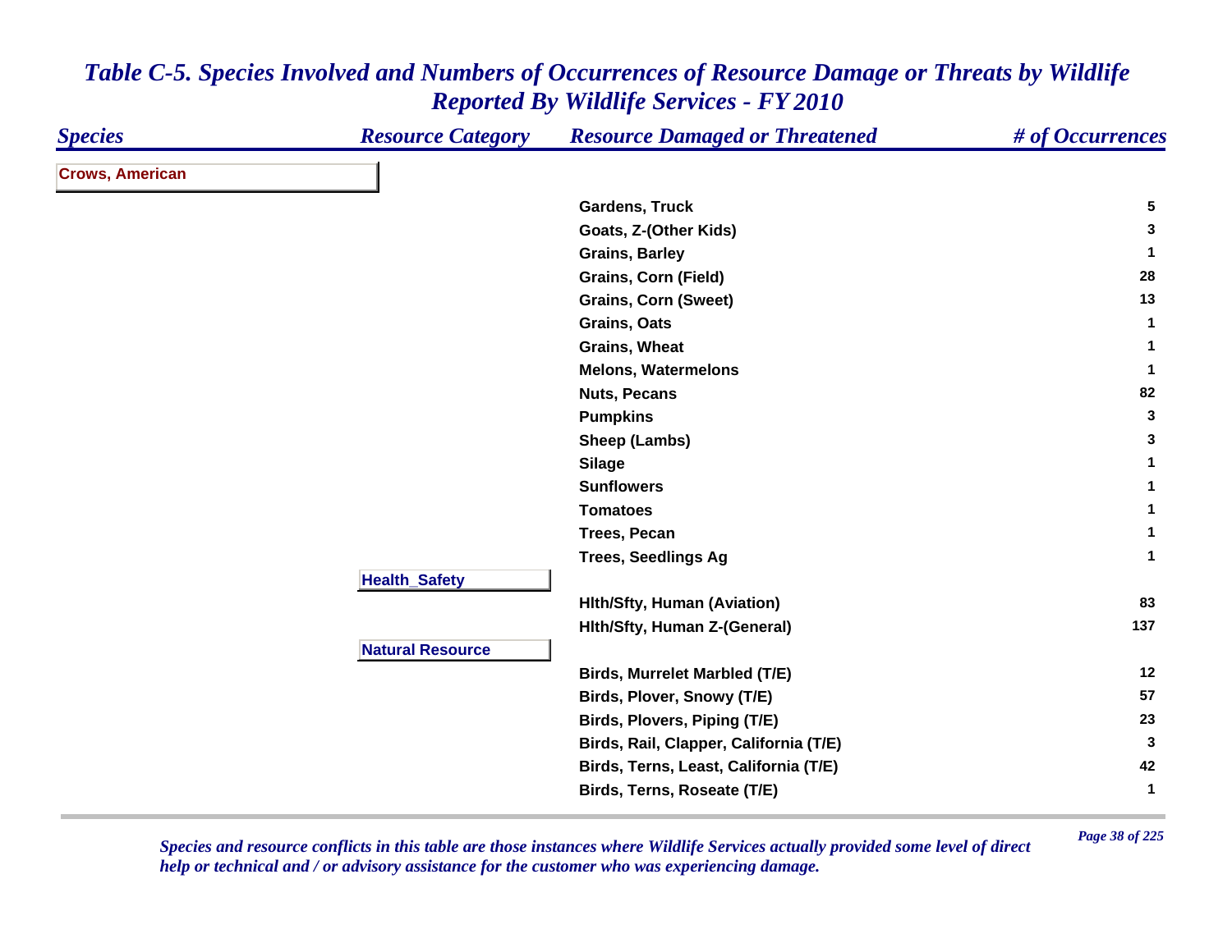# Table C-5. Species Involved and Numbers of Occurrences of Resource Damage or Threats by Wildlife Reported By Wildlife Services - FY 2010

| Species | Resource Category | Resource Damaged or Threatened | # of Occurrences |
|---|---|---|---|
| **Crows, American** | | | |
| | | Gardens, Truck | 5 |
| | | Goats, Z-(Other Kids) | 3 |
| | | Grains, Barley | 1 |
| | | Grains, Corn (Field) | 28 |
| | | Grains, Corn (Sweet) | 13 |
| | | Grains, Oats | 1 |
| | | Grains, Wheat | 1 |
| | | Melons, Watermelons | 1 |
| | | Nuts, Pecans | 82 |
| | | Pumpkins | 3 |
| | | Sheep (Lambs) | 3 |
| | | Silage | 1 |
| | | Sunflowers | 1 |
| | | Tomatoes | 1 |
| | | Trees, Pecan | 1 |
| | | Trees, Seedlings Ag | 1 |
| | **Health_Safety** | | |
| | | Hlth/Sfty, Human (Aviation) | 83 |
| | | Hlth/Sfty, Human Z-(General) | 137 |
| | **Natural Resource** | | |
| | | Birds, Murrelet Marbled (T/E) | 12 |
| | | Birds, Plover, Snowy (T/E) | 57 |
| | | Birds, Plovers, Piping (T/E) | 23 |
| | | Birds, Rail, Clapper, California (T/E) | 3 |
| | | Birds, Terns, Least, California (T/E) | 42 |
| | | Birds, Terns, Roseate (T/E) | 1 |

*Species and resource conflicts in this table are those instances where Wildlife Services actually provided some level of direct help or technical and / or advisory assistance for the customer who was experiencing damage.*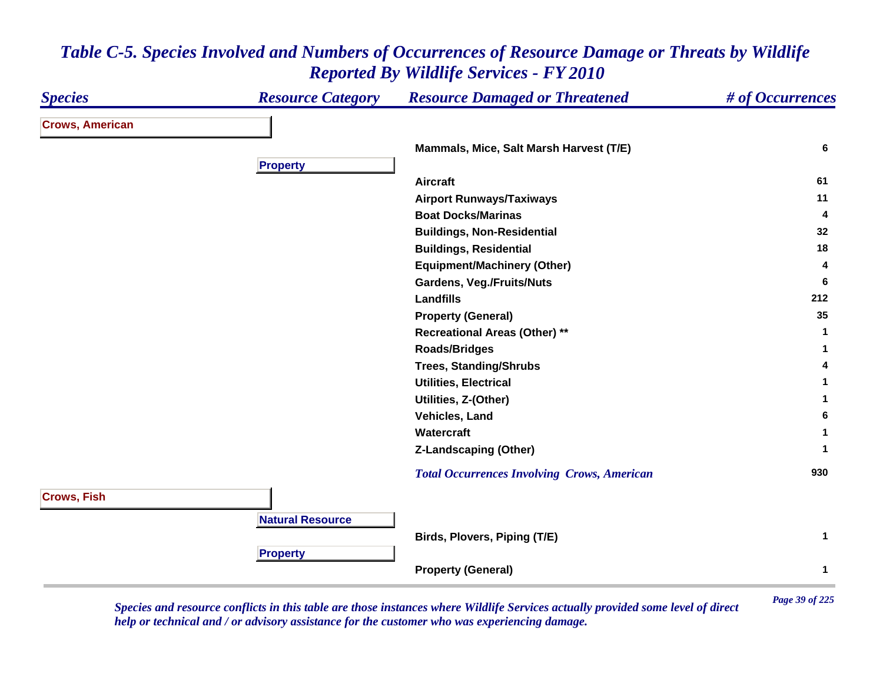*Table C-5. Species Involved and Numbers of Occurrences of Resource Damage or Threats by Wildlife Reported By Wildlife Services - FY 2010*

| *Species* | *Resource Category* | *Resource Damaged or Threatened* | *# of Occurrences* |
|---|---|---|---|
| **Crows, American** | | | |
| | | **Mammals, Mice, Salt Marsh Harvest (T/E)** | **6** |
| | **Property** | | |
| | | **Aircraft** | **61** |
| | | **Airport Runways/Taxiways** | **11** |
| | | **Boat Docks/Marinas** | **4** |
| | | **Buildings, Non-Residential** | **32** |
| | | **Buildings, Residential** | **18** |
| | | **Equipment/Machinery (Other)** | **4** |
| | | **Gardens, Veg./Fruits/Nuts** | **6** |
| | | **Landfills** | **212** |
| | | **Property (General)** | **35** |
| | | **Recreational Areas (Other) \*\*** | **1** |
| | | **Roads/Bridges** | **1** |
| | | **Trees, Standing/Shrubs** | **4** |
| | | **Utilities, Electrical** | **1** |
| | | **Utilities, Z-(Other)** | **1** |
| | | **Vehicles, Land** | **6** |
| | | **Watercraft** | **1** |
| | | **Z-Landscaping (Other)** | **1** |
| | | ***Total Occurrences Involving Crows, American*** | **930** |
| **Crows, Fish** | | | |
| | **Natural Resource** | | |
| | | **Birds, Plovers, Piping (T/E)** | **1** |
| | **Property** | | |
| | | **Property (General)** | **1** |

*Species and resource conflicts in this table are those instances where Wildlife Services actually provided some level of direct help or technical and / or advisory assistance for the customer who was experiencing damage.*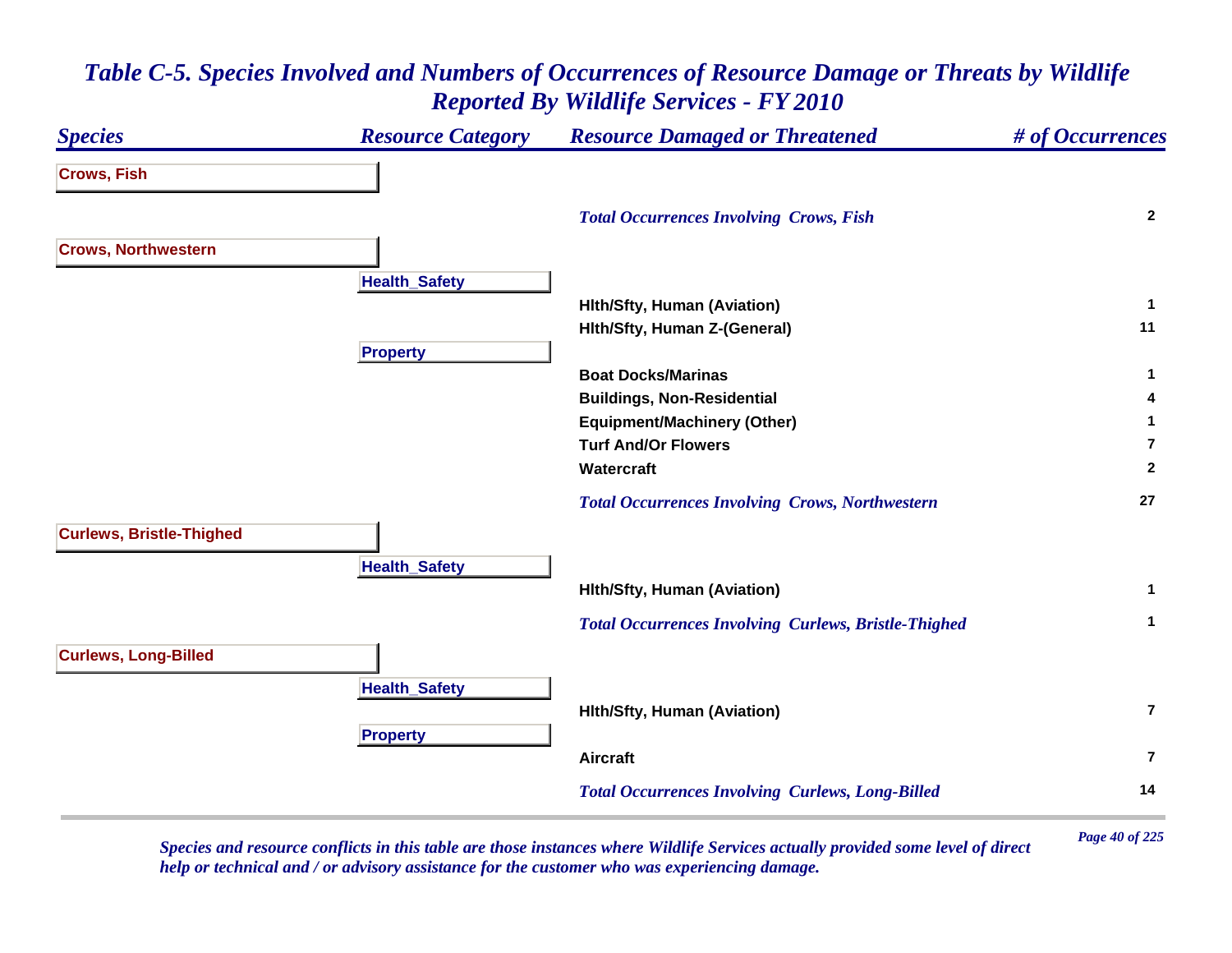# Table C-5. Species Involved and Numbers of Occurrences of Resource Damage or Threats by Wildlife Reported By Wildlife Services - FY 2010

| Species | Resource Category | Resource Damaged or Threatened | # of Occurrences |
|---|---|---|---|
| **Crows, Fish** | | | |
| | | *Total Occurrences Involving Crows, Fish* | 2 |
| **Crows, Northwestern** | | | |
| | **Health_Safety** | | |
| | | Hlth/Sfty, Human (Aviation) | 1 |
| | | Hlth/Sfty, Human Z-(General) | 11 |
| | **Property** | | |
| | | Boat Docks/Marinas | 1 |
| | | Buildings, Non-Residential | 4 |
| | | Equipment/Machinery (Other) | 1 |
| | | Turf And/Or Flowers | 7 |
| | | Watercraft | 2 |
| | | *Total Occurrences Involving Crows, Northwestern* | 27 |
| **Curlews, Bristle-Thighed** | | | |
| | **Health_Safety** | | |
| | | Hlth/Sfty, Human (Aviation) | 1 |
| | | *Total Occurrences Involving Curlews, Bristle-Thighed* | 1 |
| **Curlews, Long-Billed** | | | |
| | **Health_Safety** | | |
| | | Hlth/Sfty, Human (Aviation) | 7 |
| | **Property** | | |
| | | Aircraft | 7 |
| | | *Total Occurrences Involving Curlews, Long-Billed* | 14 |

*Species and resource conflicts in this table are those instances where Wildlife Services actually provided some level of direct help or technical and / or advisory assistance for the customer who was experiencing damage.*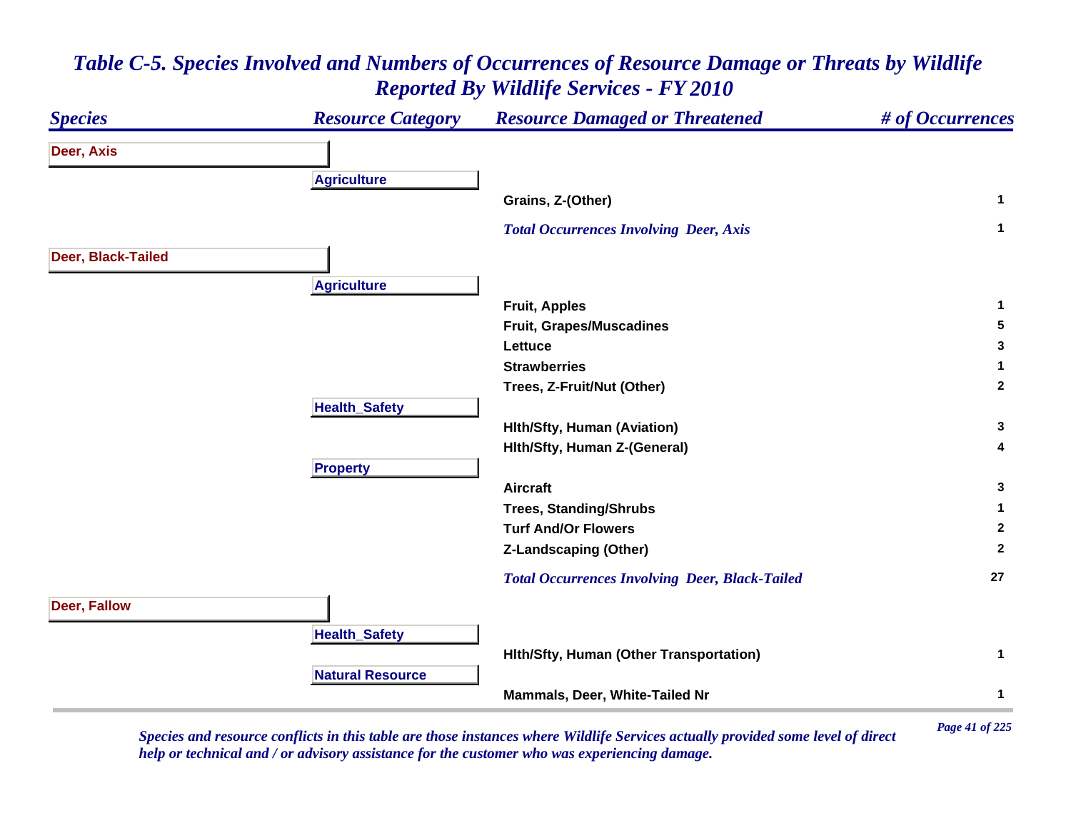# *Table C-5. Species Involved and Numbers of Occurrences of Resource Damage or Threats by Wildlife Reported By Wildlife Services - FY 2010*

| *Species* | *Resource Category* | *Resource Damaged or Threatened* | *# of Occurrences* |
|---|---|---|---|
| **Deer, Axis** | | | |
| | **Agriculture** | | |
| | | **Grains, Z-(Other)** | **1** |
| | | ***Total Occurrences Involving Deer, Axis*** | **1** |
| **Deer, Black-Tailed** | | | |
| | **Agriculture** | | |
| | | **Fruit, Apples** | **1** |
| | | **Fruit, Grapes/Muscadines** | **5** |
| | | **Lettuce** | **3** |
| | | **Strawberries** | **1** |
| | | **Trees, Z-Fruit/Nut (Other)** | **2** |
| | **Health_Safety** | | |
| | | **Hlth/Sfty, Human (Aviation)** | **3** |
| | | **Hlth/Sfty, Human Z-(General)** | **4** |
| | **Property** | | |
| | | **Aircraft** | **3** |
| | | **Trees, Standing/Shrubs** | **1** |
| | | **Turf And/Or Flowers** | **2** |
| | | **Z-Landscaping (Other)** | **2** |
| | | ***Total Occurrences Involving Deer, Black-Tailed*** | **27** |
| **Deer, Fallow** | | | |
| | **Health_Safety** | | |
| | | **Hlth/Sfty, Human (Other Transportation)** | **1** |
| | **Natural Resource** | | |
| | | **Mammals, Deer, White-Tailed Nr** | **1** |

*Species and resource conflicts in this table are those instances where Wildlife Services actually provided some level of direct help or technical and / or advisory assistance for the customer who was experiencing damage.*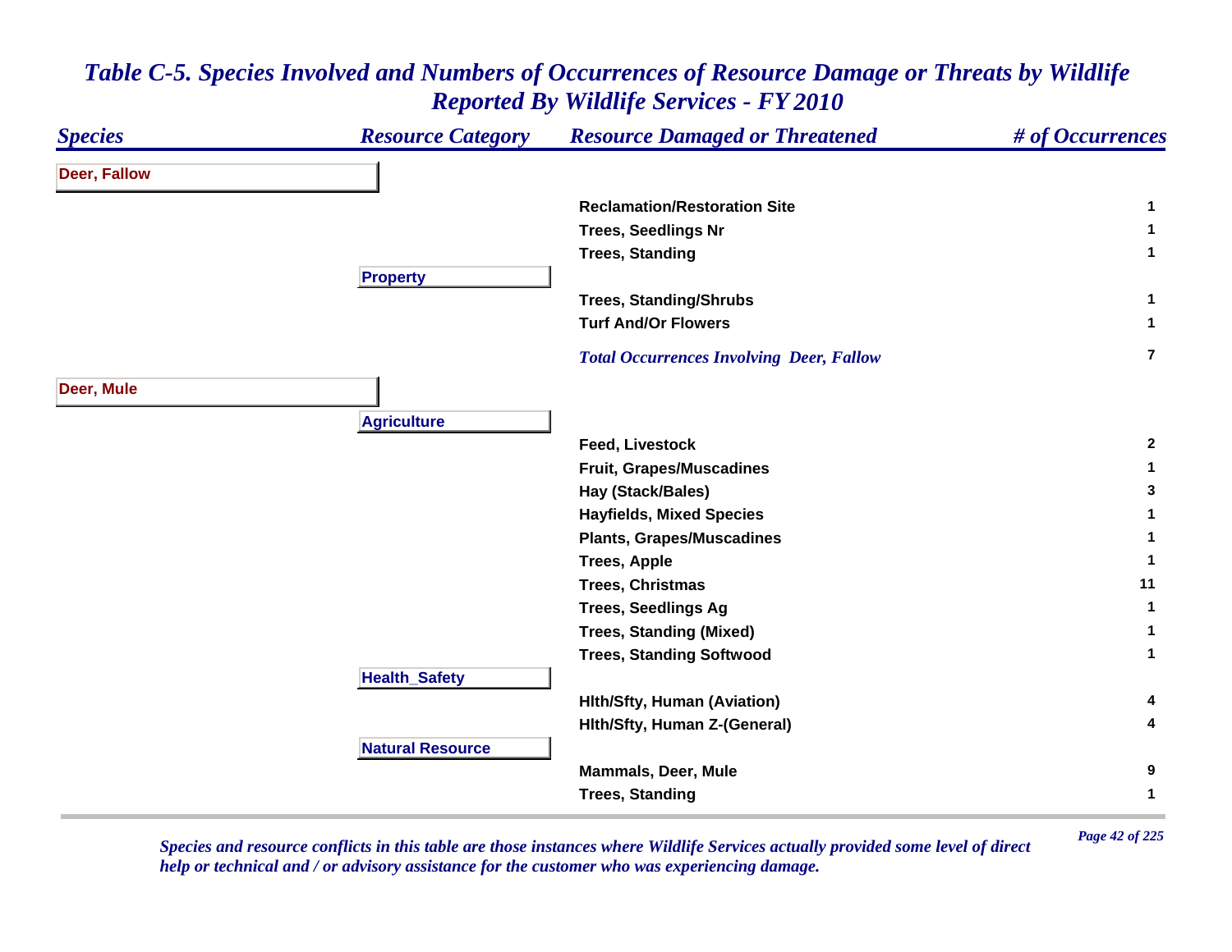# Table C-5. Species Involved and Numbers of Occurrences of Resource Damage or Threats by Wildlife Reported By Wildlife Services - FY 2010

| Species | Resource Category | Resource Damaged or Threatened | # of Occurrences |
|---|---|---|---|
| **Deer, Fallow** | | | |
| | | Reclamation/Restoration Site | 1 |
| | | Trees, Seedlings Nr | 1 |
| | | Trees, Standing | 1 |
| | **Property** | | |
| | | Trees, Standing/Shrubs | 1 |
| | | Turf And/Or Flowers | 1 |
| | | *Total Occurrences Involving Deer, Fallow* | 7 |
| **Deer, Mule** | | | |
| | **Agriculture** | | |
| | | Feed, Livestock | 2 |
| | | Fruit, Grapes/Muscadines | 1 |
| | | Hay (Stack/Bales) | 3 |
| | | Hayfields, Mixed Species | 1 |
| | | Plants, Grapes/Muscadines | 1 |
| | | Trees, Apple | 1 |
| | | Trees, Christmas | 11 |
| | | Trees, Seedlings Ag | 1 |
| | | Trees, Standing (Mixed) | 1 |
| | | Trees, Standing Softwood | 1 |
| | **Health_Safety** | | |
| | | Hlth/Sfty, Human (Aviation) | 4 |
| | | Hlth/Sfty, Human Z-(General) | 4 |
| | **Natural Resource** | | |
| | | Mammals, Deer, Mule | 9 |
| | | Trees, Standing | 1 |

*Species and resource conflicts in this table are those instances where Wildlife Services actually provided some level of direct help or technical and / or advisory assistance for the customer who was experiencing damage.*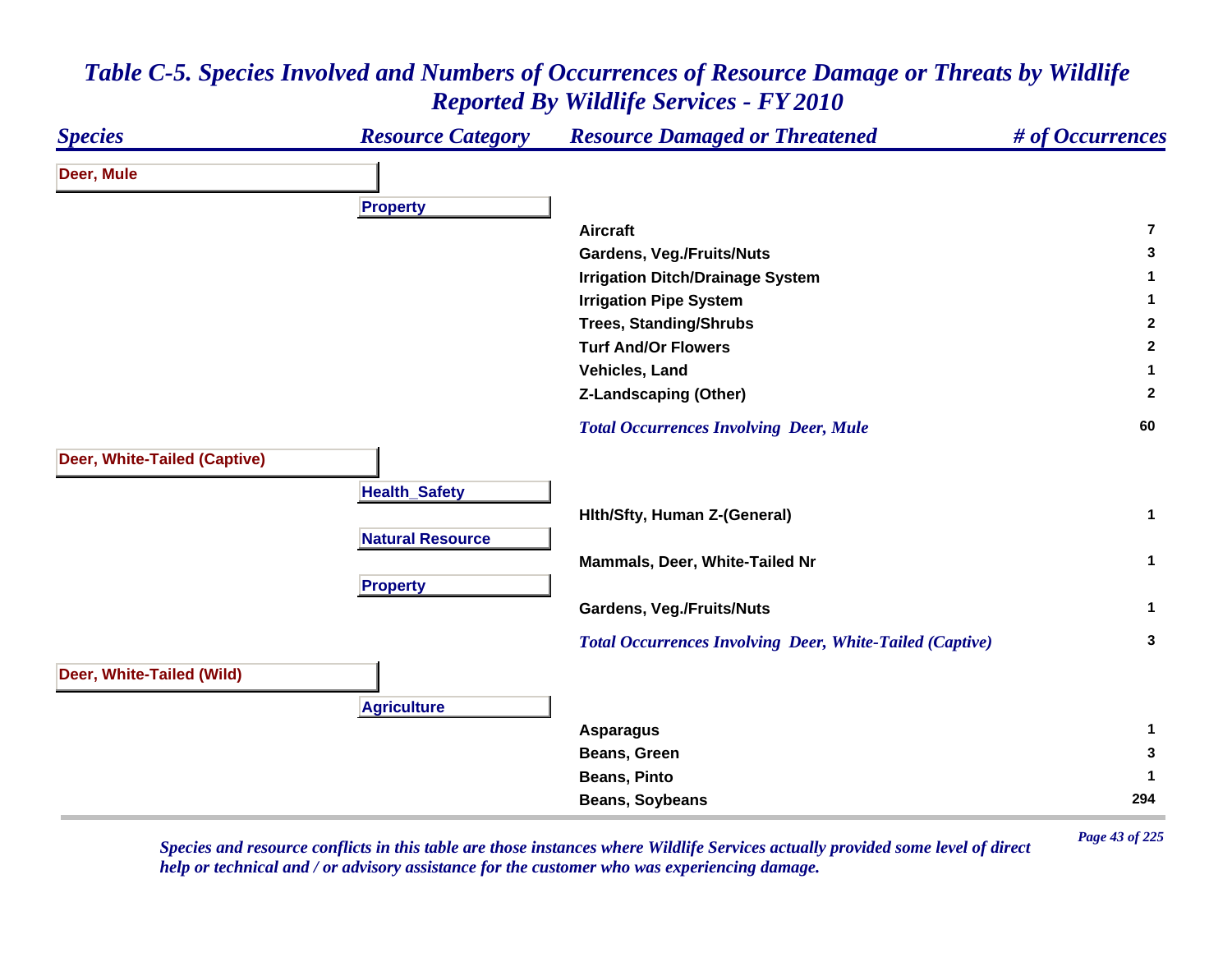# *Table C-5. Species Involved and Numbers of Occurrences of Resource Damage or Threats by Wildlife Reported By Wildlife Services - FY 2010*

| *Species* | *Resource Category* | *Resource Damaged or Threatened* | *# of Occurrences* |
|---|---|---|---|
| **Deer, Mule** | | | |
| | **Property** | | |
| | | **Aircraft** | **7** |
| | | **Gardens, Veg./Fruits/Nuts** | **3** |
| | | **Irrigation Ditch/Drainage System** | **1** |
| | | **Irrigation Pipe System** | **1** |
| | | **Trees, Standing/Shrubs** | **2** |
| | | **Turf And/Or Flowers** | **2** |
| | | **Vehicles, Land** | **1** |
| | | **Z-Landscaping (Other)** | **2** |
| | | ***Total Occurrences Involving Deer, Mule*** | **60** |
| **Deer, White-Tailed (Captive)** | | | |
| | **Health_Safety** | | |
| | | **Hlth/Sfty, Human Z-(General)** | **1** |
| | **Natural Resource** | | |
| | | **Mammals, Deer, White-Tailed Nr** | **1** |
| | **Property** | | |
| | | **Gardens, Veg./Fruits/Nuts** | **1** |
| | | ***Total Occurrences Involving Deer, White-Tailed (Captive)*** | **3** |
| **Deer, White-Tailed (Wild)** | | | |
| | **Agriculture** | | |
| | | **Asparagus** | **1** |
| | | **Beans, Green** | **3** |
| | | **Beans, Pinto** | **1** |
| | | **Beans, Soybeans** | **294** |

*Species and resource conflicts in this table are those instances where Wildlife Services actually provided some level of direct help or technical and / or advisory assistance for the customer who was experiencing damage.*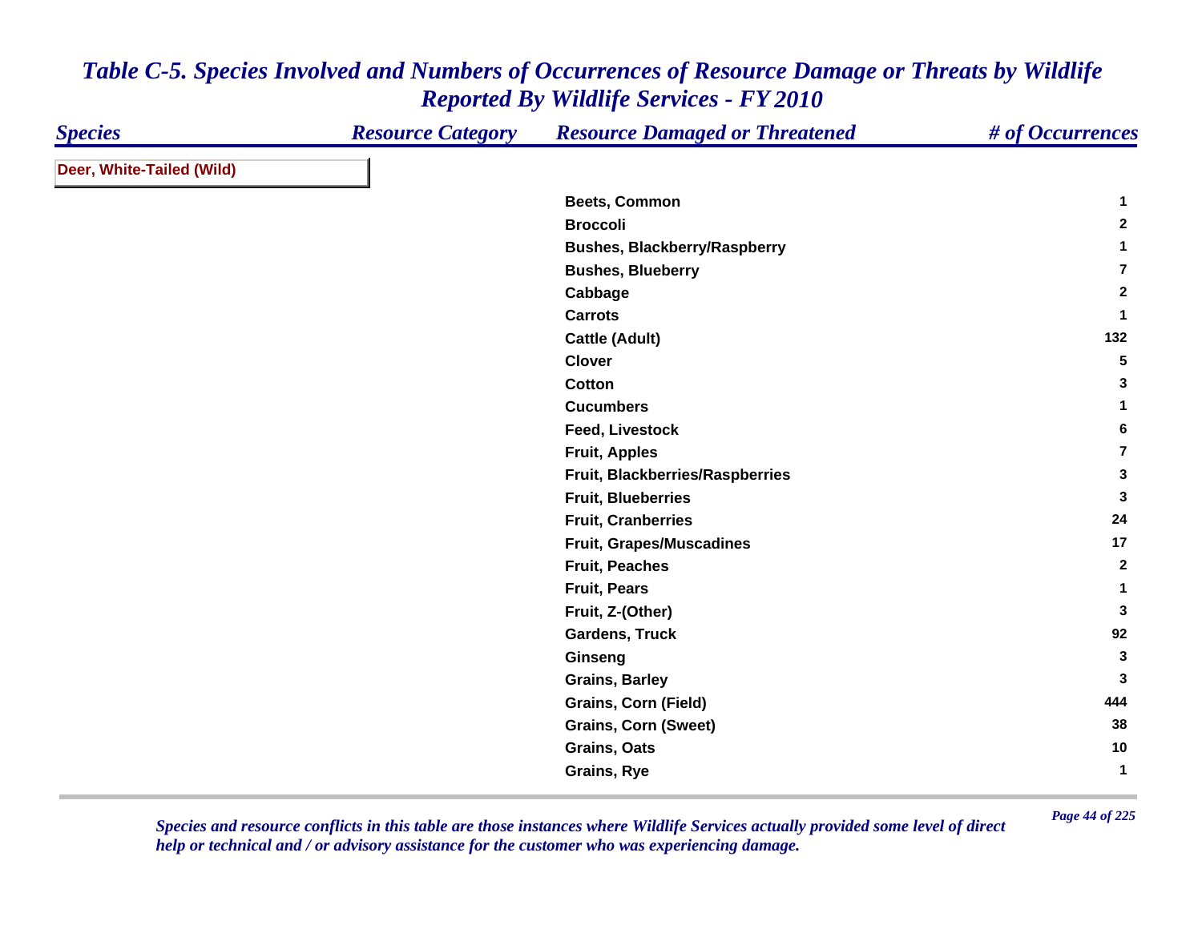# *Table C-5. Species Involved and Numbers of Occurrences of Resource Damage or Threats by Wildlife Reported By Wildlife Services - FY 2010*

| *Species* | *Resource Category* | *Resource Damaged or Threatened* | *# of Occurrences* |
|---|---|---|---|
| **Deer, White-Tailed (Wild)** | | | |
| | | **Beets, Common** | **1** |
| | | **Broccoli** | **2** |
| | | **Bushes, Blackberry/Raspberry** | **1** |
| | | **Bushes, Blueberry** | **7** |
| | | **Cabbage** | **2** |
| | | **Carrots** | **1** |
| | | **Cattle (Adult)** | **132** |
| | | **Clover** | **5** |
| | | **Cotton** | **3** |
| | | **Cucumbers** | **1** |
| | | **Feed, Livestock** | **6** |
| | | **Fruit, Apples** | **7** |
| | | **Fruit, Blackberries/Raspberries** | **3** |
| | | **Fruit, Blueberries** | **3** |
| | | **Fruit, Cranberries** | **24** |
| | | **Fruit, Grapes/Muscadines** | **17** |
| | | **Fruit, Peaches** | **2** |
| | | **Fruit, Pears** | **1** |
| | | **Fruit, Z-(Other)** | **3** |
| | | **Gardens, Truck** | **92** |
| | | **Ginseng** | **3** |
| | | **Grains, Barley** | **3** |
| | | **Grains, Corn (Field)** | **444** |
| | | **Grains, Corn (Sweet)** | **38** |
| | | **Grains, Oats** | **10** |
| | | **Grains, Rye** | **1** |

*Species and resource conflicts in this table are those instances where Wildlife Services actually provided some level of direct help or technical and / or advisory assistance for the customer who was experiencing damage.*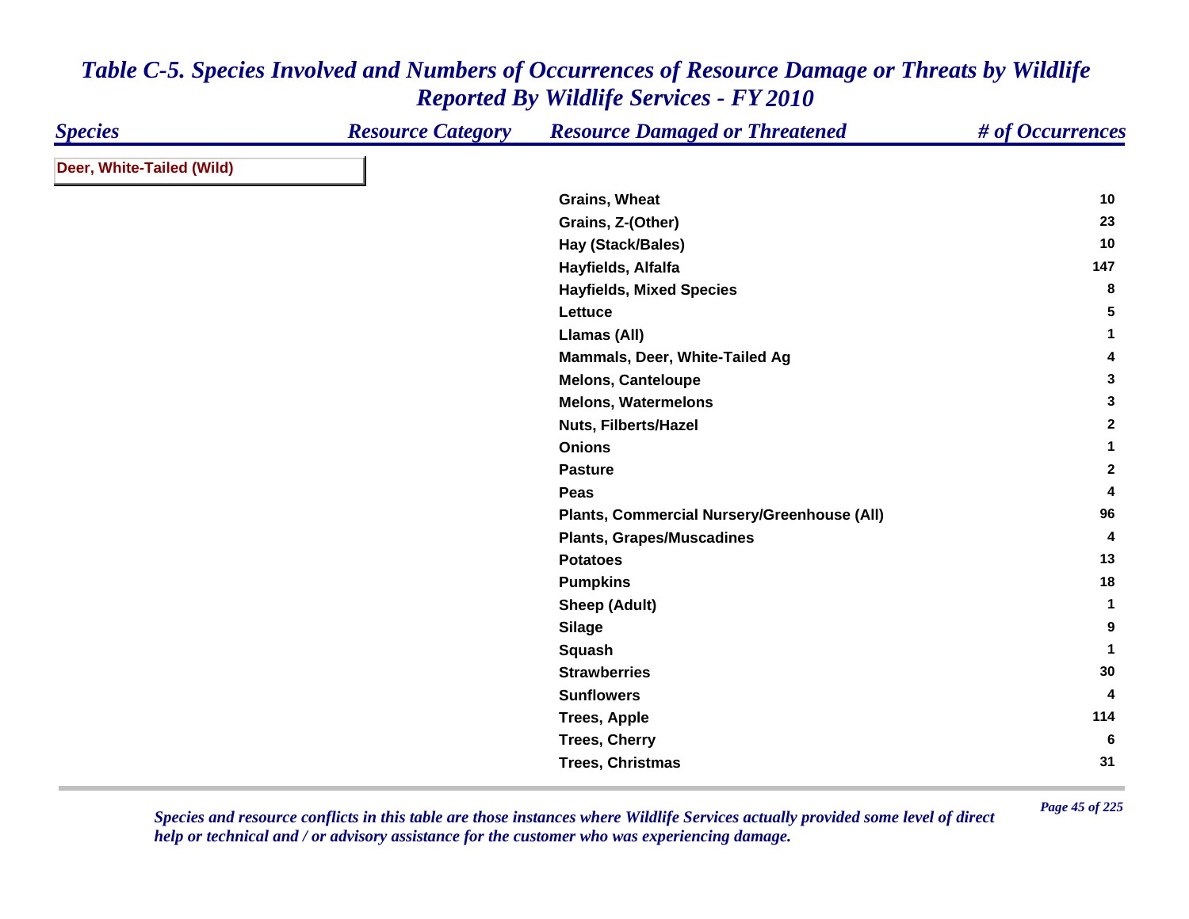# *Table C-5. Species Involved and Numbers of Occurrences of Resource Damage or Threats by Wildlife Reported By Wildlife Services - FY 2010*

| *Species* | *Resource Category* | *Resource Damaged or Threatened* | *# of Occurrences* |
|---|---|---|---|
| **Deer, White-Tailed (Wild)** | | | |
| | | Grains, Wheat | 10 |
| | | Grains, Z-(Other) | 23 |
| | | Hay (Stack/Bales) | 10 |
| | | Hayfields, Alfalfa | 147 |
| | | Hayfields, Mixed Species | 8 |
| | | Lettuce | 5 |
| | | Llamas (All) | 1 |
| | | Mammals, Deer, White-Tailed Ag | 4 |
| | | Melons, Canteloupe | 3 |
| | | Melons, Watermelons | 3 |
| | | Nuts, Filberts/Hazel | 2 |
| | | Onions | 1 |
| | | Pasture | 2 |
| | | Peas | 4 |
| | | Plants, Commercial Nursery/Greenhouse (All) | 96 |
| | | Plants, Grapes/Muscadines | 4 |
| | | Potatoes | 13 |
| | | Pumpkins | 18 |
| | | Sheep (Adult) | 1 |
| | | Silage | 9 |
| | | Squash | 1 |
| | | Strawberries | 30 |
| | | Sunflowers | 4 |
| | | Trees, Apple | 114 |
| | | Trees, Cherry | 6 |
| | | Trees, Christmas | 31 |

*Species and resource conflicts in this table are those instances where Wildlife Services actually provided some level of direct help or technical and / or advisory assistance for the customer who was experiencing damage.*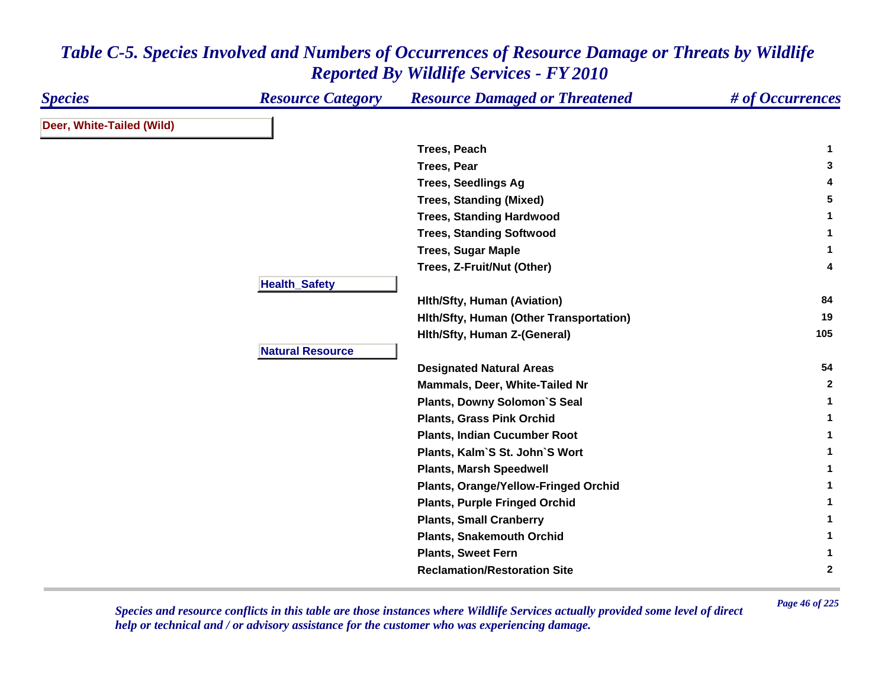# Table C-5. Species Involved and Numbers of Occurrences of Resource Damage or Threats by Wildlife Reported By Wildlife Services - FY 2010

| Species | Resource Category | Resource Damaged or Threatened | # of Occurrences |
|---|---|---|---|
| Deer, White-Tailed (Wild) | | | |
| | | Trees, Peach | 1 |
| | | Trees, Pear | 3 |
| | | Trees, Seedlings Ag | 4 |
| | | Trees, Standing (Mixed) | 5 |
| | | Trees, Standing Hardwood | 1 |
| | | Trees, Standing Softwood | 1 |
| | | Trees, Sugar Maple | 1 |
| | | Trees, Z-Fruit/Nut (Other) | 4 |
| | Health_Safety | | |
| | | Hlth/Sfty, Human (Aviation) | 84 |
| | | Hlth/Sfty, Human (Other Transportation) | 19 |
| | | Hlth/Sfty, Human Z-(General) | 105 |
| | Natural Resource | | |
| | | Designated Natural Areas | 54 |
| | | Mammals, Deer, White-Tailed Nr | 2 |
| | | Plants, Downy Solomon`S Seal | 1 |
| | | Plants, Grass Pink Orchid | 1 |
| | | Plants, Indian Cucumber Root | 1 |
| | | Plants, Kalm`S St. John`S Wort | 1 |
| | | Plants, Marsh Speedwell | 1 |
| | | Plants, Orange/Yellow-Fringed Orchid | 1 |
| | | Plants, Purple Fringed Orchid | 1 |
| | | Plants, Small Cranberry | 1 |
| | | Plants, Snakemouth Orchid | 1 |
| | | Plants, Sweet Fern | 1 |
| | | Reclamation/Restoration Site | 2 |

*Species and resource conflicts in this table are those instances where Wildlife Services actually provided some level of direct help or technical and / or advisory assistance for the customer who was experiencing damage.*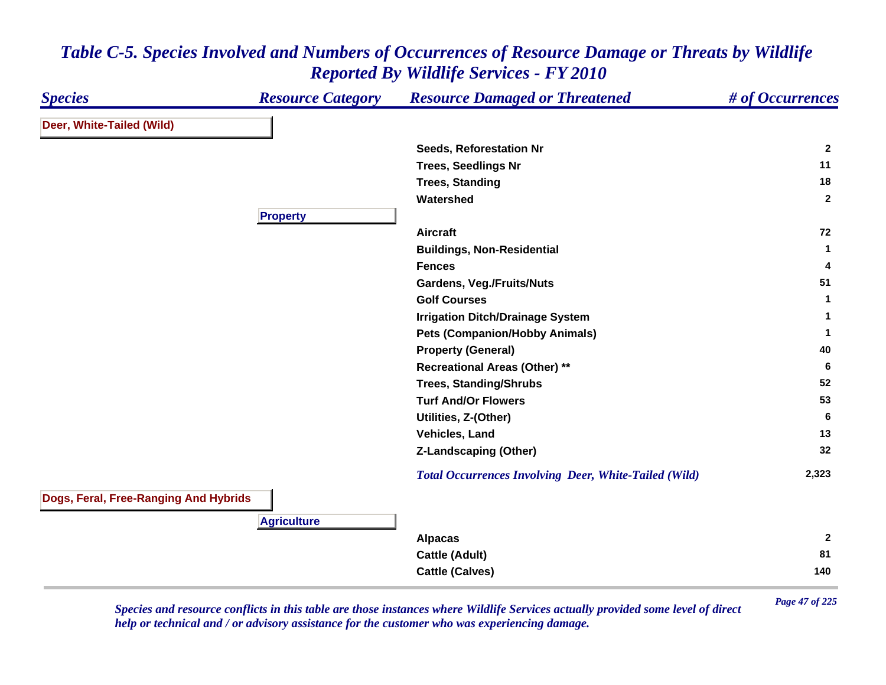# Table C-5. Species Involved and Numbers of Occurrences of Resource Damage or Threats by Wildlife Reported By Wildlife Services - FY 2010

| Species | Resource Category | Resource Damaged or Threatened | # of Occurrences |
|---|---|---|---|
| **Deer, White-Tailed (Wild)** | | | |
| | | Seeds, Reforestation Nr | 2 |
| | | Trees, Seedlings Nr | 11 |
| | | Trees, Standing | 18 |
| | | Watershed | 2 |
| | **Property** | | |
| | | Aircraft | 72 |
| | | Buildings, Non-Residential | 1 |
| | | Fences | 4 |
| | | Gardens, Veg./Fruits/Nuts | 51 |
| | | Golf Courses | 1 |
| | | Irrigation Ditch/Drainage System | 1 |
| | | Pets (Companion/Hobby Animals) | 1 |
| | | Property (General) | 40 |
| | | Recreational Areas (Other) ** | 6 |
| | | Trees, Standing/Shrubs | 52 |
| | | Turf And/Or Flowers | 53 |
| | | Utilities, Z-(Other) | 6 |
| | | Vehicles, Land | 13 |
| | | Z-Landscaping (Other) | 32 |
| | | *Total Occurrences Involving Deer, White-Tailed (Wild)* | 2,323 |
| **Dogs, Feral, Free-Ranging And Hybrids** | | | |
| | **Agriculture** | | |
| | | Alpacas | 2 |
| | | Cattle (Adult) | 81 |
| | | Cattle (Calves) | 140 |

*Species and resource conflicts in this table are those instances where Wildlife Services actually provided some level of direct help or technical and / or advisory assistance for the customer who was experiencing damage.*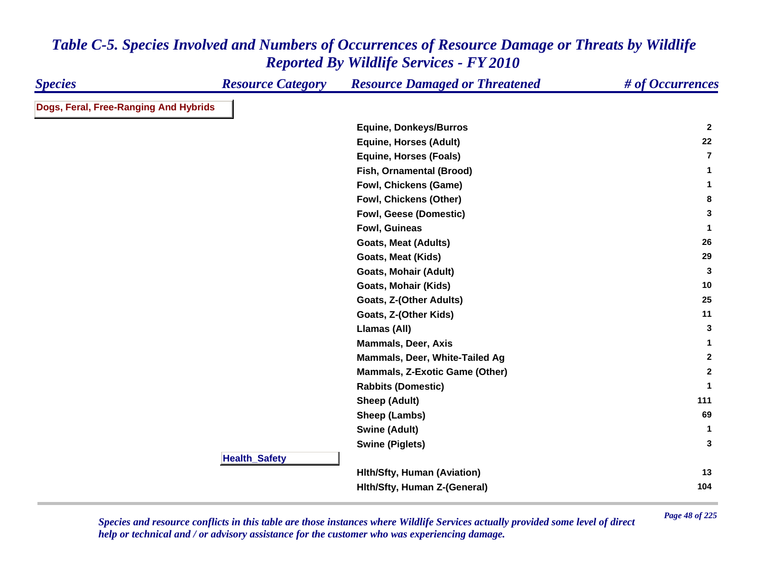## *Table C-5. Species Involved and Numbers of Occurrences of Resource Damage or Threats by Wildlife Reported By Wildlife Services - FY 2010*

| *Species* | *Resource Category* | *Resource Damaged or Threatened* | *# of Occurrences* |
|---|---|---|---|
| **Dogs, Feral, Free-Ranging And Hybrids** | | | |
| | | **Equine, Donkeys/Burros** | **2** |
| | | **Equine, Horses (Adult)** | **22** |
| | | **Equine, Horses (Foals)** | **7** |
| | | **Fish, Ornamental (Brood)** | **1** |
| | | **Fowl, Chickens (Game)** | **1** |
| | | **Fowl, Chickens (Other)** | **8** |
| | | **Fowl, Geese (Domestic)** | **3** |
| | | **Fowl, Guineas** | **1** |
| | | **Goats, Meat (Adults)** | **26** |
| | | **Goats, Meat (Kids)** | **29** |
| | | **Goats, Mohair (Adult)** | **3** |
| | | **Goats, Mohair (Kids)** | **10** |
| | | **Goats, Z-(Other Adults)** | **25** |
| | | **Goats, Z-(Other Kids)** | **11** |
| | | **Llamas (All)** | **3** |
| | | **Mammals, Deer, Axis** | **1** |
| | | **Mammals, Deer, White-Tailed Ag** | **2** |
| | | **Mammals, Z-Exotic Game (Other)** | **2** |
| | | **Rabbits (Domestic)** | **1** |
| | | **Sheep (Adult)** | **111** |
| | | **Sheep (Lambs)** | **69** |
| | | **Swine (Adult)** | **1** |
| | | **Swine (Piglets)** | **3** |
| | **Health_Safety** | | |
| | | **Hlth/Sfty, Human (Aviation)** | **13** |
| | | **Hlth/Sfty, Human Z-(General)** | **104** |

*Species and resource conflicts in this table are those instances where Wildlife Services actually provided some level of direct help or technical and / or advisory assistance for the customer who was experiencing damage.*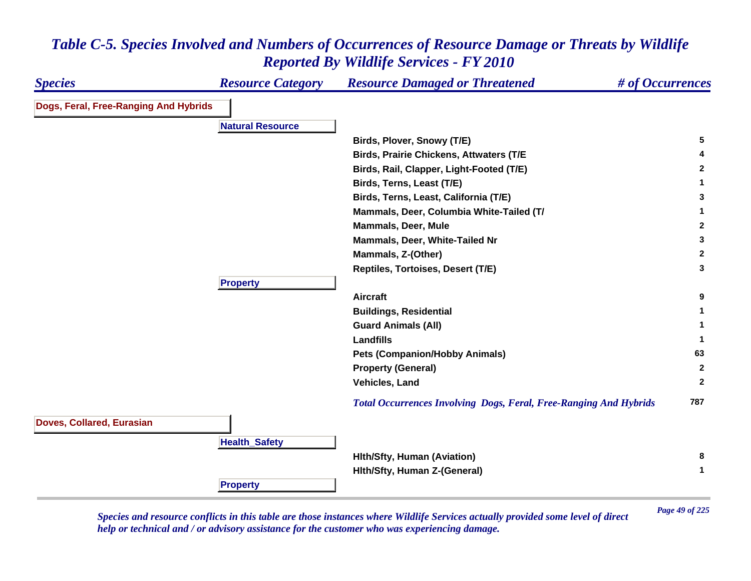## Table C-5. Species Involved and Numbers of Occurrences of Resource Damage or Threats by Wildlife Reported By Wildlife Services - FY 2010

| Species | Resource Category | Resource Damaged or Threatened | # of Occurrences |
|---|---|---|---|
| **Dogs, Feral, Free-Ranging And Hybrids** | | | |
| | **Natural Resource** | | |
| | | Birds, Plover, Snowy (T/E) | 5 |
| | | Birds, Prairie Chickens, Attwaters (T/E | 4 |
| | | Birds, Rail, Clapper, Light-Footed (T/E) | 2 |
| | | Birds, Terns, Least (T/E) | 1 |
| | | Birds, Terns, Least, California (T/E) | 3 |
| | | Mammals, Deer, Columbia White-Tailed (T/ | 1 |
| | | Mammals, Deer, Mule | 2 |
| | | Mammals, Deer, White-Tailed Nr | 3 |
| | | Mammals, Z-(Other) | 2 |
| | | Reptiles, Tortoises, Desert (T/E) | 3 |
| | **Property** | | |
| | | Aircraft | 9 |
| | | Buildings, Residential | 1 |
| | | Guard Animals (All) | 1 |
| | | Landfills | 1 |
| | | Pets (Companion/Hobby Animals) | 63 |
| | | Property (General) | 2 |
| | | Vehicles, Land | 2 |
| | | *Total Occurrences Involving Dogs, Feral, Free-Ranging And Hybrids* | 787 |
| **Doves, Collared, Eurasian** | | | |
| | **Health_Safety** | | |
| | | Hlth/Sfty, Human (Aviation) | 8 |
| | | Hlth/Sfty, Human Z-(General) | 1 |
| | **Property** | | |

*Species and resource conflicts in this table are those instances where Wildlife Services actually provided some level of direct help or technical and / or advisory assistance for the customer who was experiencing damage.*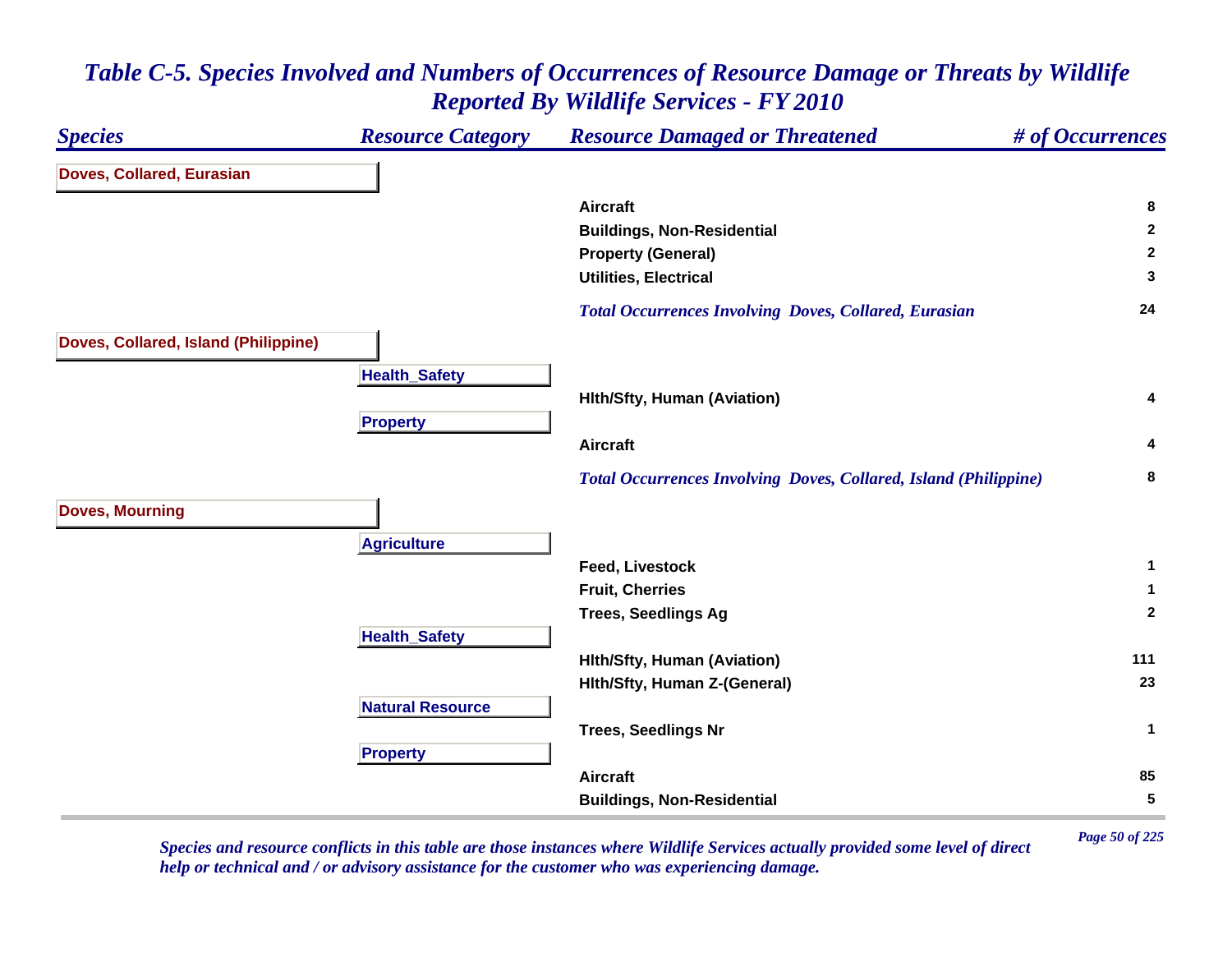# *Table C-5. Species Involved and Numbers of Occurrences of Resource Damage or Threats by Wildlife Reported By Wildlife Services - FY 2010*

| Species | Resource Category | Resource Damaged or Threatened | # of Occurrences |
|---|---|---|---|
| **Doves, Collared, Eurasian** | | | |
| | | **Aircraft** | **8** |
| | | **Buildings, Non-Residential** | **2** |
| | | **Property (General)** | **2** |
| | | **Utilities, Electrical** | **3** |
| | | ***Total Occurrences Involving Doves, Collared, Eurasian*** | **24** |
| **Doves, Collared, Island (Philippine)** | | | |
| | **Health_Safety** | | |
| | | **Hlth/Sfty, Human (Aviation)** | **4** |
| | **Property** | | |
| | | **Aircraft** | **4** |
| | | ***Total Occurrences Involving Doves, Collared, Island (Philippine)*** | **8** |
| **Doves, Mourning** | | | |
| | **Agriculture** | | |
| | | **Feed, Livestock** | **1** |
| | | **Fruit, Cherries** | **1** |
| | | **Trees, Seedlings Ag** | **2** |
| | **Health_Safety** | | |
| | | **Hlth/Sfty, Human (Aviation)** | **111** |
| | | **Hlth/Sfty, Human Z-(General)** | **23** |
| | **Natural Resource** | | |
| | | **Trees, Seedlings Nr** | **1** |
| | **Property** | | |
| | | **Aircraft** | **85** |
| | | **Buildings, Non-Residential** | **5** |

*Species and resource conflicts in this table are those instances where Wildlife Services actually provided some level of direct help or technical and / or advisory assistance for the customer who was experiencing damage.*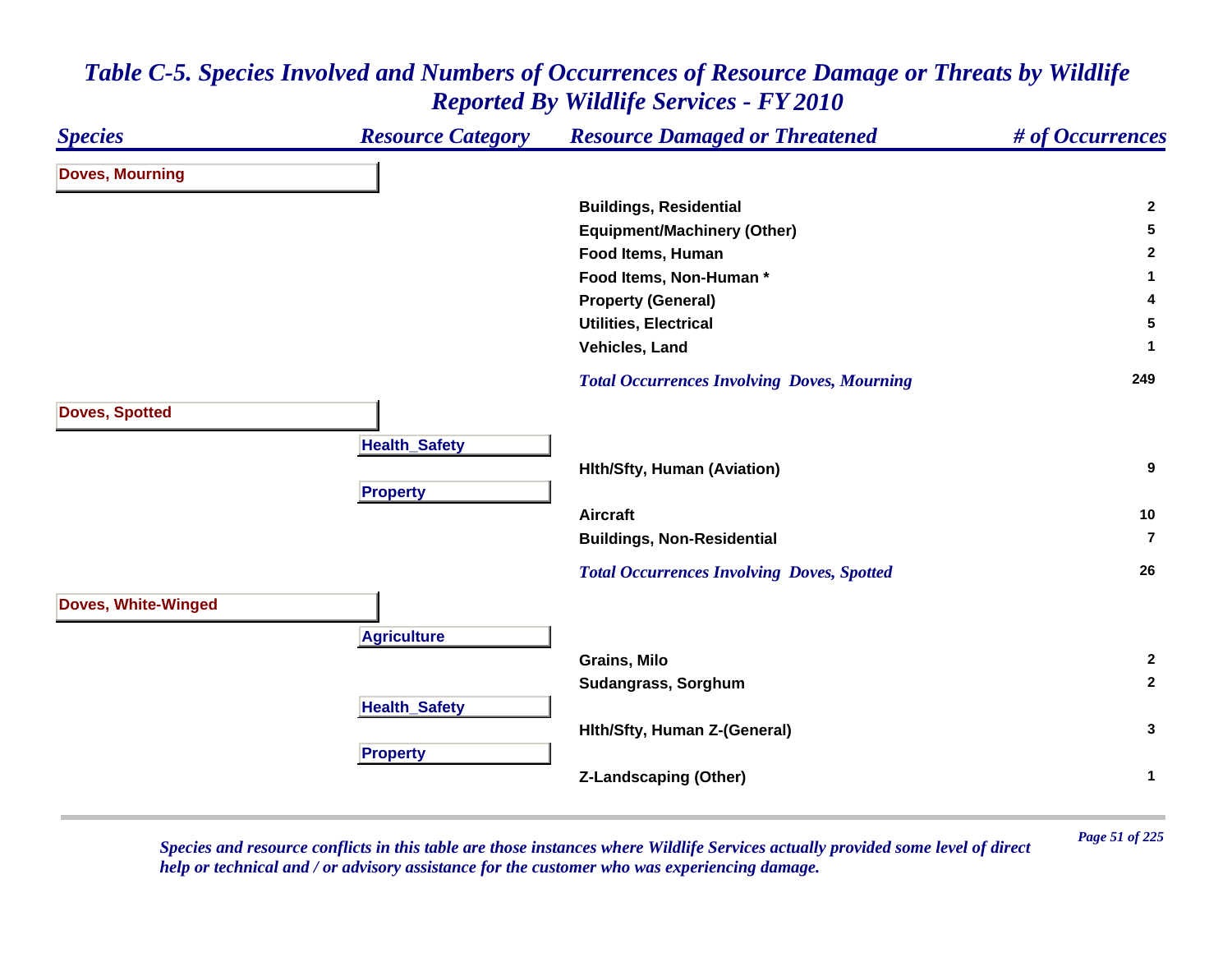# Table C-5. Species Involved and Numbers of Occurrences of Resource Damage or Threats by Wildlife Reported By Wildlife Services - FY 2010

| Species | Resource Category | Resource Damaged or Threatened | # of Occurrences |
|---|---|---|---|
| **Doves, Mourning** | | | |
| | | Buildings, Residential | 2 |
| | | Equipment/Machinery (Other) | 5 |
| | | Food Items, Human | 2 |
| | | Food Items, Non-Human * | 1 |
| | | Property (General) | 4 |
| | | Utilities, Electrical | 5 |
| | | Vehicles, Land | 1 |
| | | *Total Occurrences Involving Doves, Mourning* | 249 |
| **Doves, Spotted** | | | |
| | **Health_Safety** | | |
| | | Hlth/Sfty, Human (Aviation) | 9 |
| | **Property** | | |
| | | Aircraft | 10 |
| | | Buildings, Non-Residential | 7 |
| | | *Total Occurrences Involving Doves, Spotted* | 26 |
| **Doves, White-Winged** | | | |
| | **Agriculture** | | |
| | | Grains, Milo | 2 |
| | | Sudangrass, Sorghum | 2 |
| | **Health_Safety** | | |
| | | Hlth/Sfty, Human Z-(General) | 3 |
| | **Property** | | |
| | | Z-Landscaping (Other) | 1 |

*Species and resource conflicts in this table are those instances where Wildlife Services actually provided some level of direct help or technical and / or advisory assistance for the customer who was experiencing damage.*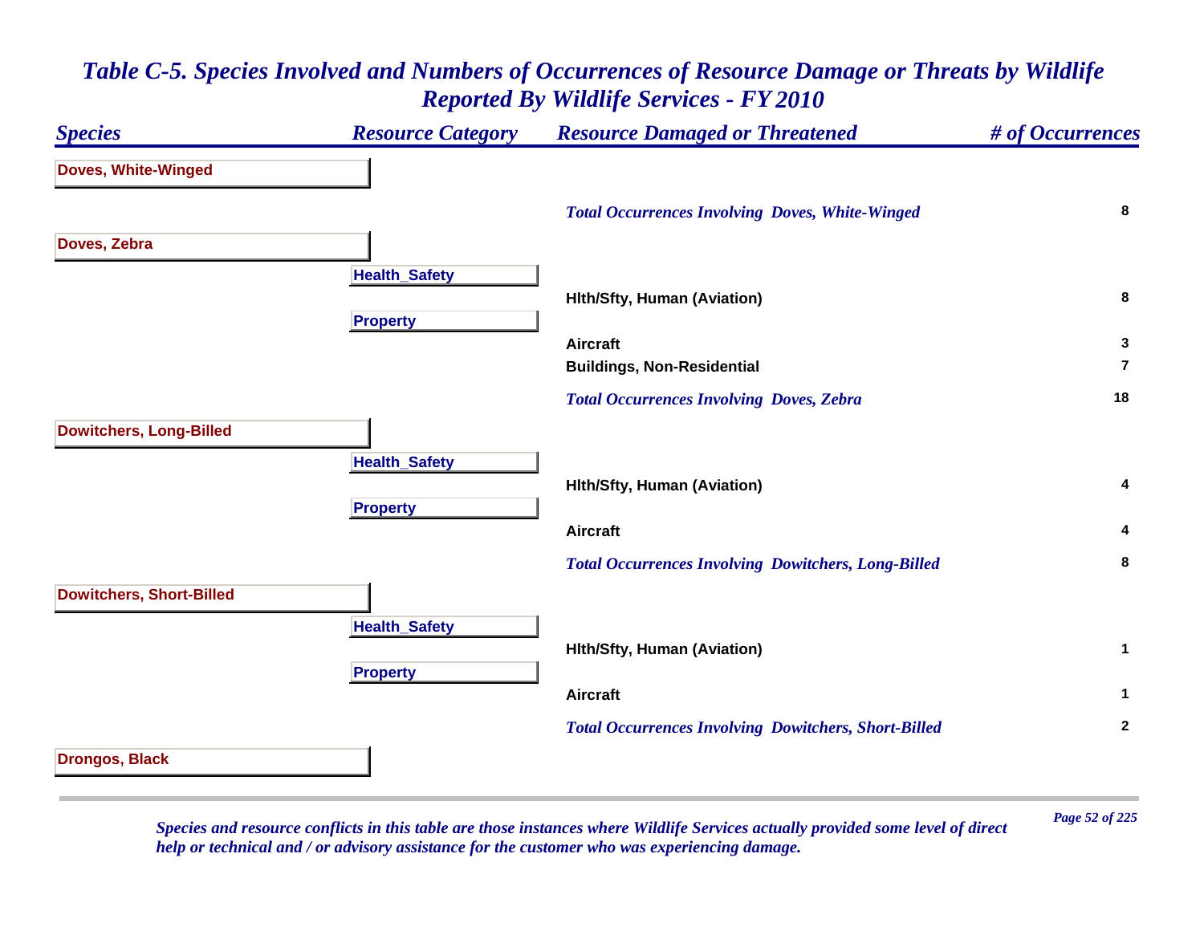# Table C-5. Species Involved and Numbers of Occurrences of Resource Damage or Threats by Wildlife Reported By Wildlife Services - FY 2010

| Species | Resource Category | Resource Damaged or Threatened | # of Occurrences |
|---|---|---|---|
| **Doves, White-Winged** | | | |
| | | *Total Occurrences Involving Doves, White-Winged* | 8 |
| **Doves, Zebra** | | | |
| | **Health_Safety** | | |
| | | Hlth/Sfty, Human (Aviation) | 8 |
| | **Property** | | |
| | | Aircraft | 3 |
| | | Buildings, Non-Residential | 7 |
| | | *Total Occurrences Involving Doves, Zebra* | 18 |
| **Dowitchers, Long-Billed** | | | |
| | **Health_Safety** | | |
| | | Hlth/Sfty, Human (Aviation) | 4 |
| | **Property** | | |
| | | Aircraft | 4 |
| | | *Total Occurrences Involving Dowitchers, Long-Billed* | 8 |
| **Dowitchers, Short-Billed** | | | |
| | **Health_Safety** | | |
| | | Hlth/Sfty, Human (Aviation) | 1 |
| | **Property** | | |
| | | Aircraft | 1 |
| | | *Total Occurrences Involving Dowitchers, Short-Billed* | 2 |
| **Drongos, Black** | | | |

*Species and resource conflicts in this table are those instances where Wildlife Services actually provided some level of direct help or technical and / or advisory assistance for the customer who was experiencing damage.*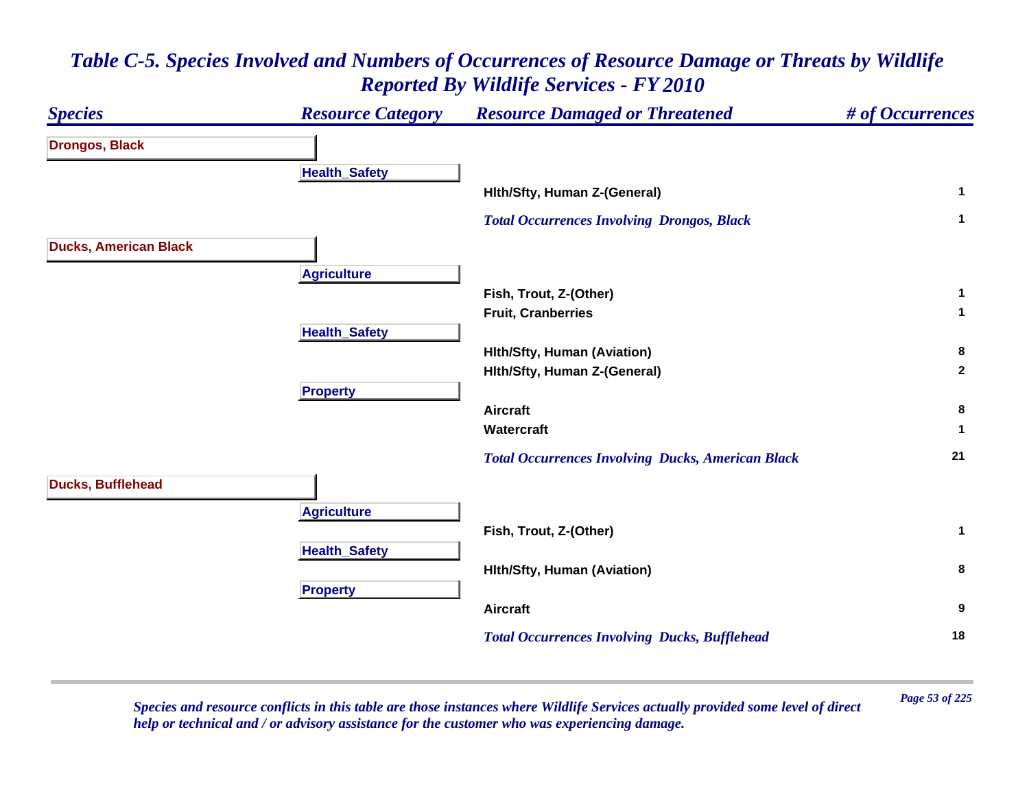# *Table C-5. Species Involved and Numbers of Occurrences of Resource Damage or Threats by Wildlife Reported By Wildlife Services - FY 2010*

| *Species* | *Resource Category* | *Resource Damaged or Threatened* | *# of Occurrences* |
|---|---|---|---|
| **Drongos, Black** | | | |
| | **Health_Safety** | | |
| | | **Hlth/Sfty, Human Z-(General)** | **1** |
| | | ***Total Occurrences Involving Drongos, Black*** | **1** |
| **Ducks, American Black** | | | |
| | **Agriculture** | | |
| | | **Fish, Trout, Z-(Other)** | **1** |
| | | **Fruit, Cranberries** | **1** |
| | **Health_Safety** | | |
| | | **Hlth/Sfty, Human (Aviation)** | **8** |
| | | **Hlth/Sfty, Human Z-(General)** | **2** |
| | **Property** | | |
| | | **Aircraft** | **8** |
| | | **Watercraft** | **1** |
| | | ***Total Occurrences Involving Ducks, American Black*** | **21** |
| **Ducks, Bufflehead** | | | |
| | **Agriculture** | | |
| | | **Fish, Trout, Z-(Other)** | **1** |
| | **Health_Safety** | | |
| | | **Hlth/Sfty, Human (Aviation)** | **8** |
| | **Property** | | |
| | | **Aircraft** | **9** |
| | | ***Total Occurrences Involving Ducks, Bufflehead*** | **18** |

*Species and resource conflicts in this table are those instances where Wildlife Services actually provided some level of direct help or technical and / or advisory assistance for the customer who was experiencing damage.*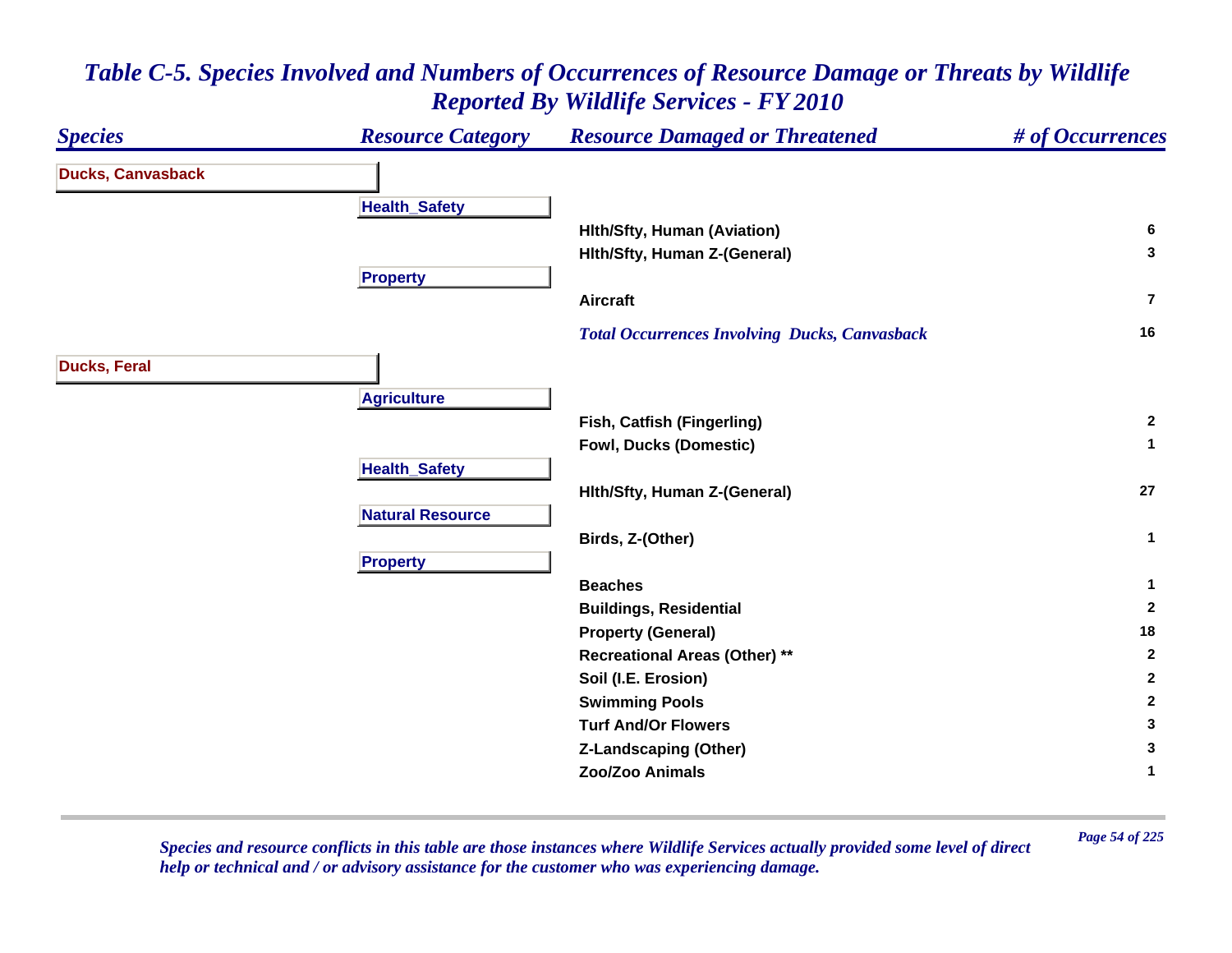## *Table C-5. Species Involved and Numbers of Occurrences of Resource Damage or Threats by Wildlife Reported By Wildlife Services - FY 2010*

| Species | Resource Category | Resource Damaged or Threatened | # of Occurrences |
|---|---|---|---|
| **Ducks, Canvasback** | | | |
| | **Health_Safety** | | |
| | | Hlth/Sfty, Human (Aviation) | 6 |
| | | Hlth/Sfty, Human Z-(General) | 3 |
| | **Property** | | |
| | | Aircraft | 7 |
| | | *Total Occurrences Involving Ducks, Canvasback* | 16 |
| **Ducks, Feral** | | | |
| | **Agriculture** | | |
| | | Fish, Catfish (Fingerling) | 2 |
| | | Fowl, Ducks (Domestic) | 1 |
| | **Health_Safety** | | |
| | | Hlth/Sfty, Human Z-(General) | 27 |
| | **Natural Resource** | | |
| | | Birds, Z-(Other) | 1 |
| | **Property** | | |
| | | Beaches | 1 |
| | | Buildings, Residential | 2 |
| | | Property (General) | 18 |
| | | Recreational Areas (Other) ** | 2 |
| | | Soil (I.E. Erosion) | 2 |
| | | Swimming Pools | 2 |
| | | Turf And/Or Flowers | 3 |
| | | Z-Landscaping (Other) | 3 |
| | | Zoo/Zoo Animals | 1 |

*Species and resource conflicts in this table are those instances where Wildlife Services actually provided some level of direct help or technical and / or advisory assistance for the customer who was experiencing damage.*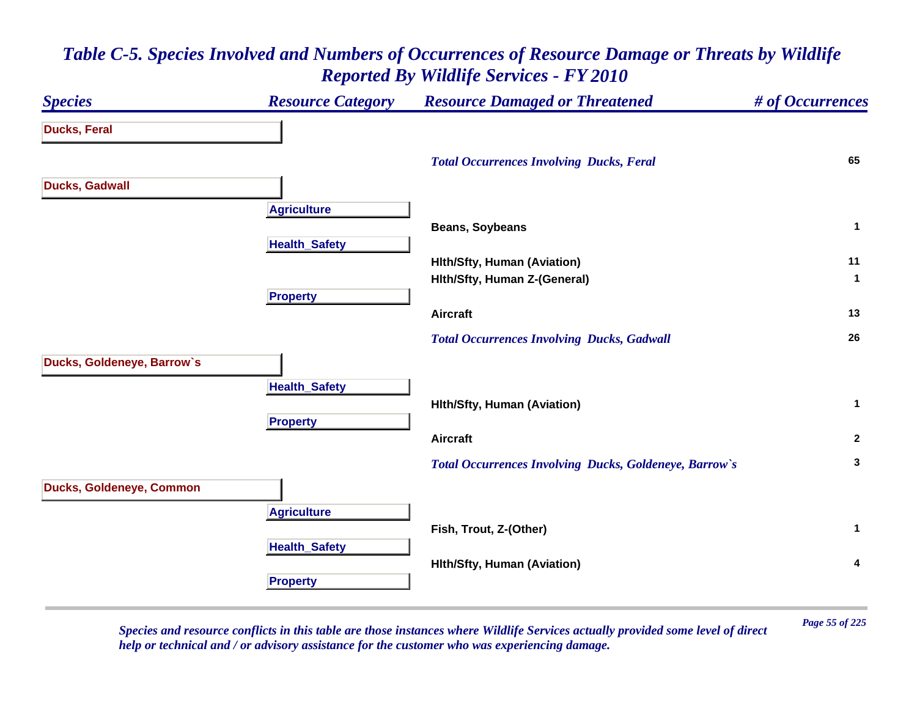# *Table C-5. Species Involved and Numbers of Occurrences of Resource Damage or Threats by Wildlife Reported By Wildlife Services - FY 2010*

| Species | Resource Category | Resource Damaged or Threatened | # of Occurrences |
|---|---|---|---|
| **Ducks, Feral** | | | |
| | | *Total Occurrences Involving Ducks, Feral* | 65 |
| **Ducks, Gadwall** | | | |
| | **Agriculture** | | |
| | | Beans, Soybeans | 1 |
| | **Health_Safety** | | |
| | | Hlth/Sfty, Human (Aviation) | 11 |
| | | Hlth/Sfty, Human Z-(General) | 1 |
| | **Property** | | |
| | | Aircraft | 13 |
| | | *Total Occurrences Involving Ducks, Gadwall* | 26 |
| **Ducks, Goldeneye, Barrow`s** | | | |
| | **Health_Safety** | | |
| | | Hlth/Sfty, Human (Aviation) | 1 |
| | **Property** | | |
| | | Aircraft | 2 |
| | | *Total Occurrences Involving Ducks, Goldeneye, Barrow`s* | 3 |
| **Ducks, Goldeneye, Common** | | | |
| | **Agriculture** | | |
| | | Fish, Trout, Z-(Other) | 1 |
| | **Health_Safety** | | |
| | | Hlth/Sfty, Human (Aviation) | 4 |
| | **Property** | | |

*Species and resource conflicts in this table are those instances where Wildlife Services actually provided some level of direct help or technical and / or advisory assistance for the customer who was experiencing damage.*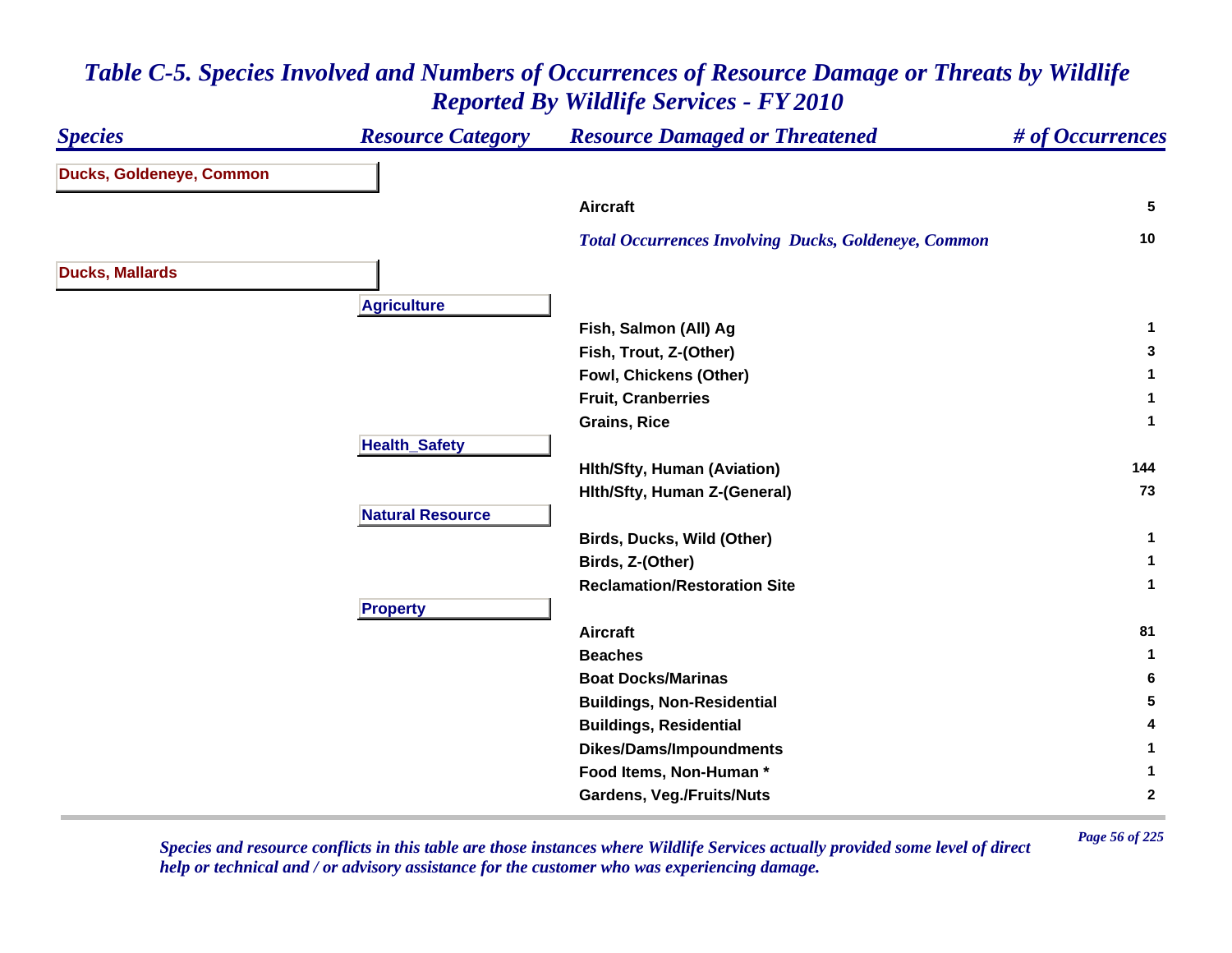# *Table C-5. Species Involved and Numbers of Occurrences of Resource Damage or Threats by Wildlife Reported By Wildlife Services - FY 2010*

| *Species* | *Resource Category* | *Resource Damaged or Threatened* | *# of Occurrences* |
|---|---|---|---|
| **Ducks, Goldeneye, Common** | | | |
| | | **Aircraft** | **5** |
| | | ***Total Occurrences Involving Ducks, Goldeneye, Common*** | **10** |
| **Ducks, Mallards** | | | |
| | **Agriculture** | | |
| | | **Fish, Salmon (All) Ag** | **1** |
| | | **Fish, Trout, Z-(Other)** | **3** |
| | | **Fowl, Chickens (Other)** | **1** |
| | | **Fruit, Cranberries** | **1** |
| | | **Grains, Rice** | **1** |
| | **Health_Safety** | | |
| | | **Hlth/Sfty, Human (Aviation)** | **144** |
| | | **Hlth/Sfty, Human Z-(General)** | **73** |
| | **Natural Resource** | | |
| | | **Birds, Ducks, Wild (Other)** | **1** |
| | | **Birds, Z-(Other)** | **1** |
| | | **Reclamation/Restoration Site** | **1** |
| | **Property** | | |
| | | **Aircraft** | **81** |
| | | **Beaches** | **1** |
| | | **Boat Docks/Marinas** | **6** |
| | | **Buildings, Non-Residential** | **5** |
| | | **Buildings, Residential** | **4** |
| | | **Dikes/Dams/Impoundments** | **1** |
| | | **Food Items, Non-Human *** | **1** |
| | | **Gardens, Veg./Fruits/Nuts** | **2** |

*Species and resource conflicts in this table are those instances where Wildlife Services actually provided some level of direct help or technical and / or advisory assistance for the customer who was experiencing damage.*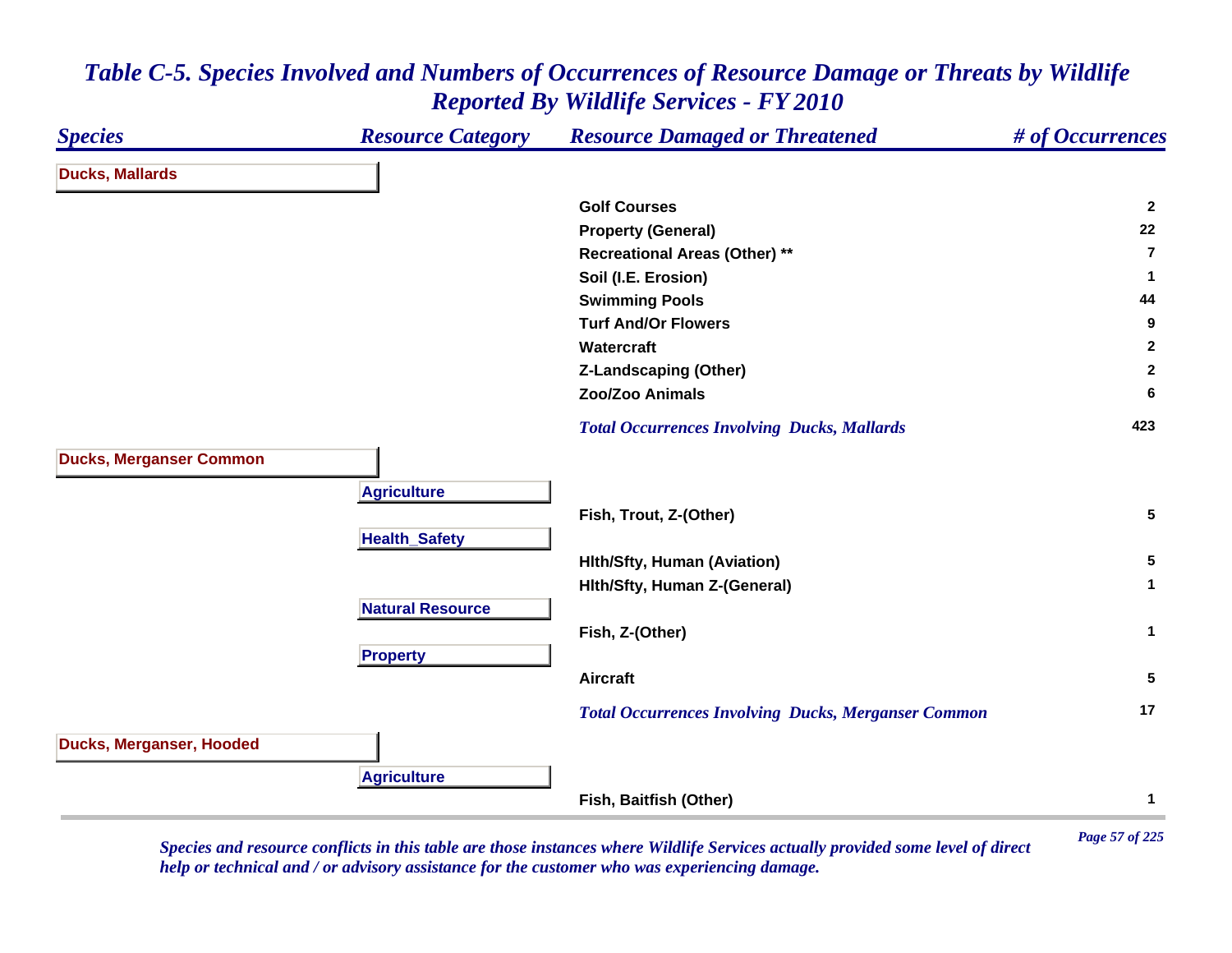# *Table C-5. Species Involved and Numbers of Occurrences of Resource Damage or Threats by Wildlife Reported By Wildlife Services - FY 2010*

| *Species* | *Resource Category* | *Resource Damaged or Threatened* | *# of Occurrences* |
|---|---|---|---|
| **Ducks, Mallards** | | | |
| | | **Golf Courses** | **2** |
| | | **Property (General)** | **22** |
| | | **Recreational Areas (Other) **** | **7** |
| | | **Soil (I.E. Erosion)** | **1** |
| | | **Swimming Pools** | **44** |
| | | **Turf And/Or Flowers** | **9** |
| | | **Watercraft** | **2** |
| | | **Z-Landscaping (Other)** | **2** |
| | | **Zoo/Zoo Animals** | **6** |
| | | ***Total Occurrences Involving Ducks, Mallards*** | **423** |
| **Ducks, Merganser Common** | | | |
| | **Agriculture** | | |
| | | **Fish, Trout, Z-(Other)** | **5** |
| | **Health_Safety** | | |
| | | **Hlth/Sfty, Human (Aviation)** | **5** |
| | | **Hlth/Sfty, Human Z-(General)** | **1** |
| | **Natural Resource** | | |
| | | **Fish, Z-(Other)** | **1** |
| | **Property** | | |
| | | **Aircraft** | **5** |
| | | ***Total Occurrences Involving Ducks, Merganser Common*** | **17** |
| **Ducks, Merganser, Hooded** | | | |
| | **Agriculture** | | |
| | | **Fish, Baitfish (Other)** | **1** |

*Species and resource conflicts in this table are those instances where Wildlife Services actually provided some level of direct help or technical and / or advisory assistance for the customer who was experiencing damage.*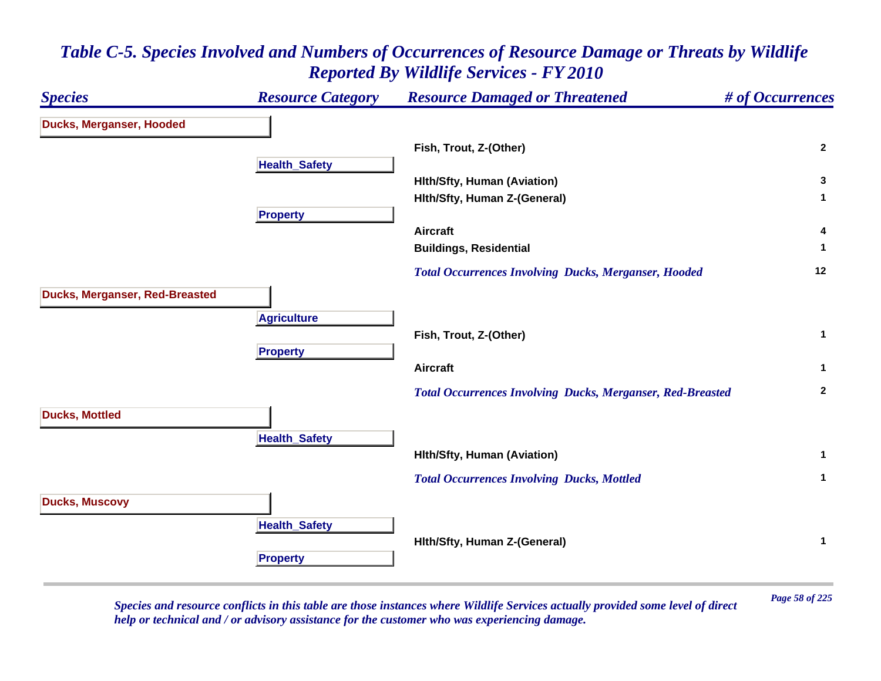# Table C-5. Species Involved and Numbers of Occurrences of Resource Damage or Threats by Wildlife Reported By Wildlife Services - FY 2010

| Species | Resource Category | Resource Damaged or Threatened | # of Occurrences |
|---|---|---|---|
| **Ducks, Merganser, Hooded** | | | |
| | | Fish, Trout, Z-(Other) | 2 |
| | **Health_Safety** | | |
| | | Hlth/Sfty, Human (Aviation) | 3 |
| | | Hlth/Sfty, Human Z-(General) | 1 |
| | **Property** | | |
| | | Aircraft | 4 |
| | | Buildings, Residential | 1 |
| | | *Total Occurrences Involving Ducks, Merganser, Hooded* | 12 |
| **Ducks, Merganser, Red-Breasted** | | | |
| | **Agriculture** | | |
| | | Fish, Trout, Z-(Other) | 1 |
| | **Property** | | |
| | | Aircraft | 1 |
| | | *Total Occurrences Involving Ducks, Merganser, Red-Breasted* | 2 |
| **Ducks, Mottled** | | | |
| | **Health_Safety** | | |
| | | Hlth/Sfty, Human (Aviation) | 1 |
| | | *Total Occurrences Involving Ducks, Mottled* | 1 |
| **Ducks, Muscovy** | | | |
| | **Health_Safety** | | |
| | | Hlth/Sfty, Human Z-(General) | 1 |
| | **Property** | | |

*Species and resource conflicts in this table are those instances where Wildlife Services actually provided some level of direct help or technical and / or advisory assistance for the customer who was experiencing damage.*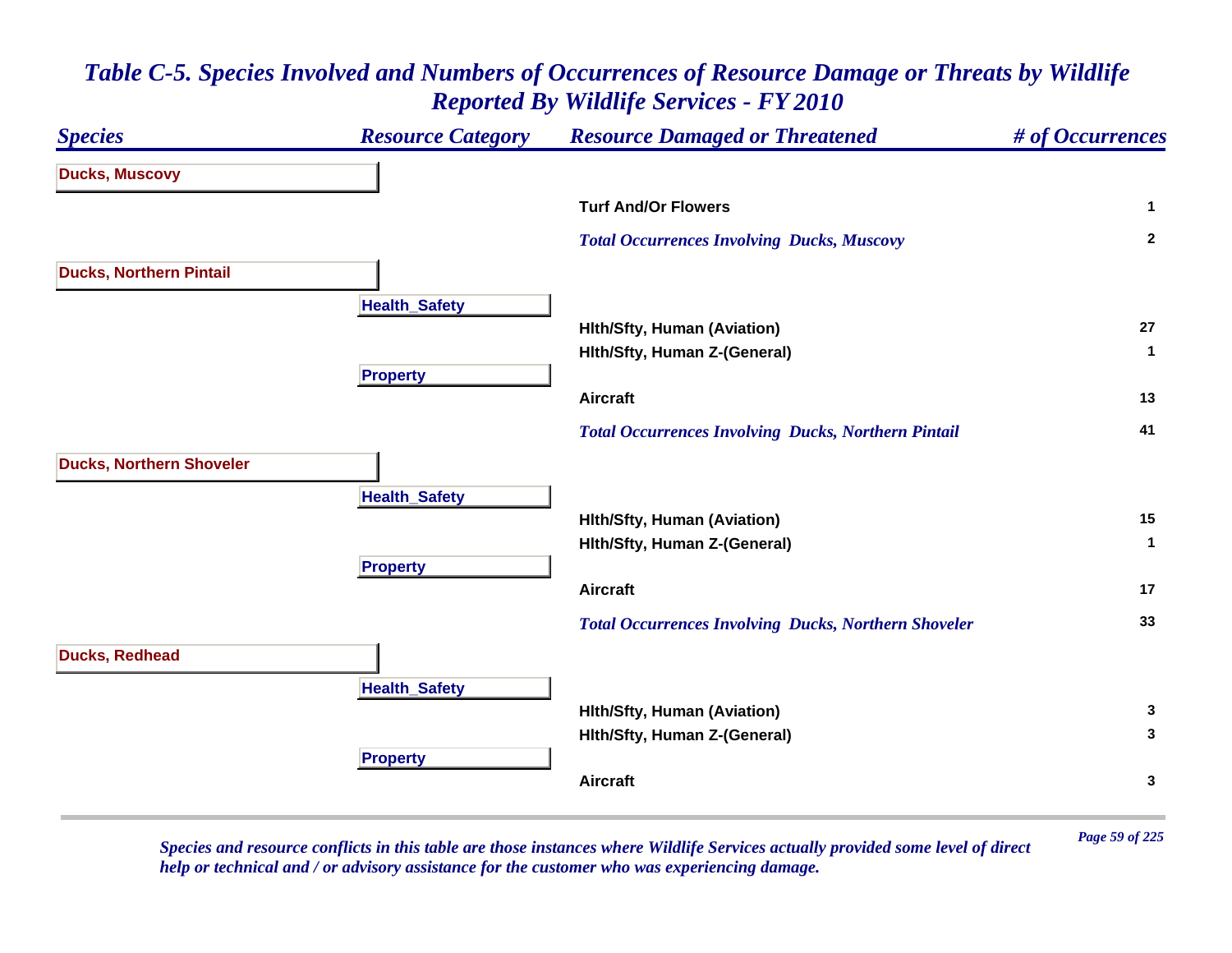# Table C-5. Species Involved and Numbers of Occurrences of Resource Damage or Threats by Wildlife Reported By Wildlife Services - FY 2010

| Species | Resource Category | Resource Damaged or Threatened | # of Occurrences |
|---|---|---|---|
| **Ducks, Muscovy** | | | |
| | | Turf And/Or Flowers | 1 |
| | | *Total Occurrences Involving Ducks, Muscovy* | 2 |
| **Ducks, Northern Pintail** | | | |
| | **Health_Safety** | | |
| | | Hlth/Sfty, Human (Aviation) | 27 |
| | | Hlth/Sfty, Human Z-(General) | 1 |
| | **Property** | | |
| | | Aircraft | 13 |
| | | *Total Occurrences Involving Ducks, Northern Pintail* | 41 |
| **Ducks, Northern Shoveler** | | | |
| | **Health_Safety** | | |
| | | Hlth/Sfty, Human (Aviation) | 15 |
| | | Hlth/Sfty, Human Z-(General) | 1 |
| | **Property** | | |
| | | Aircraft | 17 |
| | | *Total Occurrences Involving Ducks, Northern Shoveler* | 33 |
| **Ducks, Redhead** | | | |
| | **Health_Safety** | | |
| | | Hlth/Sfty, Human (Aviation) | 3 |
| | | Hlth/Sfty, Human Z-(General) | 3 |
| | **Property** | | |
| | | Aircraft | 3 |

*Species and resource conflicts in this table are those instances where Wildlife Services actually provided some level of direct help or technical and / or advisory assistance for the customer who was experiencing damage.*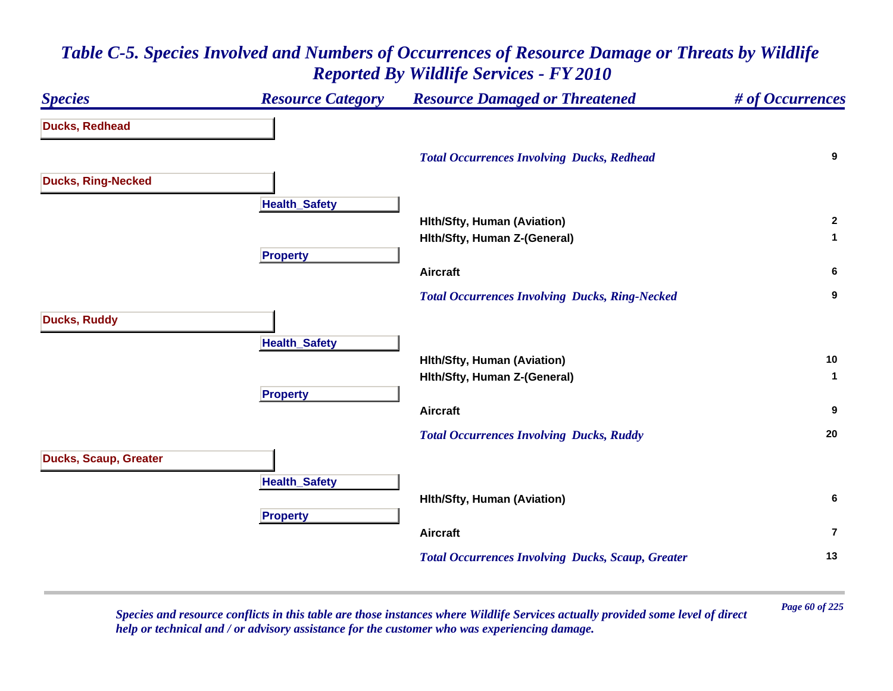# *Table C-5. Species Involved and Numbers of Occurrences of Resource Damage or Threats by Wildlife Reported By Wildlife Services - FY 2010*

| Species | Resource Category | Resource Damaged or Threatened | # of Occurrences |
|---|---|---|---|
| **Ducks, Redhead** | | | |
| | | *Total Occurrences Involving Ducks, Redhead* | 9 |
| **Ducks, Ring-Necked** | | | |
| | **Health_Safety** | | |
| | | Hlth/Sfty, Human (Aviation) | 2 |
| | | Hlth/Sfty, Human Z-(General) | 1 |
| | **Property** | | |
| | | Aircraft | 6 |
| | | *Total Occurrences Involving Ducks, Ring-Necked* | 9 |
| **Ducks, Ruddy** | | | |
| | **Health_Safety** | | |
| | | Hlth/Sfty, Human (Aviation) | 10 |
| | | Hlth/Sfty, Human Z-(General) | 1 |
| | **Property** | | |
| | | Aircraft | 9 |
| | | *Total Occurrences Involving Ducks, Ruddy* | 20 |
| **Ducks, Scaup, Greater** | | | |
| | **Health_Safety** | | |
| | | Hlth/Sfty, Human (Aviation) | 6 |
| | **Property** | | |
| | | Aircraft | 7 |
| | | *Total Occurrences Involving Ducks, Scaup, Greater* | 13 |

*Species and resource conflicts in this table are those instances where Wildlife Services actually provided some level of direct help or technical and / or advisory assistance for the customer who was experiencing damage.*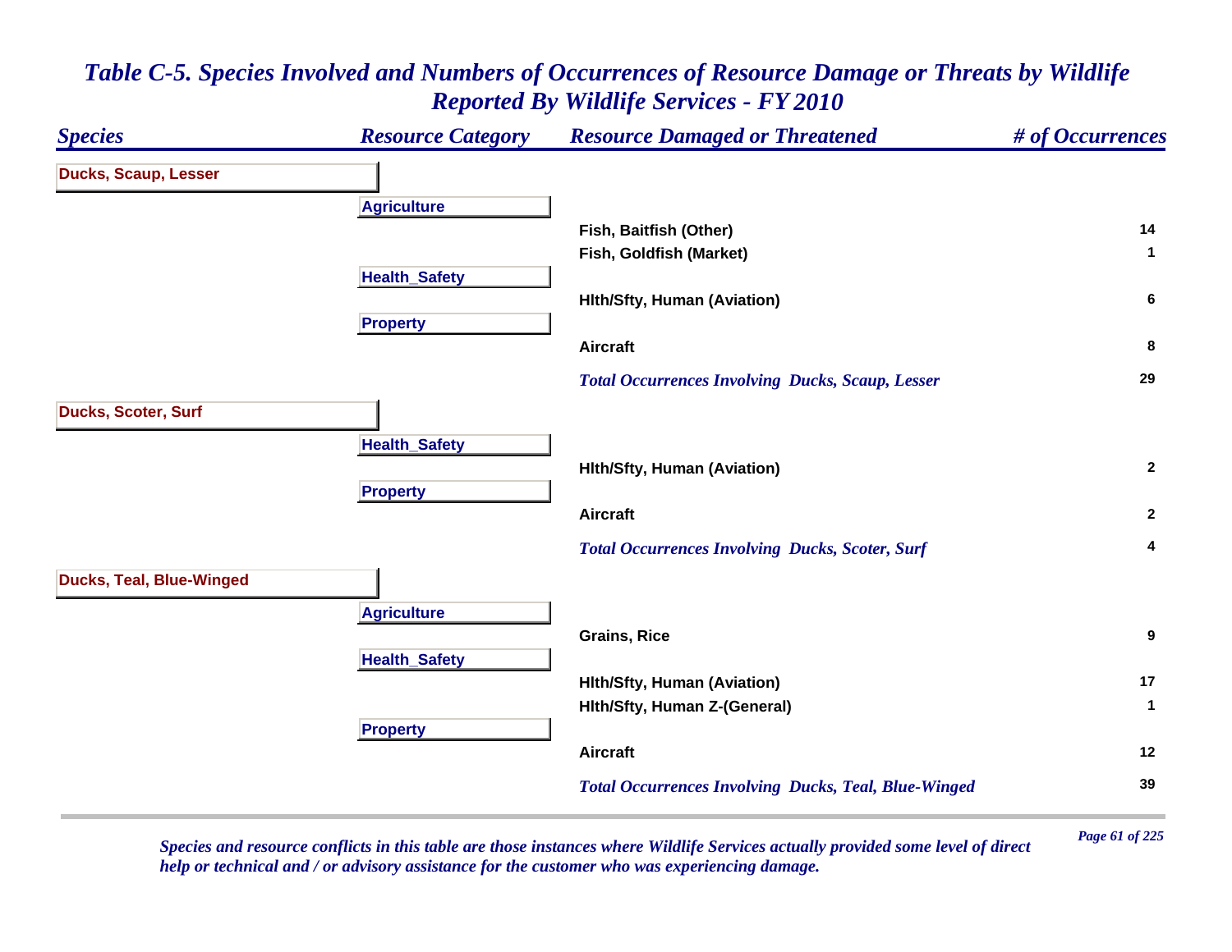# *Table C-5. Species Involved and Numbers of Occurrences of Resource Damage or Threats by Wildlife Reported By Wildlife Services - FY 2010*

| *Species* | *Resource Category* | *Resource Damaged or Threatened* | *# of Occurrences* |
|---|---|---|---|
| **Ducks, Scaup, Lesser** | | | |
| | **Agriculture** | | |
| | | **Fish, Baitfish (Other)** | **14** |
| | | **Fish, Goldfish (Market)** | **1** |
| | **Health_Safety** | | |
| | | **Hlth/Sfty, Human (Aviation)** | **6** |
| | **Property** | | |
| | | **Aircraft** | **8** |
| | | ***Total Occurrences Involving Ducks, Scaup, Lesser*** | **29** |
| **Ducks, Scoter, Surf** | | | |
| | **Health_Safety** | | |
| | | **Hlth/Sfty, Human (Aviation)** | **2** |
| | **Property** | | |
| | | **Aircraft** | **2** |
| | | ***Total Occurrences Involving Ducks, Scoter, Surf*** | **4** |
| **Ducks, Teal, Blue-Winged** | | | |
| | **Agriculture** | | |
| | | **Grains, Rice** | **9** |
| | **Health_Safety** | | |
| | | **Hlth/Sfty, Human (Aviation)** | **17** |
| | | **Hlth/Sfty, Human Z-(General)** | **1** |
| | **Property** | | |
| | | **Aircraft** | **12** |
| | | ***Total Occurrences Involving Ducks, Teal, Blue-Winged*** | **39** |

*Species and resource conflicts in this table are those instances where Wildlife Services actually provided some level of direct help or technical and / or advisory assistance for the customer who was experiencing damage.*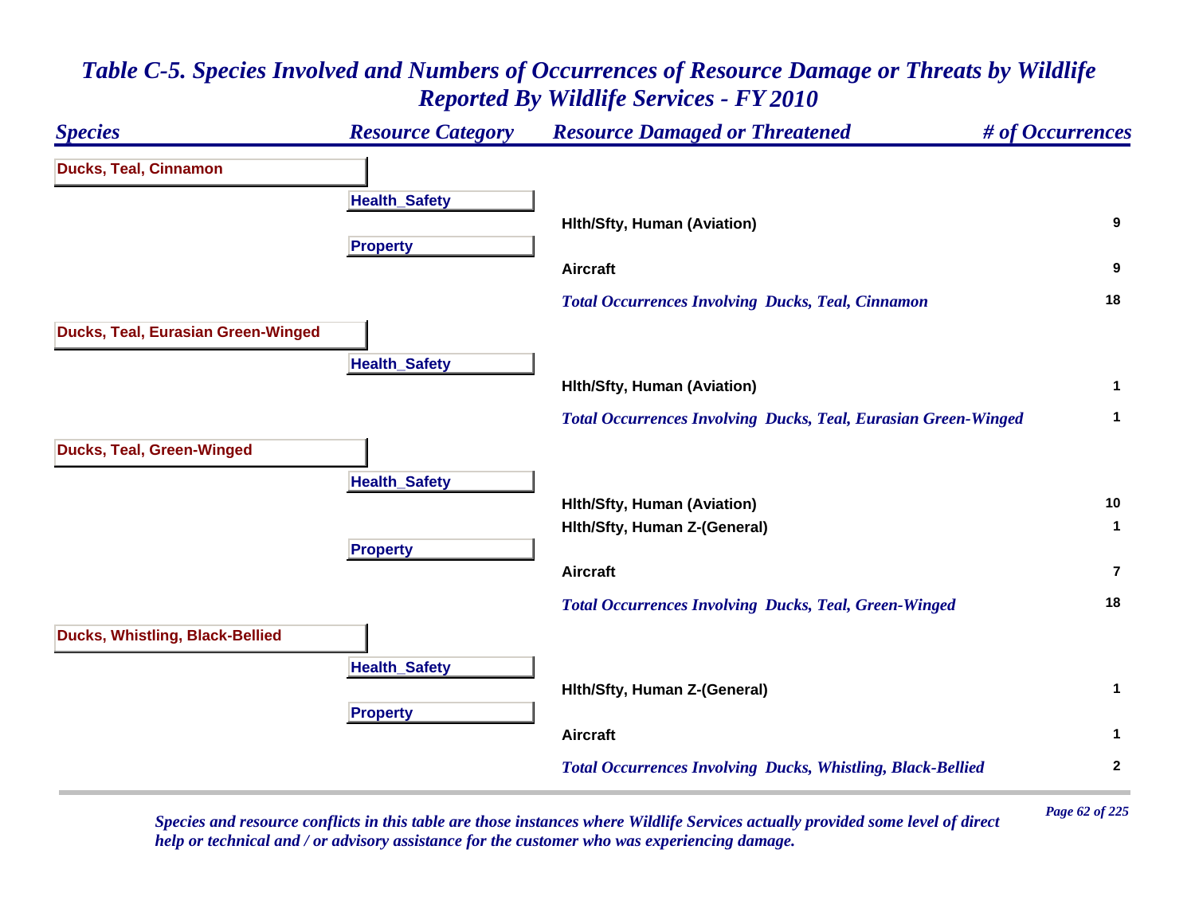# Table C-5. Species Involved and Numbers of Occurrences of Resource Damage or Threats by Wildlife Reported By Wildlife Services - FY 2010

| Species | Resource Category | Resource Damaged or Threatened | # of Occurrences |
|---|---|---|---|
| **Ducks, Teal, Cinnamon** | | | |
| | **Health_Safety** | | |
| | | Hlth/Sfty, Human (Aviation) | 9 |
| | **Property** | | |
| | | Aircraft | 9 |
| | | *Total Occurrences Involving Ducks, Teal, Cinnamon* | 18 |
| **Ducks, Teal, Eurasian Green-Winged** | | | |
| | **Health_Safety** | | |
| | | Hlth/Sfty, Human (Aviation) | 1 |
| | | *Total Occurrences Involving Ducks, Teal, Eurasian Green-Winged* | 1 |
| **Ducks, Teal, Green-Winged** | | | |
| | **Health_Safety** | | |
| | | Hlth/Sfty, Human (Aviation) | 10 |
| | | Hlth/Sfty, Human Z-(General) | 1 |
| | **Property** | | |
| | | Aircraft | 7 |
| | | *Total Occurrences Involving Ducks, Teal, Green-Winged* | 18 |
| **Ducks, Whistling, Black-Bellied** | | | |
| | **Health_Safety** | | |
| | | Hlth/Sfty, Human Z-(General) | 1 |
| | **Property** | | |
| | | Aircraft | 1 |
| | | *Total Occurrences Involving Ducks, Whistling, Black-Bellied* | 2 |

*Species and resource conflicts in this table are those instances where Wildlife Services actually provided some level of direct help or technical and / or advisory assistance for the customer who was experiencing damage.*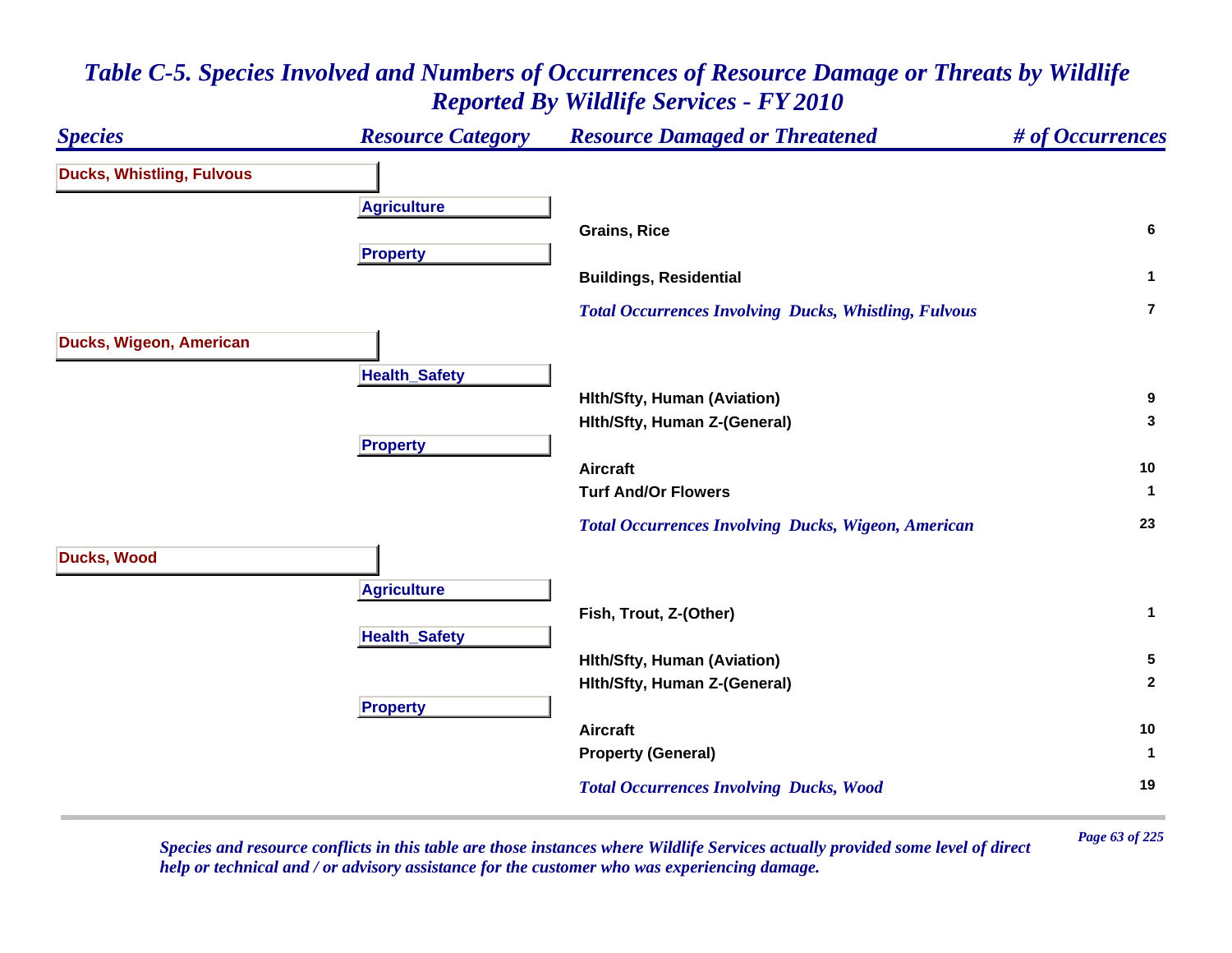# *Table C-5. Species Involved and Numbers of Occurrences of Resource Damage or Threats by Wildlife Reported By Wildlife Services - FY 2010*

| Species | Resource Category | Resource Damaged or Threatened | # of Occurrences |
|---|---|---|---|
| **Ducks, Whistling, Fulvous** | | | |
| | **Agriculture** | | |
| | | Grains, Rice | 6 |
| | **Property** | | |
| | | Buildings, Residential | 1 |
| | | *Total Occurrences Involving Ducks, Whistling, Fulvous* | 7 |
| **Ducks, Wigeon, American** | | | |
| | **Health_Safety** | | |
| | | Hlth/Sfty, Human (Aviation) | 9 |
| | | Hlth/Sfty, Human Z-(General) | 3 |
| | **Property** | | |
| | | Aircraft | 10 |
| | | Turf And/Or Flowers | 1 |
| | | *Total Occurrences Involving Ducks, Wigeon, American* | 23 |
| **Ducks, Wood** | | | |
| | **Agriculture** | | |
| | | Fish, Trout, Z-(Other) | 1 |
| | **Health_Safety** | | |
| | | Hlth/Sfty, Human (Aviation) | 5 |
| | | Hlth/Sfty, Human Z-(General) | 2 |
| | **Property** | | |
| | | Aircraft | 10 |
| | | Property (General) | 1 |
| | | *Total Occurrences Involving Ducks, Wood* | 19 |

*Species and resource conflicts in this table are those instances where Wildlife Services actually provided some level of direct help or technical and / or advisory assistance for the customer who was experiencing damage.*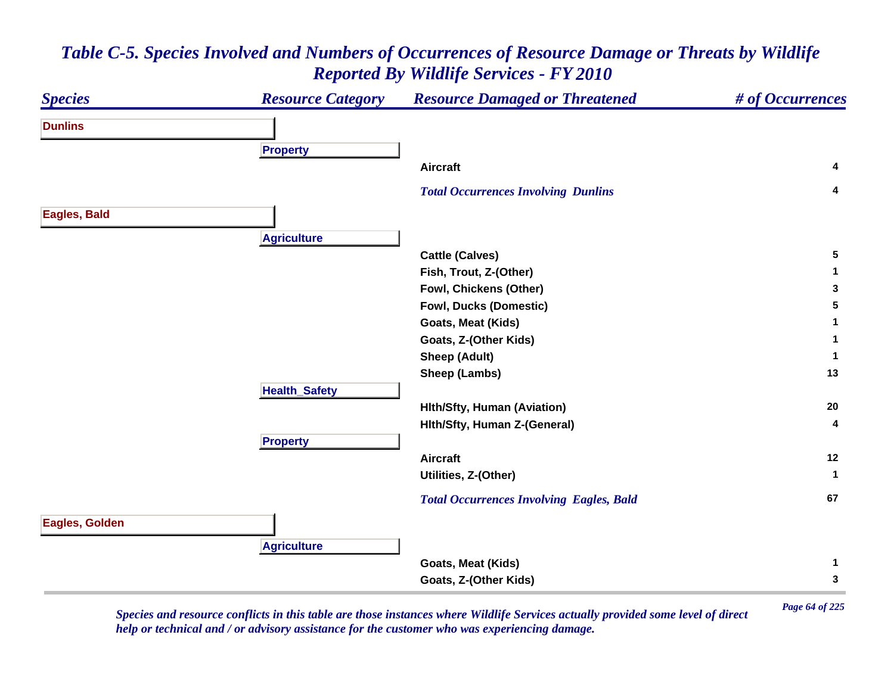# *Table C-5. Species Involved and Numbers of Occurrences of Resource Damage or Threats by Wildlife Reported By Wildlife Services - FY 2010*

| Species | Resource Category | Resource Damaged or Threatened | # of Occurrences |
|---|---|---|---|
| **Dunlins** | | | |
| | **Property** | | |
| | | **Aircraft** | **4** |
| | | ***Total Occurrences Involving Dunlins*** | **4** |
| **Eagles, Bald** | | | |
| | **Agriculture** | | |
| | | **Cattle (Calves)** | **5** |
| | | **Fish, Trout, Z-(Other)** | **1** |
| | | **Fowl, Chickens (Other)** | **3** |
| | | **Fowl, Ducks (Domestic)** | **5** |
| | | **Goats, Meat (Kids)** | **1** |
| | | **Goats, Z-(Other Kids)** | **1** |
| | | **Sheep (Adult)** | **1** |
| | | **Sheep (Lambs)** | **13** |
| | **Health_Safety** | | |
| | | **Hlth/Sfty, Human (Aviation)** | **20** |
| | | **Hlth/Sfty, Human Z-(General)** | **4** |
| | **Property** | | |
| | | **Aircraft** | **12** |
| | | **Utilities, Z-(Other)** | **1** |
| | | ***Total Occurrences Involving Eagles, Bald*** | **67** |
| **Eagles, Golden** | | | |
| | **Agriculture** | | |
| | | **Goats, Meat (Kids)** | **1** |
| | | **Goats, Z-(Other Kids)** | **3** |

*Species and resource conflicts in this table are those instances where Wildlife Services actually provided some level of direct help or technical and / or advisory assistance for the customer who was experiencing damage.*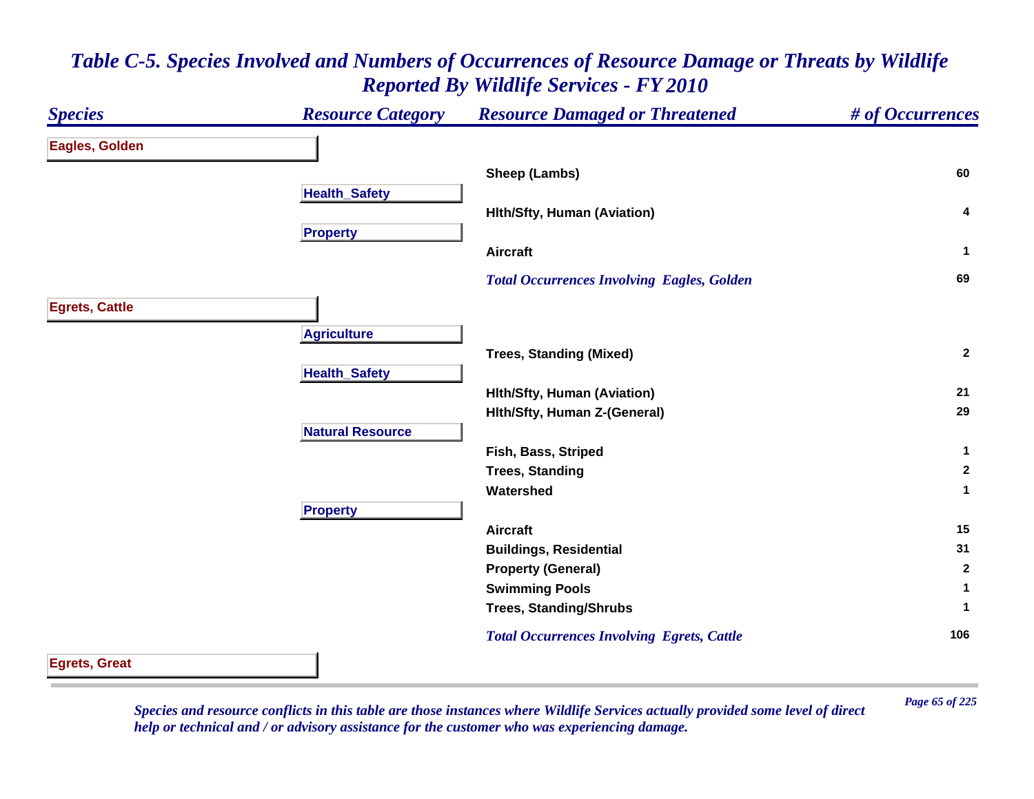## *Table C-5. Species Involved and Numbers of Occurrences of Resource Damage or Threats by Wildlife Reported By Wildlife Services - FY 2010*

| Species | Resource Category | Resource Damaged or Threatened | # of Occurrences |
|---|---|---|---|
| **Eagles, Golden** | | | |
| | | Sheep (Lambs) | 60 |
| | Health_Safety | | |
| | | Hlth/Sfty, Human (Aviation) | 4 |
| | Property | | |
| | | Aircraft | 1 |
| | | *Total Occurrences Involving Eagles, Golden* | 69 |
| **Egrets, Cattle** | | | |
| | Agriculture | | |
| | | Trees, Standing (Mixed) | 2 |
| | Health_Safety | | |
| | | Hlth/Sfty, Human (Aviation) | 21 |
| | | Hlth/Sfty, Human Z-(General) | 29 |
| | Natural Resource | | |
| | | Fish, Bass, Striped | 1 |
| | | Trees, Standing | 2 |
| | | Watershed | 1 |
| | Property | | |
| | | Aircraft | 15 |
| | | Buildings, Residential | 31 |
| | | Property (General) | 2 |
| | | Swimming Pools | 1 |
| | | Trees, Standing/Shrubs | 1 |
| | | *Total Occurrences Involving Egrets, Cattle* | 106 |
| **Egrets, Great** | | | |

*Species and resource conflicts in this table are those instances where Wildlife Services actually provided some level of direct help or technical and / or advisory assistance for the customer who was experiencing damage.*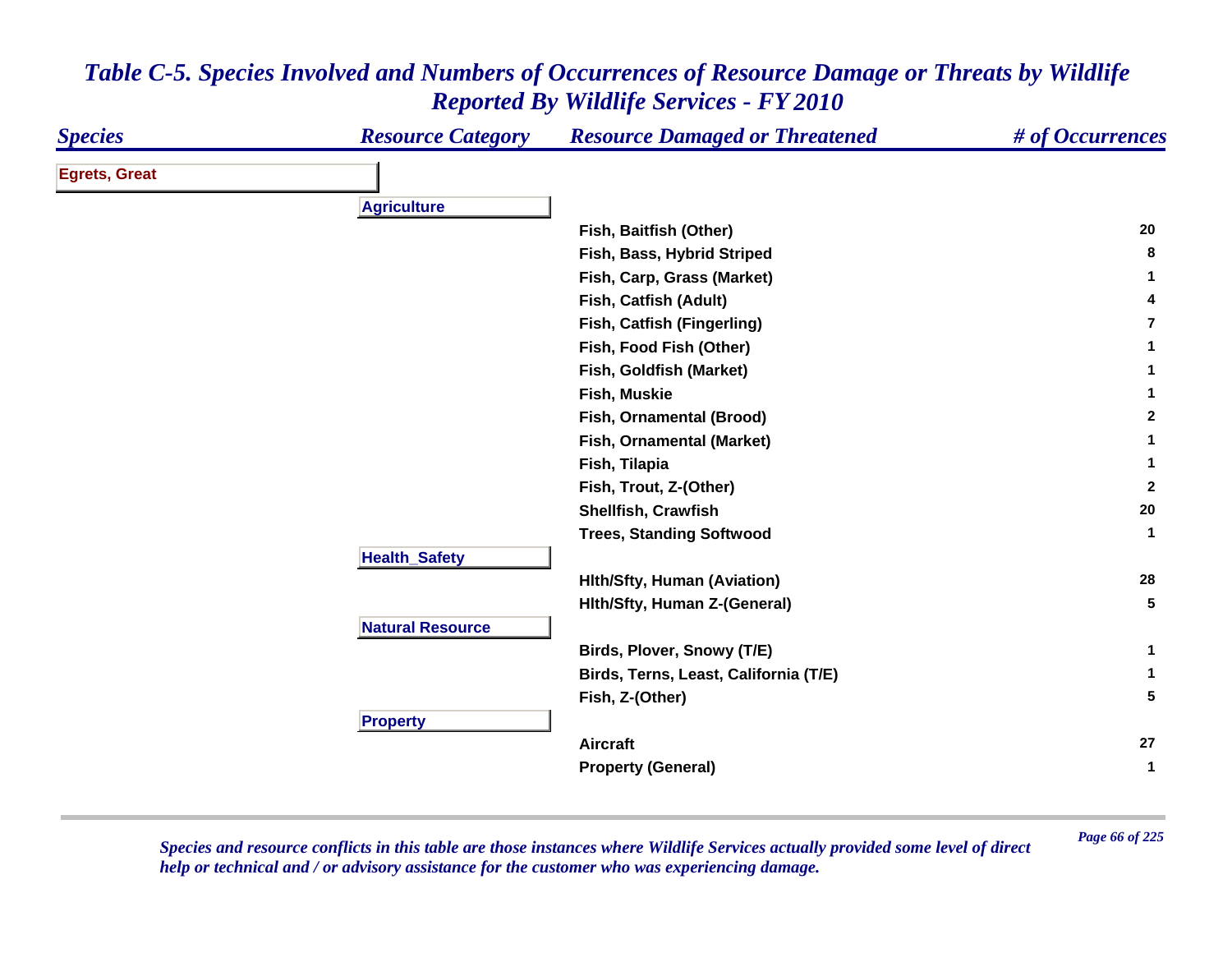# *Table C-5. Species Involved and Numbers of Occurrences of Resource Damage or Threats by Wildlife Reported By Wildlife Services - FY 2010*

| Species | Resource Category | Resource Damaged or Threatened | # of Occurrences |
|---|---|---|---|
| **Egrets, Great** | | | |
| | **Agriculture** | | |
| | | Fish, Baitfish (Other) | 20 |
| | | Fish, Bass, Hybrid Striped | 8 |
| | | Fish, Carp, Grass (Market) | 1 |
| | | Fish, Catfish (Adult) | 4 |
| | | Fish, Catfish (Fingerling) | 7 |
| | | Fish, Food Fish (Other) | 1 |
| | | Fish, Goldfish (Market) | 1 |
| | | Fish, Muskie | 1 |
| | | Fish, Ornamental (Brood) | 2 |
| | | Fish, Ornamental (Market) | 1 |
| | | Fish, Tilapia | 1 |
| | | Fish, Trout, Z-(Other) | 2 |
| | | Shellfish, Crawfish | 20 |
| | | Trees, Standing Softwood | 1 |
| | **Health_Safety** | | |
| | | Hlth/Sfty, Human (Aviation) | 28 |
| | | Hlth/Sfty, Human Z-(General) | 5 |
| | **Natural Resource** | | |
| | | Birds, Plover, Snowy (T/E) | 1 |
| | | Birds, Terns, Least, California (T/E) | 1 |
| | | Fish, Z-(Other) | 5 |
| | **Property** | | |
| | | Aircraft | 27 |
| | | Property (General) | 1 |

*Species and resource conflicts in this table are those instances where Wildlife Services actually provided some level of direct help or technical and / or advisory assistance for the customer who was experiencing damage.*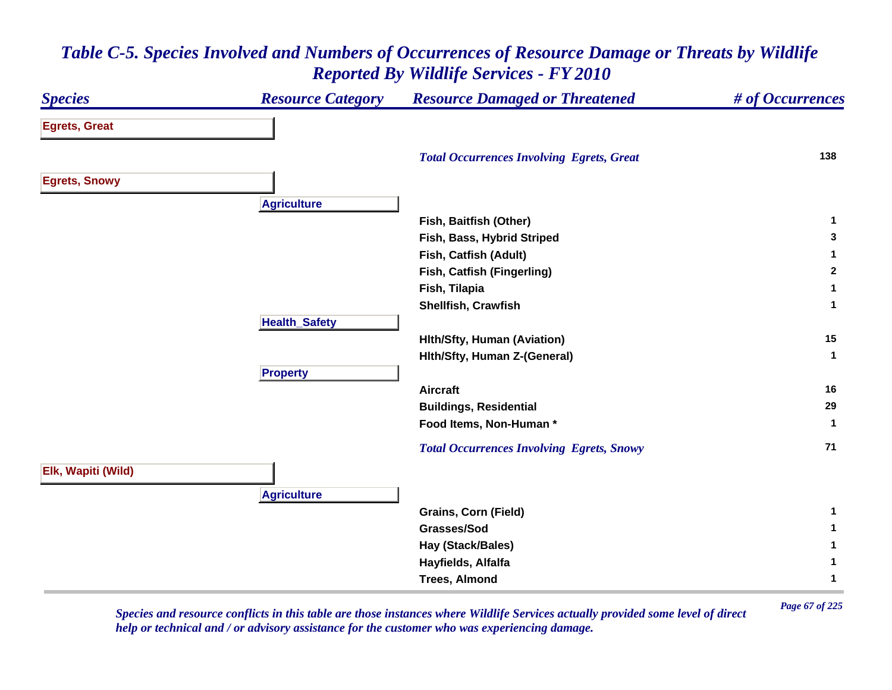# Table C-5. Species Involved and Numbers of Occurrences of Resource Damage or Threats by Wildlife Reported By Wildlife Services - FY 2010

| Species | Resource Category | Resource Damaged or Threatened | # of Occurrences |
|---|---|---|---|
| **Egrets, Great** | | | |
| | | *Total Occurrences Involving Egrets, Great* | 138 |
| **Egrets, Snowy** | | | |
| | **Agriculture** | | |
| | | Fish, Baitfish (Other) | 1 |
| | | Fish, Bass, Hybrid Striped | 3 |
| | | Fish, Catfish (Adult) | 1 |
| | | Fish, Catfish (Fingerling) | 2 |
| | | Fish, Tilapia | 1 |
| | | Shellfish, Crawfish | 1 |
| | **Health_Safety** | | |
| | | Hlth/Sfty, Human (Aviation) | 15 |
| | | Hlth/Sfty, Human Z-(General) | 1 |
| | **Property** | | |
| | | Aircraft | 16 |
| | | Buildings, Residential | 29 |
| | | Food Items, Non-Human * | 1 |
| | | *Total Occurrences Involving Egrets, Snowy* | 71 |
| **Elk, Wapiti (Wild)** | | | |
| | **Agriculture** | | |
| | | Grains, Corn (Field) | 1 |
| | | Grasses/Sod | 1 |
| | | Hay (Stack/Bales) | 1 |
| | | Hayfields, Alfalfa | 1 |
| | | Trees, Almond | 1 |

*Species and resource conflicts in this table are those instances where Wildlife Services actually provided some level of direct help or technical and / or advisory assistance for the customer who was experiencing damage.*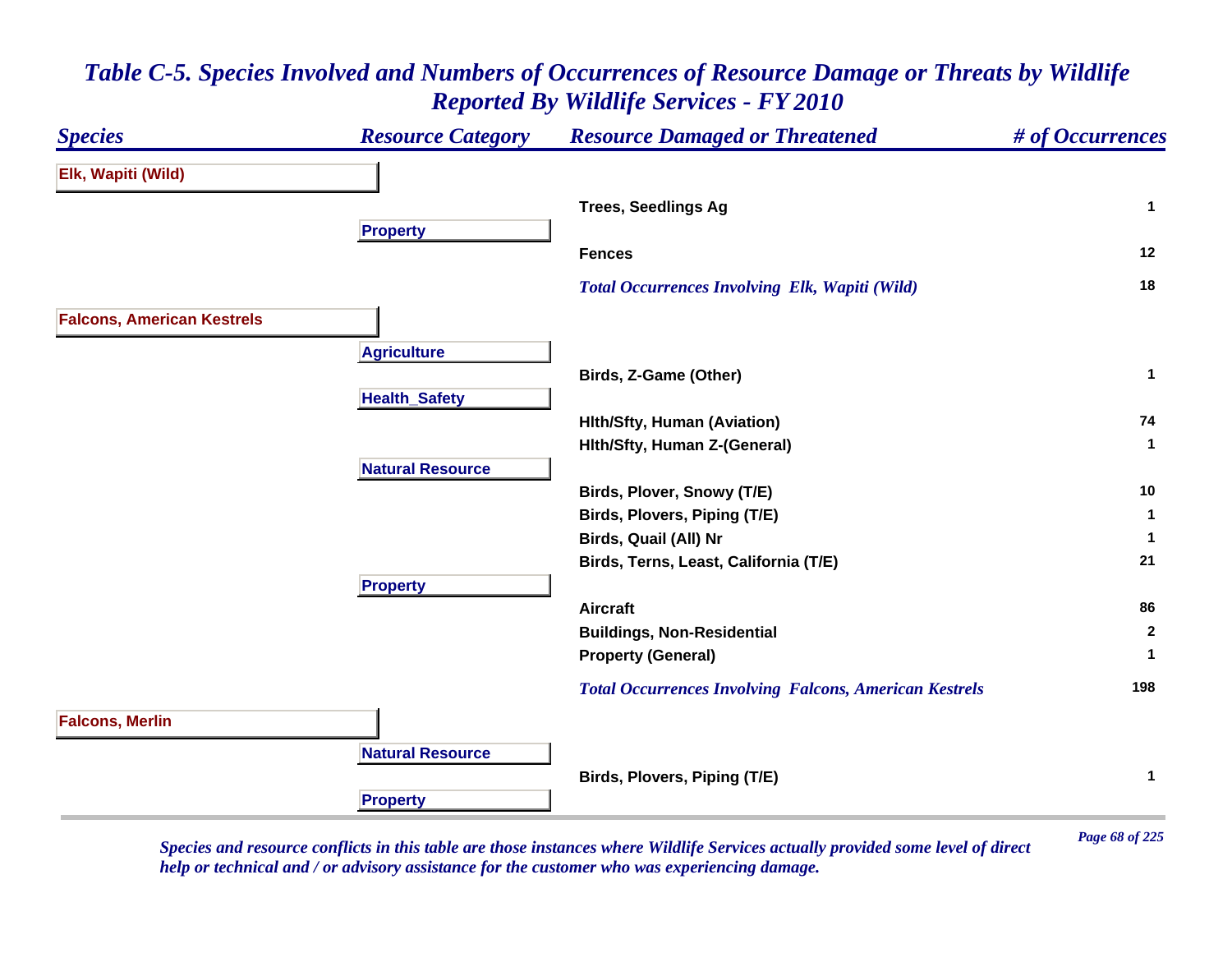# Table C-5. Species Involved and Numbers of Occurrences of Resource Damage or Threats by Wildlife Reported By Wildlife Services - FY 2010

| Species | Resource Category | Resource Damaged or Threatened | # of Occurrences |
|---|---|---|---|
| **Elk, Wapiti (Wild)** | | | |
| | | Trees, Seedlings Ag | 1 |
| | **Property** | | |
| | | Fences | 12 |
| | | *Total Occurrences Involving Elk, Wapiti (Wild)* | 18 |
| **Falcons, American Kestrels** | | | |
| | **Agriculture** | | |
| | | Birds, Z-Game (Other) | 1 |
| | **Health_Safety** | | |
| | | Hlth/Sfty, Human (Aviation) | 74 |
| | | Hlth/Sfty, Human Z-(General) | 1 |
| | **Natural Resource** | | |
| | | Birds, Plover, Snowy (T/E) | 10 |
| | | Birds, Plovers, Piping (T/E) | 1 |
| | | Birds, Quail (All) Nr | 1 |
| | | Birds, Terns, Least, California (T/E) | 21 |
| | **Property** | | |
| | | Aircraft | 86 |
| | | Buildings, Non-Residential | 2 |
| | | Property (General) | 1 |
| | | *Total Occurrences Involving Falcons, American Kestrels* | 198 |
| **Falcons, Merlin** | | | |
| | **Natural Resource** | | |
| | | Birds, Plovers, Piping (T/E) | 1 |
| | **Property** | | |

*Species and resource conflicts in this table are those instances where Wildlife Services actually provided some level of direct help or technical and / or advisory assistance for the customer who was experiencing damage.*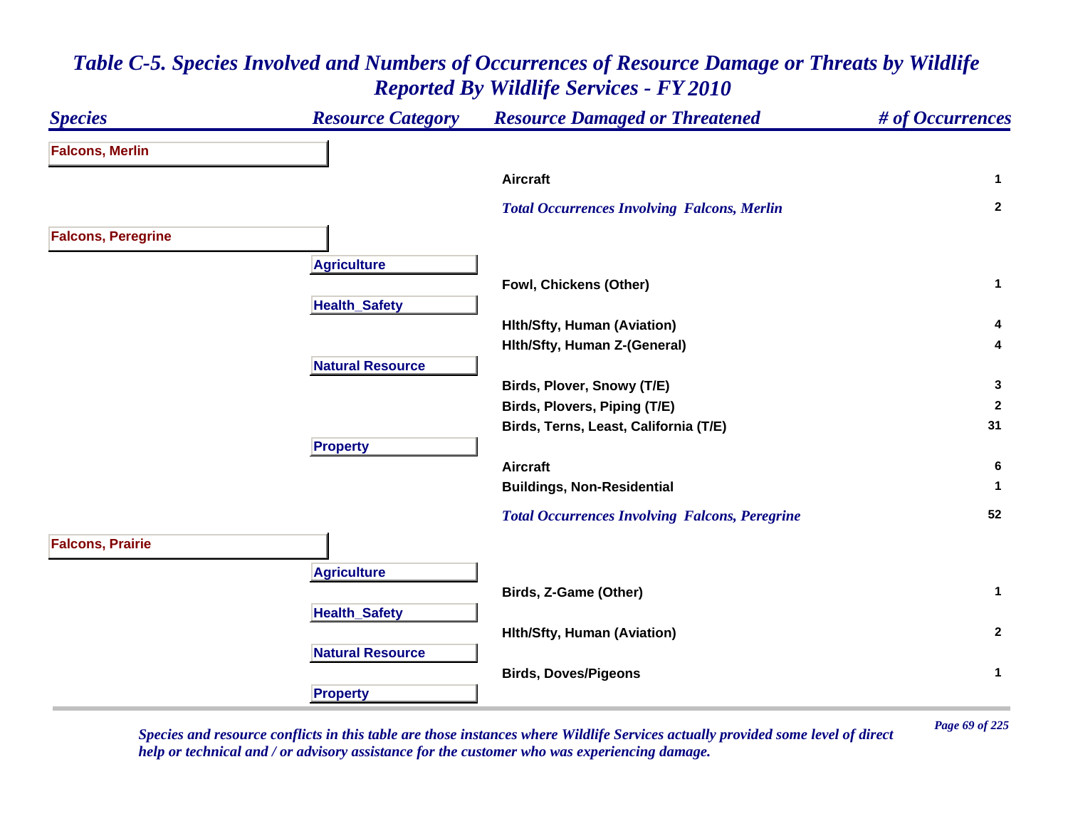# *Table C-5. Species Involved and Numbers of Occurrences of Resource Damage or Threats by Wildlife Reported By Wildlife Services - FY 2010*

| Species | Resource Category | Resource Damaged or Threatened | # of Occurrences |
|---|---|---|---|
| **Falcons, Merlin** | | | |
| | | **Aircraft** | **1** |
| | | ***Total Occurrences Involving Falcons, Merlin*** | **2** |
| **Falcons, Peregrine** | | | |
| | **Agriculture** | | |
| | | **Fowl, Chickens (Other)** | **1** |
| | **Health_Safety** | | |
| | | **Hlth/Sfty, Human (Aviation)** | **4** |
| | | **Hlth/Sfty, Human Z-(General)** | **4** |
| | **Natural Resource** | | |
| | | **Birds, Plover, Snowy (T/E)** | **3** |
| | | **Birds, Plovers, Piping (T/E)** | **2** |
| | | **Birds, Terns, Least, California (T/E)** | **31** |
| | **Property** | | |
| | | **Aircraft** | **6** |
| | | **Buildings, Non-Residential** | **1** |
| | | ***Total Occurrences Involving Falcons, Peregrine*** | **52** |
| **Falcons, Prairie** | | | |
| | **Agriculture** | | |
| | | **Birds, Z-Game (Other)** | **1** |
| | **Health_Safety** | | |
| | | **Hlth/Sfty, Human (Aviation)** | **2** |
| | **Natural Resource** | | |
| | | **Birds, Doves/Pigeons** | **1** |
| | **Property** | | |

*Species and resource conflicts in this table are those instances where Wildlife Services actually provided some level of direct help or technical and / or advisory assistance for the customer who was experiencing damage.*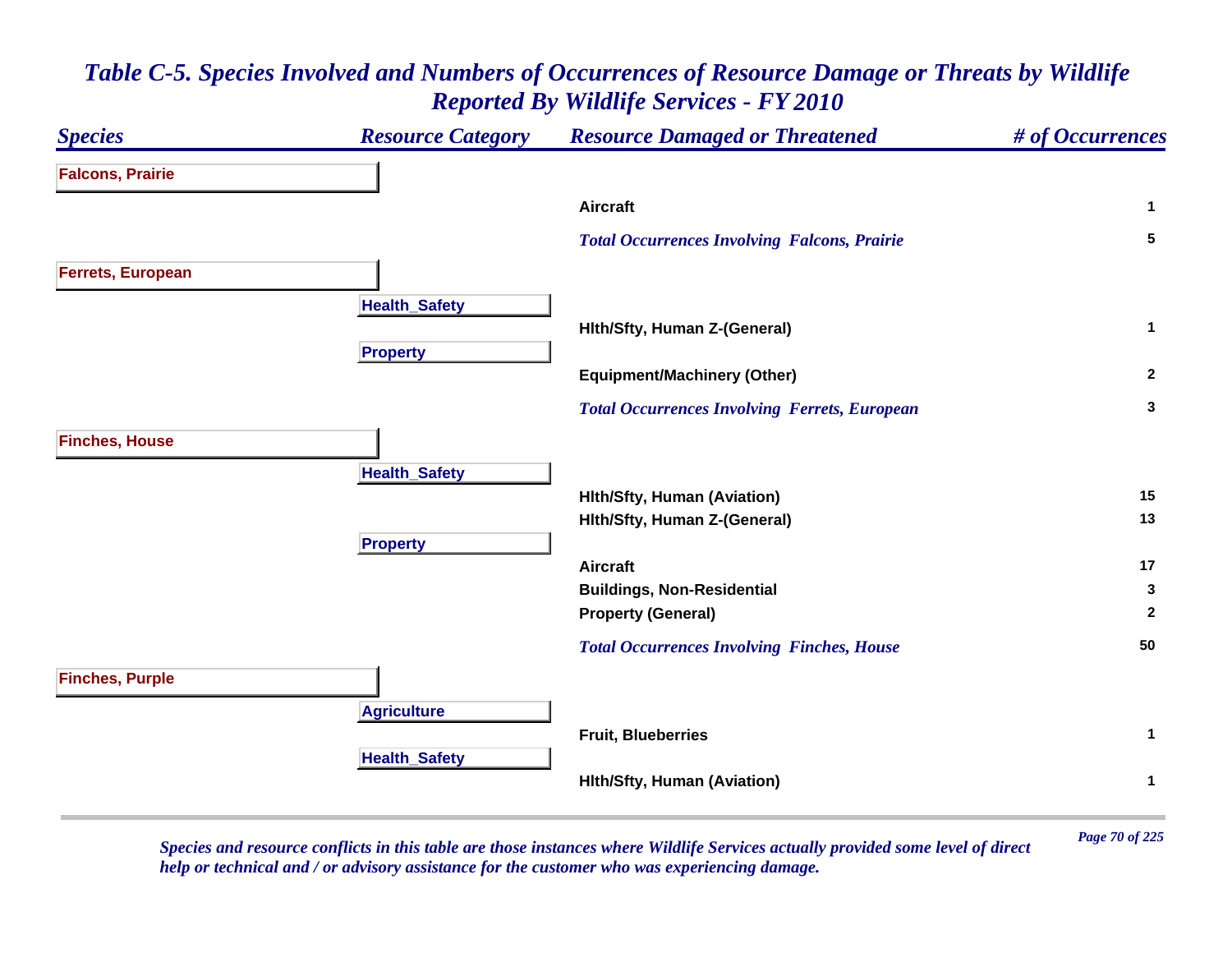# *Table C-5. Species Involved and Numbers of Occurrences of Resource Damage or Threats by Wildlife Reported By Wildlife Services - FY 2010*

| *Species* | *Resource Category* | *Resource Damaged or Threatened* | *# of Occurrences* |
|---|---|---|---|
| **Falcons, Prairie** | | | |
| | | **Aircraft** | **1** |
| | | ***Total Occurrences Involving Falcons, Prairie*** | **5** |
| **Ferrets, European** | | | |
| | **Health_Safety** | | |
| | | **Hlth/Sfty, Human Z-(General)** | **1** |
| | **Property** | | |
| | | **Equipment/Machinery (Other)** | **2** |
| | | ***Total Occurrences Involving Ferrets, European*** | **3** |
| **Finches, House** | | | |
| | **Health_Safety** | | |
| | | **Hlth/Sfty, Human (Aviation)** | **15** |
| | | **Hlth/Sfty, Human Z-(General)** | **13** |
| | **Property** | | |
| | | **Aircraft** | **17** |
| | | **Buildings, Non-Residential** | **3** |
| | | **Property (General)** | **2** |
| | | ***Total Occurrences Involving Finches, House*** | **50** |
| **Finches, Purple** | | | |
| | **Agriculture** | | |
| | | **Fruit, Blueberries** | **1** |
| | **Health_Safety** | | |
| | | **Hlth/Sfty, Human (Aviation)** | **1** |

*Species and resource conflicts in this table are those instances where Wildlife Services actually provided some level of direct help or technical and / or advisory assistance for the customer who was experiencing damage.*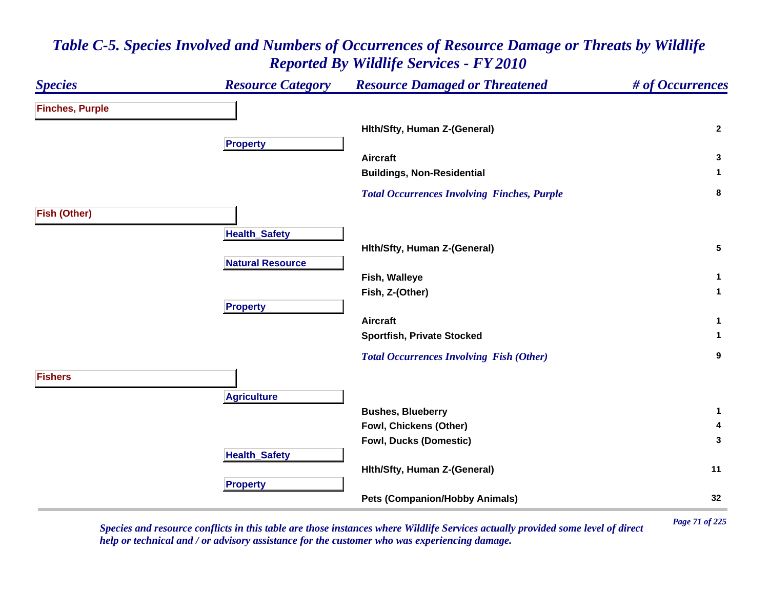# *Table C-5. Species Involved and Numbers of Occurrences of Resource Damage or Threats by Wildlife Reported By Wildlife Services - FY 2010*

| Species | Resource Category | Resource Damaged or Threatened | # of Occurrences |
|---|---|---|---|
| **Finches, Purple** | | | |
| | | Hlth/Sfty, Human Z-(General) | 2 |
| | **Property** | | |
| | | Aircraft | 3 |
| | | Buildings, Non-Residential | 1 |
| | | *Total Occurrences Involving Finches, Purple* | 8 |
| **Fish (Other)** | | | |
| | **Health_Safety** | | |
| | | Hlth/Sfty, Human Z-(General) | 5 |
| | **Natural Resource** | | |
| | | Fish, Walleye | 1 |
| | | Fish, Z-(Other) | 1 |
| | **Property** | | |
| | | Aircraft | 1 |
| | | Sportfish, Private Stocked | 1 |
| | | *Total Occurrences Involving Fish (Other)* | 9 |
| **Fishers** | | | |
| | **Agriculture** | | |
| | | Bushes, Blueberry | 1 |
| | | Fowl, Chickens (Other) | 4 |
| | | Fowl, Ducks (Domestic) | 3 |
| | **Health_Safety** | | |
| | | Hlth/Sfty, Human Z-(General) | 11 |
| | **Property** | | |
| | | Pets (Companion/Hobby Animals) | 32 |

*Species and resource conflicts in this table are those instances where Wildlife Services actually provided some level of direct help or technical and / or advisory assistance for the customer who was experiencing damage.*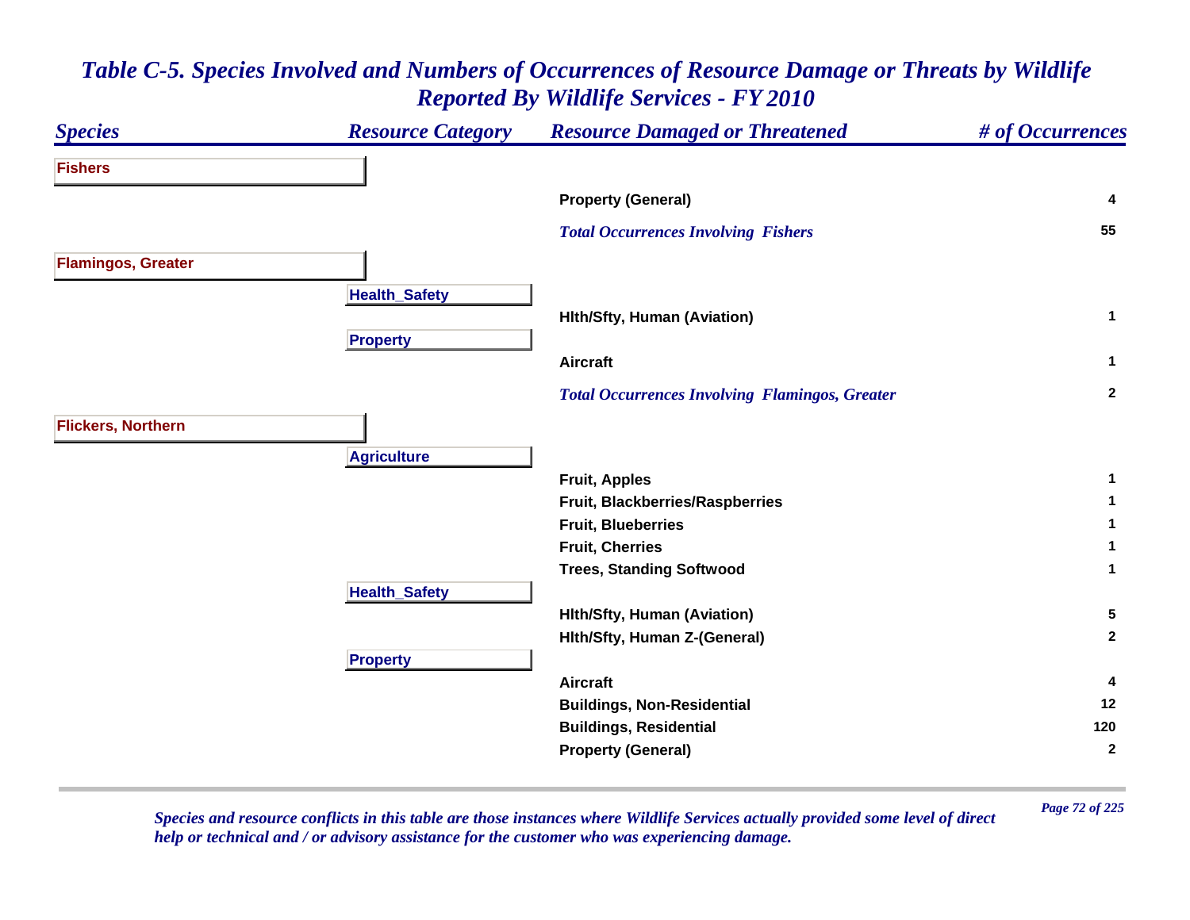# *Table C-5. Species Involved and Numbers of Occurrences of Resource Damage or Threats by Wildlife Reported By Wildlife Services - FY 2010*

| *Species* | *Resource Category* | *Resource Damaged or Threatened* | *# of Occurrences* |
|---|---|---|---|
| **Fishers** | | | |
| | | **Property (General)** | **4** |
| | | ***Total Occurrences Involving Fishers*** | **55** |
| **Flamingos, Greater** | | | |
| | **Health_Safety** | | |
| | | **Hlth/Sfty, Human (Aviation)** | **1** |
| | **Property** | | |
| | | **Aircraft** | **1** |
| | | ***Total Occurrences Involving Flamingos, Greater*** | **2** |
| **Flickers, Northern** | | | |
| | **Agriculture** | | |
| | | **Fruit, Apples** | **1** |
| | | **Fruit, Blackberries/Raspberries** | **1** |
| | | **Fruit, Blueberries** | **1** |
| | | **Fruit, Cherries** | **1** |
| | | **Trees, Standing Softwood** | **1** |
| | **Health_Safety** | | |
| | | **Hlth/Sfty, Human (Aviation)** | **5** |
| | | **Hlth/Sfty, Human Z-(General)** | **2** |
| | **Property** | | |
| | | **Aircraft** | **4** |
| | | **Buildings, Non-Residential** | **12** |
| | | **Buildings, Residential** | **120** |
| | | **Property (General)** | **2** |

*Species and resource conflicts in this table are those instances where Wildlife Services actually provided some level of direct help or technical and / or advisory assistance for the customer who was experiencing damage.*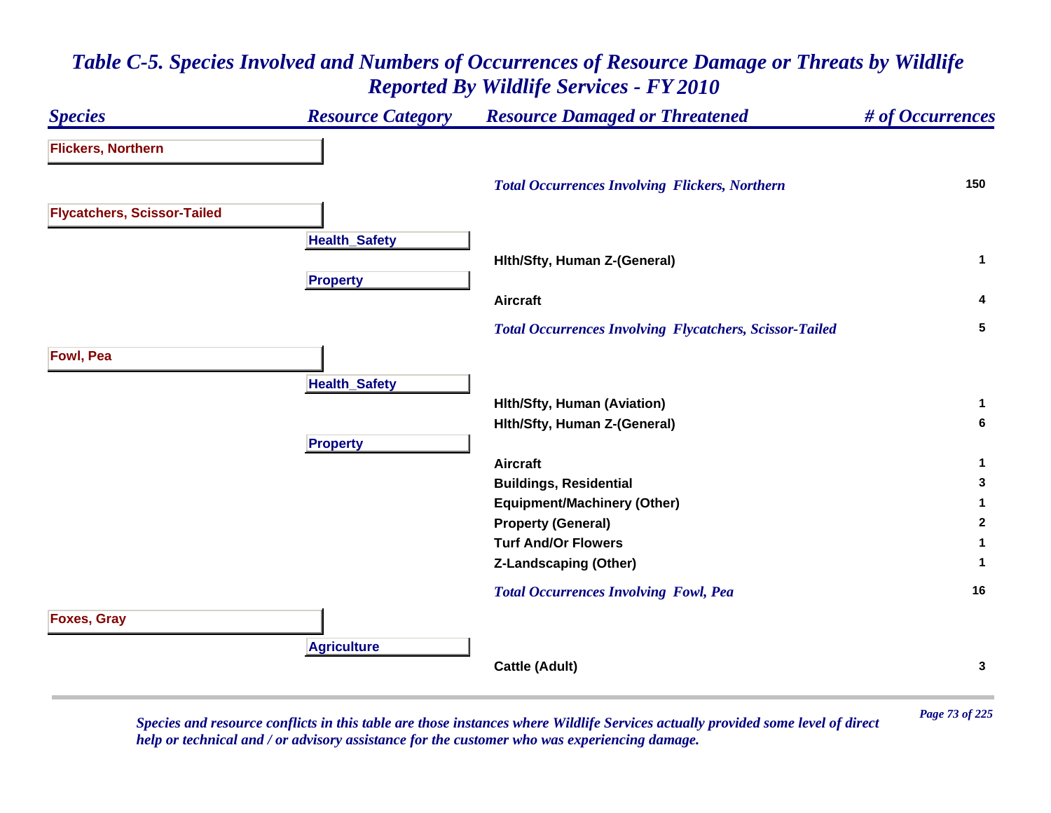# *Table C-5. Species Involved and Numbers of Occurrences of Resource Damage or Threats by Wildlife Reported By Wildlife Services - FY 2010*

| *Species* | *Resource Category* | *Resource Damaged or Threatened* | *# of Occurrences* |
|---|---|---|---|
| **Flickers, Northern** | | | |
| | | ***Total Occurrences Involving Flickers, Northern*** | **150** |
| **Flycatchers, Scissor-Tailed** | | | |
| | **Health_Safety** | | |
| | | **Hlth/Sfty, Human Z-(General)** | **1** |
| | **Property** | | |
| | | **Aircraft** | **4** |
| | | ***Total Occurrences Involving Flycatchers, Scissor-Tailed*** | **5** |
| **Fowl, Pea** | | | |
| | **Health_Safety** | | |
| | | **Hlth/Sfty, Human (Aviation)** | **1** |
| | | **Hlth/Sfty, Human Z-(General)** | **6** |
| | **Property** | | |
| | | **Aircraft** | **1** |
| | | **Buildings, Residential** | **3** |
| | | **Equipment/Machinery (Other)** | **1** |
| | | **Property (General)** | **2** |
| | | **Turf And/Or Flowers** | **1** |
| | | **Z-Landscaping (Other)** | **1** |
| | | ***Total Occurrences Involving Fowl, Pea*** | **16** |
| **Foxes, Gray** | | | |
| | **Agriculture** | | |
| | | **Cattle (Adult)** | **3** |

*Species and resource conflicts in this table are those instances where Wildlife Services actually provided some level of direct help or technical and / or advisory assistance for the customer who was experiencing damage.*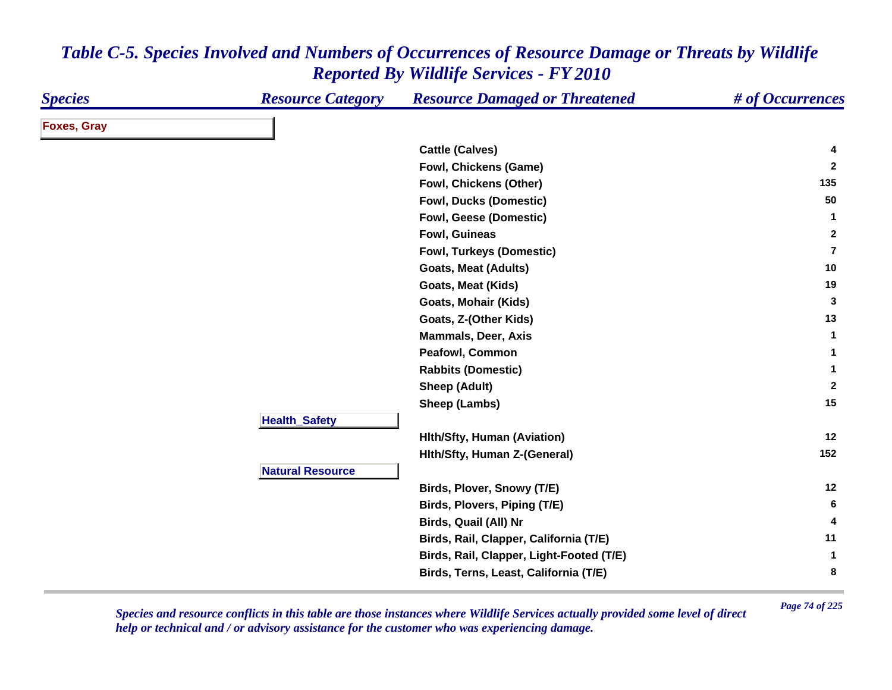# *Table C-5. Species Involved and Numbers of Occurrences of Resource Damage or Threats by Wildlife Reported By Wildlife Services - FY 2010*

| *Species* | *Resource Category* | *Resource Damaged or Threatened* | *# of Occurrences* |
|---|---|---|---|
| **Foxes, Gray** | | | |
| | | **Cattle (Calves)** | **4** |
| | | **Fowl, Chickens (Game)** | **2** |
| | | **Fowl, Chickens (Other)** | **135** |
| | | **Fowl, Ducks (Domestic)** | **50** |
| | | **Fowl, Geese (Domestic)** | **1** |
| | | **Fowl, Guineas** | **2** |
| | | **Fowl, Turkeys (Domestic)** | **7** |
| | | **Goats, Meat (Adults)** | **10** |
| | | **Goats, Meat (Kids)** | **19** |
| | | **Goats, Mohair (Kids)** | **3** |
| | | **Goats, Z-(Other Kids)** | **13** |
| | | **Mammals, Deer, Axis** | **1** |
| | | **Peafowl, Common** | **1** |
| | | **Rabbits (Domestic)** | **1** |
| | | **Sheep (Adult)** | **2** |
| | | **Sheep (Lambs)** | **15** |
| | **Health_Safety** | | |
| | | **Hlth/Sfty, Human (Aviation)** | **12** |
| | | **Hlth/Sfty, Human Z-(General)** | **152** |
| | **Natural Resource** | | |
| | | **Birds, Plover, Snowy (T/E)** | **12** |
| | | **Birds, Plovers, Piping (T/E)** | **6** |
| | | **Birds, Quail (All) Nr** | **4** |
| | | **Birds, Rail, Clapper, California (T/E)** | **11** |
| | | **Birds, Rail, Clapper, Light-Footed (T/E)** | **1** |
| | | **Birds, Terns, Least, California (T/E)** | **8** |

*Species and resource conflicts in this table are those instances where Wildlife Services actually provided some level of direct help or technical and / or advisory assistance for the customer who was experiencing damage.*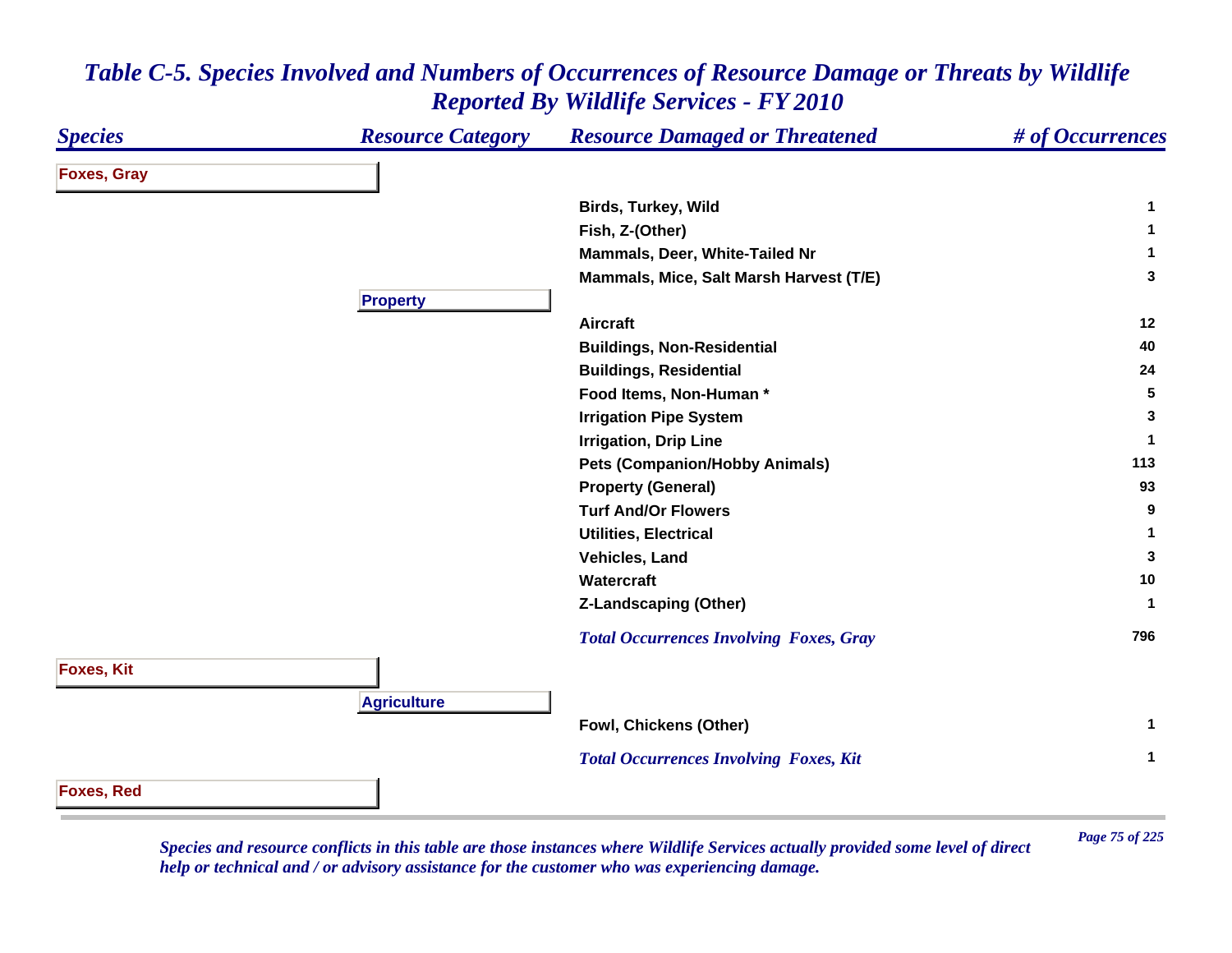# *Table C-5. Species Involved and Numbers of Occurrences of Resource Damage or Threats by Wildlife Reported By Wildlife Services - FY 2010*

| *Species* | *Resource Category* | *Resource Damaged or Threatened* | *# of Occurrences* |
|---|---|---|---|
| **Foxes, Gray** | | | |
| | | **Birds, Turkey, Wild** | **1** |
| | | **Fish, Z-(Other)** | **1** |
| | | **Mammals, Deer, White-Tailed Nr** | **1** |
| | | **Mammals, Mice, Salt Marsh Harvest (T/E)** | **3** |
| | **Property** | | |
| | | **Aircraft** | **12** |
| | | **Buildings, Non-Residential** | **40** |
| | | **Buildings, Residential** | **24** |
| | | **Food Items, Non-Human *** | **5** |
| | | **Irrigation Pipe System** | **3** |
| | | **Irrigation, Drip Line** | **1** |
| | | **Pets (Companion/Hobby Animals)** | **113** |
| | | **Property (General)** | **93** |
| | | **Turf And/Or Flowers** | **9** |
| | | **Utilities, Electrical** | **1** |
| | | **Vehicles, Land** | **3** |
| | | **Watercraft** | **10** |
| | | **Z-Landscaping (Other)** | **1** |
| | | ***Total Occurrences Involving Foxes, Gray*** | **796** |
| **Foxes, Kit** | | | |
| | **Agriculture** | | |
| | | **Fowl, Chickens (Other)** | **1** |
| | | ***Total Occurrences Involving Foxes, Kit*** | **1** |
| **Foxes, Red** | | | |

*Species and resource conflicts in this table are those instances where Wildlife Services actually provided some level of direct help or technical and / or advisory assistance for the customer who was experiencing damage.*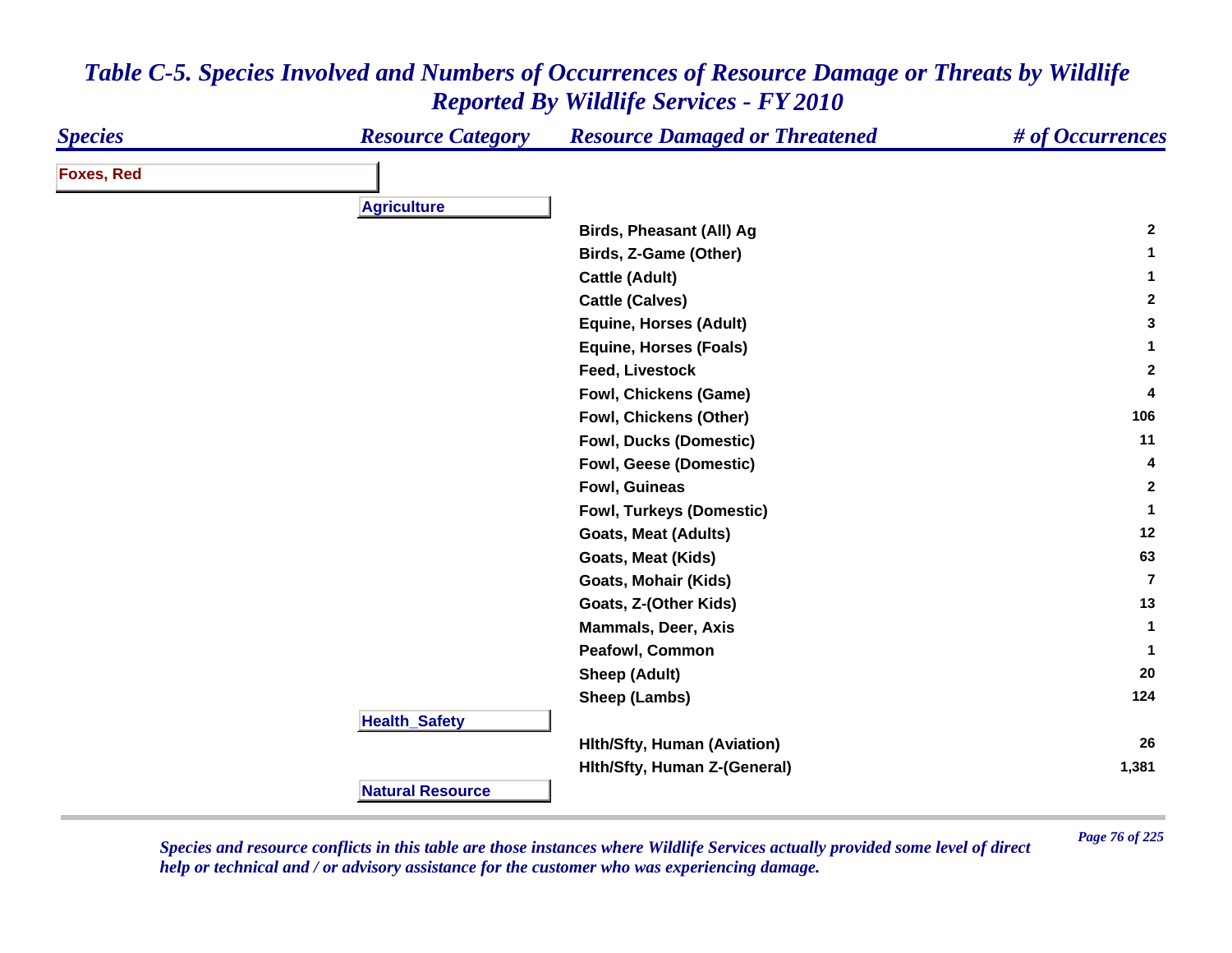# *Table C-5. Species Involved and Numbers of Occurrences of Resource Damage or Threats by Wildlife Reported By Wildlife Services - FY 2010*

| Species | Resource Category | Resource Damaged or Threatened | # of Occurrences |
|---|---|---|---|
| **Foxes, Red** | | | |
| | **Agriculture** | | |
| | | Birds, Pheasant (All) Ag | 2 |
| | | Birds, Z-Game (Other) | 1 |
| | | Cattle (Adult) | 1 |
| | | Cattle (Calves) | 2 |
| | | Equine, Horses (Adult) | 3 |
| | | Equine, Horses (Foals) | 1 |
| | | Feed, Livestock | 2 |
| | | Fowl, Chickens (Game) | 4 |
| | | Fowl, Chickens (Other) | 106 |
| | | Fowl, Ducks (Domestic) | 11 |
| | | Fowl, Geese (Domestic) | 4 |
| | | Fowl, Guineas | 2 |
| | | Fowl, Turkeys (Domestic) | 1 |
| | | Goats, Meat (Adults) | 12 |
| | | Goats, Meat (Kids) | 63 |
| | | Goats, Mohair (Kids) | 7 |
| | | Goats, Z-(Other Kids) | 13 |
| | | Mammals, Deer, Axis | 1 |
| | | Peafowl, Common | 1 |
| | | Sheep (Adult) | 20 |
| | | Sheep (Lambs) | 124 |
| | **Health_Safety** | | |
| | | Hlth/Sfty, Human (Aviation) | 26 |
| | | Hlth/Sfty, Human Z-(General) | 1,381 |
| | **Natural Resource** | | |

*Species and resource conflicts in this table are those instances where Wildlife Services actually provided some level of direct help or technical and / or advisory assistance for the customer who was experiencing damage.*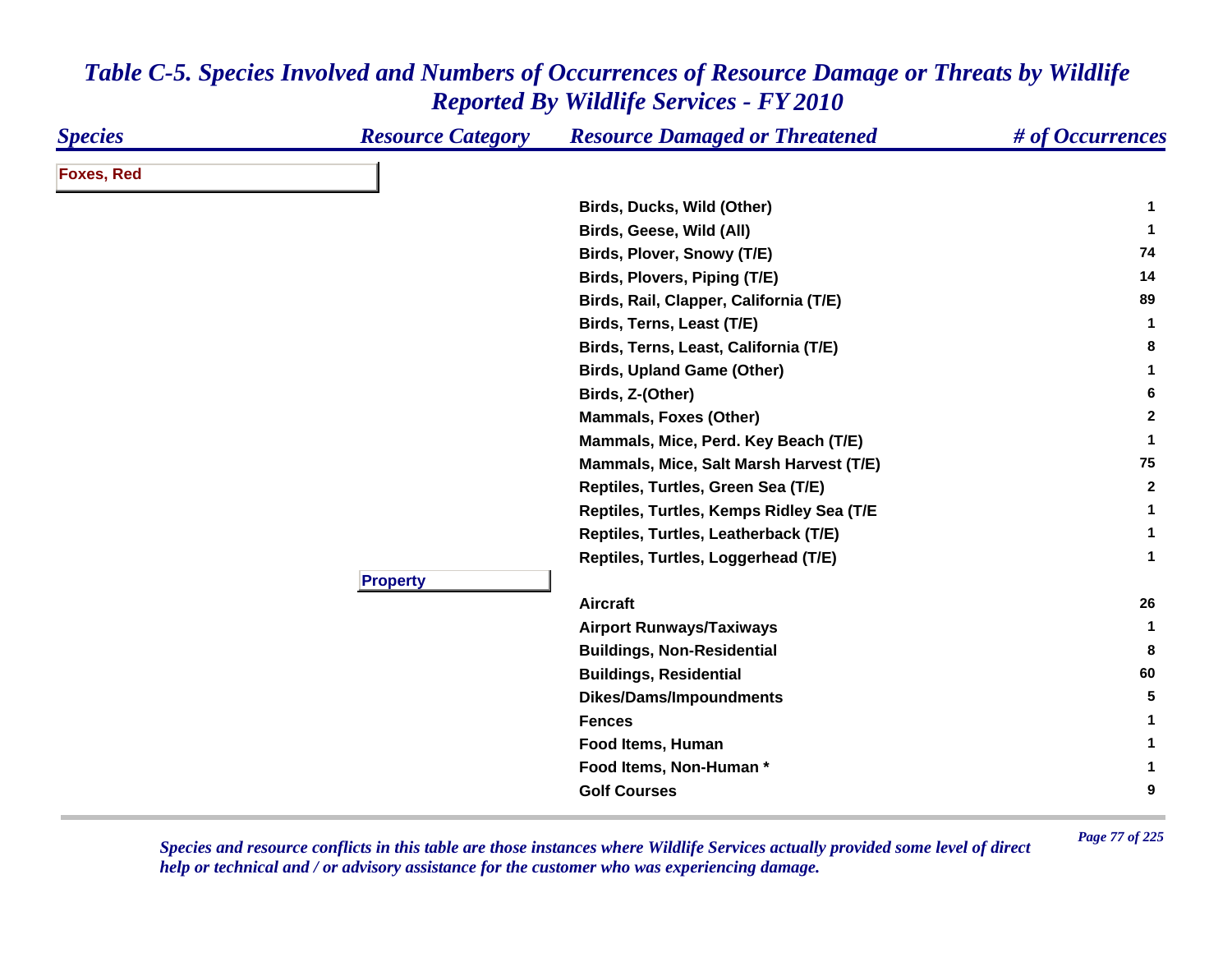# *Table C-5. Species Involved and Numbers of Occurrences of Resource Damage or Threats by Wildlife Reported By Wildlife Services - FY 2010*

| Species | Resource Category | Resource Damaged or Threatened | # of Occurrences |
|---|---|---|---|
| **Foxes, Red** | | | |
| | | Birds, Ducks, Wild (Other) | 1 |
| | | Birds, Geese, Wild (All) | 1 |
| | | Birds, Plover, Snowy (T/E) | 74 |
| | | Birds, Plovers, Piping (T/E) | 14 |
| | | Birds, Rail, Clapper, California (T/E) | 89 |
| | | Birds, Terns, Least (T/E) | 1 |
| | | Birds, Terns, Least, California (T/E) | 8 |
| | | Birds, Upland Game (Other) | 1 |
| | | Birds, Z-(Other) | 6 |
| | | Mammals, Foxes (Other) | 2 |
| | | Mammals, Mice, Perd. Key Beach (T/E) | 1 |
| | | Mammals, Mice, Salt Marsh Harvest (T/E) | 75 |
| | | Reptiles, Turtles, Green Sea (T/E) | 2 |
| | | Reptiles, Turtles, Kemps Ridley Sea (T/E | 1 |
| | | Reptiles, Turtles, Leatherback (T/E) | 1 |
| | | Reptiles, Turtles, Loggerhead (T/E) | 1 |
| | **Property** | | |
| | | Aircraft | 26 |
| | | Airport Runways/Taxiways | 1 |
| | | Buildings, Non-Residential | 8 |
| | | Buildings, Residential | 60 |
| | | Dikes/Dams/Impoundments | 5 |
| | | Fences | 1 |
| | | Food Items, Human | 1 |
| | | Food Items, Non-Human * | 1 |
| | | Golf Courses | 9 |

*Species and resource conflicts in this table are those instances where Wildlife Services actually provided some level of direct help or technical and / or advisory assistance for the customer who was experiencing damage.*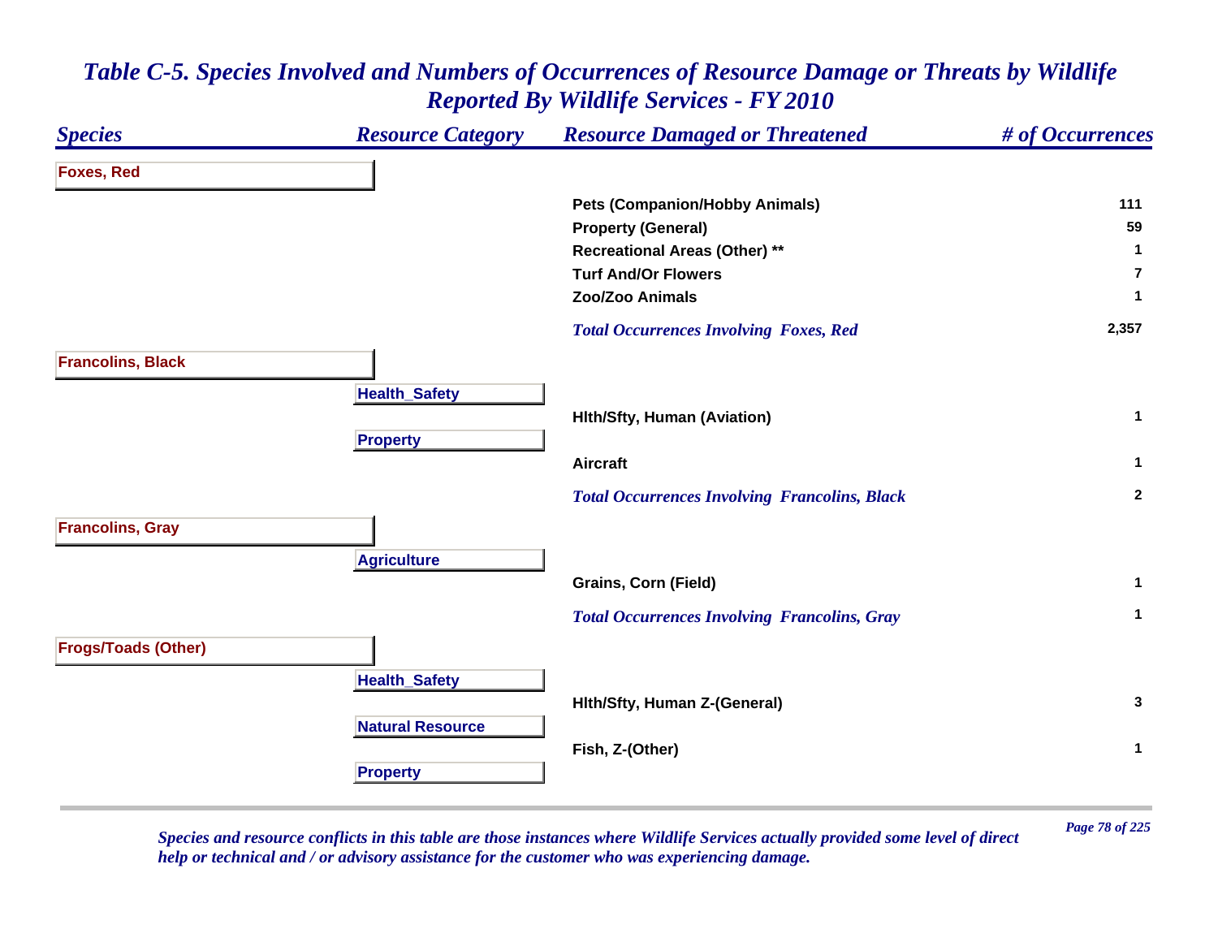# Table C-5. Species Involved and Numbers of Occurrences of Resource Damage or Threats by Wildlife Reported By Wildlife Services - FY 2010

| Species | Resource Category | Resource Damaged or Threatened | # of Occurrences |
|---|---|---|---|
| **Foxes, Red** | | | |
| | | Pets (Companion/Hobby Animals) | 111 |
| | | Property (General) | 59 |
| | | Recreational Areas (Other) ** | 1 |
| | | Turf And/Or Flowers | 7 |
| | | Zoo/Zoo Animals | 1 |
| | | *Total Occurrences Involving Foxes, Red* | 2,357 |
| **Francolins, Black** | | | |
| | Health_Safety | | |
| | | Hlth/Sfty, Human (Aviation) | 1 |
| | Property | | |
| | | Aircraft | 1 |
| | | *Total Occurrences Involving Francolins, Black* | 2 |
| **Francolins, Gray** | | | |
| | Agriculture | | |
| | | Grains, Corn (Field) | 1 |
| | | *Total Occurrences Involving Francolins, Gray* | 1 |
| **Frogs/Toads (Other)** | | | |
| | Health_Safety | | |
| | | Hlth/Sfty, Human Z-(General) | 3 |
| | Natural Resource | | |
| | | Fish, Z-(Other) | 1 |
| | Property | | |

*Species and resource conflicts in this table are those instances where Wildlife Services actually provided some level of direct help or technical and / or advisory assistance for the customer who was experiencing damage.*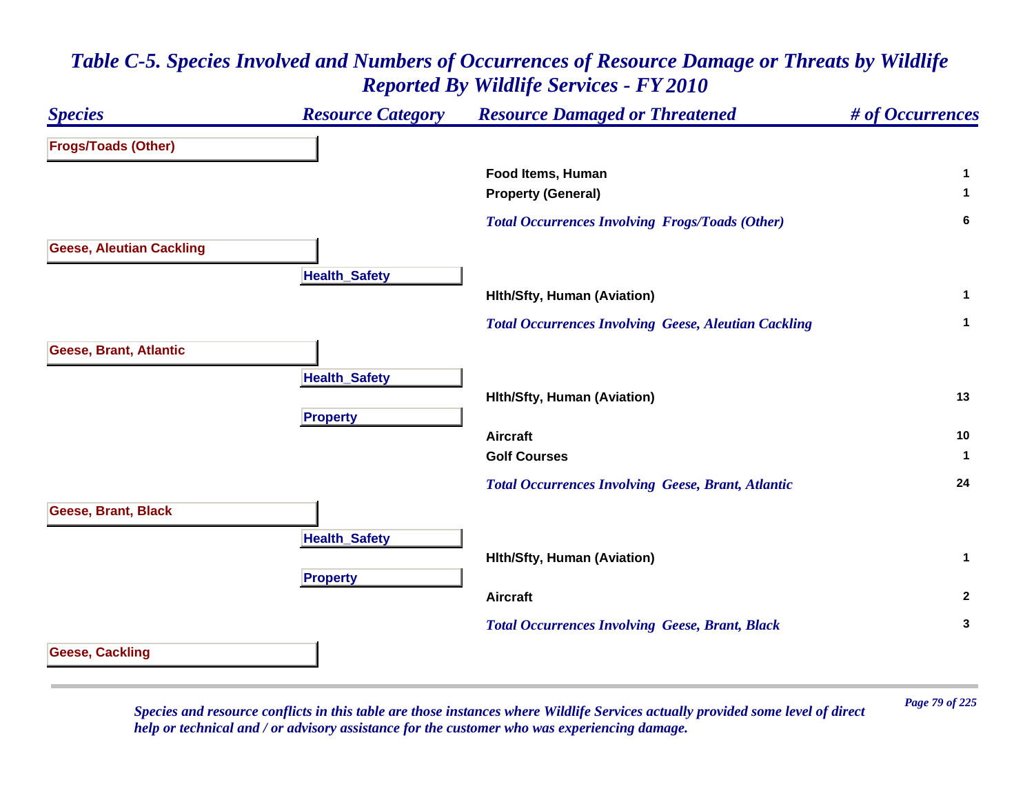# *Table C-5. Species Involved and Numbers of Occurrences of Resource Damage or Threats by Wildlife Reported By Wildlife Services - FY 2010*

| *Species* | *Resource Category* | *Resource Damaged or Threatened* | *# of Occurrences* |
|---|---|---|---|
| **Frogs/Toads (Other)** | | | |
| | | **Food Items, Human** | **1** |
| | | **Property (General)** | **1** |
| | | ***Total Occurrences Involving Frogs/Toads (Other)*** | **6** |
| **Geese, Aleutian Cackling** | | | |
| | **Health_Safety** | | |
| | | **Hlth/Sfty, Human (Aviation)** | **1** |
| | | ***Total Occurrences Involving Geese, Aleutian Cackling*** | **1** |
| **Geese, Brant, Atlantic** | | | |
| | **Health_Safety** | | |
| | | **Hlth/Sfty, Human (Aviation)** | **13** |
| | **Property** | | |
| | | **Aircraft** | **10** |
| | | **Golf Courses** | **1** |
| | | ***Total Occurrences Involving Geese, Brant, Atlantic*** | **24** |
| **Geese, Brant, Black** | | | |
| | **Health_Safety** | | |
| | | **Hlth/Sfty, Human (Aviation)** | **1** |
| | **Property** | | |
| | | **Aircraft** | **2** |
| | | ***Total Occurrences Involving Geese, Brant, Black*** | **3** |
| **Geese, Cackling** | | | |

*Species and resource conflicts in this table are those instances where Wildlife Services actually provided some level of direct help or technical and / or advisory assistance for the customer who was experiencing damage.*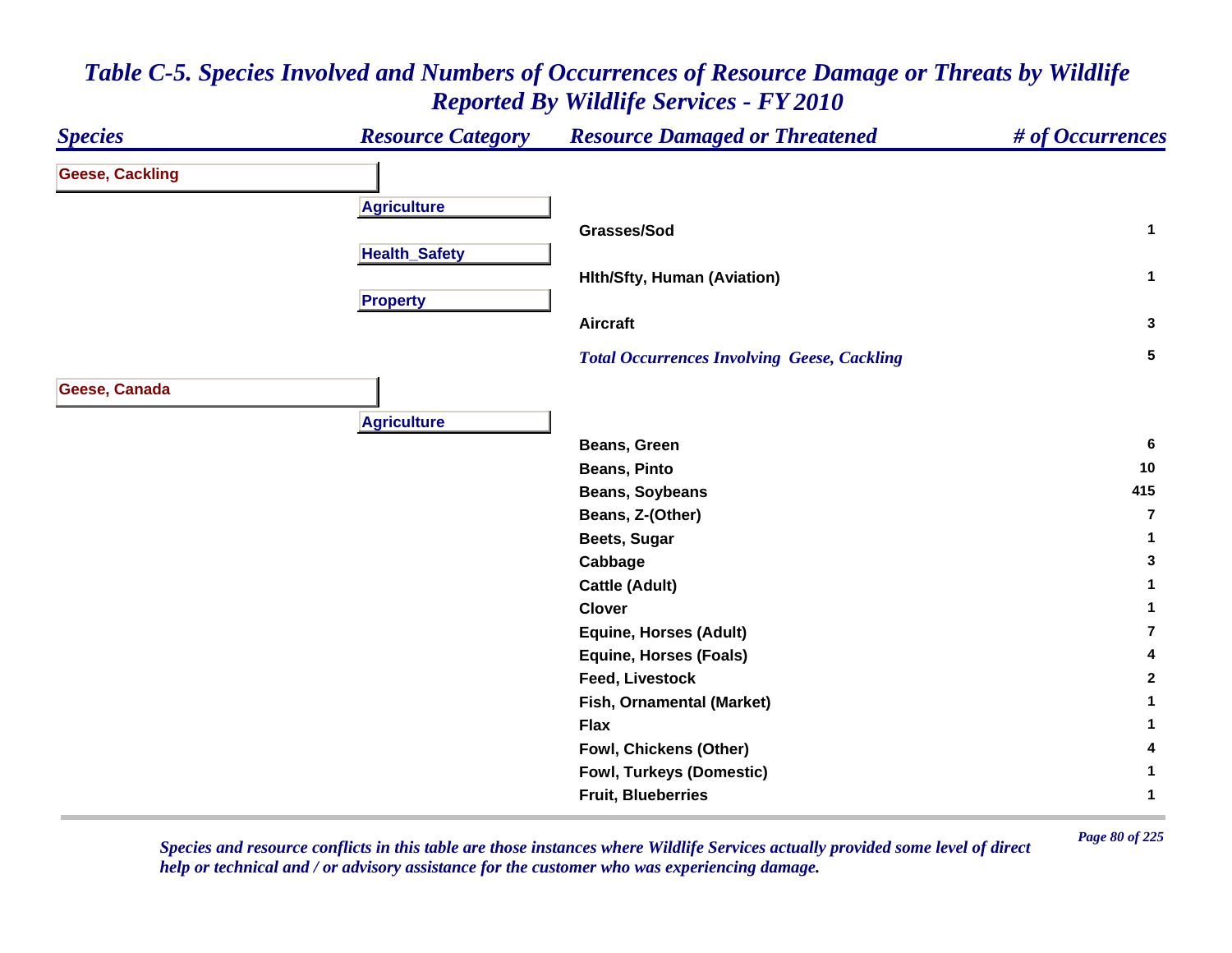# *Table C-5. Species Involved and Numbers of Occurrences of Resource Damage or Threats by Wildlife Reported By Wildlife Services - FY 2010*

| Species | Resource Category | Resource Damaged or Threatened | # of Occurrences |
|---|---|---|---|
| **Geese, Cackling** | | | |
| | **Agriculture** | | |
| | | Grasses/Sod | 1 |
| | **Health_Safety** | | |
| | | Hlth/Sfty, Human (Aviation) | 1 |
| | **Property** | | |
| | | Aircraft | 3 |
| | | *Total Occurrences Involving Geese, Cackling* | 5 |
| **Geese, Canada** | | | |
| | **Agriculture** | | |
| | | Beans, Green | 6 |
| | | Beans, Pinto | 10 |
| | | Beans, Soybeans | 415 |
| | | Beans, Z-(Other) | 7 |
| | | Beets, Sugar | 1 |
| | | Cabbage | 3 |
| | | Cattle (Adult) | 1 |
| | | Clover | 1 |
| | | Equine, Horses (Adult) | 7 |
| | | Equine, Horses (Foals) | 4 |
| | | Feed, Livestock | 2 |
| | | Fish, Ornamental (Market) | 1 |
| | | Flax | 1 |
| | | Fowl, Chickens (Other) | 4 |
| | | Fowl, Turkeys (Domestic) | 1 |
| | | Fruit, Blueberries | 1 |

*Species and resource conflicts in this table are those instances where Wildlife Services actually provided some level of direct help or technical and / or advisory assistance for the customer who was experiencing damage.*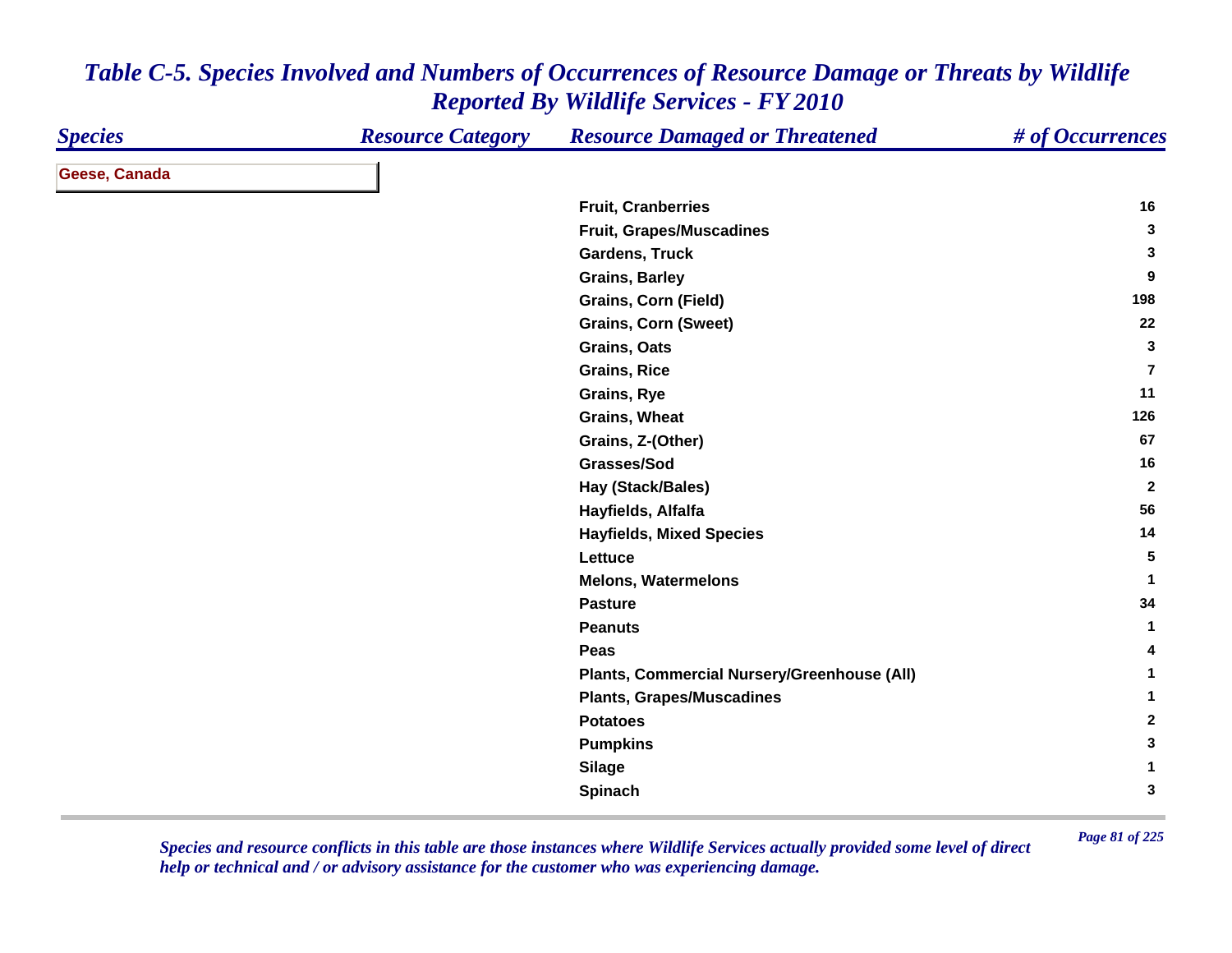# *Table C-5. Species Involved and Numbers of Occurrences of Resource Damage or Threats by Wildlife Reported By Wildlife Services - FY 2010*

| Species | Resource Category | Resource Damaged or Threatened | # of Occurrences |
|---|---|---|---|
| **Geese, Canada** | | | |
| | | Fruit, Cranberries | 16 |
| | | Fruit, Grapes/Muscadines | 3 |
| | | Gardens, Truck | 3 |
| | | Grains, Barley | 9 |
| | | Grains, Corn (Field) | 198 |
| | | Grains, Corn (Sweet) | 22 |
| | | Grains, Oats | 3 |
| | | Grains, Rice | 7 |
| | | Grains, Rye | 11 |
| | | Grains, Wheat | 126 |
| | | Grains, Z-(Other) | 67 |
| | | Grasses/Sod | 16 |
| | | Hay (Stack/Bales) | 2 |
| | | Hayfields, Alfalfa | 56 |
| | | Hayfields, Mixed Species | 14 |
| | | Lettuce | 5 |
| | | Melons, Watermelons | 1 |
| | | Pasture | 34 |
| | | Peanuts | 1 |
| | | Peas | 4 |
| | | Plants, Commercial Nursery/Greenhouse (All) | 1 |
| | | Plants, Grapes/Muscadines | 1 |
| | | Potatoes | 2 |
| | | Pumpkins | 3 |
| | | Silage | 1 |
| | | Spinach | 3 |

*Species and resource conflicts in this table are those instances where Wildlife Services actually provided some level of direct help or technical and / or advisory assistance for the customer who was experiencing damage.*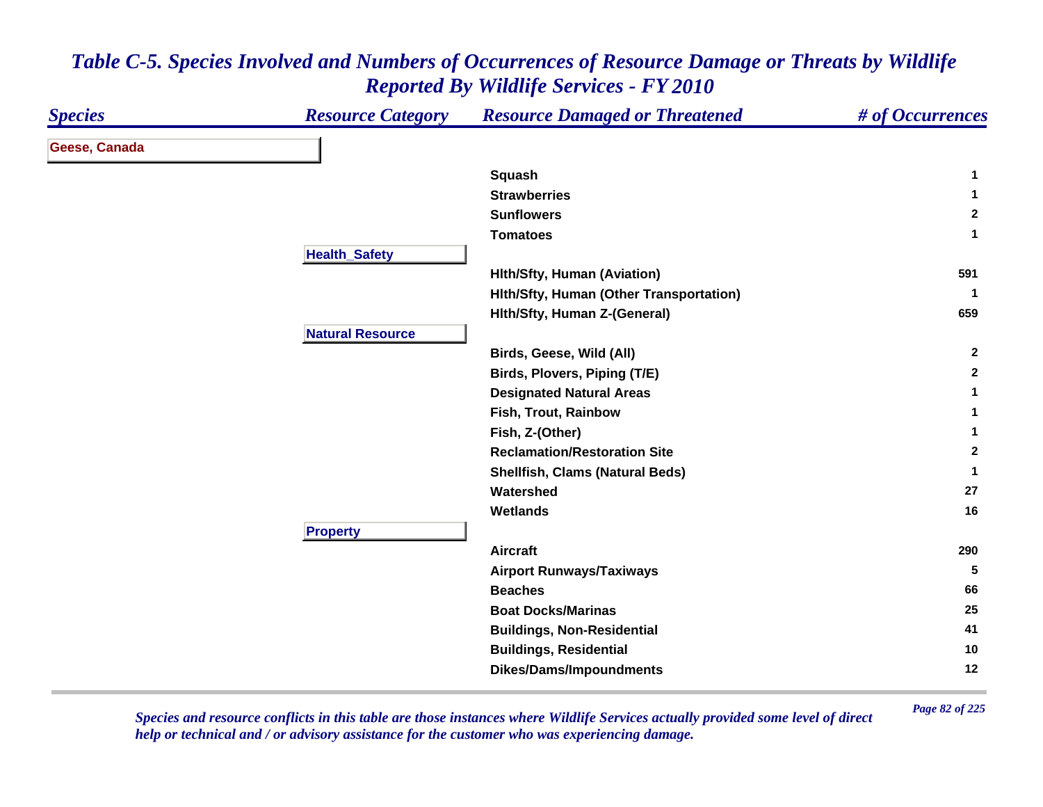# Table C-5. Species Involved and Numbers of Occurrences of Resource Damage or Threats by Wildlife Reported By Wildlife Services - FY 2010

| Species | Resource Category | Resource Damaged or Threatened | # of Occurrences |
|---|---|---|---|
| **Geese, Canada** | | | |
| | | Squash | 1 |
| | | Strawberries | 1 |
| | | Sunflowers | 2 |
| | | Tomatoes | 1 |
| | **Health_Safety** | | |
| | | Hlth/Sfty, Human (Aviation) | 591 |
| | | Hlth/Sfty, Human (Other Transportation) | 1 |
| | | Hlth/Sfty, Human Z-(General) | 659 |
| | **Natural Resource** | | |
| | | Birds, Geese, Wild (All) | 2 |
| | | Birds, Plovers, Piping (T/E) | 2 |
| | | Designated Natural Areas | 1 |
| | | Fish, Trout, Rainbow | 1 |
| | | Fish, Z-(Other) | 1 |
| | | Reclamation/Restoration Site | 2 |
| | | Shellfish, Clams (Natural Beds) | 1 |
| | | Watershed | 27 |
| | | Wetlands | 16 |
| | **Property** | | |
| | | Aircraft | 290 |
| | | Airport Runways/Taxiways | 5 |
| | | Beaches | 66 |
| | | Boat Docks/Marinas | 25 |
| | | Buildings, Non-Residential | 41 |
| | | Buildings, Residential | 10 |
| | | Dikes/Dams/Impoundments | 12 |

*Species and resource conflicts in this table are those instances where Wildlife Services actually provided some level of direct help or technical and / or advisory assistance for the customer who was experiencing damage.*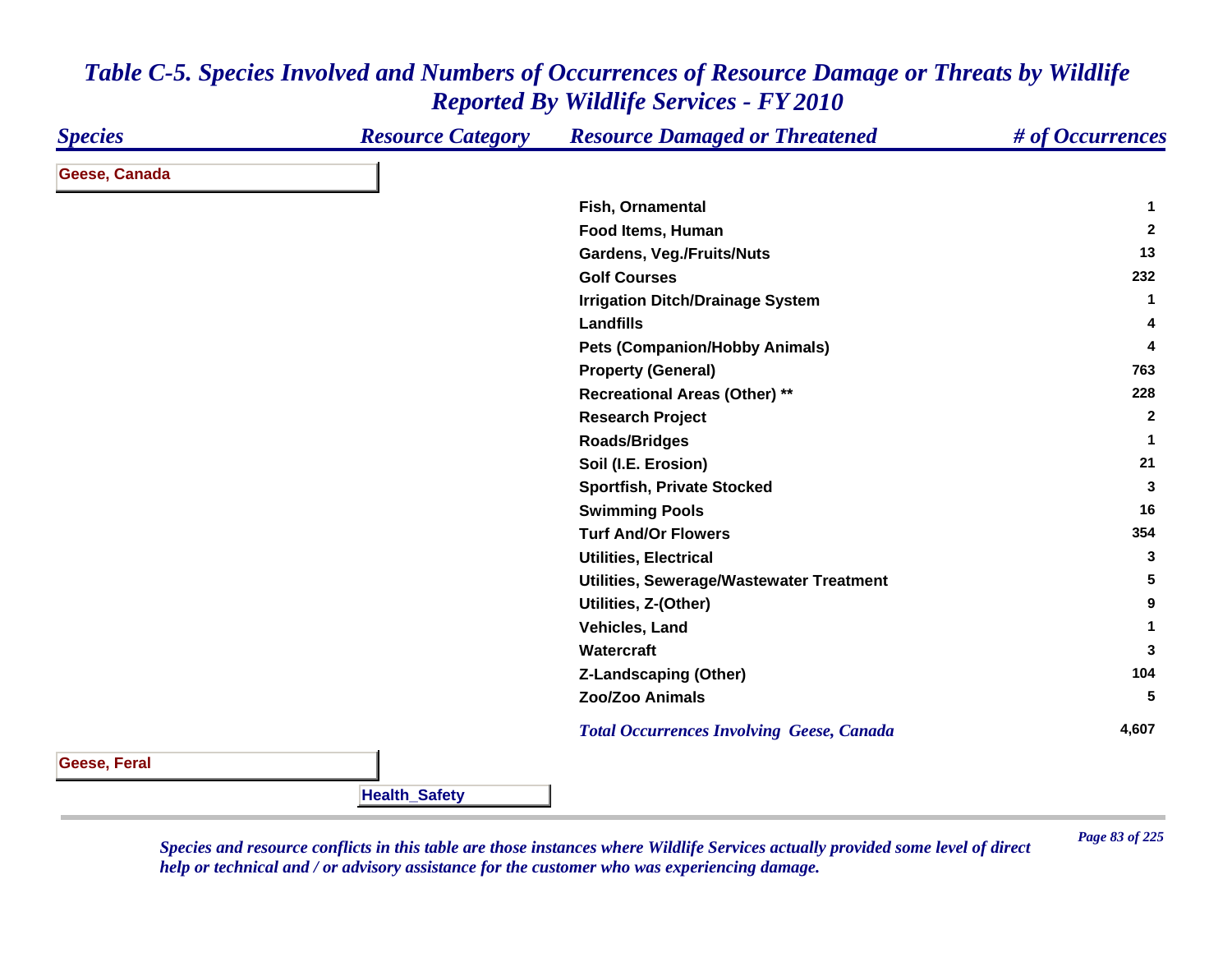# *Table C-5. Species Involved and Numbers of Occurrences of Resource Damage or Threats by Wildlife Reported By Wildlife Services - FY 2010*

| *Species* | *Resource Category* | *Resource Damaged or Threatened* | *# of Occurrences* |
|---|---|---|---|
| **Geese, Canada** | | | |
| | | **Fish, Ornamental** | **1** |
| | | **Food Items, Human** | **2** |
| | | **Gardens, Veg./Fruits/Nuts** | **13** |
| | | **Golf Courses** | **232** |
| | | **Irrigation Ditch/Drainage System** | **1** |
| | | **Landfills** | **4** |
| | | **Pets (Companion/Hobby Animals)** | **4** |
| | | **Property (General)** | **763** |
| | | **Recreational Areas (Other) \*\*** | **228** |
| | | **Research Project** | **2** |
| | | **Roads/Bridges** | **1** |
| | | **Soil (I.E. Erosion)** | **21** |
| | | **Sportfish, Private Stocked** | **3** |
| | | **Swimming Pools** | **16** |
| | | **Turf And/Or Flowers** | **354** |
| | | **Utilities, Electrical** | **3** |
| | | **Utilities, Sewerage/Wastewater Treatment** | **5** |
| | | **Utilities, Z-(Other)** | **9** |
| | | **Vehicles, Land** | **1** |
| | | **Watercraft** | **3** |
| | | **Z-Landscaping (Other)** | **104** |
| | | **Zoo/Zoo Animals** | **5** |
| | | ***Total Occurrences Involving Geese, Canada*** | **4,607** |
| **Geese, Feral** | | | |
| | **Health_Safety** | | |

*Species and resource conflicts in this table are those instances where Wildlife Services actually provided some level of direct help or technical and / or advisory assistance for the customer who was experiencing damage.*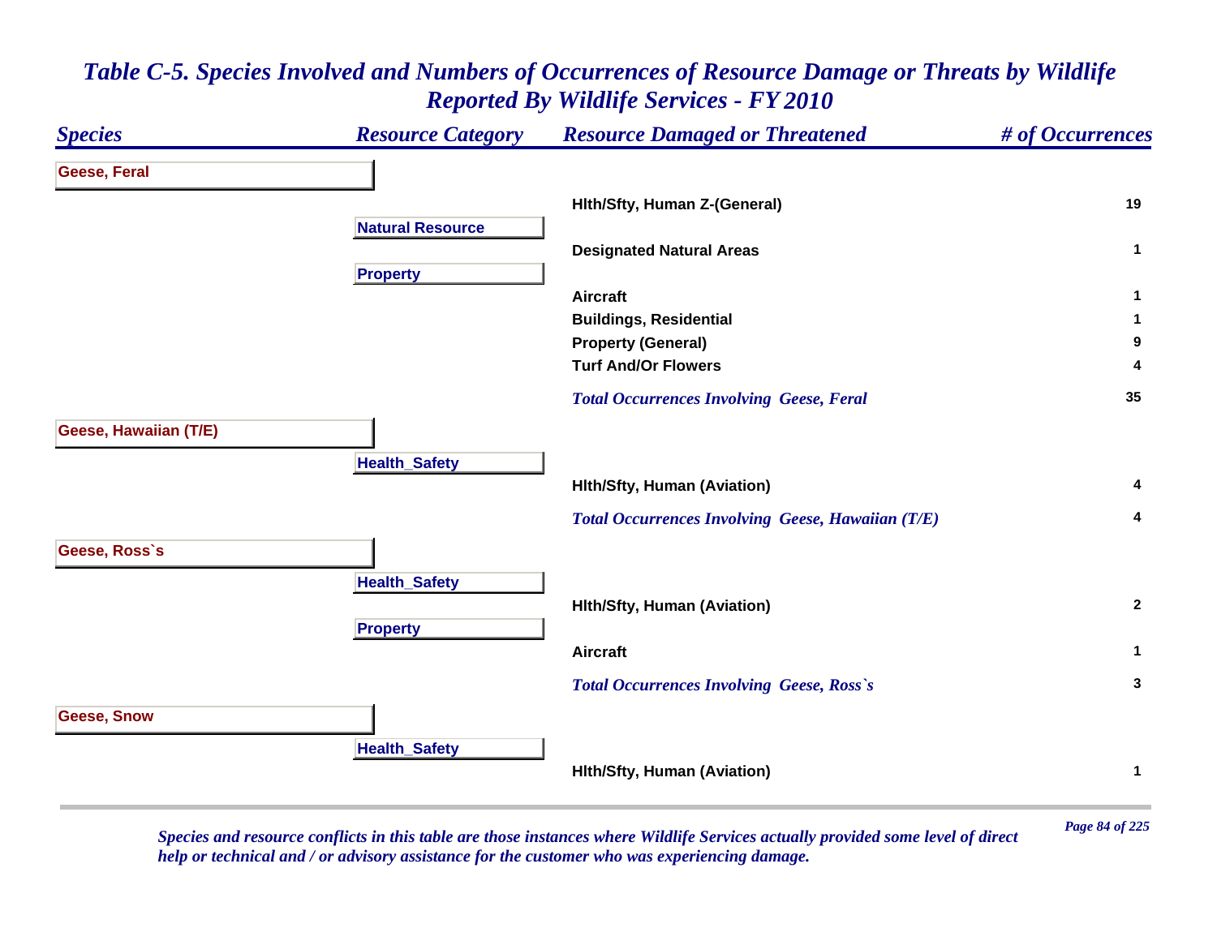# *Table C-5. Species Involved and Numbers of Occurrences of Resource Damage or Threats by Wildlife Reported By Wildlife Services - FY 2010*

| *Species* | *Resource Category* | *Resource Damaged or Threatened* | *# of Occurrences* |
|---|---|---|---|
| **Geese, Feral** | | | |
| | | **Hlth/Sfty, Human Z-(General)** | **19** |
| | **Natural Resource** | | |
| | | **Designated Natural Areas** | **1** |
| | **Property** | | |
| | | **Aircraft** | **1** |
| | | **Buildings, Residential** | **1** |
| | | **Property (General)** | **9** |
| | | **Turf And/Or Flowers** | **4** |
| | | ***Total Occurrences Involving Geese, Feral*** | **35** |
| **Geese, Hawaiian (T/E)** | | | |
| | **Health_Safety** | | |
| | | **Hlth/Sfty, Human (Aviation)** | **4** |
| | | ***Total Occurrences Involving Geese, Hawaiian (T/E)*** | **4** |
| **Geese, Ross`s** | | | |
| | **Health_Safety** | | |
| | | **Hlth/Sfty, Human (Aviation)** | **2** |
| | **Property** | | |
| | | **Aircraft** | **1** |
| | | ***Total Occurrences Involving Geese, Ross`s*** | **3** |
| **Geese, Snow** | | | |
| | **Health_Safety** | | |
| | | **Hlth/Sfty, Human (Aviation)** | **1** |

*Species and resource conflicts in this table are those instances where Wildlife Services actually provided some level of direct help or technical and / or advisory assistance for the customer who was experiencing damage.*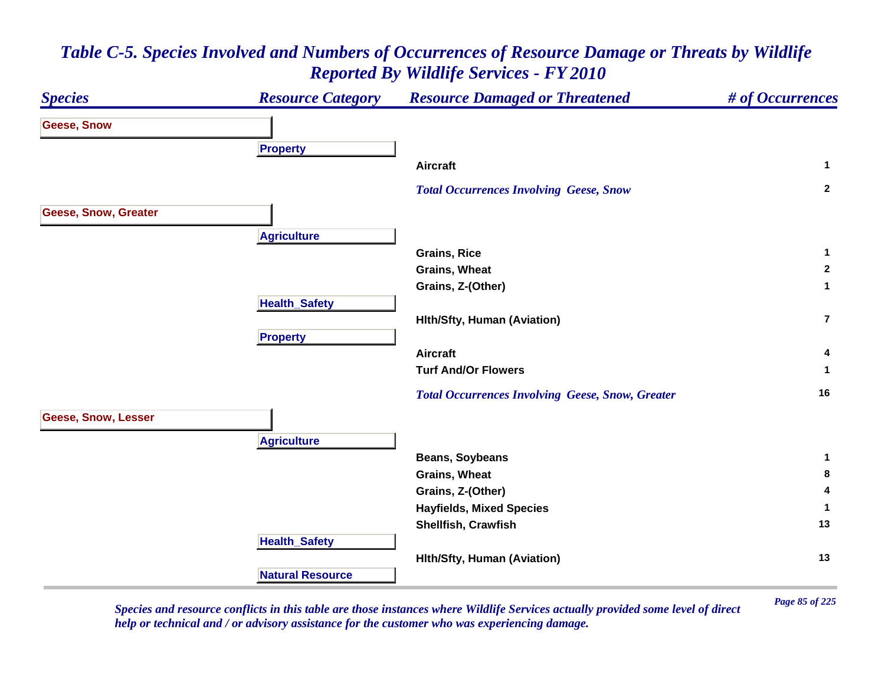# *Table C-5. Species Involved and Numbers of Occurrences of Resource Damage or Threats by Wildlife Reported By Wildlife Services - FY 2010*

| *Species* | *Resource Category* | *Resource Damaged or Threatened* | *# of Occurrences* |
|---|---|---|---|
| **Geese, Snow** | | | |
| | **Property** | | |
| | | **Aircraft** | **1** |
| | | ***Total Occurrences Involving Geese, Snow*** | **2** |
| **Geese, Snow, Greater** | | | |
| | **Agriculture** | | |
| | | **Grains, Rice** | **1** |
| | | **Grains, Wheat** | **2** |
| | | **Grains, Z-(Other)** | **1** |
| | **Health_Safety** | | |
| | | **Hlth/Sfty, Human (Aviation)** | **7** |
| | **Property** | | |
| | | **Aircraft** | **4** |
| | | **Turf And/Or Flowers** | **1** |
| | | ***Total Occurrences Involving Geese, Snow, Greater*** | **16** |
| **Geese, Snow, Lesser** | | | |
| | **Agriculture** | | |
| | | **Beans, Soybeans** | **1** |
| | | **Grains, Wheat** | **8** |
| | | **Grains, Z-(Other)** | **4** |
| | | **Hayfields, Mixed Species** | **1** |
| | | **Shellfish, Crawfish** | **13** |
| | **Health_Safety** | | |
| | | **Hlth/Sfty, Human (Aviation)** | **13** |
| | **Natural Resource** | | |

*Species and resource conflicts in this table are those instances where Wildlife Services actually provided some level of direct help or technical and / or advisory assistance for the customer who was experiencing damage.*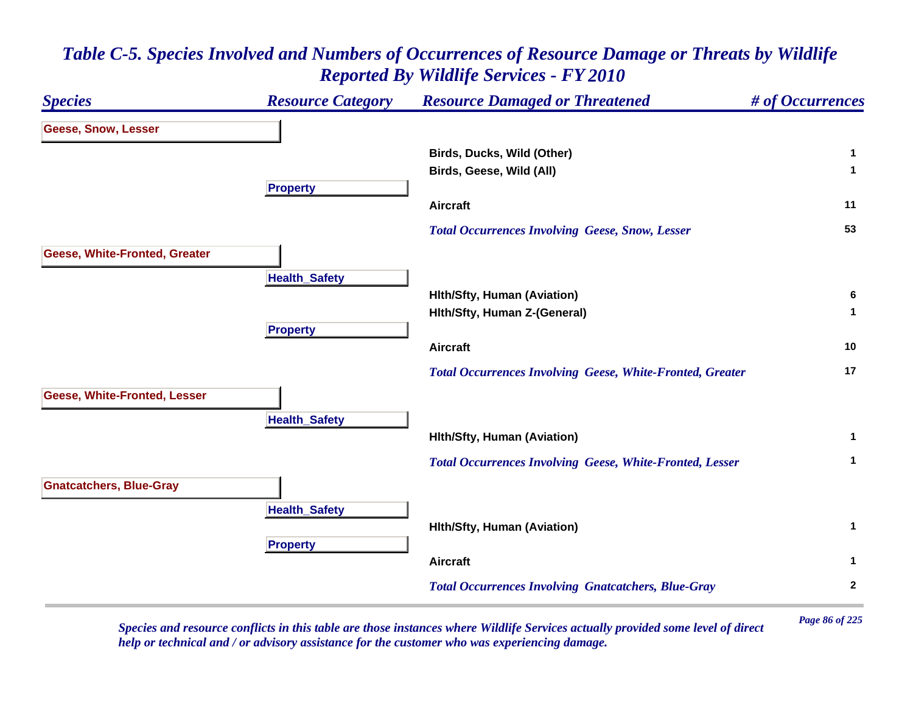## Table C-5. Species Involved and Numbers of Occurrences of Resource Damage or Threats by Wildlife Reported By Wildlife Services - FY 2010

| Species | Resource Category | Resource Damaged or Threatened | # of Occurrences |
|---|---|---|---|
| Geese, Snow, Lesser | | | |
| | | Birds, Ducks, Wild (Other) | 1 |
| | | Birds, Geese, Wild (All) | 1 |
| | Property | | |
| | | Aircraft | 11 |
| | | *Total Occurrences Involving Geese, Snow, Lesser* | 53 |
| Geese, White-Fronted, Greater | | | |
| | Health_Safety | | |
| | | Hlth/Sfty, Human (Aviation) | 6 |
| | | Hlth/Sfty, Human Z-(General) | 1 |
| | Property | | |
| | | Aircraft | 10 |
| | | *Total Occurrences Involving Geese, White-Fronted, Greater* | 17 |
| Geese, White-Fronted, Lesser | | | |
| | Health_Safety | | |
| | | Hlth/Sfty, Human (Aviation) | 1 |
| | | *Total Occurrences Involving Geese, White-Fronted, Lesser* | 1 |
| Gnatcatchers, Blue-Gray | | | |
| | Health_Safety | | |
| | | Hlth/Sfty, Human (Aviation) | 1 |
| | Property | | |
| | | Aircraft | 1 |
| | | *Total Occurrences Involving Gnatcatchers, Blue-Gray* | 2 |

*Species and resource conflicts in this table are those instances where Wildlife Services actually provided some level of direct help or technical and / or advisory assistance for the customer who was experiencing damage.*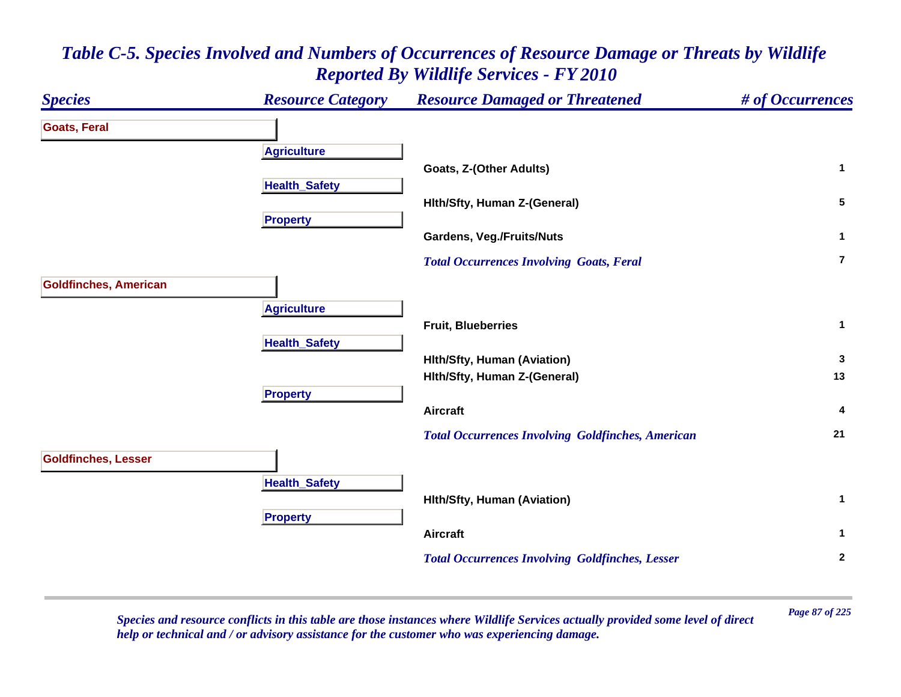# *Table C-5. Species Involved and Numbers of Occurrences of Resource Damage or Threats by Wildlife Reported By Wildlife Services - FY 2010*

| *Species* | *Resource Category* | *Resource Damaged or Threatened* | *# of Occurrences* |
|---|---|---|---|
| **Goats, Feral** | | | |
| | **Agriculture** | | |
| | | **Goats, Z-(Other Adults)** | **1** |
| | **Health_Safety** | | |
| | | **Hlth/Sfty, Human Z-(General)** | **5** |
| | **Property** | | |
| | | **Gardens, Veg./Fruits/Nuts** | **1** |
| | | ***Total Occurrences Involving Goats, Feral*** | **7** |
| **Goldfinches, American** | | | |
| | **Agriculture** | | |
| | | **Fruit, Blueberries** | **1** |
| | **Health_Safety** | | |
| | | **Hlth/Sfty, Human (Aviation)** | **3** |
| | | **Hlth/Sfty, Human Z-(General)** | **13** |
| | **Property** | | |
| | | **Aircraft** | **4** |
| | | ***Total Occurrences Involving Goldfinches, American*** | **21** |
| **Goldfinches, Lesser** | | | |
| | **Health_Safety** | | |
| | | **Hlth/Sfty, Human (Aviation)** | **1** |
| | **Property** | | |
| | | **Aircraft** | **1** |
| | | ***Total Occurrences Involving Goldfinches, Lesser*** | **2** |

*Species and resource conflicts in this table are those instances where Wildlife Services actually provided some level of direct help or technical and / or advisory assistance for the customer who was experiencing damage.*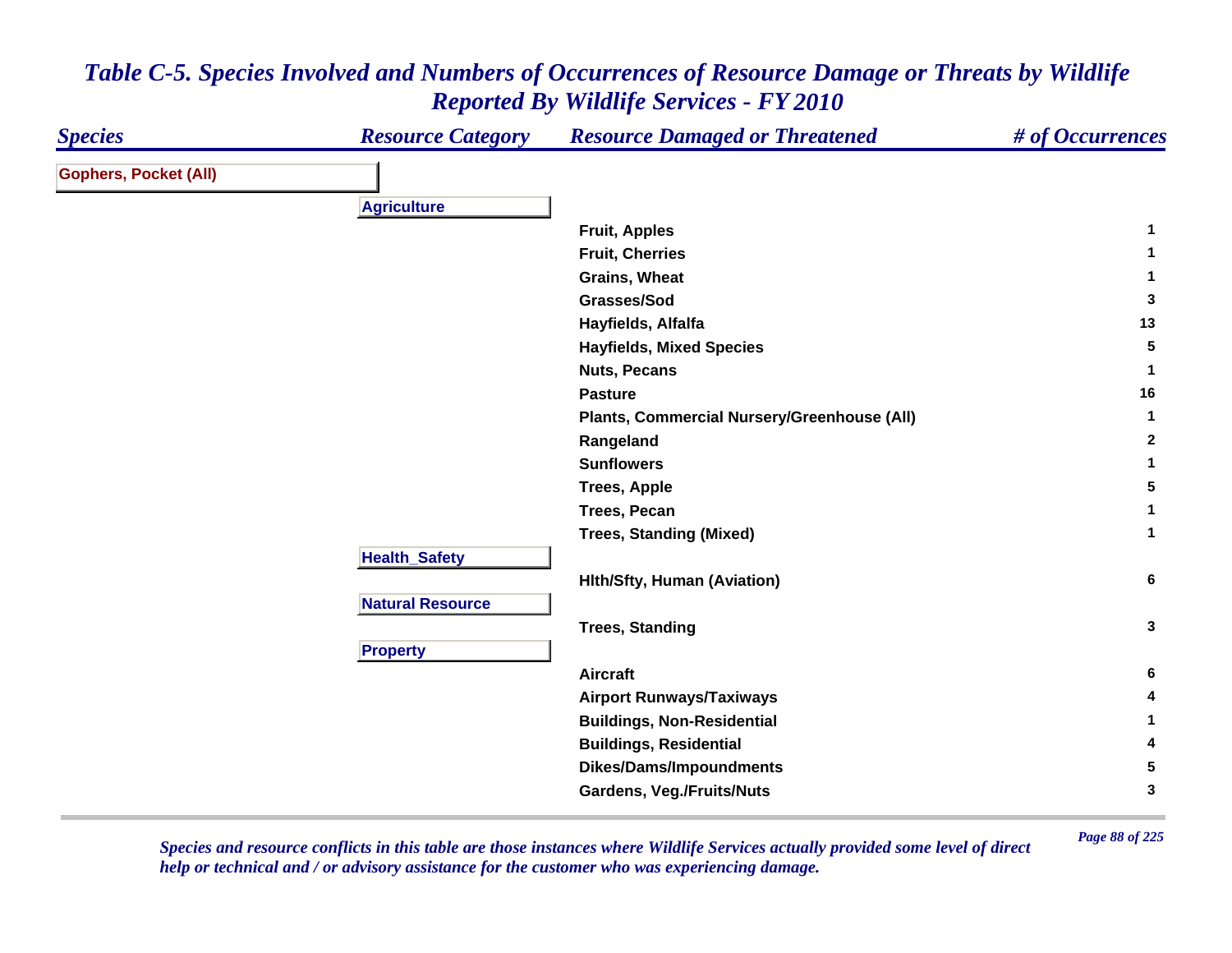# *Table C-5. Species Involved and Numbers of Occurrences of Resource Damage or Threats by Wildlife Reported By Wildlife Services - FY 2010*

| Species | Resource Category | Resource Damaged or Threatened | # of Occurrences |
|---|---|---|---|
| **Gophers, Pocket (All)** | | | |
| | **Agriculture** | | |
| | | Fruit, Apples | 1 |
| | | Fruit, Cherries | 1 |
| | | Grains, Wheat | 1 |
| | | Grasses/Sod | 3 |
| | | Hayfields, Alfalfa | 13 |
| | | Hayfields, Mixed Species | 5 |
| | | Nuts, Pecans | 1 |
| | | Pasture | 16 |
| | | Plants, Commercial Nursery/Greenhouse (All) | 1 |
| | | Rangeland | 2 |
| | | Sunflowers | 1 |
| | | Trees, Apple | 5 |
| | | Trees, Pecan | 1 |
| | | Trees, Standing (Mixed) | 1 |
| | **Health_Safety** | | |
| | | Hlth/Sfty, Human (Aviation) | 6 |
| | **Natural Resource** | | |
| | | Trees, Standing | 3 |
| | **Property** | | |
| | | Aircraft | 6 |
| | | Airport Runways/Taxiways | 4 |
| | | Buildings, Non-Residential | 1 |
| | | Buildings, Residential | 4 |
| | | Dikes/Dams/Impoundments | 5 |
| | | Gardens, Veg./Fruits/Nuts | 3 |

*Species and resource conflicts in this table are those instances where Wildlife Services actually provided some level of direct help or technical and / or advisory assistance for the customer who was experiencing damage.*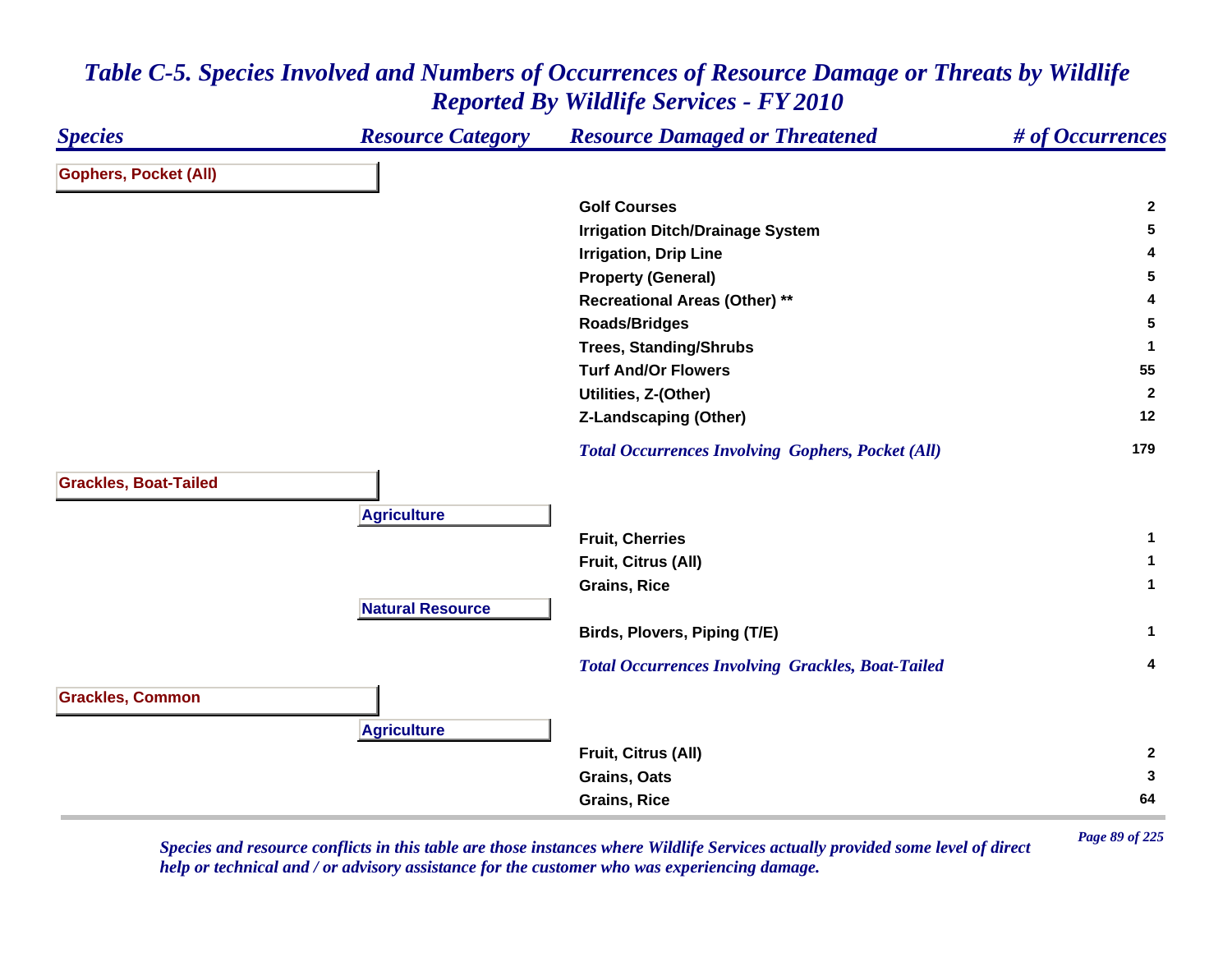# *Table C-5. Species Involved and Numbers of Occurrences of Resource Damage or Threats by Wildlife Reported By Wildlife Services - FY 2010*

| *Species* | *Resource Category* | *Resource Damaged or Threatened* | *# of Occurrences* |
|---|---|---|---|
| **Gophers, Pocket (All)** | | | |
| | | **Golf Courses** | **2** |
| | | **Irrigation Ditch/Drainage System** | **5** |
| | | **Irrigation, Drip Line** | **4** |
| | | **Property (General)** | **5** |
| | | **Recreational Areas (Other) ** ** | **4** |
| | | **Roads/Bridges** | **5** |
| | | **Trees, Standing/Shrubs** | **1** |
| | | **Turf And/Or Flowers** | **55** |
| | | **Utilities, Z-(Other)** | **2** |
| | | **Z-Landscaping (Other)** | **12** |
| | | ***Total Occurrences Involving Gophers, Pocket (All)*** | **179** |
| **Grackles, Boat-Tailed** | | | |
| | **Agriculture** | | |
| | | **Fruit, Cherries** | **1** |
| | | **Fruit, Citrus (All)** | **1** |
| | | **Grains, Rice** | **1** |
| | **Natural Resource** | | |
| | | **Birds, Plovers, Piping (T/E)** | **1** |
| | | ***Total Occurrences Involving Grackles, Boat-Tailed*** | **4** |
| **Grackles, Common** | | | |
| | **Agriculture** | | |
| | | **Fruit, Citrus (All)** | **2** |
| | | **Grains, Oats** | **3** |
| | | **Grains, Rice** | **64** |

*Species and resource conflicts in this table are those instances where Wildlife Services actually provided some level of direct help or technical and / or advisory assistance for the customer who was experiencing damage.*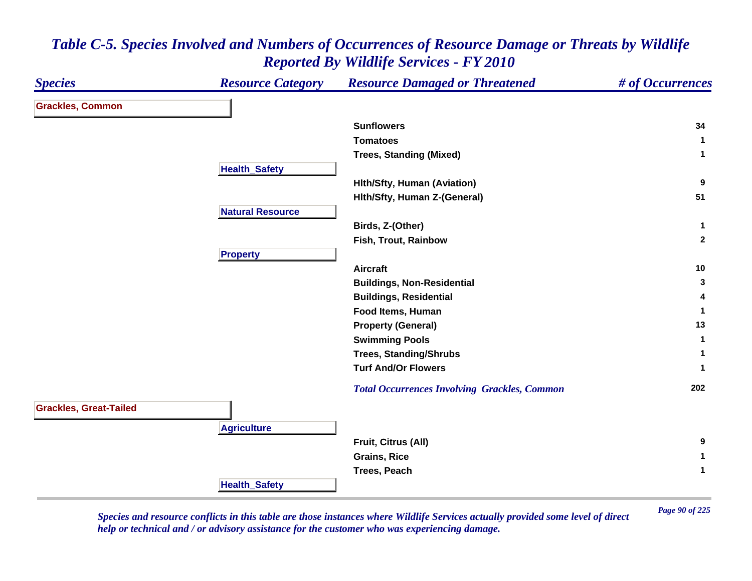# *Table C-5. Species Involved and Numbers of Occurrences of Resource Damage or Threats by Wildlife Reported By Wildlife Services - FY 2010*

| *Species* | *Resource Category* | *Resource Damaged or Threatened* | *# of Occurrences* |
|---|---|---|---|
| **Grackles, Common** | | | |
| | | **Sunflowers** | **34** |
| | | **Tomatoes** | **1** |
| | | **Trees, Standing (Mixed)** | **1** |
| | **Health_Safety** | | |
| | | **Hlth/Sfty, Human (Aviation)** | **9** |
| | | **Hlth/Sfty, Human Z-(General)** | **51** |
| | **Natural Resource** | | |
| | | **Birds, Z-(Other)** | **1** |
| | | **Fish, Trout, Rainbow** | **2** |
| | **Property** | | |
| | | **Aircraft** | **10** |
| | | **Buildings, Non-Residential** | **3** |
| | | **Buildings, Residential** | **4** |
| | | **Food Items, Human** | **1** |
| | | **Property (General)** | **13** |
| | | **Swimming Pools** | **1** |
| | | **Trees, Standing/Shrubs** | **1** |
| | | **Turf And/Or Flowers** | **1** |
| | | ***Total Occurrences Involving Grackles, Common*** | **202** |
| **Grackles, Great-Tailed** | | | |
| | **Agriculture** | | |
| | | **Fruit, Citrus (All)** | **9** |
| | | **Grains, Rice** | **1** |
| | | **Trees, Peach** | **1** |
| | **Health_Safety** | | |

*Species and resource conflicts in this table are those instances where Wildlife Services actually provided some level of direct help or technical and / or advisory assistance for the customer who was experiencing damage.*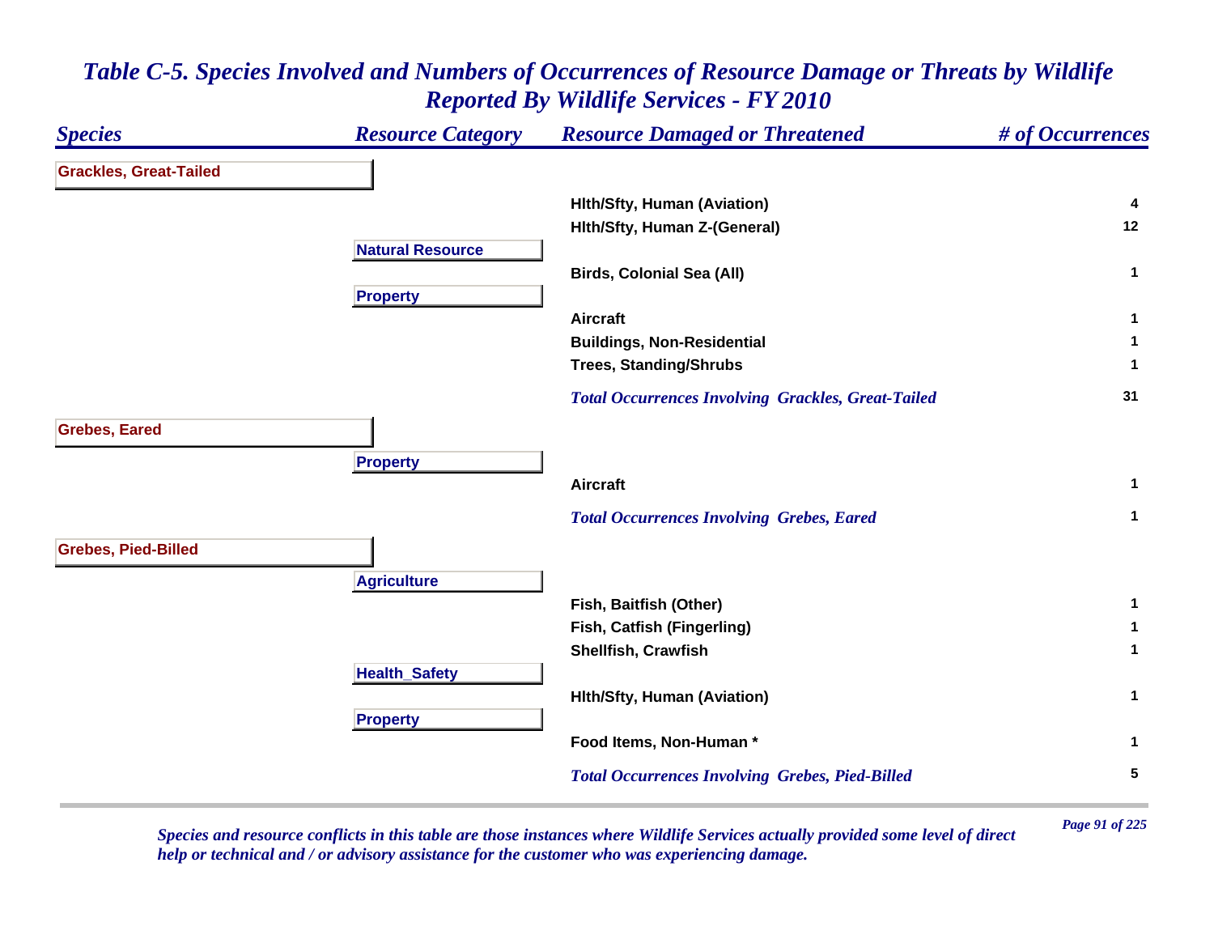# *Table C-5. Species Involved and Numbers of Occurrences of Resource Damage or Threats by Wildlife Reported By Wildlife Services - FY 2010*

| Species | Resource Category | Resource Damaged or Threatened | # of Occurrences |
|---|---|---|---|
| **Grackles, Great-Tailed** | | | |
| | | Hlth/Sfty, Human (Aviation) | 4 |
| | | Hlth/Sfty, Human Z-(General) | 12 |
| | **Natural Resource** | | |
| | | Birds, Colonial Sea (All) | 1 |
| | **Property** | | |
| | | Aircraft | 1 |
| | | Buildings, Non-Residential | 1 |
| | | Trees, Standing/Shrubs | 1 |
| | | *Total Occurrences Involving Grackles, Great-Tailed* | 31 |
| **Grebes, Eared** | | | |
| | **Property** | | |
| | | Aircraft | 1 |
| | | *Total Occurrences Involving Grebes, Eared* | 1 |
| **Grebes, Pied-Billed** | | | |
| | **Agriculture** | | |
| | | Fish, Baitfish (Other) | 1 |
| | | Fish, Catfish (Fingerling) | 1 |
| | | Shellfish, Crawfish | 1 |
| | **Health_Safety** | | |
| | | Hlth/Sfty, Human (Aviation) | 1 |
| | **Property** | | |
| | | Food Items, Non-Human * | 1 |
| | | *Total Occurrences Involving Grebes, Pied-Billed* | 5 |

*Species and resource conflicts in this table are those instances where Wildlife Services actually provided some level of direct help or technical and / or advisory assistance for the customer who was experiencing damage.*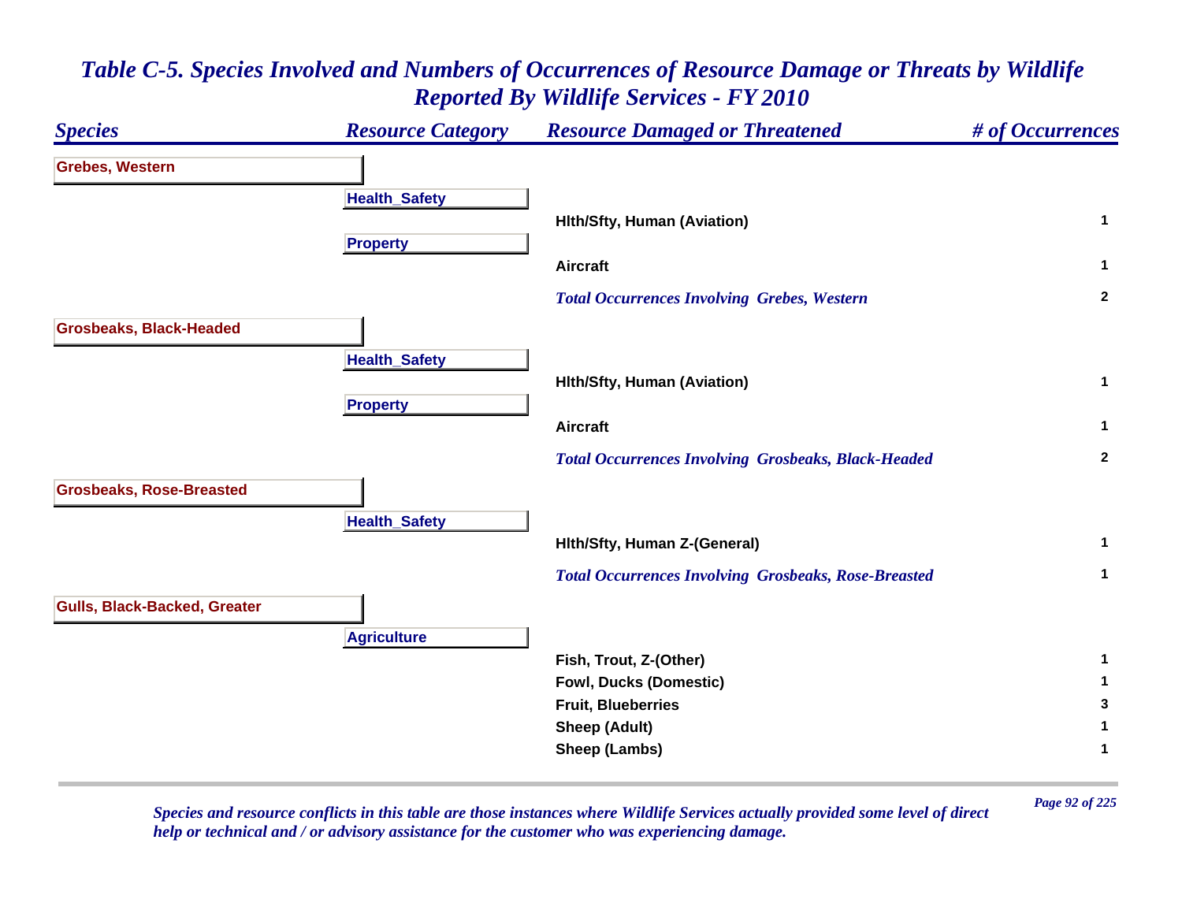# Table C-5. Species Involved and Numbers of Occurrences of Resource Damage or Threats by Wildlife Reported By Wildlife Services - FY 2010

| Species | Resource Category | Resource Damaged or Threatened | # of Occurrences |
|---|---|---|---|
| **Grebes, Western** | | | |
| | **Health_Safety** | | |
| | | Hlth/Sfty, Human (Aviation) | 1 |
| | **Property** | | |
| | | Aircraft | 1 |
| | | *Total Occurrences Involving Grebes, Western* | 2 |
| **Grosbeaks, Black-Headed** | | | |
| | **Health_Safety** | | |
| | | Hlth/Sfty, Human (Aviation) | 1 |
| | **Property** | | |
| | | Aircraft | 1 |
| | | *Total Occurrences Involving Grosbeaks, Black-Headed* | 2 |
| **Grosbeaks, Rose-Breasted** | | | |
| | **Health_Safety** | | |
| | | Hlth/Sfty, Human Z-(General) | 1 |
| | | *Total Occurrences Involving Grosbeaks, Rose-Breasted* | 1 |
| **Gulls, Black-Backed, Greater** | | | |
| | **Agriculture** | | |
| | | Fish, Trout, Z-(Other) | 1 |
| | | Fowl, Ducks (Domestic) | 1 |
| | | Fruit, Blueberries | 3 |
| | | Sheep (Adult) | 1 |
| | | Sheep (Lambs) | 1 |

*Species and resource conflicts in this table are those instances where Wildlife Services actually provided some level of direct help or technical and / or advisory assistance for the customer who was experiencing damage.*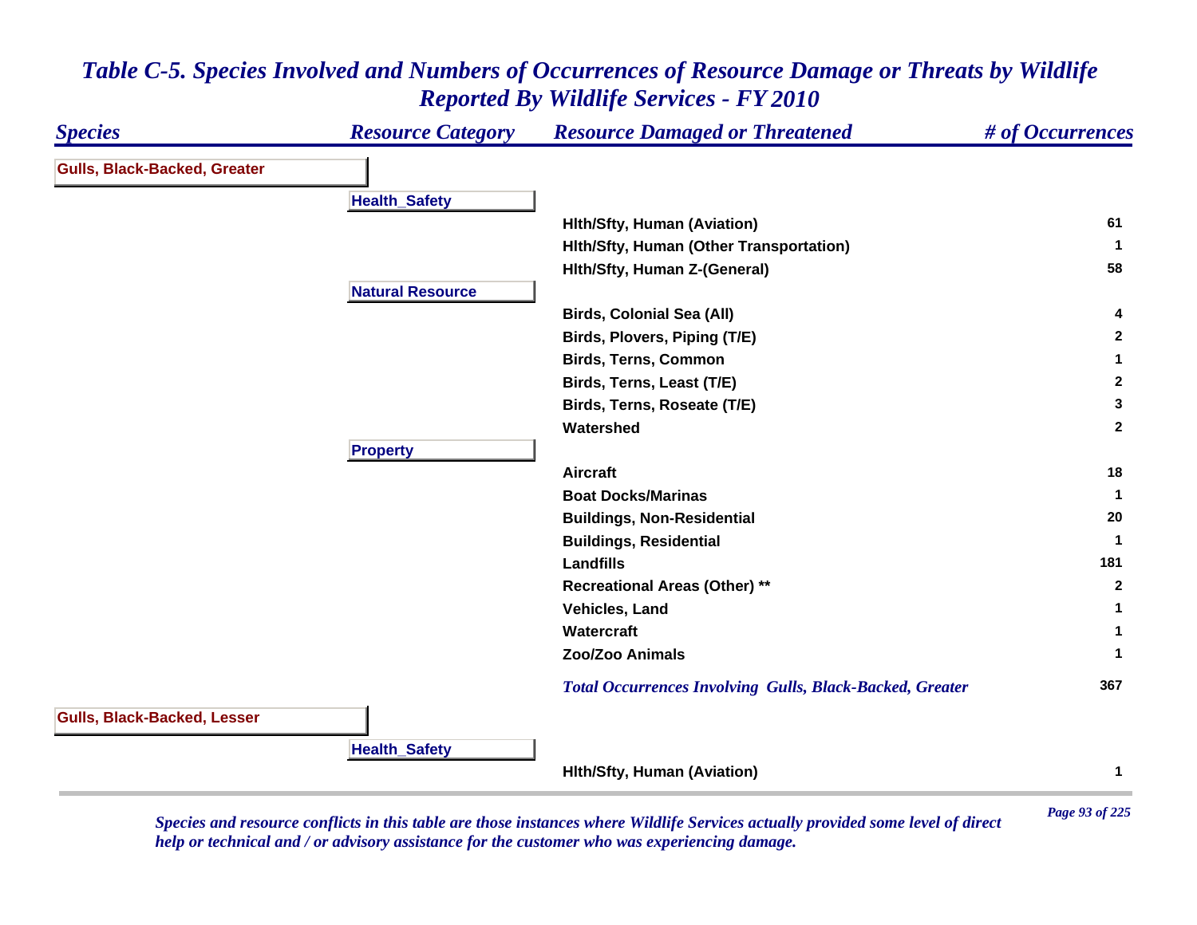# Table C-5. Species Involved and Numbers of Occurrences of Resource Damage or Threats by Wildlife Reported By Wildlife Services - FY 2010

| Species | Resource Category | Resource Damaged or Threatened | # of Occurrences |
|---|---|---|---|
| **Gulls, Black-Backed, Greater** | | | |
| | **Health_Safety** | | |
| | | Hlth/Sfty, Human (Aviation) | 61 |
| | | Hlth/Sfty, Human (Other Transportation) | 1 |
| | | Hlth/Sfty, Human Z-(General) | 58 |
| | **Natural Resource** | | |
| | | Birds, Colonial Sea (All) | 4 |
| | | Birds, Plovers, Piping (T/E) | 2 |
| | | Birds, Terns, Common | 1 |
| | | Birds, Terns, Least (T/E) | 2 |
| | | Birds, Terns, Roseate (T/E) | 3 |
| | | Watershed | 2 |
| | **Property** | | |
| | | Aircraft | 18 |
| | | Boat Docks/Marinas | 1 |
| | | Buildings, Non-Residential | 20 |
| | | Buildings, Residential | 1 |
| | | Landfills | 181 |
| | | Recreational Areas (Other) ** | 2 |
| | | Vehicles, Land | 1 |
| | | Watercraft | 1 |
| | | Zoo/Zoo Animals | 1 |
| | | *Total Occurrences Involving Gulls, Black-Backed, Greater* | 367 |
| **Gulls, Black-Backed, Lesser** | | | |
| | **Health_Safety** | | |
| | | Hlth/Sfty, Human (Aviation) | 1 |

*Species and resource conflicts in this table are those instances where Wildlife Services actually provided some level of direct help or technical and / or advisory assistance for the customer who was experiencing damage.*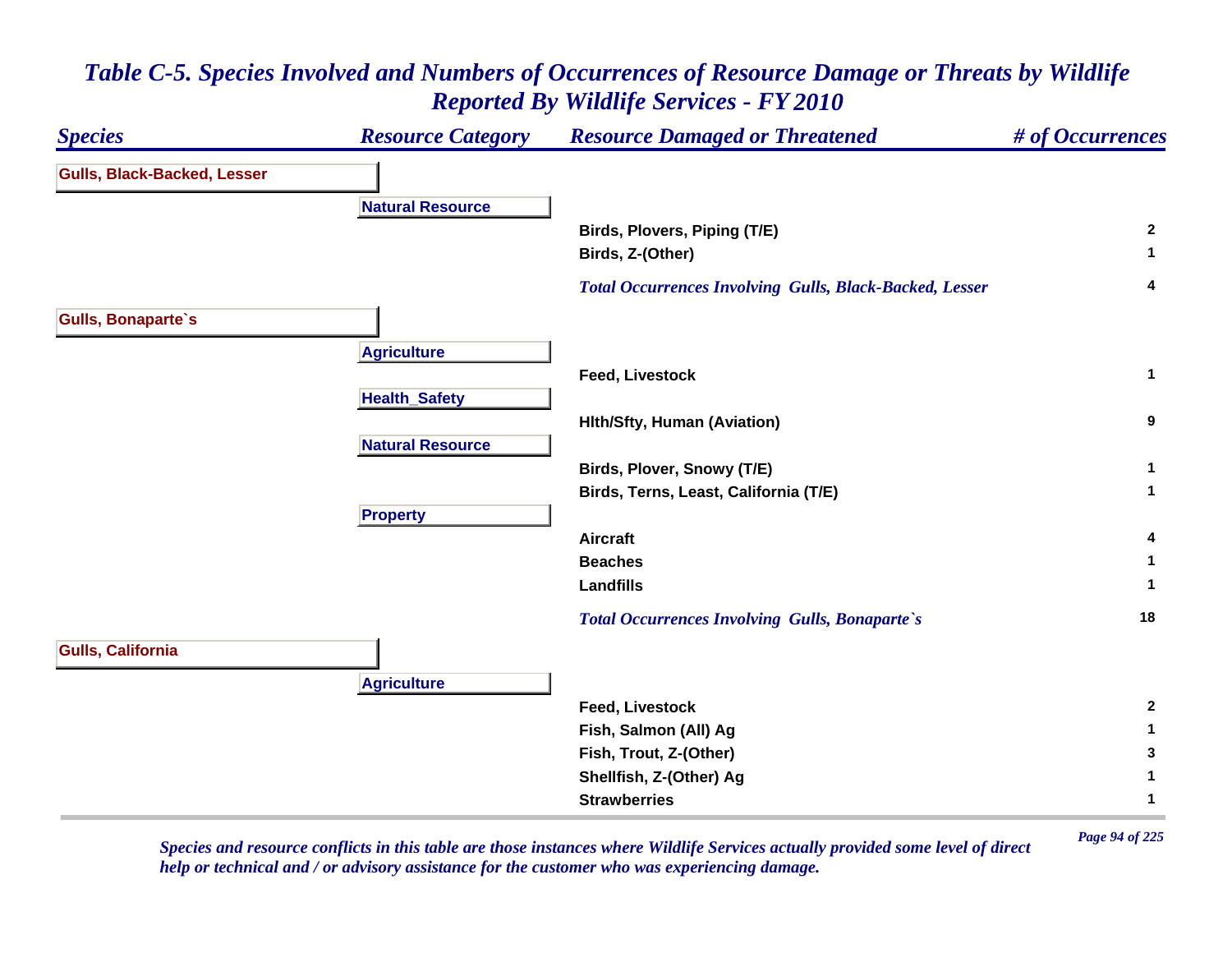# *Table C-5. Species Involved and Numbers of Occurrences of Resource Damage or Threats by Wildlife Reported By Wildlife Services - FY 2010*

| Species | Resource Category | Resource Damaged or Threatened | # of Occurrences |
|---|---|---|---|
| **Gulls, Black-Backed, Lesser** | | | |
| | **Natural Resource** | | |
| | | **Birds, Plovers, Piping (T/E)** | **2** |
| | | **Birds, Z-(Other)** | **1** |
| | | ***Total Occurrences Involving Gulls, Black-Backed, Lesser*** | **4** |
| **Gulls, Bonaparte`s** | | | |
| | **Agriculture** | | |
| | | **Feed, Livestock** | **1** |
| | **Health_Safety** | | |
| | | **Hlth/Sfty, Human (Aviation)** | **9** |
| | **Natural Resource** | | |
| | | **Birds, Plover, Snowy (T/E)** | **1** |
| | | **Birds, Terns, Least, California (T/E)** | **1** |
| | **Property** | | |
| | | **Aircraft** | **4** |
| | | **Beaches** | **1** |
| | | **Landfills** | **1** |
| | | ***Total Occurrences Involving Gulls, Bonaparte`s*** | **18** |
| **Gulls, California** | | | |
| | **Agriculture** | | |
| | | **Feed, Livestock** | **2** |
| | | **Fish, Salmon (All) Ag** | **1** |
| | | **Fish, Trout, Z-(Other)** | **3** |
| | | **Shellfish, Z-(Other) Ag** | **1** |
| | | **Strawberries** | **1** |

*Species and resource conflicts in this table are those instances where Wildlife Services actually provided some level of direct help or technical and / or advisory assistance for the customer who was experiencing damage.*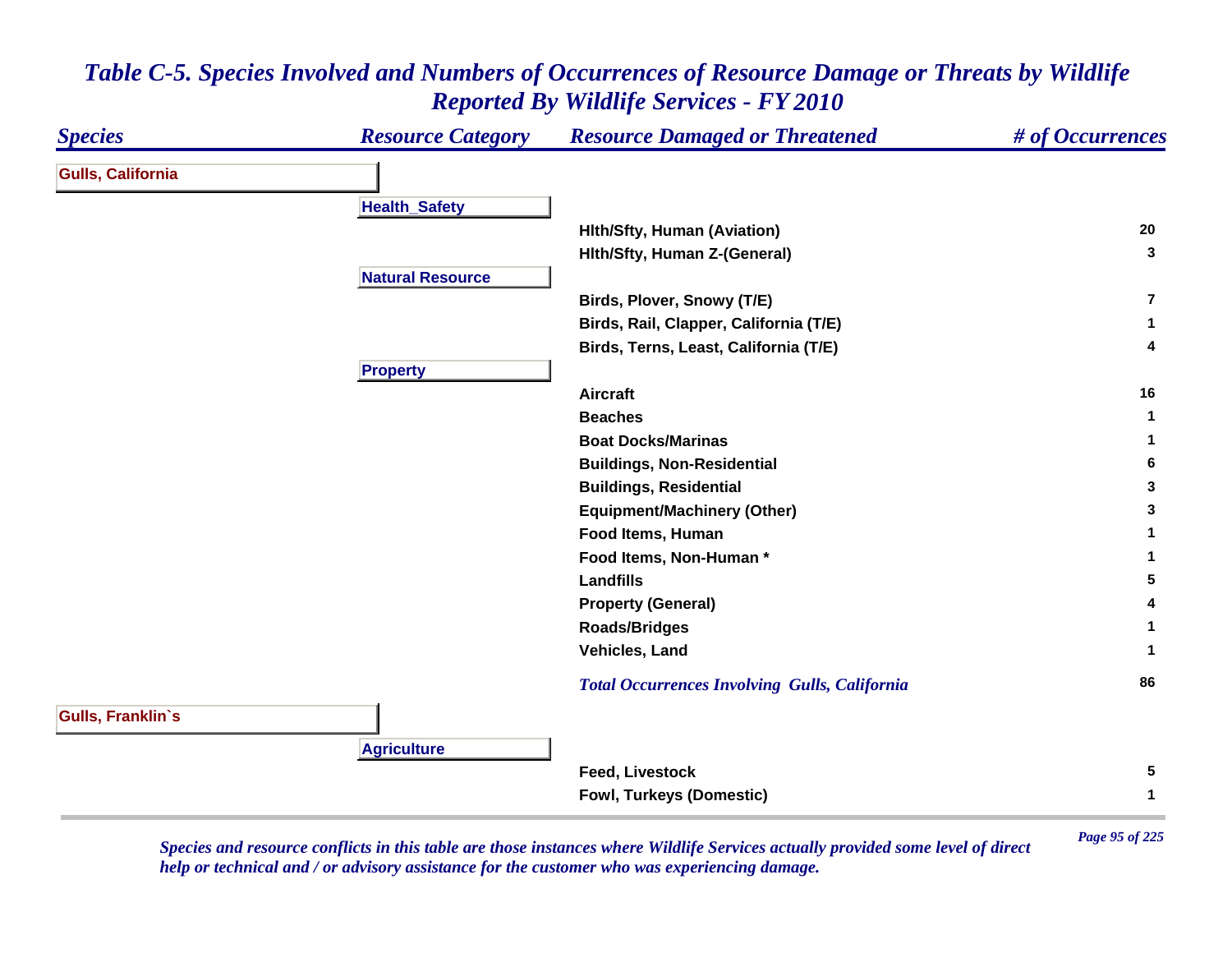# *Table C-5. Species Involved and Numbers of Occurrences of Resource Damage or Threats by Wildlife Reported By Wildlife Services - FY 2010*

| *Species* | *Resource Category* | *Resource Damaged or Threatened* | *# of Occurrences* |
|---|---|---|---|
| **Gulls, California** | | | |
| | **Health_Safety** | | |
| | | **Hlth/Sfty, Human (Aviation)** | **20** |
| | | **Hlth/Sfty, Human Z-(General)** | **3** |
| | **Natural Resource** | | |
| | | **Birds, Plover, Snowy (T/E)** | **7** |
| | | **Birds, Rail, Clapper, California (T/E)** | **1** |
| | | **Birds, Terns, Least, California (T/E)** | **4** |
| | **Property** | | |
| | | **Aircraft** | **16** |
| | | **Beaches** | **1** |
| | | **Boat Docks/Marinas** | **1** |
| | | **Buildings, Non-Residential** | **6** |
| | | **Buildings, Residential** | **3** |
| | | **Equipment/Machinery (Other)** | **3** |
| | | **Food Items, Human** | **1** |
| | | **Food Items, Non-Human *** | **1** |
| | | **Landfills** | **5** |
| | | **Property (General)** | **4** |
| | | **Roads/Bridges** | **1** |
| | | **Vehicles, Land** | **1** |
| | | ***Total Occurrences Involving Gulls, California*** | **86** |
| **Gulls, Franklin`s** | | | |
| | **Agriculture** | | |
| | | **Feed, Livestock** | **5** |
| | | **Fowl, Turkeys (Domestic)** | **1** |

*Species and resource conflicts in this table are those instances where Wildlife Services actually provided some level of direct help or technical and / or advisory assistance for the customer who was experiencing damage.*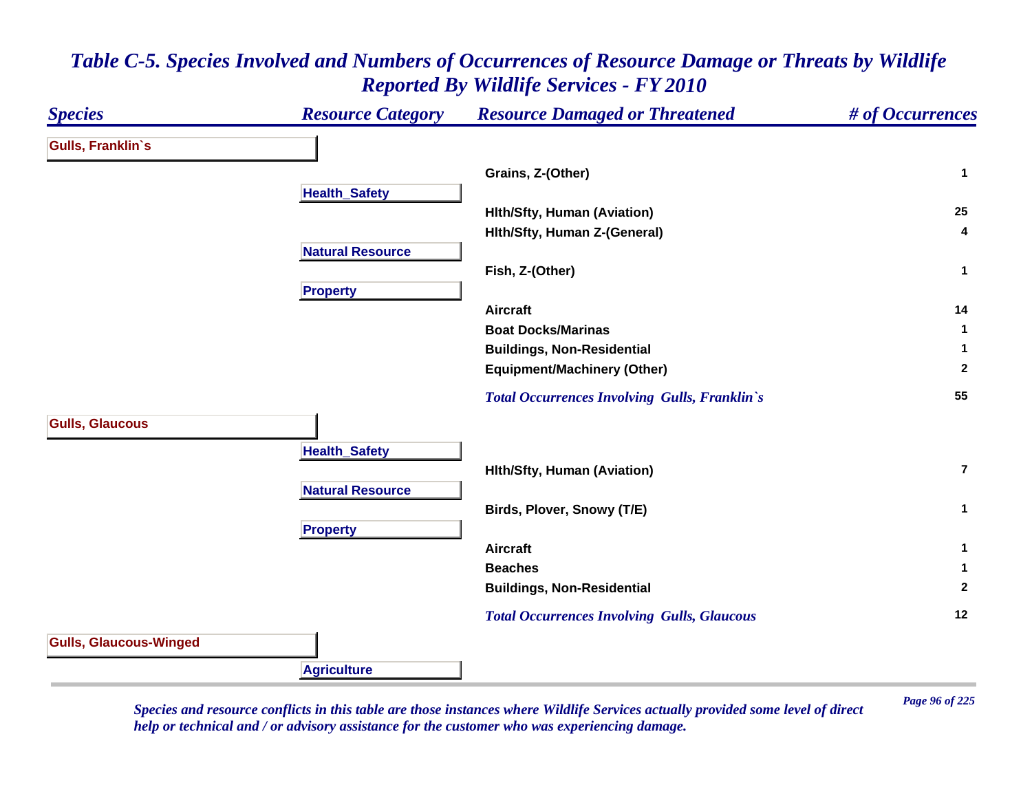# *Table C-5. Species Involved and Numbers of Occurrences of Resource Damage or Threats by Wildlife Reported By Wildlife Services - FY 2010*

| *Species* | *Resource Category* | *Resource Damaged or Threatened* | *# of Occurrences* |
|---|---|---|---|
| **Gulls, Franklin`s** | | | |
| | | Grains, Z-(Other) | 1 |
| | **Health_Safety** | | |
| | | Hlth/Sfty, Human (Aviation) | 25 |
| | | Hlth/Sfty, Human Z-(General) | 4 |
| | **Natural Resource** | | |
| | | Fish, Z-(Other) | 1 |
| | **Property** | | |
| | | Aircraft | 14 |
| | | Boat Docks/Marinas | 1 |
| | | Buildings, Non-Residential | 1 |
| | | Equipment/Machinery (Other) | 2 |
| | | *Total Occurrences Involving Gulls, Franklin`s* | 55 |
| **Gulls, Glaucous** | | | |
| | **Health_Safety** | | |
| | | Hlth/Sfty, Human (Aviation) | 7 |
| | **Natural Resource** | | |
| | | Birds, Plover, Snowy (T/E) | 1 |
| | **Property** | | |
| | | Aircraft | 1 |
| | | Beaches | 1 |
| | | Buildings, Non-Residential | 2 |
| | | *Total Occurrences Involving Gulls, Glaucous* | 12 |
| **Gulls, Glaucous-Winged** | | | |
| | **Agriculture** | | |

*Species and resource conflicts in this table are those instances where Wildlife Services actually provided some level of direct help or technical and / or advisory assistance for the customer who was experiencing damage.*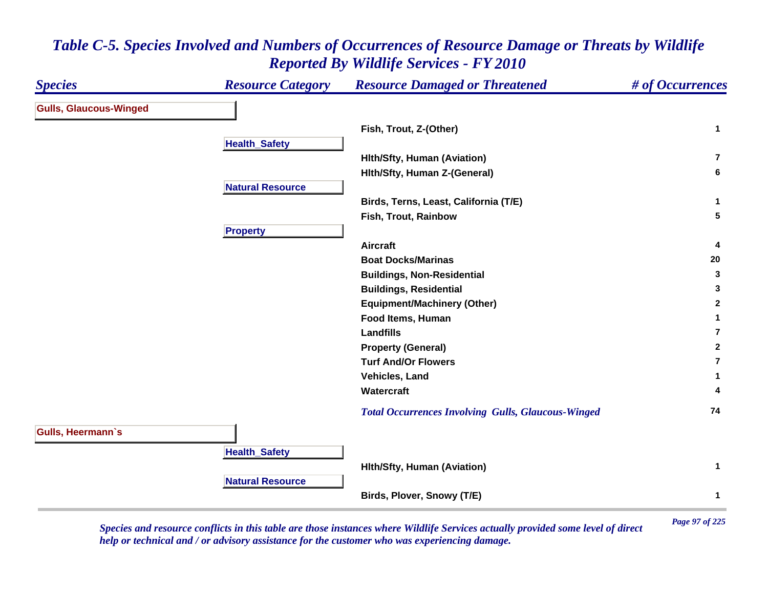# *Table C-5. Species Involved and Numbers of Occurrences of Resource Damage or Threats by Wildlife Reported By Wildlife Services - FY 2010*

| Species | Resource Category | Resource Damaged or Threatened | # of Occurrences |
|---|---|---|---|
| **Gulls, Glaucous-Winged** | | | |
| | | Fish, Trout, Z-(Other) | 1 |
| | **Health_Safety** | | |
| | | Hlth/Sfty, Human (Aviation) | 7 |
| | | Hlth/Sfty, Human Z-(General) | 6 |
| | **Natural Resource** | | |
| | | Birds, Terns, Least, California (T/E) | 1 |
| | | Fish, Trout, Rainbow | 5 |
| | **Property** | | |
| | | Aircraft | 4 |
| | | Boat Docks/Marinas | 20 |
| | | Buildings, Non-Residential | 3 |
| | | Buildings, Residential | 3 |
| | | Equipment/Machinery (Other) | 2 |
| | | Food Items, Human | 1 |
| | | Landfills | 7 |
| | | Property (General) | 2 |
| | | Turf And/Or Flowers | 7 |
| | | Vehicles, Land | 1 |
| | | Watercraft | 4 |
| | | *Total Occurrences Involving Gulls, Glaucous-Winged* | 74 |
| **Gulls, Heermann`s** | | | |
| | **Health_Safety** | | |
| | | Hlth/Sfty, Human (Aviation) | 1 |
| | **Natural Resource** | | |
| | | Birds, Plover, Snowy (T/E) | 1 |

*Species and resource conflicts in this table are those instances where Wildlife Services actually provided some level of direct help or technical and / or advisory assistance for the customer who was experiencing damage.*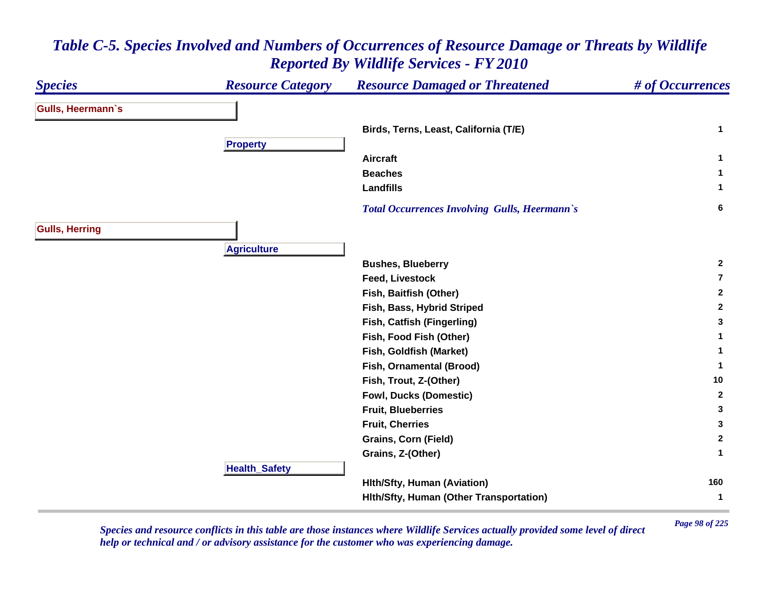# Table C-5. Species Involved and Numbers of Occurrences of Resource Damage or Threats by Wildlife Reported By Wildlife Services - FY 2010

| Species | Resource Category | Resource Damaged or Threatened | # of Occurrences |
|---|---|---|---|
| **Gulls, Heermann`s** | | | |
| | | Birds, Terns, Least, California (T/E) | 1 |
| | **Property** | | |
| | | Aircraft | 1 |
| | | Beaches | 1 |
| | | Landfills | 1 |
| | | *Total Occurrences Involving Gulls, Heermann`s* | 6 |
| **Gulls, Herring** | | | |
| | **Agriculture** | | |
| | | Bushes, Blueberry | 2 |
| | | Feed, Livestock | 7 |
| | | Fish, Baitfish (Other) | 2 |
| | | Fish, Bass, Hybrid Striped | 2 |
| | | Fish, Catfish (Fingerling) | 3 |
| | | Fish, Food Fish (Other) | 1 |
| | | Fish, Goldfish (Market) | 1 |
| | | Fish, Ornamental (Brood) | 1 |
| | | Fish, Trout, Z-(Other) | 10 |
| | | Fowl, Ducks (Domestic) | 2 |
| | | Fruit, Blueberries | 3 |
| | | Fruit, Cherries | 3 |
| | | Grains, Corn (Field) | 2 |
| | | Grains, Z-(Other) | 1 |
| | **Health_Safety** | | |
| | | Hlth/Sfty, Human (Aviation) | 160 |
| | | Hlth/Sfty, Human (Other Transportation) | 1 |

*Species and resource conflicts in this table are those instances where Wildlife Services actually provided some level of direct help or technical and / or advisory assistance for the customer who was experiencing damage.*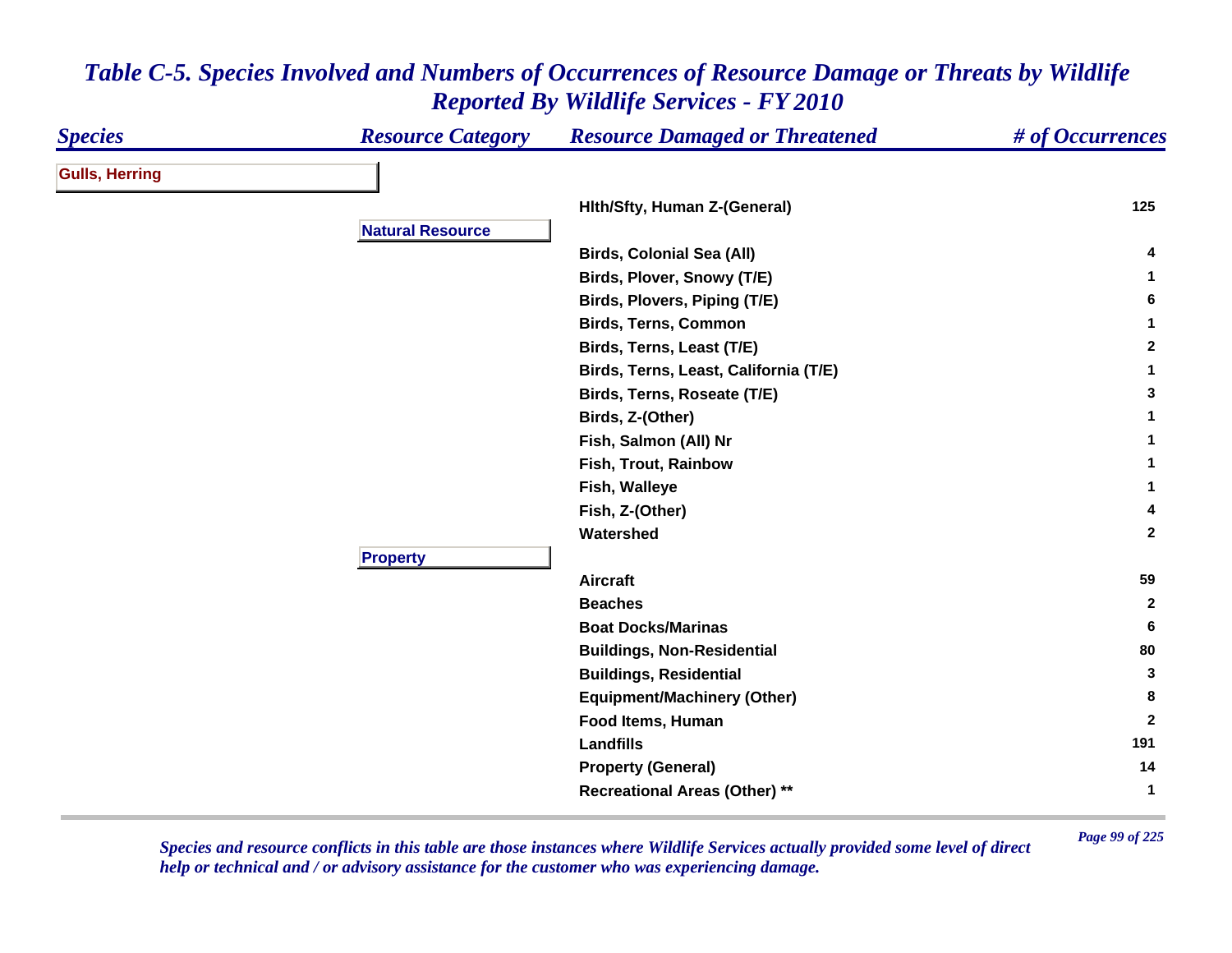# *Table C-5. Species Involved and Numbers of Occurrences of Resource Damage or Threats by Wildlife Reported By Wildlife Services - FY 2010*

| *Species* | *Resource Category* | *Resource Damaged or Threatened* | *# of Occurrences* |
|---|---|---|---|
| **Gulls, Herring** | | | |
| | | **Hlth/Sfty, Human Z-(General)** | **125** |
| | **Natural Resource** | | |
| | | **Birds, Colonial Sea (All)** | **4** |
| | | **Birds, Plover, Snowy (T/E)** | **1** |
| | | **Birds, Plovers, Piping (T/E)** | **6** |
| | | **Birds, Terns, Common** | **1** |
| | | **Birds, Terns, Least (T/E)** | **2** |
| | | **Birds, Terns, Least, California (T/E)** | **1** |
| | | **Birds, Terns, Roseate (T/E)** | **3** |
| | | **Birds, Z-(Other)** | **1** |
| | | **Fish, Salmon (All) Nr** | **1** |
| | | **Fish, Trout, Rainbow** | **1** |
| | | **Fish, Walleye** | **1** |
| | | **Fish, Z-(Other)** | **4** |
| | | **Watershed** | **2** |
| | **Property** | | |
| | | **Aircraft** | **59** |
| | | **Beaches** | **2** |
| | | **Boat Docks/Marinas** | **6** |
| | | **Buildings, Non-Residential** | **80** |
| | | **Buildings, Residential** | **3** |
| | | **Equipment/Machinery (Other)** | **8** |
| | | **Food Items, Human** | **2** |
| | | **Landfills** | **191** |
| | | **Property (General)** | **14** |
| | | **Recreational Areas (Other) **** | **1** |

*Species and resource conflicts in this table are those instances where Wildlife Services actually provided some level of direct help or technical and / or advisory assistance for the customer who was experiencing damage.*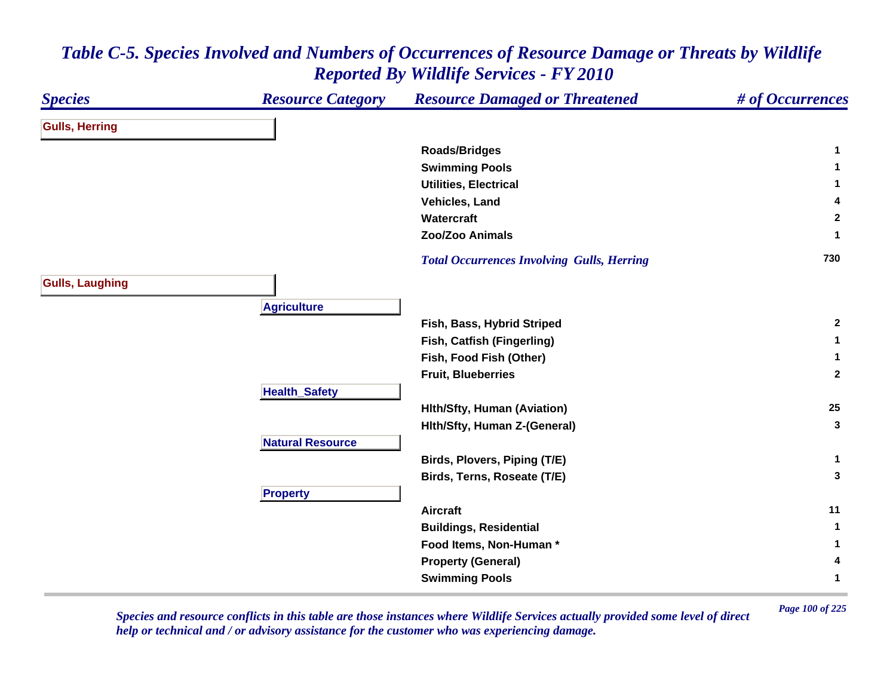# *Table C-5. Species Involved and Numbers of Occurrences of Resource Damage or Threats by Wildlife Reported By Wildlife Services - FY 2010*

| *Species* | *Resource Category* | *Resource Damaged or Threatened* | *# of Occurrences* |
|---|---|---|---|
| **Gulls, Herring** | | | |
| | | **Roads/Bridges** | **1** |
| | | **Swimming Pools** | **1** |
| | | **Utilities, Electrical** | **1** |
| | | **Vehicles, Land** | **4** |
| | | **Watercraft** | **2** |
| | | **Zoo/Zoo Animals** | **1** |
| | | ***Total Occurrences Involving Gulls, Herring*** | **730** |
| **Gulls, Laughing** | | | |
| | **Agriculture** | | |
| | | **Fish, Bass, Hybrid Striped** | **2** |
| | | **Fish, Catfish (Fingerling)** | **1** |
| | | **Fish, Food Fish (Other)** | **1** |
| | | **Fruit, Blueberries** | **2** |
| | **Health_Safety** | | |
| | | **Hlth/Sfty, Human (Aviation)** | **25** |
| | | **Hlth/Sfty, Human Z-(General)** | **3** |
| | **Natural Resource** | | |
| | | **Birds, Plovers, Piping (T/E)** | **1** |
| | | **Birds, Terns, Roseate (T/E)** | **3** |
| | **Property** | | |
| | | **Aircraft** | **11** |
| | | **Buildings, Residential** | **1** |
| | | **Food Items, Non-Human *** | **1** |
| | | **Property (General)** | **4** |
| | | **Swimming Pools** | **1** |

*Species and resource conflicts in this table are those instances where Wildlife Services actually provided some level of direct help or technical and / or advisory assistance for the customer who was experiencing damage.*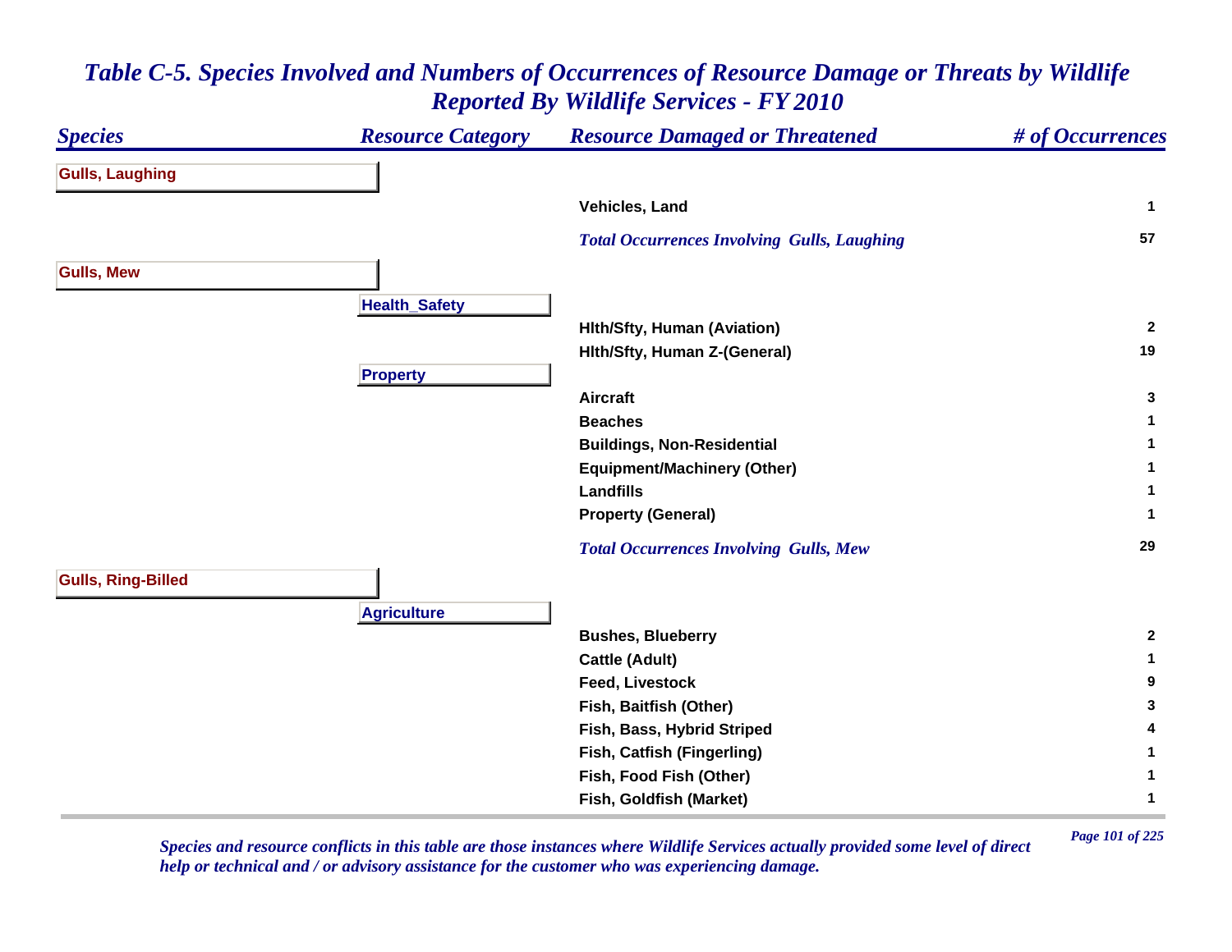# *Table C-5. Species Involved and Numbers of Occurrences of Resource Damage or Threats by Wildlife Reported By Wildlife Services - FY 2010*

| *Species* | *Resource Category* | *Resource Damaged or Threatened* | *# of Occurrences* |
|---|---|---|---|
| **Gulls, Laughing** | | | |
| | | **Vehicles, Land** | **1** |
| | | ***Total Occurrences Involving Gulls, Laughing*** | **57** |
| **Gulls, Mew** | | | |
| | **Health_Safety** | | |
| | | **Hlth/Sfty, Human (Aviation)** | **2** |
| | | **Hlth/Sfty, Human Z-(General)** | **19** |
| | **Property** | | |
| | | **Aircraft** | **3** |
| | | **Beaches** | **1** |
| | | **Buildings, Non-Residential** | **1** |
| | | **Equipment/Machinery (Other)** | **1** |
| | | **Landfills** | **1** |
| | | **Property (General)** | **1** |
| | | ***Total Occurrences Involving Gulls, Mew*** | **29** |
| **Gulls, Ring-Billed** | | | |
| | **Agriculture** | | |
| | | **Bushes, Blueberry** | **2** |
| | | **Cattle (Adult)** | **1** |
| | | **Feed, Livestock** | **9** |
| | | **Fish, Baitfish (Other)** | **3** |
| | | **Fish, Bass, Hybrid Striped** | **4** |
| | | **Fish, Catfish (Fingerling)** | **1** |
| | | **Fish, Food Fish (Other)** | **1** |
| | | **Fish, Goldfish (Market)** | **1** |

*Species and resource conflicts in this table are those instances where Wildlife Services actually provided some level of direct help or technical and / or advisory assistance for the customer who was experiencing damage.*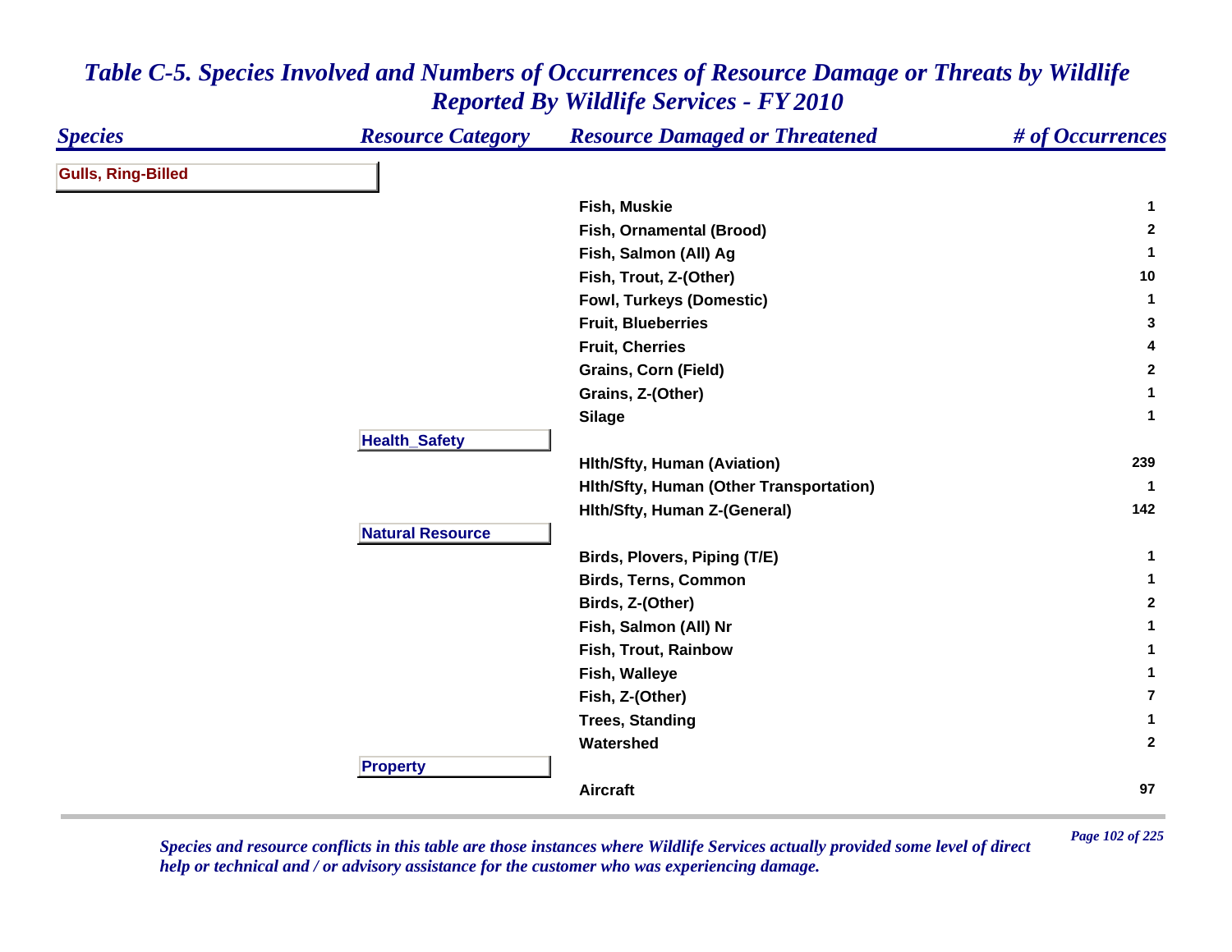# *Table C-5. Species Involved and Numbers of Occurrences of Resource Damage or Threats by Wildlife Reported By Wildlife Services - FY 2010*

| *Species* | *Resource Category* | *Resource Damaged or Threatened* | *# of Occurrences* |
|---|---|---|---|
| **Gulls, Ring-Billed** | | | |
| | | **Fish, Muskie** | **1** |
| | | **Fish, Ornamental (Brood)** | **2** |
| | | **Fish, Salmon (All) Ag** | **1** |
| | | **Fish, Trout, Z-(Other)** | **10** |
| | | **Fowl, Turkeys (Domestic)** | **1** |
| | | **Fruit, Blueberries** | **3** |
| | | **Fruit, Cherries** | **4** |
| | | **Grains, Corn (Field)** | **2** |
| | | **Grains, Z-(Other)** | **1** |
| | | **Silage** | **1** |
| | **Health_Safety** | | |
| | | **Hlth/Sfty, Human (Aviation)** | **239** |
| | | **Hlth/Sfty, Human (Other Transportation)** | **1** |
| | | **Hlth/Sfty, Human Z-(General)** | **142** |
| | **Natural Resource** | | |
| | | **Birds, Plovers, Piping (T/E)** | **1** |
| | | **Birds, Terns, Common** | **1** |
| | | **Birds, Z-(Other)** | **2** |
| | | **Fish, Salmon (All) Nr** | **1** |
| | | **Fish, Trout, Rainbow** | **1** |
| | | **Fish, Walleye** | **1** |
| | | **Fish, Z-(Other)** | **7** |
| | | **Trees, Standing** | **1** |
| | | **Watershed** | **2** |
| | **Property** | | |
| | | **Aircraft** | **97** |

*Species and resource conflicts in this table are those instances where Wildlife Services actually provided some level of direct help or technical and / or advisory assistance for the customer who was experiencing damage.*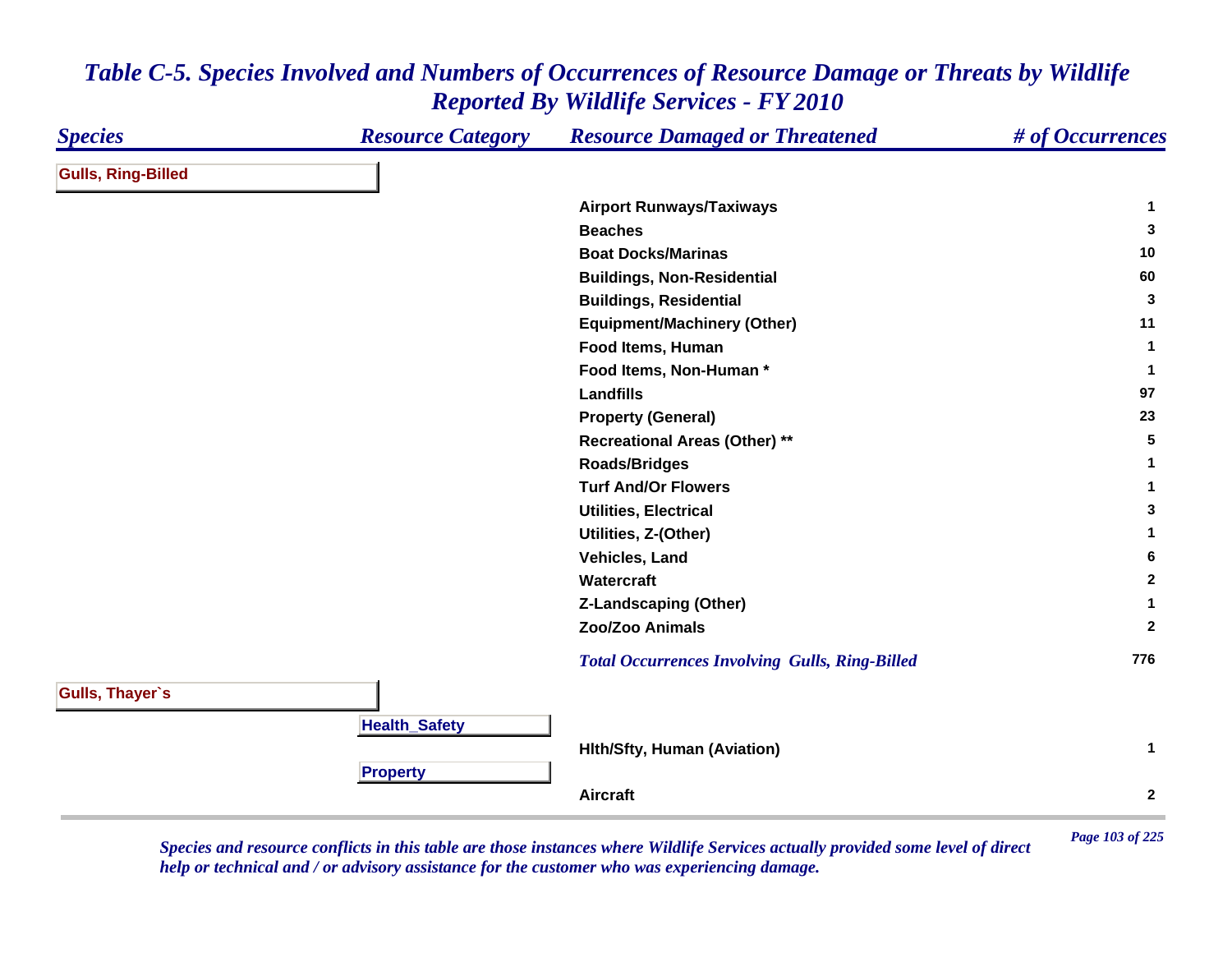# *Table C-5. Species Involved and Numbers of Occurrences of Resource Damage or Threats by Wildlife Reported By Wildlife Services - FY 2010*

| Species | Resource Category | Resource Damaged or Threatened | # of Occurrences |
|---|---|---|---|
| **Gulls, Ring-Billed** | | | |
| | | Airport Runways/Taxiways | 1 |
| | | Beaches | 3 |
| | | Boat Docks/Marinas | 10 |
| | | Buildings, Non-Residential | 60 |
| | | Buildings, Residential | 3 |
| | | Equipment/Machinery (Other) | 11 |
| | | Food Items, Human | 1 |
| | | Food Items, Non-Human * | 1 |
| | | Landfills | 97 |
| | | Property (General) | 23 |
| | | Recreational Areas (Other) ** | 5 |
| | | Roads/Bridges | 1 |
| | | Turf And/Or Flowers | 1 |
| | | Utilities, Electrical | 3 |
| | | Utilities, Z-(Other) | 1 |
| | | Vehicles, Land | 6 |
| | | Watercraft | 2 |
| | | Z-Landscaping (Other) | 1 |
| | | Zoo/Zoo Animals | 2 |
| | | *Total Occurrences Involving Gulls, Ring-Billed* | 776 |
| **Gulls, Thayer`s** | | | |
| | **Health_Safety** | | |
| | | Hlth/Sfty, Human (Aviation) | 1 |
| | **Property** | | |
| | | Aircraft | 2 |

*Species and resource conflicts in this table are those instances where Wildlife Services actually provided some level of direct help or technical and / or advisory assistance for the customer who was experiencing damage.*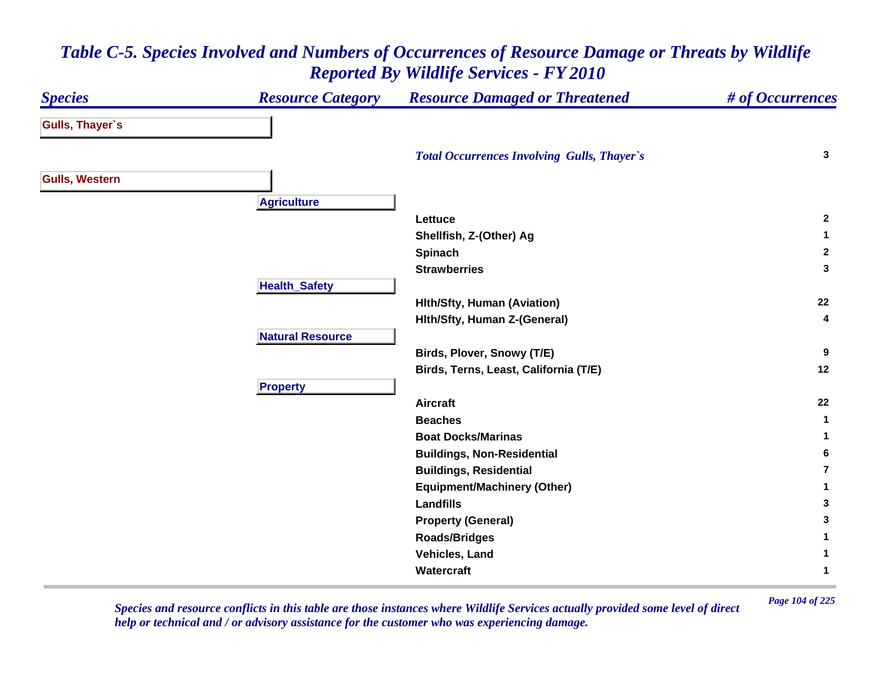# *Table C-5. Species Involved and Numbers of Occurrences of Resource Damage or Threats by Wildlife Reported By Wildlife Services - FY 2010*

| Species | Resource Category | Resource Damaged or Threatened | # of Occurrences |
|---|---|---|---|
| **Gulls, Thayer`s** | | | |
| | | *Total Occurrences Involving Gulls, Thayer`s* | 3 |
| **Gulls, Western** | | | |
| | **Agriculture** | | |
| | | Lettuce | 2 |
| | | Shellfish, Z-(Other) Ag | 1 |
| | | Spinach | 2 |
| | | Strawberries | 3 |
| | **Health_Safety** | | |
| | | Hlth/Sfty, Human (Aviation) | 22 |
| | | Hlth/Sfty, Human Z-(General) | 4 |
| | **Natural Resource** | | |
| | | Birds, Plover, Snowy (T/E) | 9 |
| | | Birds, Terns, Least, California (T/E) | 12 |
| | **Property** | | |
| | | Aircraft | 22 |
| | | Beaches | 1 |
| | | Boat Docks/Marinas | 1 |
| | | Buildings, Non-Residential | 6 |
| | | Buildings, Residential | 7 |
| | | Equipment/Machinery (Other) | 1 |
| | | Landfills | 3 |
| | | Property (General) | 3 |
| | | Roads/Bridges | 1 |
| | | Vehicles, Land | 1 |
| | | Watercraft | 1 |

*Species and resource conflicts in this table are those instances where Wildlife Services actually provided some level of direct help or technical and / or advisory assistance for the customer who was experiencing damage.*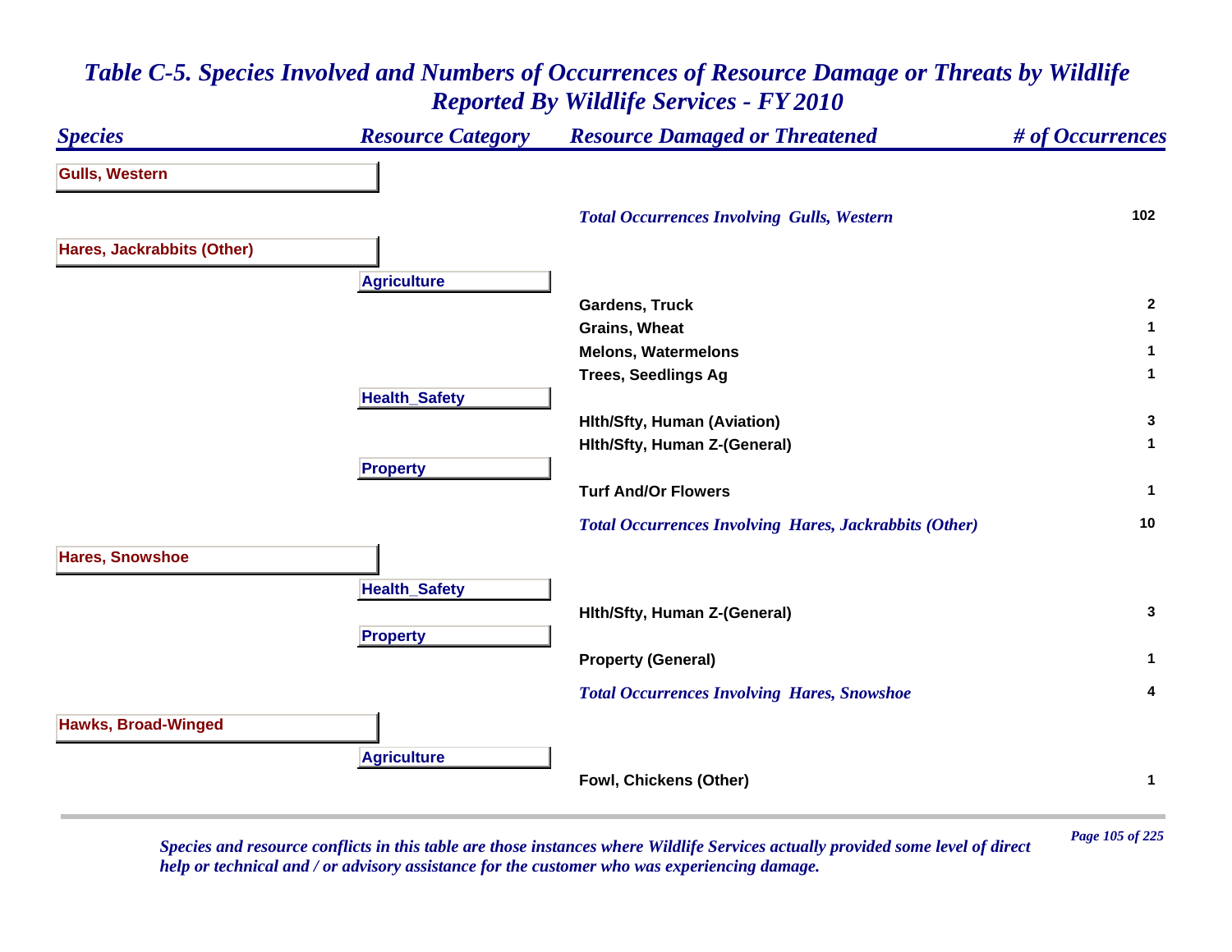# Table C-5. Species Involved and Numbers of Occurrences of Resource Damage or Threats by Wildlife Reported By Wildlife Services - FY 2010

| Species | Resource Category | Resource Damaged or Threatened | # of Occurrences |
|---|---|---|---|
| **Gulls, Western** | | | |
| | | *Total Occurrences Involving Gulls, Western* | 102 |
| **Hares, Jackrabbits (Other)** | | | |
| | **Agriculture** | | |
| | | Gardens, Truck | 2 |
| | | Grains, Wheat | 1 |
| | | Melons, Watermelons | 1 |
| | | Trees, Seedlings Ag | 1 |
| | **Health_Safety** | | |
| | | Hlth/Sfty, Human (Aviation) | 3 |
| | | Hlth/Sfty, Human Z-(General) | 1 |
| | **Property** | | |
| | | Turf And/Or Flowers | 1 |
| | | *Total Occurrences Involving Hares, Jackrabbits (Other)* | 10 |
| **Hares, Snowshoe** | | | |
| | **Health_Safety** | | |
| | | Hlth/Sfty, Human Z-(General) | 3 |
| | **Property** | | |
| | | Property (General) | 1 |
| | | *Total Occurrences Involving Hares, Snowshoe* | 4 |
| **Hawks, Broad-Winged** | | | |
| | **Agriculture** | | |
| | | Fowl, Chickens (Other) | 1 |

*Species and resource conflicts in this table are those instances where Wildlife Services actually provided some level of direct help or technical and / or advisory assistance for the customer who was experiencing damage.*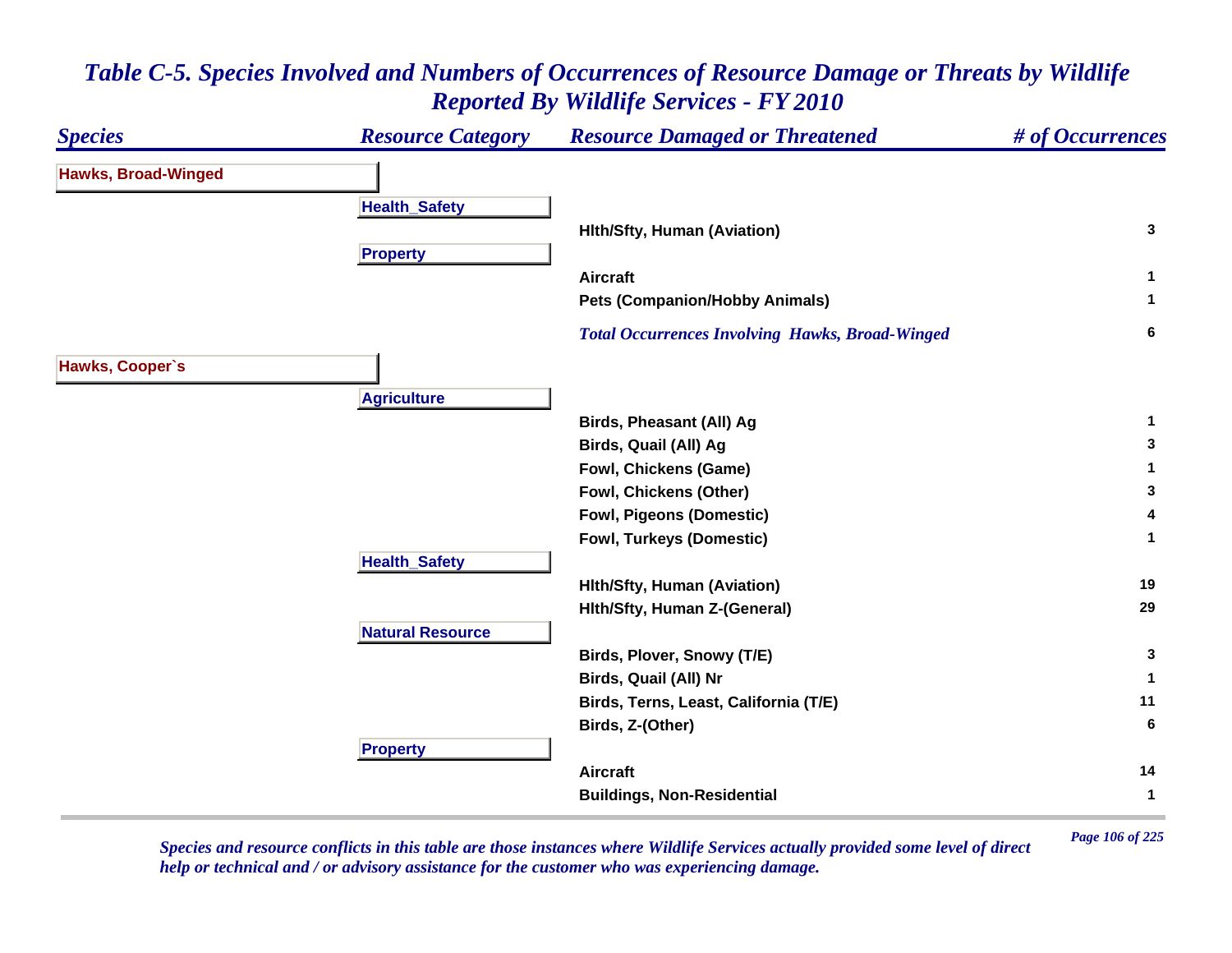# Table C-5. Species Involved and Numbers of Occurrences of Resource Damage or Threats by Wildlife Reported By Wildlife Services - FY 2010

| Species | Resource Category | Resource Damaged or Threatened | # of Occurrences |
|---|---|---|---|
| **Hawks, Broad-Winged** | | | |
| | **Health_Safety** | | |
| | | Hlth/Sfty, Human (Aviation) | 3 |
| | **Property** | | |
| | | Aircraft | 1 |
| | | Pets (Companion/Hobby Animals) | 1 |
| | | *Total Occurrences Involving Hawks, Broad-Winged* | 6 |
| **Hawks, Cooper`s** | | | |
| | **Agriculture** | | |
| | | Birds, Pheasant (All) Ag | 1 |
| | | Birds, Quail (All) Ag | 3 |
| | | Fowl, Chickens (Game) | 1 |
| | | Fowl, Chickens (Other) | 3 |
| | | Fowl, Pigeons (Domestic) | 4 |
| | | Fowl, Turkeys (Domestic) | 1 |
| | **Health_Safety** | | |
| | | Hlth/Sfty, Human (Aviation) | 19 |
| | | Hlth/Sfty, Human Z-(General) | 29 |
| | **Natural Resource** | | |
| | | Birds, Plover, Snowy (T/E) | 3 |
| | | Birds, Quail (All) Nr | 1 |
| | | Birds, Terns, Least, California (T/E) | 11 |
| | | Birds, Z-(Other) | 6 |
| | **Property** | | |
| | | Aircraft | 14 |
| | | Buildings, Non-Residential | 1 |

*Species and resource conflicts in this table are those instances where Wildlife Services actually provided some level of direct help or technical and / or advisory assistance for the customer who was experiencing damage.*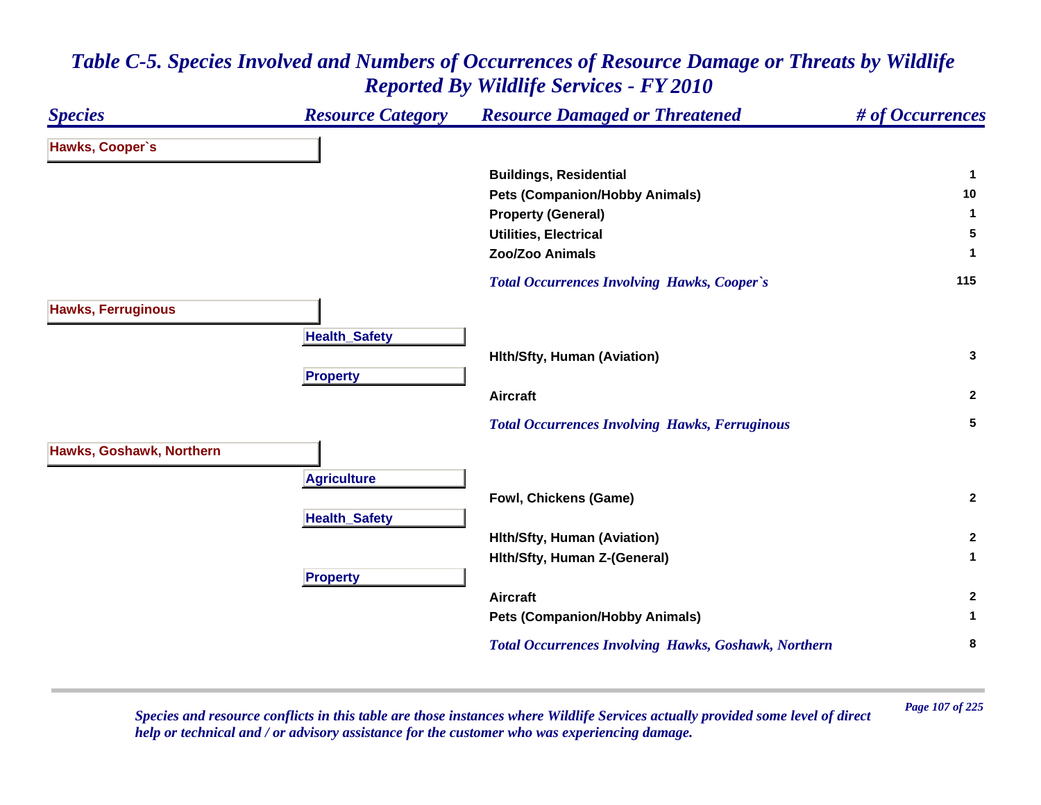# *Table C-5. Species Involved and Numbers of Occurrences of Resource Damage or Threats by Wildlife Reported By Wildlife Services - FY 2010*

| *Species* | *Resource Category* | *Resource Damaged or Threatened* | *# of Occurrences* |
|---|---|---|---|
| **Hawks, Cooper`s** | | | |
| | | **Buildings, Residential** | **1** |
| | | **Pets (Companion/Hobby Animals)** | **10** |
| | | **Property (General)** | **1** |
| | | **Utilities, Electrical** | **5** |
| | | **Zoo/Zoo Animals** | **1** |
| | | ***Total Occurrences Involving Hawks, Cooper`s*** | **115** |
| **Hawks, Ferruginous** | | | |
| | **Health_Safety** | | |
| | | **Hlth/Sfty, Human (Aviation)** | **3** |
| | **Property** | | |
| | | **Aircraft** | **2** |
| | | ***Total Occurrences Involving Hawks, Ferruginous*** | **5** |
| **Hawks, Goshawk, Northern** | | | |
| | **Agriculture** | | |
| | | **Fowl, Chickens (Game)** | **2** |
| | **Health_Safety** | | |
| | | **Hlth/Sfty, Human (Aviation)** | **2** |
| | | **Hlth/Sfty, Human Z-(General)** | **1** |
| | **Property** | | |
| | | **Aircraft** | **2** |
| | | **Pets (Companion/Hobby Animals)** | **1** |
| | | ***Total Occurrences Involving Hawks, Goshawk, Northern*** | **8** |

*Species and resource conflicts in this table are those instances where Wildlife Services actually provided some level of direct help or technical and / or advisory assistance for the customer who was experiencing damage.*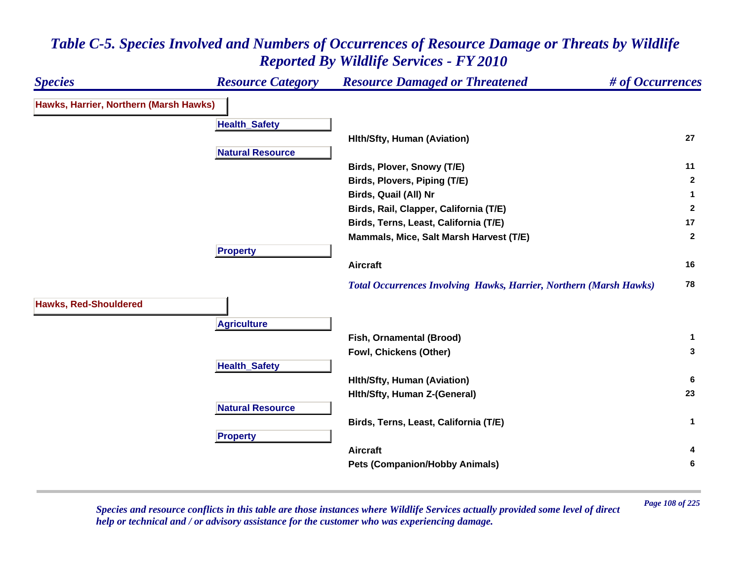# *Table C-5. Species Involved and Numbers of Occurrences of Resource Damage or Threats by Wildlife Reported By Wildlife Services - FY 2010*

| *Species* | *Resource Category* | *Resource Damaged or Threatened* | *# of Occurrences* |
|---|---|---|---|
| **Hawks, Harrier, Northern (Marsh Hawks)** | | | |
| | **Health_Safety** | | |
| | | **Hlth/Sfty, Human (Aviation)** | **27** |
| | **Natural Resource** | | |
| | | **Birds, Plover, Snowy (T/E)** | **11** |
| | | **Birds, Plovers, Piping (T/E)** | **2** |
| | | **Birds, Quail (All) Nr** | **1** |
| | | **Birds, Rail, Clapper, California (T/E)** | **2** |
| | | **Birds, Terns, Least, California (T/E)** | **17** |
| | | **Mammals, Mice, Salt Marsh Harvest (T/E)** | **2** |
| | **Property** | | |
| | | **Aircraft** | **16** |
| | | ***Total Occurrences Involving Hawks, Harrier, Northern (Marsh Hawks)*** | **78** |
| **Hawks, Red-Shouldered** | | | |
| | **Agriculture** | | |
| | | **Fish, Ornamental (Brood)** | **1** |
| | | **Fowl, Chickens (Other)** | **3** |
| | **Health_Safety** | | |
| | | **Hlth/Sfty, Human (Aviation)** | **6** |
| | | **Hlth/Sfty, Human Z-(General)** | **23** |
| | **Natural Resource** | | |
| | | **Birds, Terns, Least, California (T/E)** | **1** |
| | **Property** | | |
| | | **Aircraft** | **4** |
| | | **Pets (Companion/Hobby Animals)** | **6** |

*Species and resource conflicts in this table are those instances where Wildlife Services actually provided some level of direct help or technical and / or advisory assistance for the customer who was experiencing damage.*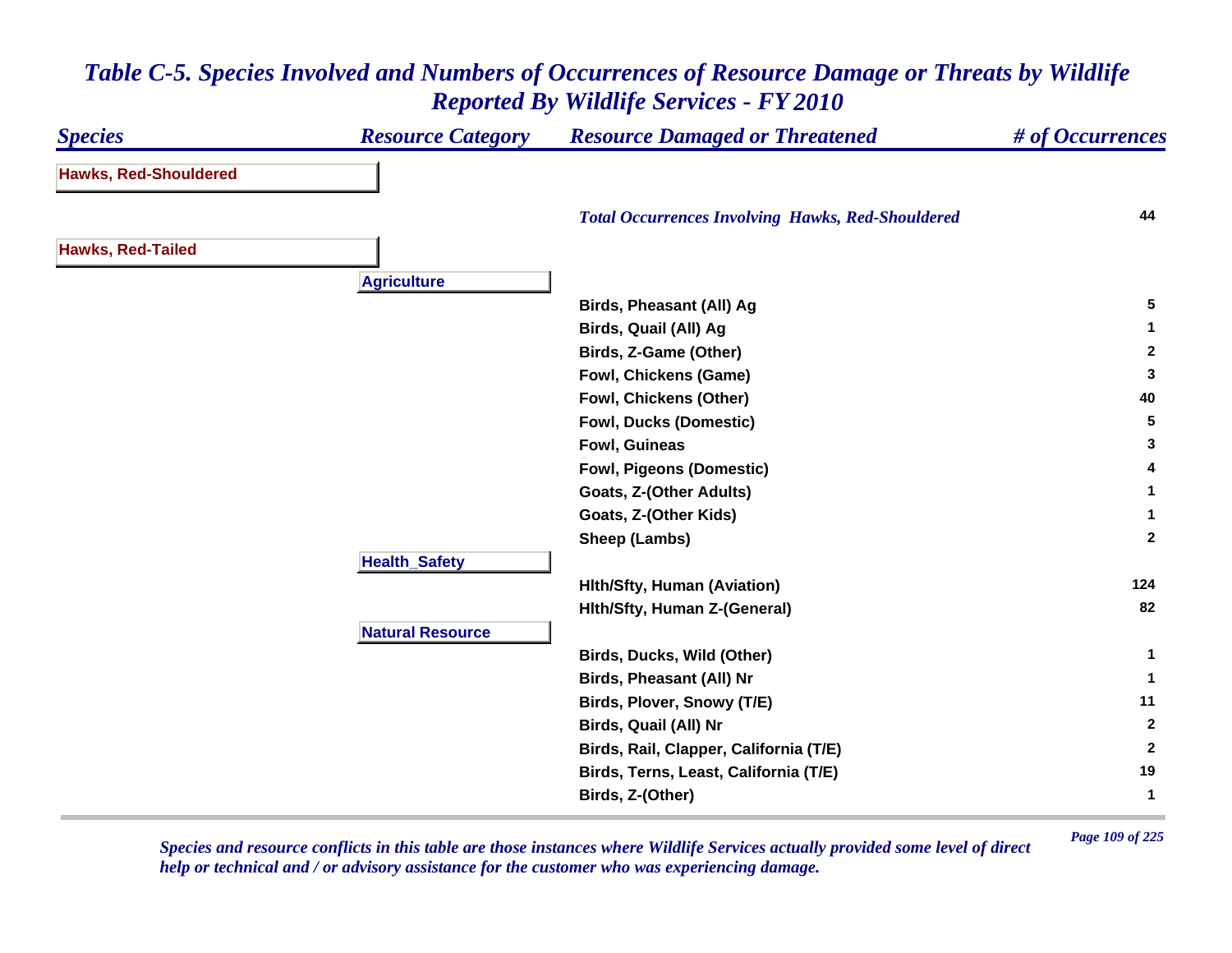# *Table C-5. Species Involved and Numbers of Occurrences of Resource Damage or Threats by Wildlife Reported By Wildlife Services - FY 2010*

| Species | Resource Category | Resource Damaged or Threatened | # of Occurrences |
|---|---|---|---|
| **Hawks, Red-Shouldered** | | | |
| | | ***Total Occurrences Involving Hawks, Red-Shouldered*** | **44** |
| **Hawks, Red-Tailed** | | | |
| | **Agriculture** | | |
| | | **Birds, Pheasant (All) Ag** | **5** |
| | | **Birds, Quail (All) Ag** | **1** |
| | | **Birds, Z-Game (Other)** | **2** |
| | | **Fowl, Chickens (Game)** | **3** |
| | | **Fowl, Chickens (Other)** | **40** |
| | | **Fowl, Ducks (Domestic)** | **5** |
| | | **Fowl, Guineas** | **3** |
| | | **Fowl, Pigeons (Domestic)** | **4** |
| | | **Goats, Z-(Other Adults)** | **1** |
| | | **Goats, Z-(Other Kids)** | **1** |
| | | **Sheep (Lambs)** | **2** |
| | **Health_Safety** | | |
| | | **Hlth/Sfty, Human (Aviation)** | **124** |
| | | **Hlth/Sfty, Human Z-(General)** | **82** |
| | **Natural Resource** | | |
| | | **Birds, Ducks, Wild (Other)** | **1** |
| | | **Birds, Pheasant (All) Nr** | **1** |
| | | **Birds, Plover, Snowy (T/E)** | **11** |
| | | **Birds, Quail (All) Nr** | **2** |
| | | **Birds, Rail, Clapper, California (T/E)** | **2** |
| | | **Birds, Terns, Least, California (T/E)** | **19** |
| | | **Birds, Z-(Other)** | **1** |

*Species and resource conflicts in this table are those instances where Wildlife Services actually provided some level of direct help or technical and / or advisory assistance for the customer who was experiencing damage.*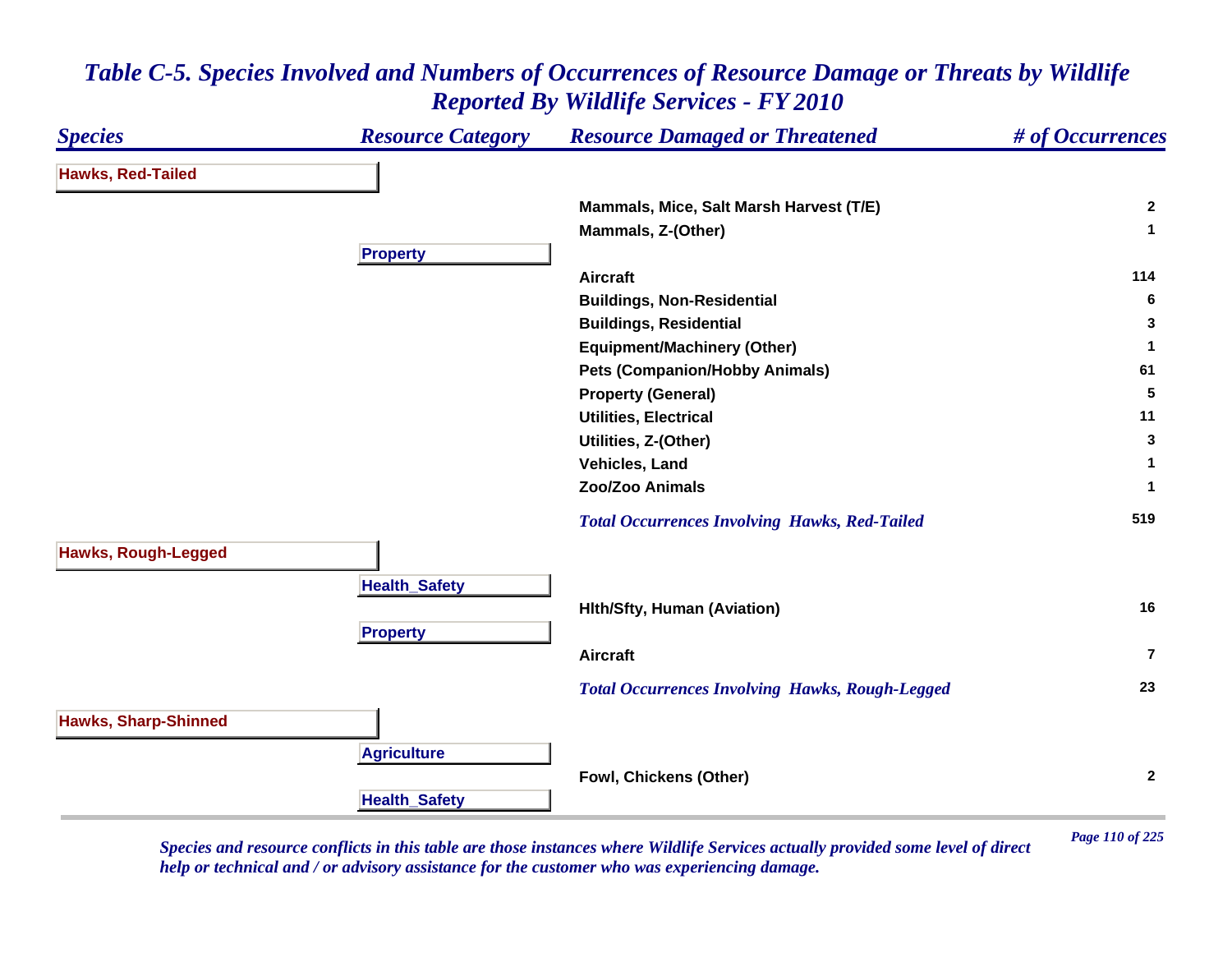# Table C-5. Species Involved and Numbers of Occurrences of Resource Damage or Threats by Wildlife Reported By Wildlife Services - FY 2010

| Species | Resource Category | Resource Damaged or Threatened | # of Occurrences |
|---|---|---|---|
| **Hawks, Red-Tailed** | | | |
| | | Mammals, Mice, Salt Marsh Harvest (T/E) | 2 |
| | | Mammals, Z-(Other) | 1 |
| | **Property** | | |
| | | Aircraft | 114 |
| | | Buildings, Non-Residential | 6 |
| | | Buildings, Residential | 3 |
| | | Equipment/Machinery (Other) | 1 |
| | | Pets (Companion/Hobby Animals) | 61 |
| | | Property (General) | 5 |
| | | Utilities, Electrical | 11 |
| | | Utilities, Z-(Other) | 3 |
| | | Vehicles, Land | 1 |
| | | Zoo/Zoo Animals | 1 |
| | | *Total Occurrences Involving Hawks, Red-Tailed* | 519 |
| **Hawks, Rough-Legged** | | | |
| | **Health_Safety** | | |
| | | Hlth/Sfty, Human (Aviation) | 16 |
| | **Property** | | |
| | | Aircraft | 7 |
| | | *Total Occurrences Involving Hawks, Rough-Legged* | 23 |
| **Hawks, Sharp-Shinned** | | | |
| | **Agriculture** | | |
| | | Fowl, Chickens (Other) | 2 |
| | **Health_Safety** | | |

*Species and resource conflicts in this table are those instances where Wildlife Services actually provided some level of direct help or technical and / or advisory assistance for the customer who was experiencing damage.*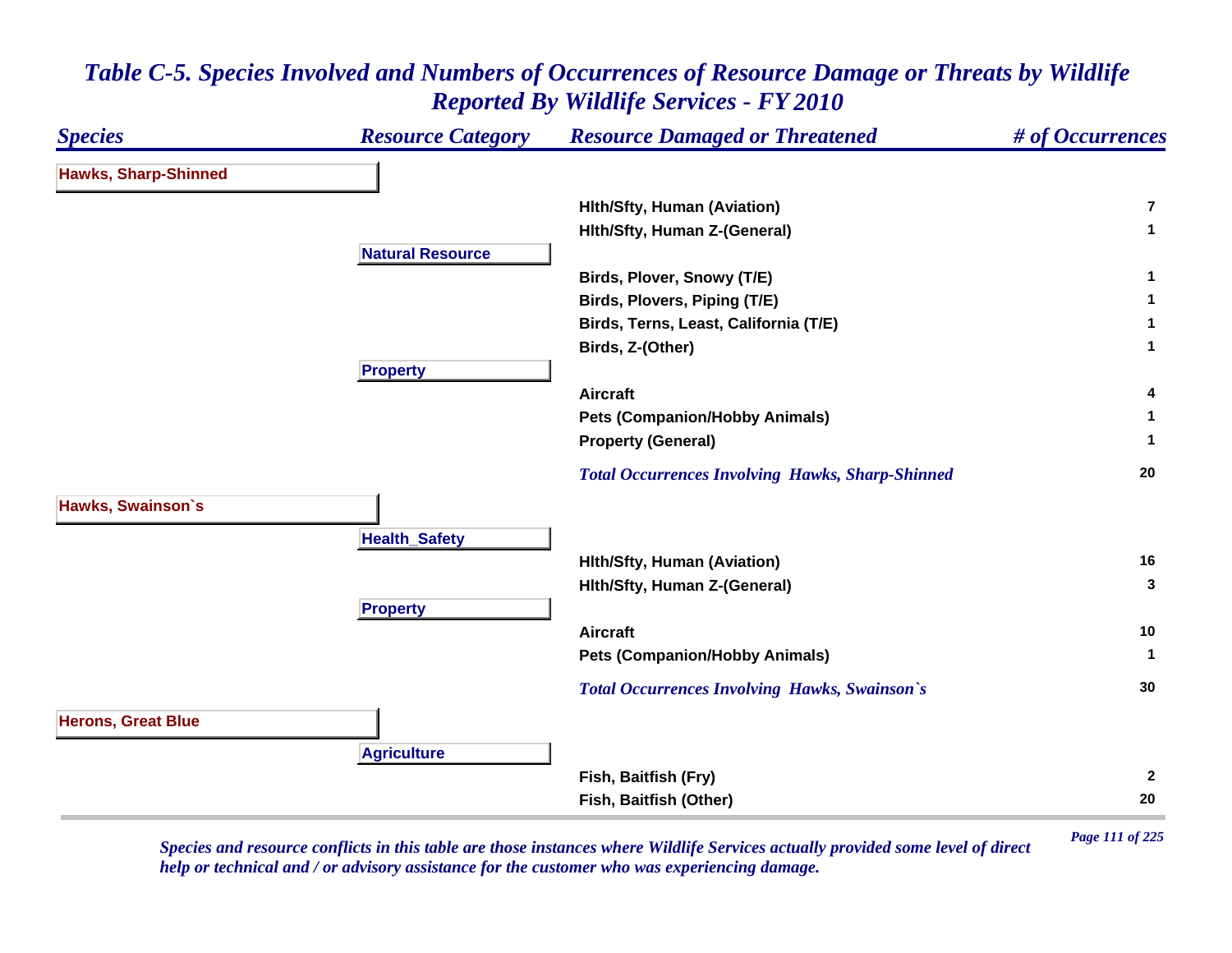# *Table C-5. Species Involved and Numbers of Occurrences of Resource Damage or Threats by Wildlife Reported By Wildlife Services - FY 2010*

| *Species* | *Resource Category* | *Resource Damaged or Threatened* | *# of Occurrences* |
|---|---|---|---|
| **Hawks, Sharp-Shinned** | | | |
| | | **Hlth/Sfty, Human (Aviation)** | **7** |
| | | **Hlth/Sfty, Human Z-(General)** | **1** |
| | **Natural Resource** | | |
| | | **Birds, Plover, Snowy (T/E)** | **1** |
| | | **Birds, Plovers, Piping (T/E)** | **1** |
| | | **Birds, Terns, Least, California (T/E)** | **1** |
| | | **Birds, Z-(Other)** | **1** |
| | **Property** | | |
| | | **Aircraft** | **4** |
| | | **Pets (Companion/Hobby Animals)** | **1** |
| | | **Property (General)** | **1** |
| | | ***Total Occurrences Involving Hawks, Sharp-Shinned*** | **20** |
| **Hawks, Swainson`s** | | | |
| | **Health_Safety** | | |
| | | **Hlth/Sfty, Human (Aviation)** | **16** |
| | | **Hlth/Sfty, Human Z-(General)** | **3** |
| | **Property** | | |
| | | **Aircraft** | **10** |
| | | **Pets (Companion/Hobby Animals)** | **1** |
| | | ***Total Occurrences Involving Hawks, Swainson`s*** | **30** |
| **Herons, Great Blue** | | | |
| | **Agriculture** | | |
| | | **Fish, Baitfish (Fry)** | **2** |
| | | **Fish, Baitfish (Other)** | **20** |

*Species and resource conflicts in this table are those instances where Wildlife Services actually provided some level of direct help or technical and / or advisory assistance for the customer who was experiencing damage.*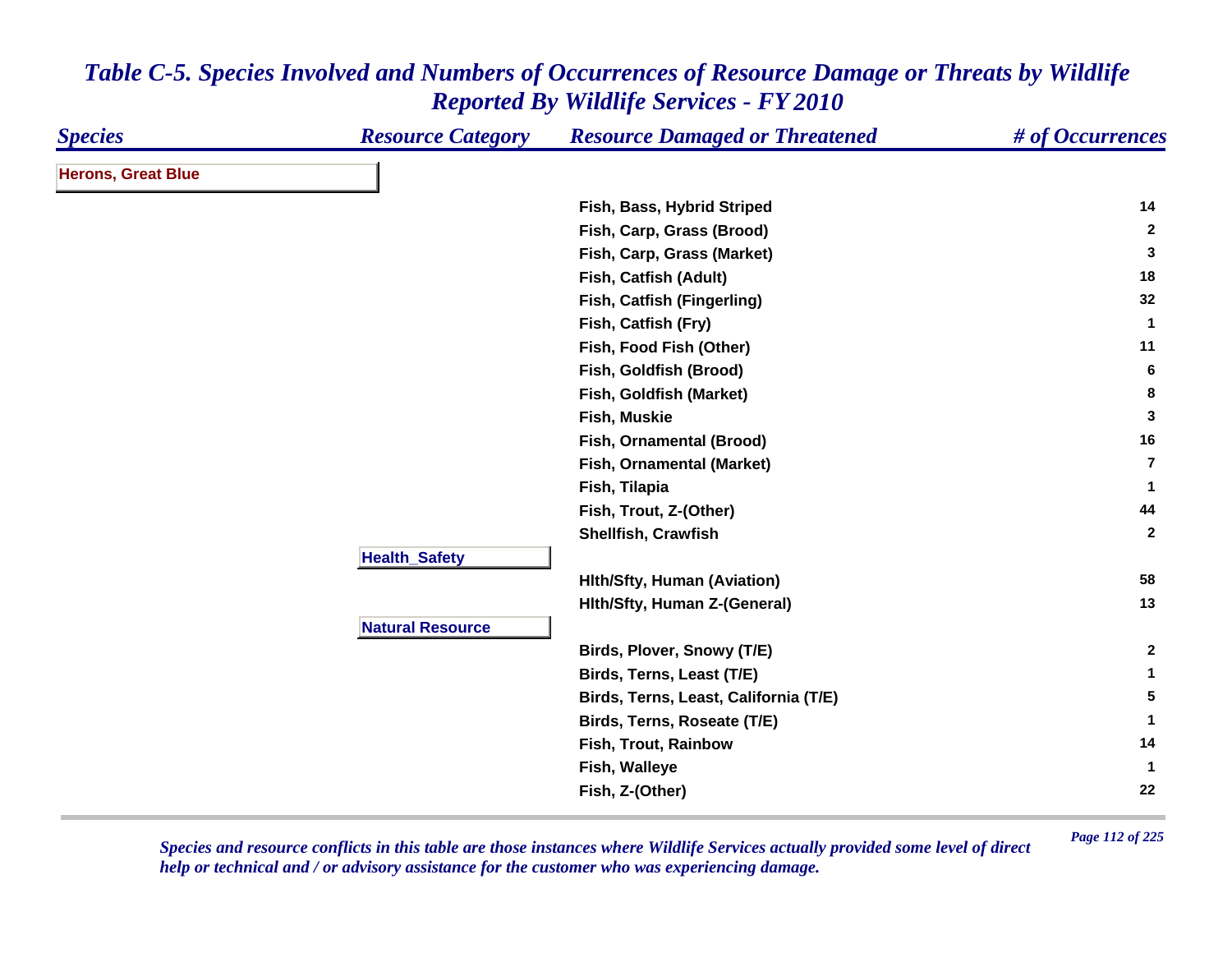# Table C-5. Species Involved and Numbers of Occurrences of Resource Damage or Threats by Wildlife Reported By Wildlife Services - FY 2010

| Species | Resource Category | Resource Damaged or Threatened | # of Occurrences |
|---|---|---|---|
| **Herons, Great Blue** | | | |
| | | Fish, Bass, Hybrid Striped | 14 |
| | | Fish, Carp, Grass (Brood) | 2 |
| | | Fish, Carp, Grass (Market) | 3 |
| | | Fish, Catfish (Adult) | 18 |
| | | Fish, Catfish (Fingerling) | 32 |
| | | Fish, Catfish (Fry) | 1 |
| | | Fish, Food Fish (Other) | 11 |
| | | Fish, Goldfish (Brood) | 6 |
| | | Fish, Goldfish (Market) | 8 |
| | | Fish, Muskie | 3 |
| | | Fish, Ornamental (Brood) | 16 |
| | | Fish, Ornamental (Market) | 7 |
| | | Fish, Tilapia | 1 |
| | | Fish, Trout, Z-(Other) | 44 |
| | | Shellfish, Crawfish | 2 |
| | **Health_Safety** | | |
| | | Hlth/Sfty, Human (Aviation) | 58 |
| | | Hlth/Sfty, Human Z-(General) | 13 |
| | **Natural Resource** | | |
| | | Birds, Plover, Snowy (T/E) | 2 |
| | | Birds, Terns, Least (T/E) | 1 |
| | | Birds, Terns, Least, California (T/E) | 5 |
| | | Birds, Terns, Roseate (T/E) | 1 |
| | | Fish, Trout, Rainbow | 14 |
| | | Fish, Walleye | 1 |
| | | Fish, Z-(Other) | 22 |

*Species and resource conflicts in this table are those instances where Wildlife Services actually provided some level of direct help or technical and / or advisory assistance for the customer who was experiencing damage.*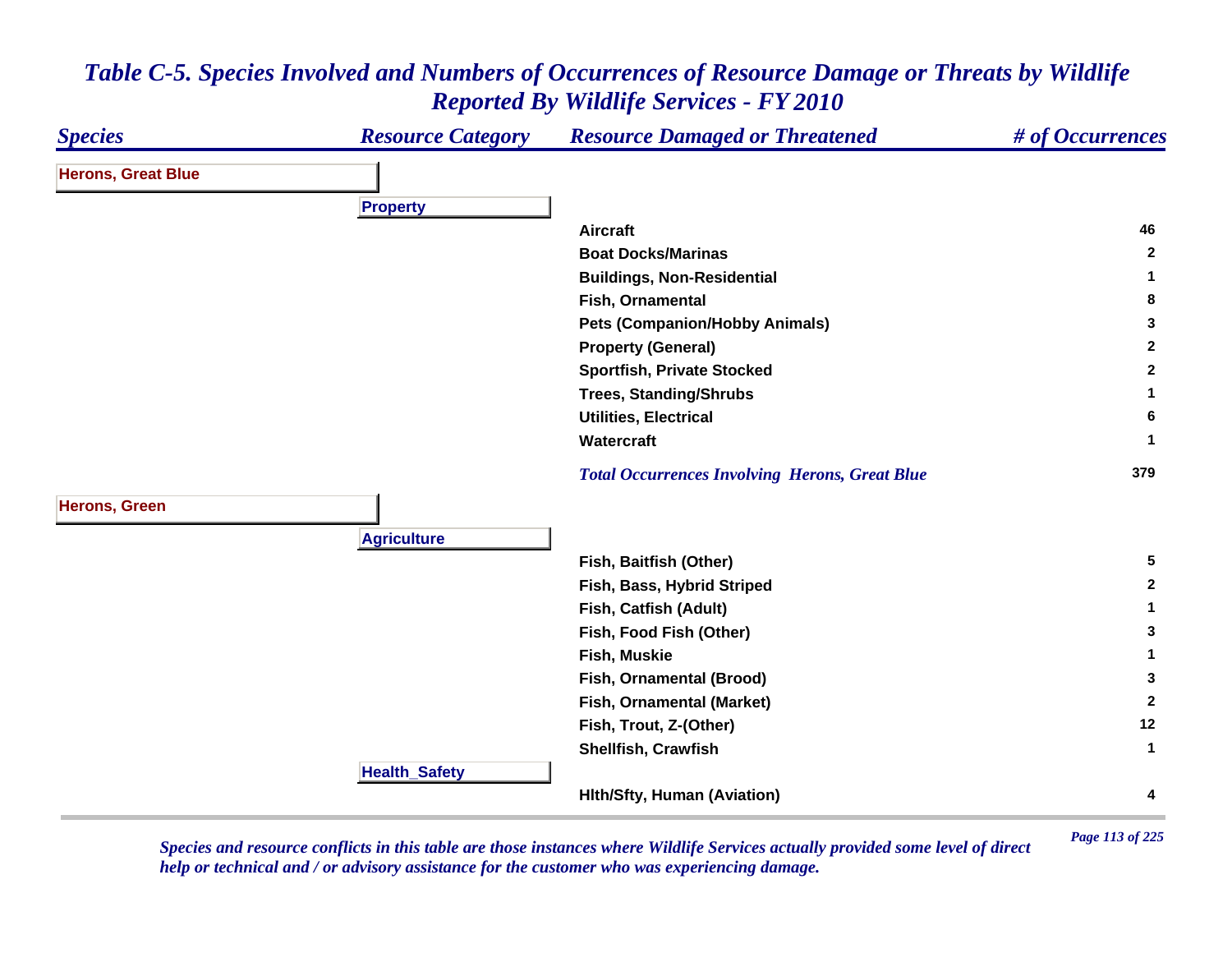# Table C-5. Species Involved and Numbers of Occurrences of Resource Damage or Threats by Wildlife Reported By Wildlife Services - FY 2010

| Species | Resource Category | Resource Damaged or Threatened | # of Occurrences |
|---|---|---|---|
| **Herons, Great Blue** | | | |
| | **Property** | | |
| | | Aircraft | 46 |
| | | Boat Docks/Marinas | 2 |
| | | Buildings, Non-Residential | 1 |
| | | Fish, Ornamental | 8 |
| | | Pets (Companion/Hobby Animals) | 3 |
| | | Property (General) | 2 |
| | | Sportfish, Private Stocked | 2 |
| | | Trees, Standing/Shrubs | 1 |
| | | Utilities, Electrical | 6 |
| | | Watercraft | 1 |
| | | *Total Occurrences Involving Herons, Great Blue* | 379 |
| **Herons, Green** | | | |
| | **Agriculture** | | |
| | | Fish, Baitfish (Other) | 5 |
| | | Fish, Bass, Hybrid Striped | 2 |
| | | Fish, Catfish (Adult) | 1 |
| | | Fish, Food Fish (Other) | 3 |
| | | Fish, Muskie | 1 |
| | | Fish, Ornamental (Brood) | 3 |
| | | Fish, Ornamental (Market) | 2 |
| | | Fish, Trout, Z-(Other) | 12 |
| | | Shellfish, Crawfish | 1 |
| | **Health_Safety** | | |
| | | Hlth/Sfty, Human (Aviation) | 4 |

*Species and resource conflicts in this table are those instances where Wildlife Services actually provided some level of direct help or technical and / or advisory assistance for the customer who was experiencing damage.*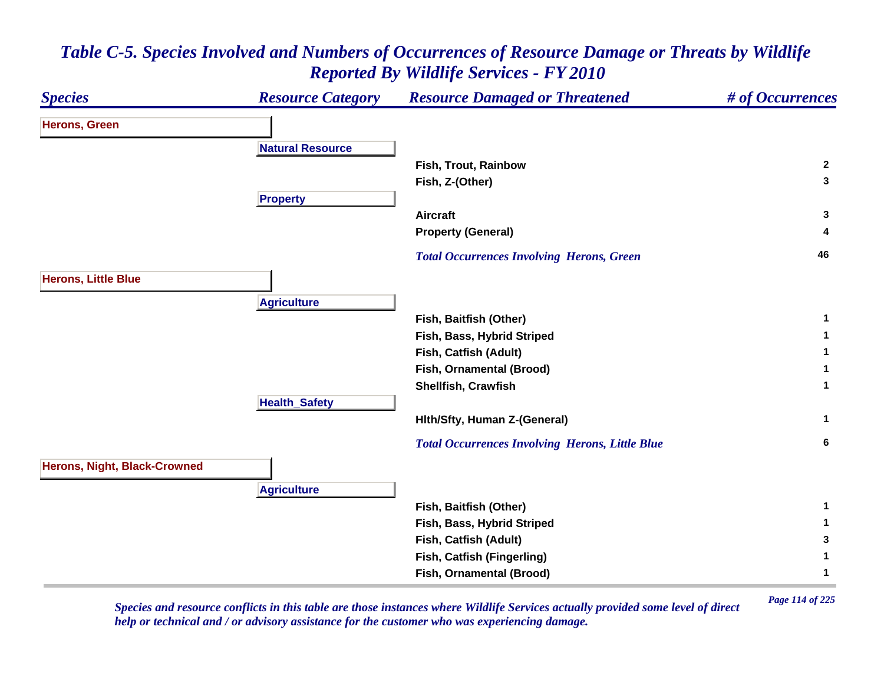# Table C-5. Species Involved and Numbers of Occurrences of Resource Damage or Threats by Wildlife Reported By Wildlife Services - FY 2010

| Species | Resource Category | Resource Damaged or Threatened | # of Occurrences |
|---|---|---|---|
| **Herons, Green** | | | |
| | **Natural Resource** | | |
| | | Fish, Trout, Rainbow | 2 |
| | | Fish, Z-(Other) | 3 |
| | **Property** | | |
| | | Aircraft | 3 |
| | | Property (General) | 4 |
| | | *Total Occurrences Involving Herons, Green* | 46 |
| **Herons, Little Blue** | | | |
| | **Agriculture** | | |
| | | Fish, Baitfish (Other) | 1 |
| | | Fish, Bass, Hybrid Striped | 1 |
| | | Fish, Catfish (Adult) | 1 |
| | | Fish, Ornamental (Brood) | 1 |
| | | Shellfish, Crawfish | 1 |
| | **Health_Safety** | | |
| | | Hlth/Sfty, Human Z-(General) | 1 |
| | | *Total Occurrences Involving Herons, Little Blue* | 6 |
| **Herons, Night, Black-Crowned** | | | |
| | **Agriculture** | | |
| | | Fish, Baitfish (Other) | 1 |
| | | Fish, Bass, Hybrid Striped | 1 |
| | | Fish, Catfish (Adult) | 3 |
| | | Fish, Catfish (Fingerling) | 1 |
| | | Fish, Ornamental (Brood) | 1 |

*Species and resource conflicts in this table are those instances where Wildlife Services actually provided some level of direct help or technical and / or advisory assistance for the customer who was experiencing damage.*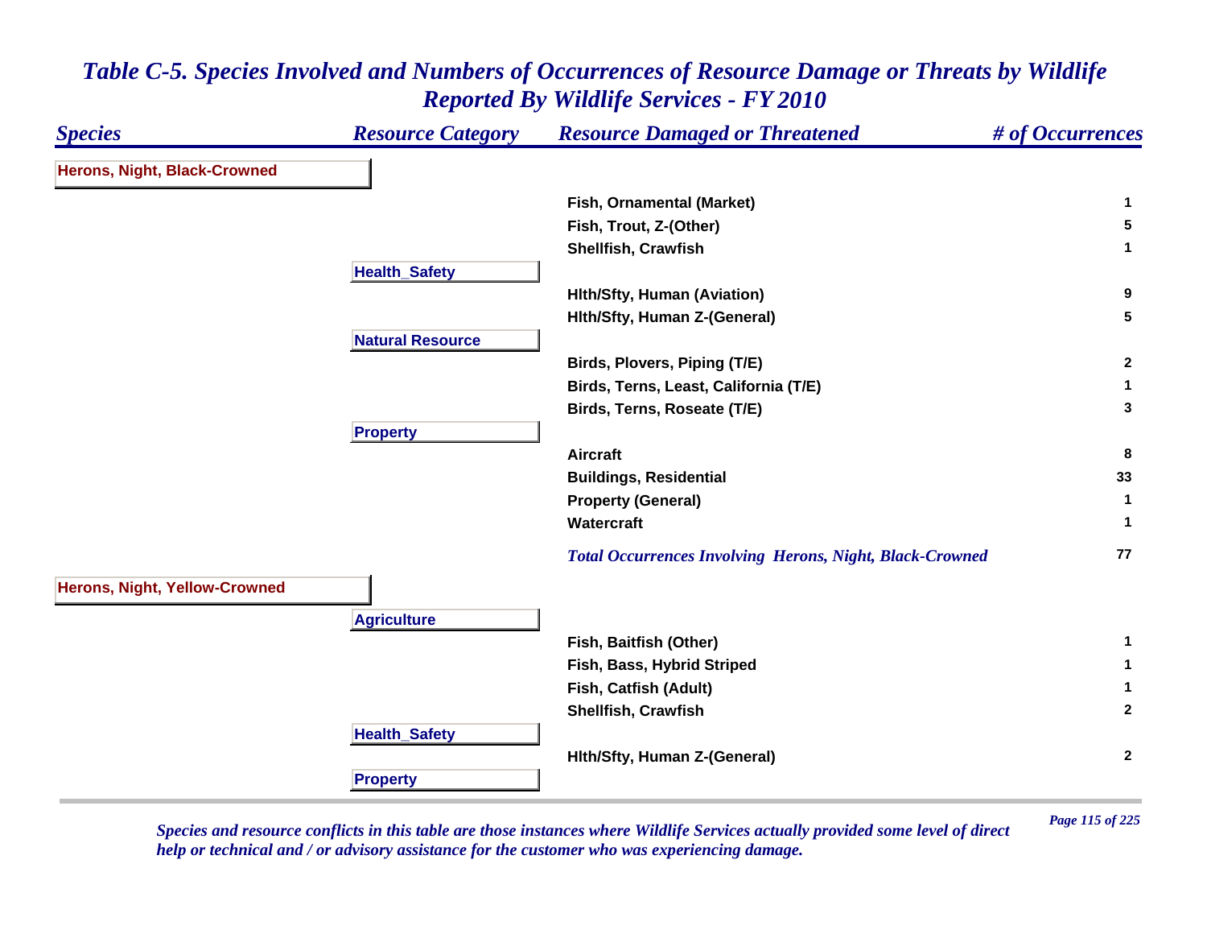# Table C-5. Species Involved and Numbers of Occurrences of Resource Damage or Threats by Wildlife Reported By Wildlife Services - FY 2010

| Species | Resource Category | Resource Damaged or Threatened | # of Occurrences |
|---|---|---|---|
| **Herons, Night, Black-Crowned** | | | |
| | | Fish, Ornamental (Market) | 1 |
| | | Fish, Trout, Z-(Other) | 5 |
| | | Shellfish, Crawfish | 1 |
| | **Health_Safety** | | |
| | | Hlth/Sfty, Human (Aviation) | 9 |
| | | Hlth/Sfty, Human Z-(General) | 5 |
| | **Natural Resource** | | |
| | | Birds, Plovers, Piping (T/E) | 2 |
| | | Birds, Terns, Least, California (T/E) | 1 |
| | | Birds, Terns, Roseate (T/E) | 3 |
| | **Property** | | |
| | | Aircraft | 8 |
| | | Buildings, Residential | 33 |
| | | Property (General) | 1 |
| | | Watercraft | 1 |
| | | *Total Occurrences Involving Herons, Night, Black-Crowned* | 77 |
| **Herons, Night, Yellow-Crowned** | | | |
| | **Agriculture** | | |
| | | Fish, Baitfish (Other) | 1 |
| | | Fish, Bass, Hybrid Striped | 1 |
| | | Fish, Catfish (Adult) | 1 |
| | | Shellfish, Crawfish | 2 |
| | **Health_Safety** | | |
| | | Hlth/Sfty, Human Z-(General) | 2 |
| | **Property** | | |

*Species and resource conflicts in this table are those instances where Wildlife Services actually provided some level of direct help or technical and / or advisory assistance for the customer who was experiencing damage.*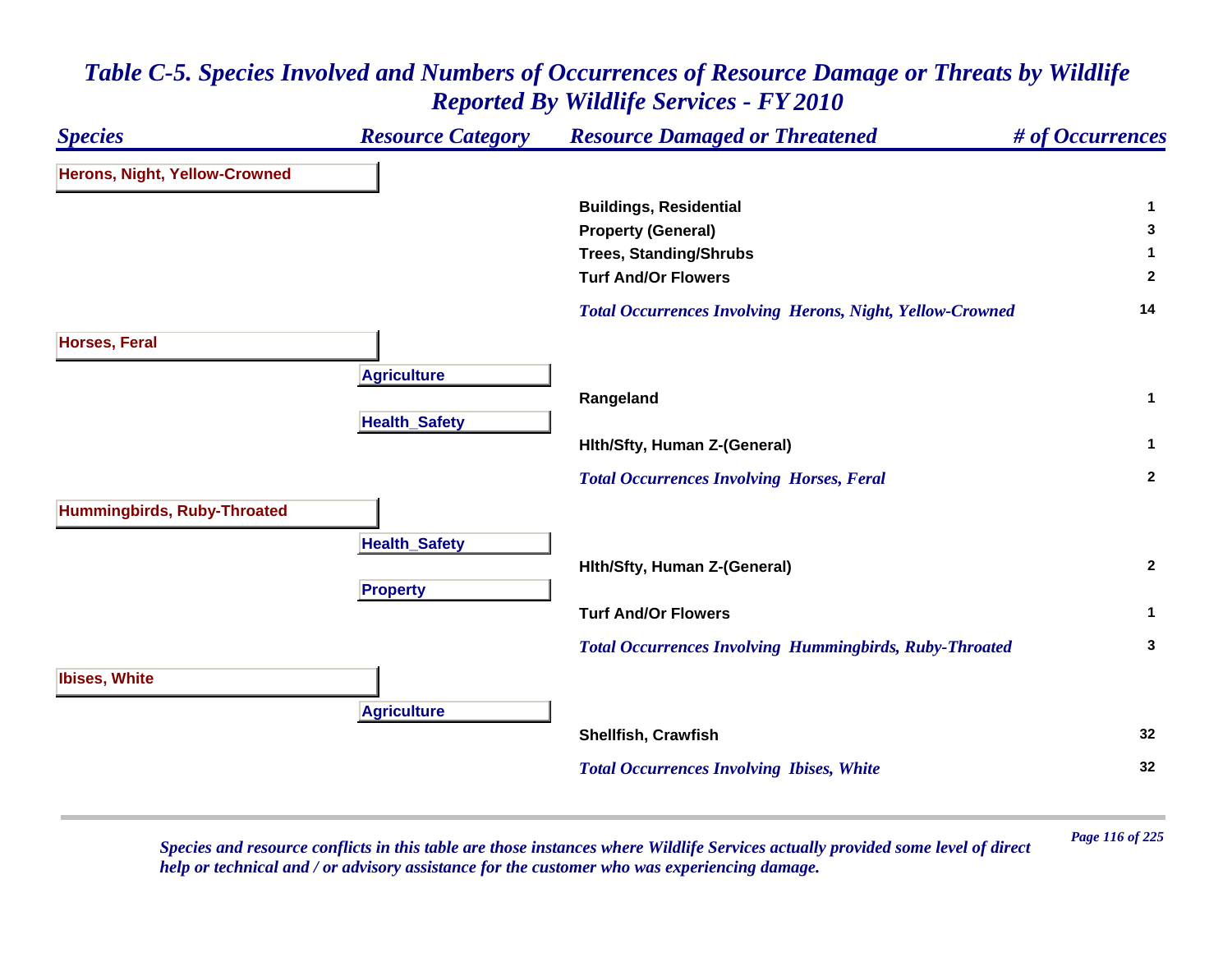# *Table C-5. Species Involved and Numbers of Occurrences of Resource Damage or Threats by Wildlife Reported By Wildlife Services - FY 2010*

| *Species* | *Resource Category* | *Resource Damaged or Threatened* | *# of Occurrences* |
|---|---|---|---|
| **Herons, Night, Yellow-Crowned** | | | |
| | | **Buildings, Residential** | 1 |
| | | **Property (General)** | 3 |
| | | **Trees, Standing/Shrubs** | 1 |
| | | **Turf And/Or Flowers** | 2 |
| | | ***Total Occurrences Involving Herons, Night, Yellow-Crowned*** | 14 |
| **Horses, Feral** | | | |
| | **Agriculture** | | |
| | | **Rangeland** | 1 |
| | **Health_Safety** | | |
| | | **Hlth/Sfty, Human Z-(General)** | 1 |
| | | ***Total Occurrences Involving Horses, Feral*** | 2 |
| **Hummingbirds, Ruby-Throated** | | | |
| | **Health_Safety** | | |
| | | **Hlth/Sfty, Human Z-(General)** | 2 |
| | **Property** | | |
| | | **Turf And/Or Flowers** | 1 |
| | | ***Total Occurrences Involving Hummingbirds, Ruby-Throated*** | 3 |
| **Ibises, White** | | | |
| | **Agriculture** | | |
| | | **Shellfish, Crawfish** | 32 |
| | | ***Total Occurrences Involving Ibises, White*** | 32 |

*Species and resource conflicts in this table are those instances where Wildlife Services actually provided some level of direct help or technical and / or advisory assistance for the customer who was experiencing damage.*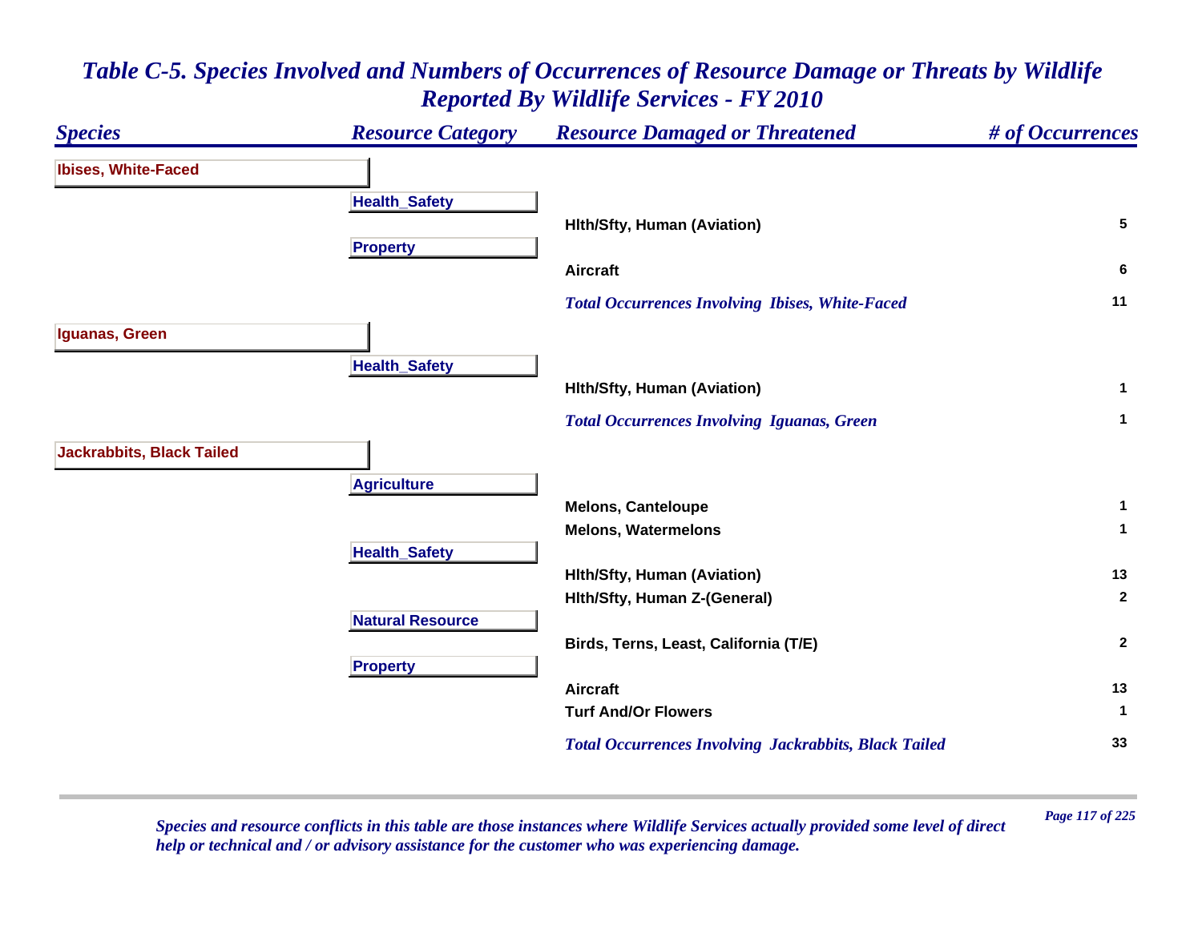# *Table C-5. Species Involved and Numbers of Occurrences of Resource Damage or Threats by Wildlife Reported By Wildlife Services - FY 2010*

| *Species* | *Resource Category* | *Resource Damaged or Threatened* | *# of Occurrences* |
|---|---|---|---|
| **Ibises, White-Faced** | | | |
| | **Health_Safety** | | |
| | | **Hlth/Sfty, Human (Aviation)** | **5** |
| | **Property** | | |
| | | **Aircraft** | **6** |
| | | ***Total Occurrences Involving Ibises, White-Faced*** | **11** |
| **Iguanas, Green** | | | |
| | **Health_Safety** | | |
| | | **Hlth/Sfty, Human (Aviation)** | **1** |
| | | ***Total Occurrences Involving Iguanas, Green*** | **1** |
| **Jackrabbits, Black Tailed** | | | |
| | **Agriculture** | | |
| | | **Melons, Canteloupe** | **1** |
| | | **Melons, Watermelons** | **1** |
| | **Health_Safety** | | |
| | | **Hlth/Sfty, Human (Aviation)** | **13** |
| | | **Hlth/Sfty, Human Z-(General)** | **2** |
| | **Natural Resource** | | |
| | | **Birds, Terns, Least, California (T/E)** | **2** |
| | **Property** | | |
| | | **Aircraft** | **13** |
| | | **Turf And/Or Flowers** | **1** |
| | | ***Total Occurrences Involving Jackrabbits, Black Tailed*** | **33** |

*Species and resource conflicts in this table are those instances where Wildlife Services actually provided some level of direct help or technical and / or advisory assistance for the customer who was experiencing damage.*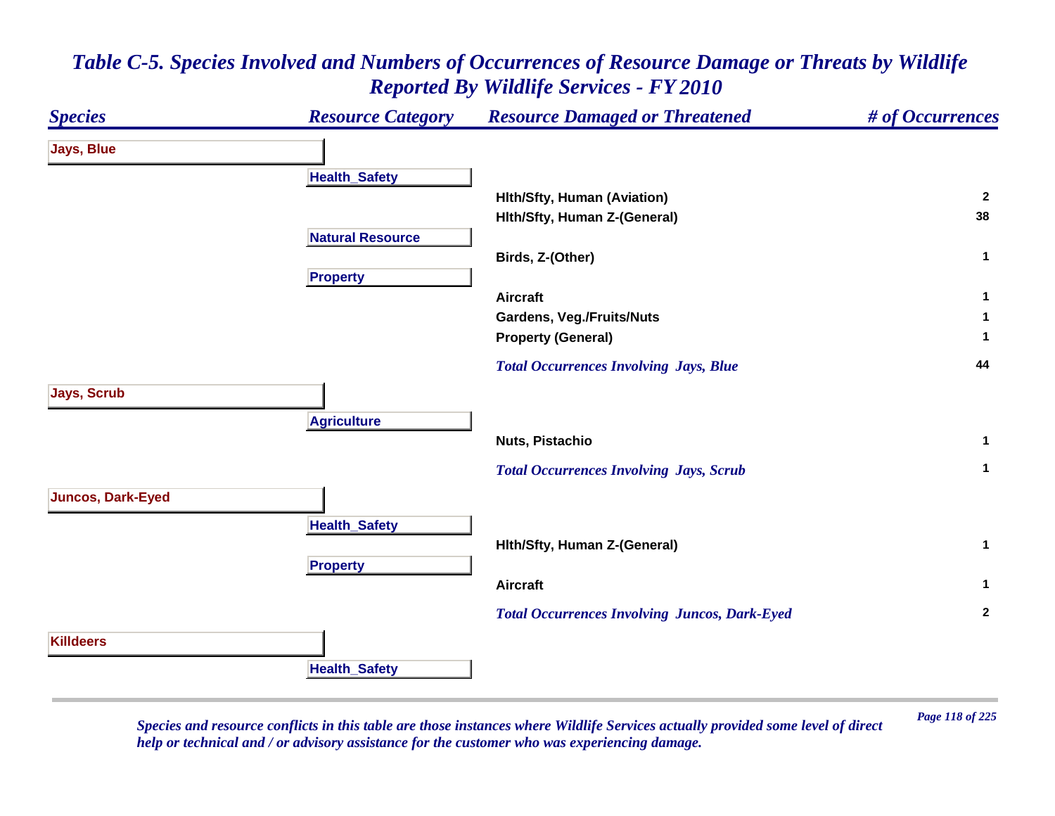# *Table C-5. Species Involved and Numbers of Occurrences of Resource Damage or Threats by Wildlife Reported By Wildlife Services - FY 2010*

| Species | Resource Category | Resource Damaged or Threatened | # of Occurrences |
|---|---|---|---|
| **Jays, Blue** | | | |
| | **Health_Safety** | | |
| | | Hlth/Sfty, Human (Aviation) | 2 |
| | | Hlth/Sfty, Human Z-(General) | 38 |
| | **Natural Resource** | | |
| | | Birds, Z-(Other) | 1 |
| | **Property** | | |
| | | Aircraft | 1 |
| | | Gardens, Veg./Fruits/Nuts | 1 |
| | | Property (General) | 1 |
| | | *Total Occurrences Involving Jays, Blue* | 44 |
| **Jays, Scrub** | | | |
| | **Agriculture** | | |
| | | Nuts, Pistachio | 1 |
| | | *Total Occurrences Involving Jays, Scrub* | 1 |
| **Juncos, Dark-Eyed** | | | |
| | **Health_Safety** | | |
| | | Hlth/Sfty, Human Z-(General) | 1 |
| | **Property** | | |
| | | Aircraft | 1 |
| | | *Total Occurrences Involving Juncos, Dark-Eyed* | 2 |
| **Killdeers** | | | |
| | **Health_Safety** | | |

*Species and resource conflicts in this table are those instances where Wildlife Services actually provided some level of direct help or technical and / or advisory assistance for the customer who was experiencing damage.*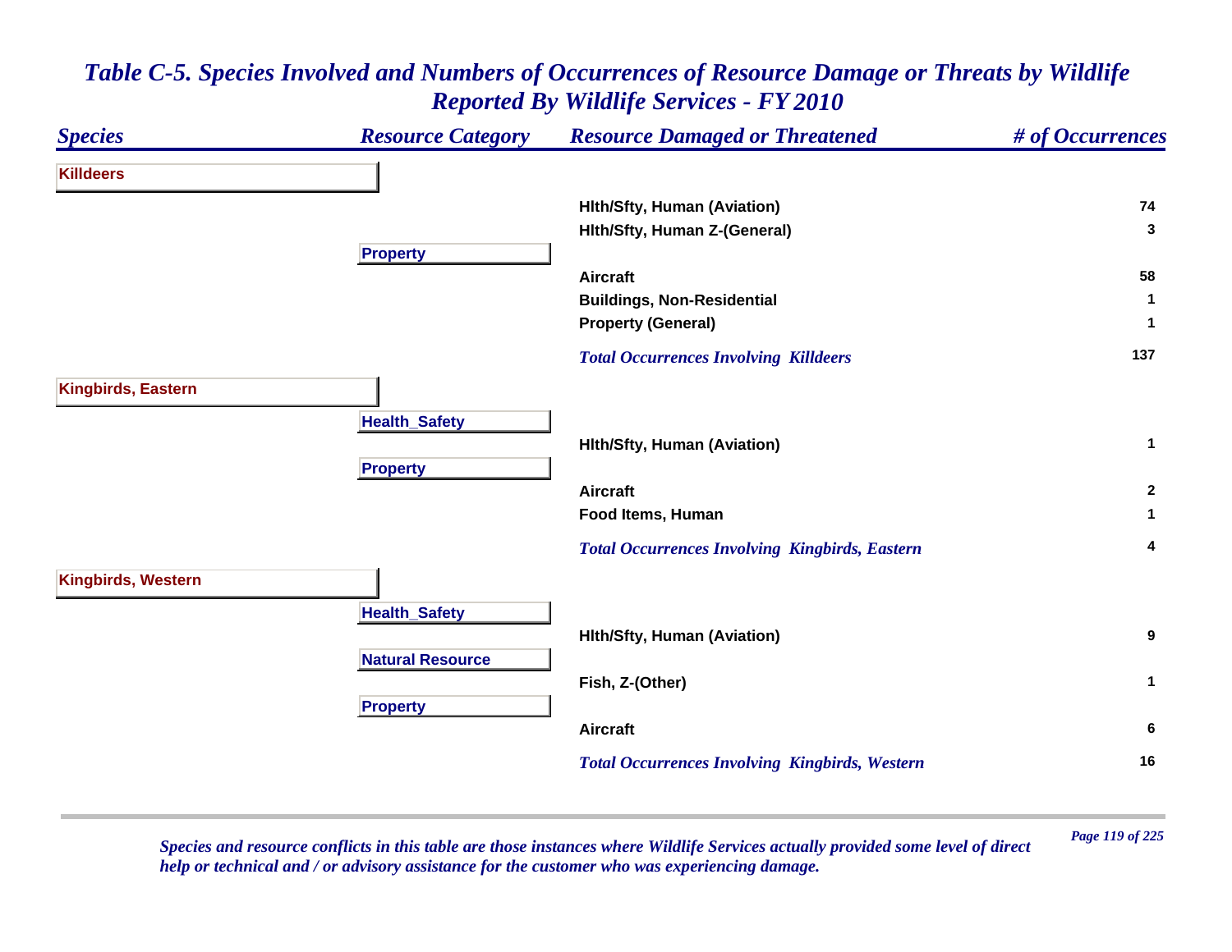# *Table C-5. Species Involved and Numbers of Occurrences of Resource Damage or Threats by Wildlife Reported By Wildlife Services - FY 2010*

| *Species* | *Resource Category* | *Resource Damaged or Threatened* | *# of Occurrences* |
|---|---|---|---|
| **Killdeers** | | | |
| | | **Hlth/Sfty, Human (Aviation)** | **74** |
| | | **Hlth/Sfty, Human Z-(General)** | **3** |
| | **Property** | | |
| | | **Aircraft** | **58** |
| | | **Buildings, Non-Residential** | **1** |
| | | **Property (General)** | **1** |
| | | ***Total Occurrences Involving Killdeers*** | **137** |
| **Kingbirds, Eastern** | | | |
| | **Health_Safety** | | |
| | | **Hlth/Sfty, Human (Aviation)** | **1** |
| | **Property** | | |
| | | **Aircraft** | **2** |
| | | **Food Items, Human** | **1** |
| | | ***Total Occurrences Involving Kingbirds, Eastern*** | **4** |
| **Kingbirds, Western** | | | |
| | **Health_Safety** | | |
| | | **Hlth/Sfty, Human (Aviation)** | **9** |
| | **Natural Resource** | | |
| | | **Fish, Z-(Other)** | **1** |
| | **Property** | | |
| | | **Aircraft** | **6** |
| | | ***Total Occurrences Involving Kingbirds, Western*** | **16** |

*Species and resource conflicts in this table are those instances where Wildlife Services actually provided some level of direct help or technical and / or advisory assistance for the customer who was experiencing damage.*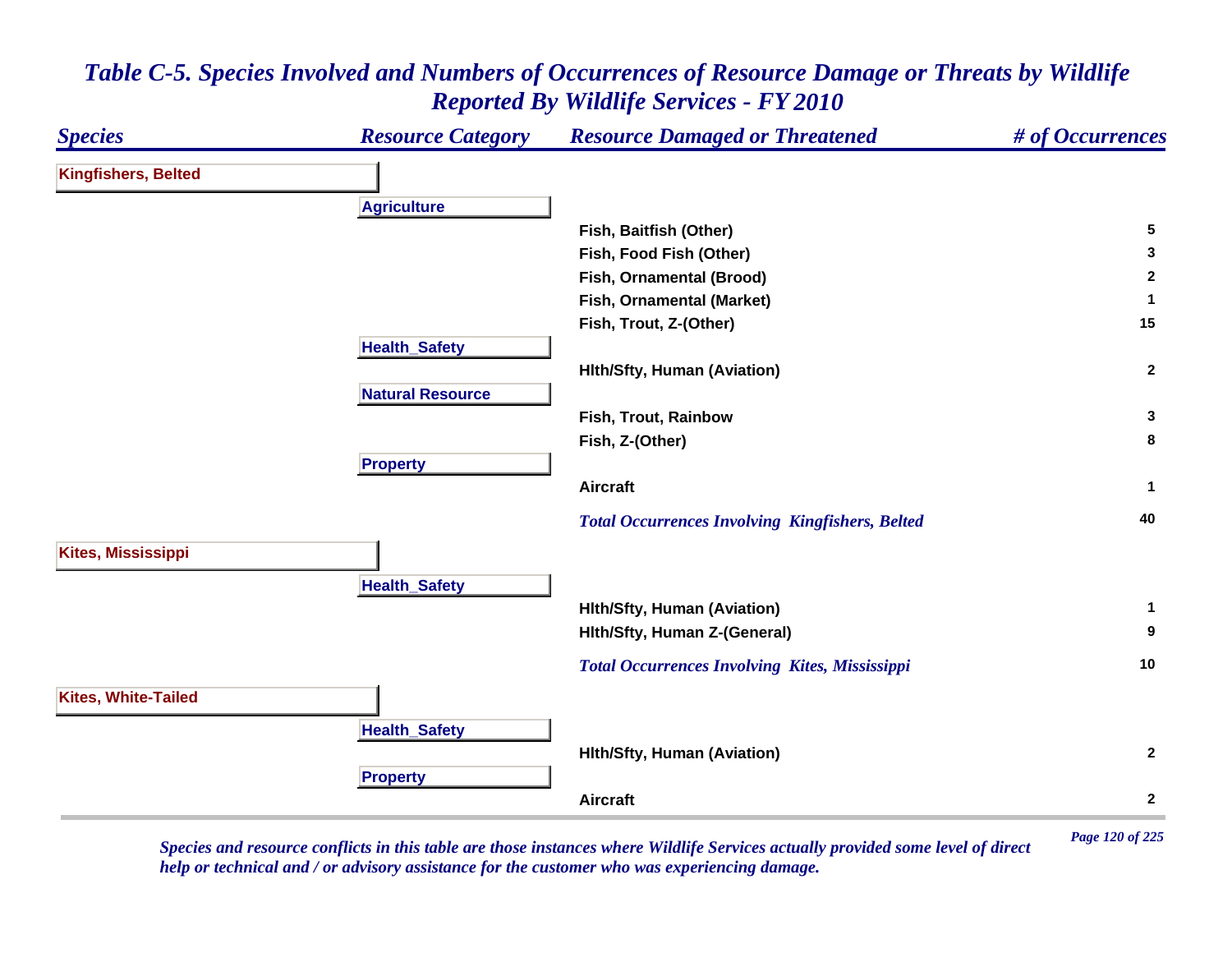# *Table C-5. Species Involved and Numbers of Occurrences of Resource Damage or Threats by Wildlife Reported By Wildlife Services - FY 2010*

| Species | Resource Category | Resource Damaged or Threatened | # of Occurrences |
|---|---|---|---|
| **Kingfishers, Belted** | | | |
| | **Agriculture** | | |
| | | Fish, Baitfish (Other) | 5 |
| | | Fish, Food Fish (Other) | 3 |
| | | Fish, Ornamental (Brood) | 2 |
| | | Fish, Ornamental (Market) | 1 |
| | | Fish, Trout, Z-(Other) | 15 |
| | **Health_Safety** | | |
| | | Hlth/Sfty, Human (Aviation) | 2 |
| | **Natural Resource** | | |
| | | Fish, Trout, Rainbow | 3 |
| | | Fish, Z-(Other) | 8 |
| | **Property** | | |
| | | Aircraft | 1 |
| | | *Total Occurrences Involving Kingfishers, Belted* | 40 |
| **Kites, Mississippi** | | | |
| | **Health_Safety** | | |
| | | Hlth/Sfty, Human (Aviation) | 1 |
| | | Hlth/Sfty, Human Z-(General) | 9 |
| | | *Total Occurrences Involving Kites, Mississippi* | 10 |
| **Kites, White-Tailed** | | | |
| | **Health_Safety** | | |
| | | Hlth/Sfty, Human (Aviation) | 2 |
| | **Property** | | |
| | | Aircraft | 2 |

*Species and resource conflicts in this table are those instances where Wildlife Services actually provided some level of direct help or technical and / or advisory assistance for the customer who was experiencing damage.*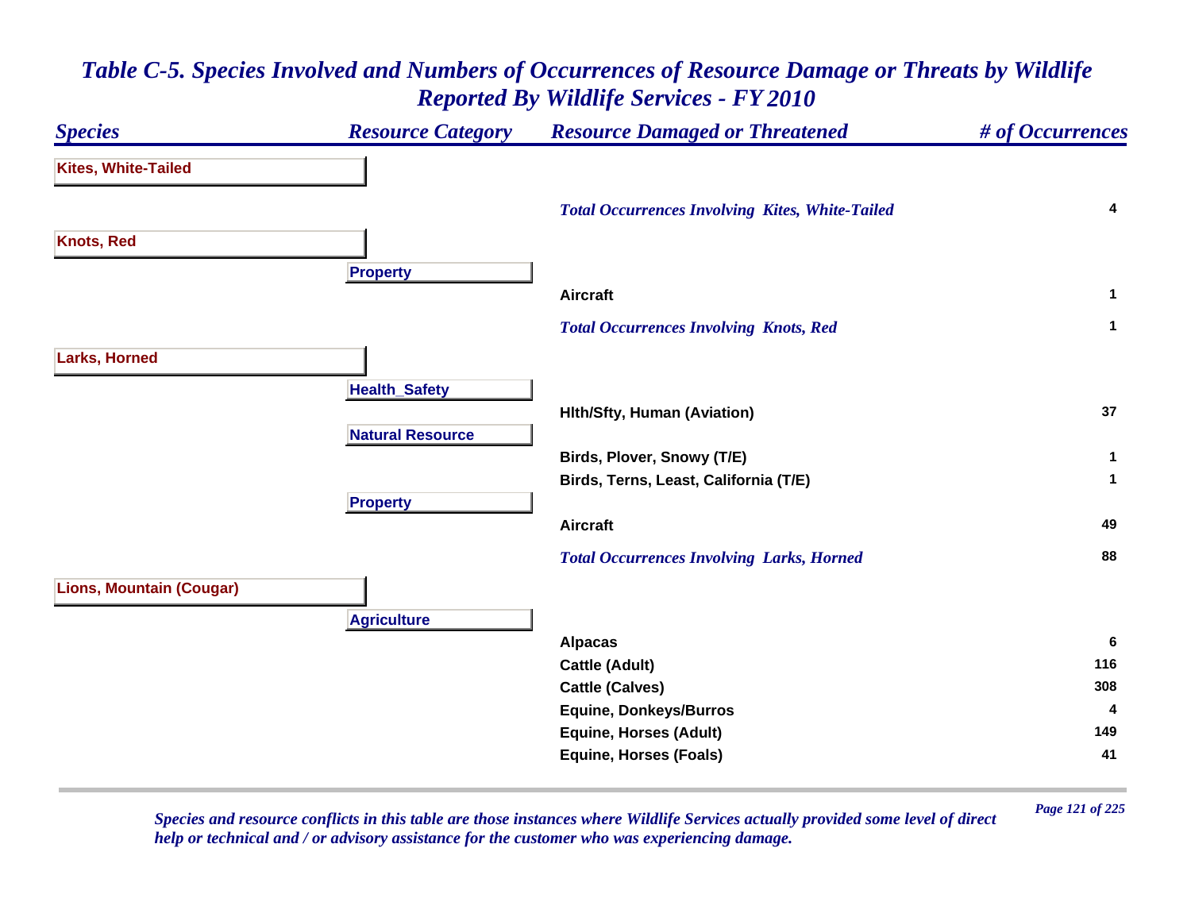# Table C-5. Species Involved and Numbers of Occurrences of Resource Damage or Threats by Wildlife Reported By Wildlife Services - FY 2010

| Species | Resource Category | Resource Damaged or Threatened | # of Occurrences |
|---|---|---|---|
| **Kites, White-Tailed** | | | |
| | | *Total Occurrences Involving Kites, White-Tailed* | 4 |
| **Knots, Red** | | | |
| | **Property** | | |
| | | Aircraft | 1 |
| | | *Total Occurrences Involving Knots, Red* | 1 |
| **Larks, Horned** | | | |
| | **Health_Safety** | | |
| | | Hlth/Sfty, Human (Aviation) | 37 |
| | **Natural Resource** | | |
| | | Birds, Plover, Snowy (T/E) | 1 |
| | | Birds, Terns, Least, California (T/E) | 1 |
| | **Property** | | |
| | | Aircraft | 49 |
| | | *Total Occurrences Involving Larks, Horned* | 88 |
| **Lions, Mountain (Cougar)** | | | |
| | **Agriculture** | | |
| | | Alpacas | 6 |
| | | Cattle (Adult) | 116 |
| | | Cattle (Calves) | 308 |
| | | Equine, Donkeys/Burros | 4 |
| | | Equine, Horses (Adult) | 149 |
| | | Equine, Horses (Foals) | 41 |

*Species and resource conflicts in this table are those instances where Wildlife Services actually provided some level of direct help or technical and / or advisory assistance for the customer who was experiencing damage.*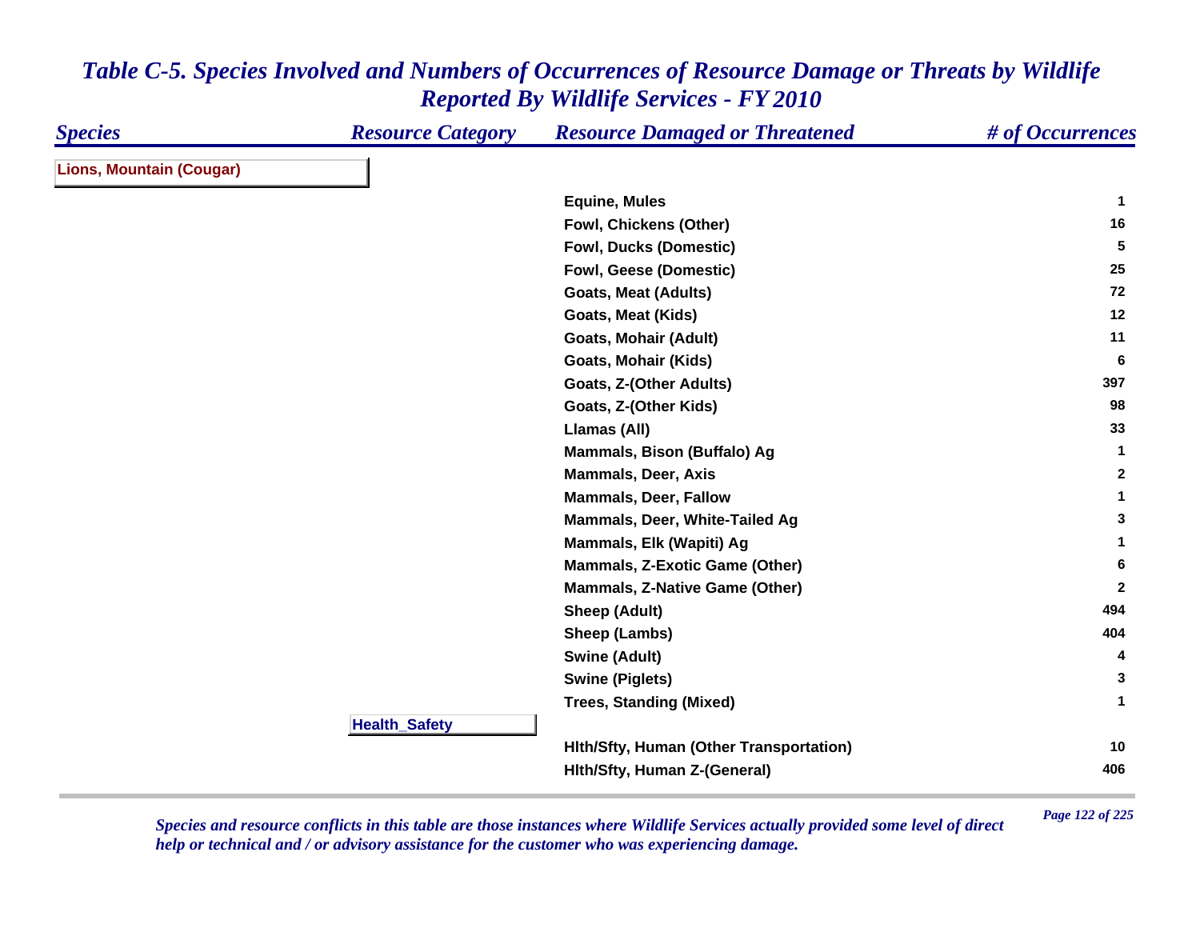# *Table C-5. Species Involved and Numbers of Occurrences of Resource Damage or Threats by Wildlife Reported By Wildlife Services - FY 2010*

| *Species* | *Resource Category* | *Resource Damaged or Threatened* | *# of Occurrences* |
|---|---|---|---|
| **Lions, Mountain (Cougar)** | | | |
| | | **Equine, Mules** | **1** |
| | | **Fowl, Chickens (Other)** | **16** |
| | | **Fowl, Ducks (Domestic)** | **5** |
| | | **Fowl, Geese (Domestic)** | **25** |
| | | **Goats, Meat (Adults)** | **72** |
| | | **Goats, Meat (Kids)** | **12** |
| | | **Goats, Mohair (Adult)** | **11** |
| | | **Goats, Mohair (Kids)** | **6** |
| | | **Goats, Z-(Other Adults)** | **397** |
| | | **Goats, Z-(Other Kids)** | **98** |
| | | **Llamas (All)** | **33** |
| | | **Mammals, Bison (Buffalo) Ag** | **1** |
| | | **Mammals, Deer, Axis** | **2** |
| | | **Mammals, Deer, Fallow** | **1** |
| | | **Mammals, Deer, White-Tailed Ag** | **3** |
| | | **Mammals, Elk (Wapiti) Ag** | **1** |
| | | **Mammals, Z-Exotic Game (Other)** | **6** |
| | | **Mammals, Z-Native Game (Other)** | **2** |
| | | **Sheep (Adult)** | **494** |
| | | **Sheep (Lambs)** | **404** |
| | | **Swine (Adult)** | **4** |
| | | **Swine (Piglets)** | **3** |
| | | **Trees, Standing (Mixed)** | **1** |
| | **Health_Safety** | | |
| | | **Hlth/Sfty, Human (Other Transportation)** | **10** |
| | | **Hlth/Sfty, Human Z-(General)** | **406** |

*Species and resource conflicts in this table are those instances where Wildlife Services actually provided some level of direct help or technical and / or advisory assistance for the customer who was experiencing damage.*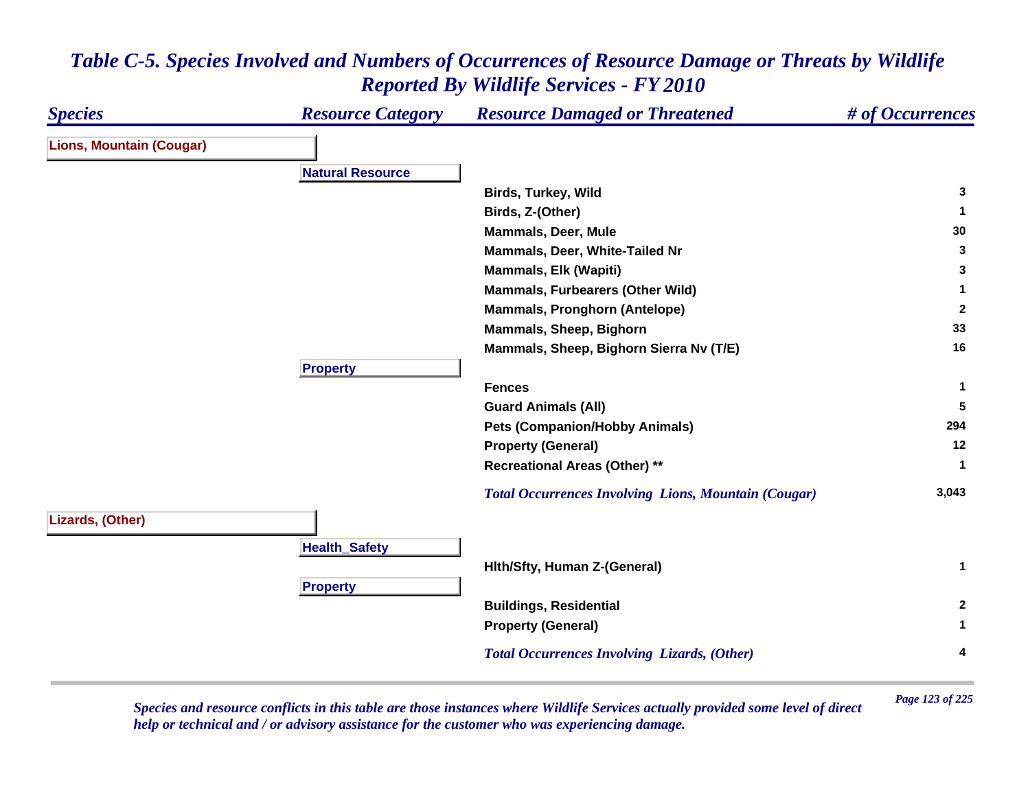# *Table C-5. Species Involved and Numbers of Occurrences of Resource Damage or Threats by Wildlife Reported By Wildlife Services - FY 2010*

| *Species* | *Resource Category* | *Resource Damaged or Threatened* | *# of Occurrences* |
|---|---|---|---|
| **Lions, Mountain (Cougar)** | | | |
| | **Natural Resource** | | |
| | | **Birds, Turkey, Wild** | **3** |
| | | **Birds, Z-(Other)** | **1** |
| | | **Mammals, Deer, Mule** | **30** |
| | | **Mammals, Deer, White-Tailed Nr** | **3** |
| | | **Mammals, Elk (Wapiti)** | **3** |
| | | **Mammals, Furbearers (Other Wild)** | **1** |
| | | **Mammals, Pronghorn (Antelope)** | **2** |
| | | **Mammals, Sheep, Bighorn** | **33** |
| | | **Mammals, Sheep, Bighorn Sierra Nv (T/E)** | **16** |
| | **Property** | | |
| | | **Fences** | **1** |
| | | **Guard Animals (All)** | **5** |
| | | **Pets (Companion/Hobby Animals)** | **294** |
| | | **Property (General)** | **12** |
| | | **Recreational Areas (Other) **** | **1** |
| | | ***Total Occurrences Involving Lions, Mountain (Cougar)*** | **3,043** |
| **Lizards, (Other)** | | | |
| | **Health_Safety** | | |
| | | **Hlth/Sfty, Human Z-(General)** | **1** |
| | **Property** | | |
| | | **Buildings, Residential** | **2** |
| | | **Property (General)** | **1** |
| | | ***Total Occurrences Involving Lizards, (Other)*** | **4** |

*Species and resource conflicts in this table are those instances where Wildlife Services actually provided some level of direct help or technical and / or advisory assistance for the customer who was experiencing damage.*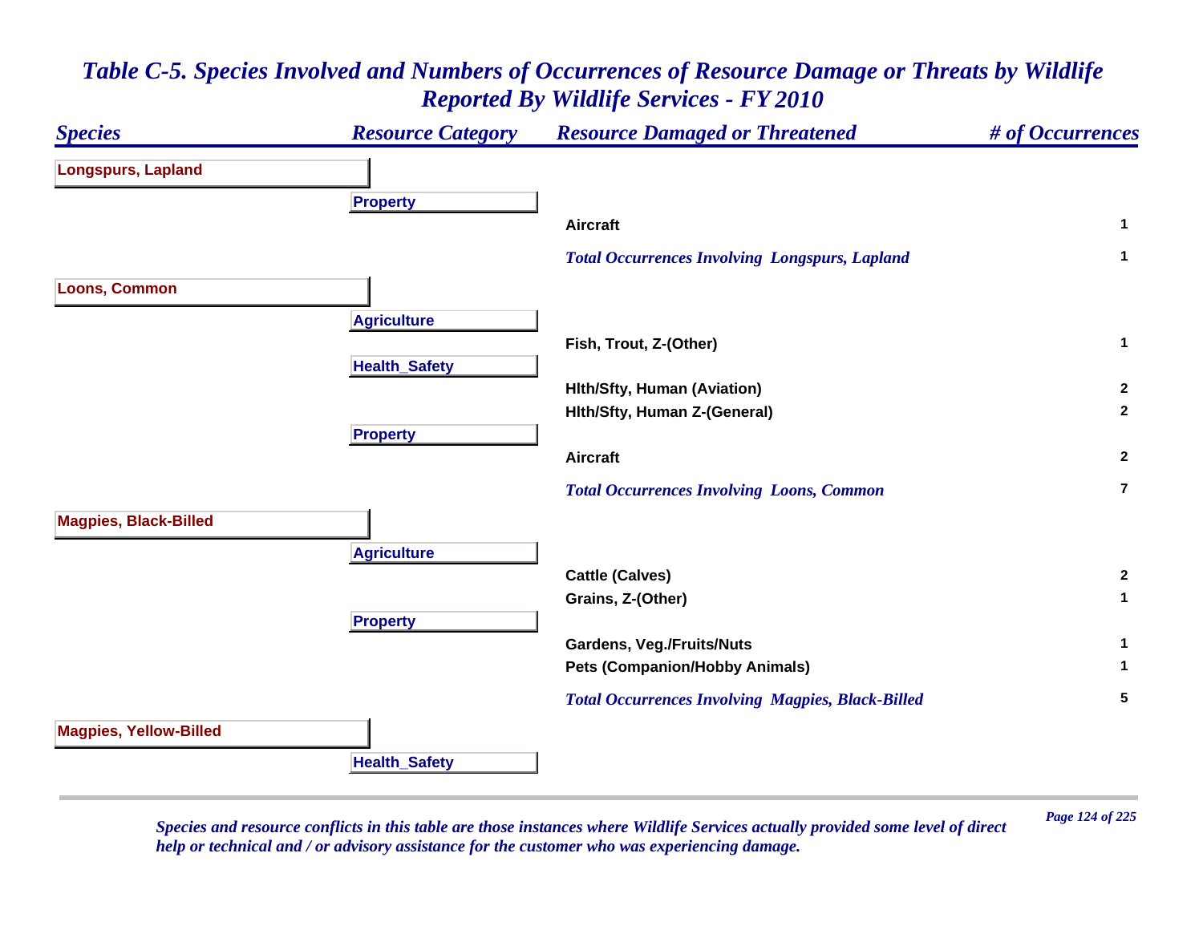# Table C-5. Species Involved and Numbers of Occurrences of Resource Damage or Threats by Wildlife Reported By Wildlife Services - FY 2010

| Species | Resource Category | Resource Damaged or Threatened | # of Occurrences |
|---|---|---|---|
| **Longspurs, Lapland** | | | |
| | **Property** | | |
| | | Aircraft | 1 |
| | | *Total Occurrences Involving Longspurs, Lapland* | 1 |
| **Loons, Common** | | | |
| | **Agriculture** | | |
| | | Fish, Trout, Z-(Other) | 1 |
| | **Health_Safety** | | |
| | | Hlth/Sfty, Human (Aviation) | 2 |
| | | Hlth/Sfty, Human Z-(General) | 2 |
| | **Property** | | |
| | | Aircraft | 2 |
| | | *Total Occurrences Involving Loons, Common* | 7 |
| **Magpies, Black-Billed** | | | |
| | **Agriculture** | | |
| | | Cattle (Calves) | 2 |
| | | Grains, Z-(Other) | 1 |
| | **Property** | | |
| | | Gardens, Veg./Fruits/Nuts | 1 |
| | | Pets (Companion/Hobby Animals) | 1 |
| | | *Total Occurrences Involving Magpies, Black-Billed* | 5 |
| **Magpies, Yellow-Billed** | | | |
| | **Health_Safety** | | |

*Species and resource conflicts in this table are those instances where Wildlife Services actually provided some level of direct help or technical and / or advisory assistance for the customer who was experiencing damage.*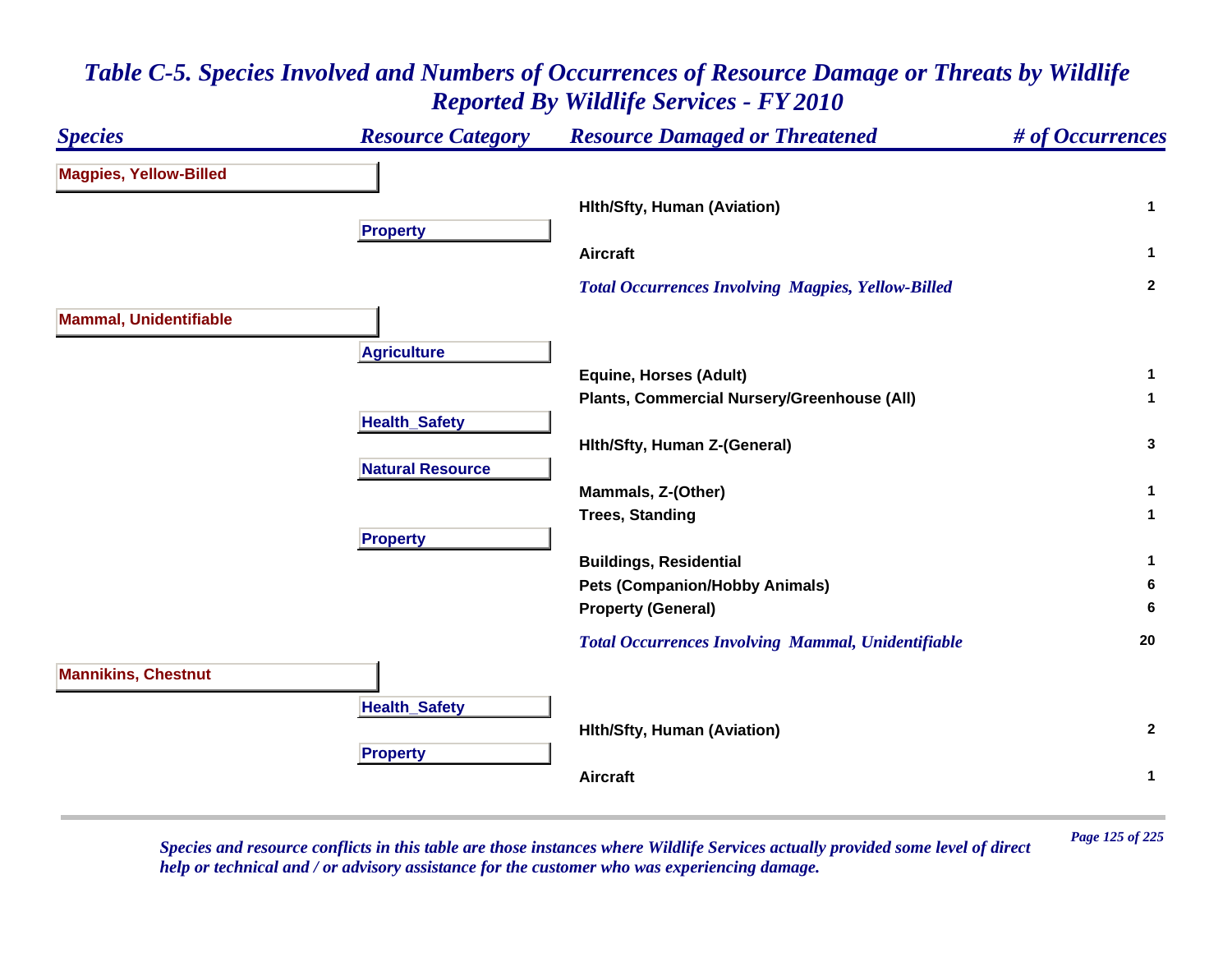# Table C-5. Species Involved and Numbers of Occurrences of Resource Damage or Threats by Wildlife Reported By Wildlife Services - FY 2010

| Species | Resource Category | Resource Damaged or Threatened | # of Occurrences |
|---|---|---|---|
| **Magpies, Yellow-Billed** | | | |
| | | Hlth/Sfty, Human (Aviation) | 1 |
| | Property | | |
| | | Aircraft | 1 |
| | | *Total Occurrences Involving Magpies, Yellow-Billed* | 2 |
| **Mammal, Unidentifiable** | | | |
| | Agriculture | | |
| | | Equine, Horses (Adult) | 1 |
| | | Plants, Commercial Nursery/Greenhouse (All) | 1 |
| | Health_Safety | | |
| | | Hlth/Sfty, Human Z-(General) | 3 |
| | Natural Resource | | |
| | | Mammals, Z-(Other) | 1 |
| | | Trees, Standing | 1 |
| | Property | | |
| | | Buildings, Residential | 1 |
| | | Pets (Companion/Hobby Animals) | 6 |
| | | Property (General) | 6 |
| | | *Total Occurrences Involving Mammal, Unidentifiable* | 20 |
| **Mannikins, Chestnut** | | | |
| | Health_Safety | | |
| | | Hlth/Sfty, Human (Aviation) | 2 |
| | Property | | |
| | | Aircraft | 1 |

*Species and resource conflicts in this table are those instances where Wildlife Services actually provided some level of direct help or technical and / or advisory assistance for the customer who was experiencing damage.*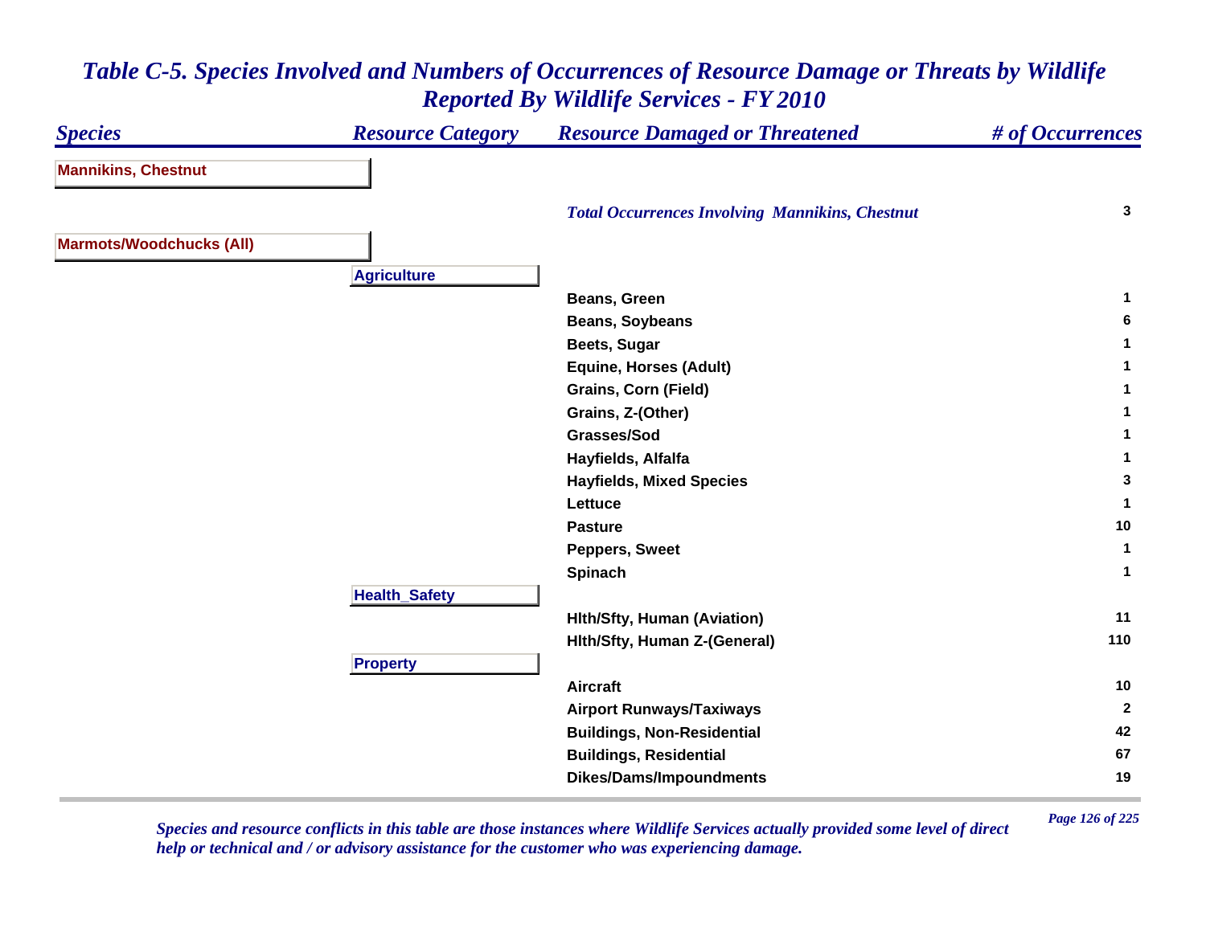# *Table C-5. Species Involved and Numbers of Occurrences of Resource Damage or Threats by Wildlife Reported By Wildlife Services - FY 2010*

| Species | Resource Category | Resource Damaged or Threatened | # of Occurrences |
|---|---|---|---|
| **Mannikins, Chestnut** | | | |
| | | *Total Occurrences Involving Mannikins, Chestnut* | 3 |
| **Marmots/Woodchucks (All)** | | | |
| | **Agriculture** | | |
| | | Beans, Green | 1 |
| | | Beans, Soybeans | 6 |
| | | Beets, Sugar | 1 |
| | | Equine, Horses (Adult) | 1 |
| | | Grains, Corn (Field) | 1 |
| | | Grains, Z-(Other) | 1 |
| | | Grasses/Sod | 1 |
| | | Hayfields, Alfalfa | 1 |
| | | Hayfields, Mixed Species | 3 |
| | | Lettuce | 1 |
| | | Pasture | 10 |
| | | Peppers, Sweet | 1 |
| | | Spinach | 1 |
| | **Health_Safety** | | |
| | | Hlth/Sfty, Human (Aviation) | 11 |
| | | Hlth/Sfty, Human Z-(General) | 110 |
| | **Property** | | |
| | | Aircraft | 10 |
| | | Airport Runways/Taxiways | 2 |
| | | Buildings, Non-Residential | 42 |
| | | Buildings, Residential | 67 |
| | | Dikes/Dams/Impoundments | 19 |

*Species and resource conflicts in this table are those instances where Wildlife Services actually provided some level of direct help or technical and / or advisory assistance for the customer who was experiencing damage.*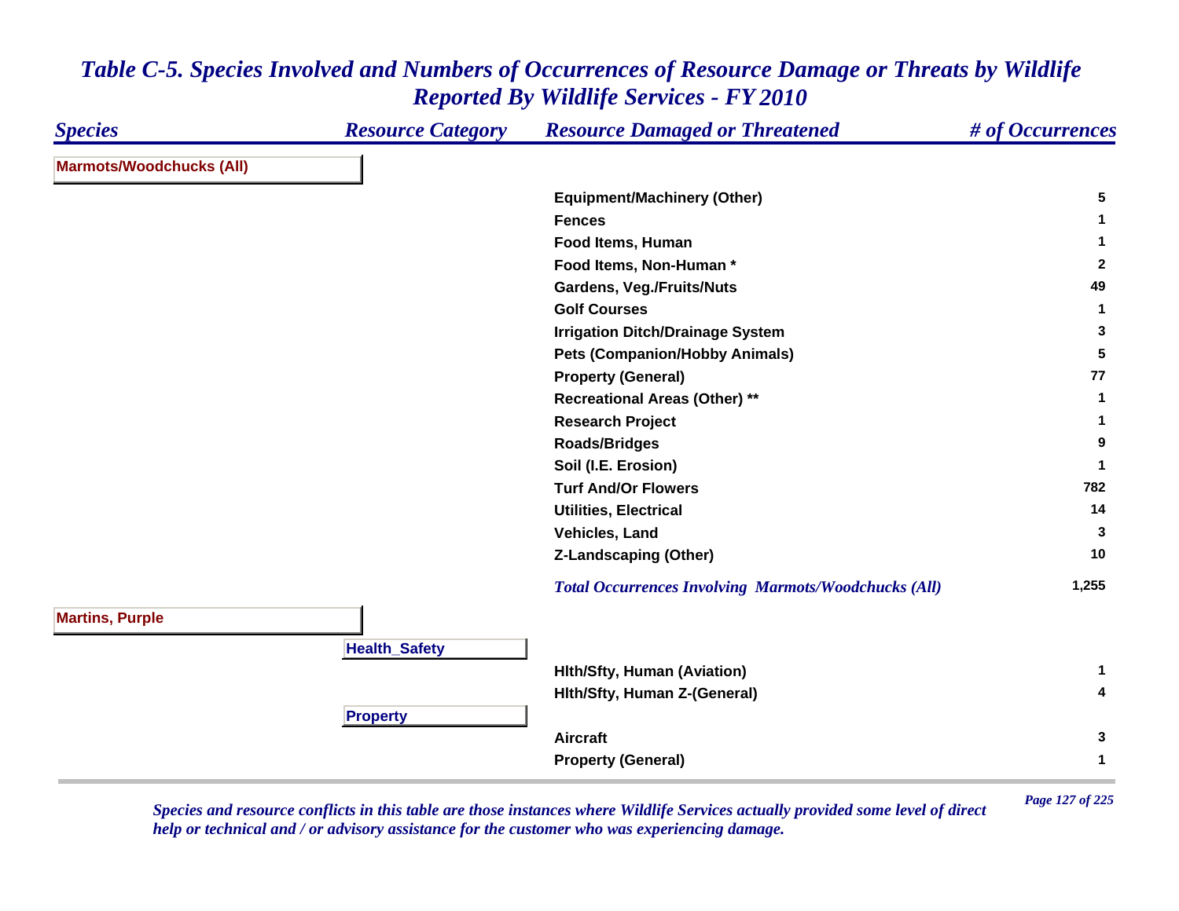# *Table C-5. Species Involved and Numbers of Occurrences of Resource Damage or Threats by Wildlife Reported By Wildlife Services - FY 2010*

| *Species* | *Resource Category* | *Resource Damaged or Threatened* | *# of Occurrences* |
|---|---|---|---|
| **Marmots/Woodchucks (All)** | | | |
| | | **Equipment/Machinery (Other)** | **5** |
| | | **Fences** | **1** |
| | | **Food Items, Human** | **1** |
| | | **Food Items, Non-Human *** | **2** |
| | | **Gardens, Veg./Fruits/Nuts** | **49** |
| | | **Golf Courses** | **1** |
| | | **Irrigation Ditch/Drainage System** | **3** |
| | | **Pets (Companion/Hobby Animals)** | **5** |
| | | **Property (General)** | **77** |
| | | **Recreational Areas (Other) **** | **1** |
| | | **Research Project** | **1** |
| | | **Roads/Bridges** | **9** |
| | | **Soil (I.E. Erosion)** | **1** |
| | | **Turf And/Or Flowers** | **782** |
| | | **Utilities, Electrical** | **14** |
| | | **Vehicles, Land** | **3** |
| | | **Z-Landscaping (Other)** | **10** |
| | | ***Total Occurrences Involving Marmots/Woodchucks (All)*** | **1,255** |
| **Martins, Purple** | | | |
| | **Health_Safety** | | |
| | | **Hlth/Sfty, Human (Aviation)** | **1** |
| | | **Hlth/Sfty, Human Z-(General)** | **4** |
| | **Property** | | |
| | | **Aircraft** | **3** |
| | | **Property (General)** | **1** |

*Species and resource conflicts in this table are those instances where Wildlife Services actually provided some level of direct help or technical and / or advisory assistance for the customer who was experiencing damage.*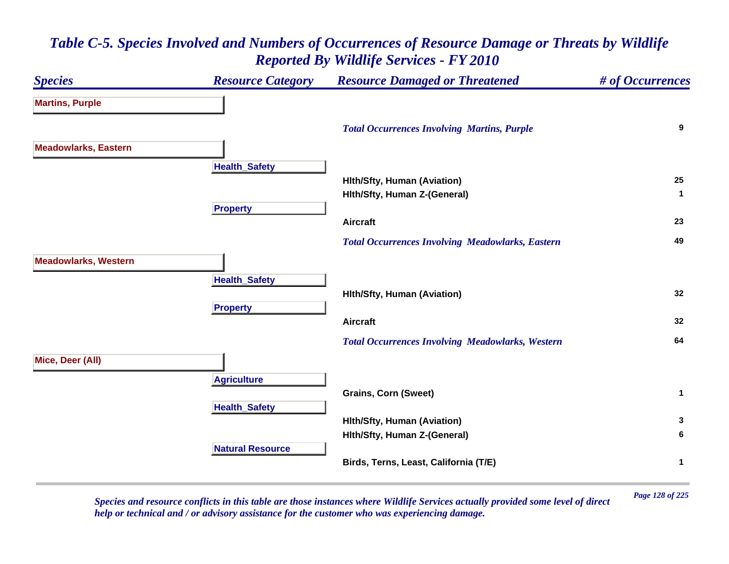# Table C-5. Species Involved and Numbers of Occurrences of Resource Damage or Threats by Wildlife Reported By Wildlife Services - FY 2010

| Species | Resource Category | Resource Damaged or Threatened | # of Occurrences |
|---|---|---|---|
| **Martins, Purple** | | | |
| | | *Total Occurrences Involving Martins, Purple* | 9 |
| **Meadowlarks, Eastern** | | | |
| | **Health_Safety** | | |
| | | Hlth/Sfty, Human (Aviation) | 25 |
| | | Hlth/Sfty, Human Z-(General) | 1 |
| | **Property** | | |
| | | Aircraft | 23 |
| | | *Total Occurrences Involving Meadowlarks, Eastern* | 49 |
| **Meadowlarks, Western** | | | |
| | **Health_Safety** | | |
| | | Hlth/Sfty, Human (Aviation) | 32 |
| | **Property** | | |
| | | Aircraft | 32 |
| | | *Total Occurrences Involving Meadowlarks, Western* | 64 |
| **Mice, Deer (All)** | | | |
| | **Agriculture** | | |
| | | Grains, Corn (Sweet) | 1 |
| | **Health_Safety** | | |
| | | Hlth/Sfty, Human (Aviation) | 3 |
| | | Hlth/Sfty, Human Z-(General) | 6 |
| | **Natural Resource** | | |
| | | Birds, Terns, Least, California (T/E) | 1 |

*Species and resource conflicts in this table are those instances where Wildlife Services actually provided some level of direct help or technical and / or advisory assistance for the customer who was experiencing damage.*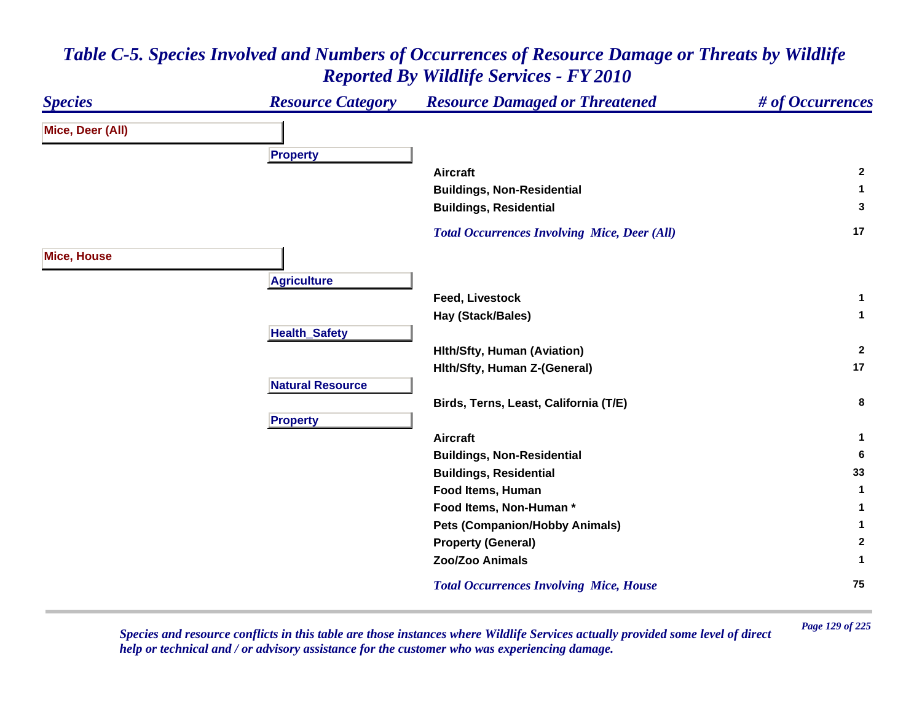# *Table C-5. Species Involved and Numbers of Occurrences of Resource Damage or Threats by Wildlife Reported By Wildlife Services - FY 2010*

| *Species* | *Resource Category* | *Resource Damaged or Threatened* | *# of Occurrences* |
|---|---|---|---|
| **Mice, Deer (All)** | | | |
| | **Property** | | |
| | | **Aircraft** | **2** |
| | | **Buildings, Non-Residential** | **1** |
| | | **Buildings, Residential** | **3** |
| | | ***Total Occurrences Involving Mice, Deer (All)*** | **17** |
| **Mice, House** | | | |
| | **Agriculture** | | |
| | | **Feed, Livestock** | **1** |
| | | **Hay (Stack/Bales)** | **1** |
| | **Health_Safety** | | |
| | | **Hlth/Sfty, Human (Aviation)** | **2** |
| | | **Hlth/Sfty, Human Z-(General)** | **17** |
| | **Natural Resource** | | |
| | | **Birds, Terns, Least, California (T/E)** | **8** |
| | **Property** | | |
| | | **Aircraft** | **1** |
| | | **Buildings, Non-Residential** | **6** |
| | | **Buildings, Residential** | **33** |
| | | **Food Items, Human** | **1** |
| | | **Food Items, Non-Human *** | **1** |
| | | **Pets (Companion/Hobby Animals)** | **1** |
| | | **Property (General)** | **2** |
| | | **Zoo/Zoo Animals** | **1** |
| | | ***Total Occurrences Involving Mice, House*** | **75** |

*Species and resource conflicts in this table are those instances where Wildlife Services actually provided some level of direct help or technical and / or advisory assistance for the customer who was experiencing damage.*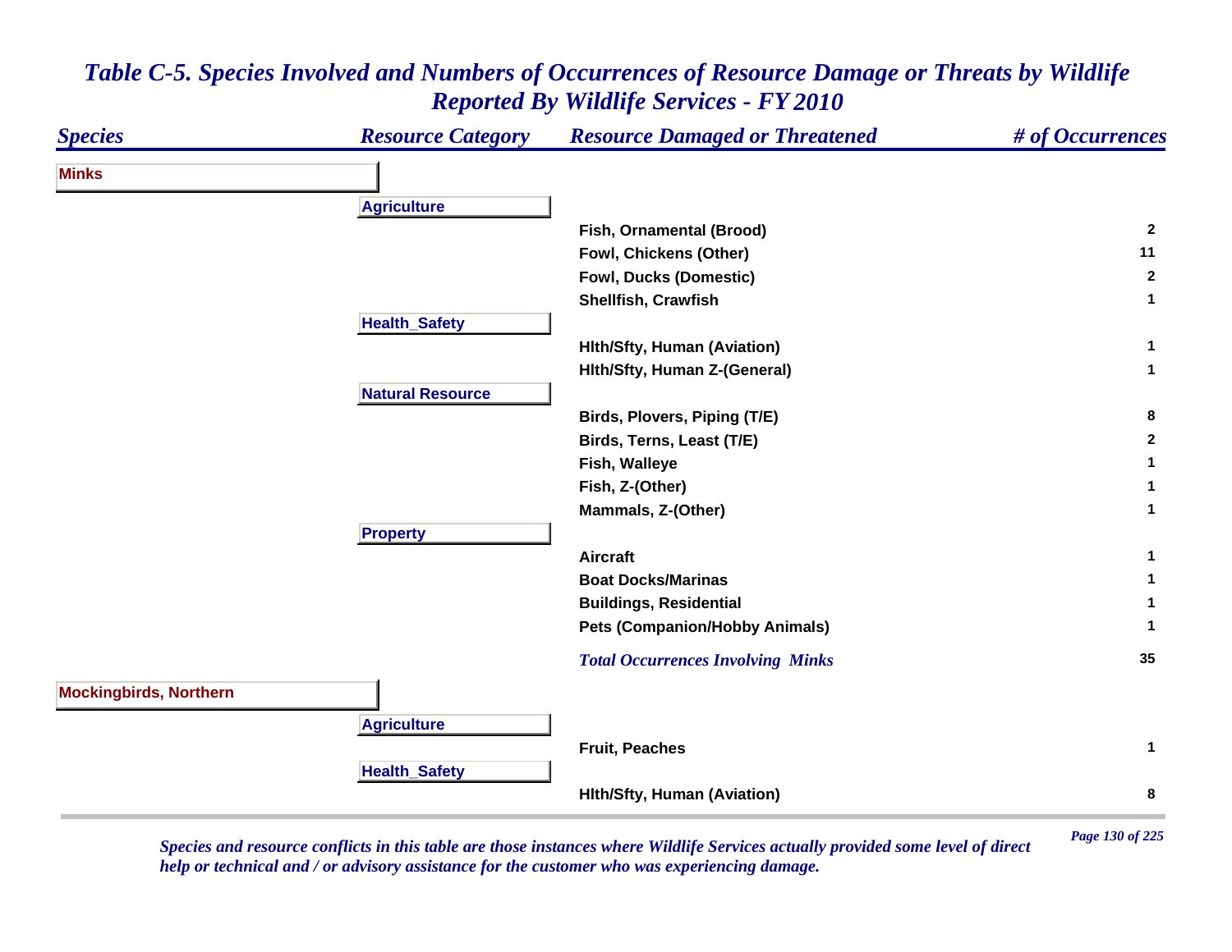# Table C-5. Species Involved and Numbers of Occurrences of Resource Damage or Threats by Wildlife Reported By Wildlife Services - FY 2010

| Species | Resource Category | Resource Damaged or Threatened | # of Occurrences |
|---|---|---|---|
| **Minks** | | | |
| | **Agriculture** | | |
| | | Fish, Ornamental (Brood) | 2 |
| | | Fowl, Chickens (Other) | 11 |
| | | Fowl, Ducks (Domestic) | 2 |
| | | Shellfish, Crawfish | 1 |
| | **Health_Safety** | | |
| | | Hlth/Sfty, Human (Aviation) | 1 |
| | | Hlth/Sfty, Human Z-(General) | 1 |
| | **Natural Resource** | | |
| | | Birds, Plovers, Piping (T/E) | 8 |
| | | Birds, Terns, Least (T/E) | 2 |
| | | Fish, Walleye | 1 |
| | | Fish, Z-(Other) | 1 |
| | | Mammals, Z-(Other) | 1 |
| | **Property** | | |
| | | Aircraft | 1 |
| | | Boat Docks/Marinas | 1 |
| | | Buildings, Residential | 1 |
| | | Pets (Companion/Hobby Animals) | 1 |
| | | *Total Occurrences Involving Minks* | 35 |
| **Mockingbirds, Northern** | | | |
| | **Agriculture** | | |
| | | Fruit, Peaches | 1 |
| | **Health_Safety** | | |
| | | Hlth/Sfty, Human (Aviation) | 8 |

*Species and resource conflicts in this table are those instances where Wildlife Services actually provided some level of direct help or technical and / or advisory assistance for the customer who was experiencing damage.*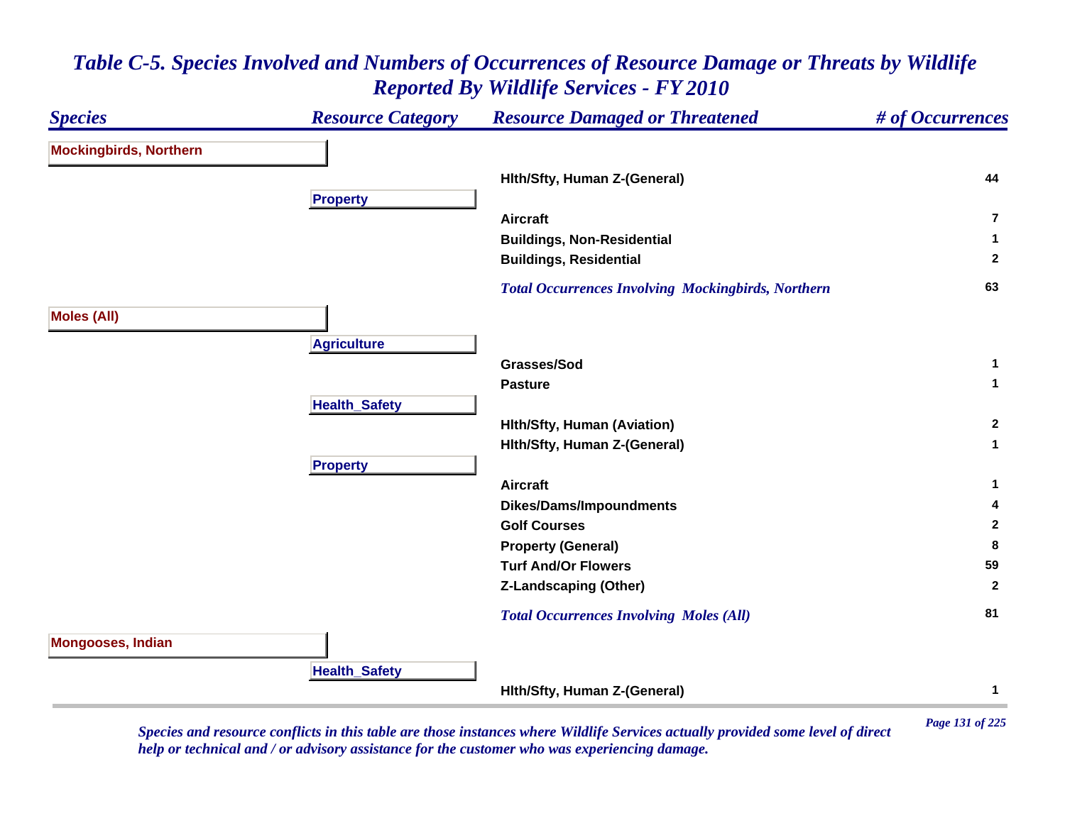# *Table C-5. Species Involved and Numbers of Occurrences of Resource Damage or Threats by Wildlife Reported By Wildlife Services - FY 2010*

| Species | Resource Category | Resource Damaged or Threatened | # of Occurrences |
|---|---|---|---|
| **Mockingbirds, Northern** | | | |
| | | Hlth/Sfty, Human Z-(General) | 44 |
| | **Property** | | |
| | | Aircraft | 7 |
| | | Buildings, Non-Residential | 1 |
| | | Buildings, Residential | 2 |
| | | *Total Occurrences Involving Mockingbirds, Northern* | 63 |
| **Moles (All)** | | | |
| | **Agriculture** | | |
| | | Grasses/Sod | 1 |
| | | Pasture | 1 |
| | **Health_Safety** | | |
| | | Hlth/Sfty, Human (Aviation) | 2 |
| | | Hlth/Sfty, Human Z-(General) | 1 |
| | **Property** | | |
| | | Aircraft | 1 |
| | | Dikes/Dams/Impoundments | 4 |
| | | Golf Courses | 2 |
| | | Property (General) | 8 |
| | | Turf And/Or Flowers | 59 |
| | | Z-Landscaping (Other) | 2 |
| | | *Total Occurrences Involving Moles (All)* | 81 |
| **Mongooses, Indian** | | | |
| | **Health_Safety** | | |
| | | Hlth/Sfty, Human Z-(General) | 1 |

*Species and resource conflicts in this table are those instances where Wildlife Services actually provided some level of direct help or technical and / or advisory assistance for the customer who was experiencing damage.*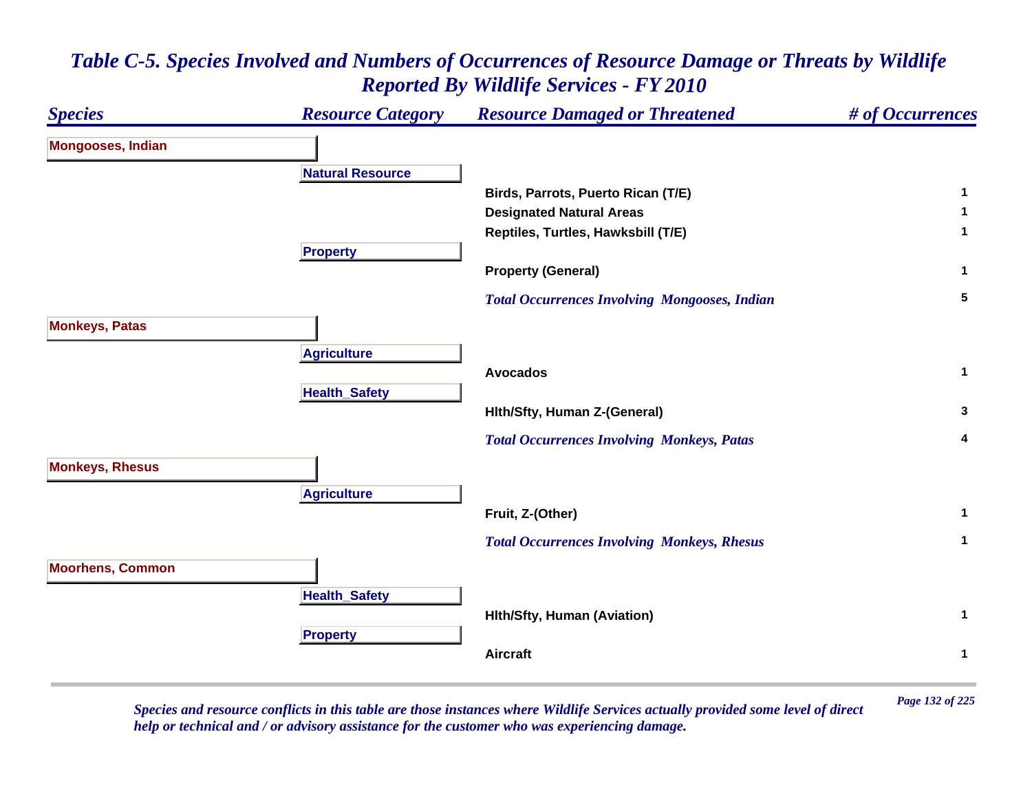# Table C-5. Species Involved and Numbers of Occurrences of Resource Damage or Threats by Wildlife Reported By Wildlife Services - FY 2010

| Species | Resource Category | Resource Damaged or Threatened | # of Occurrences |
|---|---|---|---|
| **Mongooses, Indian** | | | |
| | **Natural Resource** | | |
| | | Birds, Parrots, Puerto Rican (T/E) | 1 |
| | | Designated Natural Areas | 1 |
| | | Reptiles, Turtles, Hawksbill (T/E) | 1 |
| | **Property** | | |
| | | Property (General) | 1 |
| | | *Total Occurrences Involving Mongooses, Indian* | 5 |
| **Monkeys, Patas** | | | |
| | **Agriculture** | | |
| | | Avocados | 1 |
| | **Health_Safety** | | |
| | | Hlth/Sfty, Human Z-(General) | 3 |
| | | *Total Occurrences Involving Monkeys, Patas* | 4 |
| **Monkeys, Rhesus** | | | |
| | **Agriculture** | | |
| | | Fruit, Z-(Other) | 1 |
| | | *Total Occurrences Involving Monkeys, Rhesus* | 1 |
| **Moorhens, Common** | | | |
| | **Health_Safety** | | |
| | | Hlth/Sfty, Human (Aviation) | 1 |
| | **Property** | | |
| | | Aircraft | 1 |

*Species and resource conflicts in this table are those instances where Wildlife Services actually provided some level of direct help or technical and / or advisory assistance for the customer who was experiencing damage.*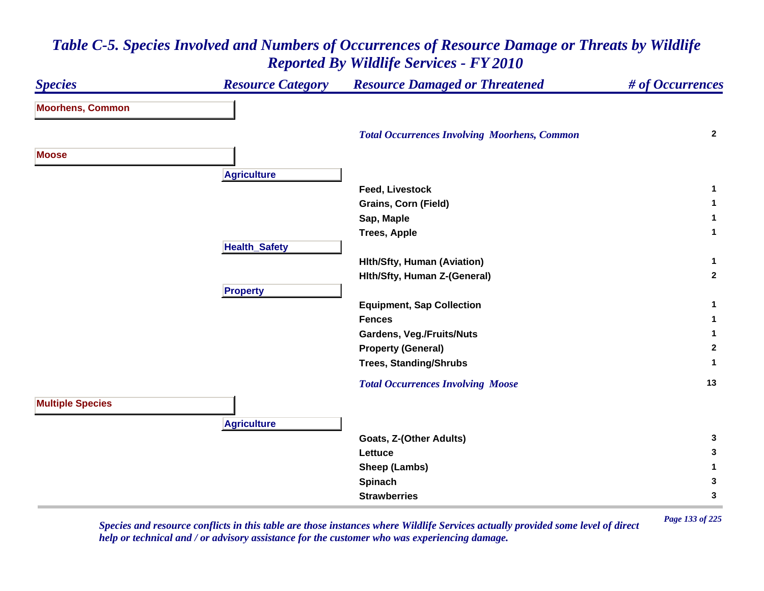# Table C-5. Species Involved and Numbers of Occurrences of Resource Damage or Threats by Wildlife Reported By Wildlife Services - FY 2010

| Species | Resource Category | Resource Damaged or Threatened | # of Occurrences |
|---|---|---|---|
| **Moorhens, Common** | | | |
| | | *Total Occurrences Involving Moorhens, Common* | 2 |
| **Moose** | | | |
| | **Agriculture** | | |
| | | Feed, Livestock | 1 |
| | | Grains, Corn (Field) | 1 |
| | | Sap, Maple | 1 |
| | | Trees, Apple | 1 |
| | **Health_Safety** | | |
| | | Hlth/Sfty, Human (Aviation) | 1 |
| | | Hlth/Sfty, Human Z-(General) | 2 |
| | **Property** | | |
| | | Equipment, Sap Collection | 1 |
| | | Fences | 1 |
| | | Gardens, Veg./Fruits/Nuts | 1 |
| | | Property (General) | 2 |
| | | Trees, Standing/Shrubs | 1 |
| | | *Total Occurrences Involving Moose* | 13 |
| **Multiple Species** | | | |
| | **Agriculture** | | |
| | | Goats, Z-(Other Adults) | 3 |
| | | Lettuce | 3 |
| | | Sheep (Lambs) | 1 |
| | | Spinach | 3 |
| | | Strawberries | 3 |

*Species and resource conflicts in this table are those instances where Wildlife Services actually provided some level of direct help or technical and / or advisory assistance for the customer who was experiencing damage.*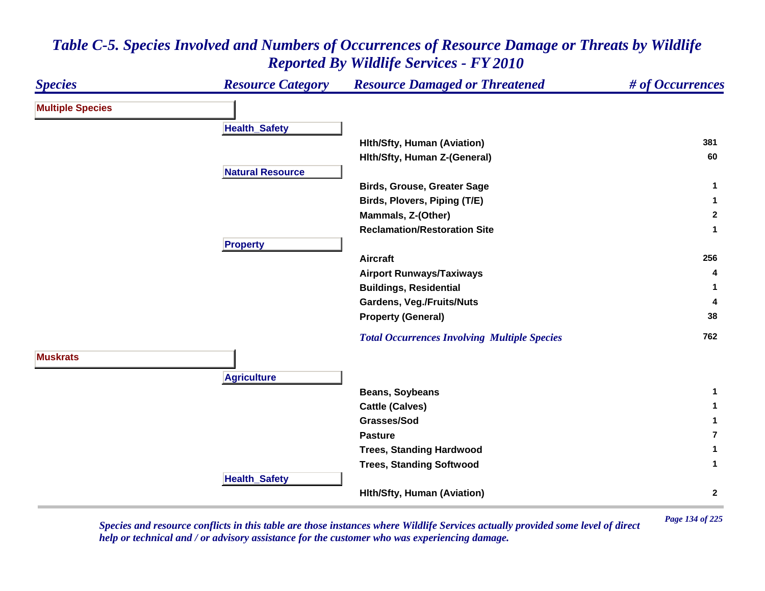# *Table C-5. Species Involved and Numbers of Occurrences of Resource Damage or Threats by Wildlife Reported By Wildlife Services - FY 2010*

| *Species* | *Resource Category* | *Resource Damaged or Threatened* | *# of Occurrences* |
|---|---|---|---|
| **Multiple Species** | | | |
| | **Health_Safety** | | |
| | | **Hlth/Sfty, Human (Aviation)** | **381** |
| | | **Hlth/Sfty, Human Z-(General)** | **60** |
| | **Natural Resource** | | |
| | | **Birds, Grouse, Greater Sage** | **1** |
| | | **Birds, Plovers, Piping (T/E)** | **1** |
| | | **Mammals, Z-(Other)** | **2** |
| | | **Reclamation/Restoration Site** | **1** |
| | **Property** | | |
| | | **Aircraft** | **256** |
| | | **Airport Runways/Taxiways** | **4** |
| | | **Buildings, Residential** | **1** |
| | | **Gardens, Veg./Fruits/Nuts** | **4** |
| | | **Property (General)** | **38** |
| | | ***Total Occurrences Involving Multiple Species*** | **762** |
| **Muskrats** | | | |
| | **Agriculture** | | |
| | | **Beans, Soybeans** | **1** |
| | | **Cattle (Calves)** | **1** |
| | | **Grasses/Sod** | **1** |
| | | **Pasture** | **7** |
| | | **Trees, Standing Hardwood** | **1** |
| | | **Trees, Standing Softwood** | **1** |
| | **Health_Safety** | | |
| | | **Hlth/Sfty, Human (Aviation)** | **2** |

*Species and resource conflicts in this table are those instances where Wildlife Services actually provided some level of direct help or technical and / or advisory assistance for the customer who was experiencing damage.*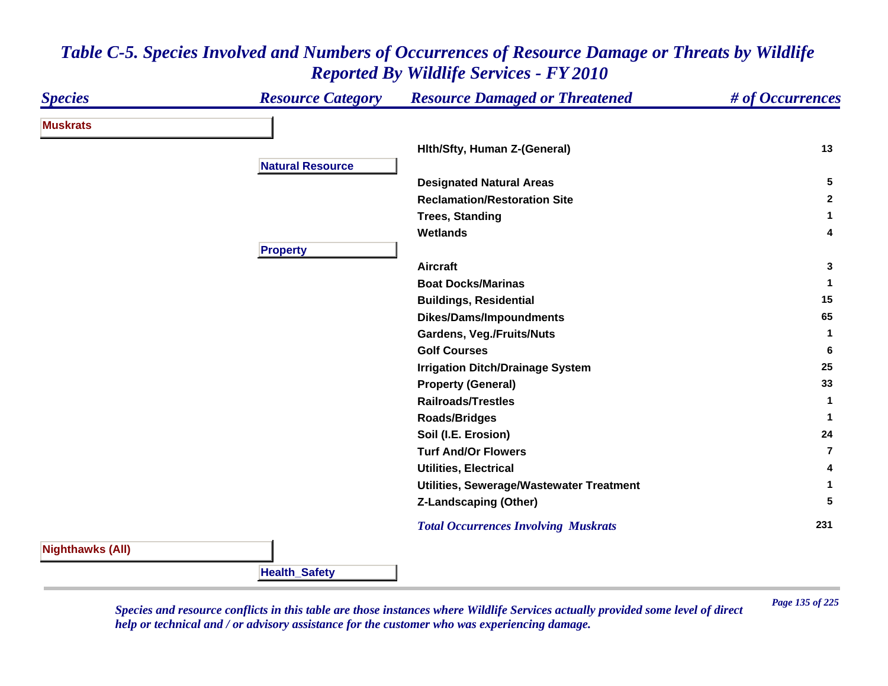# Table C-5. Species Involved and Numbers of Occurrences of Resource Damage or Threats by Wildlife Reported By Wildlife Services - FY 2010

| Species | Resource Category | Resource Damaged or Threatened | # of Occurrences |
|---|---|---|---|
| **Muskrats** | | | |
| | | Hlth/Sfty, Human Z-(General) | 13 |
| | **Natural Resource** | | |
| | | Designated Natural Areas | 5 |
| | | Reclamation/Restoration Site | 2 |
| | | Trees, Standing | 1 |
| | | Wetlands | 4 |
| | **Property** | | |
| | | Aircraft | 3 |
| | | Boat Docks/Marinas | 1 |
| | | Buildings, Residential | 15 |
| | | Dikes/Dams/Impoundments | 65 |
| | | Gardens, Veg./Fruits/Nuts | 1 |
| | | Golf Courses | 6 |
| | | Irrigation Ditch/Drainage System | 25 |
| | | Property (General) | 33 |
| | | Railroads/Trestles | 1 |
| | | Roads/Bridges | 1 |
| | | Soil (I.E. Erosion) | 24 |
| | | Turf And/Or Flowers | 7 |
| | | Utilities, Electrical | 4 |
| | | Utilities, Sewerage/Wastewater Treatment | 1 |
| | | Z-Landscaping (Other) | 5 |
| | | *Total Occurrences Involving Muskrats* | 231 |
| **Nighthawks (All)** | | | |
| | **Health_Safety** | | |

*Species and resource conflicts in this table are those instances where Wildlife Services actually provided some level of direct help or technical and / or advisory assistance for the customer who was experiencing damage.*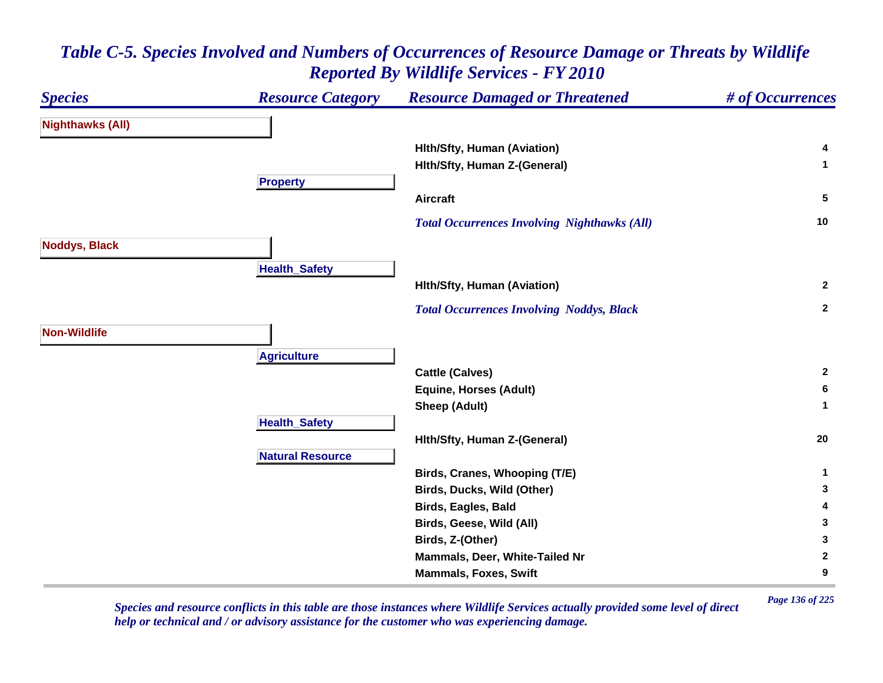# Table C-5. Species Involved and Numbers of Occurrences of Resource Damage or Threats by Wildlife Reported By Wildlife Services - FY 2010

| Species | Resource Category | Resource Damaged or Threatened | # of Occurrences |
|---|---|---|---|
| **Nighthawks (All)** | | | |
| | | Hlth/Sfty, Human (Aviation) | 4 |
| | | Hlth/Sfty, Human Z-(General) | 1 |
| | **Property** | | |
| | | Aircraft | 5 |
| | | *Total Occurrences Involving Nighthawks (All)* | 10 |
| **Noddys, Black** | | | |
| | **Health_Safety** | | |
| | | Hlth/Sfty, Human (Aviation) | 2 |
| | | *Total Occurrences Involving Noddys, Black* | 2 |
| **Non-Wildlife** | | | |
| | **Agriculture** | | |
| | | Cattle (Calves) | 2 |
| | | Equine, Horses (Adult) | 6 |
| | | Sheep (Adult) | 1 |
| | **Health_Safety** | | |
| | | Hlth/Sfty, Human Z-(General) | 20 |
| | **Natural Resource** | | |
| | | Birds, Cranes, Whooping (T/E) | 1 |
| | | Birds, Ducks, Wild (Other) | 3 |
| | | Birds, Eagles, Bald | 4 |
| | | Birds, Geese, Wild (All) | 3 |
| | | Birds, Z-(Other) | 3 |
| | | Mammals, Deer, White-Tailed Nr | 2 |
| | | Mammals, Foxes, Swift | 9 |

*Species and resource conflicts in this table are those instances where Wildlife Services actually provided some level of direct help or technical and / or advisory assistance for the customer who was experiencing damage.*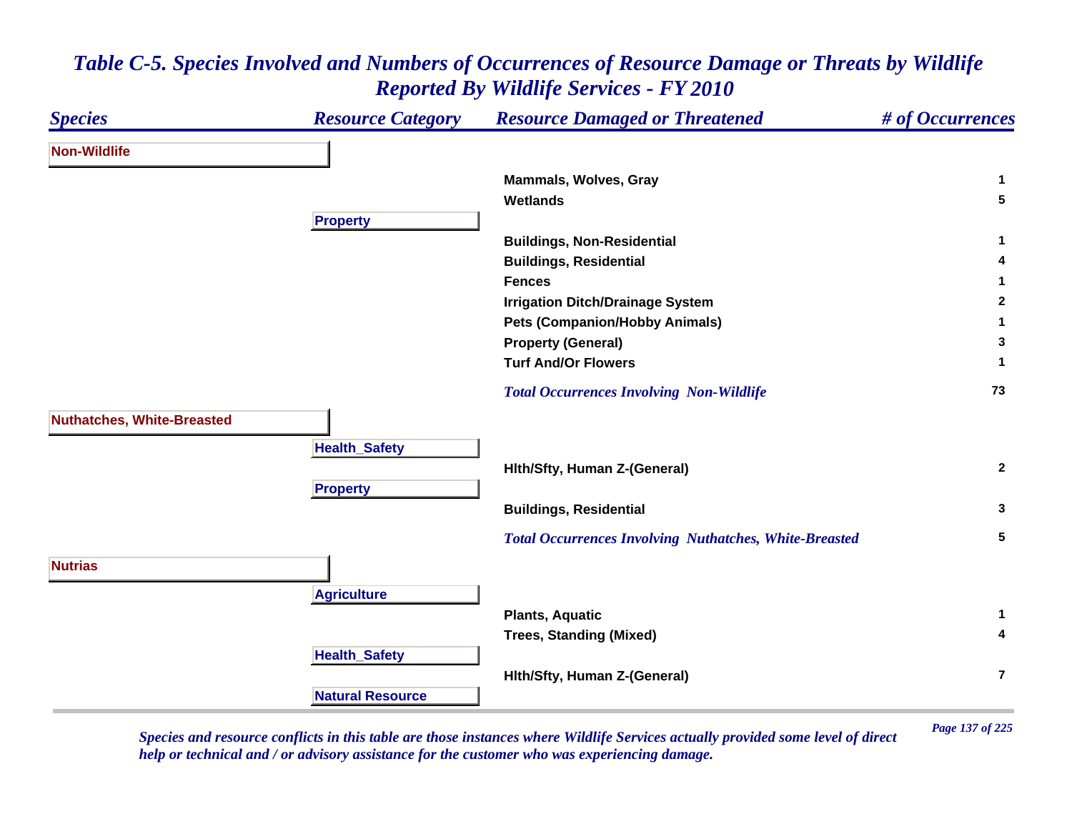# *Table C-5. Species Involved and Numbers of Occurrences of Resource Damage or Threats by Wildlife Reported By Wildlife Services - FY 2010*

| *Species* | *Resource Category* | *Resource Damaged or Threatened* | *# of Occurrences* |
|---|---|---|---|
| **Non-Wildlife** | | | |
| | | **Mammals, Wolves, Gray** | **1** |
| | | **Wetlands** | **5** |
| | **Property** | | |
| | | **Buildings, Non-Residential** | **1** |
| | | **Buildings, Residential** | **4** |
| | | **Fences** | **1** |
| | | **Irrigation Ditch/Drainage System** | **2** |
| | | **Pets (Companion/Hobby Animals)** | **1** |
| | | **Property (General)** | **3** |
| | | **Turf And/Or Flowers** | **1** |
| | | ***Total Occurrences Involving Non-Wildlife*** | **73** |
| **Nuthatches, White-Breasted** | | | |
| | **Health_Safety** | | |
| | | **Hlth/Sfty, Human Z-(General)** | **2** |
| | **Property** | | |
| | | **Buildings, Residential** | **3** |
| | | ***Total Occurrences Involving Nuthatches, White-Breasted*** | **5** |
| **Nutrias** | | | |
| | **Agriculture** | | |
| | | **Plants, Aquatic** | **1** |
| | | **Trees, Standing (Mixed)** | **4** |
| | **Health_Safety** | | |
| | | **Hlth/Sfty, Human Z-(General)** | **7** |
| | **Natural Resource** | | |

*Species and resource conflicts in this table are those instances where Wildlife Services actually provided some level of direct help or technical and / or advisory assistance for the customer who was experiencing damage.*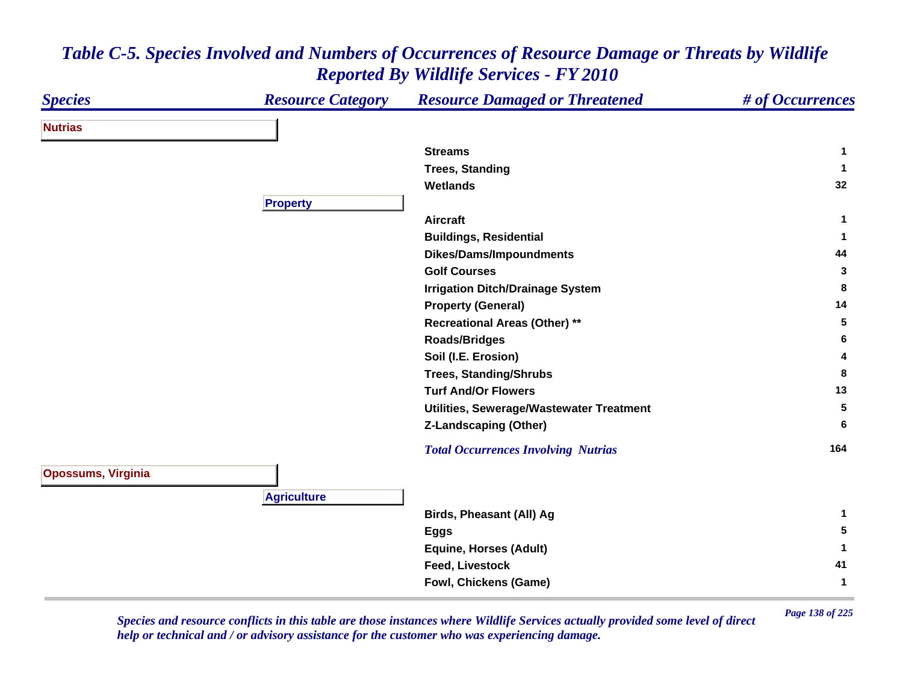# Table C-5. Species Involved and Numbers of Occurrences of Resource Damage or Threats by Wildlife Reported By Wildlife Services - FY 2010

| Species | Resource Category | Resource Damaged or Threatened | # of Occurrences |
|---|---|---|---|
| **Nutrias** | | | |
| | | Streams | 1 |
| | | Trees, Standing | 1 |
| | | Wetlands | 32 |
| | **Property** | | |
| | | Aircraft | 1 |
| | | Buildings, Residential | 1 |
| | | Dikes/Dams/Impoundments | 44 |
| | | Golf Courses | 3 |
| | | Irrigation Ditch/Drainage System | 8 |
| | | Property (General) | 14 |
| | | Recreational Areas (Other) ** | 5 |
| | | Roads/Bridges | 6 |
| | | Soil (I.E. Erosion) | 4 |
| | | Trees, Standing/Shrubs | 8 |
| | | Turf And/Or Flowers | 13 |
| | | Utilities, Sewerage/Wastewater Treatment | 5 |
| | | Z-Landscaping (Other) | 6 |
| | | *Total Occurrences Involving Nutrias* | 164 |
| **Opossums, Virginia** | | | |
| | **Agriculture** | | |
| | | Birds, Pheasant (All) Ag | 1 |
| | | Eggs | 5 |
| | | Equine, Horses (Adult) | 1 |
| | | Feed, Livestock | 41 |
| | | Fowl, Chickens (Game) | 1 |

*Species and resource conflicts in this table are those instances where Wildlife Services actually provided some level of direct help or technical and / or advisory assistance for the customer who was experiencing damage.*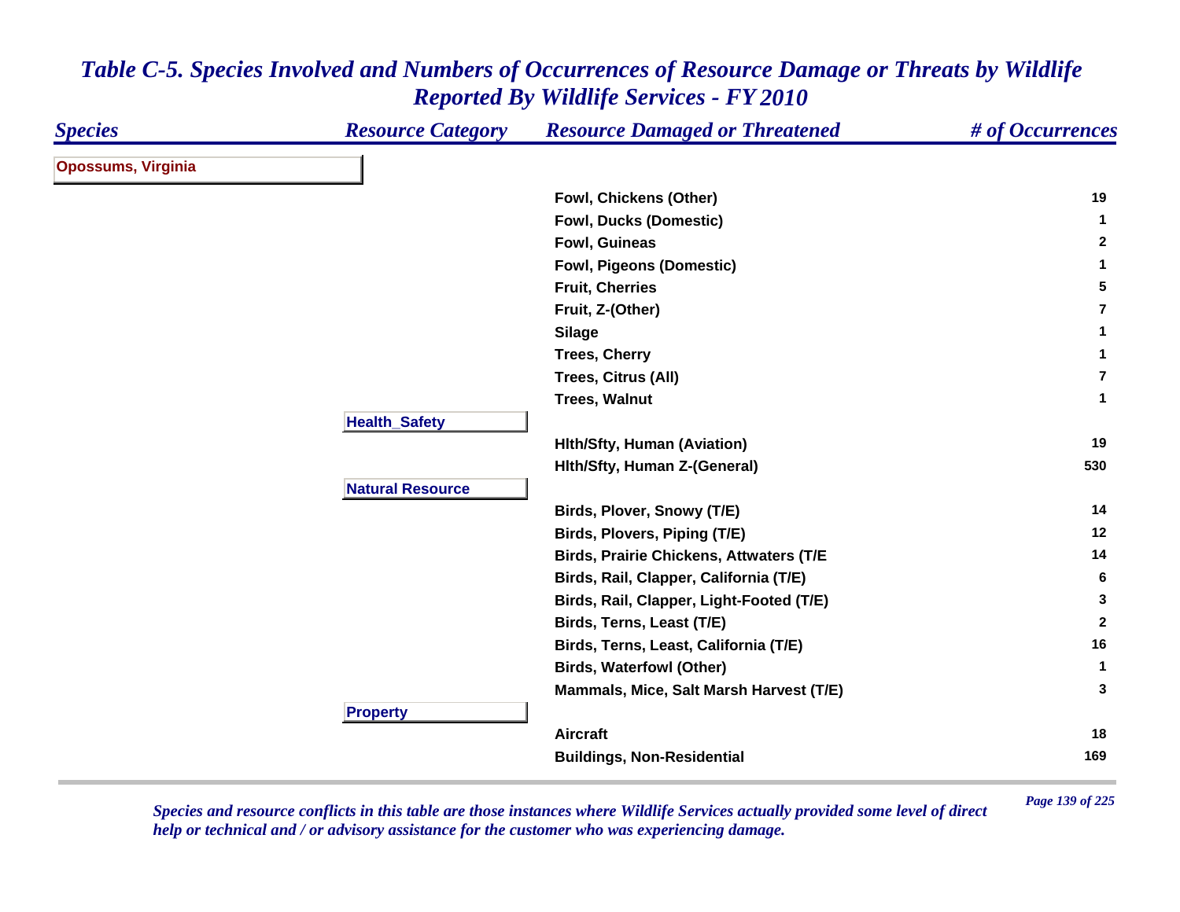# Table C-5. Species Involved and Numbers of Occurrences of Resource Damage or Threats by Wildlife Reported By Wildlife Services - FY 2010

| Species | Resource Category | Resource Damaged or Threatened | # of Occurrences |
|---|---|---|---|
| **Opossums, Virginia** | | | |
| | | Fowl, Chickens (Other) | 19 |
| | | Fowl, Ducks (Domestic) | 1 |
| | | Fowl, Guineas | 2 |
| | | Fowl, Pigeons (Domestic) | 1 |
| | | Fruit, Cherries | 5 |
| | | Fruit, Z-(Other) | 7 |
| | | Silage | 1 |
| | | Trees, Cherry | 1 |
| | | Trees, Citrus (All) | 7 |
| | | Trees, Walnut | 1 |
| | **Health_Safety** | | |
| | | Hlth/Sfty, Human (Aviation) | 19 |
| | | Hlth/Sfty, Human Z-(General) | 530 |
| | **Natural Resource** | | |
| | | Birds, Plover, Snowy (T/E) | 14 |
| | | Birds, Plovers, Piping (T/E) | 12 |
| | | Birds, Prairie Chickens, Attwaters (T/E | 14 |
| | | Birds, Rail, Clapper, California (T/E) | 6 |
| | | Birds, Rail, Clapper, Light-Footed (T/E) | 3 |
| | | Birds, Terns, Least (T/E) | 2 |
| | | Birds, Terns, Least, California (T/E) | 16 |
| | | Birds, Waterfowl (Other) | 1 |
| | | Mammals, Mice, Salt Marsh Harvest (T/E) | 3 |
| | **Property** | | |
| | | Aircraft | 18 |
| | | Buildings, Non-Residential | 169 |

*Species and resource conflicts in this table are those instances where Wildlife Services actually provided some level of direct help or technical and / or advisory assistance for the customer who was experiencing damage.*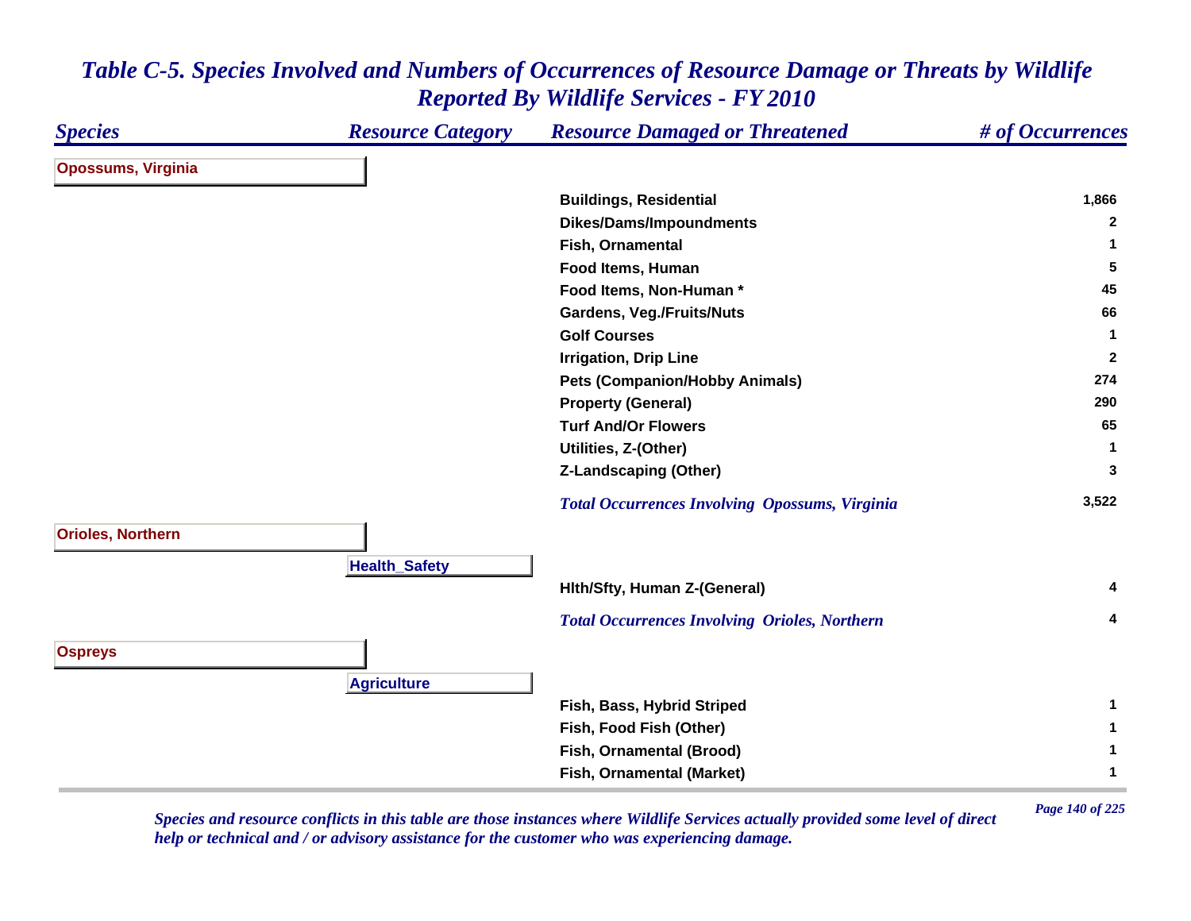# Table C-5. Species Involved and Numbers of Occurrences of Resource Damage or Threats by Wildlife Reported By Wildlife Services - FY 2010

| Species | Resource Category | Resource Damaged or Threatened | # of Occurrences |
|---|---|---|---|
| **Opossums, Virginia** | | | |
| | | Buildings, Residential | 1,866 |
| | | Dikes/Dams/Impoundments | 2 |
| | | Fish, Ornamental | 1 |
| | | Food Items, Human | 5 |
| | | Food Items, Non-Human * | 45 |
| | | Gardens, Veg./Fruits/Nuts | 66 |
| | | Golf Courses | 1 |
| | | Irrigation, Drip Line | 2 |
| | | Pets (Companion/Hobby Animals) | 274 |
| | | Property (General) | 290 |
| | | Turf And/Or Flowers | 65 |
| | | Utilities, Z-(Other) | 1 |
| | | Z-Landscaping (Other) | 3 |
| | | *Total Occurrences Involving Opossums, Virginia* | 3,522 |
| **Orioles, Northern** | | | |
| | **Health_Safety** | | |
| | | Hlth/Sfty, Human Z-(General) | 4 |
| | | *Total Occurrences Involving Orioles, Northern* | 4 |
| **Ospreys** | | | |
| | **Agriculture** | | |
| | | Fish, Bass, Hybrid Striped | 1 |
| | | Fish, Food Fish (Other) | 1 |
| | | Fish, Ornamental (Brood) | 1 |
| | | Fish, Ornamental (Market) | 1 |

*Species and resource conflicts in this table are those instances where Wildlife Services actually provided some level of direct help or technical and / or advisory assistance for the customer who was experiencing damage.*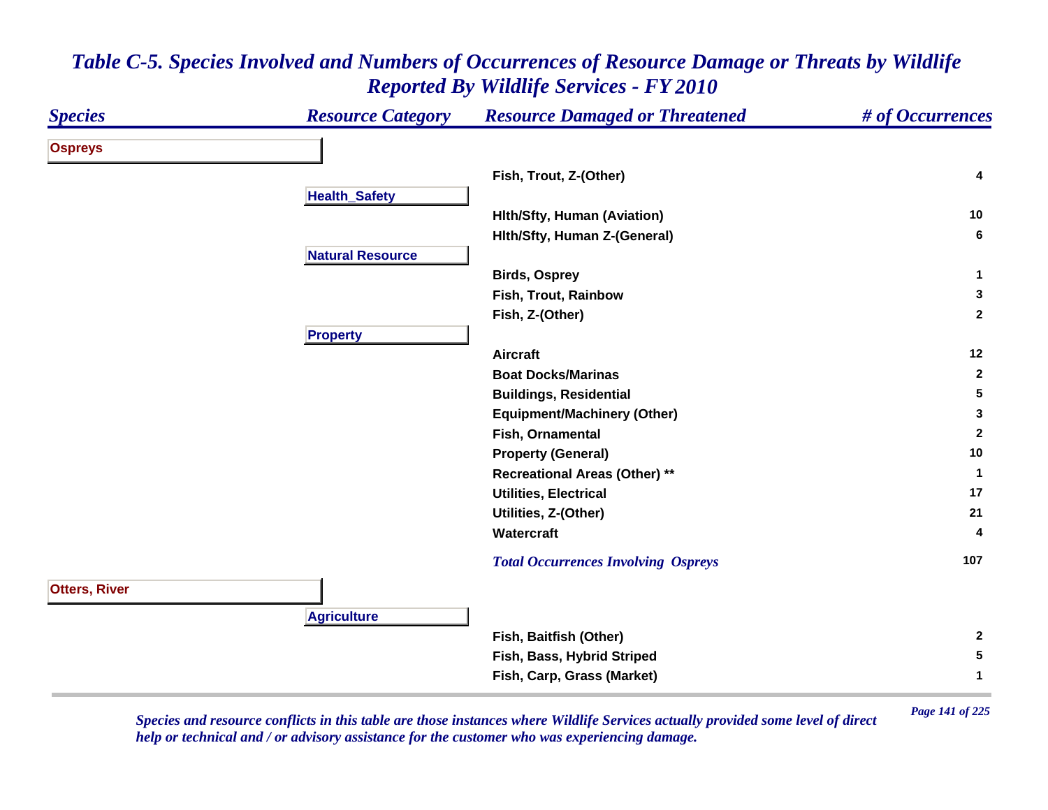# *Table C-5. Species Involved and Numbers of Occurrences of Resource Damage or Threats by Wildlife Reported By Wildlife Services - FY 2010*

| *Species* | *Resource Category* | *Resource Damaged or Threatened* | *# of Occurrences* |
|---|---|---|---|
| **Ospreys** | | | |
| | | Fish, Trout, Z-(Other) | 4 |
| | **Health_Safety** | | |
| | | Hlth/Sfty, Human (Aviation) | 10 |
| | | Hlth/Sfty, Human Z-(General) | 6 |
| | **Natural Resource** | | |
| | | Birds, Osprey | 1 |
| | | Fish, Trout, Rainbow | 3 |
| | | Fish, Z-(Other) | 2 |
| | **Property** | | |
| | | Aircraft | 12 |
| | | Boat Docks/Marinas | 2 |
| | | Buildings, Residential | 5 |
| | | Equipment/Machinery (Other) | 3 |
| | | Fish, Ornamental | 2 |
| | | Property (General) | 10 |
| | | Recreational Areas (Other) ** | 1 |
| | | Utilities, Electrical | 17 |
| | | Utilities, Z-(Other) | 21 |
| | | Watercraft | 4 |
| | | *Total Occurrences Involving Ospreys* | 107 |
| **Otters, River** | | | |
| | **Agriculture** | | |
| | | Fish, Baitfish (Other) | 2 |
| | | Fish, Bass, Hybrid Striped | 5 |
| | | Fish, Carp, Grass (Market) | 1 |

*Species and resource conflicts in this table are those instances where Wildlife Services actually provided some level of direct help or technical and / or advisory assistance for the customer who was experiencing damage.*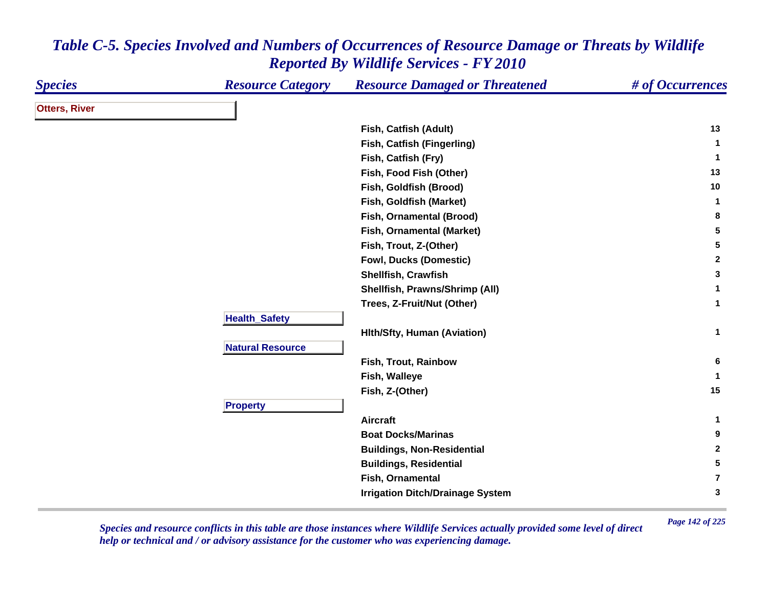# *Table C-5. Species Involved and Numbers of Occurrences of Resource Damage or Threats by Wildlife Reported By Wildlife Services - FY 2010*

| *Species* | *Resource Category* | *Resource Damaged or Threatened* | *# of Occurrences* |
|---|---|---|---|
| **Otters, River** | | | |
| | | **Fish, Catfish (Adult)** | **13** |
| | | **Fish, Catfish (Fingerling)** | **1** |
| | | **Fish, Catfish (Fry)** | **1** |
| | | **Fish, Food Fish (Other)** | **13** |
| | | **Fish, Goldfish (Brood)** | **10** |
| | | **Fish, Goldfish (Market)** | **1** |
| | | **Fish, Ornamental (Brood)** | **8** |
| | | **Fish, Ornamental (Market)** | **5** |
| | | **Fish, Trout, Z-(Other)** | **5** |
| | | **Fowl, Ducks (Domestic)** | **2** |
| | | **Shellfish, Crawfish** | **3** |
| | | **Shellfish, Prawns/Shrimp (All)** | **1** |
| | | **Trees, Z-Fruit/Nut (Other)** | **1** |
| | **Health_Safety** | | |
| | | **Hlth/Sfty, Human (Aviation)** | **1** |
| | **Natural Resource** | | |
| | | **Fish, Trout, Rainbow** | **6** |
| | | **Fish, Walleye** | **1** |
| | | **Fish, Z-(Other)** | **15** |
| | **Property** | | |
| | | **Aircraft** | **1** |
| | | **Boat Docks/Marinas** | **9** |
| | | **Buildings, Non-Residential** | **2** |
| | | **Buildings, Residential** | **5** |
| | | **Fish, Ornamental** | **7** |
| | | **Irrigation Ditch/Drainage System** | **3** |

*Species and resource conflicts in this table are those instances where Wildlife Services actually provided some level of direct help or technical and / or advisory assistance for the customer who was experiencing damage.*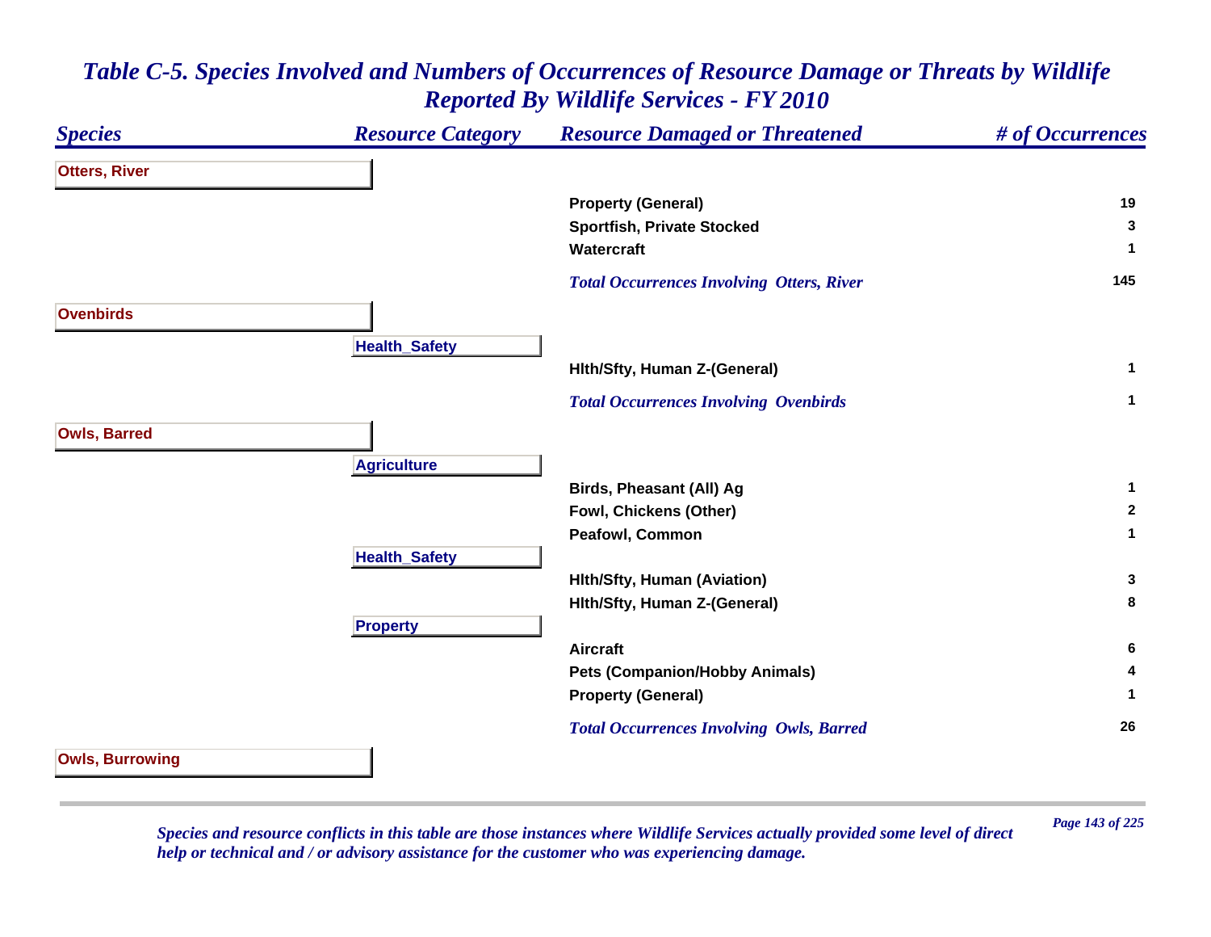# Table C-5. Species Involved and Numbers of Occurrences of Resource Damage or Threats by Wildlife Reported By Wildlife Services - FY 2010

| Species | Resource Category | Resource Damaged or Threatened | # of Occurrences |
|---|---|---|---|
| **Otters, River** | | | |
| | | Property (General) | 19 |
| | | Sportfish, Private Stocked | 3 |
| | | Watercraft | 1 |
| | | *Total Occurrences Involving Otters, River* | 145 |
| **Ovenbirds** | | | |
| | Health_Safety | | |
| | | Hlth/Sfty, Human Z-(General) | 1 |
| | | *Total Occurrences Involving Ovenbirds* | 1 |
| **Owls, Barred** | | | |
| | Agriculture | | |
| | | Birds, Pheasant (All) Ag | 1 |
| | | Fowl, Chickens (Other) | 2 |
| | | Peafowl, Common | 1 |
| | Health_Safety | | |
| | | Hlth/Sfty, Human (Aviation) | 3 |
| | | Hlth/Sfty, Human Z-(General) | 8 |
| | Property | | |
| | | Aircraft | 6 |
| | | Pets (Companion/Hobby Animals) | 4 |
| | | Property (General) | 1 |
| | | *Total Occurrences Involving Owls, Barred* | 26 |
| **Owls, Burrowing** | | | |

*Species and resource conflicts in this table are those instances where Wildlife Services actually provided some level of direct help or technical and / or advisory assistance for the customer who was experiencing damage.*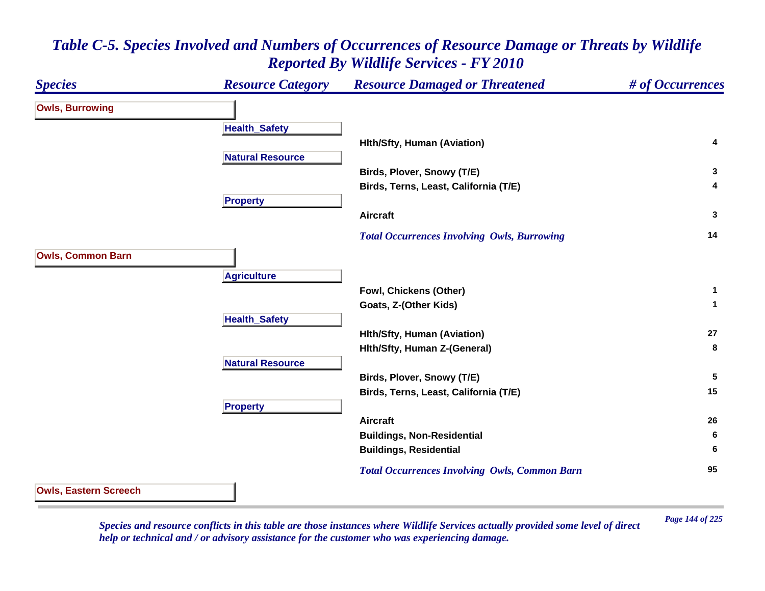# Table C-5. Species Involved and Numbers of Occurrences of Resource Damage or Threats by Wildlife Reported By Wildlife Services - FY 2010

| Species | Resource Category | Resource Damaged or Threatened | # of Occurrences |
|---|---|---|---|
| **Owls, Burrowing** | | | |
| | **Health_Safety** | | |
| | | Hlth/Sfty, Human (Aviation) | 4 |
| | **Natural Resource** | | |
| | | Birds, Plover, Snowy (T/E) | 3 |
| | | Birds, Terns, Least, California (T/E) | 4 |
| | **Property** | | |
| | | Aircraft | 3 |
| | | *Total Occurrences Involving Owls, Burrowing* | 14 |
| **Owls, Common Barn** | | | |
| | **Agriculture** | | |
| | | Fowl, Chickens (Other) | 1 |
| | | Goats, Z-(Other Kids) | 1 |
| | **Health_Safety** | | |
| | | Hlth/Sfty, Human (Aviation) | 27 |
| | | Hlth/Sfty, Human Z-(General) | 8 |
| | **Natural Resource** | | |
| | | Birds, Plover, Snowy (T/E) | 5 |
| | | Birds, Terns, Least, California (T/E) | 15 |
| | **Property** | | |
| | | Aircraft | 26 |
| | | Buildings, Non-Residential | 6 |
| | | Buildings, Residential | 6 |
| | | *Total Occurrences Involving Owls, Common Barn* | 95 |
| **Owls, Eastern Screech** | | | |

*Species and resource conflicts in this table are those instances where Wildlife Services actually provided some level of direct help or technical and / or advisory assistance for the customer who was experiencing damage.*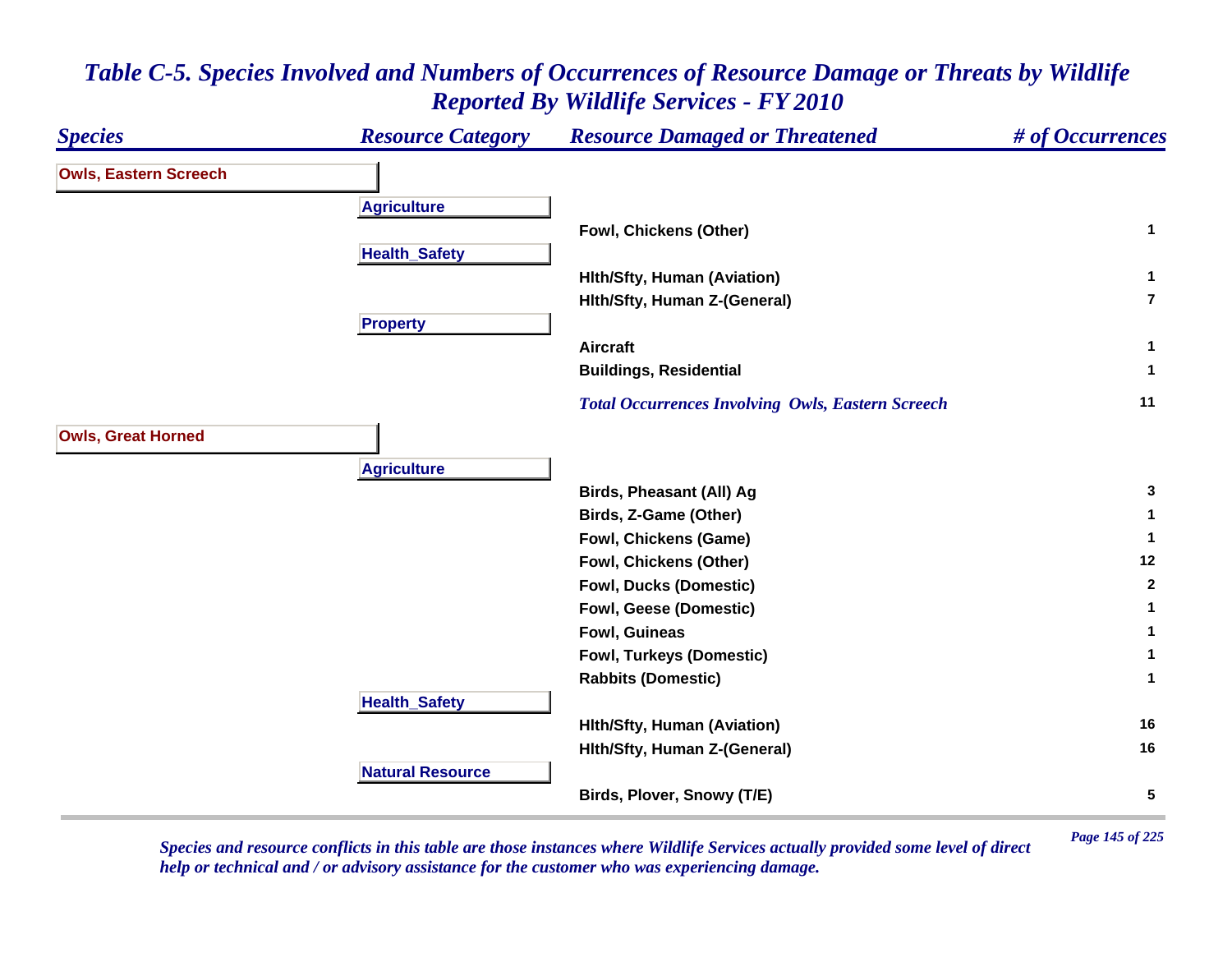# *Table C-5. Species Involved and Numbers of Occurrences of Resource Damage or Threats by Wildlife Reported By Wildlife Services - FY 2010*

| Species | Resource Category | Resource Damaged or Threatened | # of Occurrences |
|---|---|---|---|
| **Owls, Eastern Screech** | | | |
| | **Agriculture** | | |
| | | Fowl, Chickens (Other) | 1 |
| | **Health_Safety** | | |
| | | Hlth/Sfty, Human (Aviation) | 1 |
| | | Hlth/Sfty, Human Z-(General) | 7 |
| | **Property** | | |
| | | Aircraft | 1 |
| | | Buildings, Residential | 1 |
| | | *Total Occurrences Involving Owls, Eastern Screech* | 11 |
| **Owls, Great Horned** | | | |
| | **Agriculture** | | |
| | | Birds, Pheasant (All) Ag | 3 |
| | | Birds, Z-Game (Other) | 1 |
| | | Fowl, Chickens (Game) | 1 |
| | | Fowl, Chickens (Other) | 12 |
| | | Fowl, Ducks (Domestic) | 2 |
| | | Fowl, Geese (Domestic) | 1 |
| | | Fowl, Guineas | 1 |
| | | Fowl, Turkeys (Domestic) | 1 |
| | | Rabbits (Domestic) | 1 |
| | **Health_Safety** | | |
| | | Hlth/Sfty, Human (Aviation) | 16 |
| | | Hlth/Sfty, Human Z-(General) | 16 |
| | **Natural Resource** | | |
| | | Birds, Plover, Snowy (T/E) | 5 |

*Species and resource conflicts in this table are those instances where Wildlife Services actually provided some level of direct help or technical and / or advisory assistance for the customer who was experiencing damage.*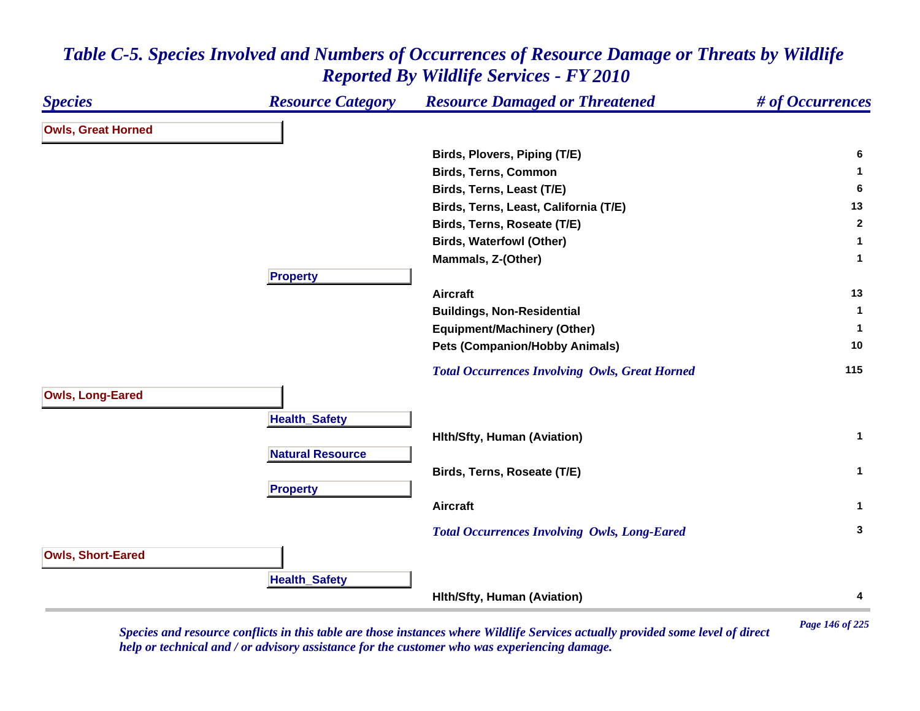# *Table C-5. Species Involved and Numbers of Occurrences of Resource Damage or Threats by Wildlife Reported By Wildlife Services - FY 2010*

| *Species* | *Resource Category* | *Resource Damaged or Threatened* | *# of Occurrences* |
|---|---|---|---|
| **Owls, Great Horned** | | | |
| | | Birds, Plovers, Piping (T/E) | 6 |
| | | Birds, Terns, Common | 1 |
| | | Birds, Terns, Least (T/E) | 6 |
| | | Birds, Terns, Least, California (T/E) | 13 |
| | | Birds, Terns, Roseate (T/E) | 2 |
| | | Birds, Waterfowl (Other) | 1 |
| | | Mammals, Z-(Other) | 1 |
| | **Property** | | |
| | | Aircraft | 13 |
| | | Buildings, Non-Residential | 1 |
| | | Equipment/Machinery (Other) | 1 |
| | | Pets (Companion/Hobby Animals) | 10 |
| | | *Total Occurrences Involving Owls, Great Horned* | 115 |
| **Owls, Long-Eared** | | | |
| | **Health_Safety** | | |
| | | Hlth/Sfty, Human (Aviation) | 1 |
| | **Natural Resource** | | |
| | | Birds, Terns, Roseate (T/E) | 1 |
| | **Property** | | |
| | | Aircraft | 1 |
| | | *Total Occurrences Involving Owls, Long-Eared* | 3 |
| **Owls, Short-Eared** | | | |
| | **Health_Safety** | | |
| | | Hlth/Sfty, Human (Aviation) | 4 |

*Species and resource conflicts in this table are those instances where Wildlife Services actually provided some level of direct help or technical and / or advisory assistance for the customer who was experiencing damage.*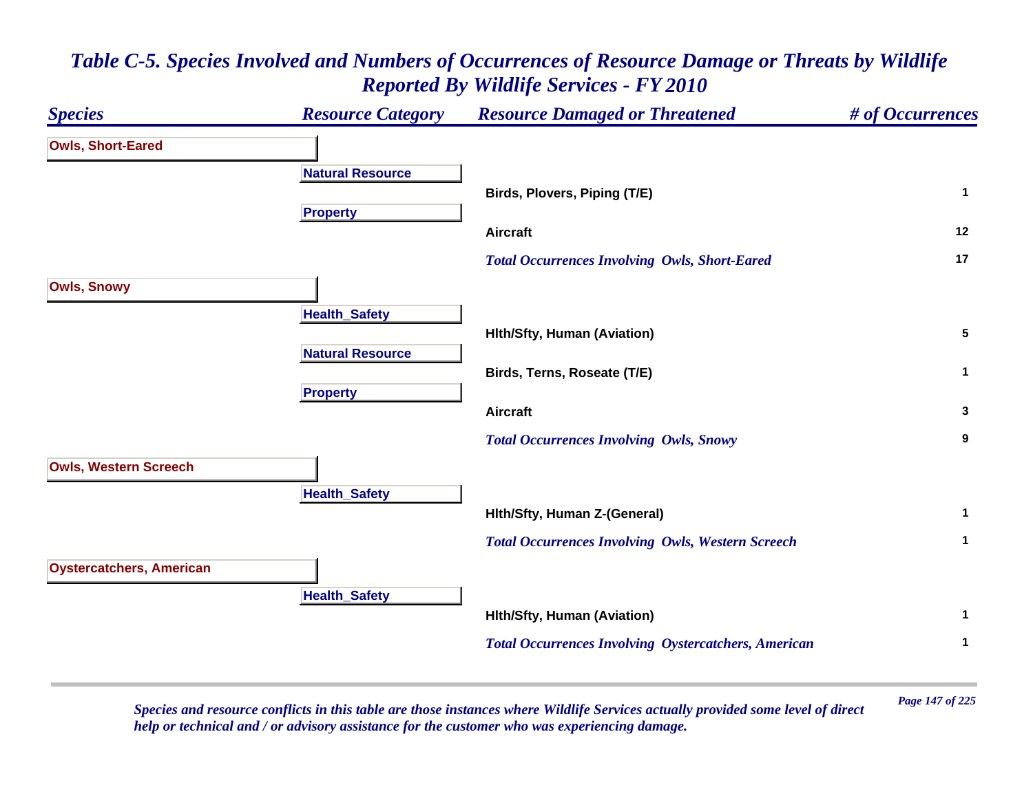# *Table C-5. Species Involved and Numbers of Occurrences of Resource Damage or Threats by Wildlife Reported By Wildlife Services - FY 2010*

| *Species* | *Resource Category* | *Resource Damaged or Threatened* | *# of Occurrences* |
|---|---|---|---|
| **Owls, Short-Eared** | | | |
| | **Natural Resource** | | |
| | | **Birds, Plovers, Piping (T/E)** | **1** |
| | **Property** | | |
| | | **Aircraft** | **12** |
| | | ***Total Occurrences Involving Owls, Short-Eared*** | **17** |
| **Owls, Snowy** | | | |
| | **Health_Safety** | | |
| | | **Hlth/Sfty, Human (Aviation)** | **5** |
| | **Natural Resource** | | |
| | | **Birds, Terns, Roseate (T/E)** | **1** |
| | **Property** | | |
| | | **Aircraft** | **3** |
| | | ***Total Occurrences Involving Owls, Snowy*** | **9** |
| **Owls, Western Screech** | | | |
| | **Health_Safety** | | |
| | | **Hlth/Sfty, Human Z-(General)** | **1** |
| | | ***Total Occurrences Involving Owls, Western Screech*** | **1** |
| **Oystercatchers, American** | | | |
| | **Health_Safety** | | |
| | | **Hlth/Sfty, Human (Aviation)** | **1** |
| | | ***Total Occurrences Involving Oystercatchers, American*** | **1** |

*Species and resource conflicts in this table are those instances where Wildlife Services actually provided some level of direct help or technical and / or advisory assistance for the customer who was experiencing damage.*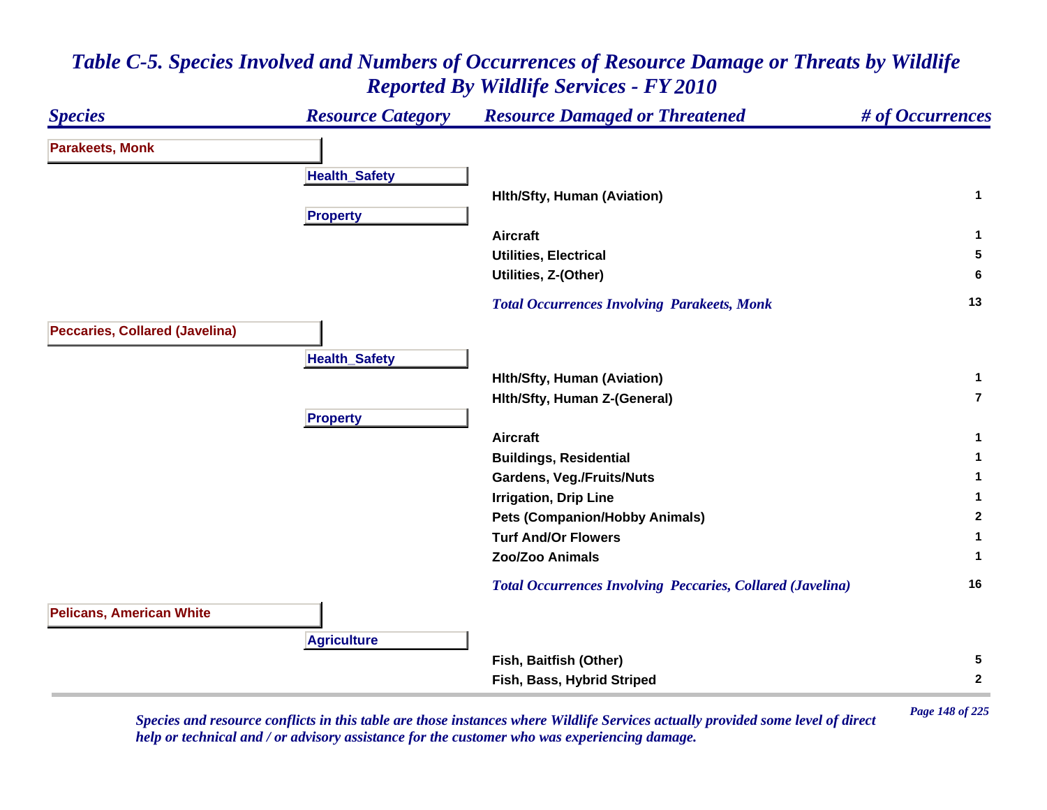# Table C-5. Species Involved and Numbers of Occurrences of Resource Damage or Threats by Wildlife Reported By Wildlife Services - FY 2010

| Species | Resource Category | Resource Damaged or Threatened | # of Occurrences |
|---|---|---|---|
| **Parakeets, Monk** | | | |
| | **Health_Safety** | | |
| | | Hlth/Sfty, Human (Aviation) | 1 |
| | **Property** | | |
| | | Aircraft | 1 |
| | | Utilities, Electrical | 5 |
| | | Utilities, Z-(Other) | 6 |
| | | *Total Occurrences Involving Parakeets, Monk* | 13 |
| **Peccaries, Collared (Javelina)** | | | |
| | **Health_Safety** | | |
| | | Hlth/Sfty, Human (Aviation) | 1 |
| | | Hlth/Sfty, Human Z-(General) | 7 |
| | **Property** | | |
| | | Aircraft | 1 |
| | | Buildings, Residential | 1 |
| | | Gardens, Veg./Fruits/Nuts | 1 |
| | | Irrigation, Drip Line | 1 |
| | | Pets (Companion/Hobby Animals) | 2 |
| | | Turf And/Or Flowers | 1 |
| | | Zoo/Zoo Animals | 1 |
| | | *Total Occurrences Involving Peccaries, Collared (Javelina)* | 16 |
| **Pelicans, American White** | | | |
| | **Agriculture** | | |
| | | Fish, Baitfish (Other) | 5 |
| | | Fish, Bass, Hybrid Striped | 2 |

*Species and resource conflicts in this table are those instances where Wildlife Services actually provided some level of direct help or technical and / or advisory assistance for the customer who was experiencing damage.*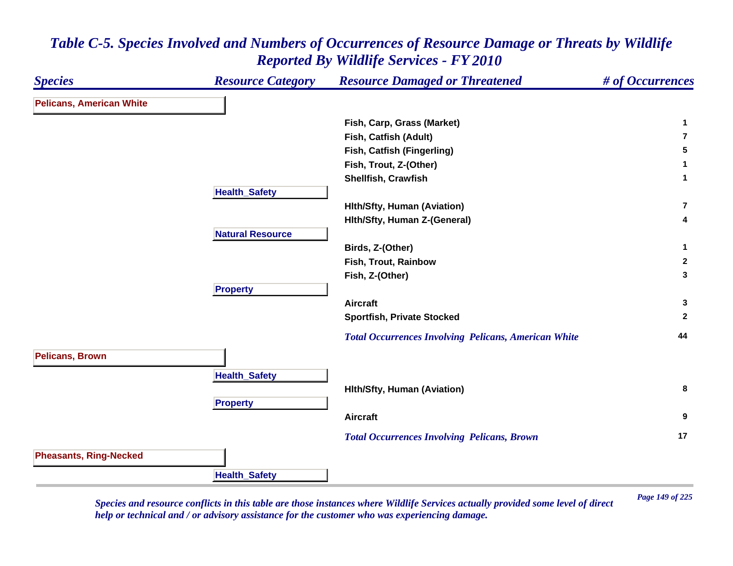# Table C-5. Species Involved and Numbers of Occurrences of Resource Damage or Threats by Wildlife Reported By Wildlife Services - FY 2010

| Species | Resource Category | Resource Damaged or Threatened | # of Occurrences |
|---|---|---|---|
| **Pelicans, American White** | | | |
| | | Fish, Carp, Grass (Market) | 1 |
| | | Fish, Catfish (Adult) | 7 |
| | | Fish, Catfish (Fingerling) | 5 |
| | | Fish, Trout, Z-(Other) | 1 |
| | | Shellfish, Crawfish | 1 |
| | **Health_Safety** | | |
| | | Hlth/Sfty, Human (Aviation) | 7 |
| | | Hlth/Sfty, Human Z-(General) | 4 |
| | **Natural Resource** | | |
| | | Birds, Z-(Other) | 1 |
| | | Fish, Trout, Rainbow | 2 |
| | | Fish, Z-(Other) | 3 |
| | **Property** | | |
| | | Aircraft | 3 |
| | | Sportfish, Private Stocked | 2 |
| | | *Total Occurrences Involving Pelicans, American White* | 44 |
| **Pelicans, Brown** | | | |
| | **Health_Safety** | | |
| | | Hlth/Sfty, Human (Aviation) | 8 |
| | **Property** | | |
| | | Aircraft | 9 |
| | | *Total Occurrences Involving Pelicans, Brown* | 17 |
| **Pheasants, Ring-Necked** | | | |
| | **Health_Safety** | | |

*Species and resource conflicts in this table are those instances where Wildlife Services actually provided some level of direct help or technical and / or advisory assistance for the customer who was experiencing damage.*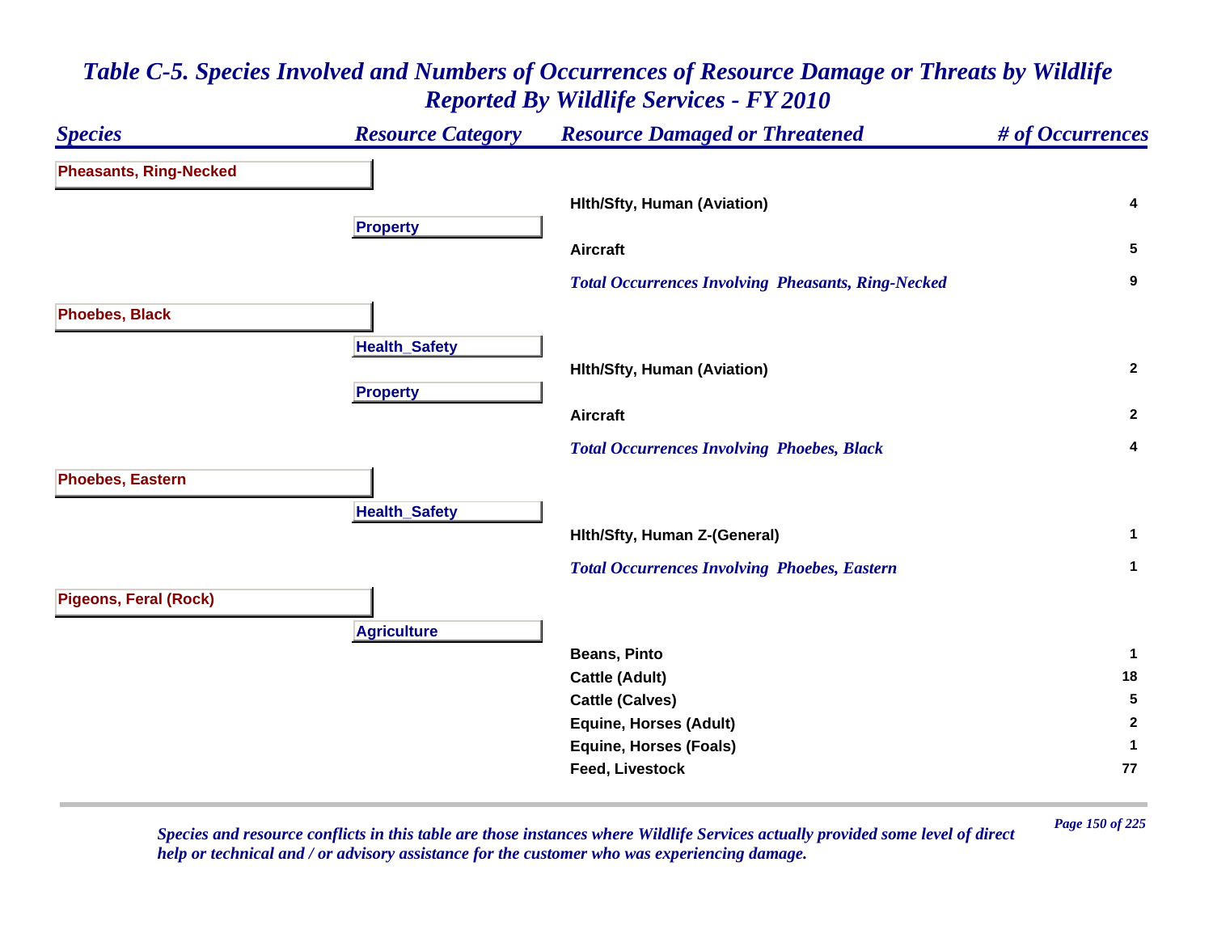# *Table C-5. Species Involved and Numbers of Occurrences of Resource Damage or Threats by Wildlife Reported By Wildlife Services - FY 2010*

| Species | Resource Category | Resource Damaged or Threatened | # of Occurrences |
|---|---|---|---|
| **Pheasants, Ring-Necked** | | | |
| | | Hlth/Sfty, Human (Aviation) | 4 |
| | Property | | |
| | | Aircraft | 5 |
| | | *Total Occurrences Involving Pheasants, Ring-Necked* | 9 |
| **Phoebes, Black** | | | |
| | Health_Safety | | |
| | | Hlth/Sfty, Human (Aviation) | 2 |
| | Property | | |
| | | Aircraft | 2 |
| | | *Total Occurrences Involving Phoebes, Black* | 4 |
| **Phoebes, Eastern** | | | |
| | Health_Safety | | |
| | | Hlth/Sfty, Human Z-(General) | 1 |
| | | *Total Occurrences Involving Phoebes, Eastern* | 1 |
| **Pigeons, Feral (Rock)** | | | |
| | Agriculture | | |
| | | Beans, Pinto | 1 |
| | | Cattle (Adult) | 18 |
| | | Cattle (Calves) | 5 |
| | | Equine, Horses (Adult) | 2 |
| | | Equine, Horses (Foals) | 1 |
| | | Feed, Livestock | 77 |

*Species and resource conflicts in this table are those instances where Wildlife Services actually provided some level of direct help or technical and / or advisory assistance for the customer who was experiencing damage.*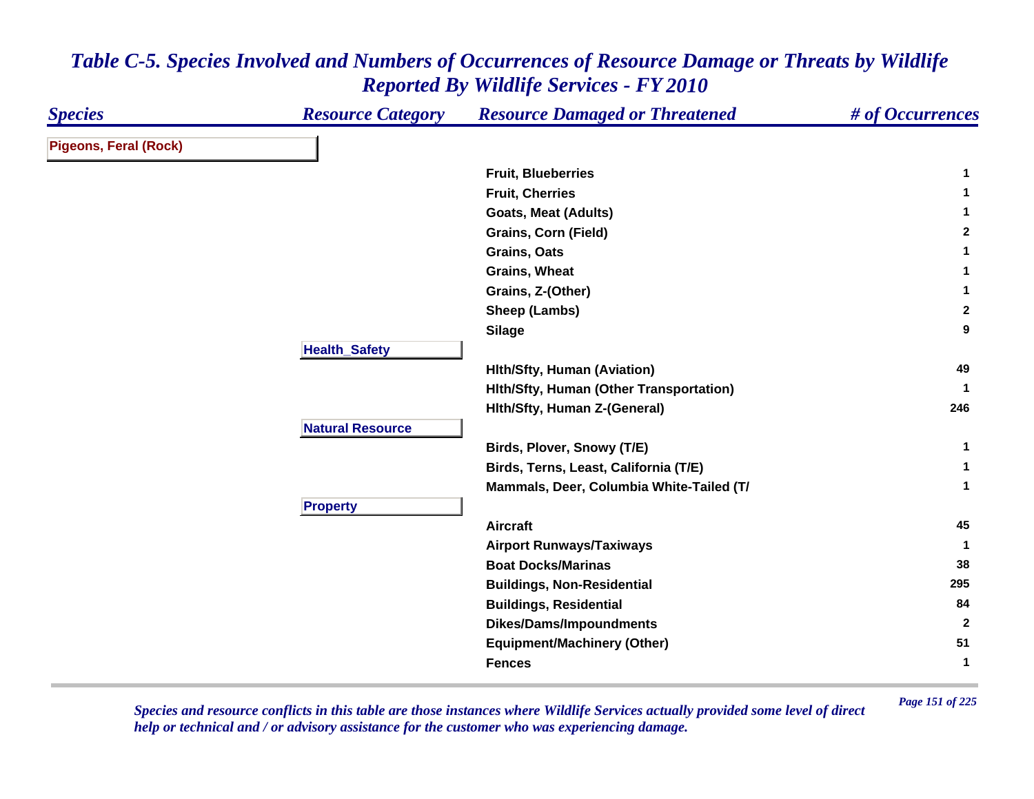# *Table C-5. Species Involved and Numbers of Occurrences of Resource Damage or Threats by Wildlife Reported By Wildlife Services - FY 2010*

| Species | Resource Category | Resource Damaged or Threatened | # of Occurrences |
|---|---|---|---|
| **Pigeons, Feral (Rock)** | | | |
| | | Fruit, Blueberries | 1 |
| | | Fruit, Cherries | 1 |
| | | Goats, Meat (Adults) | 1 |
| | | Grains, Corn (Field) | 2 |
| | | Grains, Oats | 1 |
| | | Grains, Wheat | 1 |
| | | Grains, Z-(Other) | 1 |
| | | Sheep (Lambs) | 2 |
| | | Silage | 9 |
| | **Health_Safety** | | |
| | | Hlth/Sfty, Human (Aviation) | 49 |
| | | Hlth/Sfty, Human (Other Transportation) | 1 |
| | | Hlth/Sfty, Human Z-(General) | 246 |
| | **Natural Resource** | | |
| | | Birds, Plover, Snowy (T/E) | 1 |
| | | Birds, Terns, Least, California (T/E) | 1 |
| | | Mammals, Deer, Columbia White-Tailed (T/ | 1 |
| | **Property** | | |
| | | Aircraft | 45 |
| | | Airport Runways/Taxiways | 1 |
| | | Boat Docks/Marinas | 38 |
| | | Buildings, Non-Residential | 295 |
| | | Buildings, Residential | 84 |
| | | Dikes/Dams/Impoundments | 2 |
| | | Equipment/Machinery (Other) | 51 |
| | | Fences | 1 |

*Species and resource conflicts in this table are those instances where Wildlife Services actually provided some level of direct help or technical and / or advisory assistance for the customer who was experiencing damage.*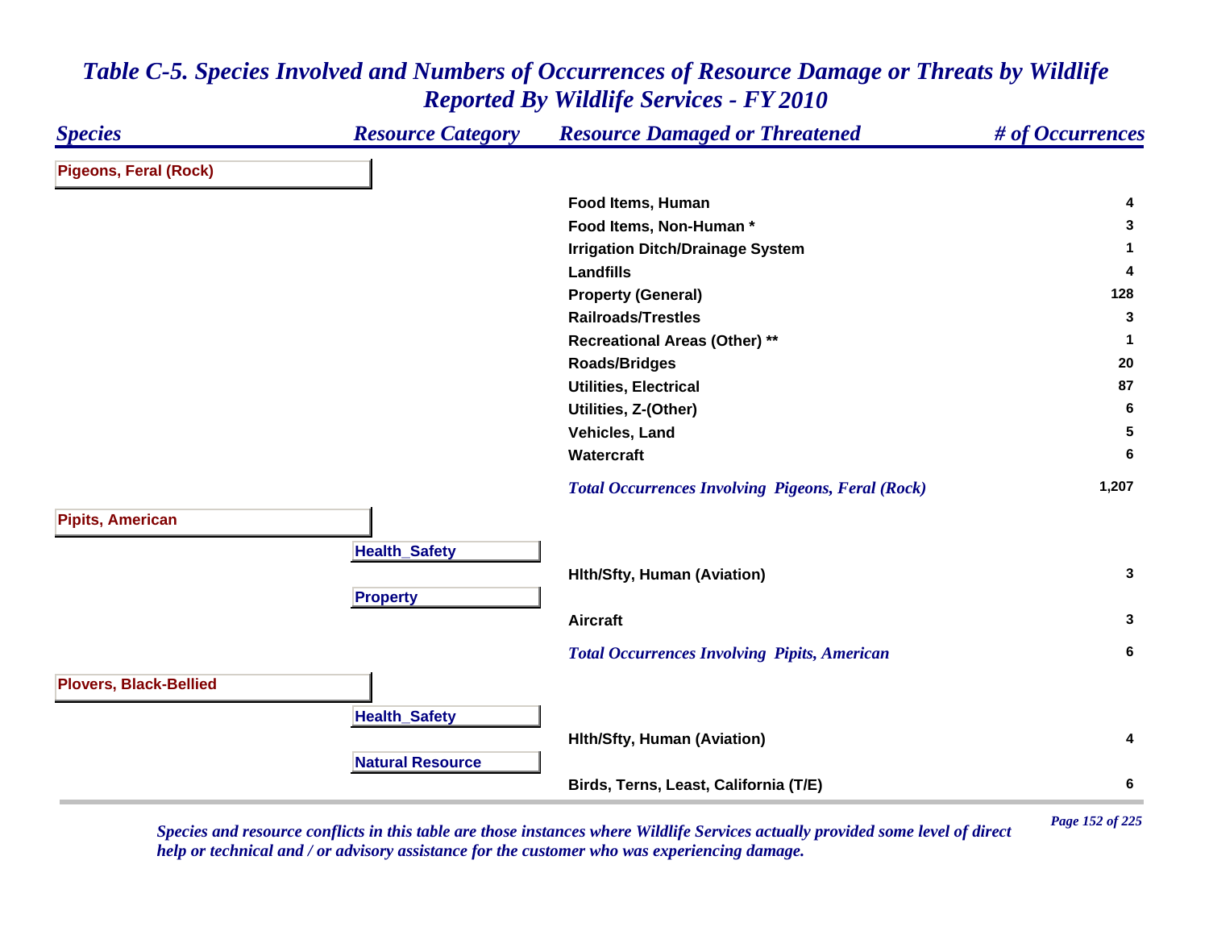# Table C-5. Species Involved and Numbers of Occurrences of Resource Damage or Threats by Wildlife Reported By Wildlife Services - FY 2010

| Species | Resource Category | Resource Damaged or Threatened | # of Occurrences |
|---|---|---|---|
| **Pigeons, Feral (Rock)** | | | |
| | | Food Items, Human | 4 |
| | | Food Items, Non-Human * | 3 |
| | | Irrigation Ditch/Drainage System | 1 |
| | | Landfills | 4 |
| | | Property (General) | 128 |
| | | Railroads/Trestles | 3 |
| | | Recreational Areas (Other) ** | 1 |
| | | Roads/Bridges | 20 |
| | | Utilities, Electrical | 87 |
| | | Utilities, Z-(Other) | 6 |
| | | Vehicles, Land | 5 |
| | | Watercraft | 6 |
| | | *Total Occurrences Involving Pigeons, Feral (Rock)* | 1,207 |
| **Pipits, American** | | | |
| | Health_Safety | | |
| | | Hlth/Sfty, Human (Aviation) | 3 |
| | Property | | |
| | | Aircraft | 3 |
| | | *Total Occurrences Involving Pipits, American* | 6 |
| **Plovers, Black-Bellied** | | | |
| | Health_Safety | | |
| | | Hlth/Sfty, Human (Aviation) | 4 |
| | Natural Resource | | |
| | | Birds, Terns, Least, California (T/E) | 6 |

*Species and resource conflicts in this table are those instances where Wildlife Services actually provided some level of direct help or technical and / or advisory assistance for the customer who was experiencing damage.*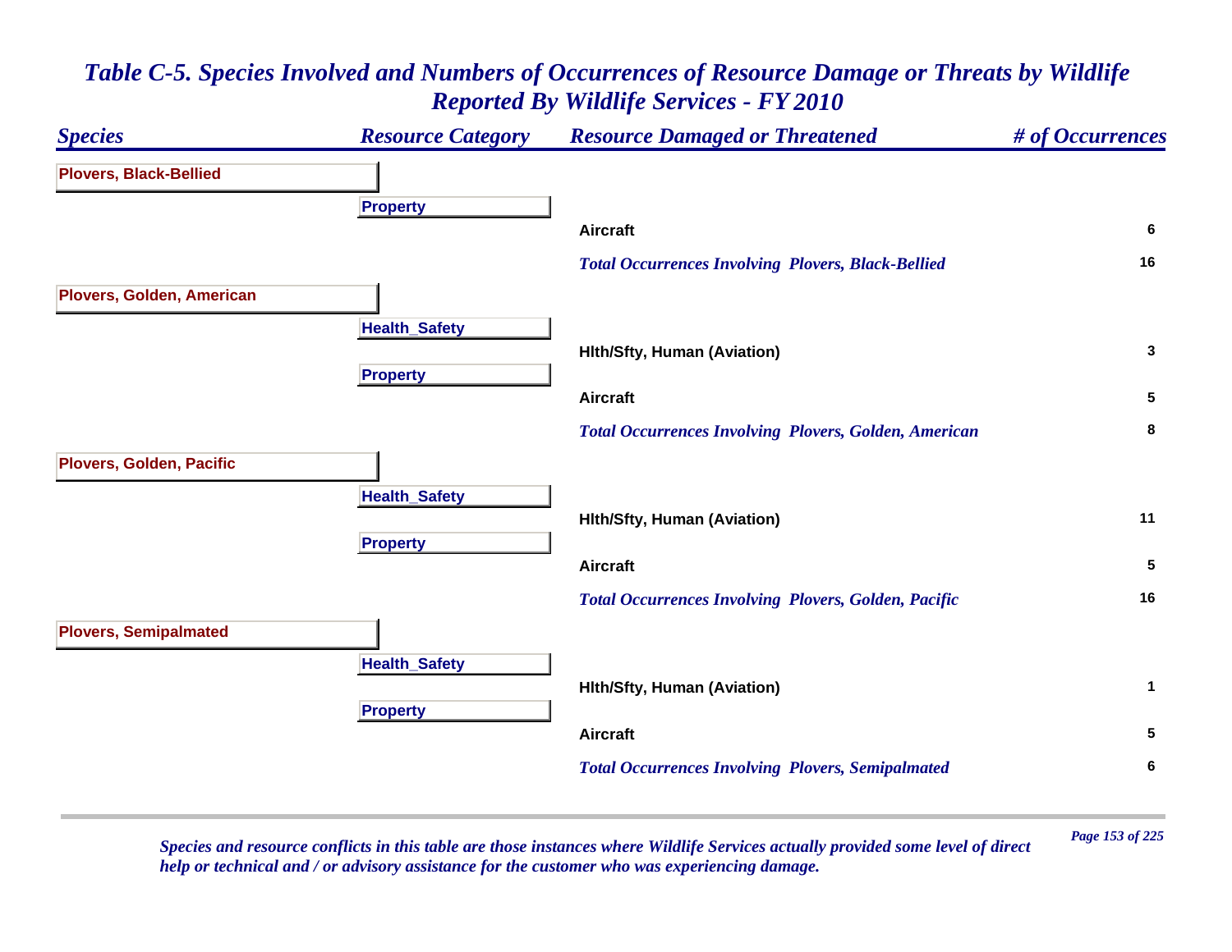# *Table C-5. Species Involved and Numbers of Occurrences of Resource Damage or Threats by Wildlife Reported By Wildlife Services - FY 2010*

| *Species* | *Resource Category* | *Resource Damaged or Threatened* | *# of Occurrences* |
|---|---|---|---|
| **Plovers, Black-Bellied** | | | |
| | **Property** | | |
| | | **Aircraft** | **6** |
| | | ***Total Occurrences Involving Plovers, Black-Bellied*** | **16** |
| **Plovers, Golden, American** | | | |
| | **Health_Safety** | | |
| | | **Hlth/Sfty, Human (Aviation)** | **3** |
| | **Property** | | |
| | | **Aircraft** | **5** |
| | | ***Total Occurrences Involving Plovers, Golden, American*** | **8** |
| **Plovers, Golden, Pacific** | | | |
| | **Health_Safety** | | |
| | | **Hlth/Sfty, Human (Aviation)** | **11** |
| | **Property** | | |
| | | **Aircraft** | **5** |
| | | ***Total Occurrences Involving Plovers, Golden, Pacific*** | **16** |
| **Plovers, Semipalmated** | | | |
| | **Health_Safety** | | |
| | | **Hlth/Sfty, Human (Aviation)** | **1** |
| | **Property** | | |
| | | **Aircraft** | **5** |
| | | ***Total Occurrences Involving Plovers, Semipalmated*** | **6** |

*Species and resource conflicts in this table are those instances where Wildlife Services actually provided some level of direct help or technical and / or advisory assistance for the customer who was experiencing damage.*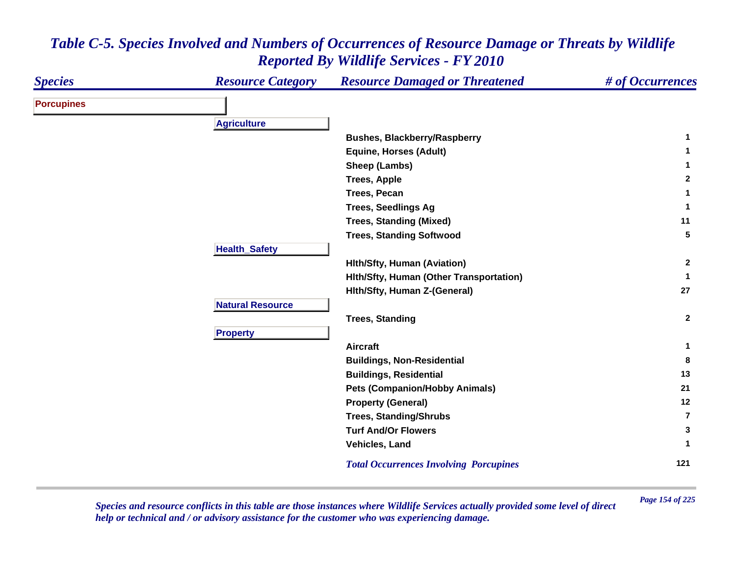# *Table C-5. Species Involved and Numbers of Occurrences of Resource Damage or Threats by Wildlife Reported By Wildlife Services - FY 2010*

| Species | Resource Category | Resource Damaged or Threatened | # of Occurrences |
|---|---|---|---|
| **Porcupines** | | | |
| | **Agriculture** | | |
| | | Bushes, Blackberry/Raspberry | 1 |
| | | Equine, Horses (Adult) | 1 |
| | | Sheep (Lambs) | 1 |
| | | Trees, Apple | 2 |
| | | Trees, Pecan | 1 |
| | | Trees, Seedlings Ag | 1 |
| | | Trees, Standing (Mixed) | 11 |
| | | Trees, Standing Softwood | 5 |
| | **Health_Safety** | | |
| | | Hlth/Sfty, Human (Aviation) | 2 |
| | | Hlth/Sfty, Human (Other Transportation) | 1 |
| | | Hlth/Sfty, Human Z-(General) | 27 |
| | **Natural Resource** | | |
| | | Trees, Standing | 2 |
| | **Property** | | |
| | | Aircraft | 1 |
| | | Buildings, Non-Residential | 8 |
| | | Buildings, Residential | 13 |
| | | Pets (Companion/Hobby Animals) | 21 |
| | | Property (General) | 12 |
| | | Trees, Standing/Shrubs | 7 |
| | | Turf And/Or Flowers | 3 |
| | | Vehicles, Land | 1 |
| | | *Total Occurrences Involving Porcupines* | 121 |

*Species and resource conflicts in this table are those instances where Wildlife Services actually provided some level of direct help or technical and / or advisory assistance for the customer who was experiencing damage.*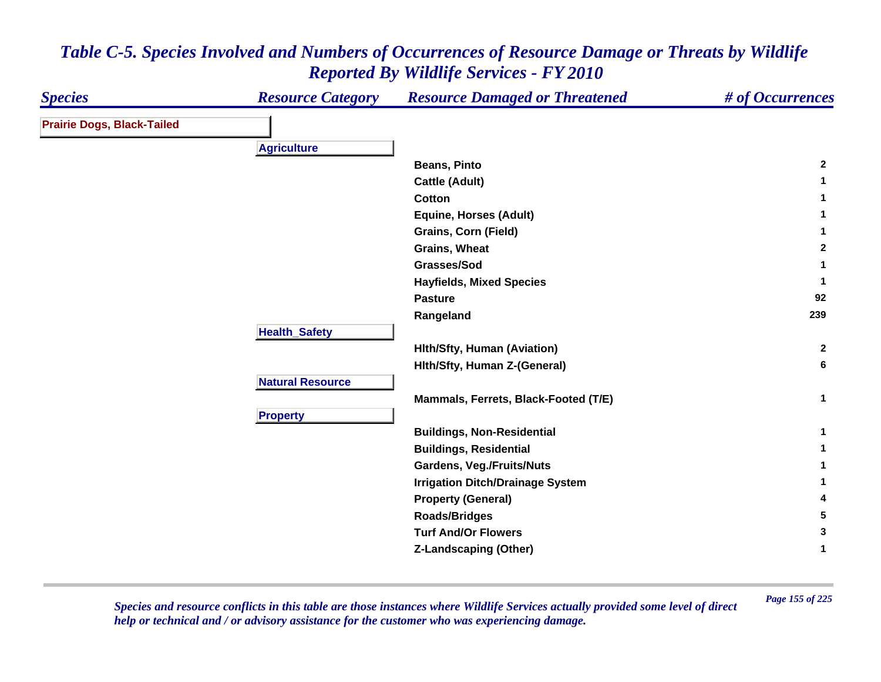# Table C-5. Species Involved and Numbers of Occurrences of Resource Damage or Threats by Wildlife Reported By Wildlife Services - FY 2010

| Species | Resource Category | Resource Damaged or Threatened | # of Occurrences |
|---|---|---|---|
| **Prairie Dogs, Black-Tailed** | | | |
| | **Agriculture** | | |
| | | Beans, Pinto | 2 |
| | | Cattle (Adult) | 1 |
| | | Cotton | 1 |
| | | Equine, Horses (Adult) | 1 |
| | | Grains, Corn (Field) | 1 |
| | | Grains, Wheat | 2 |
| | | Grasses/Sod | 1 |
| | | Hayfields, Mixed Species | 1 |
| | | Pasture | 92 |
| | | Rangeland | 239 |
| | **Health_Safety** | | |
| | | Hlth/Sfty, Human (Aviation) | 2 |
| | | Hlth/Sfty, Human Z-(General) | 6 |
| | **Natural Resource** | | |
| | | Mammals, Ferrets, Black-Footed (T/E) | 1 |
| | **Property** | | |
| | | Buildings, Non-Residential | 1 |
| | | Buildings, Residential | 1 |
| | | Gardens, Veg./Fruits/Nuts | 1 |
| | | Irrigation Ditch/Drainage System | 1 |
| | | Property (General) | 4 |
| | | Roads/Bridges | 5 |
| | | Turf And/Or Flowers | 3 |
| | | Z-Landscaping (Other) | 1 |

*Species and resource conflicts in this table are those instances where Wildlife Services actually provided some level of direct help or technical and / or advisory assistance for the customer who was experiencing damage.*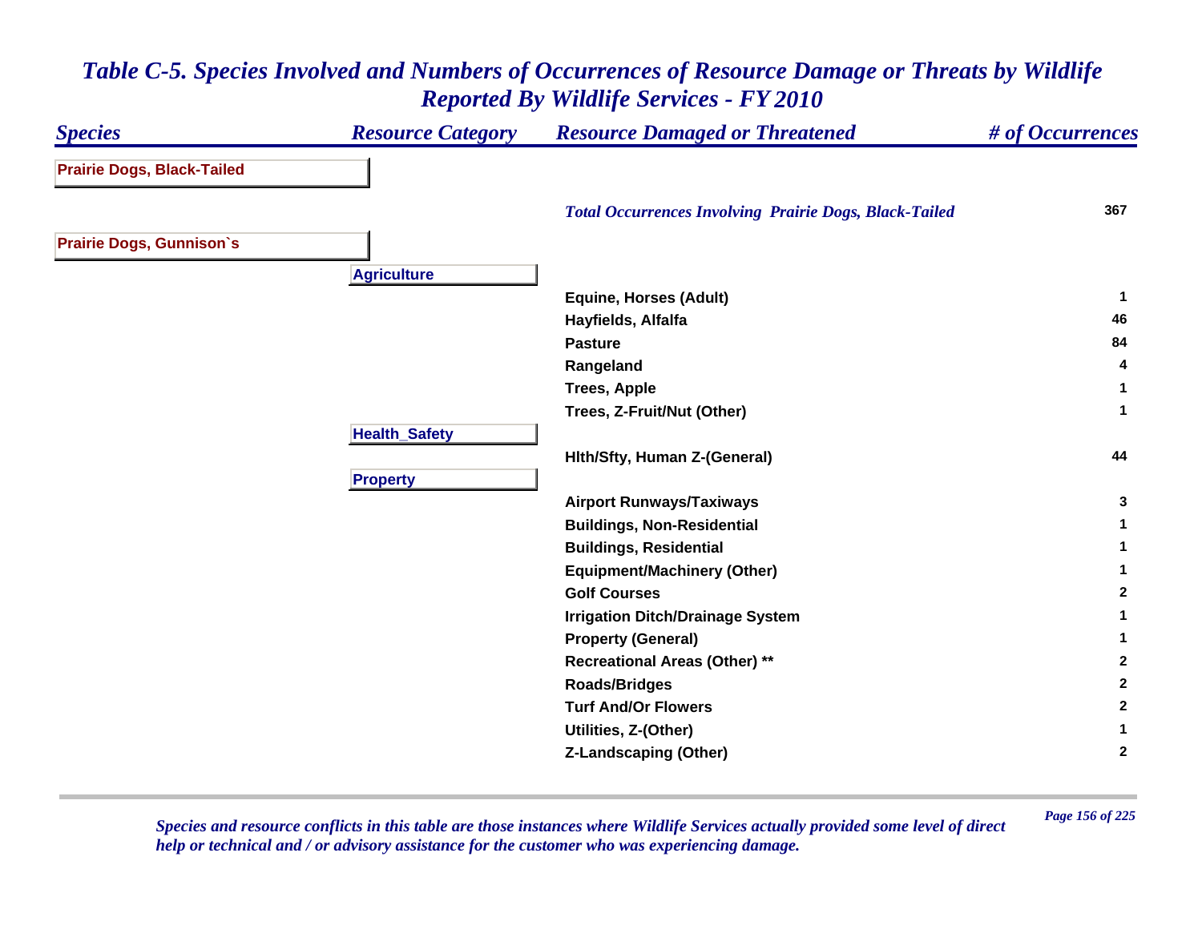# Table C-5. Species Involved and Numbers of Occurrences of Resource Damage or Threats by Wildlife Reported By Wildlife Services - FY 2010

| Species | Resource Category | Resource Damaged or Threatened | # of Occurrences |
|---|---|---|---|
| **Prairie Dogs, Black-Tailed** | | | |
| | | *Total Occurrences Involving Prairie Dogs, Black-Tailed* | 367 |
| **Prairie Dogs, Gunnison`s** | | | |
| | **Agriculture** | | |
| | | Equine, Horses (Adult) | 1 |
| | | Hayfields, Alfalfa | 46 |
| | | Pasture | 84 |
| | | Rangeland | 4 |
| | | Trees, Apple | 1 |
| | | Trees, Z-Fruit/Nut (Other) | 1 |
| | **Health_Safety** | | |
| | | Hlth/Sfty, Human Z-(General) | 44 |
| | **Property** | | |
| | | Airport Runways/Taxiways | 3 |
| | | Buildings, Non-Residential | 1 |
| | | Buildings, Residential | 1 |
| | | Equipment/Machinery (Other) | 1 |
| | | Golf Courses | 2 |
| | | Irrigation Ditch/Drainage System | 1 |
| | | Property (General) | 1 |
| | | Recreational Areas (Other) ** | 2 |
| | | Roads/Bridges | 2 |
| | | Turf And/Or Flowers | 2 |
| | | Utilities, Z-(Other) | 1 |
| | | Z-Landscaping (Other) | 2 |

*Species and resource conflicts in this table are those instances where Wildlife Services actually provided some level of direct help or technical and / or advisory assistance for the customer who was experiencing damage.*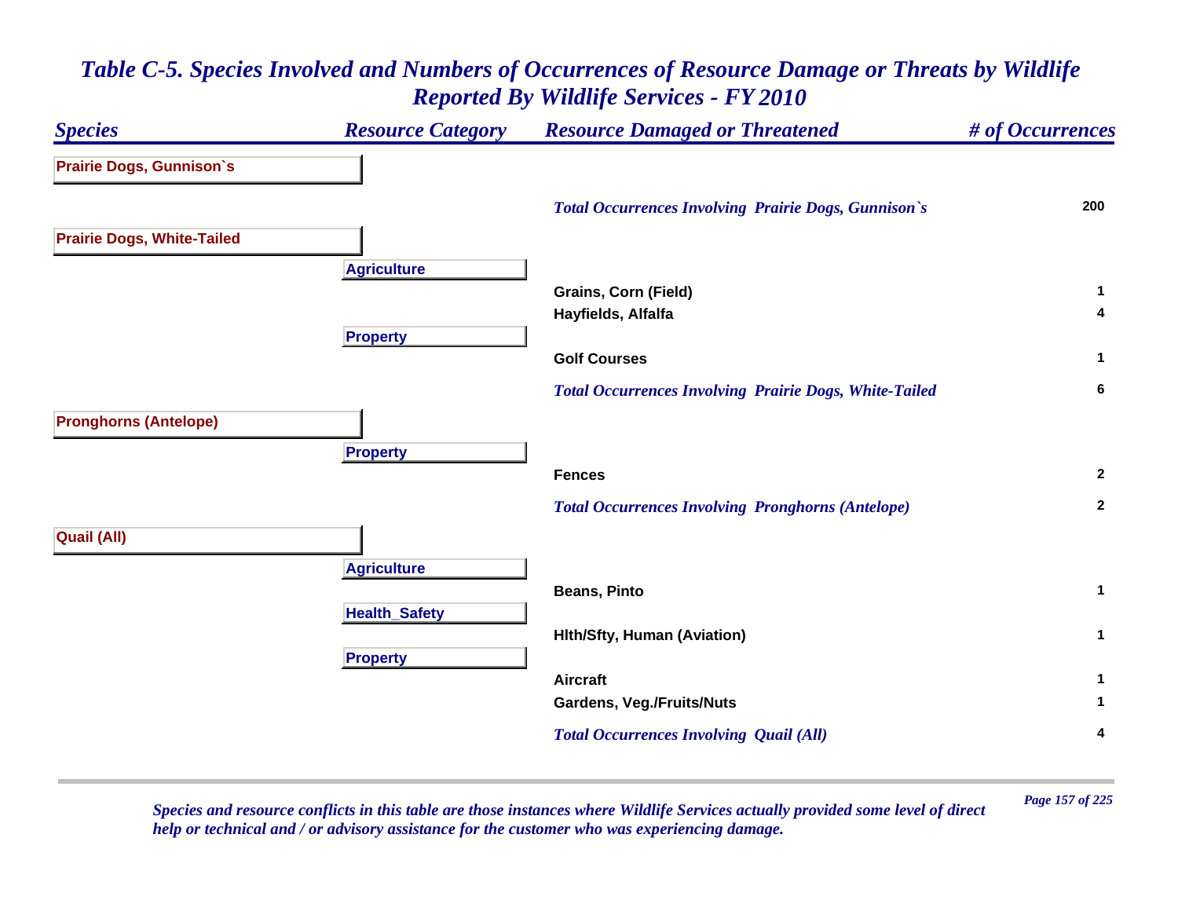# *Table C-5. Species Involved and Numbers of Occurrences of Resource Damage or Threats by Wildlife Reported By Wildlife Services - FY 2010*

| *Species* | *Resource Category* | *Resource Damaged or Threatened* | *# of Occurrences* |
|---|---|---|---|
| **Prairie Dogs, Gunnison`s** | | | |
| | | *Total Occurrences Involving Prairie Dogs, Gunnison`s* | **200** |
| **Prairie Dogs, White-Tailed** | | | |
| | **Agriculture** | | |
| | | **Grains, Corn (Field)** | **1** |
| | | **Hayfields, Alfalfa** | **4** |
| | **Property** | | |
| | | **Golf Courses** | **1** |
| | | *Total Occurrences Involving Prairie Dogs, White-Tailed* | **6** |
| **Pronghorns (Antelope)** | | | |
| | **Property** | | |
| | | **Fences** | **2** |
| | | *Total Occurrences Involving Pronghorns (Antelope)* | **2** |
| **Quail (All)** | | | |
| | **Agriculture** | | |
| | | **Beans, Pinto** | **1** |
| | **Health_Safety** | | |
| | | **Hlth/Sfty, Human (Aviation)** | **1** |
| | **Property** | | |
| | | **Aircraft** | **1** |
| | | **Gardens, Veg./Fruits/Nuts** | **1** |
| | | *Total Occurrences Involving Quail (All)* | **4** |

*Species and resource conflicts in this table are those instances where Wildlife Services actually provided some level of direct help or technical and / or advisory assistance for the customer who was experiencing damage.*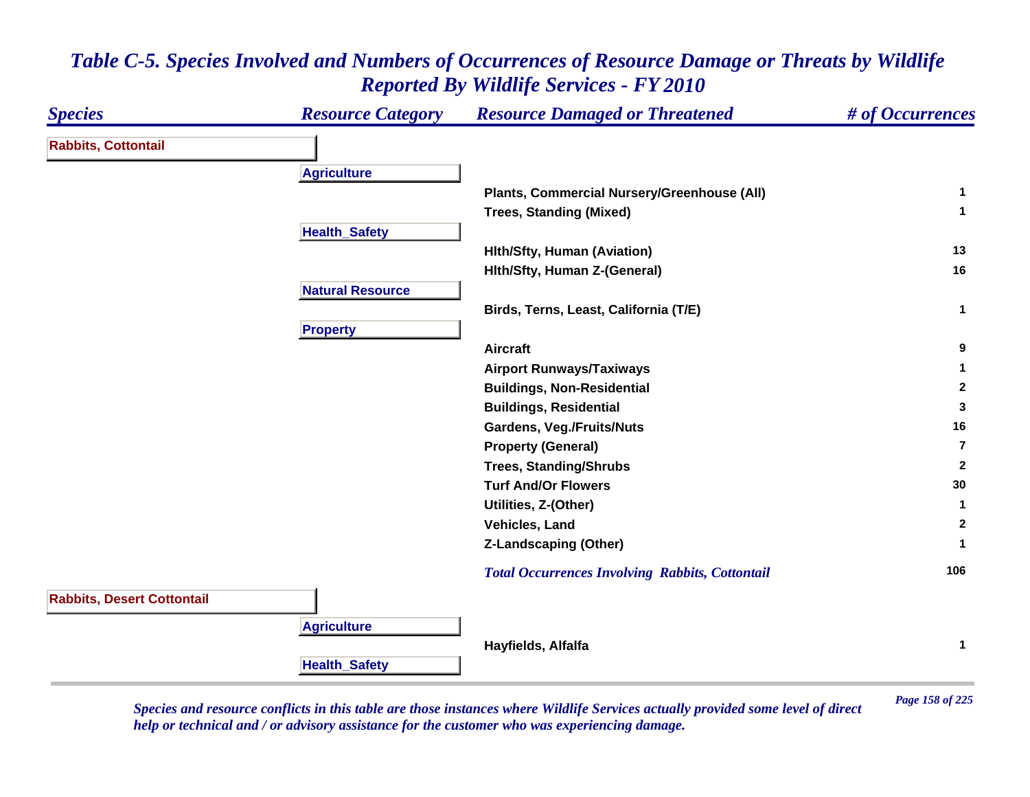# *Table C-5. Species Involved and Numbers of Occurrences of Resource Damage or Threats by Wildlife Reported By Wildlife Services - FY 2010*

| *Species* | *Resource Category* | *Resource Damaged or Threatened* | *# of Occurrences* |
|---|---|---|---|
| **Rabbits, Cottontail** | | | |
| | **Agriculture** | | |
| | | **Plants, Commercial Nursery/Greenhouse (All)** | **1** |
| | | **Trees, Standing (Mixed)** | **1** |
| | **Health_Safety** | | |
| | | **Hlth/Sfty, Human (Aviation)** | **13** |
| | | **Hlth/Sfty, Human Z-(General)** | **16** |
| | **Natural Resource** | | |
| | | **Birds, Terns, Least, California (T/E)** | **1** |
| | **Property** | | |
| | | **Aircraft** | **9** |
| | | **Airport Runways/Taxiways** | **1** |
| | | **Buildings, Non-Residential** | **2** |
| | | **Buildings, Residential** | **3** |
| | | **Gardens, Veg./Fruits/Nuts** | **16** |
| | | **Property (General)** | **7** |
| | | **Trees, Standing/Shrubs** | **2** |
| | | **Turf And/Or Flowers** | **30** |
| | | **Utilities, Z-(Other)** | **1** |
| | | **Vehicles, Land** | **2** |
| | | **Z-Landscaping (Other)** | **1** |
| | | ***Total Occurrences Involving Rabbits, Cottontail*** | **106** |
| **Rabbits, Desert Cottontail** | | | |
| | **Agriculture** | | |
| | | **Hayfields, Alfalfa** | **1** |
| | **Health_Safety** | | |

*Species and resource conflicts in this table are those instances where Wildlife Services actually provided some level of direct help or technical and / or advisory assistance for the customer who was experiencing damage.*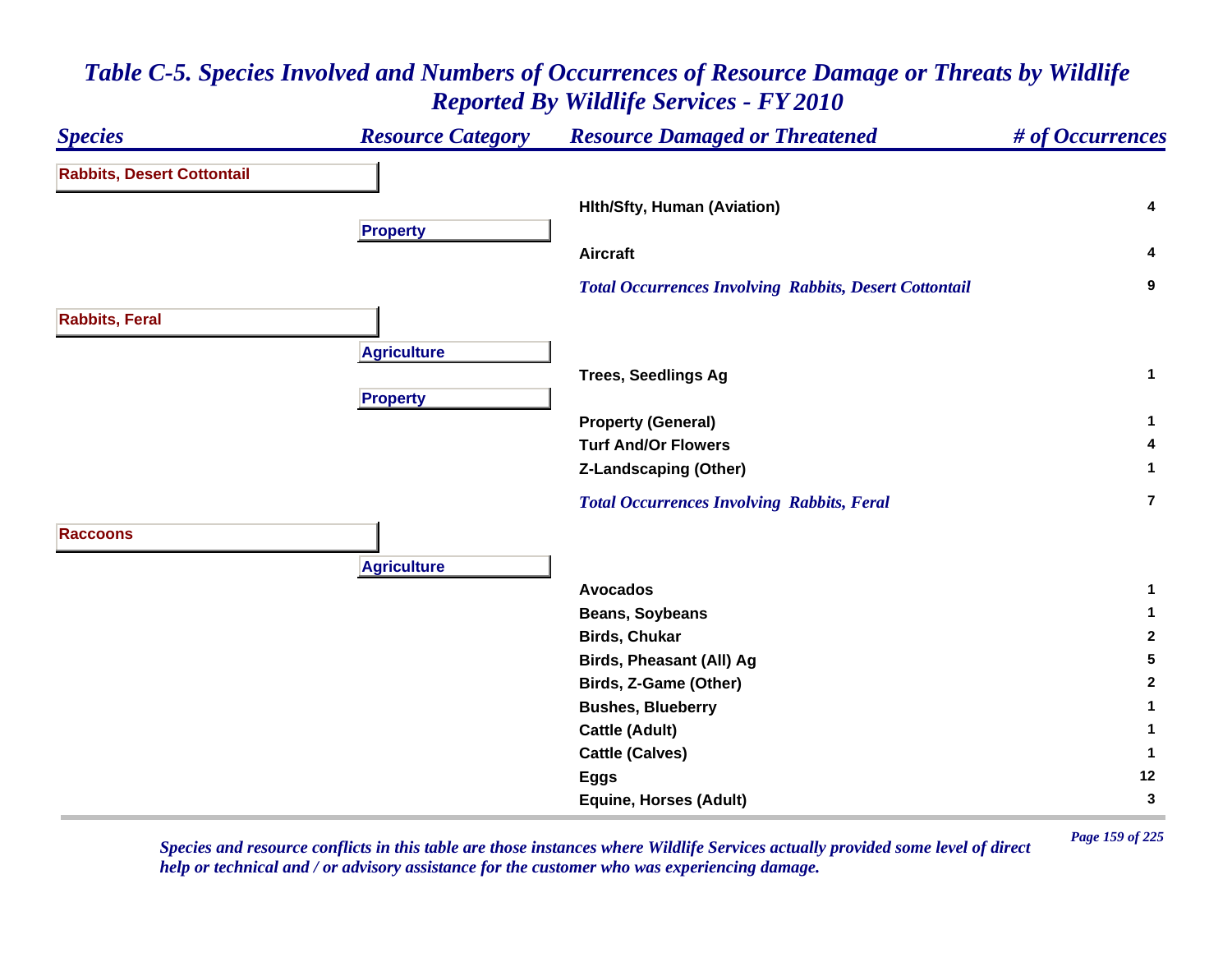# *Table C-5. Species Involved and Numbers of Occurrences of Resource Damage or Threats by Wildlife Reported By Wildlife Services - FY 2010*

| Species | Resource Category | Resource Damaged or Threatened | # of Occurrences |
|---|---|---|---|
| **Rabbits, Desert Cottontail** | | | |
| | | **Hlth/Sfty, Human (Aviation)** | 4 |
| | **Property** | | |
| | | **Aircraft** | 4 |
| | | ***Total Occurrences Involving Rabbits, Desert Cottontail*** | 9 |
| **Rabbits, Feral** | | | |
| | **Agriculture** | | |
| | | **Trees, Seedlings Ag** | 1 |
| | **Property** | | |
| | | **Property (General)** | 1 |
| | | **Turf And/Or Flowers** | 4 |
| | | **Z-Landscaping (Other)** | 1 |
| | | ***Total Occurrences Involving Rabbits, Feral*** | 7 |
| **Raccoons** | | | |
| | **Agriculture** | | |
| | | **Avocados** | 1 |
| | | **Beans, Soybeans** | 1 |
| | | **Birds, Chukar** | 2 |
| | | **Birds, Pheasant (All) Ag** | 5 |
| | | **Birds, Z-Game (Other)** | 2 |
| | | **Bushes, Blueberry** | 1 |
| | | **Cattle (Adult)** | 1 |
| | | **Cattle (Calves)** | 1 |
| | | **Eggs** | 12 |
| | | **Equine, Horses (Adult)** | 3 |

*Species and resource conflicts in this table are those instances where Wildlife Services actually provided some level of direct help or technical and / or advisory assistance for the customer who was experiencing damage.*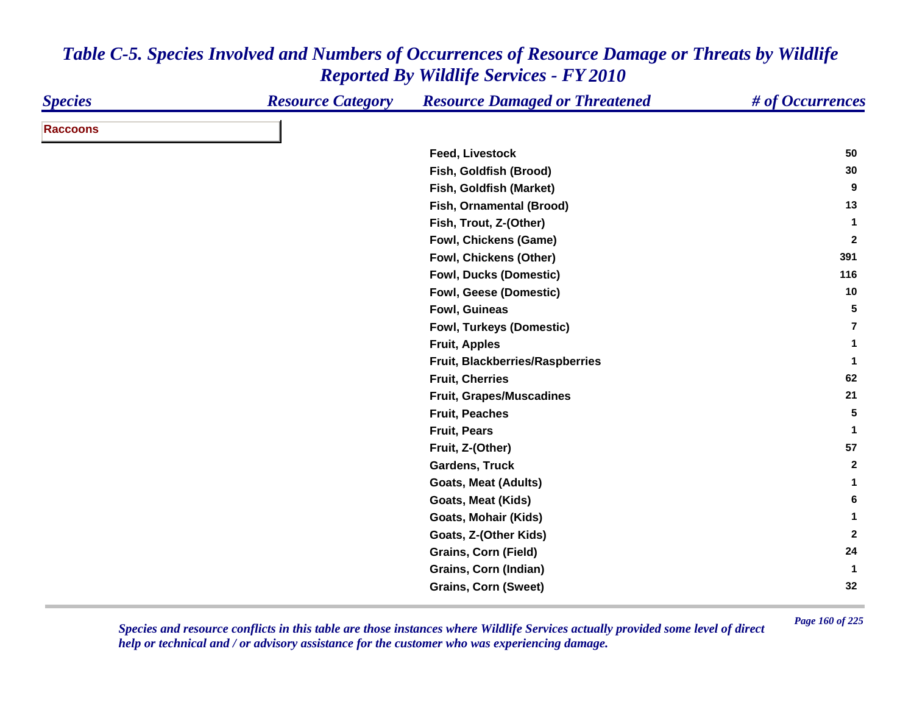# Table C-5. Species Involved and Numbers of Occurrences of Resource Damage or Threats by Wildlife Reported By Wildlife Services - FY 2010

| Species | Resource Category | Resource Damaged or Threatened | # of Occurrences |
|---|---|---|---|
| **Raccoons** | | | |
| | | Feed, Livestock | 50 |
| | | Fish, Goldfish (Brood) | 30 |
| | | Fish, Goldfish (Market) | 9 |
| | | Fish, Ornamental (Brood) | 13 |
| | | Fish, Trout, Z-(Other) | 1 |
| | | Fowl, Chickens (Game) | 2 |
| | | Fowl, Chickens (Other) | 391 |
| | | Fowl, Ducks (Domestic) | 116 |
| | | Fowl, Geese (Domestic) | 10 |
| | | Fowl, Guineas | 5 |
| | | Fowl, Turkeys (Domestic) | 7 |
| | | Fruit, Apples | 1 |
| | | Fruit, Blackberries/Raspberries | 1 |
| | | Fruit, Cherries | 62 |
| | | Fruit, Grapes/Muscadines | 21 |
| | | Fruit, Peaches | 5 |
| | | Fruit, Pears | 1 |
| | | Fruit, Z-(Other) | 57 |
| | | Gardens, Truck | 2 |
| | | Goats, Meat (Adults) | 1 |
| | | Goats, Meat (Kids) | 6 |
| | | Goats, Mohair (Kids) | 1 |
| | | Goats, Z-(Other Kids) | 2 |
| | | Grains, Corn (Field) | 24 |
| | | Grains, Corn (Indian) | 1 |
| | | Grains, Corn (Sweet) | 32 |

*Species and resource conflicts in this table are those instances where Wildlife Services actually provided some level of direct help or technical and / or advisory assistance for the customer who was experiencing damage.*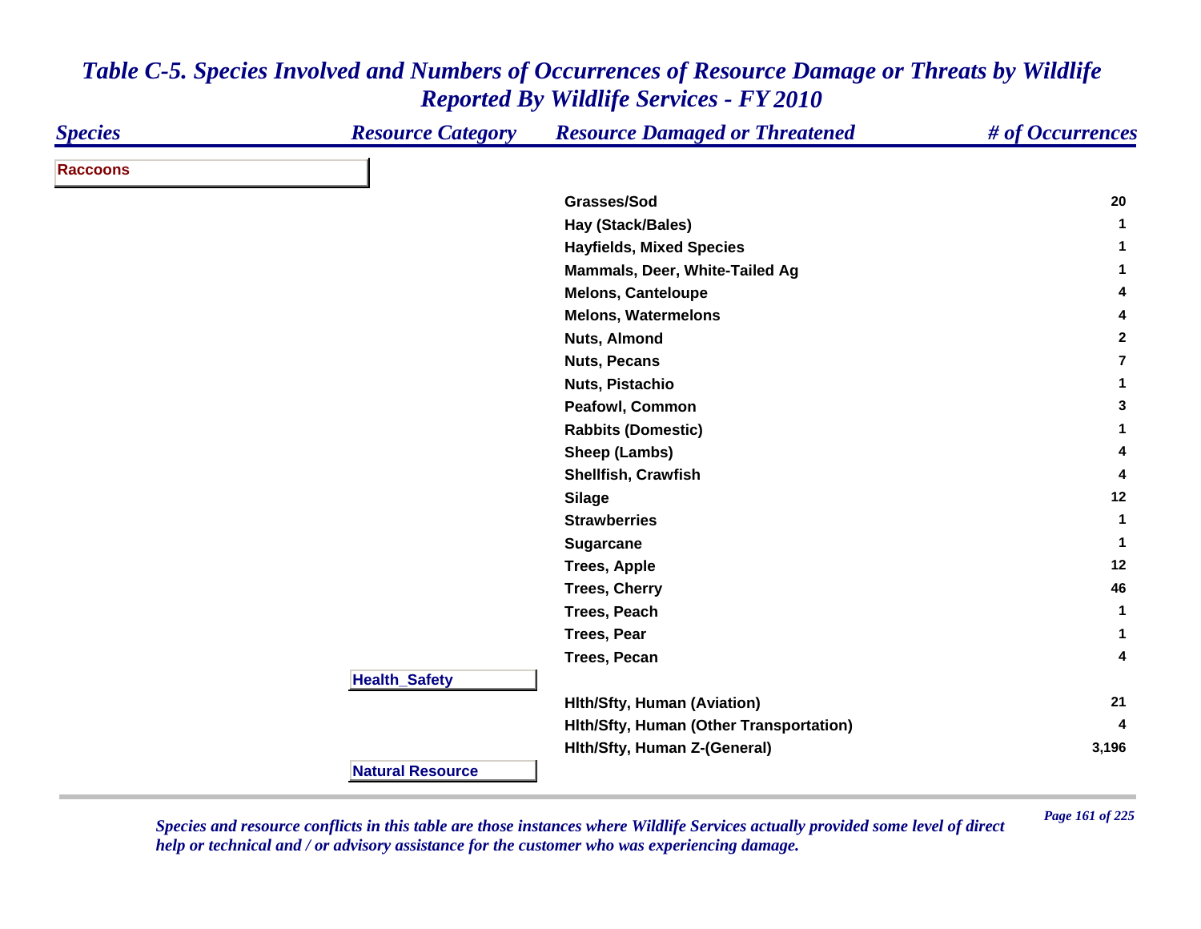# *Table C-5. Species Involved and Numbers of Occurrences of Resource Damage or Threats by Wildlife Reported By Wildlife Services - FY 2010*

| *Species* | *Resource Category* | *Resource Damaged or Threatened* | *# of Occurrences* |
|---|---|---|---|
| **Raccoons** | | | |
| | | **Grasses/Sod** | **20** |
| | | **Hay (Stack/Bales)** | **1** |
| | | **Hayfields, Mixed Species** | **1** |
| | | **Mammals, Deer, White-Tailed Ag** | **1** |
| | | **Melons, Canteloupe** | **4** |
| | | **Melons, Watermelons** | **4** |
| | | **Nuts, Almond** | **2** |
| | | **Nuts, Pecans** | **7** |
| | | **Nuts, Pistachio** | **1** |
| | | **Peafowl, Common** | **3** |
| | | **Rabbits (Domestic)** | **1** |
| | | **Sheep (Lambs)** | **4** |
| | | **Shellfish, Crawfish** | **4** |
| | | **Silage** | **12** |
| | | **Strawberries** | **1** |
| | | **Sugarcane** | **1** |
| | | **Trees, Apple** | **12** |
| | | **Trees, Cherry** | **46** |
| | | **Trees, Peach** | **1** |
| | | **Trees, Pear** | **1** |
| | | **Trees, Pecan** | **4** |
| | **Health_Safety** | | |
| | | **Hlth/Sfty, Human (Aviation)** | **21** |
| | | **Hlth/Sfty, Human (Other Transportation)** | **4** |
| | | **Hlth/Sfty, Human Z-(General)** | **3,196** |
| | **Natural Resource** | | |

*Species and resource conflicts in this table are those instances where Wildlife Services actually provided some level of direct help or technical and / or advisory assistance for the customer who was experiencing damage.*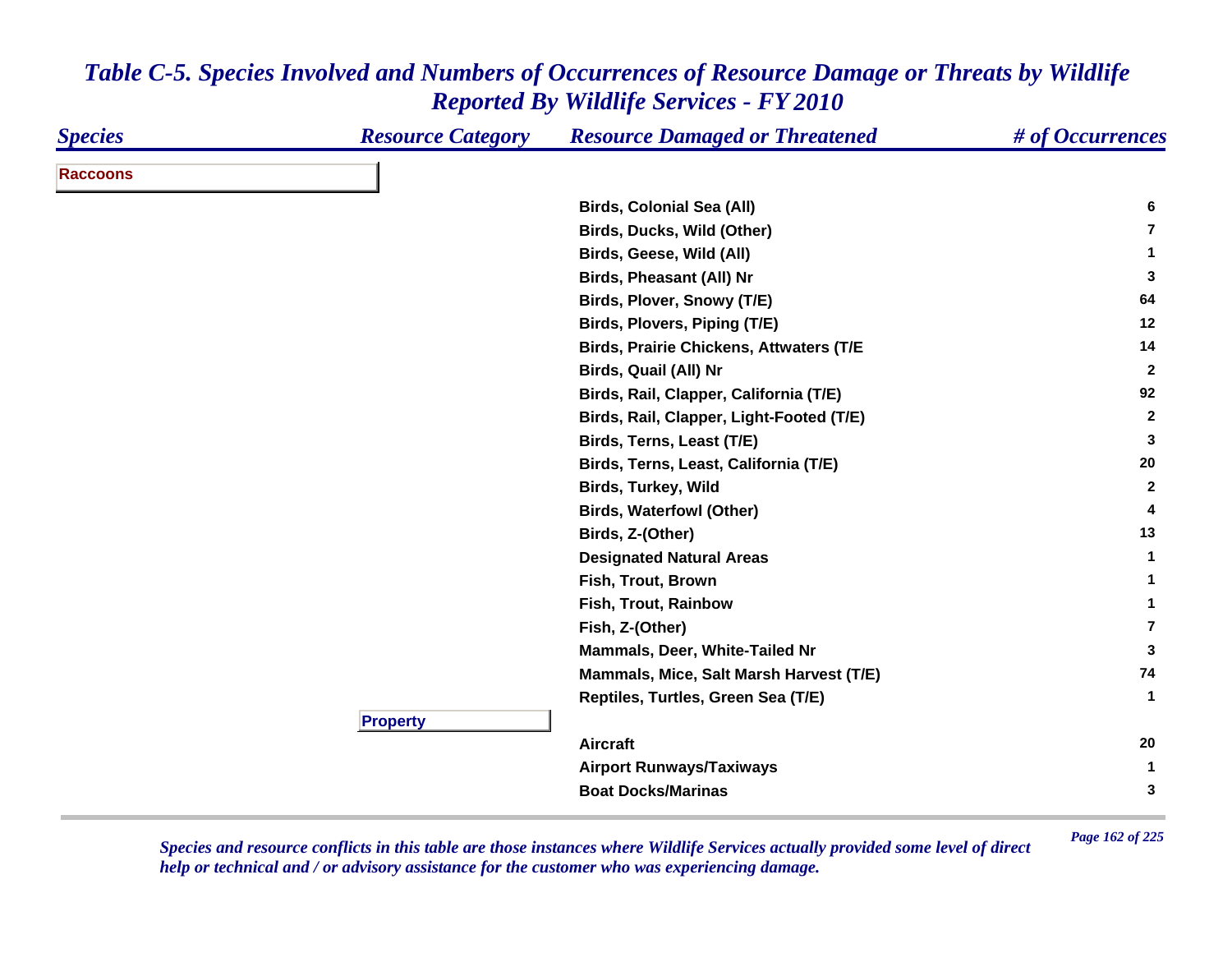# Table C-5. Species Involved and Numbers of Occurrences of Resource Damage or Threats by Wildlife Reported By Wildlife Services - FY 2010

| Species | Resource Category | Resource Damaged or Threatened | # of Occurrences |
|---|---|---|---|
| **Raccoons** | | | |
| | | Birds, Colonial Sea (All) | 6 |
| | | Birds, Ducks, Wild (Other) | 7 |
| | | Birds, Geese, Wild (All) | 1 |
| | | Birds, Pheasant (All) Nr | 3 |
| | | Birds, Plover, Snowy (T/E) | 64 |
| | | Birds, Plovers, Piping (T/E) | 12 |
| | | Birds, Prairie Chickens, Attwaters (T/E | 14 |
| | | Birds, Quail (All) Nr | 2 |
| | | Birds, Rail, Clapper, California (T/E) | 92 |
| | | Birds, Rail, Clapper, Light-Footed (T/E) | 2 |
| | | Birds, Terns, Least (T/E) | 3 |
| | | Birds, Terns, Least, California (T/E) | 20 |
| | | Birds, Turkey, Wild | 2 |
| | | Birds, Waterfowl (Other) | 4 |
| | | Birds, Z-(Other) | 13 |
| | | Designated Natural Areas | 1 |
| | | Fish, Trout, Brown | 1 |
| | | Fish, Trout, Rainbow | 1 |
| | | Fish, Z-(Other) | 7 |
| | | Mammals, Deer, White-Tailed Nr | 3 |
| | | Mammals, Mice, Salt Marsh Harvest (T/E) | 74 |
| | | Reptiles, Turtles, Green Sea (T/E) | 1 |
| | **Property** | | |
| | | Aircraft | 20 |
| | | Airport Runways/Taxiways | 1 |
| | | Boat Docks/Marinas | 3 |

*Species and resource conflicts in this table are those instances where Wildlife Services actually provided some level of direct help or technical and / or advisory assistance for the customer who was experiencing damage.*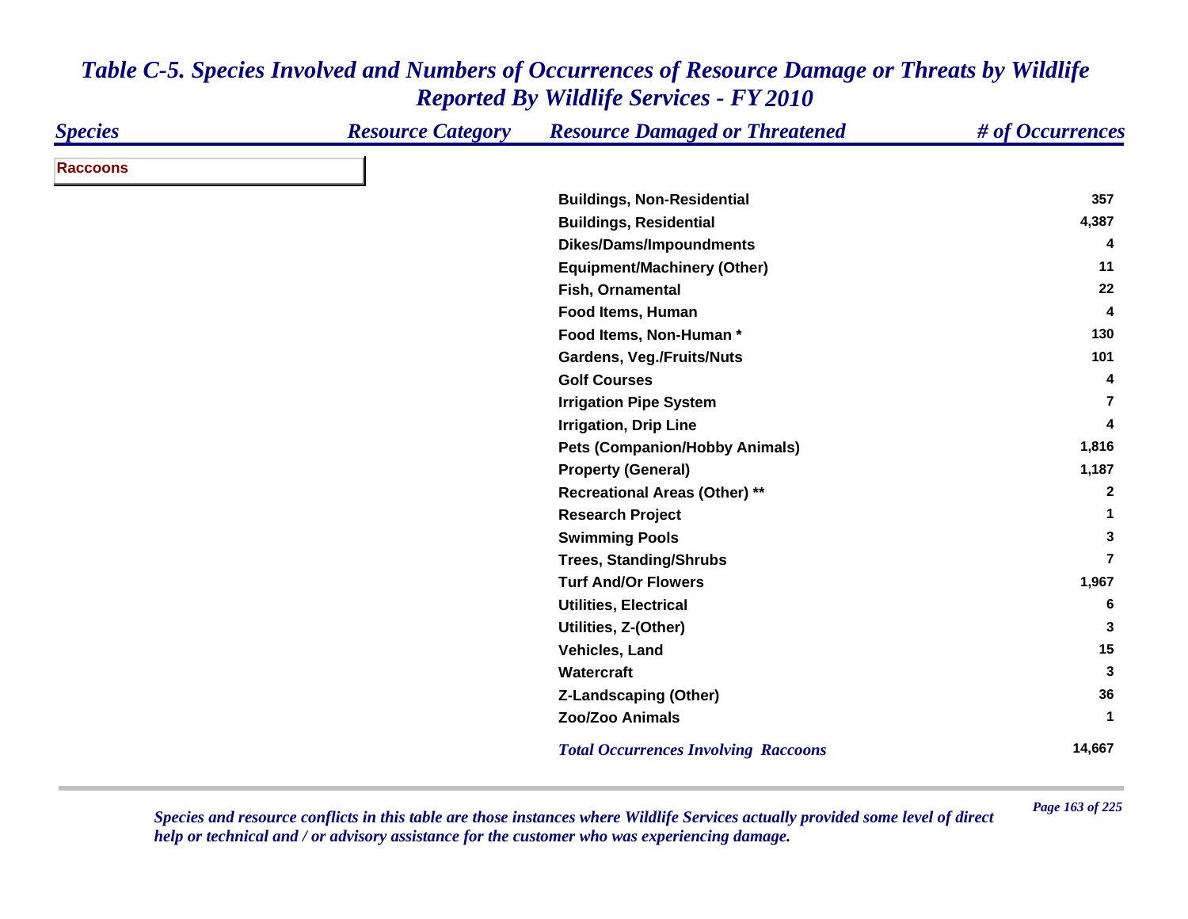# *Table C-5. Species Involved and Numbers of Occurrences of Resource Damage or Threats by Wildlife Reported By Wildlife Services - FY 2010*

| *Species* | *Resource Category* | *Resource Damaged or Threatened* | *# of Occurrences* |
|---|---|---|---|
| **Raccoons** | | | |
| | | **Buildings, Non-Residential** | **357** |
| | | **Buildings, Residential** | **4,387** |
| | | **Dikes/Dams/Impoundments** | **4** |
| | | **Equipment/Machinery (Other)** | **11** |
| | | **Fish, Ornamental** | **22** |
| | | **Food Items, Human** | **4** |
| | | **Food Items, Non-Human *** | **130** |
| | | **Gardens, Veg./Fruits/Nuts** | **101** |
| | | **Golf Courses** | **4** |
| | | **Irrigation Pipe System** | **7** |
| | | **Irrigation, Drip Line** | **4** |
| | | **Pets (Companion/Hobby Animals)** | **1,816** |
| | | **Property (General)** | **1,187** |
| | | **Recreational Areas (Other) **** | **2** |
| | | **Research Project** | **1** |
| | | **Swimming Pools** | **3** |
| | | **Trees, Standing/Shrubs** | **7** |
| | | **Turf And/Or Flowers** | **1,967** |
| | | **Utilities, Electrical** | **6** |
| | | **Utilities, Z-(Other)** | **3** |
| | | **Vehicles, Land** | **15** |
| | | **Watercraft** | **3** |
| | | **Z-Landscaping (Other)** | **36** |
| | | **Zoo/Zoo Animals** | **1** |
| | | ***Total Occurrences Involving Raccoons*** | **14,667** |

*Species and resource conflicts in this table are those instances where Wildlife Services actually provided some level of direct help or technical and / or advisory assistance for the customer who was experiencing damage.*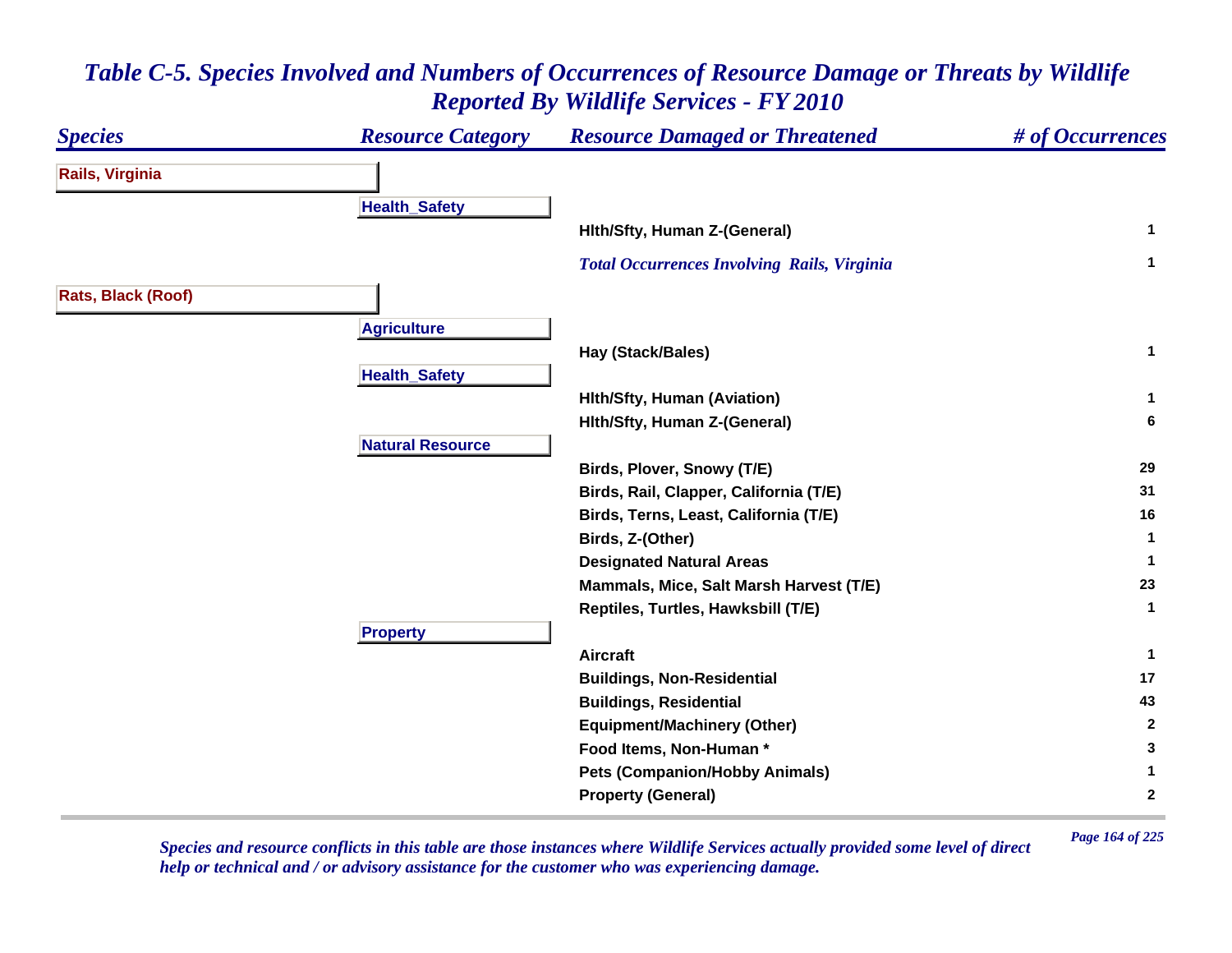# Table C-5. Species Involved and Numbers of Occurrences of Resource Damage or Threats by Wildlife Reported By Wildlife Services - FY 2010

| Species | Resource Category | Resource Damaged or Threatened | # of Occurrences |
|---|---|---|---|
| **Rails, Virginia** | | | |
| | **Health_Safety** | | |
| | | Hlth/Sfty, Human Z-(General) | 1 |
| | | *Total Occurrences Involving Rails, Virginia* | 1 |
| **Rats, Black (Roof)** | | | |
| | **Agriculture** | | |
| | | Hay (Stack/Bales) | 1 |
| | **Health_Safety** | | |
| | | Hlth/Sfty, Human (Aviation) | 1 |
| | | Hlth/Sfty, Human Z-(General) | 6 |
| | **Natural Resource** | | |
| | | Birds, Plover, Snowy (T/E) | 29 |
| | | Birds, Rail, Clapper, California (T/E) | 31 |
| | | Birds, Terns, Least, California (T/E) | 16 |
| | | Birds, Z-(Other) | 1 |
| | | Designated Natural Areas | 1 |
| | | Mammals, Mice, Salt Marsh Harvest (T/E) | 23 |
| | | Reptiles, Turtles, Hawksbill (T/E) | 1 |
| | **Property** | | |
| | | Aircraft | 1 |
| | | Buildings, Non-Residential | 17 |
| | | Buildings, Residential | 43 |
| | | Equipment/Machinery (Other) | 2 |
| | | Food Items, Non-Human * | 3 |
| | | Pets (Companion/Hobby Animals) | 1 |
| | | Property (General) | 2 |

*Species and resource conflicts in this table are those instances where Wildlife Services actually provided some level of direct help or technical and / or advisory assistance for the customer who was experiencing damage.*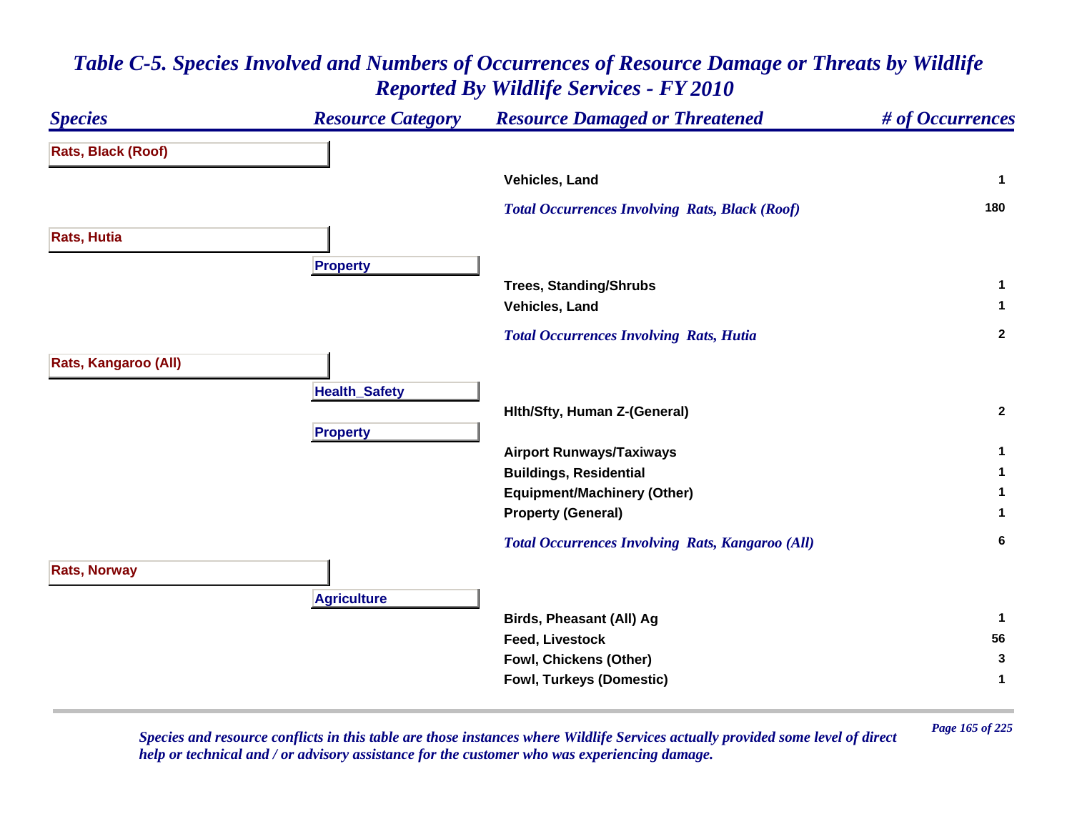# *Table C-5. Species Involved and Numbers of Occurrences of Resource Damage or Threats by Wildlife Reported By Wildlife Services - FY 2010*

| *Species* | *Resource Category* | *Resource Damaged or Threatened* | *# of Occurrences* |
|---|---|---|---|
| **Rats, Black (Roof)** | | | |
| | | **Vehicles, Land** | **1** |
| | | ***Total Occurrences Involving Rats, Black (Roof)*** | **180** |
| **Rats, Hutia** | | | |
| | **Property** | | |
| | | **Trees, Standing/Shrubs** | **1** |
| | | **Vehicles, Land** | **1** |
| | | ***Total Occurrences Involving Rats, Hutia*** | **2** |
| **Rats, Kangaroo (All)** | | | |
| | **Health_Safety** | | |
| | | **Hlth/Sfty, Human Z-(General)** | **2** |
| | **Property** | | |
| | | **Airport Runways/Taxiways** | **1** |
| | | **Buildings, Residential** | **1** |
| | | **Equipment/Machinery (Other)** | **1** |
| | | **Property (General)** | **1** |
| | | ***Total Occurrences Involving Rats, Kangaroo (All)*** | **6** |
| **Rats, Norway** | | | |
| | **Agriculture** | | |
| | | **Birds, Pheasant (All) Ag** | **1** |
| | | **Feed, Livestock** | **56** |
| | | **Fowl, Chickens (Other)** | **3** |
| | | **Fowl, Turkeys (Domestic)** | **1** |

*Species and resource conflicts in this table are those instances where Wildlife Services actually provided some level of direct help or technical and / or advisory assistance for the customer who was experiencing damage.*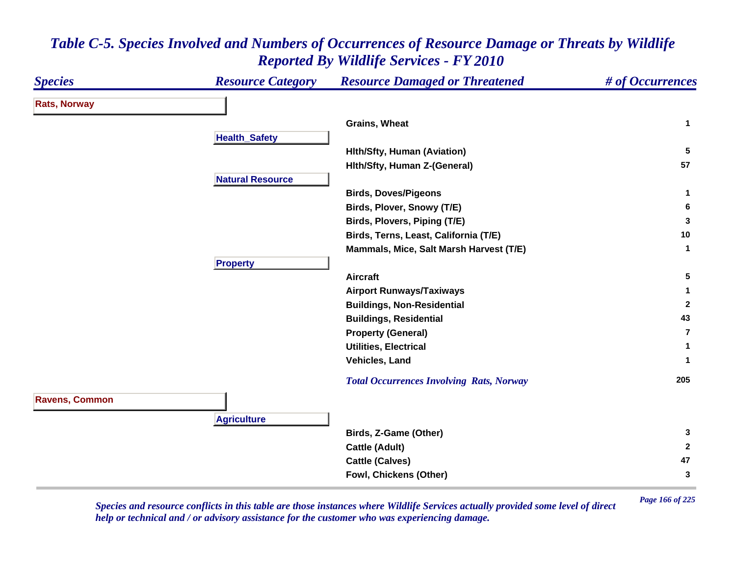# *Table C-5. Species Involved and Numbers of Occurrences of Resource Damage or Threats by Wildlife Reported By Wildlife Services - FY 2010*

| *Species* | *Resource Category* | *Resource Damaged or Threatened* | *# of Occurrences* |
|---|---|---|---|
| **Rats, Norway** | | | |
| | | **Grains, Wheat** | **1** |
| | **Health_Safety** | | |
| | | **Hlth/Sfty, Human (Aviation)** | **5** |
| | | **Hlth/Sfty, Human Z-(General)** | **57** |
| | **Natural Resource** | | |
| | | **Birds, Doves/Pigeons** | **1** |
| | | **Birds, Plover, Snowy (T/E)** | **6** |
| | | **Birds, Plovers, Piping (T/E)** | **3** |
| | | **Birds, Terns, Least, California (T/E)** | **10** |
| | | **Mammals, Mice, Salt Marsh Harvest (T/E)** | **1** |
| | **Property** | | |
| | | **Aircraft** | **5** |
| | | **Airport Runways/Taxiways** | **1** |
| | | **Buildings, Non-Residential** | **2** |
| | | **Buildings, Residential** | **43** |
| | | **Property (General)** | **7** |
| | | **Utilities, Electrical** | **1** |
| | | **Vehicles, Land** | **1** |
| | | ***Total Occurrences Involving Rats, Norway*** | **205** |
| **Ravens, Common** | | | |
| | **Agriculture** | | |
| | | **Birds, Z-Game (Other)** | **3** |
| | | **Cattle (Adult)** | **2** |
| | | **Cattle (Calves)** | **47** |
| | | **Fowl, Chickens (Other)** | **3** |

*Species and resource conflicts in this table are those instances where Wildlife Services actually provided some level of direct help or technical and / or advisory assistance for the customer who was experiencing damage.*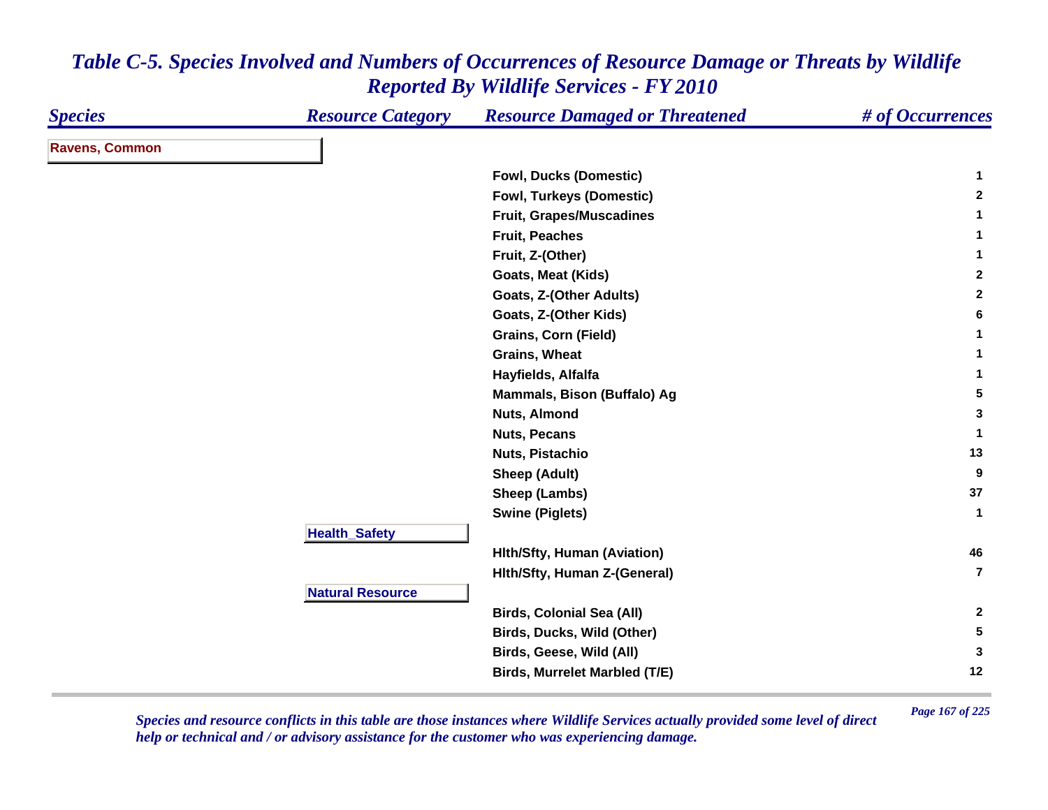# Table C-5. Species Involved and Numbers of Occurrences of Resource Damage or Threats by Wildlife Reported By Wildlife Services - FY 2010

| Species | Resource Category | Resource Damaged or Threatened | # of Occurrences |
|---|---|---|---|
| **Ravens, Common** | | | |
| | | Fowl, Ducks (Domestic) | 1 |
| | | Fowl, Turkeys (Domestic) | 2 |
| | | Fruit, Grapes/Muscadines | 1 |
| | | Fruit, Peaches | 1 |
| | | Fruit, Z-(Other) | 1 |
| | | Goats, Meat (Kids) | 2 |
| | | Goats, Z-(Other Adults) | 2 |
| | | Goats, Z-(Other Kids) | 6 |
| | | Grains, Corn (Field) | 1 |
| | | Grains, Wheat | 1 |
| | | Hayfields, Alfalfa | 1 |
| | | Mammals, Bison (Buffalo) Ag | 5 |
| | | Nuts, Almond | 3 |
| | | Nuts, Pecans | 1 |
| | | Nuts, Pistachio | 13 |
| | | Sheep (Adult) | 9 |
| | | Sheep (Lambs) | 37 |
| | | Swine (Piglets) | 1 |
| | **Health_Safety** | | |
| | | Hlth/Sfty, Human (Aviation) | 46 |
| | | Hlth/Sfty, Human Z-(General) | 7 |
| | **Natural Resource** | | |
| | | Birds, Colonial Sea (All) | 2 |
| | | Birds, Ducks, Wild (Other) | 5 |
| | | Birds, Geese, Wild (All) | 3 |
| | | Birds, Murrelet Marbled (T/E) | 12 |

*Species and resource conflicts in this table are those instances where Wildlife Services actually provided some level of direct help or technical and / or advisory assistance for the customer who was experiencing damage.*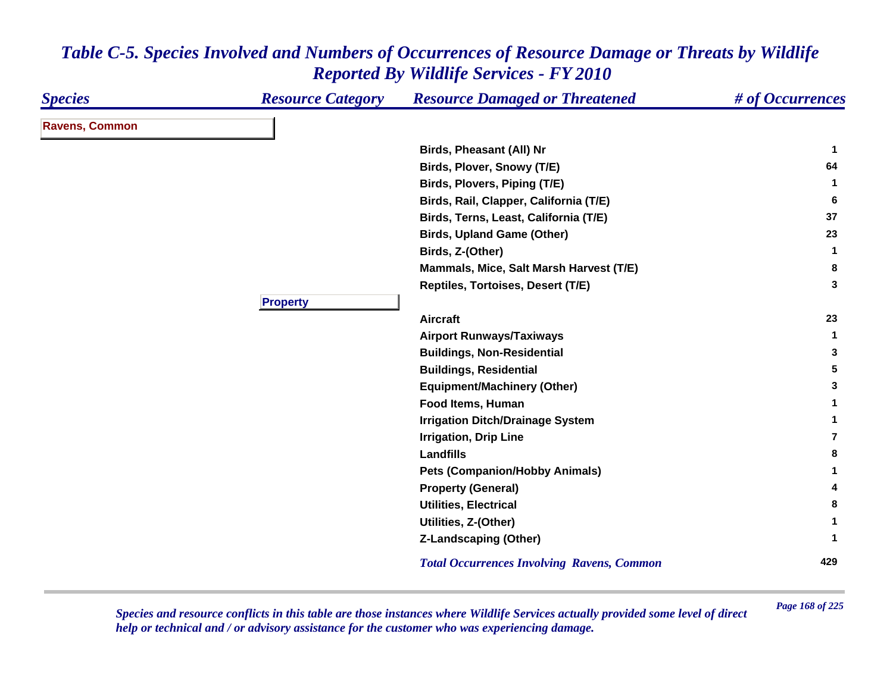# Table C-5. Species Involved and Numbers of Occurrences of Resource Damage or Threats by Wildlife Reported By Wildlife Services - FY 2010

| Species | Resource Category | Resource Damaged or Threatened | # of Occurrences |
|---|---|---|---|
| **Ravens, Common** | | | |
| | | Birds, Pheasant (All) Nr | 1 |
| | | Birds, Plover, Snowy (T/E) | 64 |
| | | Birds, Plovers, Piping (T/E) | 1 |
| | | Birds, Rail, Clapper, California (T/E) | 6 |
| | | Birds, Terns, Least, California (T/E) | 37 |
| | | Birds, Upland Game (Other) | 23 |
| | | Birds, Z-(Other) | 1 |
| | | Mammals, Mice, Salt Marsh Harvest (T/E) | 8 |
| | | Reptiles, Tortoises, Desert (T/E) | 3 |
| | **Property** | | |
| | | Aircraft | 23 |
| | | Airport Runways/Taxiways | 1 |
| | | Buildings, Non-Residential | 3 |
| | | Buildings, Residential | 5 |
| | | Equipment/Machinery (Other) | 3 |
| | | Food Items, Human | 1 |
| | | Irrigation Ditch/Drainage System | 1 |
| | | Irrigation, Drip Line | 7 |
| | | Landfills | 8 |
| | | Pets (Companion/Hobby Animals) | 1 |
| | | Property (General) | 4 |
| | | Utilities, Electrical | 8 |
| | | Utilities, Z-(Other) | 1 |
| | | Z-Landscaping (Other) | 1 |
| | | *Total Occurrences Involving Ravens, Common* | 429 |

*Species and resource conflicts in this table are those instances where Wildlife Services actually provided some level of direct help or technical and / or advisory assistance for the customer who was experiencing damage.*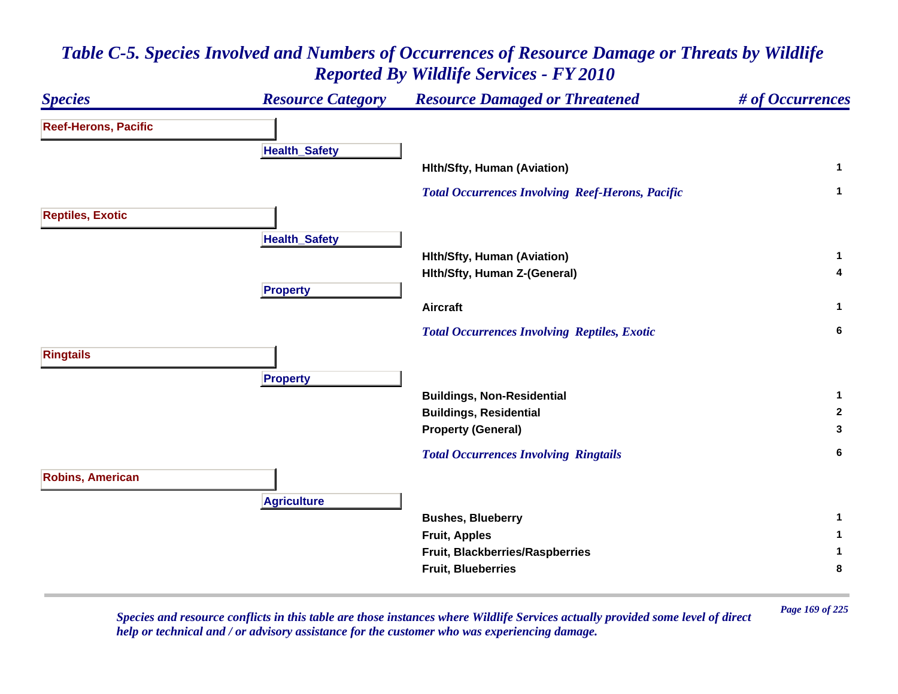# *Table C-5. Species Involved and Numbers of Occurrences of Resource Damage or Threats by Wildlife Reported By Wildlife Services - FY 2010*

| Species | Resource Category | Resource Damaged or Threatened | # of Occurrences |
|---|---|---|---|
| **Reef-Herons, Pacific** | | | |
| | **Health_Safety** | | |
| | | Hlth/Sfty, Human (Aviation) | 1 |
| | | *Total Occurrences Involving Reef-Herons, Pacific* | 1 |
| **Reptiles, Exotic** | | | |
| | **Health_Safety** | | |
| | | Hlth/Sfty, Human (Aviation) | 1 |
| | | Hlth/Sfty, Human Z-(General) | 4 |
| | **Property** | | |
| | | Aircraft | 1 |
| | | *Total Occurrences Involving Reptiles, Exotic* | 6 |
| **Ringtails** | | | |
| | **Property** | | |
| | | Buildings, Non-Residential | 1 |
| | | Buildings, Residential | 2 |
| | | Property (General) | 3 |
| | | *Total Occurrences Involving Ringtails* | 6 |
| **Robins, American** | | | |
| | **Agriculture** | | |
| | | Bushes, Blueberry | 1 |
| | | Fruit, Apples | 1 |
| | | Fruit, Blackberries/Raspberries | 1 |
| | | Fruit, Blueberries | 8 |

*Species and resource conflicts in this table are those instances where Wildlife Services actually provided some level of direct help or technical and / or advisory assistance for the customer who was experiencing damage.*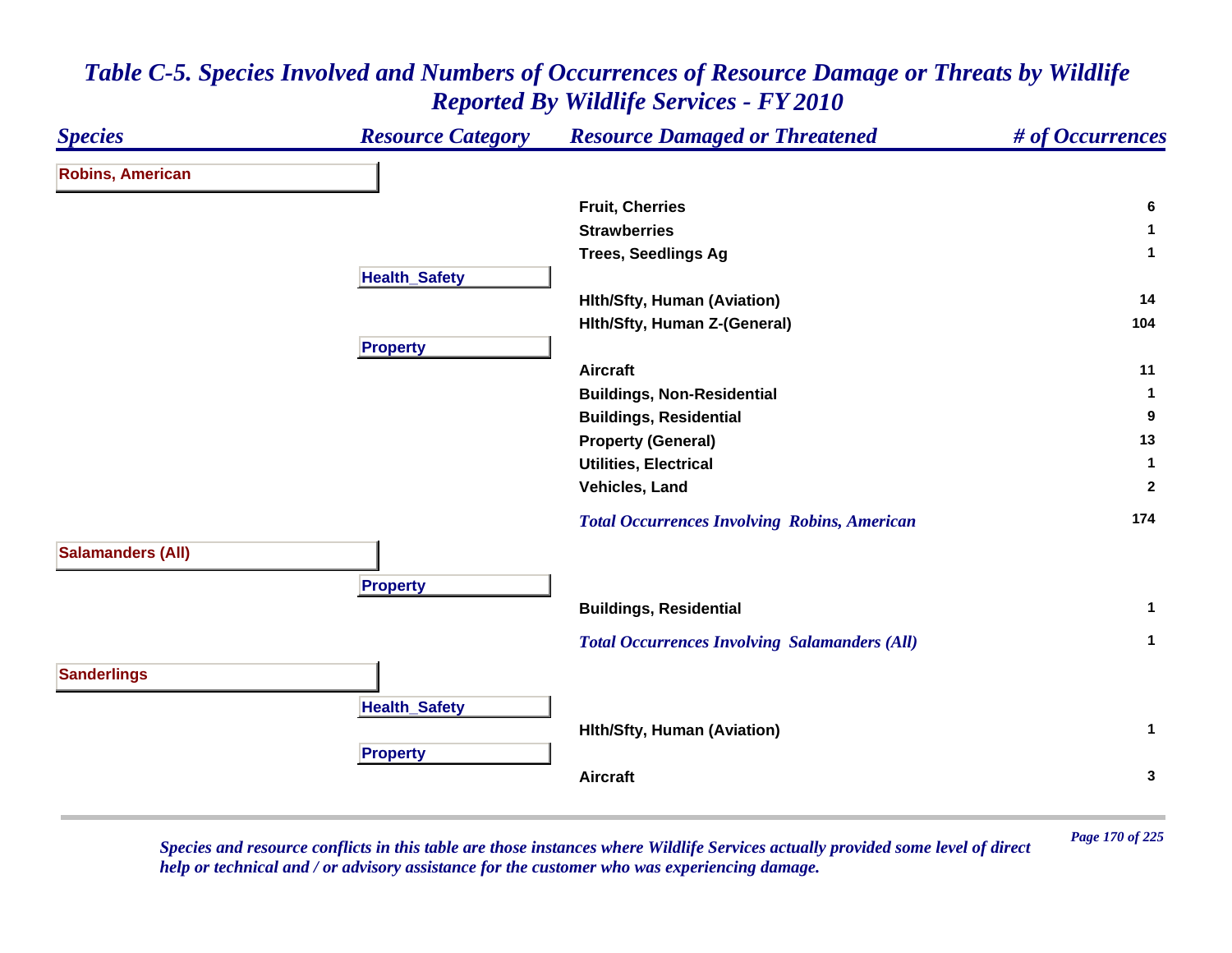# Table C-5. Species Involved and Numbers of Occurrences of Resource Damage or Threats by Wildlife Reported By Wildlife Services - FY 2010

| Species | Resource Category | Resource Damaged or Threatened | # of Occurrences |
|---|---|---|---|
| **Robins, American** | | | |
| | | Fruit, Cherries | 6 |
| | | Strawberries | 1 |
| | | Trees, Seedlings Ag | 1 |
| | **Health_Safety** | | |
| | | Hlth/Sfty, Human (Aviation) | 14 |
| | | Hlth/Sfty, Human Z-(General) | 104 |
| | **Property** | | |
| | | Aircraft | 11 |
| | | Buildings, Non-Residential | 1 |
| | | Buildings, Residential | 9 |
| | | Property (General) | 13 |
| | | Utilities, Electrical | 1 |
| | | Vehicles, Land | 2 |
| | | *Total Occurrences Involving Robins, American* | 174 |
| **Salamanders (All)** | | | |
| | **Property** | | |
| | | Buildings, Residential | 1 |
| | | *Total Occurrences Involving Salamanders (All)* | 1 |
| **Sanderlings** | | | |
| | **Health_Safety** | | |
| | | Hlth/Sfty, Human (Aviation) | 1 |
| | **Property** | | |
| | | Aircraft | 3 |

*Species and resource conflicts in this table are those instances where Wildlife Services actually provided some level of direct help or technical and / or advisory assistance for the customer who was experiencing damage.*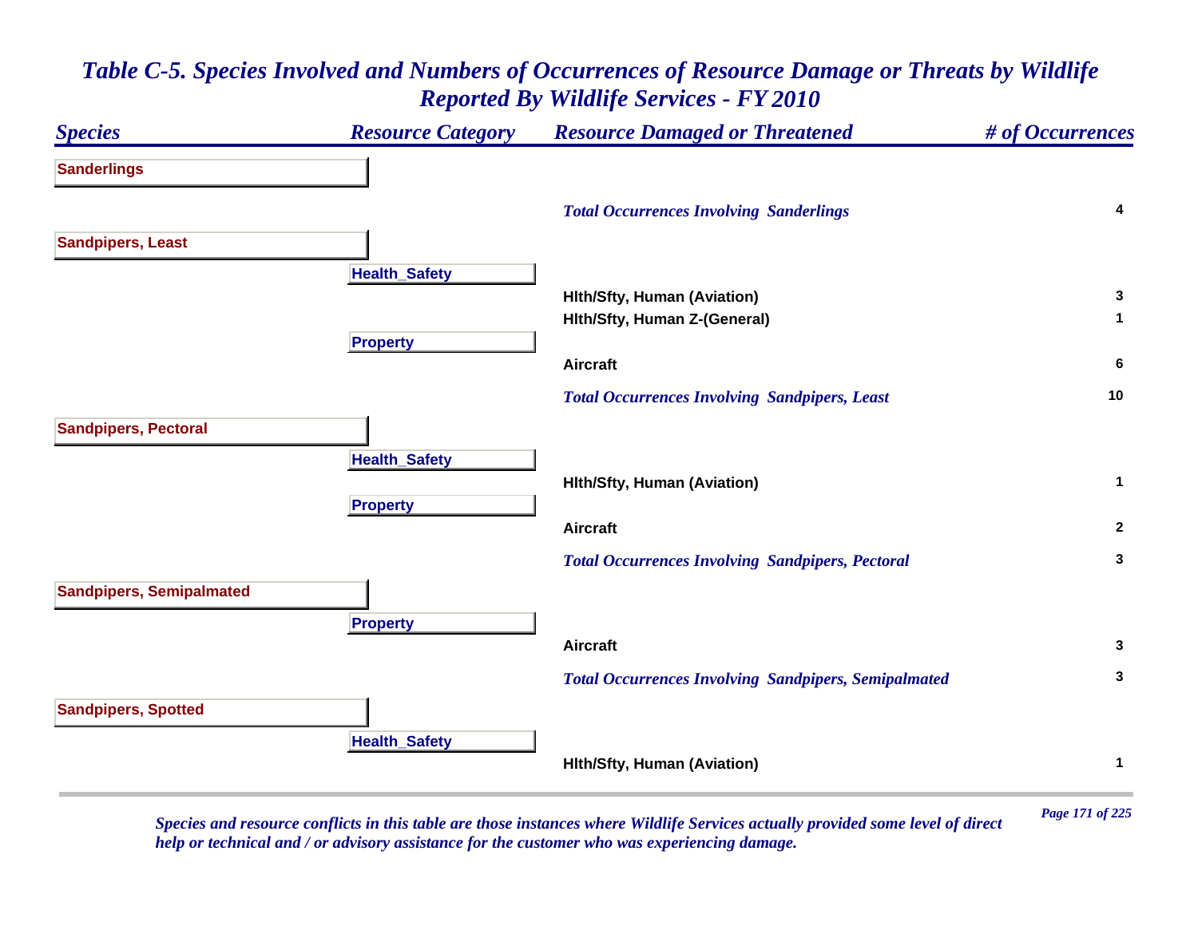## *Table C-5. Species Involved and Numbers of Occurrences of Resource Damage or Threats by Wildlife Reported By Wildlife Services - FY 2010*

| *Species* | *Resource Category* | *Resource Damaged or Threatened* | *# of Occurrences* |
|---|---|---|---|
| **Sanderlings** | | | |
| | | ***Total Occurrences Involving Sanderlings*** | **4** |
| **Sandpipers, Least** | | | |
| | **Health_Safety** | | |
| | | **Hlth/Sfty, Human (Aviation)** | **3** |
| | | **Hlth/Sfty, Human Z-(General)** | **1** |
| | **Property** | | |
| | | **Aircraft** | **6** |
| | | ***Total Occurrences Involving Sandpipers, Least*** | **10** |
| **Sandpipers, Pectoral** | | | |
| | **Health_Safety** | | |
| | | **Hlth/Sfty, Human (Aviation)** | **1** |
| | **Property** | | |
| | | **Aircraft** | **2** |
| | | ***Total Occurrences Involving Sandpipers, Pectoral*** | **3** |
| **Sandpipers, Semipalmated** | | | |
| | **Property** | | |
| | | **Aircraft** | **3** |
| | | ***Total Occurrences Involving Sandpipers, Semipalmated*** | **3** |
| **Sandpipers, Spotted** | | | |
| | **Health_Safety** | | |
| | | **Hlth/Sfty, Human (Aviation)** | **1** |

*Species and resource conflicts in this table are those instances where Wildlife Services actually provided some level of direct help or technical and / or advisory assistance for the customer who was experiencing damage.*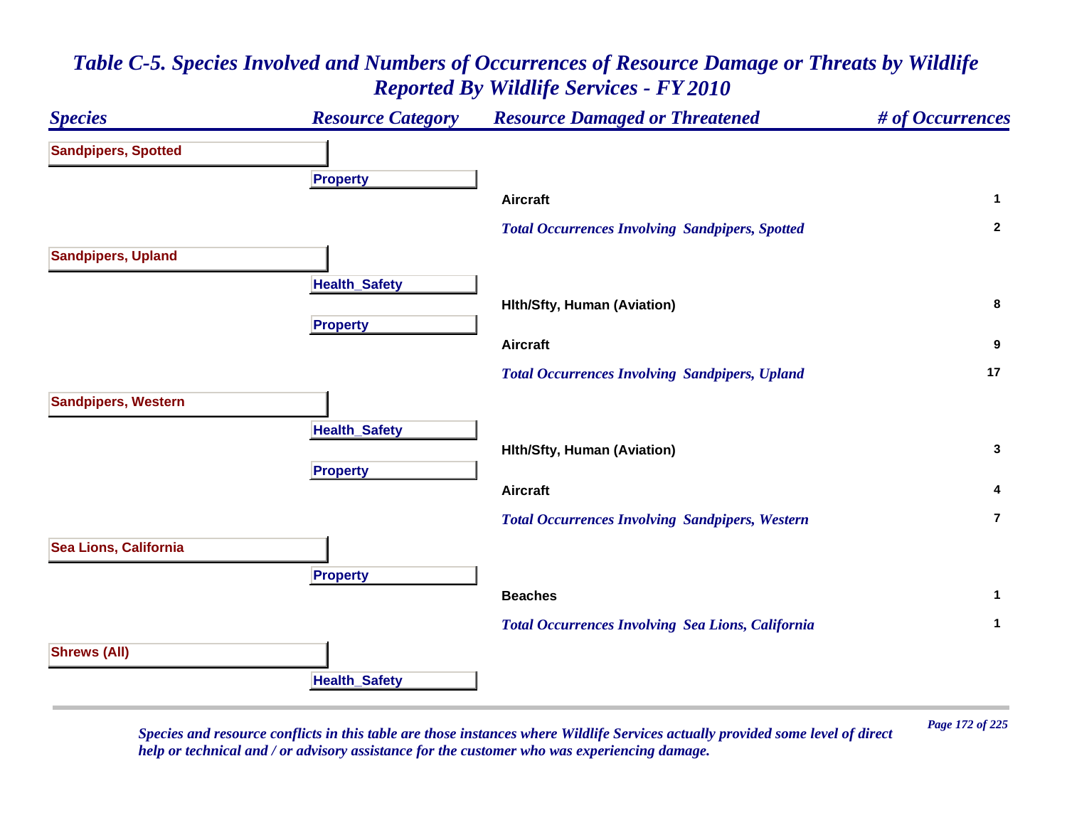# Table C-5. Species Involved and Numbers of Occurrences of Resource Damage or Threats by Wildlife Reported By Wildlife Services - FY 2010

| Species | Resource Category | Resource Damaged or Threatened | # of Occurrences |
|---|---|---|---|
| **Sandpipers, Spotted** | | | |
| | **Property** | | |
| | | **Aircraft** | **1** |
| | | ***Total Occurrences Involving Sandpipers, Spotted*** | **2** |
| **Sandpipers, Upland** | | | |
| | **Health_Safety** | | |
| | | **Hlth/Sfty, Human (Aviation)** | **8** |
| | **Property** | | |
| | | **Aircraft** | **9** |
| | | ***Total Occurrences Involving Sandpipers, Upland*** | **17** |
| **Sandpipers, Western** | | | |
| | **Health_Safety** | | |
| | | **Hlth/Sfty, Human (Aviation)** | **3** |
| | **Property** | | |
| | | **Aircraft** | **4** |
| | | ***Total Occurrences Involving Sandpipers, Western*** | **7** |
| **Sea Lions, California** | | | |
| | **Property** | | |
| | | **Beaches** | **1** |
| | | ***Total Occurrences Involving Sea Lions, California*** | **1** |
| **Shrews (All)** | | | |
| | **Health_Safety** | | |

*Species and resource conflicts in this table are those instances where Wildlife Services actually provided some level of direct help or technical and / or advisory assistance for the customer who was experiencing damage.*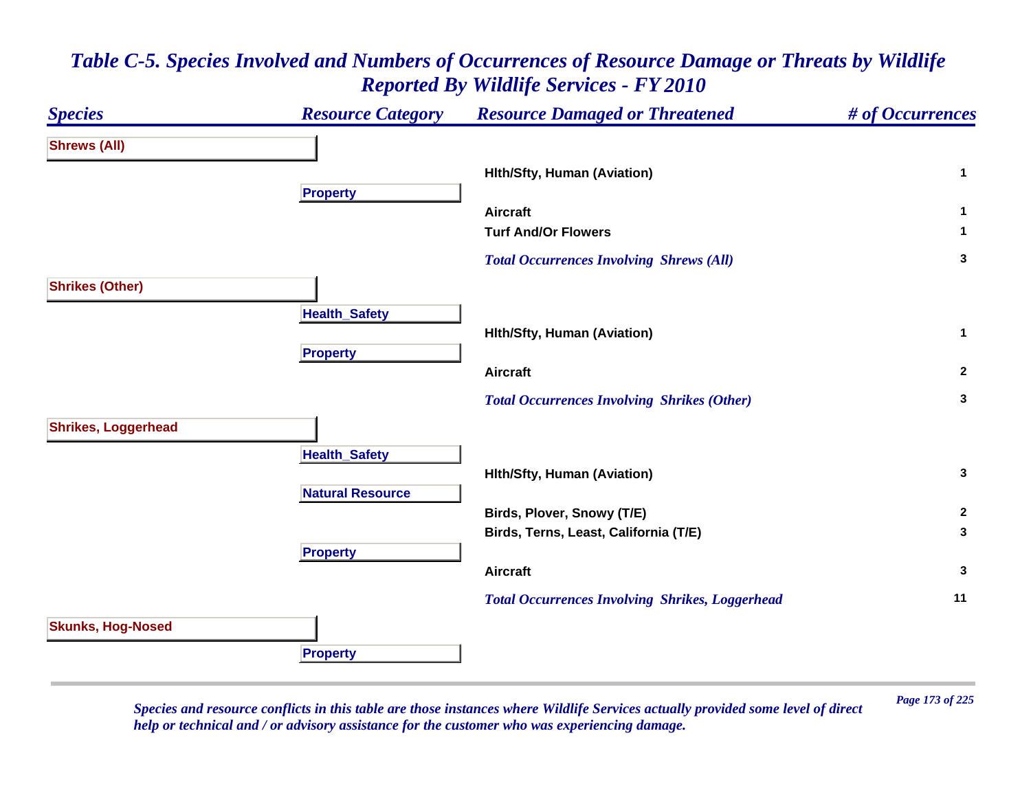# *Table C-5. Species Involved and Numbers of Occurrences of Resource Damage or Threats by Wildlife Reported By Wildlife Services - FY 2010*

| *Species* | *Resource Category* | *Resource Damaged or Threatened* | *# of Occurrences* |
|---|---|---|---|
| **Shrews (All)** | | | |
| | | **Hlth/Sfty, Human (Aviation)** | **1** |
| | **Property** | | |
| | | **Aircraft** | **1** |
| | | **Turf And/Or Flowers** | **1** |
| | | ***Total Occurrences Involving Shrews (All)*** | **3** |
| **Shrikes (Other)** | | | |
| | **Health_Safety** | | |
| | | **Hlth/Sfty, Human (Aviation)** | **1** |
| | **Property** | | |
| | | **Aircraft** | **2** |
| | | ***Total Occurrences Involving Shrikes (Other)*** | **3** |
| **Shrikes, Loggerhead** | | | |
| | **Health_Safety** | | |
| | | **Hlth/Sfty, Human (Aviation)** | **3** |
| | **Natural Resource** | | |
| | | **Birds, Plover, Snowy (T/E)** | **2** |
| | | **Birds, Terns, Least, California (T/E)** | **3** |
| | **Property** | | |
| | | **Aircraft** | **3** |
| | | ***Total Occurrences Involving Shrikes, Loggerhead*** | **11** |
| **Skunks, Hog-Nosed** | | | |
| | **Property** | | |

*Species and resource conflicts in this table are those instances where Wildlife Services actually provided some level of direct help or technical and / or advisory assistance for the customer who was experiencing damage.*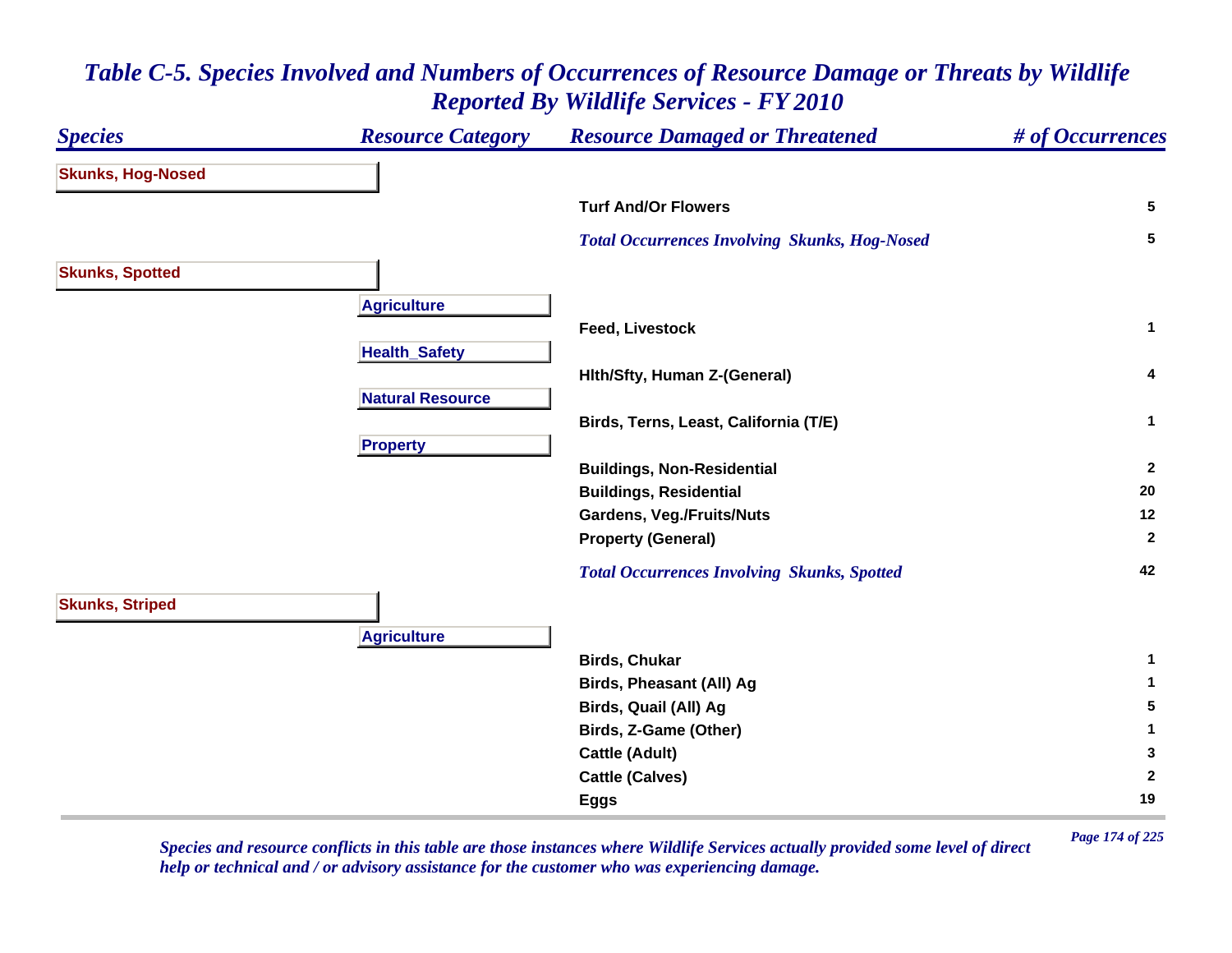## Table C-5. Species Involved and Numbers of Occurrences of Resource Damage or Threats by Wildlife Reported By Wildlife Services - FY 2010

| Species | Resource Category | Resource Damaged or Threatened | # of Occurrences |
|---|---|---|---|
| **Skunks, Hog-Nosed** | | | |
| | | Turf And/Or Flowers | 5 |
| | | *Total Occurrences Involving Skunks, Hog-Nosed* | 5 |
| **Skunks, Spotted** | | | |
| | **Agriculture** | | |
| | | Feed, Livestock | 1 |
| | **Health_Safety** | | |
| | | Hlth/Sfty, Human Z-(General) | 4 |
| | **Natural Resource** | | |
| | | Birds, Terns, Least, California (T/E) | 1 |
| | **Property** | | |
| | | Buildings, Non-Residential | 2 |
| | | Buildings, Residential | 20 |
| | | Gardens, Veg./Fruits/Nuts | 12 |
| | | Property (General) | 2 |
| | | *Total Occurrences Involving Skunks, Spotted* | 42 |
| **Skunks, Striped** | | | |
| | **Agriculture** | | |
| | | Birds, Chukar | 1 |
| | | Birds, Pheasant (All) Ag | 1 |
| | | Birds, Quail (All) Ag | 5 |
| | | Birds, Z-Game (Other) | 1 |
| | | Cattle (Adult) | 3 |
| | | Cattle (Calves) | 2 |
| | | Eggs | 19 |

*Species and resource conflicts in this table are those instances where Wildlife Services actually provided some level of direct help or technical and / or advisory assistance for the customer who was experiencing damage.*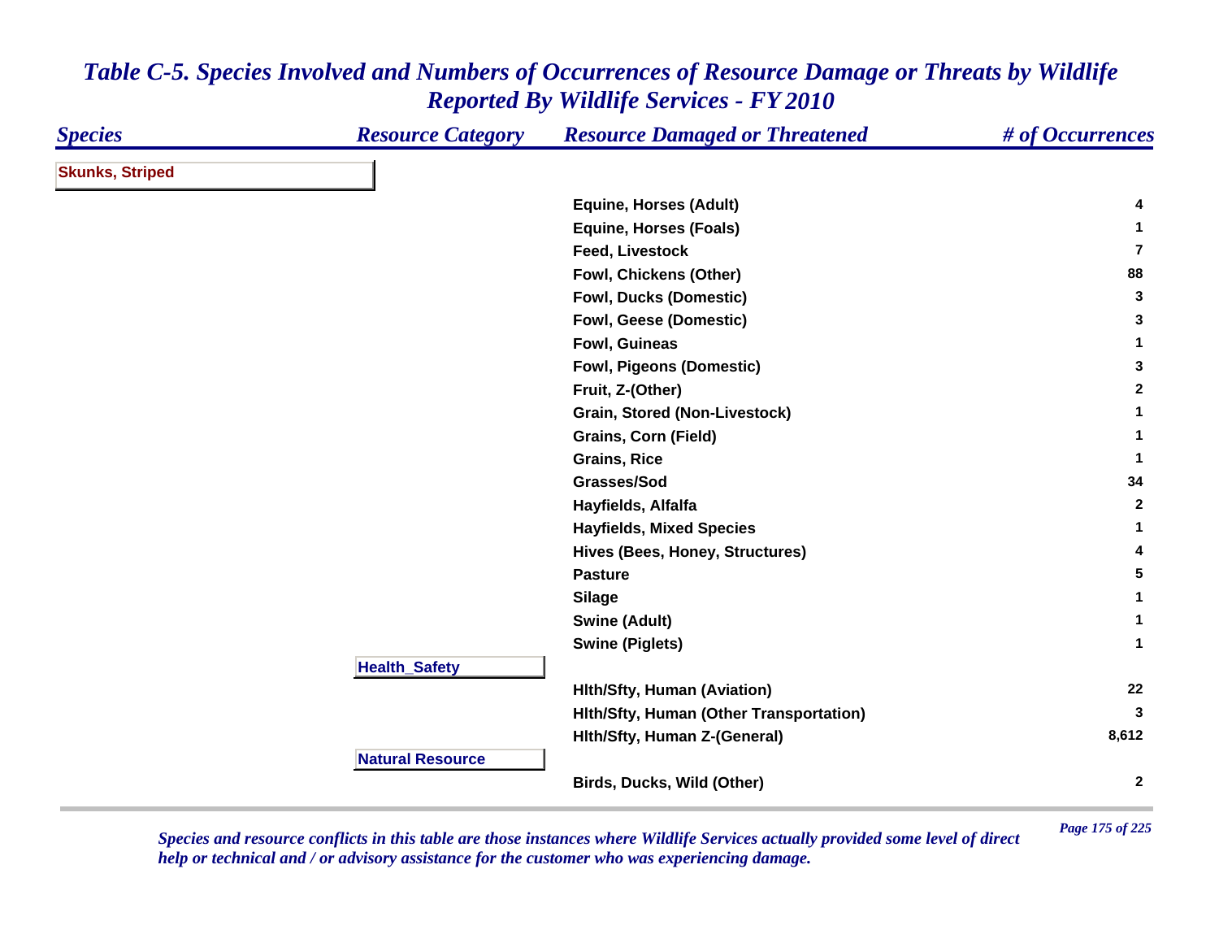# *Table C-5. Species Involved and Numbers of Occurrences of Resource Damage or Threats by Wildlife Reported By Wildlife Services - FY 2010*

| Species | Resource Category | Resource Damaged or Threatened | # of Occurrences |
|---|---|---|---|
| **Skunks, Striped** | | | |
| | | Equine, Horses (Adult) | 4 |
| | | Equine, Horses (Foals) | 1 |
| | | Feed, Livestock | 7 |
| | | Fowl, Chickens (Other) | 88 |
| | | Fowl, Ducks (Domestic) | 3 |
| | | Fowl, Geese (Domestic) | 3 |
| | | Fowl, Guineas | 1 |
| | | Fowl, Pigeons (Domestic) | 3 |
| | | Fruit, Z-(Other) | 2 |
| | | Grain, Stored (Non-Livestock) | 1 |
| | | Grains, Corn (Field) | 1 |
| | | Grains, Rice | 1 |
| | | Grasses/Sod | 34 |
| | | Hayfields, Alfalfa | 2 |
| | | Hayfields, Mixed Species | 1 |
| | | Hives (Bees, Honey, Structures) | 4 |
| | | Pasture | 5 |
| | | Silage | 1 |
| | | Swine (Adult) | 1 |
| | | Swine (Piglets) | 1 |
| | **Health_Safety** | | |
| | | Hlth/Sfty, Human (Aviation) | 22 |
| | | Hlth/Sfty, Human (Other Transportation) | 3 |
| | | Hlth/Sfty, Human Z-(General) | 8,612 |
| | **Natural Resource** | | |
| | | Birds, Ducks, Wild (Other) | 2 |

*Species and resource conflicts in this table are those instances where Wildlife Services actually provided some level of direct help or technical and / or advisory assistance for the customer who was experiencing damage.*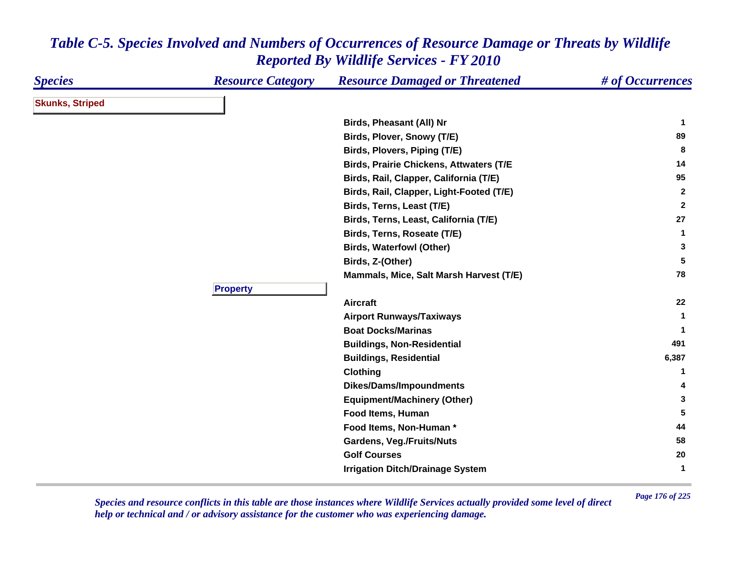# Table C-5. Species Involved and Numbers of Occurrences of Resource Damage or Threats by Wildlife Reported By Wildlife Services - FY 2010

| Species | Resource Category | Resource Damaged or Threatened | # of Occurrences |
|---|---|---|---|
| **Skunks, Striped** | | | |
| | | Birds, Pheasant (All) Nr | 1 |
| | | Birds, Plover, Snowy (T/E) | 89 |
| | | Birds, Plovers, Piping (T/E) | 8 |
| | | Birds, Prairie Chickens, Attwaters (T/E | 14 |
| | | Birds, Rail, Clapper, California (T/E) | 95 |
| | | Birds, Rail, Clapper, Light-Footed (T/E) | 2 |
| | | Birds, Terns, Least (T/E) | 2 |
| | | Birds, Terns, Least, California (T/E) | 27 |
| | | Birds, Terns, Roseate (T/E) | 1 |
| | | Birds, Waterfowl (Other) | 3 |
| | | Birds, Z-(Other) | 5 |
| | | Mammals, Mice, Salt Marsh Harvest (T/E) | 78 |
| | **Property** | | |
| | | Aircraft | 22 |
| | | Airport Runways/Taxiways | 1 |
| | | Boat Docks/Marinas | 1 |
| | | Buildings, Non-Residential | 491 |
| | | Buildings, Residential | 6,387 |
| | | Clothing | 1 |
| | | Dikes/Dams/Impoundments | 4 |
| | | Equipment/Machinery (Other) | 3 |
| | | Food Items, Human | 5 |
| | | Food Items, Non-Human * | 44 |
| | | Gardens, Veg./Fruits/Nuts | 58 |
| | | Golf Courses | 20 |
| | | Irrigation Ditch/Drainage System | 1 |

*Species and resource conflicts in this table are those instances where Wildlife Services actually provided some level of direct help or technical and / or advisory assistance for the customer who was experiencing damage.*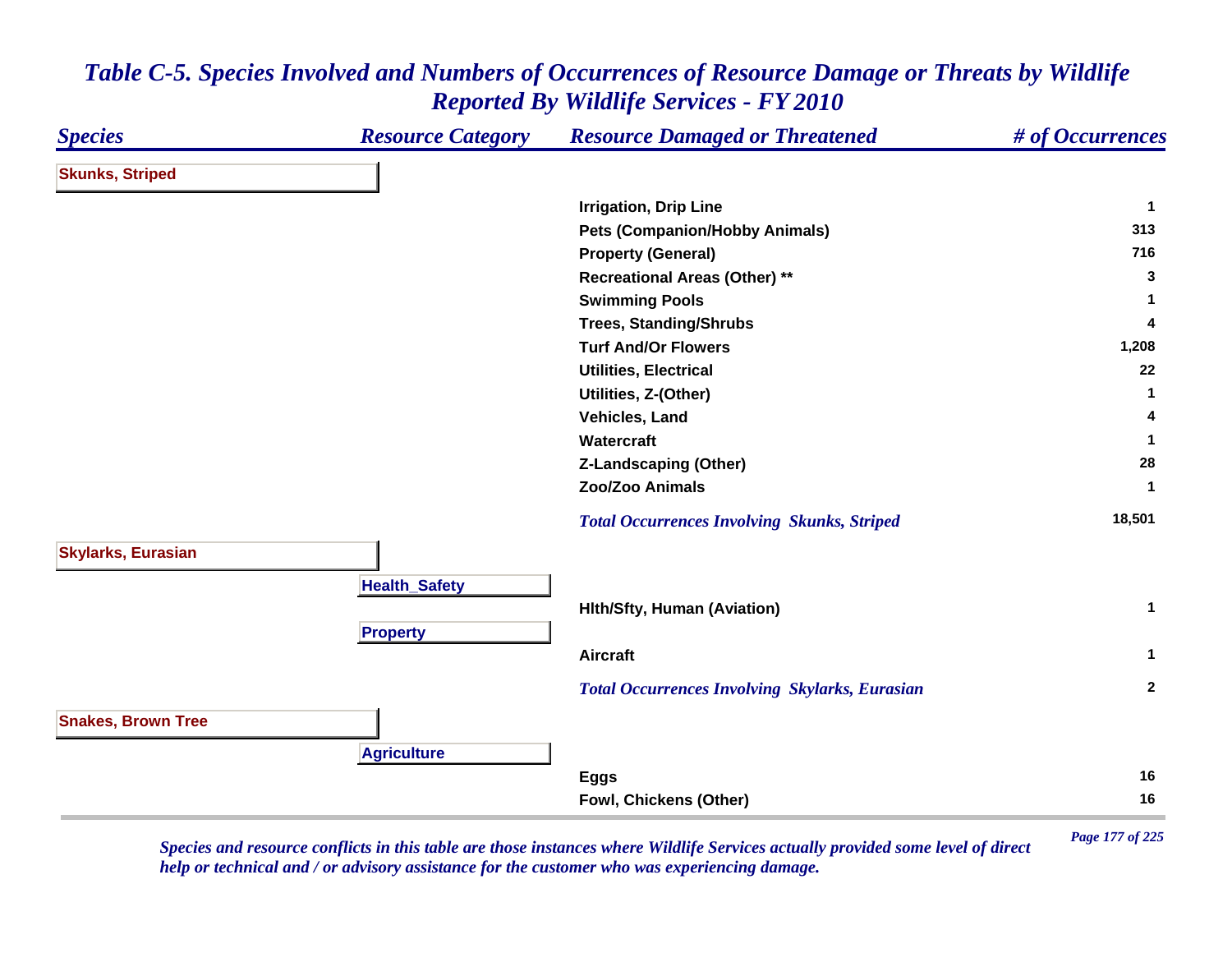# Table C-5. Species Involved and Numbers of Occurrences of Resource Damage or Threats by Wildlife Reported By Wildlife Services - FY 2010

| Species | Resource Category | Resource Damaged or Threatened | # of Occurrences |
|---|---|---|---|
| **Skunks, Striped** | | | |
| | | Irrigation, Drip Line | 1 |
| | | Pets (Companion/Hobby Animals) | 313 |
| | | Property (General) | 716 |
| | | Recreational Areas (Other) ** | 3 |
| | | Swimming Pools | 1 |
| | | Trees, Standing/Shrubs | 4 |
| | | Turf And/Or Flowers | 1,208 |
| | | Utilities, Electrical | 22 |
| | | Utilities, Z-(Other) | 1 |
| | | Vehicles, Land | 4 |
| | | Watercraft | 1 |
| | | Z-Landscaping (Other) | 28 |
| | | Zoo/Zoo Animals | 1 |
| | | *Total Occurrences Involving Skunks, Striped* | 18,501 |
| **Skylarks, Eurasian** | | | |
| | **Health_Safety** | | |
| | | Hlth/Sfty, Human (Aviation) | 1 |
| | **Property** | | |
| | | Aircraft | 1 |
| | | *Total Occurrences Involving Skylarks, Eurasian* | 2 |
| **Snakes, Brown Tree** | | | |
| | **Agriculture** | | |
| | | Eggs | 16 |
| | | Fowl, Chickens (Other) | 16 |

*Species and resource conflicts in this table are those instances where Wildlife Services actually provided some level of direct help or technical and / or advisory assistance for the customer who was experiencing damage.*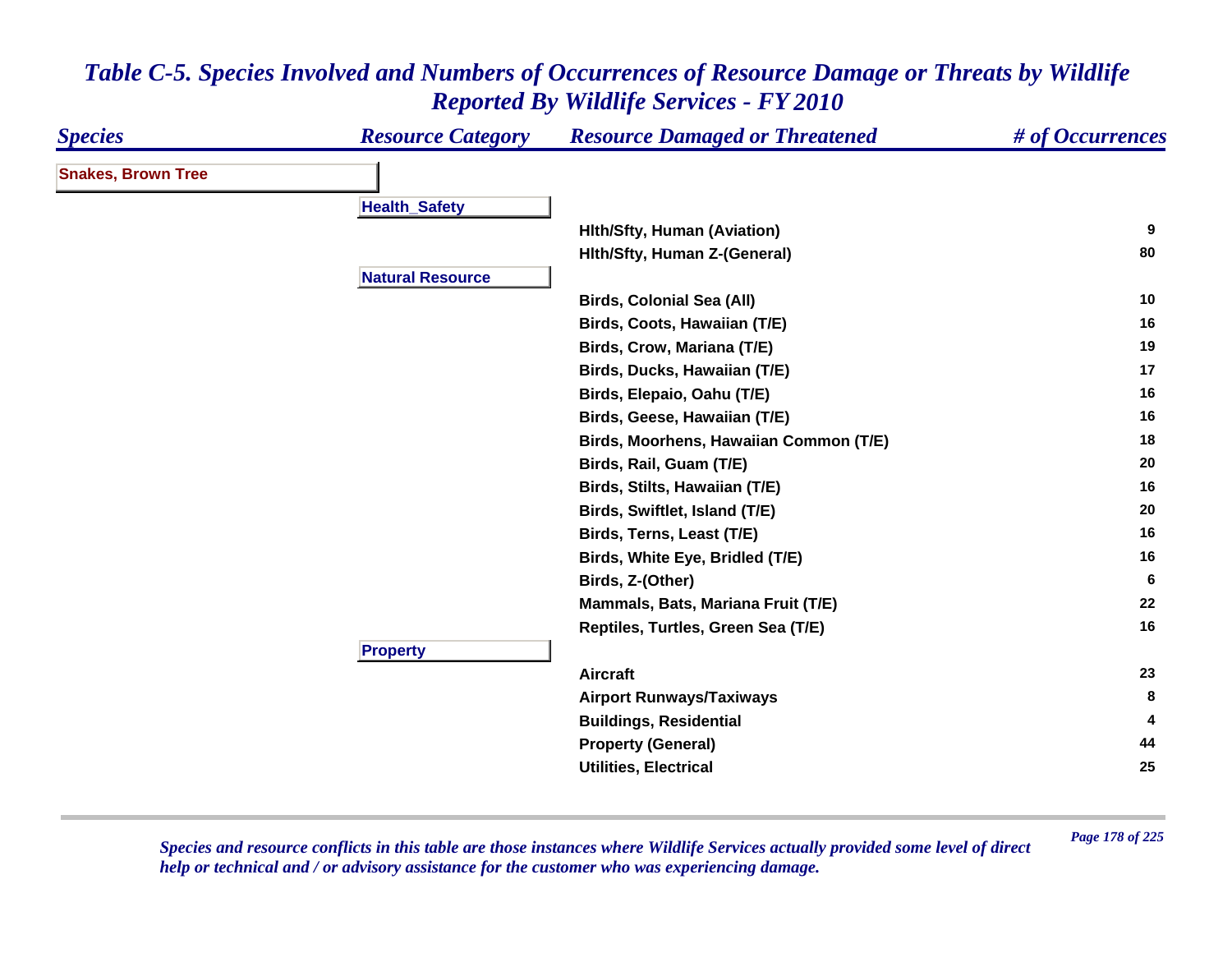# *Table C-5. Species Involved and Numbers of Occurrences of Resource Damage or Threats by Wildlife Reported By Wildlife Services - FY 2010*

| *Species* | *Resource Category* | *Resource Damaged or Threatened* | *# of Occurrences* |
|---|---|---|---|
| **Snakes, Brown Tree** | | | |
| | **Health_Safety** | | |
| | | **Hlth/Sfty, Human (Aviation)** | **9** |
| | | **Hlth/Sfty, Human Z-(General)** | **80** |
| | **Natural Resource** | | |
| | | **Birds, Colonial Sea (All)** | **10** |
| | | **Birds, Coots, Hawaiian (T/E)** | **16** |
| | | **Birds, Crow, Mariana (T/E)** | **19** |
| | | **Birds, Ducks, Hawaiian (T/E)** | **17** |
| | | **Birds, Elepaio, Oahu (T/E)** | **16** |
| | | **Birds, Geese, Hawaiian (T/E)** | **16** |
| | | **Birds, Moorhens, Hawaiian Common (T/E)** | **18** |
| | | **Birds, Rail, Guam (T/E)** | **20** |
| | | **Birds, Stilts, Hawaiian (T/E)** | **16** |
| | | **Birds, Swiftlet, Island (T/E)** | **20** |
| | | **Birds, Terns, Least (T/E)** | **16** |
| | | **Birds, White Eye, Bridled (T/E)** | **16** |
| | | **Birds, Z-(Other)** | **6** |
| | | **Mammals, Bats, Mariana Fruit (T/E)** | **22** |
| | | **Reptiles, Turtles, Green Sea (T/E)** | **16** |
| | **Property** | | |
| | | **Aircraft** | **23** |
| | | **Airport Runways/Taxiways** | **8** |
| | | **Buildings, Residential** | **4** |
| | | **Property (General)** | **44** |
| | | **Utilities, Electrical** | **25** |

*Species and resource conflicts in this table are those instances where Wildlife Services actually provided some level of direct help or technical and / or advisory assistance for the customer who was experiencing damage.*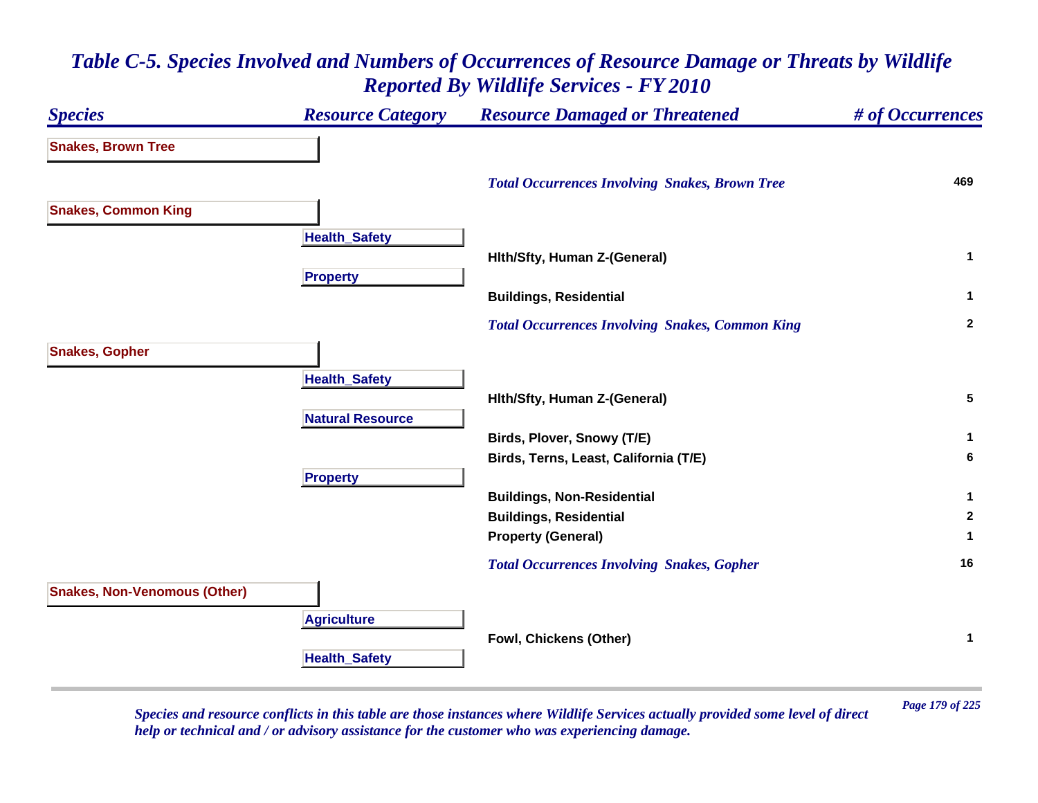# Table C-5. Species Involved and Numbers of Occurrences of Resource Damage or Threats by Wildlife Reported By Wildlife Services - FY 2010

| Species | Resource Category | Resource Damaged or Threatened | # of Occurrences |
|---|---|---|---|
| **Snakes, Brown Tree** | | | |
| | | *Total Occurrences Involving Snakes, Brown Tree* | 469 |
| **Snakes, Common King** | | | |
| | **Health_Safety** | | |
| | | Hlth/Sfty, Human Z-(General) | 1 |
| | **Property** | | |
| | | Buildings, Residential | 1 |
| | | *Total Occurrences Involving Snakes, Common King* | 2 |
| **Snakes, Gopher** | | | |
| | **Health_Safety** | | |
| | | Hlth/Sfty, Human Z-(General) | 5 |
| | **Natural Resource** | | |
| | | Birds, Plover, Snowy (T/E) | 1 |
| | | Birds, Terns, Least, California (T/E) | 6 |
| | **Property** | | |
| | | Buildings, Non-Residential | 1 |
| | | Buildings, Residential | 2 |
| | | Property (General) | 1 |
| | | *Total Occurrences Involving Snakes, Gopher* | 16 |
| **Snakes, Non-Venomous (Other)** | | | |
| | **Agriculture** | | |
| | | Fowl, Chickens (Other) | 1 |
| | **Health_Safety** | | |

*Species and resource conflicts in this table are those instances where Wildlife Services actually provided some level of direct help or technical and / or advisory assistance for the customer who was experiencing damage.*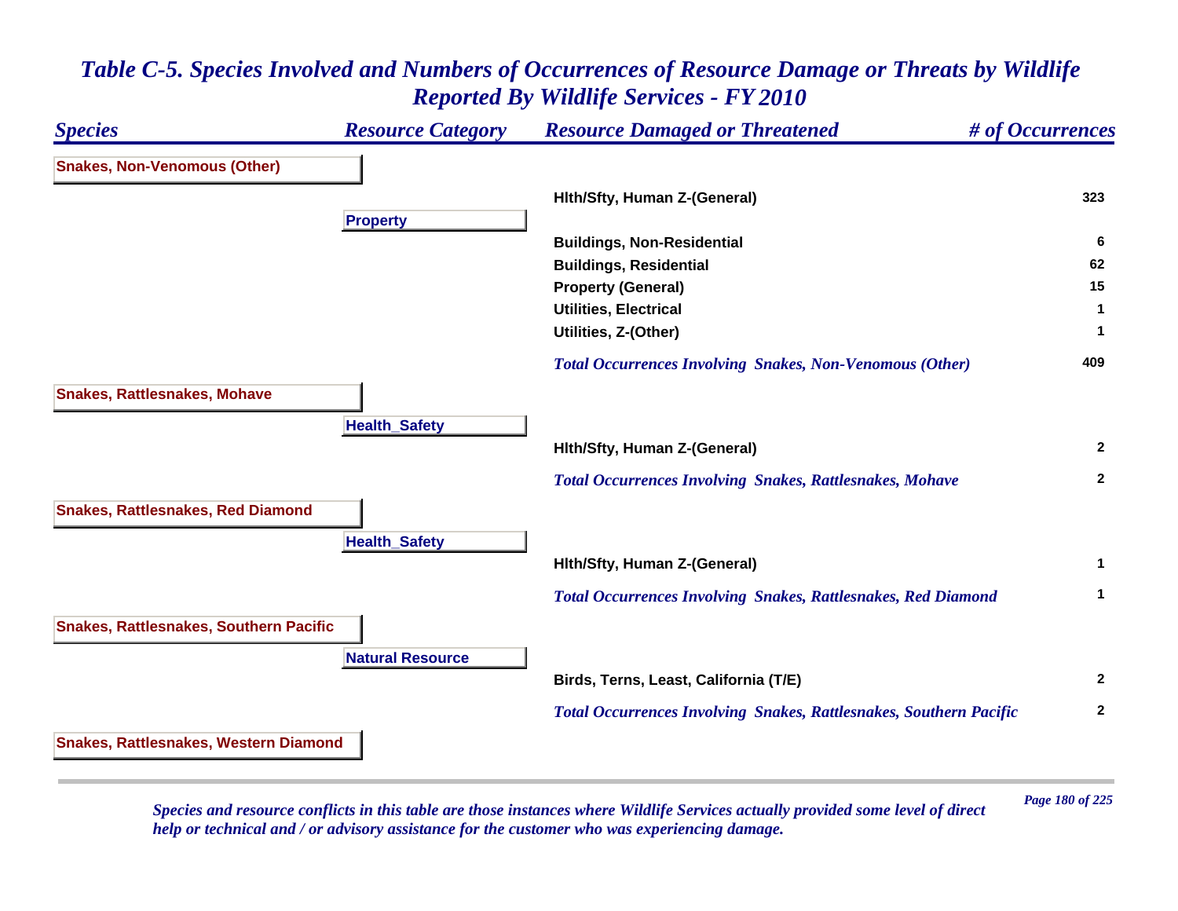# Table C-5. Species Involved and Numbers of Occurrences of Resource Damage or Threats by Wildlife Reported By Wildlife Services - FY 2010

| Species | Resource Category | Resource Damaged or Threatened | # of Occurrences |
|---|---|---|---|
| **Snakes, Non-Venomous (Other)** | | | |
| | | Hlth/Sfty, Human Z-(General) | 323 |
| | **Property** | | |
| | | Buildings, Non-Residential | 6 |
| | | Buildings, Residential | 62 |
| | | Property (General) | 15 |
| | | Utilities, Electrical | 1 |
| | | Utilities, Z-(Other) | 1 |
| | | *Total Occurrences Involving Snakes, Non-Venomous (Other)* | 409 |
| **Snakes, Rattlesnakes, Mohave** | | | |
| | **Health_Safety** | | |
| | | Hlth/Sfty, Human Z-(General) | 2 |
| | | *Total Occurrences Involving Snakes, Rattlesnakes, Mohave* | 2 |
| **Snakes, Rattlesnakes, Red Diamond** | | | |
| | **Health_Safety** | | |
| | | Hlth/Sfty, Human Z-(General) | 1 |
| | | *Total Occurrences Involving Snakes, Rattlesnakes, Red Diamond* | 1 |
| **Snakes, Rattlesnakes, Southern Pacific** | | | |
| | **Natural Resource** | | |
| | | Birds, Terns, Least, California (T/E) | 2 |
| | | *Total Occurrences Involving Snakes, Rattlesnakes, Southern Pacific* | 2 |
| **Snakes, Rattlesnakes, Western Diamond** | | | |

*Species and resource conflicts in this table are those instances where Wildlife Services actually provided some level of direct help or technical and / or advisory assistance for the customer who was experiencing damage.*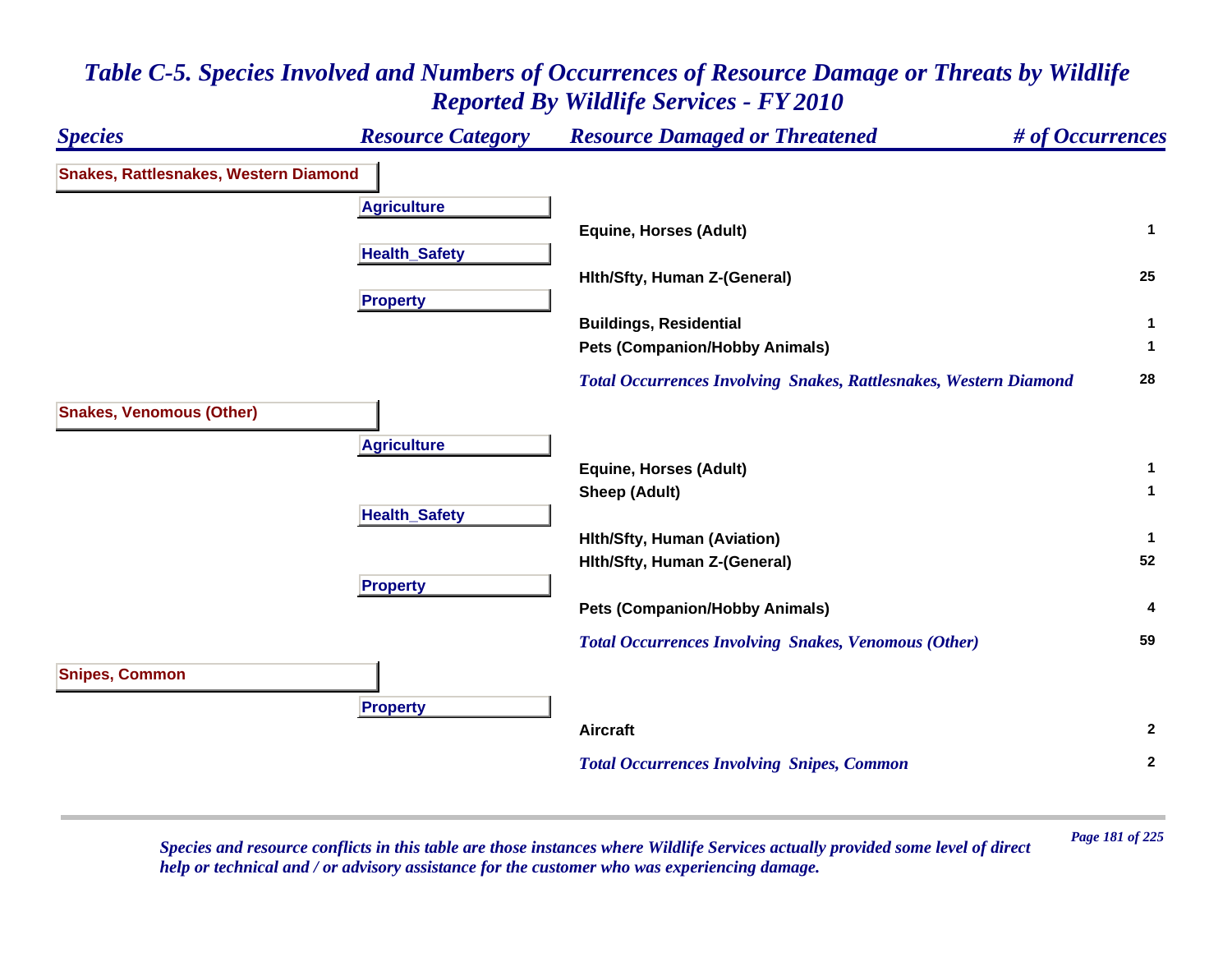# *Table C-5. Species Involved and Numbers of Occurrences of Resource Damage or Threats by Wildlife Reported By Wildlife Services - FY 2010*

| *Species* | *Resource Category* | *Resource Damaged or Threatened* | *# of Occurrences* |
|---|---|---|---|
| **Snakes, Rattlesnakes, Western Diamond** | | | |
| | **Agriculture** | | |
| | | **Equine, Horses (Adult)** | **1** |
| | **Health_Safety** | | |
| | | **Hlth/Sfty, Human Z-(General)** | **25** |
| | **Property** | | |
| | | **Buildings, Residential** | **1** |
| | | **Pets (Companion/Hobby Animals)** | **1** |
| | | ***Total Occurrences Involving Snakes, Rattlesnakes, Western Diamond*** | **28** |
| **Snakes, Venomous (Other)** | | | |
| | **Agriculture** | | |
| | | **Equine, Horses (Adult)** | **1** |
| | | **Sheep (Adult)** | **1** |
| | **Health_Safety** | | |
| | | **Hlth/Sfty, Human (Aviation)** | **1** |
| | | **Hlth/Sfty, Human Z-(General)** | **52** |
| | **Property** | | |
| | | **Pets (Companion/Hobby Animals)** | **4** |
| | | ***Total Occurrences Involving Snakes, Venomous (Other)*** | **59** |
| **Snipes, Common** | | | |
| | **Property** | | |
| | | **Aircraft** | **2** |
| | | ***Total Occurrences Involving Snipes, Common*** | **2** |

*Species and resource conflicts in this table are those instances where Wildlife Services actually provided some level of direct help or technical and / or advisory assistance for the customer who was experiencing damage.*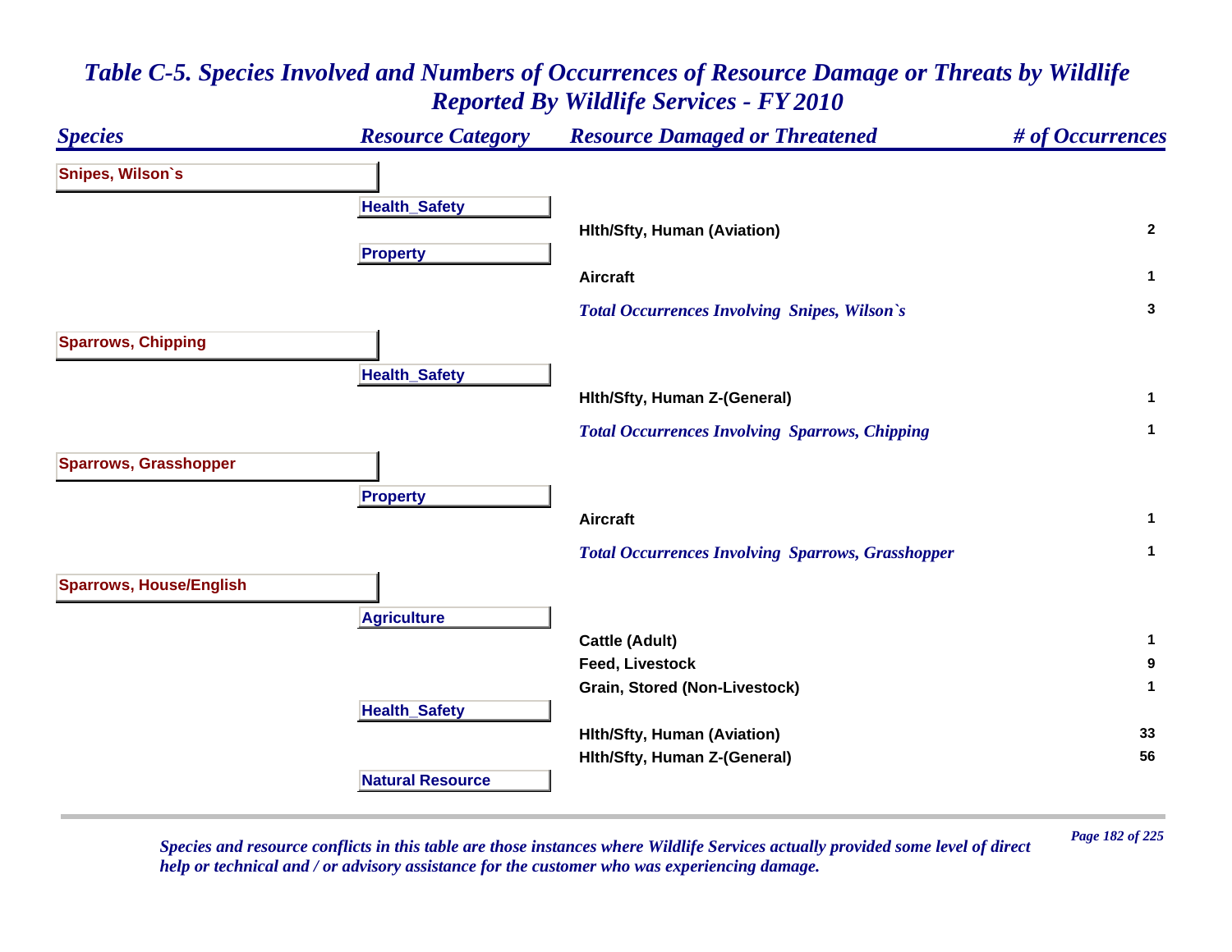# *Table C-5. Species Involved and Numbers of Occurrences of Resource Damage or Threats by Wildlife Reported By Wildlife Services - FY 2010*

| *Species* | *Resource Category* | *Resource Damaged or Threatened* | *# of Occurrences* |
|---|---|---|---|
| **Snipes, Wilson`s** | | | |
| | **Health_Safety** | | |
| | | **Hlth/Sfty, Human (Aviation)** | **2** |
| | **Property** | | |
| | | **Aircraft** | **1** |
| | | ***Total Occurrences Involving Snipes, Wilson`s*** | **3** |
| **Sparrows, Chipping** | | | |
| | **Health_Safety** | | |
| | | **Hlth/Sfty, Human Z-(General)** | **1** |
| | | ***Total Occurrences Involving Sparrows, Chipping*** | **1** |
| **Sparrows, Grasshopper** | | | |
| | **Property** | | |
| | | **Aircraft** | **1** |
| | | ***Total Occurrences Involving Sparrows, Grasshopper*** | **1** |
| **Sparrows, House/English** | | | |
| | **Agriculture** | | |
| | | **Cattle (Adult)** | **1** |
| | | **Feed, Livestock** | **9** |
| | | **Grain, Stored (Non-Livestock)** | **1** |
| | **Health_Safety** | | |
| | | **Hlth/Sfty, Human (Aviation)** | **33** |
| | | **Hlth/Sfty, Human Z-(General)** | **56** |
| | **Natural Resource** | | |

*Species and resource conflicts in this table are those instances where Wildlife Services actually provided some level of direct help or technical and / or advisory assistance for the customer who was experiencing damage.*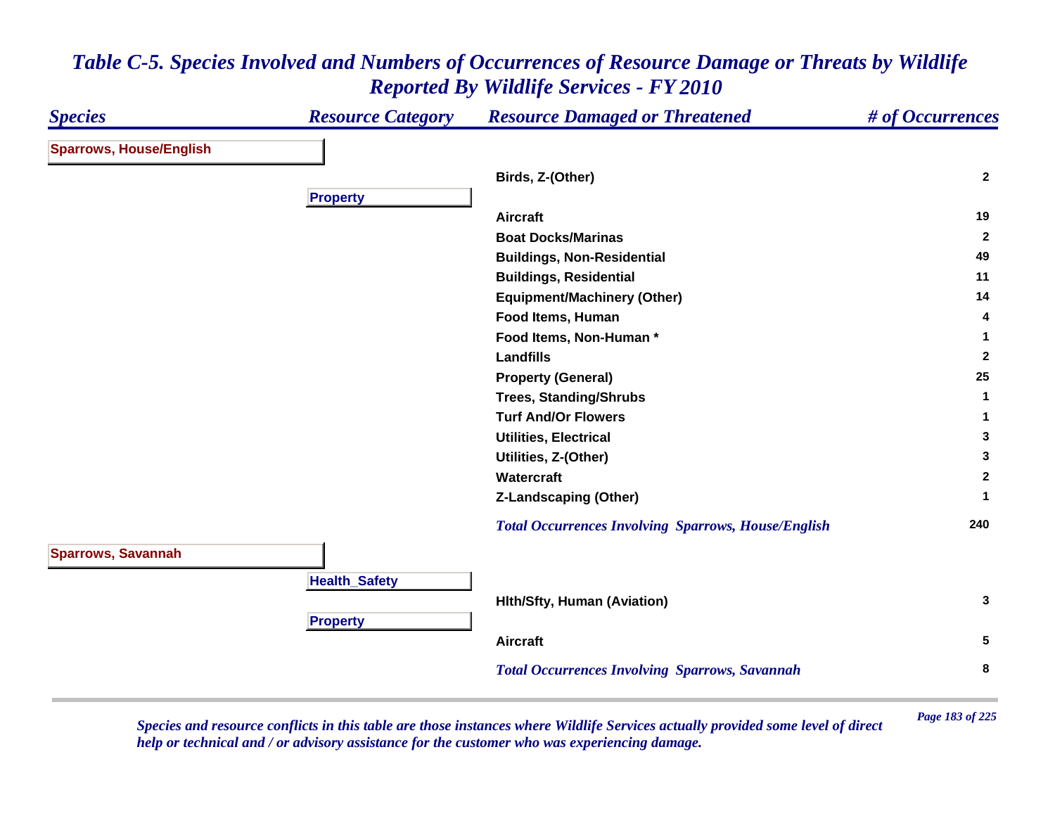# Table C-5. Species Involved and Numbers of Occurrences of Resource Damage or Threats by Wildlife Reported By Wildlife Services - FY 2010

| Species | Resource Category | Resource Damaged or Threatened | # of Occurrences |
|---|---|---|---|
| **Sparrows, House/English** | | | |
| | | Birds, Z-(Other) | 2 |
| | **Property** | | |
| | | Aircraft | 19 |
| | | Boat Docks/Marinas | 2 |
| | | Buildings, Non-Residential | 49 |
| | | Buildings, Residential | 11 |
| | | Equipment/Machinery (Other) | 14 |
| | | Food Items, Human | 4 |
| | | Food Items, Non-Human * | 1 |
| | | Landfills | 2 |
| | | Property (General) | 25 |
| | | Trees, Standing/Shrubs | 1 |
| | | Turf And/Or Flowers | 1 |
| | | Utilities, Electrical | 3 |
| | | Utilities, Z-(Other) | 3 |
| | | Watercraft | 2 |
| | | Z-Landscaping (Other) | 1 |
| | | *Total Occurrences Involving Sparrows, House/English* | 240 |
| **Sparrows, Savannah** | | | |
| | **Health_Safety** | | |
| | | Hlth/Sfty, Human (Aviation) | 3 |
| | **Property** | | |
| | | Aircraft | 5 |
| | | *Total Occurrences Involving Sparrows, Savannah* | 8 |

*Species and resource conflicts in this table are those instances where Wildlife Services actually provided some level of direct help or technical and / or advisory assistance for the customer who was experiencing damage.*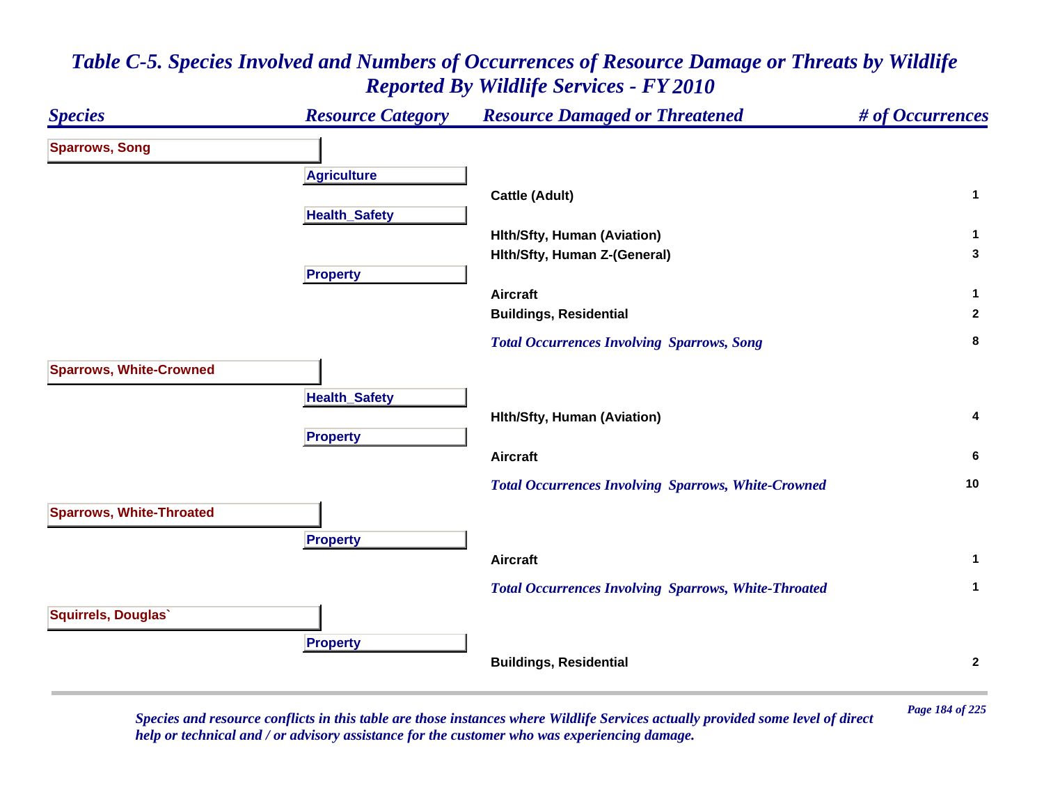# Table C-5. Species Involved and Numbers of Occurrences of Resource Damage or Threats by Wildlife Reported By Wildlife Services - FY 2010

| Species | Resource Category | Resource Damaged or Threatened | # of Occurrences |
|---|---|---|---|
| **Sparrows, Song** | | | |
| | **Agriculture** | | |
| | | Cattle (Adult) | 1 |
| | **Health_Safety** | | |
| | | Hlth/Sfty, Human (Aviation) | 1 |
| | | Hlth/Sfty, Human Z-(General) | 3 |
| | **Property** | | |
| | | Aircraft | 1 |
| | | Buildings, Residential | 2 |
| | | *Total Occurrences Involving Sparrows, Song* | 8 |
| **Sparrows, White-Crowned** | | | |
| | **Health_Safety** | | |
| | | Hlth/Sfty, Human (Aviation) | 4 |
| | **Property** | | |
| | | Aircraft | 6 |
| | | *Total Occurrences Involving Sparrows, White-Crowned* | 10 |
| **Sparrows, White-Throated** | | | |
| | **Property** | | |
| | | Aircraft | 1 |
| | | *Total Occurrences Involving Sparrows, White-Throated* | 1 |
| **Squirrels, Douglas`** | | | |
| | **Property** | | |
| | | Buildings, Residential | 2 |

*Species and resource conflicts in this table are those instances where Wildlife Services actually provided some level of direct help or technical and / or advisory assistance for the customer who was experiencing damage.*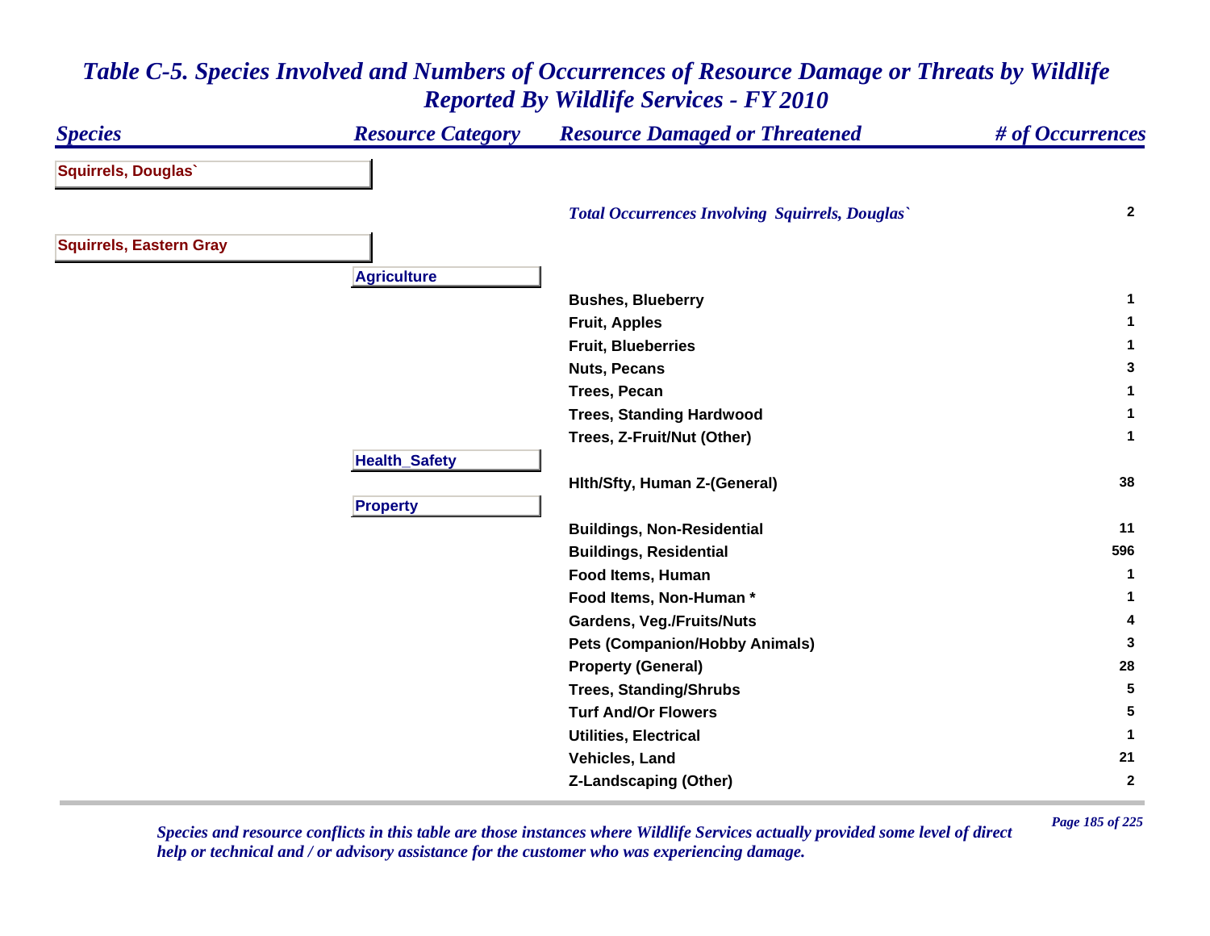# *Table C-5. Species Involved and Numbers of Occurrences of Resource Damage or Threats by Wildlife Reported By Wildlife Services - FY 2010*

| *Species* | *Resource Category* | *Resource Damaged or Threatened* | *# of Occurrences* |
|---|---|---|---|
| **Squirrels, Douglas`** | | | |
| | | ***Total Occurrences Involving Squirrels, Douglas`*** | **2** |
| **Squirrels, Eastern Gray** | | | |
| | **Agriculture** | | |
| | | **Bushes, Blueberry** | **1** |
| | | **Fruit, Apples** | **1** |
| | | **Fruit, Blueberries** | **1** |
| | | **Nuts, Pecans** | **3** |
| | | **Trees, Pecan** | **1** |
| | | **Trees, Standing Hardwood** | **1** |
| | | **Trees, Z-Fruit/Nut (Other)** | **1** |
| | **Health_Safety** | | |
| | | **Hlth/Sfty, Human Z-(General)** | **38** |
| | **Property** | | |
| | | **Buildings, Non-Residential** | **11** |
| | | **Buildings, Residential** | **596** |
| | | **Food Items, Human** | **1** |
| | | **Food Items, Non-Human *** | **1** |
| | | **Gardens, Veg./Fruits/Nuts** | **4** |
| | | **Pets (Companion/Hobby Animals)** | **3** |
| | | **Property (General)** | **28** |
| | | **Trees, Standing/Shrubs** | **5** |
| | | **Turf And/Or Flowers** | **5** |
| | | **Utilities, Electrical** | **1** |
| | | **Vehicles, Land** | **21** |
| | | **Z-Landscaping (Other)** | **2** |

*Species and resource conflicts in this table are those instances where Wildlife Services actually provided some level of direct help or technical and / or advisory assistance for the customer who was experiencing damage.*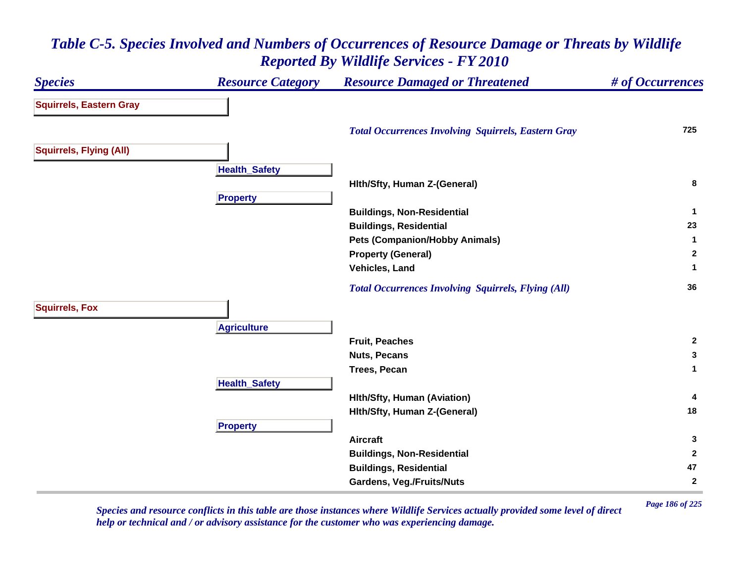# Table C-5. Species Involved and Numbers of Occurrences of Resource Damage or Threats by Wildlife Reported By Wildlife Services - FY 2010

| Species | Resource Category | Resource Damaged or Threatened | # of Occurrences |
|---|---|---|---|
| **Squirrels, Eastern Gray** | | | |
| | | *Total Occurrences Involving Squirrels, Eastern Gray* | 725 |
| **Squirrels, Flying (All)** | | | |
| | **Health_Safety** | | |
| | | Hlth/Sfty, Human Z-(General) | 8 |
| | **Property** | | |
| | | Buildings, Non-Residential | 1 |
| | | Buildings, Residential | 23 |
| | | Pets (Companion/Hobby Animals) | 1 |
| | | Property (General) | 2 |
| | | Vehicles, Land | 1 |
| | | *Total Occurrences Involving Squirrels, Flying (All)* | 36 |
| **Squirrels, Fox** | | | |
| | **Agriculture** | | |
| | | Fruit, Peaches | 2 |
| | | Nuts, Pecans | 3 |
| | | Trees, Pecan | 1 |
| | **Health_Safety** | | |
| | | Hlth/Sfty, Human (Aviation) | 4 |
| | | Hlth/Sfty, Human Z-(General) | 18 |
| | **Property** | | |
| | | Aircraft | 3 |
| | | Buildings, Non-Residential | 2 |
| | | Buildings, Residential | 47 |
| | | Gardens, Veg./Fruits/Nuts | 2 |

*Species and resource conflicts in this table are those instances where Wildlife Services actually provided some level of direct help or technical and / or advisory assistance for the customer who was experiencing damage.*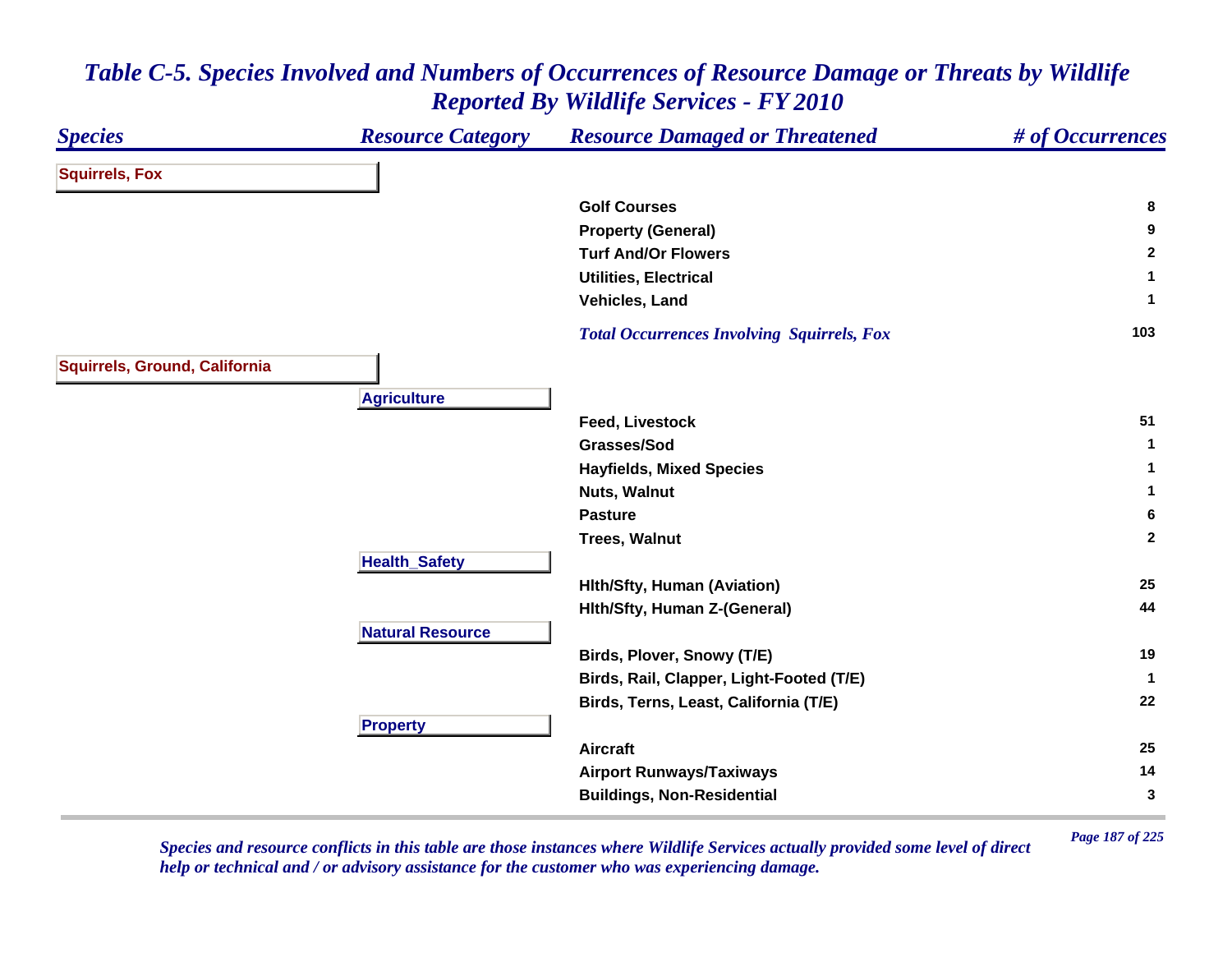# *Table C-5. Species Involved and Numbers of Occurrences of Resource Damage or Threats by Wildlife Reported By Wildlife Services - FY 2010*

| *Species* | *Resource Category* | *Resource Damaged or Threatened* | *# of Occurrences* |
|---|---|---|---|
| **Squirrels, Fox** | | | |
| | | **Golf Courses** | **8** |
| | | **Property (General)** | **9** |
| | | **Turf And/Or Flowers** | **2** |
| | | **Utilities, Electrical** | **1** |
| | | **Vehicles, Land** | **1** |
| | | ***Total Occurrences Involving Squirrels, Fox*** | **103** |
| **Squirrels, Ground, California** | | | |
| | **Agriculture** | | |
| | | **Feed, Livestock** | **51** |
| | | **Grasses/Sod** | **1** |
| | | **Hayfields, Mixed Species** | **1** |
| | | **Nuts, Walnut** | **1** |
| | | **Pasture** | **6** |
| | | **Trees, Walnut** | **2** |
| | **Health_Safety** | | |
| | | **Hlth/Sfty, Human (Aviation)** | **25** |
| | | **Hlth/Sfty, Human Z-(General)** | **44** |
| | **Natural Resource** | | |
| | | **Birds, Plover, Snowy (T/E)** | **19** |
| | | **Birds, Rail, Clapper, Light-Footed (T/E)** | **1** |
| | | **Birds, Terns, Least, California (T/E)** | **22** |
| | **Property** | | |
| | | **Aircraft** | **25** |
| | | **Airport Runways/Taxiways** | **14** |
| | | **Buildings, Non-Residential** | **3** |

*Species and resource conflicts in this table are those instances where Wildlife Services actually provided some level of direct help or technical and / or advisory assistance for the customer who was experiencing damage.*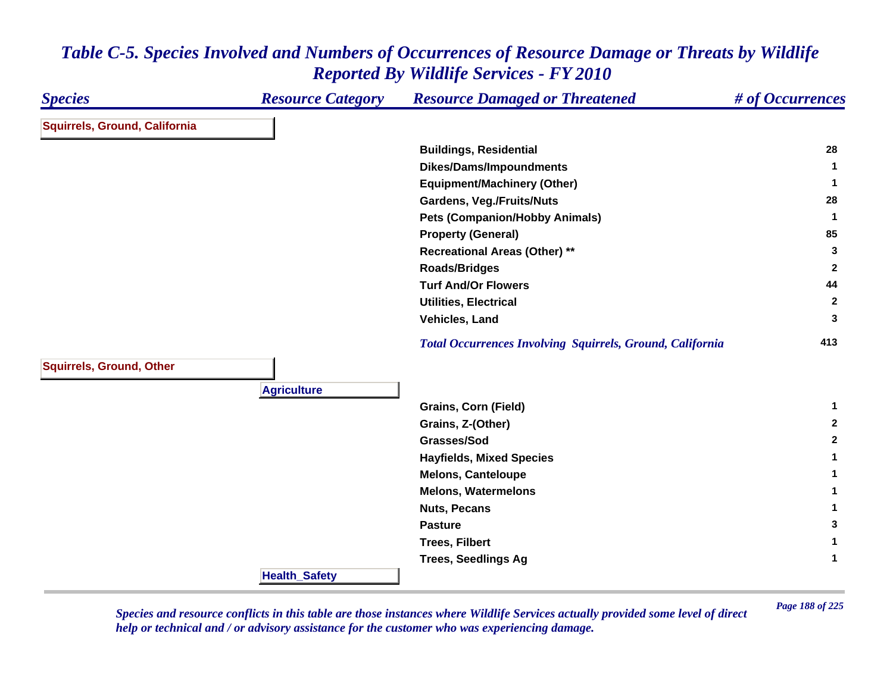# *Table C-5. Species Involved and Numbers of Occurrences of Resource Damage or Threats by Wildlife Reported By Wildlife Services - FY 2010*

| *Species* | *Resource Category* | *Resource Damaged or Threatened* | *# of Occurrences* |
|---|---|---|---|
| **Squirrels, Ground, California** | | | |
| | | **Buildings, Residential** | **28** |
| | | **Dikes/Dams/Impoundments** | **1** |
| | | **Equipment/Machinery (Other)** | **1** |
| | | **Gardens, Veg./Fruits/Nuts** | **28** |
| | | **Pets (Companion/Hobby Animals)** | **1** |
| | | **Property (General)** | **85** |
| | | **Recreational Areas (Other) ** ** | **3** |
| | | **Roads/Bridges** | **2** |
| | | **Turf And/Or Flowers** | **44** |
| | | **Utilities, Electrical** | **2** |
| | | **Vehicles, Land** | **3** |
| | | *Total Occurrences Involving Squirrels, Ground, California* | **413** |
| **Squirrels, Ground, Other** | | | |
| | **Agriculture** | | |
| | | **Grains, Corn (Field)** | **1** |
| | | **Grains, Z-(Other)** | **2** |
| | | **Grasses/Sod** | **2** |
| | | **Hayfields, Mixed Species** | **1** |
| | | **Melons, Canteloupe** | **1** |
| | | **Melons, Watermelons** | **1** |
| | | **Nuts, Pecans** | **1** |
| | | **Pasture** | **3** |
| | | **Trees, Filbert** | **1** |
| | | **Trees, Seedlings Ag** | **1** |
| | **Health_Safety** | | |

*Species and resource conflicts in this table are those instances where Wildlife Services actually provided some level of direct help or technical and / or advisory assistance for the customer who was experiencing damage.*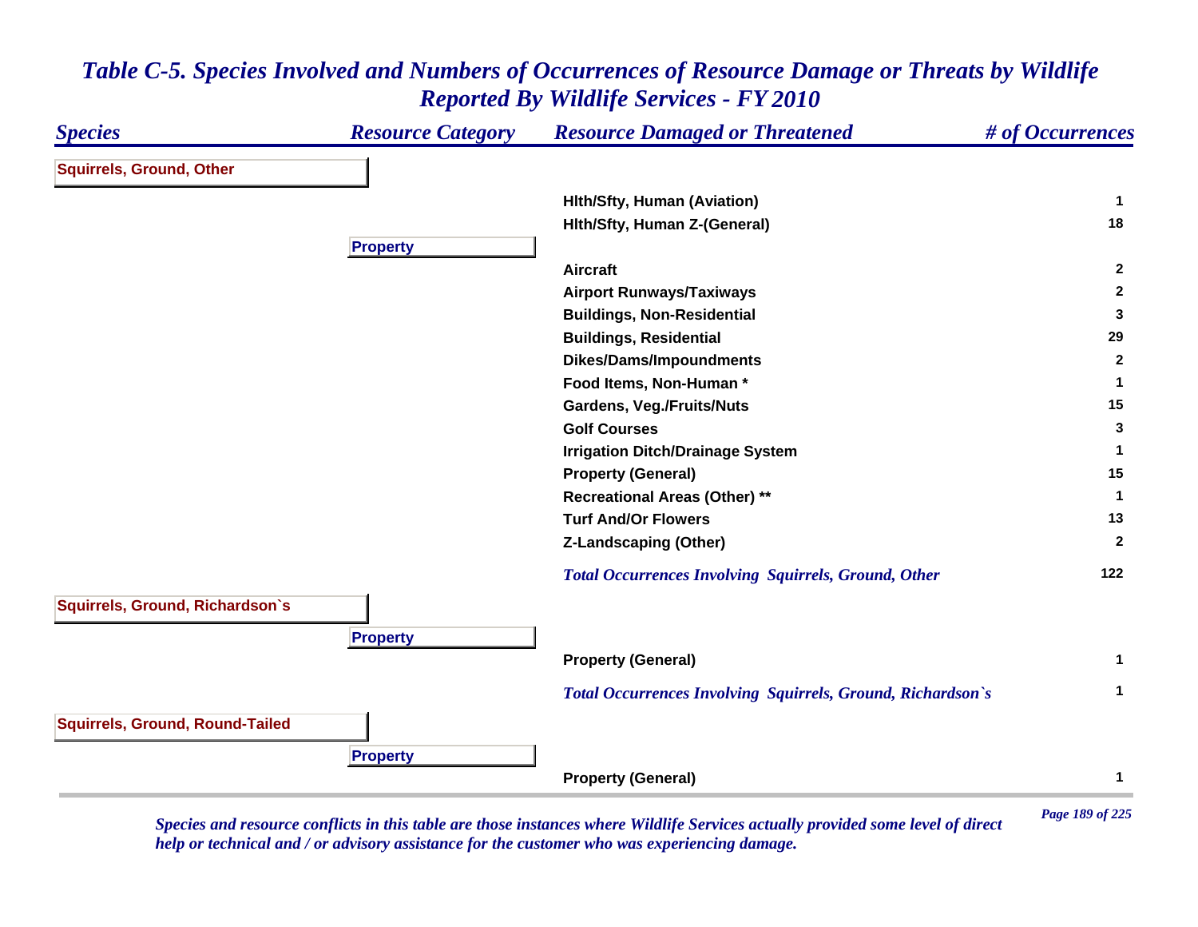# *Table C-5. Species Involved and Numbers of Occurrences of Resource Damage or Threats by Wildlife Reported By Wildlife Services - FY 2010*

| *Species* | *Resource Category* | *Resource Damaged or Threatened* | *# of Occurrences* |
|---|---|---|---|
| **Squirrels, Ground, Other** | | | |
| | | **Hlth/Sfty, Human (Aviation)** | **1** |
| | | **Hlth/Sfty, Human Z-(General)** | **18** |
| | **Property** | | |
| | | **Aircraft** | **2** |
| | | **Airport Runways/Taxiways** | **2** |
| | | **Buildings, Non-Residential** | **3** |
| | | **Buildings, Residential** | **29** |
| | | **Dikes/Dams/Impoundments** | **2** |
| | | **Food Items, Non-Human *** | **1** |
| | | **Gardens, Veg./Fruits/Nuts** | **15** |
| | | **Golf Courses** | **3** |
| | | **Irrigation Ditch/Drainage System** | **1** |
| | | **Property (General)** | **15** |
| | | **Recreational Areas (Other) **** | **1** |
| | | **Turf And/Or Flowers** | **13** |
| | | **Z-Landscaping (Other)** | **2** |
| | | ***Total Occurrences Involving Squirrels, Ground, Other*** | **122** |
| **Squirrels, Ground, Richardson`s** | | | |
| | **Property** | | |
| | | **Property (General)** | **1** |
| | | ***Total Occurrences Involving Squirrels, Ground, Richardson`s*** | **1** |
| **Squirrels, Ground, Round-Tailed** | | | |
| | **Property** | | |
| | | **Property (General)** | **1** |

*Species and resource conflicts in this table are those instances where Wildlife Services actually provided some level of direct help or technical and / or advisory assistance for the customer who was experiencing damage.*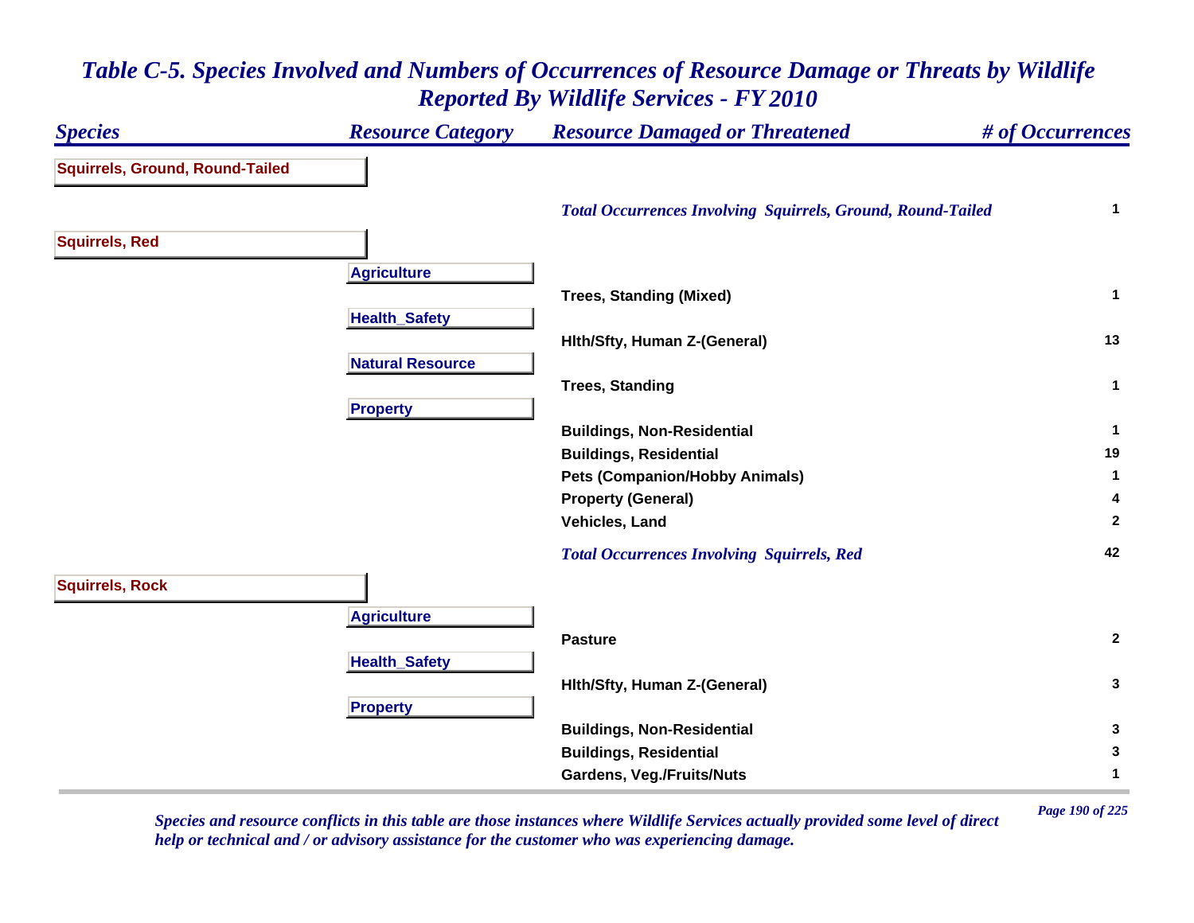# Table C-5. Species Involved and Numbers of Occurrences of Resource Damage or Threats by Wildlife Reported By Wildlife Services - FY 2010

| Species | Resource Category | Resource Damaged or Threatened | # of Occurrences |
|---|---|---|---|
| **Squirrels, Ground, Round-Tailed** | | | |
| | | *Total Occurrences Involving Squirrels, Ground, Round-Tailed* | 1 |
| **Squirrels, Red** | | | |
| | Agriculture | | |
| | | Trees, Standing (Mixed) | 1 |
| | Health_Safety | | |
| | | Hlth/Sfty, Human Z-(General) | 13 |
| | Natural Resource | | |
| | | Trees, Standing | 1 |
| | Property | | |
| | | Buildings, Non-Residential | 1 |
| | | Buildings, Residential | 19 |
| | | Pets (Companion/Hobby Animals) | 1 |
| | | Property (General) | 4 |
| | | Vehicles, Land | 2 |
| | | *Total Occurrences Involving Squirrels, Red* | 42 |
| **Squirrels, Rock** | | | |
| | Agriculture | | |
| | | Pasture | 2 |
| | Health_Safety | | |
| | | Hlth/Sfty, Human Z-(General) | 3 |
| | Property | | |
| | | Buildings, Non-Residential | 3 |
| | | Buildings, Residential | 3 |
| | | Gardens, Veg./Fruits/Nuts | 1 |

*Species and resource conflicts in this table are those instances where Wildlife Services actually provided some level of direct help or technical and / or advisory assistance for the customer who was experiencing damage.*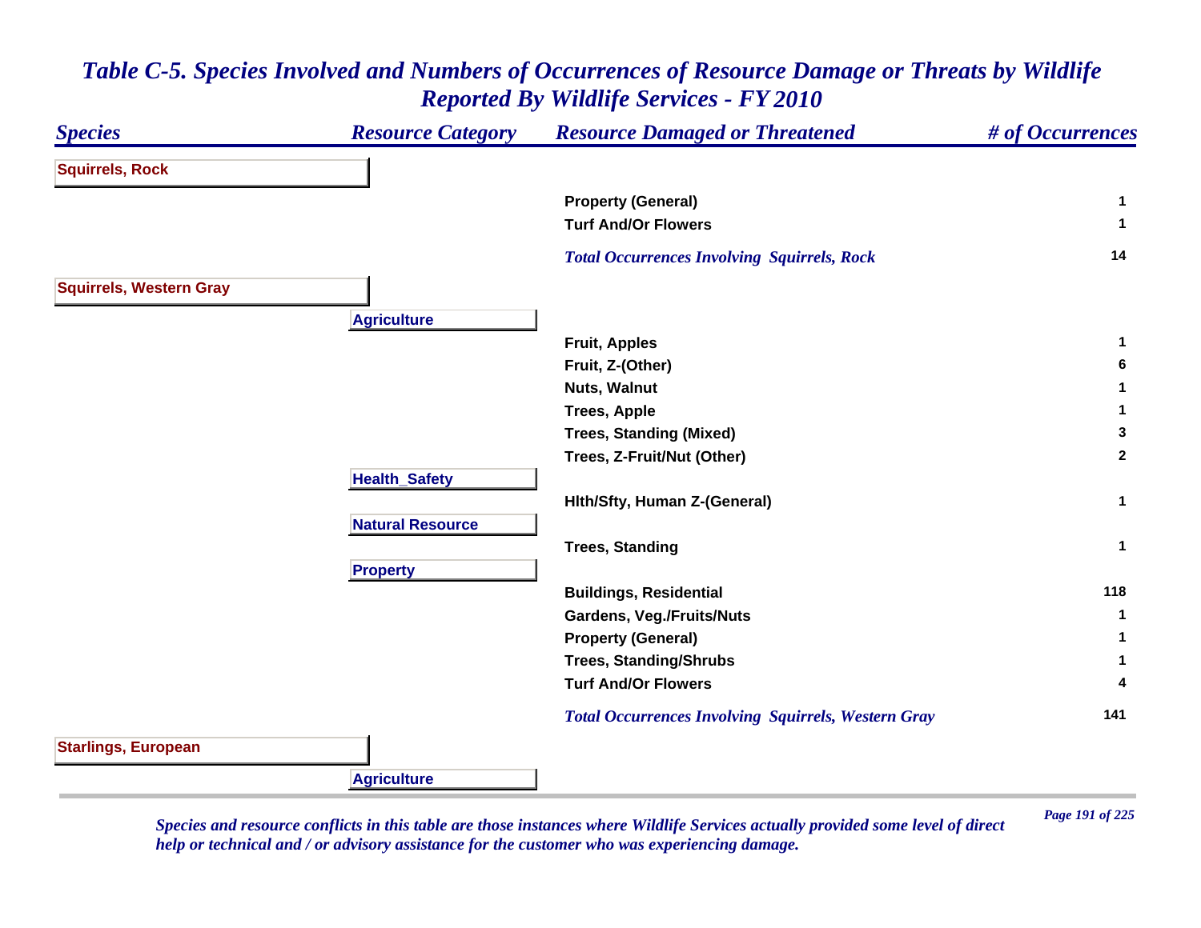# Table C-5. Species Involved and Numbers of Occurrences of Resource Damage or Threats by Wildlife Reported By Wildlife Services - FY 2010

| Species | Resource Category | Resource Damaged or Threatened | # of Occurrences |
|---|---|---|---|
| **Squirrels, Rock** | | | |
| | | Property (General) | 1 |
| | | Turf And/Or Flowers | 1 |
| | | *Total Occurrences Involving Squirrels, Rock* | 14 |
| **Squirrels, Western Gray** | | | |
| | **Agriculture** | | |
| | | Fruit, Apples | 1 |
| | | Fruit, Z-(Other) | 6 |
| | | Nuts, Walnut | 1 |
| | | Trees, Apple | 1 |
| | | Trees, Standing (Mixed) | 3 |
| | | Trees, Z-Fruit/Nut (Other) | 2 |
| | **Health_Safety** | | |
| | | Hlth/Sfty, Human Z-(General) | 1 |
| | **Natural Resource** | | |
| | | Trees, Standing | 1 |
| | **Property** | | |
| | | Buildings, Residential | 118 |
| | | Gardens, Veg./Fruits/Nuts | 1 |
| | | Property (General) | 1 |
| | | Trees, Standing/Shrubs | 1 |
| | | Turf And/Or Flowers | 4 |
| | | *Total Occurrences Involving Squirrels, Western Gray* | 141 |
| **Starlings, European** | | | |
| | **Agriculture** | | |

*Species and resource conflicts in this table are those instances where Wildlife Services actually provided some level of direct help or technical and / or advisory assistance for the customer who was experiencing damage.*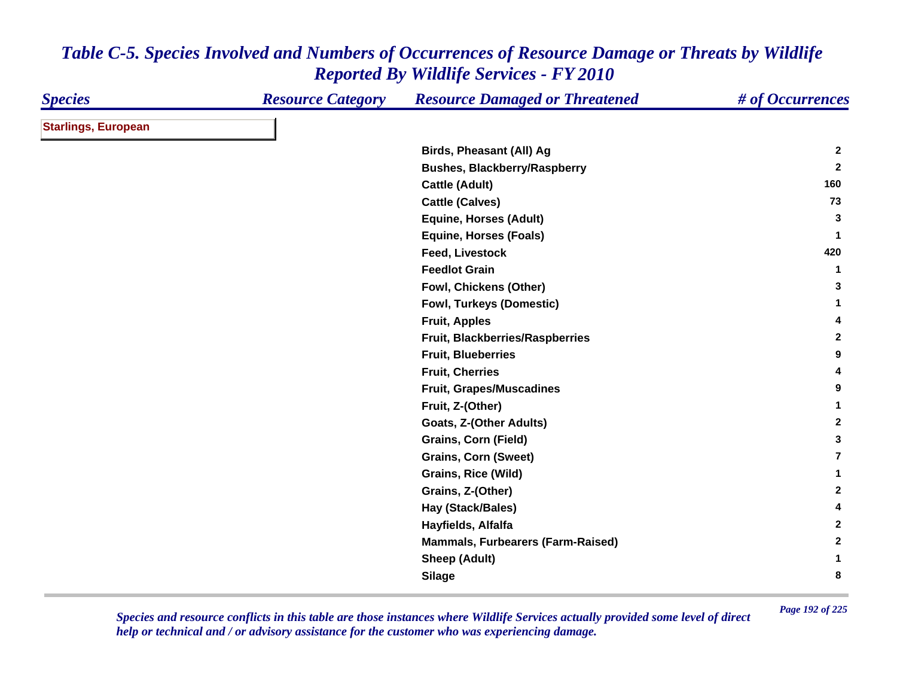# *Table C-5. Species Involved and Numbers of Occurrences of Resource Damage or Threats by Wildlife Reported By Wildlife Services - FY 2010*

| *Species* | *Resource Category* | *Resource Damaged or Threatened* | *# of Occurrences* |
|---|---|---|---|
| **Starlings, European** | | | |
| | | Birds, Pheasant (All) Ag | 2 |
| | | Bushes, Blackberry/Raspberry | 2 |
| | | Cattle (Adult) | 160 |
| | | Cattle (Calves) | 73 |
| | | Equine, Horses (Adult) | 3 |
| | | Equine, Horses (Foals) | 1 |
| | | Feed, Livestock | 420 |
| | | Feedlot Grain | 1 |
| | | Fowl, Chickens (Other) | 3 |
| | | Fowl, Turkeys (Domestic) | 1 |
| | | Fruit, Apples | 4 |
| | | Fruit, Blackberries/Raspberries | 2 |
| | | Fruit, Blueberries | 9 |
| | | Fruit, Cherries | 4 |
| | | Fruit, Grapes/Muscadines | 9 |
| | | Fruit, Z-(Other) | 1 |
| | | Goats, Z-(Other Adults) | 2 |
| | | Grains, Corn (Field) | 3 |
| | | Grains, Corn (Sweet) | 7 |
| | | Grains, Rice (Wild) | 1 |
| | | Grains, Z-(Other) | 2 |
| | | Hay (Stack/Bales) | 4 |
| | | Hayfields, Alfalfa | 2 |
| | | Mammals, Furbearers (Farm-Raised) | 2 |
| | | Sheep (Adult) | 1 |
| | | Silage | 8 |

*Species and resource conflicts in this table are those instances where Wildlife Services actually provided some level of direct help or technical and / or advisory assistance for the customer who was experiencing damage.*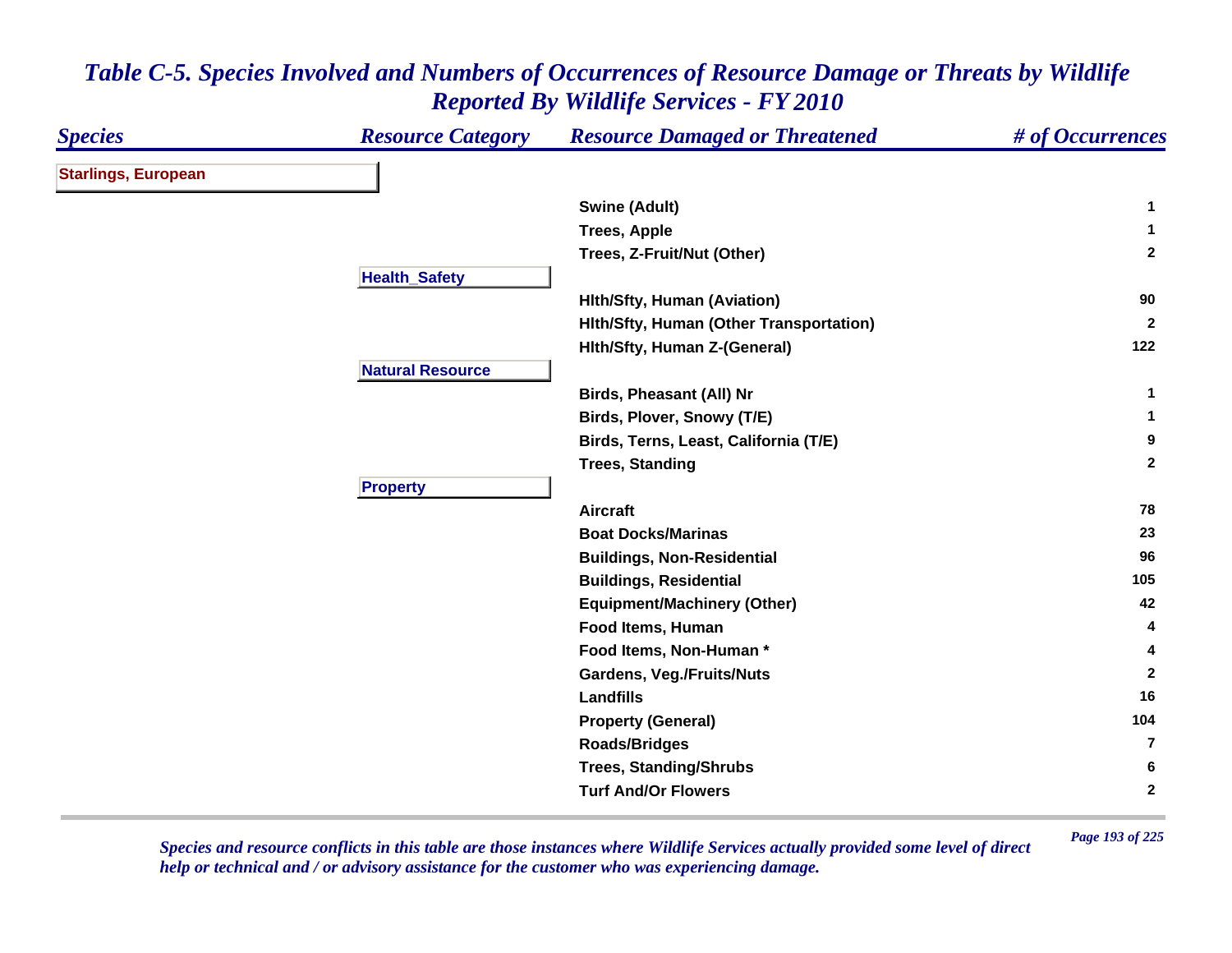# Table C-5. Species Involved and Numbers of Occurrences of Resource Damage or Threats by Wildlife Reported By Wildlife Services - FY 2010

| Species | Resource Category | Resource Damaged or Threatened | # of Occurrences |
|---|---|---|---|
| **Starlings, European** | | | |
| | | Swine (Adult) | 1 |
| | | Trees, Apple | 1 |
| | | Trees, Z-Fruit/Nut (Other) | 2 |
| | **Health_Safety** | | |
| | | Hlth/Sfty, Human (Aviation) | 90 |
| | | Hlth/Sfty, Human (Other Transportation) | 2 |
| | | Hlth/Sfty, Human Z-(General) | 122 |
| | **Natural Resource** | | |
| | | Birds, Pheasant (All) Nr | 1 |
| | | Birds, Plover, Snowy (T/E) | 1 |
| | | Birds, Terns, Least, California (T/E) | 9 |
| | | Trees, Standing | 2 |
| | **Property** | | |
| | | Aircraft | 78 |
| | | Boat Docks/Marinas | 23 |
| | | Buildings, Non-Residential | 96 |
| | | Buildings, Residential | 105 |
| | | Equipment/Machinery (Other) | 42 |
| | | Food Items, Human | 4 |
| | | Food Items, Non-Human * | 4 |
| | | Gardens, Veg./Fruits/Nuts | 2 |
| | | Landfills | 16 |
| | | Property (General) | 104 |
| | | Roads/Bridges | 7 |
| | | Trees, Standing/Shrubs | 6 |
| | | Turf And/Or Flowers | 2 |

*Species and resource conflicts in this table are those instances where Wildlife Services actually provided some level of direct help or technical and / or advisory assistance for the customer who was experiencing damage.*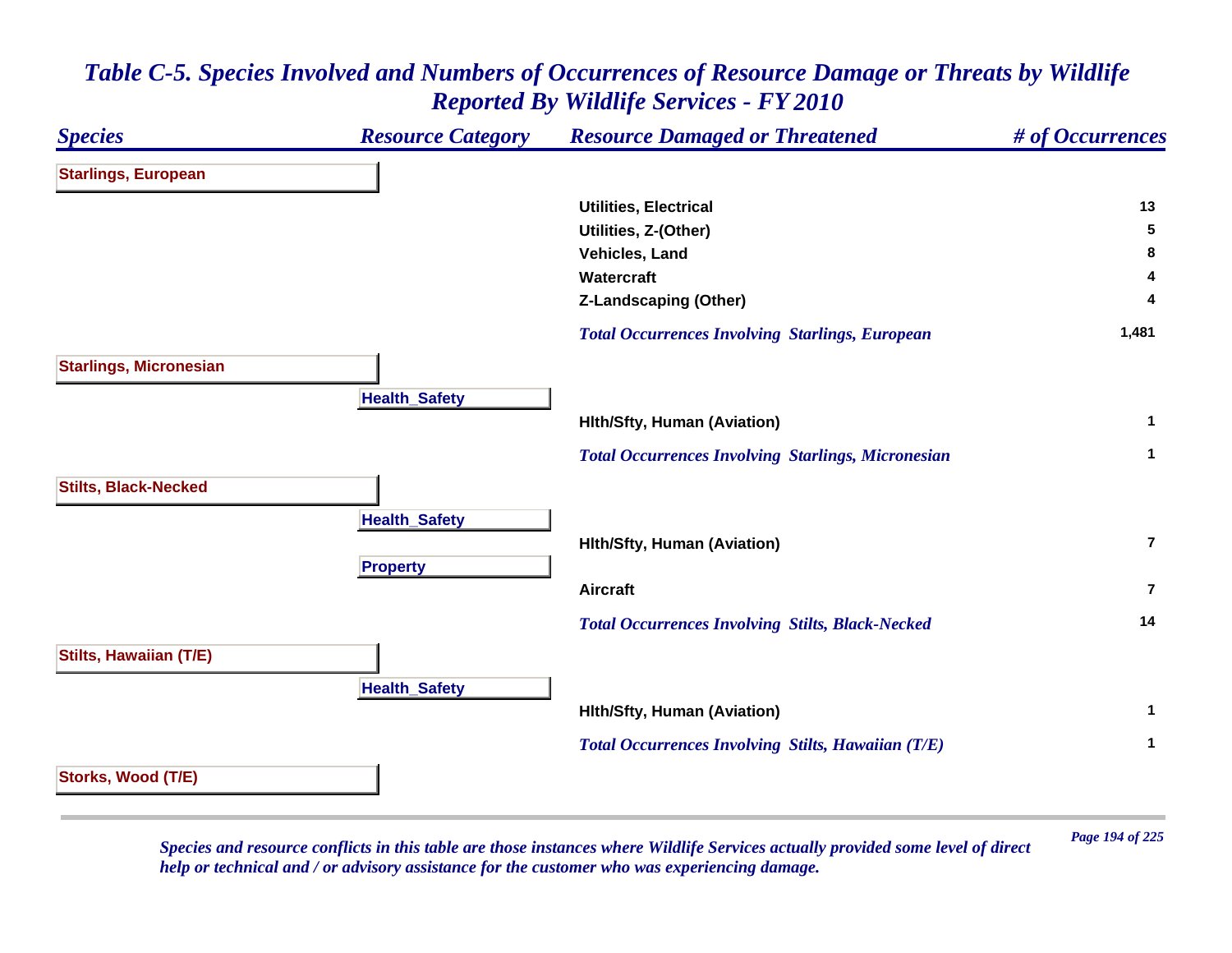# *Table C-5. Species Involved and Numbers of Occurrences of Resource Damage or Threats by Wildlife Reported By Wildlife Services - FY 2010*

| Species | Resource Category | Resource Damaged or Threatened | # of Occurrences |
|---|---|---|---|
| **Starlings, European** | | | |
| | | Utilities, Electrical | 13 |
| | | Utilities, Z-(Other) | 5 |
| | | Vehicles, Land | 8 |
| | | Watercraft | 4 |
| | | Z-Landscaping (Other) | 4 |
| | | *Total Occurrences Involving Starlings, European* | 1,481 |
| **Starlings, Micronesian** | | | |
| | **Health_Safety** | | |
| | | Hlth/Sfty, Human (Aviation) | 1 |
| | | *Total Occurrences Involving Starlings, Micronesian* | 1 |
| **Stilts, Black-Necked** | | | |
| | **Health_Safety** | | |
| | | Hlth/Sfty, Human (Aviation) | 7 |
| | **Property** | | |
| | | Aircraft | 7 |
| | | *Total Occurrences Involving Stilts, Black-Necked* | 14 |
| **Stilts, Hawaiian (T/E)** | | | |
| | **Health_Safety** | | |
| | | Hlth/Sfty, Human (Aviation) | 1 |
| | | *Total Occurrences Involving Stilts, Hawaiian (T/E)* | 1 |
| **Storks, Wood (T/E)** | | | |

*Species and resource conflicts in this table are those instances where Wildlife Services actually provided some level of direct help or technical and / or advisory assistance for the customer who was experiencing damage.*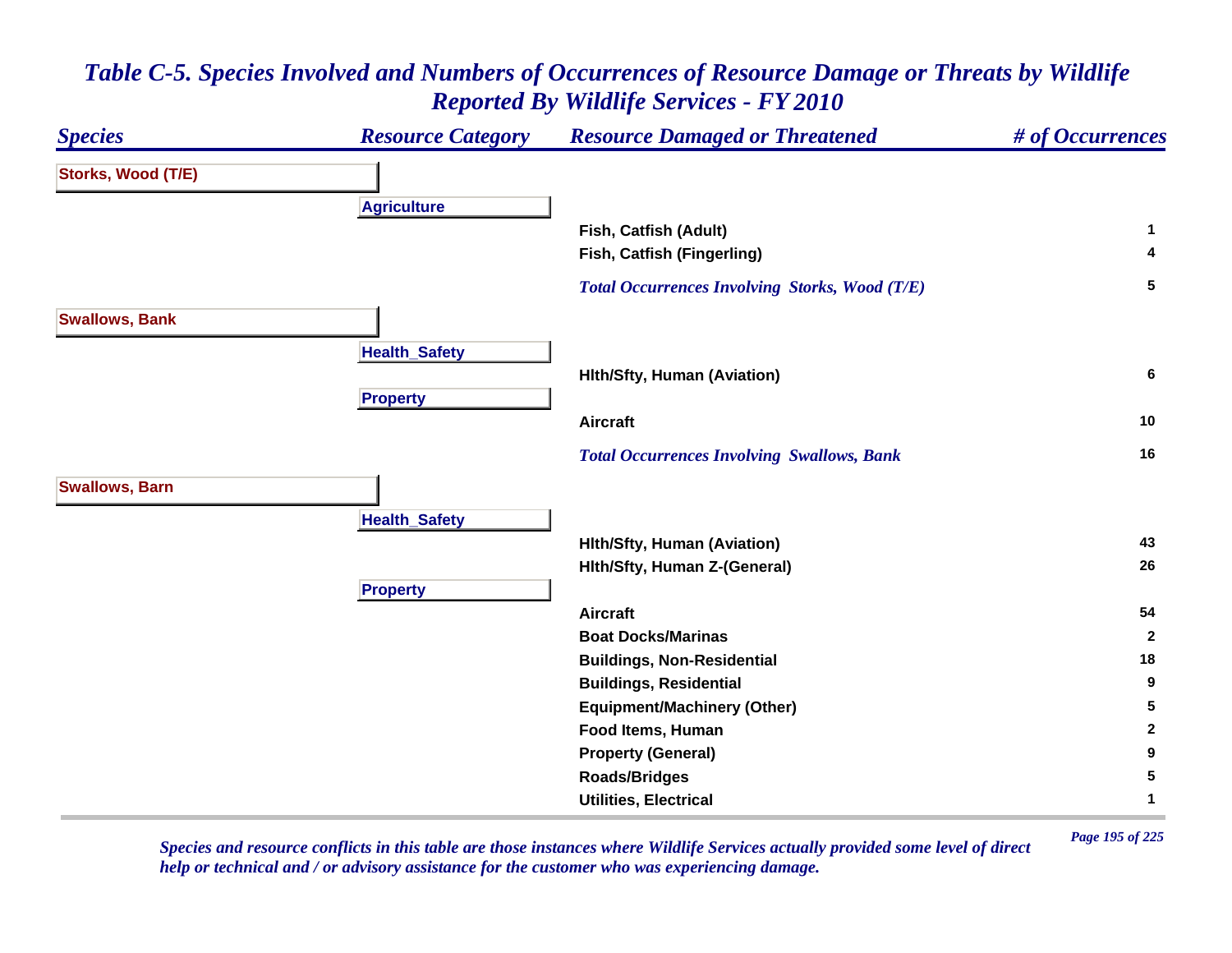# *Table C-5. Species Involved and Numbers of Occurrences of Resource Damage or Threats by Wildlife Reported By Wildlife Services - FY 2010*

| Species | Resource Category | Resource Damaged or Threatened | # of Occurrences |
|---|---|---|---|
| **Storks, Wood (T/E)** | | | |
| | **Agriculture** | | |
| | | Fish, Catfish (Adult) | 1 |
| | | Fish, Catfish (Fingerling) | 4 |
| | | *Total Occurrences Involving Storks, Wood (T/E)* | 5 |
| **Swallows, Bank** | | | |
| | **Health_Safety** | | |
| | | Hlth/Sfty, Human (Aviation) | 6 |
| | **Property** | | |
| | | Aircraft | 10 |
| | | *Total Occurrences Involving Swallows, Bank* | 16 |
| **Swallows, Barn** | | | |
| | **Health_Safety** | | |
| | | Hlth/Sfty, Human (Aviation) | 43 |
| | | Hlth/Sfty, Human Z-(General) | 26 |
| | **Property** | | |
| | | Aircraft | 54 |
| | | Boat Docks/Marinas | 2 |
| | | Buildings, Non-Residential | 18 |
| | | Buildings, Residential | 9 |
| | | Equipment/Machinery (Other) | 5 |
| | | Food Items, Human | 2 |
| | | Property (General) | 9 |
| | | Roads/Bridges | 5 |
| | | Utilities, Electrical | 1 |

*Species and resource conflicts in this table are those instances where Wildlife Services actually provided some level of direct help or technical and / or advisory assistance for the customer who was experiencing damage.*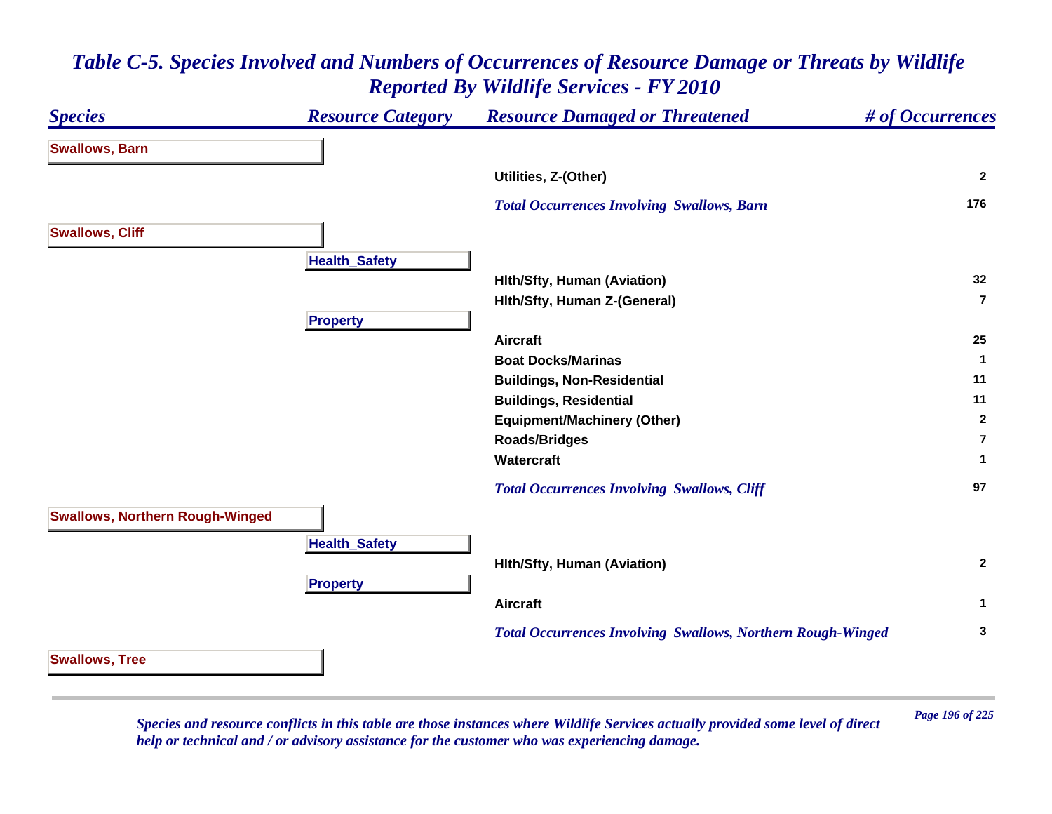# Table C-5. Species Involved and Numbers of Occurrences of Resource Damage or Threats by Wildlife Reported By Wildlife Services - FY 2010

| Species | Resource Category | Resource Damaged or Threatened | # of Occurrences |
|---|---|---|---|
| **Swallows, Barn** | | | |
| | | Utilities, Z-(Other) | 2 |
| | | *Total Occurrences Involving Swallows, Barn* | 176 |
| **Swallows, Cliff** | | | |
| | **Health_Safety** | | |
| | | Hlth/Sfty, Human (Aviation) | 32 |
| | | Hlth/Sfty, Human Z-(General) | 7 |
| | **Property** | | |
| | | Aircraft | 25 |
| | | Boat Docks/Marinas | 1 |
| | | Buildings, Non-Residential | 11 |
| | | Buildings, Residential | 11 |
| | | Equipment/Machinery (Other) | 2 |
| | | Roads/Bridges | 7 |
| | | Watercraft | 1 |
| | | *Total Occurrences Involving Swallows, Cliff* | 97 |
| **Swallows, Northern Rough-Winged** | | | |
| | **Health_Safety** | | |
| | | Hlth/Sfty, Human (Aviation) | 2 |
| | **Property** | | |
| | | Aircraft | 1 |
| | | *Total Occurrences Involving Swallows, Northern Rough-Winged* | 3 |
| **Swallows, Tree** | | | |

*Species and resource conflicts in this table are those instances where Wildlife Services actually provided some level of direct help or technical and / or advisory assistance for the customer who was experiencing damage.*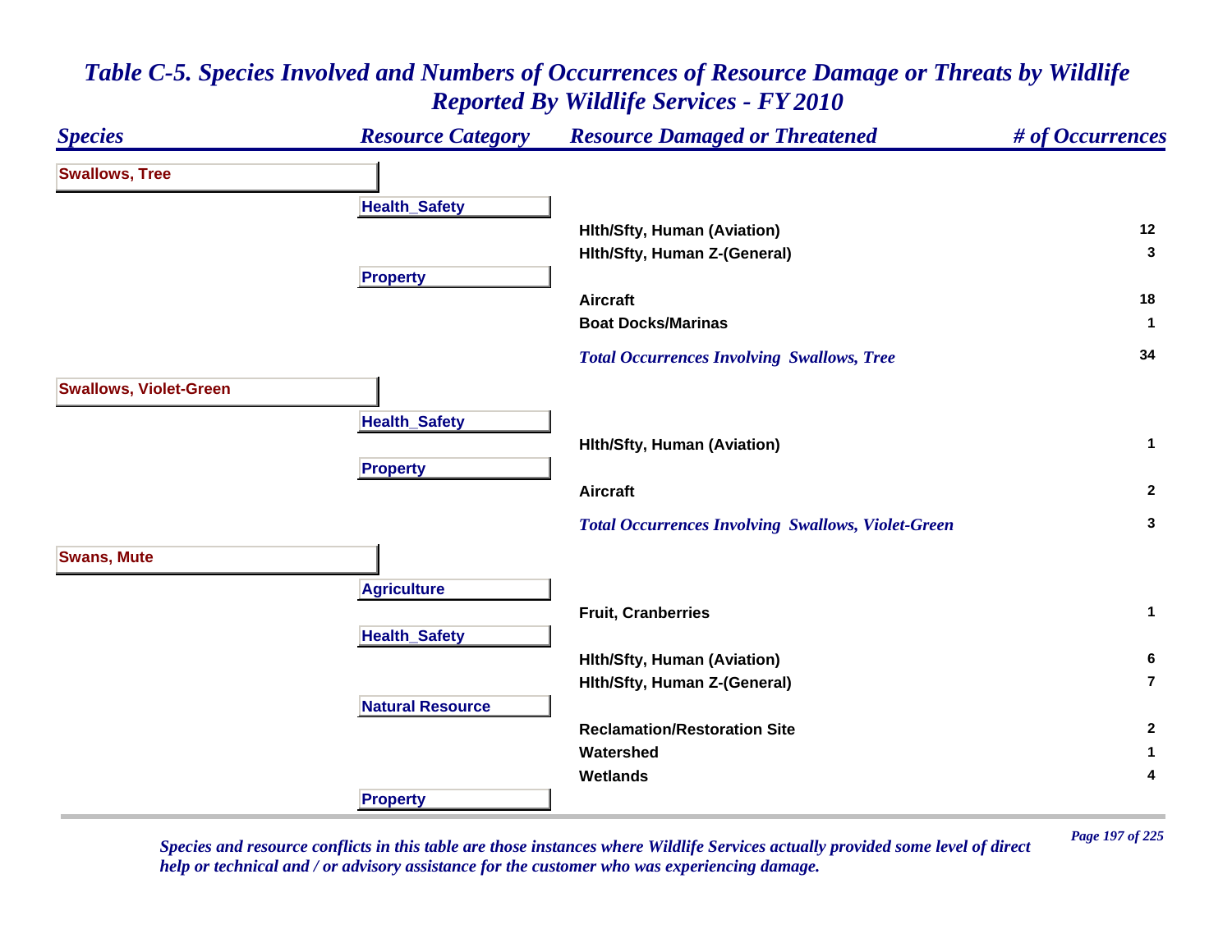# Table C-5. Species Involved and Numbers of Occurrences of Resource Damage or Threats by Wildlife Reported By Wildlife Services - FY 2010

| Species | Resource Category | Resource Damaged or Threatened | # of Occurrences |
|---|---|---|---|
| **Swallows, Tree** | | | |
| | **Health_Safety** | | |
| | | Hlth/Sfty, Human (Aviation) | 12 |
| | | Hlth/Sfty, Human Z-(General) | 3 |
| | **Property** | | |
| | | Aircraft | 18 |
| | | Boat Docks/Marinas | 1 |
| | | *Total Occurrences Involving Swallows, Tree* | 34 |
| **Swallows, Violet-Green** | | | |
| | **Health_Safety** | | |
| | | Hlth/Sfty, Human (Aviation) | 1 |
| | **Property** | | |
| | | Aircraft | 2 |
| | | *Total Occurrences Involving Swallows, Violet-Green* | 3 |
| **Swans, Mute** | | | |
| | **Agriculture** | | |
| | | Fruit, Cranberries | 1 |
| | **Health_Safety** | | |
| | | Hlth/Sfty, Human (Aviation) | 6 |
| | | Hlth/Sfty, Human Z-(General) | 7 |
| | **Natural Resource** | | |
| | | Reclamation/Restoration Site | 2 |
| | | Watershed | 1 |
| | | Wetlands | 4 |
| | **Property** | | |

*Species and resource conflicts in this table are those instances where Wildlife Services actually provided some level of direct help or technical and / or advisory assistance for the customer who was experiencing damage.*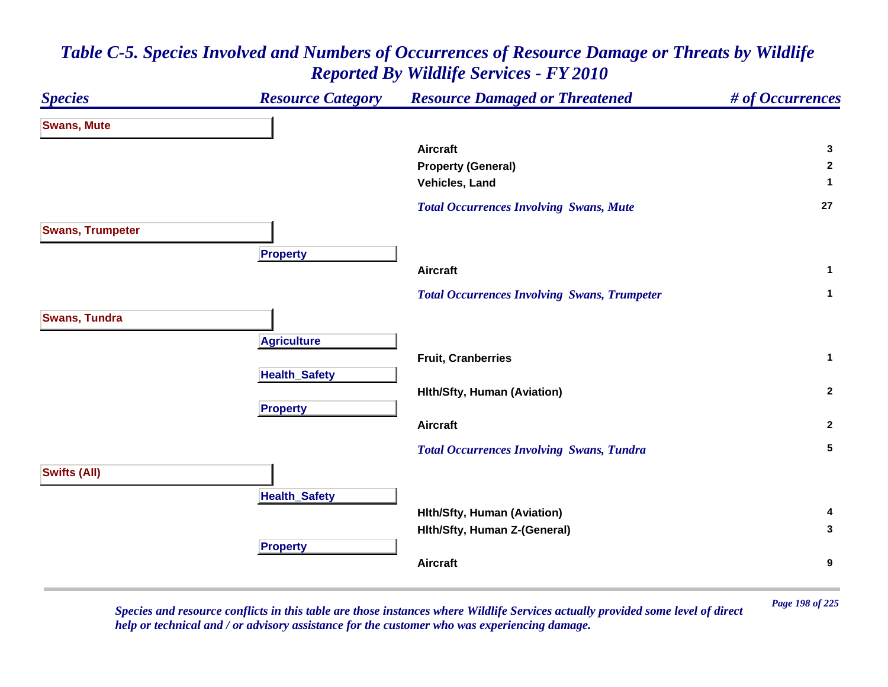# Table C-5. Species Involved and Numbers of Occurrences of Resource Damage or Threats by Wildlife Reported By Wildlife Services - FY 2010

| Species | Resource Category | Resource Damaged or Threatened | # of Occurrences |
|---|---|---|---|
| **Swans, Mute** | | | |
| | | Aircraft | 3 |
| | | Property (General) | 2 |
| | | Vehicles, Land | 1 |
| | | *Total Occurrences Involving Swans, Mute* | 27 |
| **Swans, Trumpeter** | | | |
| | **Property** | | |
| | | Aircraft | 1 |
| | | *Total Occurrences Involving Swans, Trumpeter* | 1 |
| **Swans, Tundra** | | | |
| | **Agriculture** | | |
| | | Fruit, Cranberries | 1 |
| | **Health_Safety** | | |
| | | Hlth/Sfty, Human (Aviation) | 2 |
| | **Property** | | |
| | | Aircraft | 2 |
| | | *Total Occurrences Involving Swans, Tundra* | 5 |
| **Swifts (All)** | | | |
| | **Health_Safety** | | |
| | | Hlth/Sfty, Human (Aviation) | 4 |
| | | Hlth/Sfty, Human Z-(General) | 3 |
| | **Property** | | |
| | | Aircraft | 9 |

*Species and resource conflicts in this table are those instances where Wildlife Services actually provided some level of direct help or technical and / or advisory assistance for the customer who was experiencing damage.*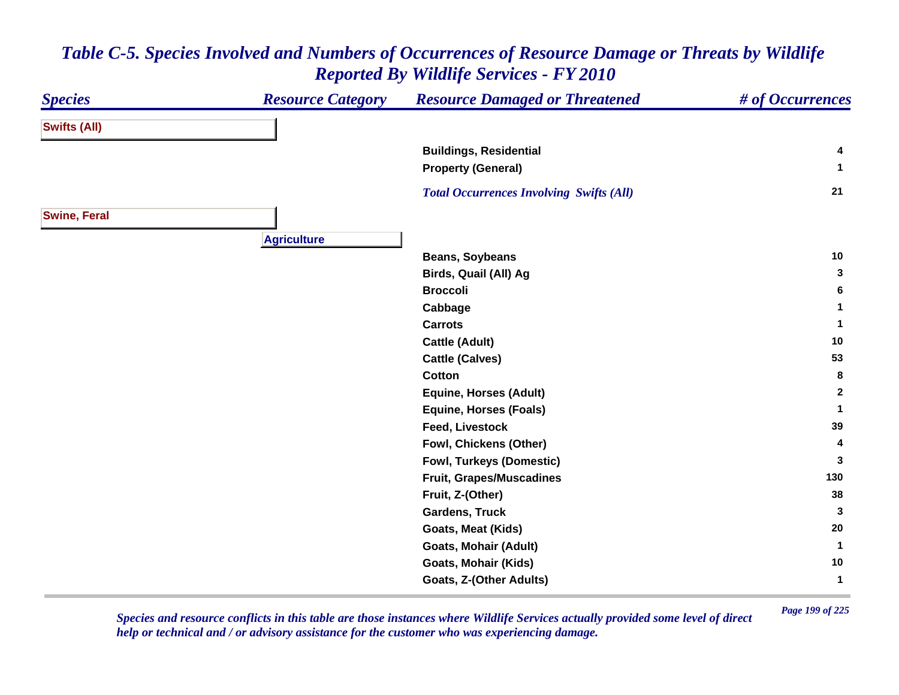# *Table C-5. Species Involved and Numbers of Occurrences of Resource Damage or Threats by Wildlife Reported By Wildlife Services - FY 2010*

| *Species* | *Resource Category* | *Resource Damaged or Threatened* | *# of Occurrences* |
|---|---|---|---|
| **Swifts (All)** | | | |
| | | **Buildings, Residential** | **4** |
| | | **Property (General)** | **1** |
| | | ***Total Occurrences Involving Swifts (All)*** | **21** |
| **Swine, Feral** | | | |
| | **Agriculture** | | |
| | | **Beans, Soybeans** | **10** |
| | | **Birds, Quail (All) Ag** | **3** |
| | | **Broccoli** | **6** |
| | | **Cabbage** | **1** |
| | | **Carrots** | **1** |
| | | **Cattle (Adult)** | **10** |
| | | **Cattle (Calves)** | **53** |
| | | **Cotton** | **8** |
| | | **Equine, Horses (Adult)** | **2** |
| | | **Equine, Horses (Foals)** | **1** |
| | | **Feed, Livestock** | **39** |
| | | **Fowl, Chickens (Other)** | **4** |
| | | **Fowl, Turkeys (Domestic)** | **3** |
| | | **Fruit, Grapes/Muscadines** | **130** |
| | | **Fruit, Z-(Other)** | **38** |
| | | **Gardens, Truck** | **3** |
| | | **Goats, Meat (Kids)** | **20** |
| | | **Goats, Mohair (Adult)** | **1** |
| | | **Goats, Mohair (Kids)** | **10** |
| | | **Goats, Z-(Other Adults)** | **1** |

*Species and resource conflicts in this table are those instances where Wildlife Services actually provided some level of direct help or technical and / or advisory assistance for the customer who was experiencing damage.*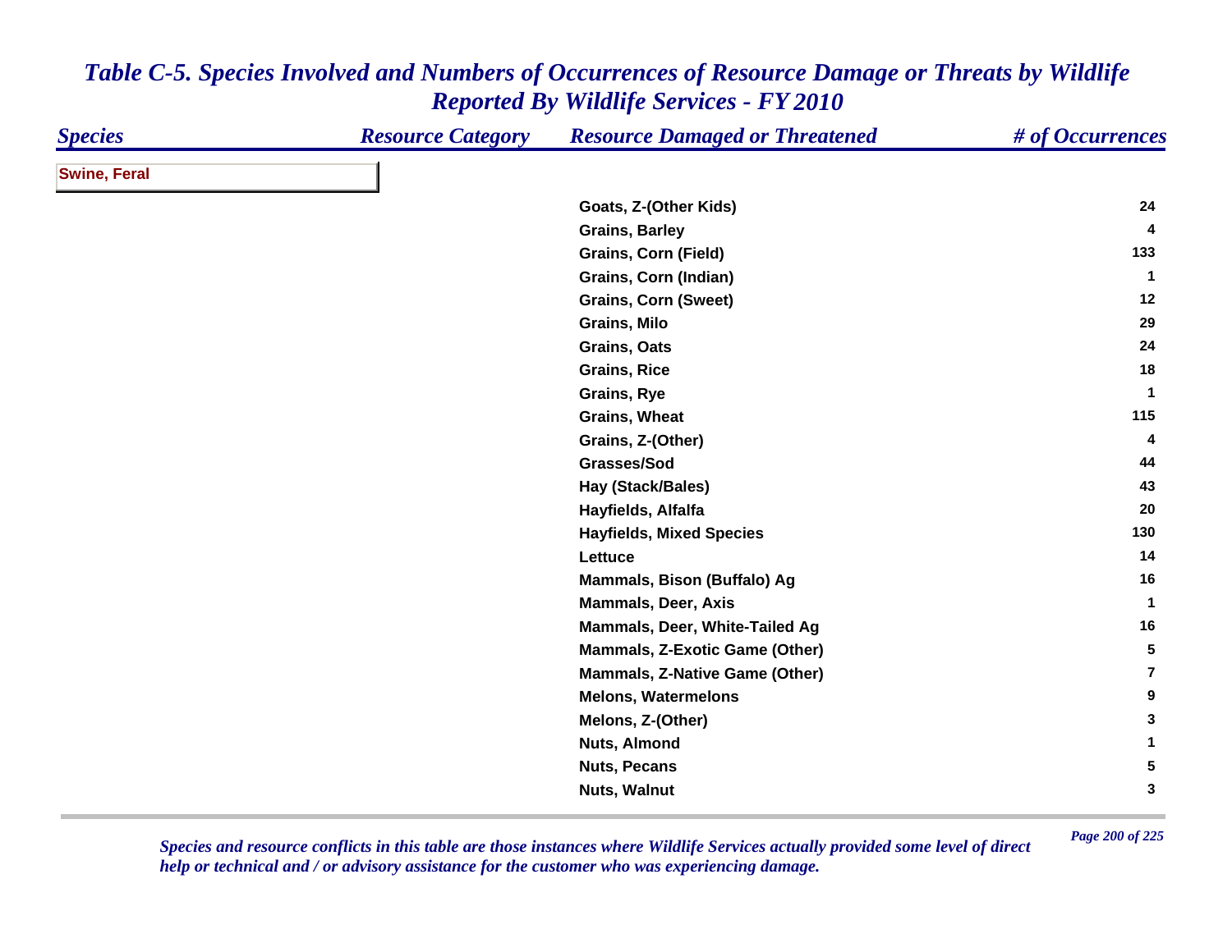# *Table C-5. Species Involved and Numbers of Occurrences of Resource Damage or Threats by Wildlife Reported By Wildlife Services - FY 2010*

| Species | Resource Category | Resource Damaged or Threatened | # of Occurrences |
|---|---|---|---|
| **Swine, Feral** | | | |
| | | Goats, Z-(Other Kids) | 24 |
| | | Grains, Barley | 4 |
| | | Grains, Corn (Field) | 133 |
| | | Grains, Corn (Indian) | 1 |
| | | Grains, Corn (Sweet) | 12 |
| | | Grains, Milo | 29 |
| | | Grains, Oats | 24 |
| | | Grains, Rice | 18 |
| | | Grains, Rye | 1 |
| | | Grains, Wheat | 115 |
| | | Grains, Z-(Other) | 4 |
| | | Grasses/Sod | 44 |
| | | Hay (Stack/Bales) | 43 |
| | | Hayfields, Alfalfa | 20 |
| | | Hayfields, Mixed Species | 130 |
| | | Lettuce | 14 |
| | | Mammals, Bison (Buffalo) Ag | 16 |
| | | Mammals, Deer, Axis | 1 |
| | | Mammals, Deer, White-Tailed Ag | 16 |
| | | Mammals, Z-Exotic Game (Other) | 5 |
| | | Mammals, Z-Native Game (Other) | 7 |
| | | Melons, Watermelons | 9 |
| | | Melons, Z-(Other) | 3 |
| | | Nuts, Almond | 1 |
| | | Nuts, Pecans | 5 |
| | | Nuts, Walnut | 3 |

*Species and resource conflicts in this table are those instances where Wildlife Services actually provided some level of direct help or technical and / or advisory assistance for the customer who was experiencing damage.*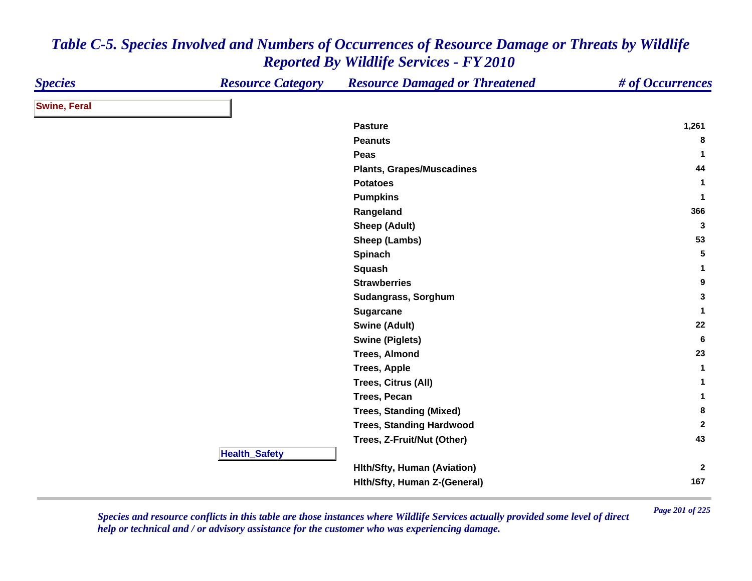# *Table C-5. Species Involved and Numbers of Occurrences of Resource Damage or Threats by Wildlife Reported By Wildlife Services - FY 2010*

| Species | Resource Category | Resource Damaged or Threatened | # of Occurrences |
|---|---|---|---|
| **Swine, Feral** | | | |
| | | Pasture | 1,261 |
| | | Peanuts | 8 |
| | | Peas | 1 |
| | | Plants, Grapes/Muscadines | 44 |
| | | Potatoes | 1 |
| | | Pumpkins | 1 |
| | | Rangeland | 366 |
| | | Sheep (Adult) | 3 |
| | | Sheep (Lambs) | 53 |
| | | Spinach | 5 |
| | | Squash | 1 |
| | | Strawberries | 9 |
| | | Sudangrass, Sorghum | 3 |
| | | Sugarcane | 1 |
| | | Swine (Adult) | 22 |
| | | Swine (Piglets) | 6 |
| | | Trees, Almond | 23 |
| | | Trees, Apple | 1 |
| | | Trees, Citrus (All) | 1 |
| | | Trees, Pecan | 1 |
| | | Trees, Standing (Mixed) | 8 |
| | | Trees, Standing Hardwood | 2 |
| | | Trees, Z-Fruit/Nut (Other) | 43 |
| | **Health_Safety** | | |
| | | Hlth/Sfty, Human (Aviation) | 2 |
| | | Hlth/Sfty, Human Z-(General) | 167 |

*Species and resource conflicts in this table are those instances where Wildlife Services actually provided some level of direct help or technical and / or advisory assistance for the customer who was experiencing damage.*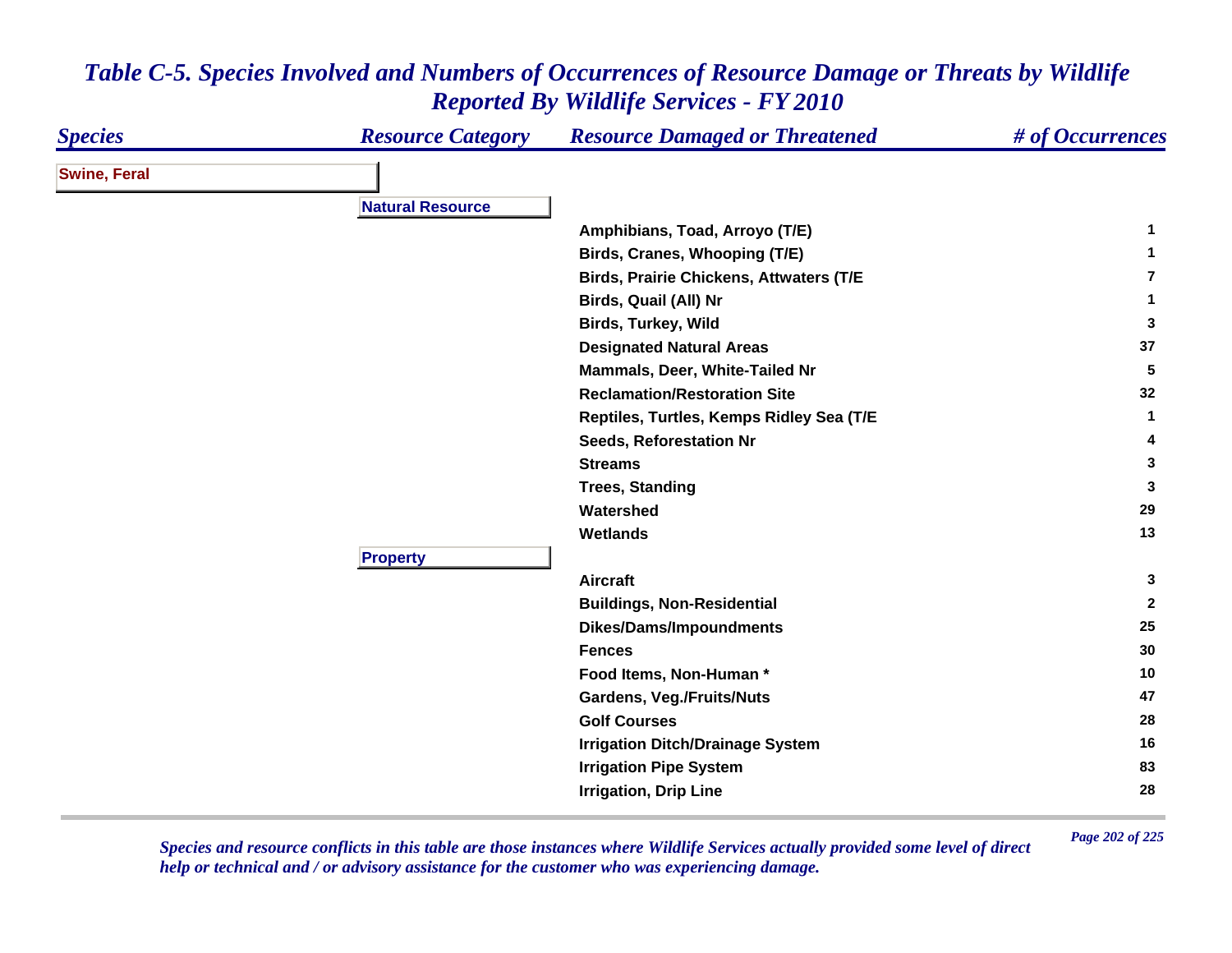# *Table C-5. Species Involved and Numbers of Occurrences of Resource Damage or Threats by Wildlife Reported By Wildlife Services - FY 2010*

| *Species* | *Resource Category* | *Resource Damaged or Threatened* | *# of Occurrences* |
|---|---|---|---|
| **Swine, Feral** | | | |
| | **Natural Resource** | | |
| | | **Amphibians, Toad, Arroyo (T/E)** | **1** |
| | | **Birds, Cranes, Whooping (T/E)** | **1** |
| | | **Birds, Prairie Chickens, Attwaters (T/E** | **7** |
| | | **Birds, Quail (All) Nr** | **1** |
| | | **Birds, Turkey, Wild** | **3** |
| | | **Designated Natural Areas** | **37** |
| | | **Mammals, Deer, White-Tailed Nr** | **5** |
| | | **Reclamation/Restoration Site** | **32** |
| | | **Reptiles, Turtles, Kemps Ridley Sea (T/E** | **1** |
| | | **Seeds, Reforestation Nr** | **4** |
| | | **Streams** | **3** |
| | | **Trees, Standing** | **3** |
| | | **Watershed** | **29** |
| | | **Wetlands** | **13** |
| | **Property** | | |
| | | **Aircraft** | **3** |
| | | **Buildings, Non-Residential** | **2** |
| | | **Dikes/Dams/Impoundments** | **25** |
| | | **Fences** | **30** |
| | | **Food Items, Non-Human *** | **10** |
| | | **Gardens, Veg./Fruits/Nuts** | **47** |
| | | **Golf Courses** | **28** |
| | | **Irrigation Ditch/Drainage System** | **16** |
| | | **Irrigation Pipe System** | **83** |
| | | **Irrigation, Drip Line** | **28** |

*Species and resource conflicts in this table are those instances where Wildlife Services actually provided some level of direct help or technical and / or advisory assistance for the customer who was experiencing damage.*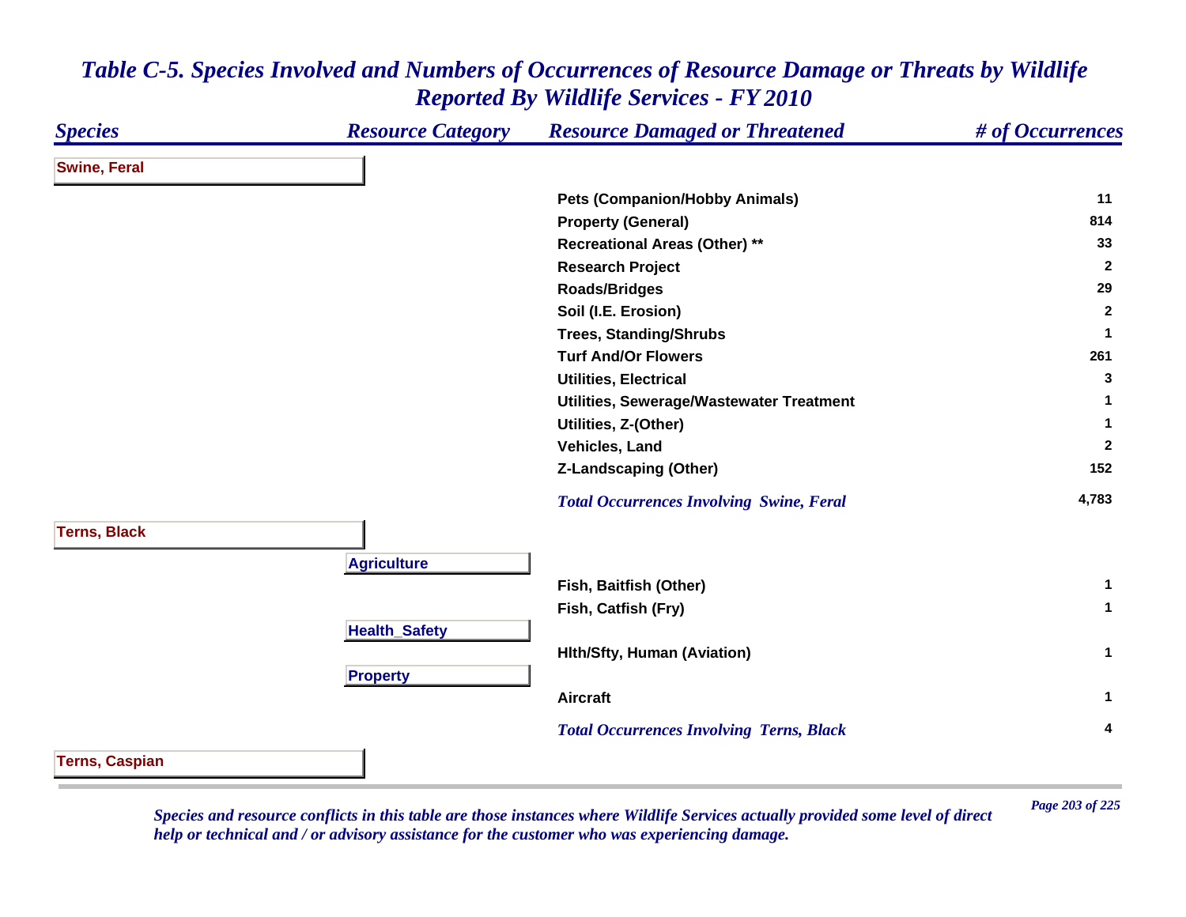# Table C-5. Species Involved and Numbers of Occurrences of Resource Damage or Threats by Wildlife Reported By Wildlife Services - FY 2010

| Species | Resource Category | Resource Damaged or Threatened | # of Occurrences |
|---|---|---|---|
| **Swine, Feral** | | | |
| | | Pets (Companion/Hobby Animals) | 11 |
| | | Property (General) | 814 |
| | | Recreational Areas (Other) ** | 33 |
| | | Research Project | 2 |
| | | Roads/Bridges | 29 |
| | | Soil (I.E. Erosion) | 2 |
| | | Trees, Standing/Shrubs | 1 |
| | | Turf And/Or Flowers | 261 |
| | | Utilities, Electrical | 3 |
| | | Utilities, Sewerage/Wastewater Treatment | 1 |
| | | Utilities, Z-(Other) | 1 |
| | | Vehicles, Land | 2 |
| | | Z-Landscaping (Other) | 152 |
| | | *Total Occurrences Involving Swine, Feral* | 4,783 |
| **Terns, Black** | | | |
| | **Agriculture** | | |
| | | Fish, Baitfish (Other) | 1 |
| | | Fish, Catfish (Fry) | 1 |
| | **Health_Safety** | | |
| | | Hlth/Sfty, Human (Aviation) | 1 |
| | **Property** | | |
| | | Aircraft | 1 |
| | | *Total Occurrences Involving Terns, Black* | 4 |
| **Terns, Caspian** | | | |

*Species and resource conflicts in this table are those instances where Wildlife Services actually provided some level of direct help or technical and / or advisory assistance for the customer who was experiencing damage.*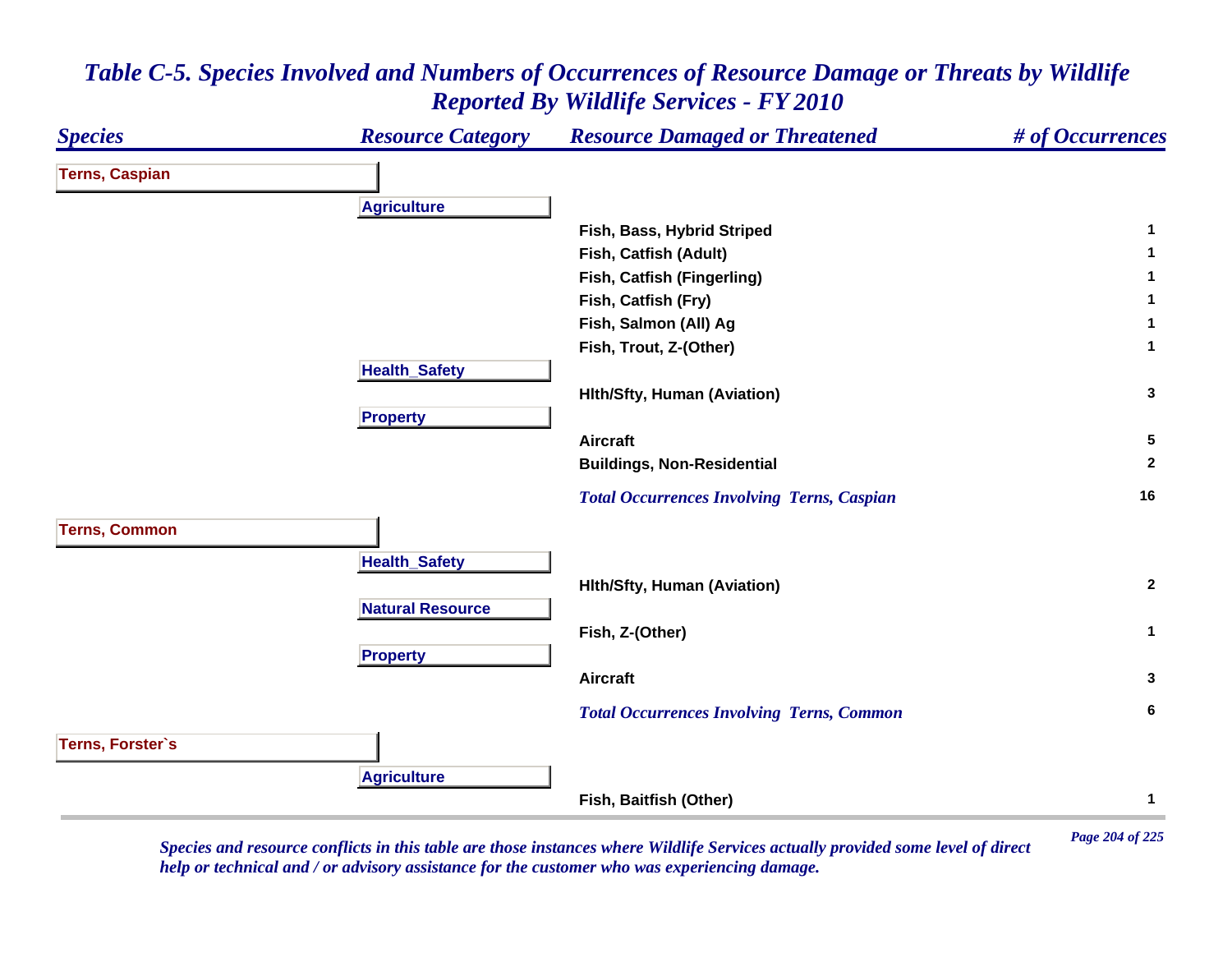# *Table C-5. Species Involved and Numbers of Occurrences of Resource Damage or Threats by Wildlife Reported By Wildlife Services - FY 2010*

| *Species* | *Resource Category* | *Resource Damaged or Threatened* | *# of Occurrences* |
|---|---|---|---|
| **Terns, Caspian** | | | |
| | **Agriculture** | | |
| | | **Fish, Bass, Hybrid Striped** | **1** |
| | | **Fish, Catfish (Adult)** | **1** |
| | | **Fish, Catfish (Fingerling)** | **1** |
| | | **Fish, Catfish (Fry)** | **1** |
| | | **Fish, Salmon (All) Ag** | **1** |
| | | **Fish, Trout, Z-(Other)** | **1** |
| | **Health_Safety** | | |
| | | **Hlth/Sfty, Human (Aviation)** | **3** |
| | **Property** | | |
| | | **Aircraft** | **5** |
| | | **Buildings, Non-Residential** | **2** |
| | | ***Total Occurrences Involving Terns, Caspian*** | **16** |
| **Terns, Common** | | | |
| | **Health_Safety** | | |
| | | **Hlth/Sfty, Human (Aviation)** | **2** |
| | **Natural Resource** | | |
| | | **Fish, Z-(Other)** | **1** |
| | **Property** | | |
| | | **Aircraft** | **3** |
| | | ***Total Occurrences Involving Terns, Common*** | **6** |
| **Terns, Forster`s** | | | |
| | **Agriculture** | | |
| | | **Fish, Baitfish (Other)** | **1** |

*Species and resource conflicts in this table are those instances where Wildlife Services actually provided some level of direct help or technical and / or advisory assistance for the customer who was experiencing damage.*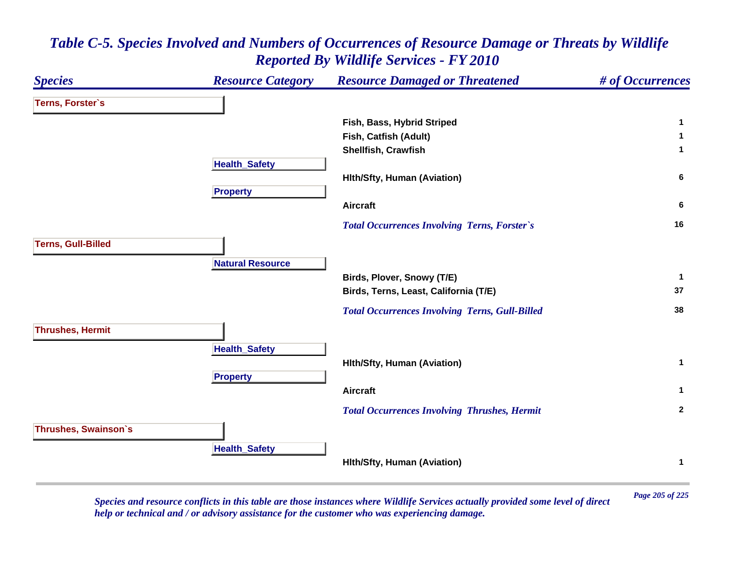# Table C-5. Species Involved and Numbers of Occurrences of Resource Damage or Threats by Wildlife Reported By Wildlife Services - FY 2010

| Species | Resource Category | Resource Damaged or Threatened | # of Occurrences |
|---|---|---|---|
| **Terns, Forster`s** | | | |
| | | Fish, Bass, Hybrid Striped | 1 |
| | | Fish, Catfish (Adult) | 1 |
| | | Shellfish, Crawfish | 1 |
| | **Health_Safety** | | |
| | | Hlth/Sfty, Human (Aviation) | 6 |
| | **Property** | | |
| | | Aircraft | 6 |
| | | *Total Occurrences Involving Terns, Forster`s* | 16 |
| **Terns, Gull-Billed** | | | |
| | **Natural Resource** | | |
| | | Birds, Plover, Snowy (T/E) | 1 |
| | | Birds, Terns, Least, California (T/E) | 37 |
| | | *Total Occurrences Involving Terns, Gull-Billed* | 38 |
| **Thrushes, Hermit** | | | |
| | **Health_Safety** | | |
| | | Hlth/Sfty, Human (Aviation) | 1 |
| | **Property** | | |
| | | Aircraft | 1 |
| | | *Total Occurrences Involving Thrushes, Hermit* | 2 |
| **Thrushes, Swainson`s** | | | |
| | **Health_Safety** | | |
| | | Hlth/Sfty, Human (Aviation) | 1 |

*Species and resource conflicts in this table are those instances where Wildlife Services actually provided some level of direct help or technical and / or advisory assistance for the customer who was experiencing damage.*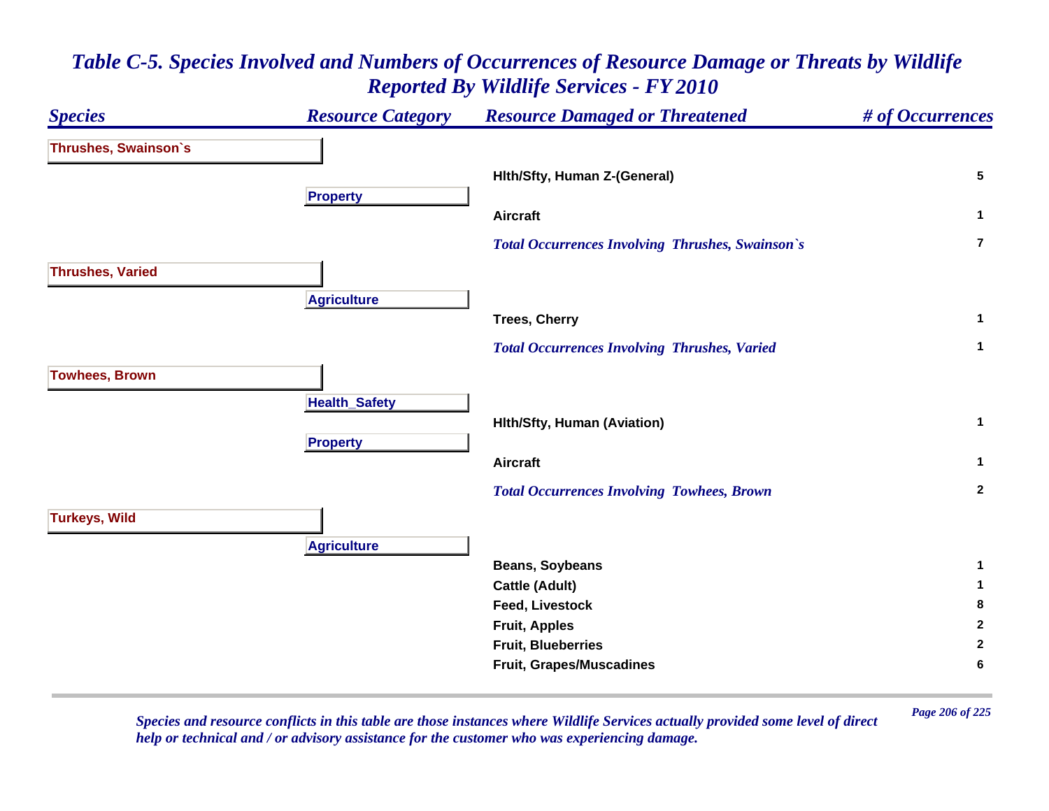# *Table C-5. Species Involved and Numbers of Occurrences of Resource Damage or Threats by Wildlife Reported By Wildlife Services - FY 2010*

| *Species* | *Resource Category* | *Resource Damaged or Threatened* | *# of Occurrences* |
|---|---|---|---|
| **Thrushes, Swainson`s** | | | |
| | | **Hlth/Sfty, Human Z-(General)** | **5** |
| | **Property** | | |
| | | **Aircraft** | **1** |
| | | ***Total Occurrences Involving Thrushes, Swainson`s*** | **7** |
| **Thrushes, Varied** | | | |
| | **Agriculture** | | |
| | | **Trees, Cherry** | **1** |
| | | ***Total Occurrences Involving Thrushes, Varied*** | **1** |
| **Towhees, Brown** | | | |
| | **Health_Safety** | | |
| | | **Hlth/Sfty, Human (Aviation)** | **1** |
| | **Property** | | |
| | | **Aircraft** | **1** |
| | | ***Total Occurrences Involving Towhees, Brown*** | **2** |
| **Turkeys, Wild** | | | |
| | **Agriculture** | | |
| | | **Beans, Soybeans** | **1** |
| | | **Cattle (Adult)** | **1** |
| | | **Feed, Livestock** | **8** |
| | | **Fruit, Apples** | **2** |
| | | **Fruit, Blueberries** | **2** |
| | | **Fruit, Grapes/Muscadines** | **6** |

*Species and resource conflicts in this table are those instances where Wildlife Services actually provided some level of direct help or technical and / or advisory assistance for the customer who was experiencing damage.*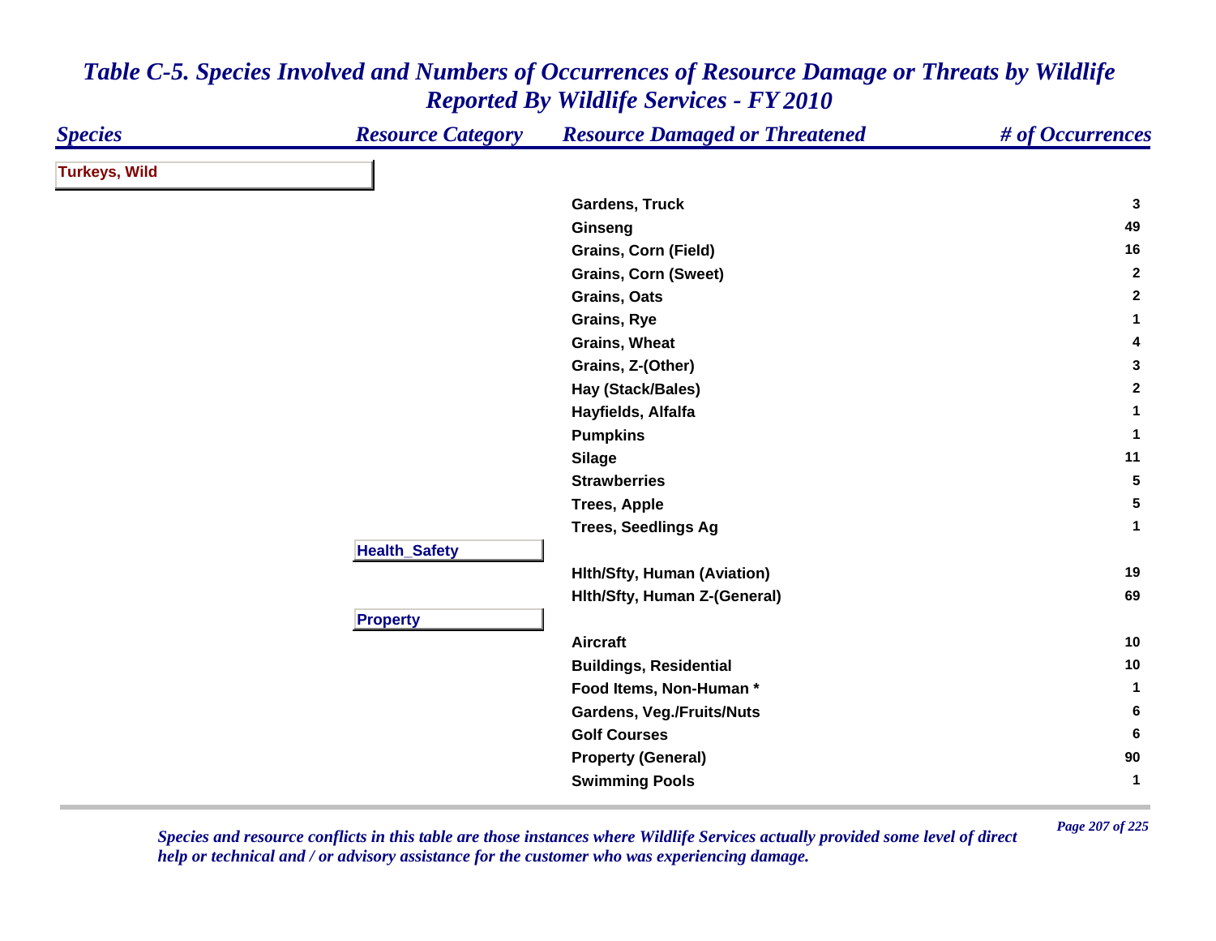# Table C-5. Species Involved and Numbers of Occurrences of Resource Damage or Threats by Wildlife Reported By Wildlife Services - FY 2010

| Species | Resource Category | Resource Damaged or Threatened | # of Occurrences |
|---|---|---|---|
| **Turkeys, Wild** | | | |
| | | Gardens, Truck | 3 |
| | | Ginseng | 49 |
| | | Grains, Corn (Field) | 16 |
| | | Grains, Corn (Sweet) | 2 |
| | | Grains, Oats | 2 |
| | | Grains, Rye | 1 |
| | | Grains, Wheat | 4 |
| | | Grains, Z-(Other) | 3 |
| | | Hay (Stack/Bales) | 2 |
| | | Hayfields, Alfalfa | 1 |
| | | Pumpkins | 1 |
| | | Silage | 11 |
| | | Strawberries | 5 |
| | | Trees, Apple | 5 |
| | | Trees, Seedlings Ag | 1 |
| | **Health_Safety** | | |
| | | Hlth/Sfty, Human (Aviation) | 19 |
| | | Hlth/Sfty, Human Z-(General) | 69 |
| | **Property** | | |
| | | Aircraft | 10 |
| | | Buildings, Residential | 10 |
| | | Food Items, Non-Human * | 1 |
| | | Gardens, Veg./Fruits/Nuts | 6 |
| | | Golf Courses | 6 |
| | | Property (General) | 90 |
| | | Swimming Pools | 1 |

*Species and resource conflicts in this table are those instances where Wildlife Services actually provided some level of direct help or technical and / or advisory assistance for the customer who was experiencing damage.*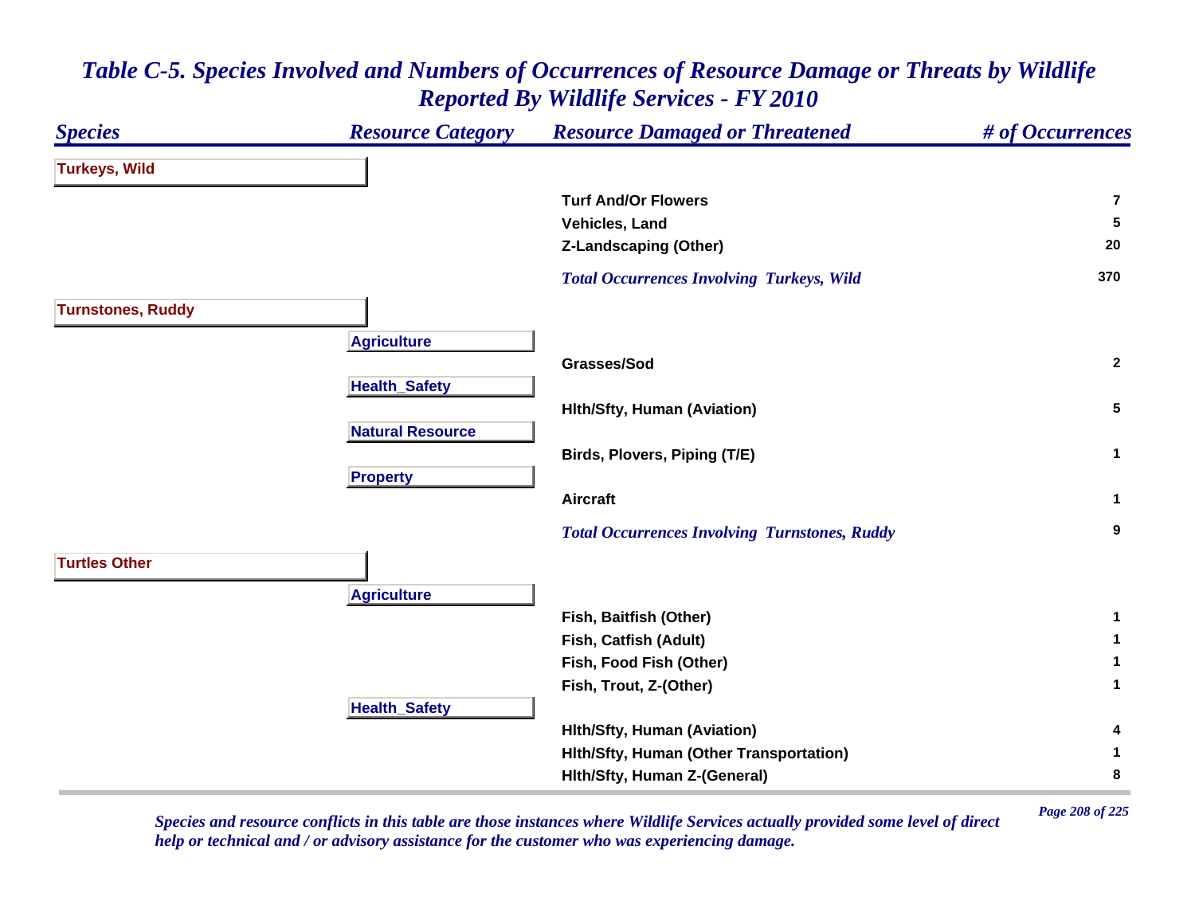# Table C-5. Species Involved and Numbers of Occurrences of Resource Damage or Threats by Wildlife Reported By Wildlife Services - FY 2010

| Species | Resource Category | Resource Damaged or Threatened | # of Occurrences |
|---|---|---|---|
| **Turkeys, Wild** | | | |
| | | Turf And/Or Flowers | 7 |
| | | Vehicles, Land | 5 |
| | | Z-Landscaping (Other) | 20 |
| | | *Total Occurrences Involving Turkeys, Wild* | 370 |
| **Turnstones, Ruddy** | | | |
| | Agriculture | | |
| | | Grasses/Sod | 2 |
| | Health_Safety | | |
| | | Hlth/Sfty, Human (Aviation) | 5 |
| | Natural Resource | | |
| | | Birds, Plovers, Piping (T/E) | 1 |
| | Property | | |
| | | Aircraft | 1 |
| | | *Total Occurrences Involving Turnstones, Ruddy* | 9 |
| **Turtles Other** | | | |
| | Agriculture | | |
| | | Fish, Baitfish (Other) | 1 |
| | | Fish, Catfish (Adult) | 1 |
| | | Fish, Food Fish (Other) | 1 |
| | | Fish, Trout, Z-(Other) | 1 |
| | Health_Safety | | |
| | | Hlth/Sfty, Human (Aviation) | 4 |
| | | Hlth/Sfty, Human (Other Transportation) | 1 |
| | | Hlth/Sfty, Human Z-(General) | 8 |

*Species and resource conflicts in this table are those instances where Wildlife Services actually provided some level of direct help or technical and / or advisory assistance for the customer who was experiencing damage.*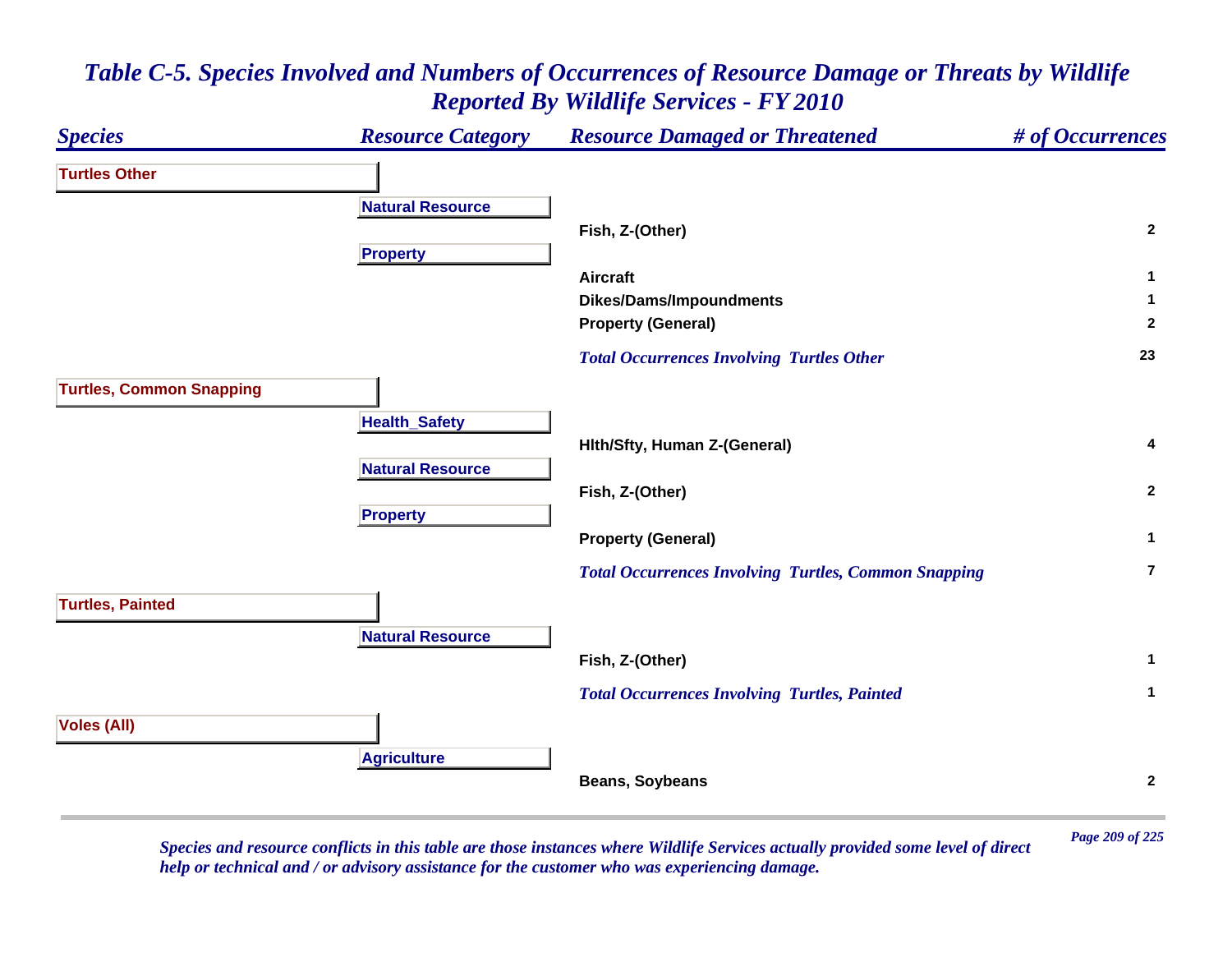# *Table C-5. Species Involved and Numbers of Occurrences of Resource Damage or Threats by Wildlife Reported By Wildlife Services - FY 2010*

| *Species* | *Resource Category* | *Resource Damaged or Threatened* | *# of Occurrences* |
|---|---|---|---|
| **Turtles Other** | | | |
| | **Natural Resource** | | |
| | | **Fish, Z-(Other)** | **2** |
| | **Property** | | |
| | | **Aircraft** | **1** |
| | | **Dikes/Dams/Impoundments** | **1** |
| | | **Property (General)** | **2** |
| | | ***Total Occurrences Involving Turtles Other*** | **23** |
| **Turtles, Common Snapping** | | | |
| | **Health_Safety** | | |
| | | **Hlth/Sfty, Human Z-(General)** | **4** |
| | **Natural Resource** | | |
| | | **Fish, Z-(Other)** | **2** |
| | **Property** | | |
| | | **Property (General)** | **1** |
| | | ***Total Occurrences Involving Turtles, Common Snapping*** | **7** |
| **Turtles, Painted** | | | |
| | **Natural Resource** | | |
| | | **Fish, Z-(Other)** | **1** |
| | | ***Total Occurrences Involving Turtles, Painted*** | **1** |
| **Voles (All)** | | | |
| | **Agriculture** | | |
| | | **Beans, Soybeans** | **2** |

*Species and resource conflicts in this table are those instances where Wildlife Services actually provided some level of direct help or technical and / or advisory assistance for the customer who was experiencing damage.*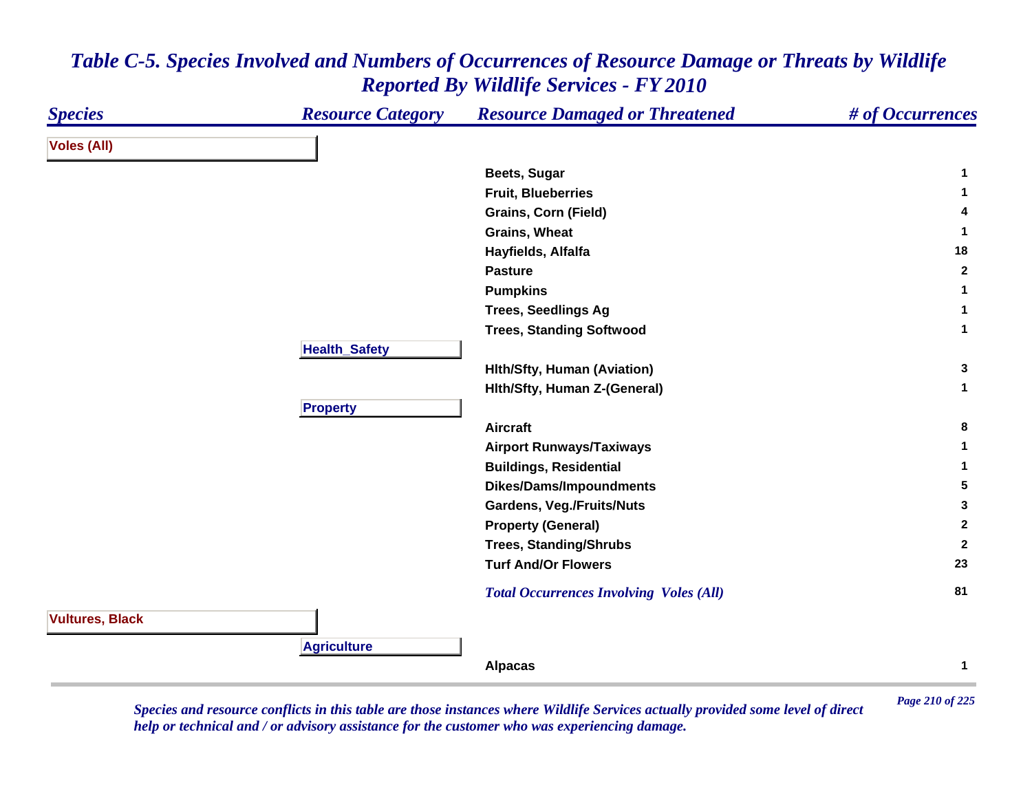# *Table C-5. Species Involved and Numbers of Occurrences of Resource Damage or Threats by Wildlife Reported By Wildlife Services - FY 2010*

| *Species* | *Resource Category* | *Resource Damaged or Threatened* | *# of Occurrences* |
|---|---|---|---|
| **Voles (All)** | | | |
| | | **Beets, Sugar** | **1** |
| | | **Fruit, Blueberries** | **1** |
| | | **Grains, Corn (Field)** | **4** |
| | | **Grains, Wheat** | **1** |
| | | **Hayfields, Alfalfa** | **18** |
| | | **Pasture** | **2** |
| | | **Pumpkins** | **1** |
| | | **Trees, Seedlings Ag** | **1** |
| | | **Trees, Standing Softwood** | **1** |
| | **Health_Safety** | | |
| | | **Hlth/Sfty, Human (Aviation)** | **3** |
| | | **Hlth/Sfty, Human Z-(General)** | **1** |
| | **Property** | | |
| | | **Aircraft** | **8** |
| | | **Airport Runways/Taxiways** | **1** |
| | | **Buildings, Residential** | **1** |
| | | **Dikes/Dams/Impoundments** | **5** |
| | | **Gardens, Veg./Fruits/Nuts** | **3** |
| | | **Property (General)** | **2** |
| | | **Trees, Standing/Shrubs** | **2** |
| | | **Turf And/Or Flowers** | **23** |
| | | ***Total Occurrences Involving Voles (All)*** | **81** |
| **Vultures, Black** | | | |
| | **Agriculture** | | |
| | | **Alpacas** | **1** |

*Species and resource conflicts in this table are those instances where Wildlife Services actually provided some level of direct help or technical and / or advisory assistance for the customer who was experiencing damage.*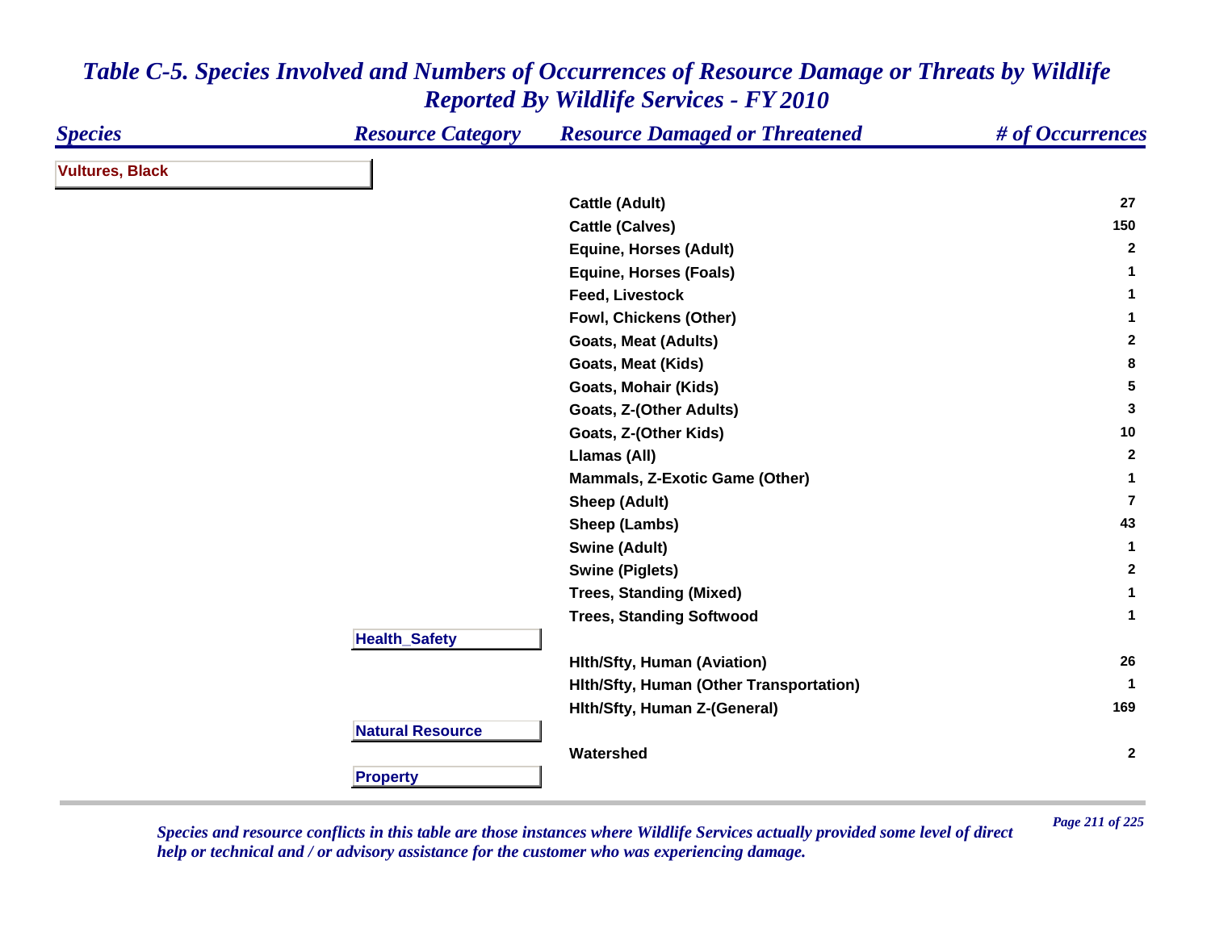# *Table C-5. Species Involved and Numbers of Occurrences of Resource Damage or Threats by Wildlife Reported By Wildlife Services - FY 2010*

| *Species* | *Resource Category* | *Resource Damaged or Threatened* | *# of Occurrences* |
|---|---|---|---|
| **Vultures, Black** | | | |
| | | **Cattle (Adult)** | **27** |
| | | **Cattle (Calves)** | **150** |
| | | **Equine, Horses (Adult)** | **2** |
| | | **Equine, Horses (Foals)** | **1** |
| | | **Feed, Livestock** | **1** |
| | | **Fowl, Chickens (Other)** | **1** |
| | | **Goats, Meat (Adults)** | **2** |
| | | **Goats, Meat (Kids)** | **8** |
| | | **Goats, Mohair (Kids)** | **5** |
| | | **Goats, Z-(Other Adults)** | **3** |
| | | **Goats, Z-(Other Kids)** | **10** |
| | | **Llamas (All)** | **2** |
| | | **Mammals, Z-Exotic Game (Other)** | **1** |
| | | **Sheep (Adult)** | **7** |
| | | **Sheep (Lambs)** | **43** |
| | | **Swine (Adult)** | **1** |
| | | **Swine (Piglets)** | **2** |
| | | **Trees, Standing (Mixed)** | **1** |
| | | **Trees, Standing Softwood** | **1** |
| | **Health_Safety** | | |
| | | **Hlth/Sfty, Human (Aviation)** | **26** |
| | | **Hlth/Sfty, Human (Other Transportation)** | **1** |
| | | **Hlth/Sfty, Human Z-(General)** | **169** |
| | **Natural Resource** | | |
| | | **Watershed** | **2** |
| | **Property** | | |

*Species and resource conflicts in this table are those instances where Wildlife Services actually provided some level of direct help or technical and / or advisory assistance for the customer who was experiencing damage.*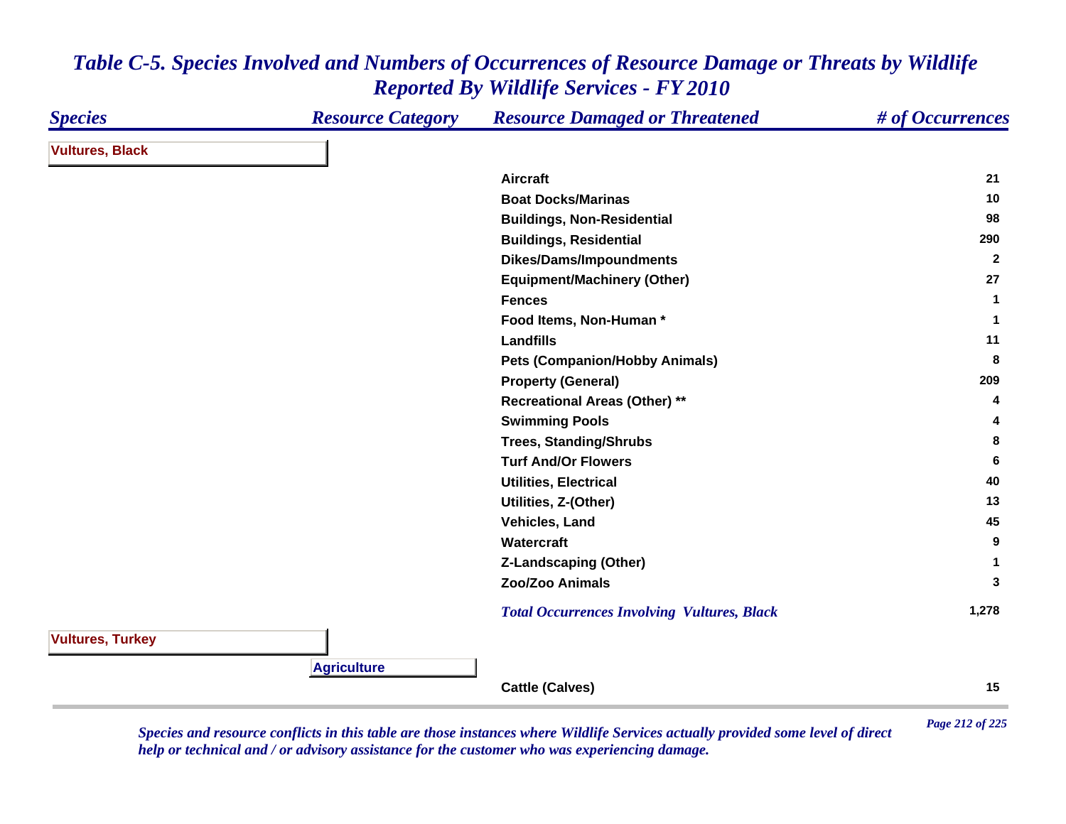# *Table C-5. Species Involved and Numbers of Occurrences of Resource Damage or Threats by Wildlife Reported By Wildlife Services - FY 2010*

| *Species* | *Resource Category* | *Resource Damaged or Threatened* | *# of Occurrences* |
|---|---|---|---|
| **Vultures, Black** | | | |
| | | Aircraft | 21 |
| | | Boat Docks/Marinas | 10 |
| | | Buildings, Non-Residential | 98 |
| | | Buildings, Residential | 290 |
| | | Dikes/Dams/Impoundments | 2 |
| | | Equipment/Machinery (Other) | 27 |
| | | Fences | 1 |
| | | Food Items, Non-Human * | 1 |
| | | Landfills | 11 |
| | | Pets (Companion/Hobby Animals) | 8 |
| | | Property (General) | 209 |
| | | Recreational Areas (Other) ** | 4 |
| | | Swimming Pools | 4 |
| | | Trees, Standing/Shrubs | 8 |
| | | Turf And/Or Flowers | 6 |
| | | Utilities, Electrical | 40 |
| | | Utilities, Z-(Other) | 13 |
| | | Vehicles, Land | 45 |
| | | Watercraft | 9 |
| | | Z-Landscaping (Other) | 1 |
| | | Zoo/Zoo Animals | 3 |
| | | *Total Occurrences Involving Vultures, Black* | 1,278 |
| **Vultures, Turkey** | | | |
| | **Agriculture** | | |
| | | Cattle (Calves) | 15 |

*Species and resource conflicts in this table are those instances where Wildlife Services actually provided some level of direct help or technical and / or advisory assistance for the customer who was experiencing damage.*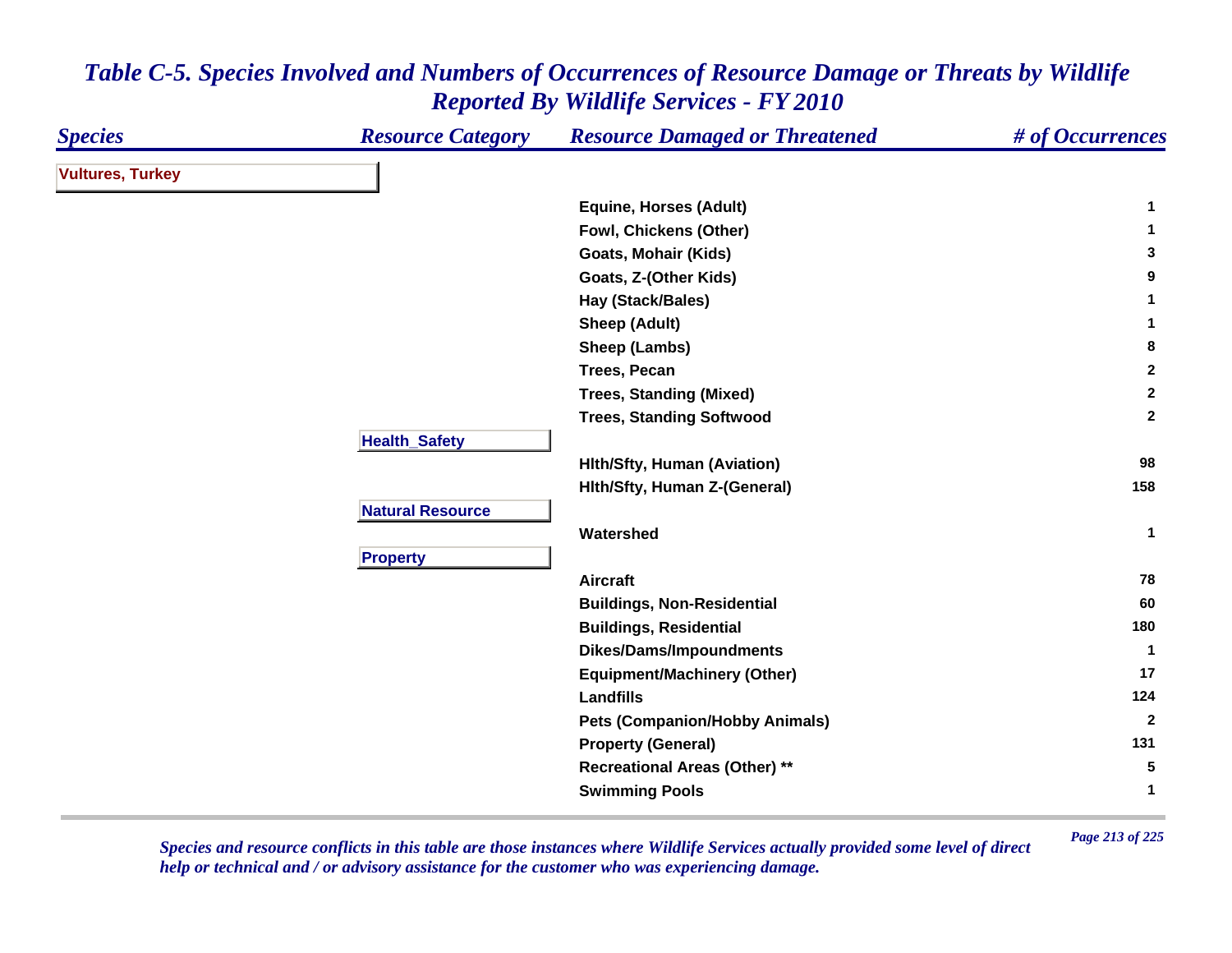# *Table C-5. Species Involved and Numbers of Occurrences of Resource Damage or Threats by Wildlife Reported By Wildlife Services - FY 2010*

| Species | Resource Category | Resource Damaged or Threatened | # of Occurrences |
|---|---|---|---|
| **Vultures, Turkey** | | | |
| | | Equine, Horses (Adult) | 1 |
| | | Fowl, Chickens (Other) | 1 |
| | | Goats, Mohair (Kids) | 3 |
| | | Goats, Z-(Other Kids) | 9 |
| | | Hay (Stack/Bales) | 1 |
| | | Sheep (Adult) | 1 |
| | | Sheep (Lambs) | 8 |
| | | Trees, Pecan | 2 |
| | | Trees, Standing (Mixed) | 2 |
| | | Trees, Standing Softwood | 2 |
| | **Health_Safety** | | |
| | | Hlth/Sfty, Human (Aviation) | 98 |
| | | Hlth/Sfty, Human Z-(General) | 158 |
| | **Natural Resource** | | |
| | | Watershed | 1 |
| | **Property** | | |
| | | Aircraft | 78 |
| | | Buildings, Non-Residential | 60 |
| | | Buildings, Residential | 180 |
| | | Dikes/Dams/Impoundments | 1 |
| | | Equipment/Machinery (Other) | 17 |
| | | Landfills | 124 |
| | | Pets (Companion/Hobby Animals) | 2 |
| | | Property (General) | 131 |
| | | Recreational Areas (Other) ** | 5 |
| | | Swimming Pools | 1 |

*Species and resource conflicts in this table are those instances where Wildlife Services actually provided some level of direct help or technical and / or advisory assistance for the customer who was experiencing damage.*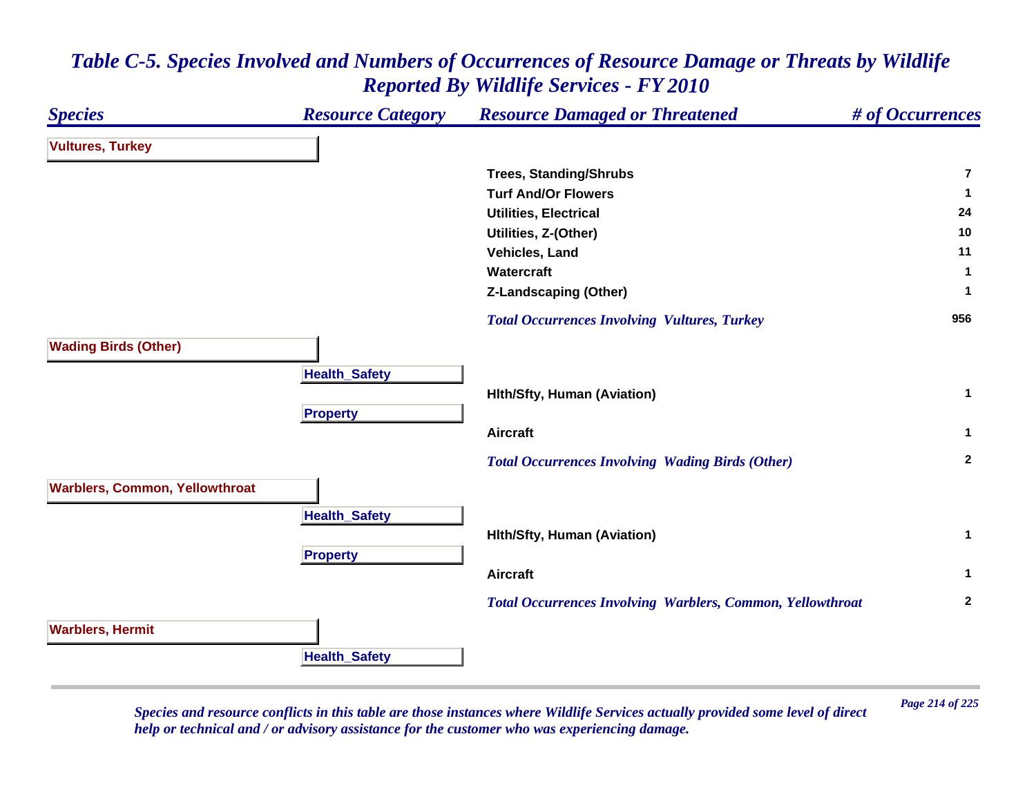# Table C-5. Species Involved and Numbers of Occurrences of Resource Damage or Threats by Wildlife Reported By Wildlife Services - FY 2010

| Species | Resource Category | Resource Damaged or Threatened | # of Occurrences |
|---|---|---|---|
| **Vultures, Turkey** | | | |
| | | Trees, Standing/Shrubs | 7 |
| | | Turf And/Or Flowers | 1 |
| | | Utilities, Electrical | 24 |
| | | Utilities, Z-(Other) | 10 |
| | | Vehicles, Land | 11 |
| | | Watercraft | 1 |
| | | Z-Landscaping (Other) | 1 |
| | | *Total Occurrences Involving Vultures, Turkey* | 956 |
| **Wading Birds (Other)** | | | |
| | Health_Safety | | |
| | | Hlth/Sfty, Human (Aviation) | 1 |
| | Property | | |
| | | Aircraft | 1 |
| | | *Total Occurrences Involving Wading Birds (Other)* | 2 |
| **Warblers, Common, Yellowthroat** | | | |
| | Health_Safety | | |
| | | Hlth/Sfty, Human (Aviation) | 1 |
| | Property | | |
| | | Aircraft | 1 |
| | | *Total Occurrences Involving Warblers, Common, Yellowthroat* | 2 |
| **Warblers, Hermit** | | | |
| | Health_Safety | | |

*Species and resource conflicts in this table are those instances where Wildlife Services actually provided some level of direct help or technical and / or advisory assistance for the customer who was experiencing damage.*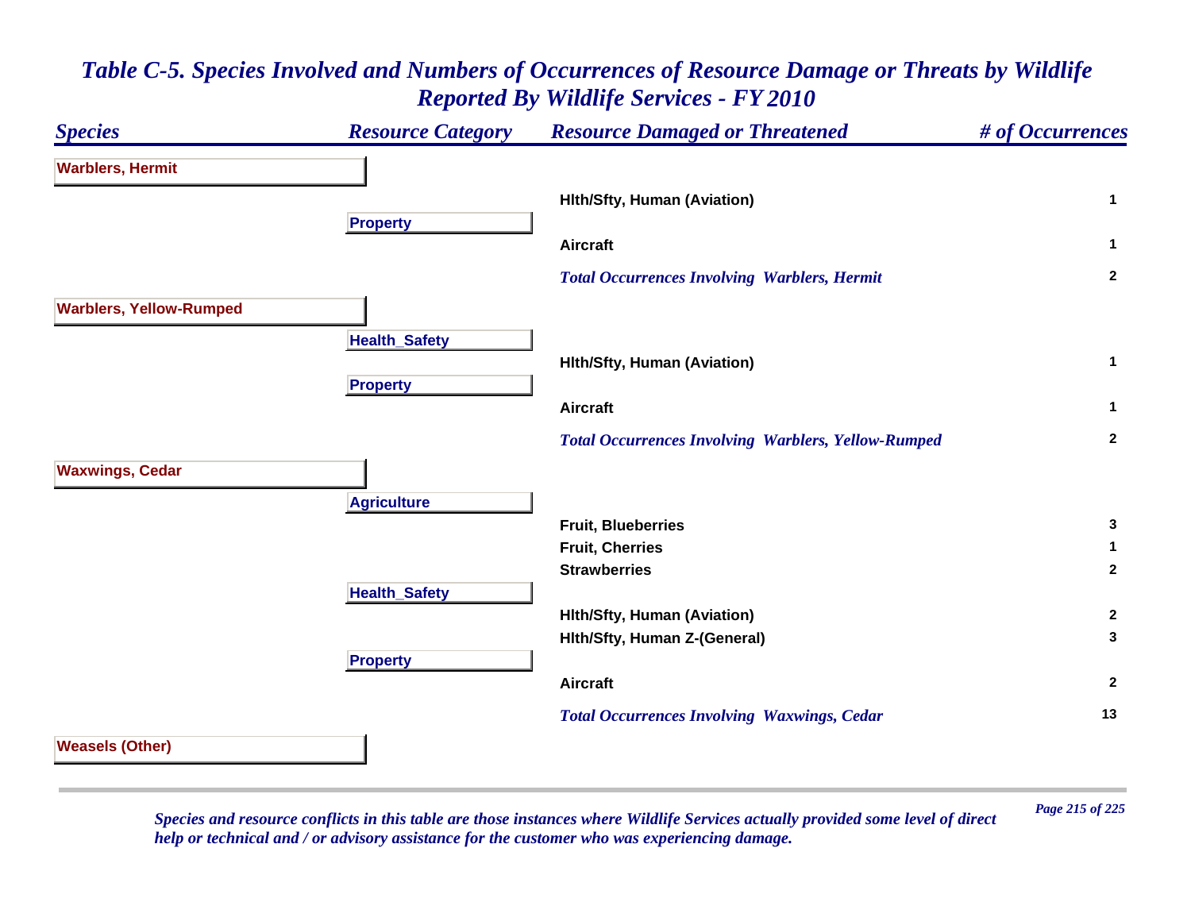# Table C-5. Species Involved and Numbers of Occurrences of Resource Damage or Threats by Wildlife Reported By Wildlife Services - FY 2010

| Species | Resource Category | Resource Damaged or Threatened | # of Occurrences |
|---|---|---|---|
| **Warblers, Hermit** | | | |
| | | Hlth/Sfty, Human (Aviation) | 1 |
| | **Property** | | |
| | | Aircraft | 1 |
| | | *Total Occurrences Involving Warblers, Hermit* | 2 |
| **Warblers, Yellow-Rumped** | | | |
| | **Health_Safety** | | |
| | | Hlth/Sfty, Human (Aviation) | 1 |
| | **Property** | | |
| | | Aircraft | 1 |
| | | *Total Occurrences Involving Warblers, Yellow-Rumped* | 2 |
| **Waxwings, Cedar** | | | |
| | **Agriculture** | | |
| | | Fruit, Blueberries | 3 |
| | | Fruit, Cherries | 1 |
| | | Strawberries | 2 |
| | **Health_Safety** | | |
| | | Hlth/Sfty, Human (Aviation) | 2 |
| | | Hlth/Sfty, Human Z-(General) | 3 |
| | **Property** | | |
| | | Aircraft | 2 |
| | | *Total Occurrences Involving Waxwings, Cedar* | 13 |
| **Weasels (Other)** | | | |

*Species and resource conflicts in this table are those instances where Wildlife Services actually provided some level of direct help or technical and / or advisory assistance for the customer who was experiencing damage.*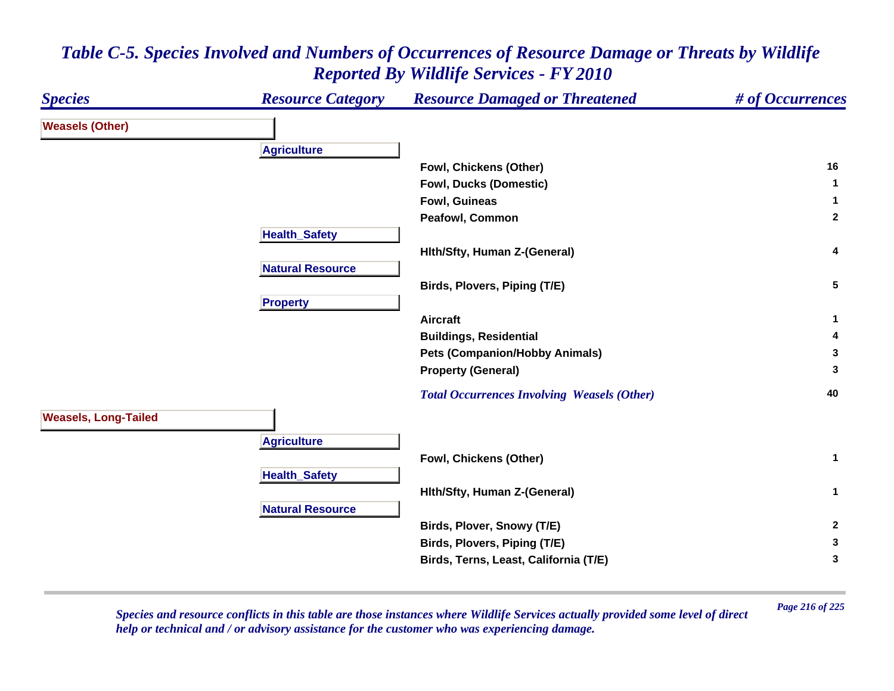# Table C-5. Species Involved and Numbers of Occurrences of Resource Damage or Threats by Wildlife Reported By Wildlife Services - FY 2010

| Species | Resource Category | Resource Damaged or Threatened | # of Occurrences |
|---|---|---|---|
| **Weasels (Other)** | | | |
| | **Agriculture** | | |
| | | Fowl, Chickens (Other) | 16 |
| | | Fowl, Ducks (Domestic) | 1 |
| | | Fowl, Guineas | 1 |
| | | Peafowl, Common | 2 |
| | **Health_Safety** | | |
| | | Hlth/Sfty, Human Z-(General) | 4 |
| | **Natural Resource** | | |
| | | Birds, Plovers, Piping (T/E) | 5 |
| | **Property** | | |
| | | Aircraft | 1 |
| | | Buildings, Residential | 4 |
| | | Pets (Companion/Hobby Animals) | 3 |
| | | Property (General) | 3 |
| | | *Total Occurrences Involving Weasels (Other)* | 40 |
| **Weasels, Long-Tailed** | | | |
| | **Agriculture** | | |
| | | Fowl, Chickens (Other) | 1 |
| | **Health_Safety** | | |
| | | Hlth/Sfty, Human Z-(General) | 1 |
| | **Natural Resource** | | |
| | | Birds, Plover, Snowy (T/E) | 2 |
| | | Birds, Plovers, Piping (T/E) | 3 |
| | | Birds, Terns, Least, California (T/E) | 3 |

*Species and resource conflicts in this table are those instances where Wildlife Services actually provided some level of direct help or technical and / or advisory assistance for the customer who was experiencing damage.*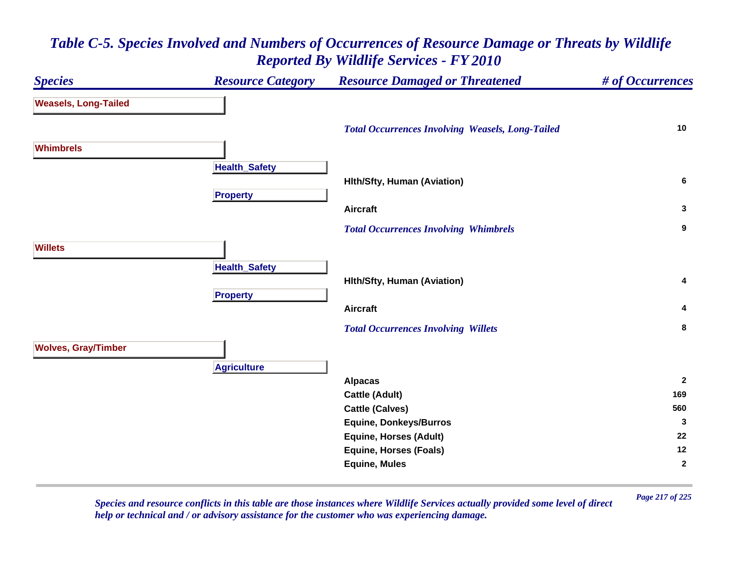## *Table C-5. Species Involved and Numbers of Occurrences of Resource Damage or Threats by Wildlife Reported By Wildlife Services - FY 2010*

| Species | Resource Category | Resource Damaged or Threatened | # of Occurrences |
|---|---|---|---|
| **Weasels, Long-Tailed** | | | |
| | | *Total Occurrences Involving Weasels, Long-Tailed* | 10 |
| **Whimbrels** | | | |
| | **Health_Safety** | | |
| | | Hlth/Sfty, Human (Aviation) | 6 |
| | **Property** | | |
| | | Aircraft | 3 |
| | | *Total Occurrences Involving Whimbrels* | 9 |
| **Willets** | | | |
| | **Health_Safety** | | |
| | | Hlth/Sfty, Human (Aviation) | 4 |
| | **Property** | | |
| | | Aircraft | 4 |
| | | *Total Occurrences Involving Willets* | 8 |
| **Wolves, Gray/Timber** | | | |
| | **Agriculture** | | |
| | | Alpacas | 2 |
| | | Cattle (Adult) | 169 |
| | | Cattle (Calves) | 560 |
| | | Equine, Donkeys/Burros | 3 |
| | | Equine, Horses (Adult) | 22 |
| | | Equine, Horses (Foals) | 12 |
| | | Equine, Mules | 2 |

*Species and resource conflicts in this table are those instances where Wildlife Services actually provided some level of direct help or technical and / or advisory assistance for the customer who was experiencing damage.*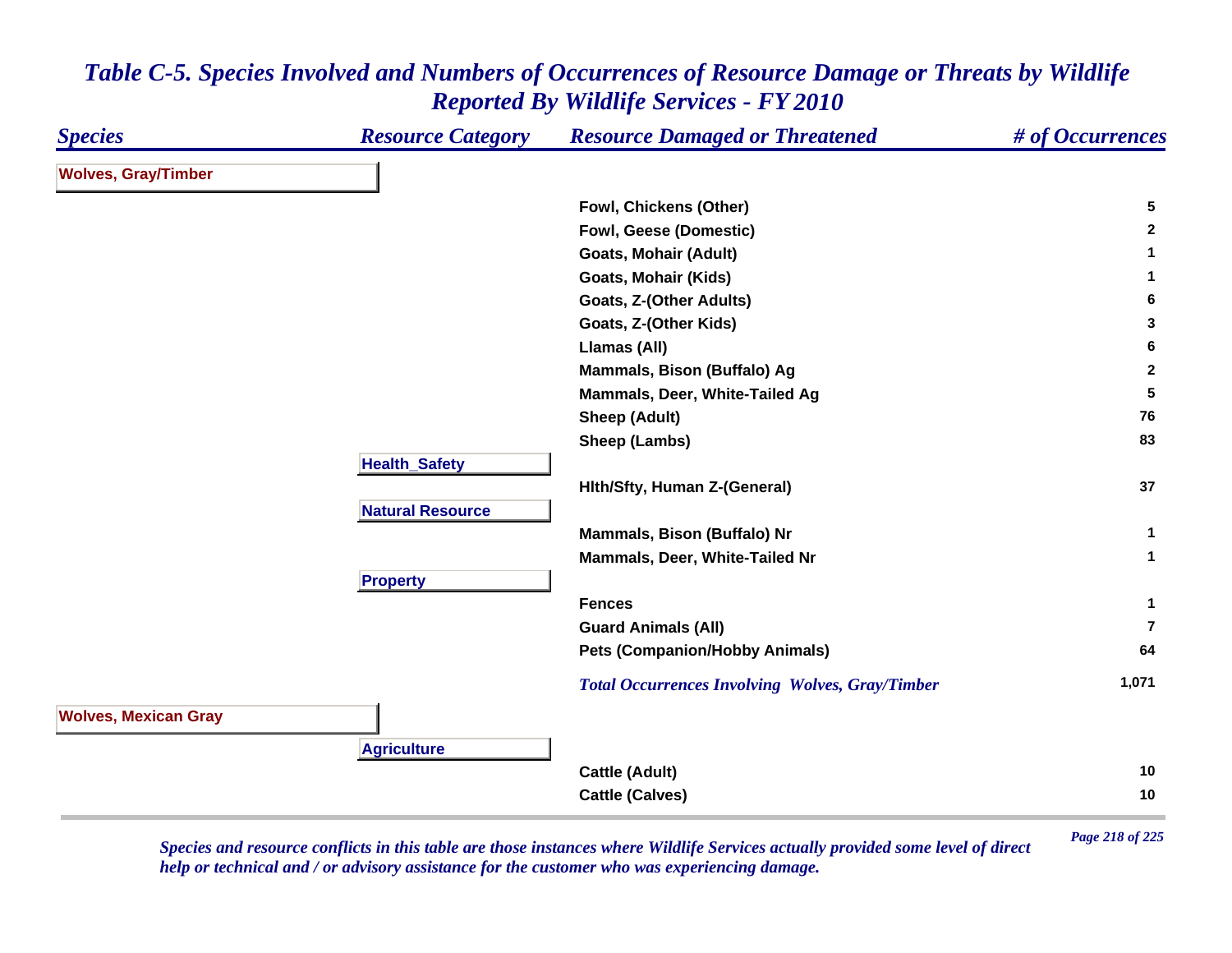*Table C-5. Species Involved and Numbers of Occurrences of Resource Damage or Threats by Wildlife Reported By Wildlife Services - FY 2010*

| *Species* | *Resource Category* | *Resource Damaged or Threatened* | *# of Occurrences* |
|---|---|---|---|
| **Wolves, Gray/Timber** | | | |
| | | **Fowl, Chickens (Other)** | **5** |
| | | **Fowl, Geese (Domestic)** | **2** |
| | | **Goats, Mohair (Adult)** | **1** |
| | | **Goats, Mohair (Kids)** | **1** |
| | | **Goats, Z-(Other Adults)** | **6** |
| | | **Goats, Z-(Other Kids)** | **3** |
| | | **Llamas (All)** | **6** |
| | | **Mammals, Bison (Buffalo) Ag** | **2** |
| | | **Mammals, Deer, White-Tailed Ag** | **5** |
| | | **Sheep (Adult)** | **76** |
| | | **Sheep (Lambs)** | **83** |
| | **Health_Safety** | | |
| | | **Hlth/Sfty, Human Z-(General)** | **37** |
| | **Natural Resource** | | |
| | | **Mammals, Bison (Buffalo) Nr** | **1** |
| | | **Mammals, Deer, White-Tailed Nr** | **1** |
| | **Property** | | |
| | | **Fences** | **1** |
| | | **Guard Animals (All)** | **7** |
| | | **Pets (Companion/Hobby Animals)** | **64** |
| | | ***Total Occurrences Involving Wolves, Gray/Timber*** | **1,071** |
| **Wolves, Mexican Gray** | | | |
| | **Agriculture** | | |
| | | **Cattle (Adult)** | **10** |
| | | **Cattle (Calves)** | **10** |

*Species and resource conflicts in this table are those instances where Wildlife Services actually provided some level of direct help or technical and / or advisory assistance for the customer who was experiencing damage.*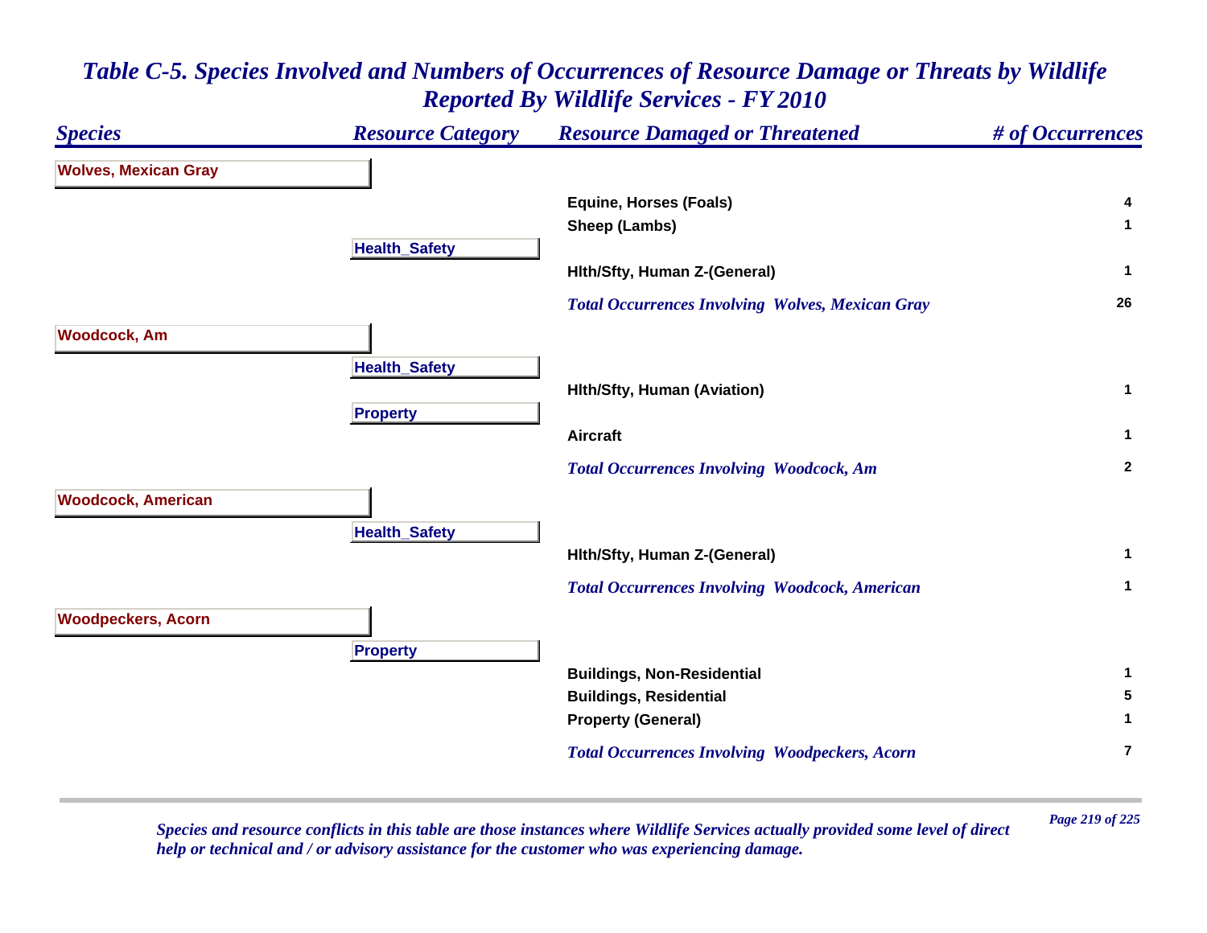# *Table C-5. Species Involved and Numbers of Occurrences of Resource Damage or Threats by Wildlife Reported By Wildlife Services - FY 2010*

| *Species* | *Resource Category* | *Resource Damaged or Threatened* | *# of Occurrences* |
|---|---|---|---|
| **Wolves, Mexican Gray** | | | |
| | | **Equine, Horses (Foals)** | **4** |
| | | **Sheep (Lambs)** | **1** |
| | **Health_Safety** | | |
| | | **Hlth/Sfty, Human Z-(General)** | **1** |
| | | ***Total Occurrences Involving Wolves, Mexican Gray*** | **26** |
| **Woodcock, Am** | | | |
| | **Health_Safety** | | |
| | | **Hlth/Sfty, Human (Aviation)** | **1** |
| | **Property** | | |
| | | **Aircraft** | **1** |
| | | ***Total Occurrences Involving Woodcock, Am*** | **2** |
| **Woodcock, American** | | | |
| | **Health_Safety** | | |
| | | **Hlth/Sfty, Human Z-(General)** | **1** |
| | | ***Total Occurrences Involving Woodcock, American*** | **1** |
| **Woodpeckers, Acorn** | | | |
| | **Property** | | |
| | | **Buildings, Non-Residential** | **1** |
| | | **Buildings, Residential** | **5** |
| | | **Property (General)** | **1** |
| | | ***Total Occurrences Involving Woodpeckers, Acorn*** | **7** |

*Species and resource conflicts in this table are those instances where Wildlife Services actually provided some level of direct help or technical and / or advisory assistance for the customer who was experiencing damage.*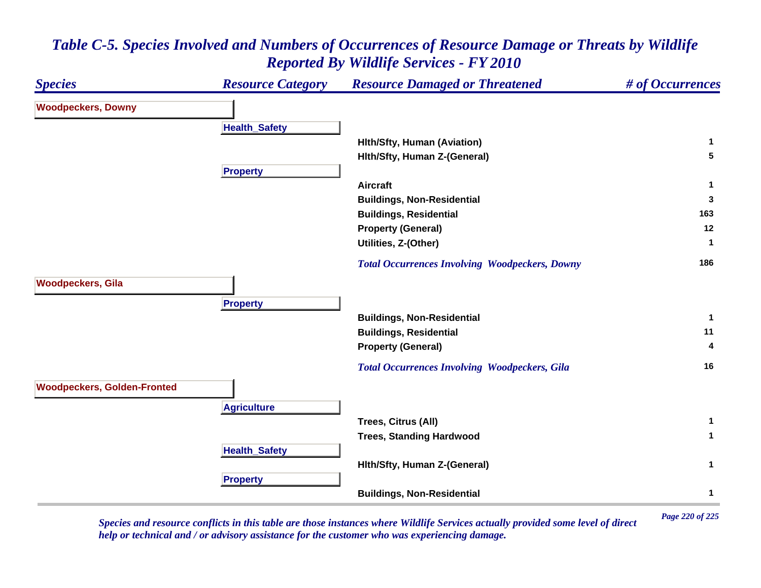# *Table C-5. Species Involved and Numbers of Occurrences of Resource Damage or Threats by Wildlife Reported By Wildlife Services - FY 2010*

| Species | Resource Category | Resource Damaged or Threatened | # of Occurrences |
|---|---|---|---|
| **Woodpeckers, Downy** | | | |
| | **Health_Safety** | | |
| | | Hlth/Sfty, Human (Aviation) | 1 |
| | | Hlth/Sfty, Human Z-(General) | 5 |
| | **Property** | | |
| | | Aircraft | 1 |
| | | Buildings, Non-Residential | 3 |
| | | Buildings, Residential | 163 |
| | | Property (General) | 12 |
| | | Utilities, Z-(Other) | 1 |
| | | *Total Occurrences Involving Woodpeckers, Downy* | 186 |
| **Woodpeckers, Gila** | | | |
| | **Property** | | |
| | | Buildings, Non-Residential | 1 |
| | | Buildings, Residential | 11 |
| | | Property (General) | 4 |
| | | *Total Occurrences Involving Woodpeckers, Gila* | 16 |
| **Woodpeckers, Golden-Fronted** | | | |
| | **Agriculture** | | |
| | | Trees, Citrus (All) | 1 |
| | | Trees, Standing Hardwood | 1 |
| | **Health_Safety** | | |
| | | Hlth/Sfty, Human Z-(General) | 1 |
| | **Property** | | |
| | | Buildings, Non-Residential | 1 |

*Species and resource conflicts in this table are those instances where Wildlife Services actually provided some level of direct help or technical and / or advisory assistance for the customer who was experiencing damage.*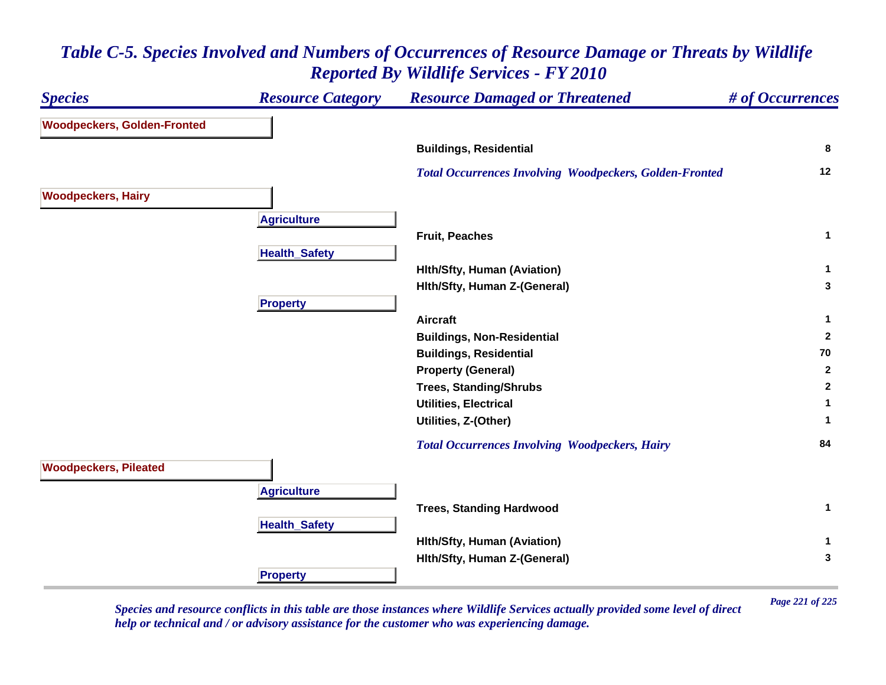# Table C-5. Species Involved and Numbers of Occurrences of Resource Damage or Threats by Wildlife Reported By Wildlife Services - FY 2010

| Species | Resource Category | Resource Damaged or Threatened | # of Occurrences |
|---|---|---|---|
| **Woodpeckers, Golden-Fronted** | | | |
| | | Buildings, Residential | 8 |
| | | *Total Occurrences Involving Woodpeckers, Golden-Fronted* | 12 |
| **Woodpeckers, Hairy** | | | |
| | Agriculture | | |
| | | Fruit, Peaches | 1 |
| | Health_Safety | | |
| | | Hlth/Sfty, Human (Aviation) | 1 |
| | | Hlth/Sfty, Human Z-(General) | 3 |
| | Property | | |
| | | Aircraft | 1 |
| | | Buildings, Non-Residential | 2 |
| | | Buildings, Residential | 70 |
| | | Property (General) | 2 |
| | | Trees, Standing/Shrubs | 2 |
| | | Utilities, Electrical | 1 |
| | | Utilities, Z-(Other) | 1 |
| | | *Total Occurrences Involving Woodpeckers, Hairy* | 84 |
| **Woodpeckers, Pileated** | | | |
| | Agriculture | | |
| | | Trees, Standing Hardwood | 1 |
| | Health_Safety | | |
| | | Hlth/Sfty, Human (Aviation) | 1 |
| | | Hlth/Sfty, Human Z-(General) | 3 |
| | Property | | |

*Species and resource conflicts in this table are those instances where Wildlife Services actually provided some level of direct help or technical and / or advisory assistance for the customer who was experiencing damage.*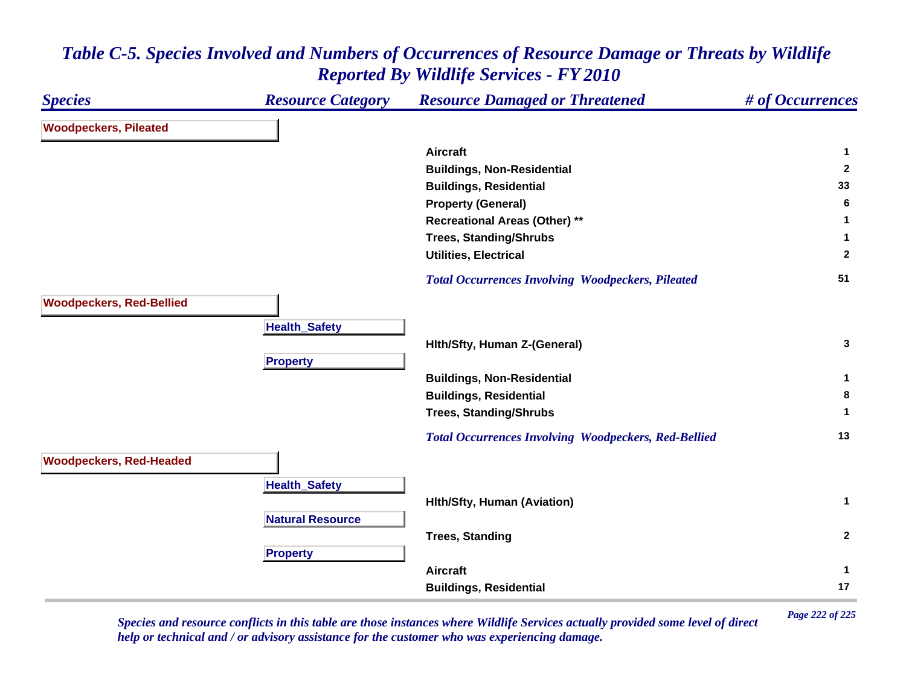# Table C-5. Species Involved and Numbers of Occurrences of Resource Damage or Threats by Wildlife Reported By Wildlife Services - FY 2010

| Species | Resource Category | Resource Damaged or Threatened | # of Occurrences |
|---|---|---|---|
| **Woodpeckers, Pileated** | | | |
| | | Aircraft | 1 |
| | | Buildings, Non-Residential | 2 |
| | | Buildings, Residential | 33 |
| | | Property (General) | 6 |
| | | Recreational Areas (Other) ** | 1 |
| | | Trees, Standing/Shrubs | 1 |
| | | Utilities, Electrical | 2 |
| | | *Total Occurrences Involving Woodpeckers, Pileated* | 51 |
| **Woodpeckers, Red-Bellied** | | | |
| | Health_Safety | | |
| | | Hlth/Sfty, Human Z-(General) | 3 |
| | Property | | |
| | | Buildings, Non-Residential | 1 |
| | | Buildings, Residential | 8 |
| | | Trees, Standing/Shrubs | 1 |
| | | *Total Occurrences Involving Woodpeckers, Red-Bellied* | 13 |
| **Woodpeckers, Red-Headed** | | | |
| | Health_Safety | | |
| | | Hlth/Sfty, Human (Aviation) | 1 |
| | Natural Resource | | |
| | | Trees, Standing | 2 |
| | Property | | |
| | | Aircraft | 1 |
| | | Buildings, Residential | 17 |

*Species and resource conflicts in this table are those instances where Wildlife Services actually provided some level of direct help or technical and / or advisory assistance for the customer who was experiencing damage.*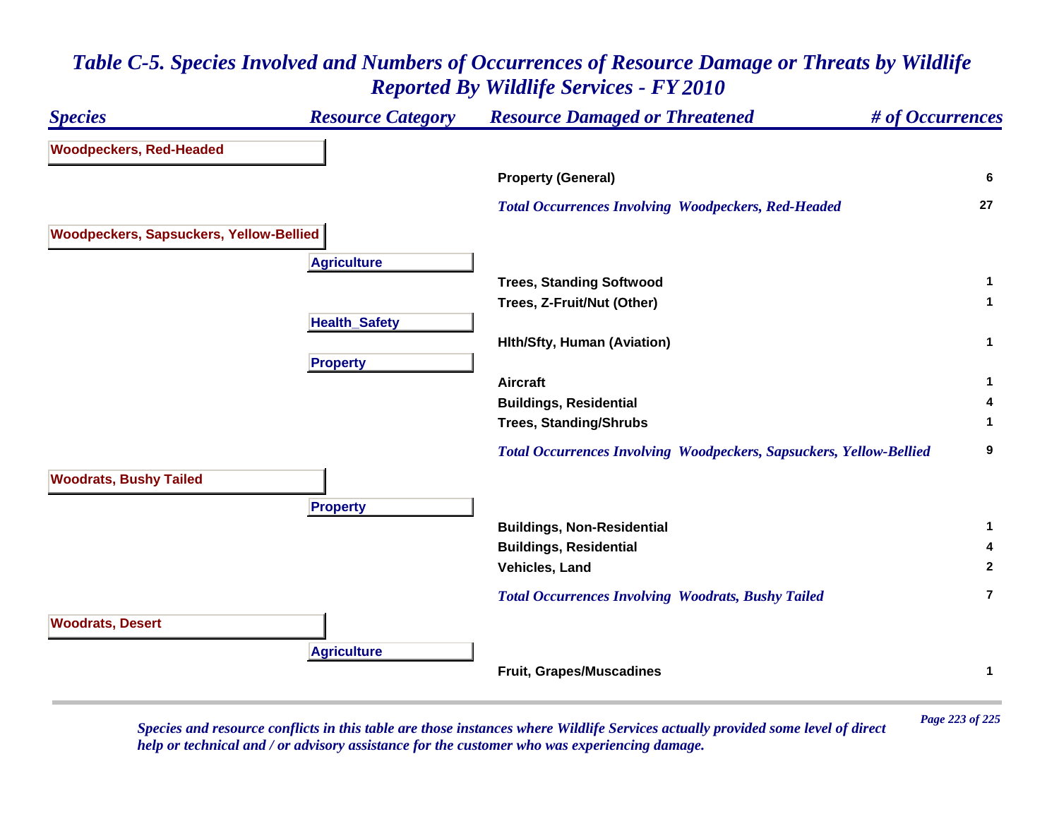# *Table C-5. Species Involved and Numbers of Occurrences of Resource Damage or Threats by Wildlife Reported By Wildlife Services - FY 2010*

| *Species* | *Resource Category* | *Resource Damaged or Threatened* | *# of Occurrences* |
|---|---|---|---|
| **Woodpeckers, Red-Headed** | | | |
| | | **Property (General)** | **6** |
| | | ***Total Occurrences Involving Woodpeckers, Red-Headed*** | **27** |
| **Woodpeckers, Sapsuckers, Yellow-Bellied** | | | |
| | **Agriculture** | | |
| | | **Trees, Standing Softwood** | **1** |
| | | **Trees, Z-Fruit/Nut (Other)** | **1** |
| | **Health_Safety** | | |
| | | **Hlth/Sfty, Human (Aviation)** | **1** |
| | **Property** | | |
| | | **Aircraft** | **1** |
| | | **Buildings, Residential** | **4** |
| | | **Trees, Standing/Shrubs** | **1** |
| | | ***Total Occurrences Involving Woodpeckers, Sapsuckers, Yellow-Bellied*** | **9** |
| **Woodrats, Bushy Tailed** | | | |
| | **Property** | | |
| | | **Buildings, Non-Residential** | **1** |
| | | **Buildings, Residential** | **4** |
| | | **Vehicles, Land** | **2** |
| | | ***Total Occurrences Involving Woodrats, Bushy Tailed*** | **7** |
| **Woodrats, Desert** | | | |
| | **Agriculture** | | |
| | | **Fruit, Grapes/Muscadines** | **1** |

*Species and resource conflicts in this table are those instances where Wildlife Services actually provided some level of direct help or technical and / or advisory assistance for the customer who was experiencing damage.*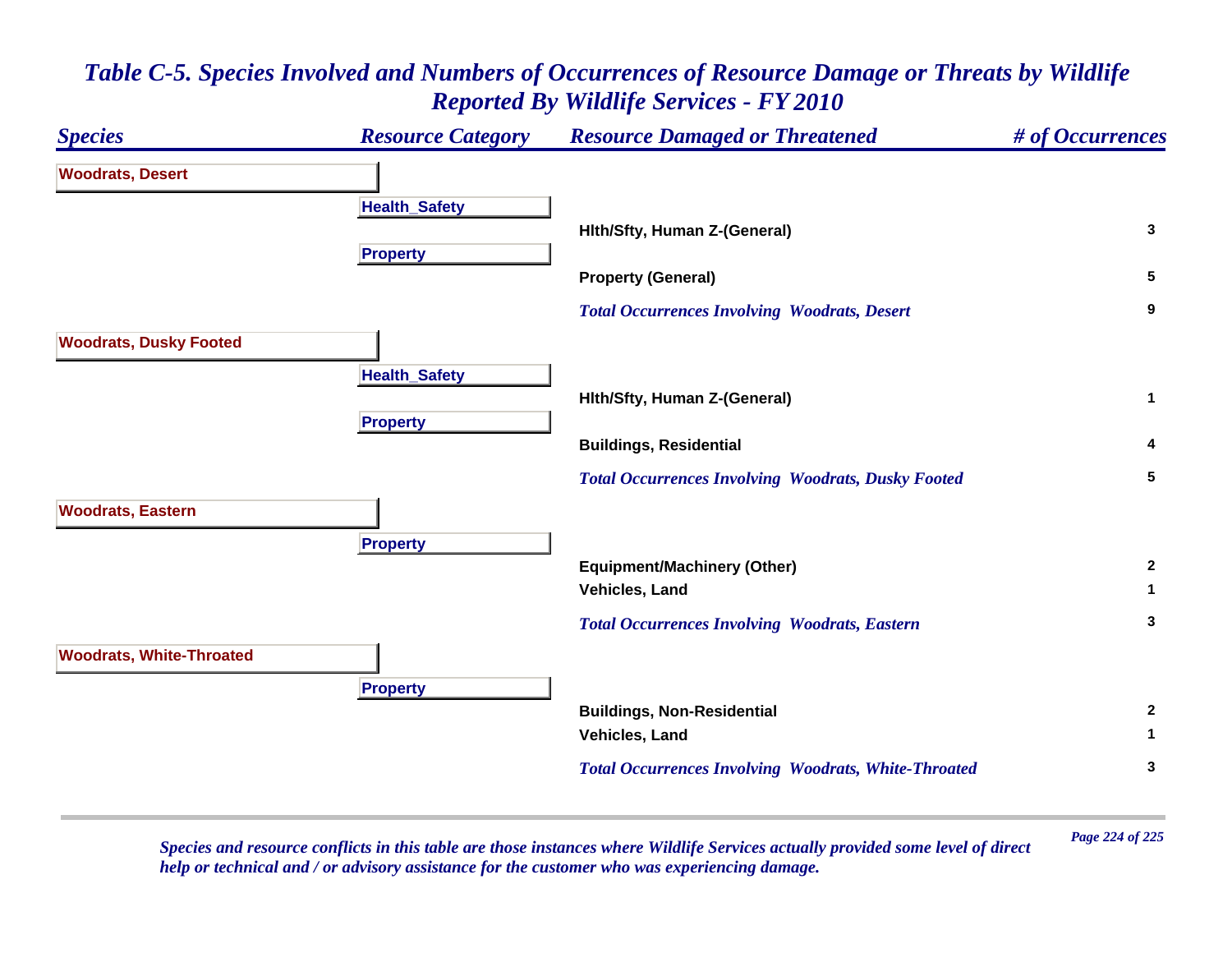# Table C-5. Species Involved and Numbers of Occurrences of Resource Damage or Threats by Wildlife Reported By Wildlife Services - FY 2010

| Species | Resource Category | Resource Damaged or Threatened | # of Occurrences |
|---|---|---|---|
| **Woodrats, Desert** | | | |
| | **Health_Safety** | | |
| | | Hlth/Sfty, Human Z-(General) | 3 |
| | **Property** | | |
| | | Property (General) | 5 |
| | | *Total Occurrences Involving Woodrats, Desert* | 9 |
| **Woodrats, Dusky Footed** | | | |
| | **Health_Safety** | | |
| | | Hlth/Sfty, Human Z-(General) | 1 |
| | **Property** | | |
| | | Buildings, Residential | 4 |
| | | *Total Occurrences Involving Woodrats, Dusky Footed* | 5 |
| **Woodrats, Eastern** | | | |
| | **Property** | | |
| | | Equipment/Machinery (Other) | 2 |
| | | Vehicles, Land | 1 |
| | | *Total Occurrences Involving Woodrats, Eastern* | 3 |
| **Woodrats, White-Throated** | | | |
| | **Property** | | |
| | | Buildings, Non-Residential | 2 |
| | | Vehicles, Land | 1 |
| | | *Total Occurrences Involving Woodrats, White-Throated* | 3 |

*Species and resource conflicts in this table are those instances where Wildlife Services actually provided some level of direct help or technical and / or advisory assistance for the customer who was experiencing damage.*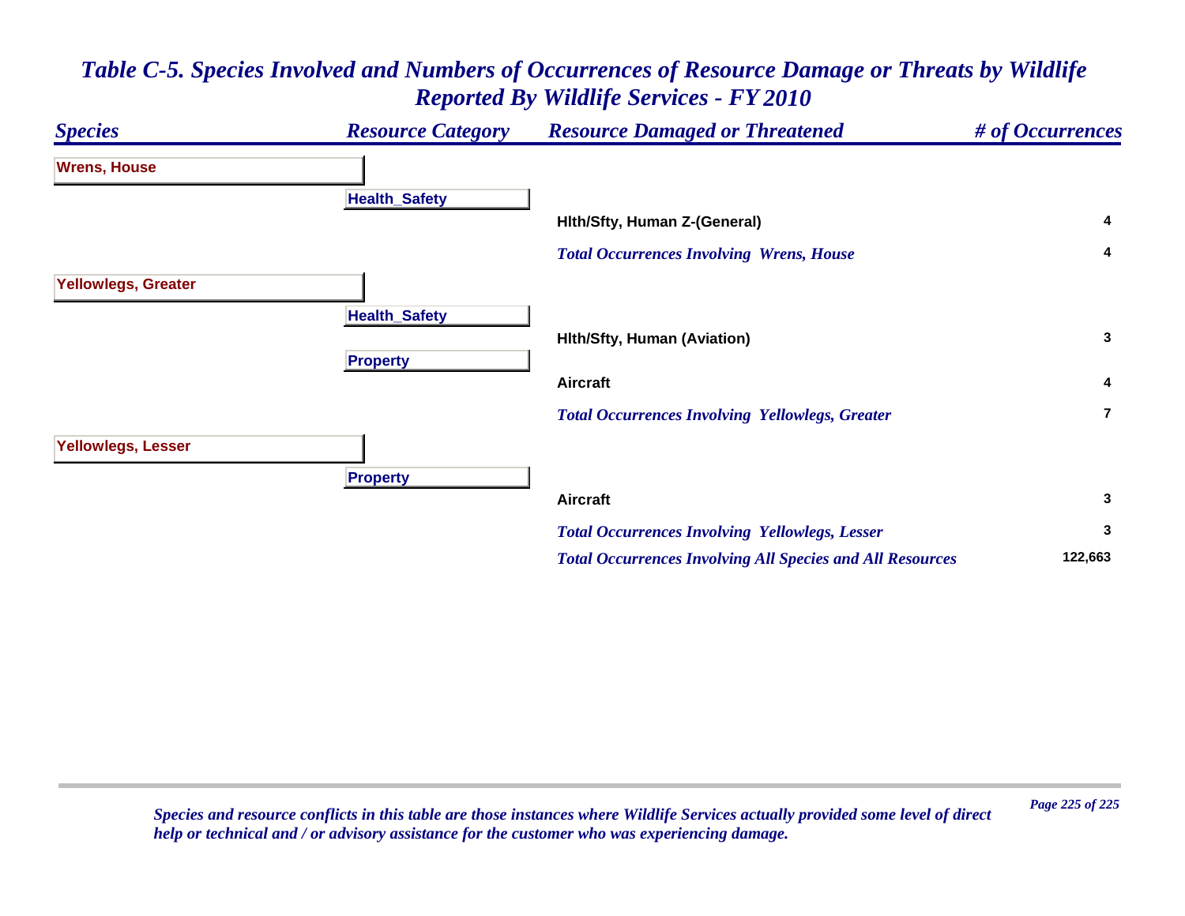# *Table C-5. Species Involved and Numbers of Occurrences of Resource Damage or Threats by Wildlife Reported By Wildlife Services - FY 2010*

| *Species* | *Resource Category* | *Resource Damaged or Threatened* | *# of Occurrences* |
|---|---|---|---|
| **Wrens, House** | | | |
| | **Health_Safety** | | |
| | | **Hlth/Sfty, Human Z-(General)** | **4** |
| | | ***Total Occurrences Involving Wrens, House*** | **4** |
| **Yellowlegs, Greater** | | | |
| | **Health_Safety** | | |
| | | **Hlth/Sfty, Human (Aviation)** | **3** |
| | **Property** | | |
| | | **Aircraft** | **4** |
| | | ***Total Occurrences Involving Yellowlegs, Greater*** | **7** |
| **Yellowlegs, Lesser** | | | |
| | **Property** | | |
| | | **Aircraft** | **3** |
| | | ***Total Occurrences Involving Yellowlegs, Lesser*** | **3** |
| | | ***Total Occurrences Involving All Species and All Resources*** | **122,663** |

*Species and resource conflicts in this table are those instances where Wildlife Services actually provided some level of direct help or technical and / or advisory assistance for the customer who was experiencing damage.*